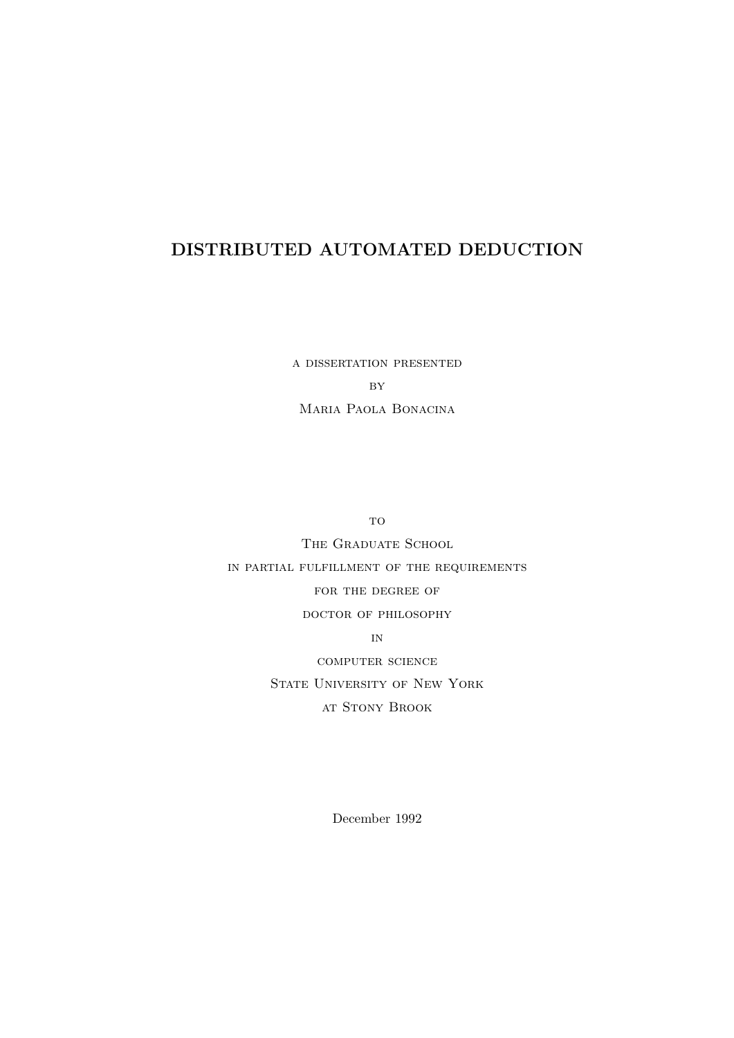# DISTRIBUTED AUTOMATED DEDUCTION

a dissertation presented

by

Maria Paola Bonacina

to

The Graduate School

in partial fulfillment of the requirements

for the degree of

doctor of philosophy

in

computer science

State University of New York

at Stony Brook

December 1992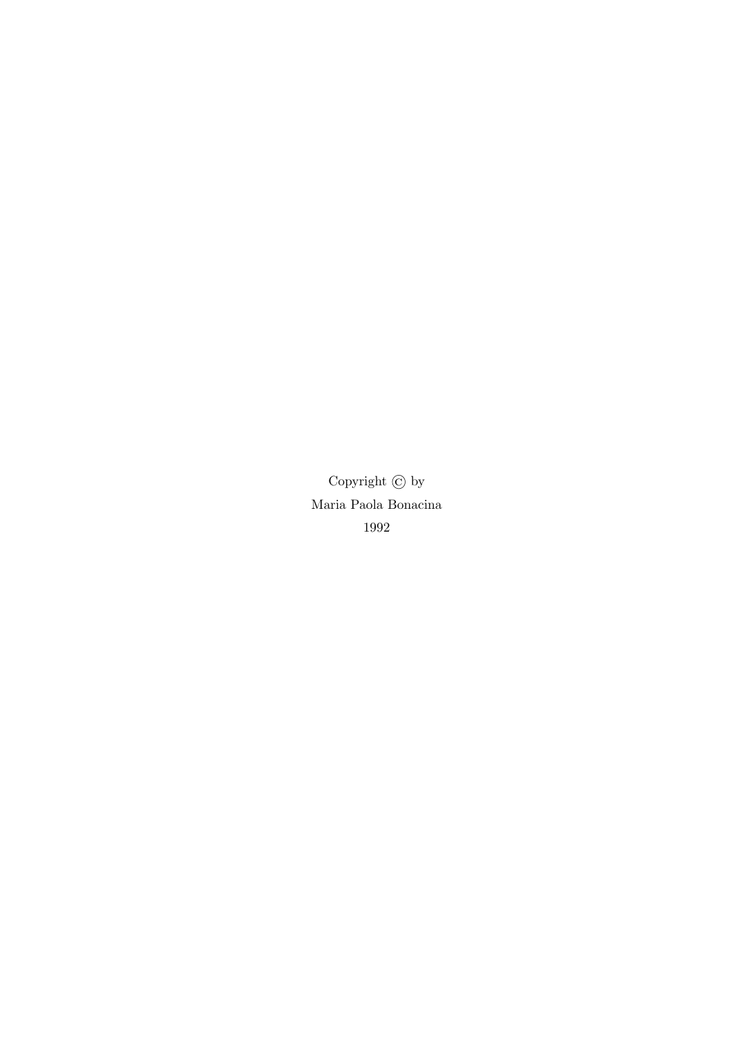Copyright © by

Maria Paola Bonacina

1992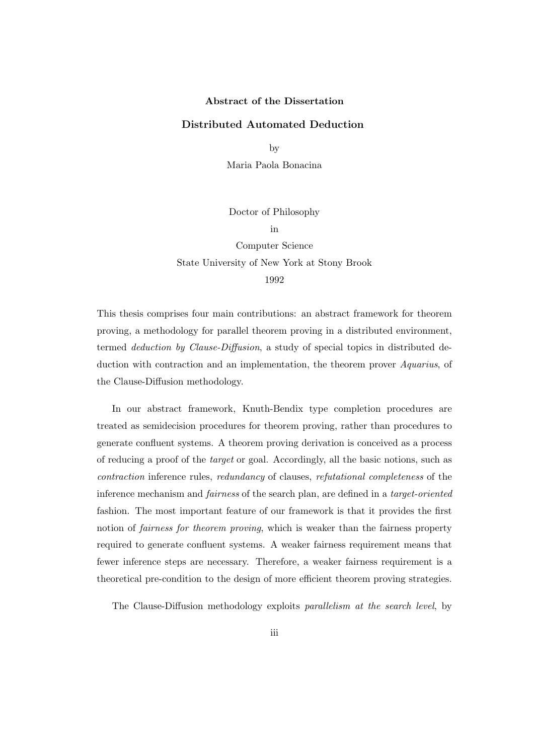**Abstract of the Dissertation**

**Distributed Automated Deduction**

by

Maria Paola Bonacina

Doctor of Philosophy

in

Computer Science

State University of New York at Stony Brook

1992

This thesis comprises four main contributions: an abstract framework for theorem proving, a methodology for parallel theorem proving in a distributed environment, termed *deduction by Clause-Diffusion*, a study of special topics in distributed deduction with contraction and an implementation, the theorem prover *Aquarius*, of the Clause-Diffusion methodology.

In our abstract framework, Knuth-Bendix type completion procedures are treated as semidecision procedures for theorem proving, rather than procedures to generate confluent systems. A theorem proving derivation is conceived as a process of reducing a proof of the *target* or goal. Accordingly, all the basic notions, such as *contraction* inference rules, *redundancy* of clauses, *refutational completeness* of the inference mechanism and *fairness* of the search plan, are defined in a *target-oriented* fashion. The most important feature of our framework is that it provides the first notion of *fairness for theorem proving*, which is weaker than the fairness property required to generate confluent systems. A weaker fairness requirement means that fewer inference steps are necessary. Therefore, a weaker fairness requirement is a theoretical pre-condition to the design of more efficient theorem proving strategies.

The Clause-Diffusion methodology exploits *parallelism at the search level*, by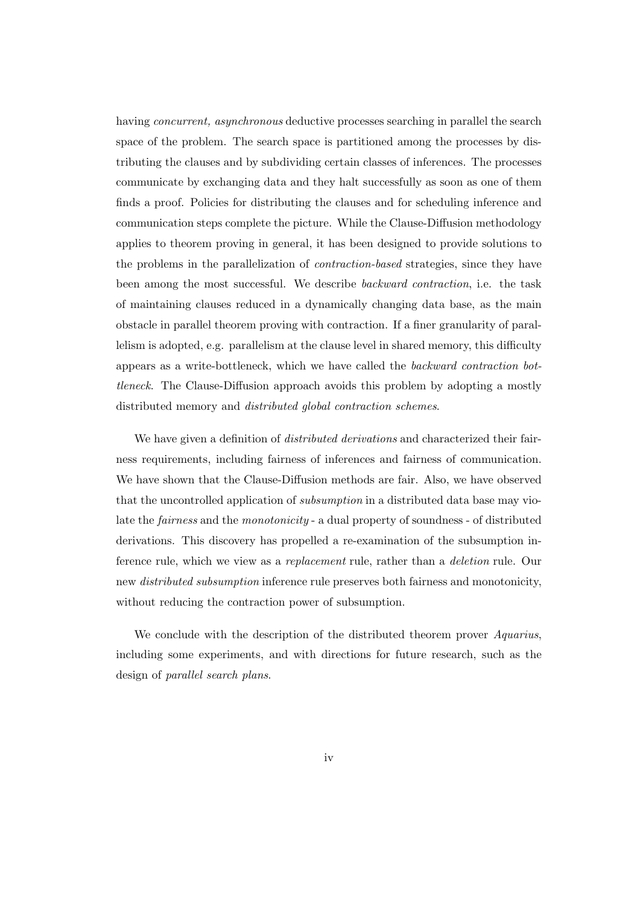having *concurrent, asynchronous* deductive processes searching in parallel the search space of the problem. The search space is partitioned among the processes by distributing the clauses and by subdividing certain classes of inferences. The processes communicate by exchanging data and they halt successfully as soon as one of them finds a proof. Policies for distributing the clauses and for scheduling inference and communication steps complete the picture. While the Clause-Diffusion methodology applies to theorem proving in general, it has been designed to provide solutions to the problems in the parallelization of *contraction-based* strategies, since they have been among the most successful. We describe *backward contraction*, i.e. the task of maintaining clauses reduced in a dynamically changing data base, as the main obstacle in parallel theorem proving with contraction. If a finer granularity of parallelism is adopted, e.g. parallelism at the clause level in shared memory, this difficulty appears as a write-bottleneck, which we have called the *backward contraction bottleneck*. The Clause-Diffusion approach avoids this problem by adopting a mostly distributed memory and *distributed global contraction schemes*.

We have given a definition of *distributed derivations* and characterized their fairness requirements, including fairness of inferences and fairness of communication. We have shown that the Clause-Diffusion methods are fair. Also, we have observed that the uncontrolled application of *subsumption* in a distributed data base may violate the *fairness* and the *monotonicity* - a dual property of soundness - of distributed derivations. This discovery has propelled a re-examination of the subsumption inference rule, which we view as a *replacement* rule, rather than a *deletion* rule. Our new *distributed subsumption* inference rule preserves both fairness and monotonicity, without reducing the contraction power of subsumption.

We conclude with the description of the distributed theorem prover *Aquarius*, including some experiments, and with directions for future research, such as the design of *parallel search plans*.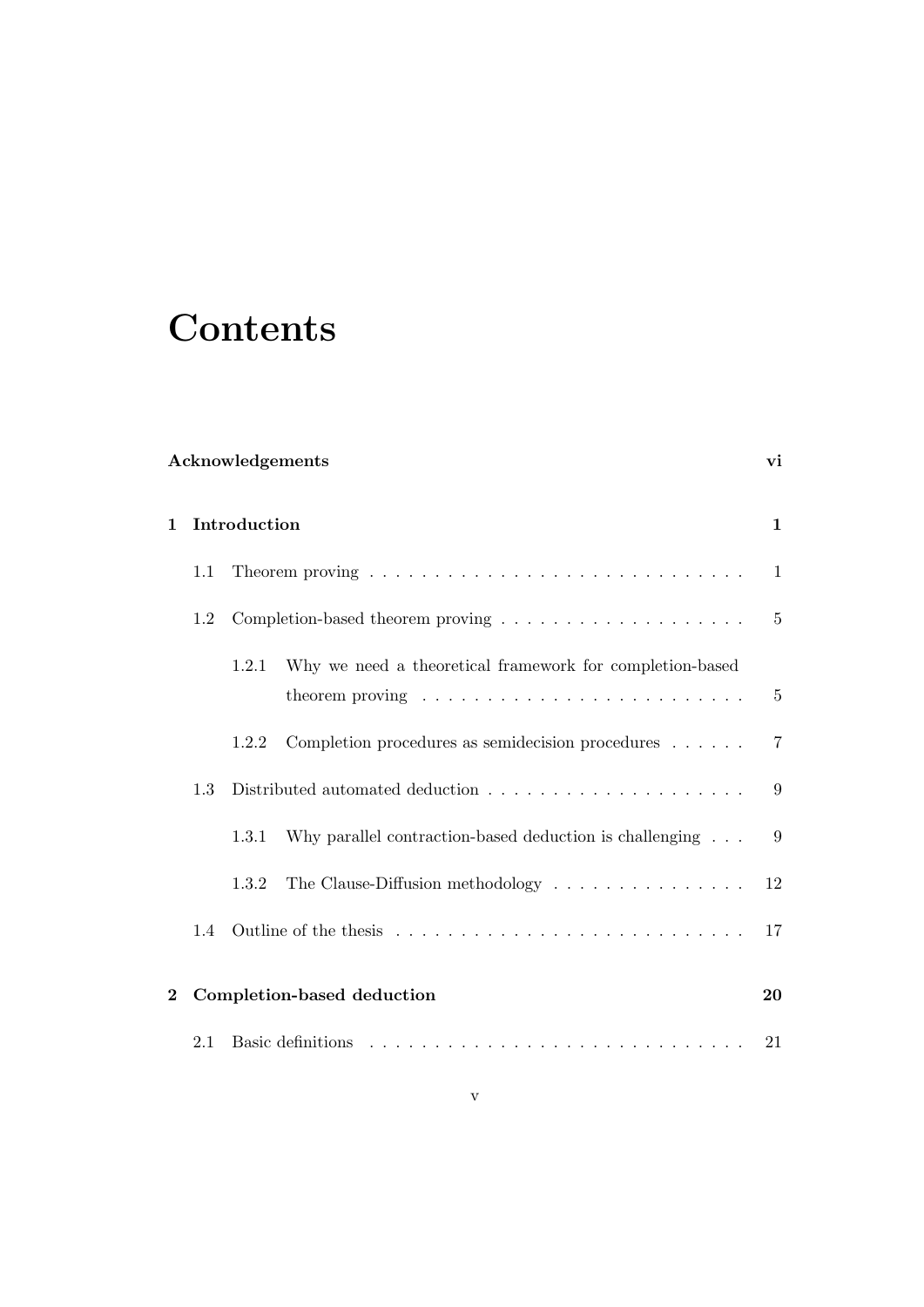# Contents

**Acknowledgements** **vi**

**1 Introduction** **1**

- 1.1 Theorem proving . . . . . . . . . . . . . . . . . . . . . . . . . . . . . 1
- 1.2 Completion-based theorem proving . . . . . . . . . . . . . . . . . . . 5
  - 1.2.1 Why we need a theoretical framework for completion-based theorem proving . . . . . . . . . . . . . . . . . . . . . . . . 5
  - 1.2.2 Completion procedures as semidecision procedures . . . . . . 7
- 1.3 Distributed automated deduction . . . . . . . . . . . . . . . . . . . . 9
  - 1.3.1 Why parallel contraction-based deduction is challenging . . . 9
  - 1.3.2 The Clause-Diffusion methodology . . . . . . . . . . . . . . . 12
- 1.4 Outline of the thesis . . . . . . . . . . . . . . . . . . . . . . . . . . 17

**2 Completion-based deduction** **20**

- 2.1 Basic definitions . . . . . . . . . . . . . . . . . . . . . . . . . . . . 21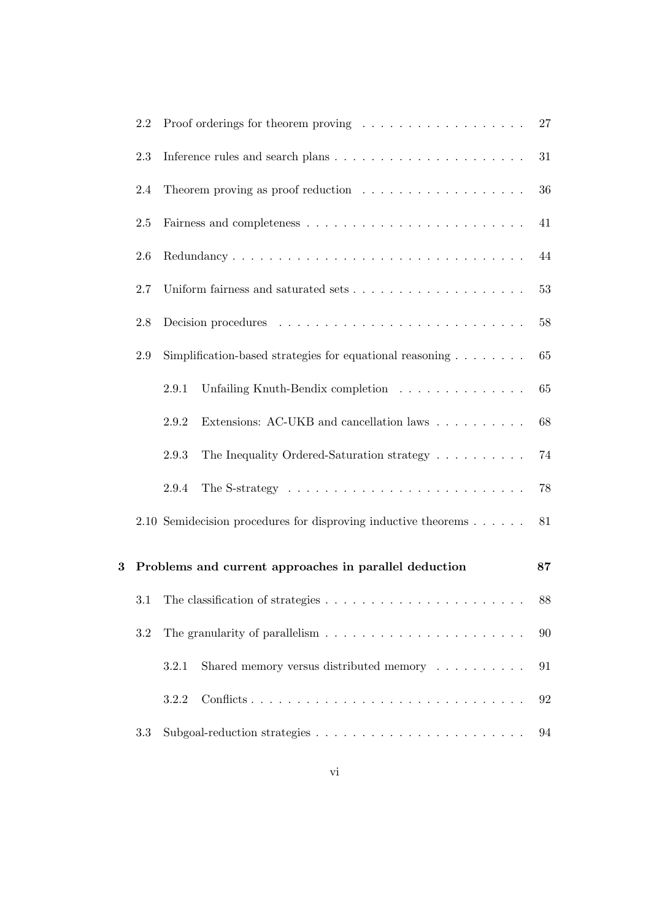- 2.2 Proof orderings for theorem proving . . . . . . . . . . . . . . . . . . 27
- 2.3 Inference rules and search plans . . . . . . . . . . . . . . . . . . . . . 31
- 2.4 Theorem proving as proof reduction . . . . . . . . . . . . . . . . . . 36
- 2.5 Fairness and completeness . . . . . . . . . . . . . . . . . . . . . . . . 41
- 2.6 Redundancy . . . . . . . . . . . . . . . . . . . . . . . . . . . . . . . . 44
- 2.7 Uniform fairness and saturated sets . . . . . . . . . . . . . . . . . . . 53
- 2.8 Decision procedures . . . . . . . . . . . . . . . . . . . . . . . . . . . 58
- 2.9 Simplification-based strategies for equational reasoning . . . . . . . . 65
  - 2.9.1 Unfailing Knuth-Bendix completion . . . . . . . . . . . . . . 65
  - 2.9.2 Extensions: AC-UKB and cancellation laws . . . . . . . . . . 68
  - 2.9.3 The Inequality Ordered-Saturation strategy . . . . . . . . . . 74
  - 2.9.4 The S-strategy . . . . . . . . . . . . . . . . . . . . . . . . . . 78
- 2.10 Semidecision procedures for disproving inductive theorems . . . . . . 81

**3 Problems and current approaches in parallel deduction 87**

- 3.1 The classification of strategies . . . . . . . . . . . . . . . . . . . . . . 88
- 3.2 The granularity of parallelism . . . . . . . . . . . . . . . . . . . . . . 90
  - 3.2.1 Shared memory versus distributed memory . . . . . . . . . . 91
  - 3.2.2 Conflicts . . . . . . . . . . . . . . . . . . . . . . . . . . . . . . 92
- 3.3 Subgoal-reduction strategies . . . . . . . . . . . . . . . . . . . . . . . 94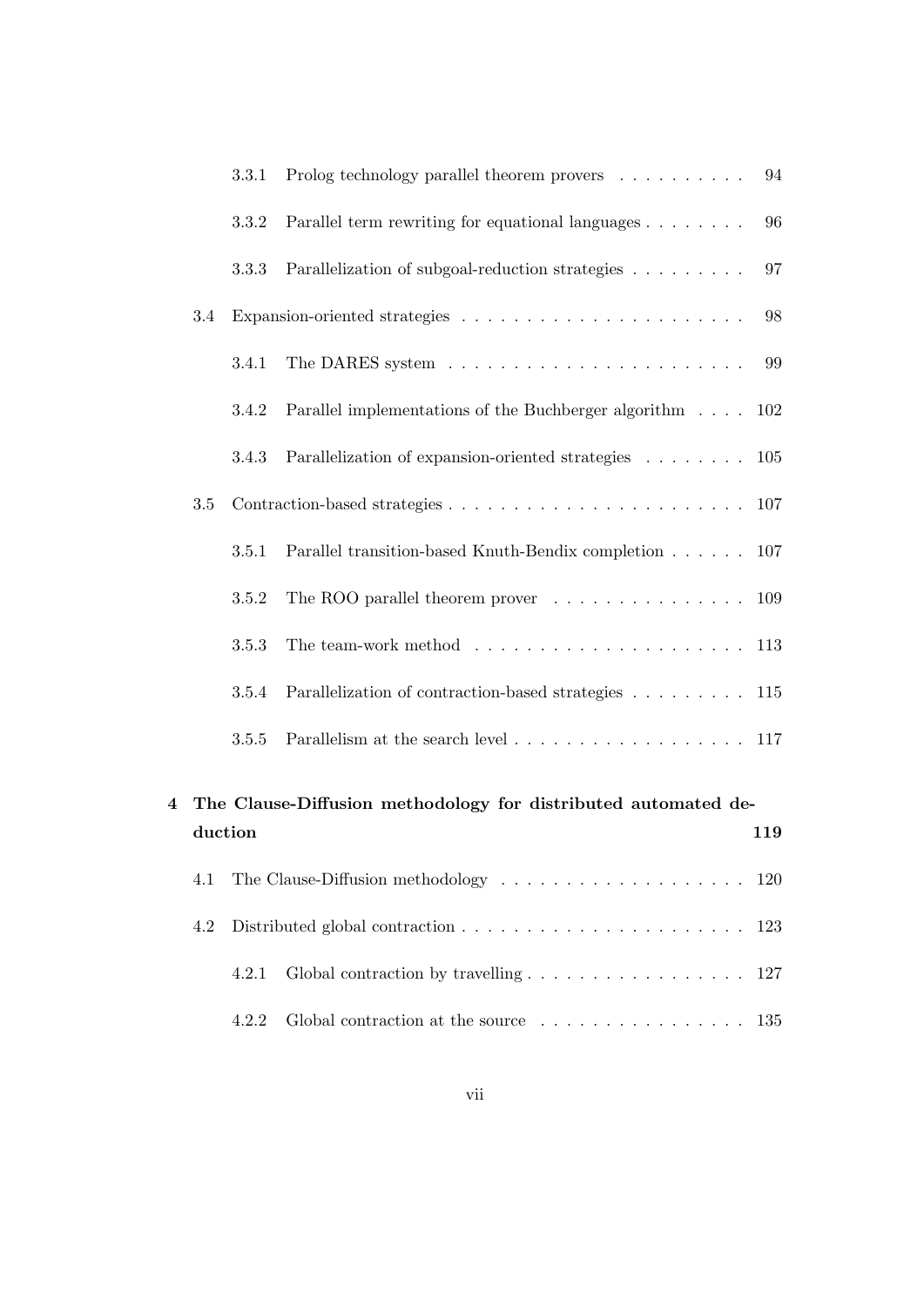3.3.1 Prolog technology parallel theorem provers . . . . . . . . . . 94

3.3.2 Parallel term rewriting for equational languages . . . . . . . . 96

3.3.3 Parallelization of subgoal-reduction strategies . . . . . . . . . 97

3.4 Expansion-oriented strategies . . . . . . . . . . . . . . . . . . . . . . 98

3.4.1 The DARES system . . . . . . . . . . . . . . . . . . . . . . . 99

3.4.2 Parallel implementations of the Buchberger algorithm . . . . 102

3.4.3 Parallelization of expansion-oriented strategies . . . . . . . . 105

3.5 Contraction-based strategies . . . . . . . . . . . . . . . . . . . . . . . 107

3.5.1 Parallel transition-based Knuth-Bendix completion . . . . . . 107

3.5.2 The ROO parallel theorem prover . . . . . . . . . . . . . . . 109

3.5.3 The team-work method . . . . . . . . . . . . . . . . . . . . . 113

3.5.4 Parallelization of contraction-based strategies . . . . . . . . . 115

3.5.5 Parallelism at the search level . . . . . . . . . . . . . . . . . . 117

**4 The Clause-Diffusion methodology for distributed automated deduction 119**

4.1 The Clause-Diffusion methodology . . . . . . . . . . . . . . . . . . . 120

4.2 Distributed global contraction . . . . . . . . . . . . . . . . . . . . . . 123

4.2.1 Global contraction by travelling . . . . . . . . . . . . . . . . . 127

4.2.2 Global contraction at the source . . . . . . . . . . . . . . . . 135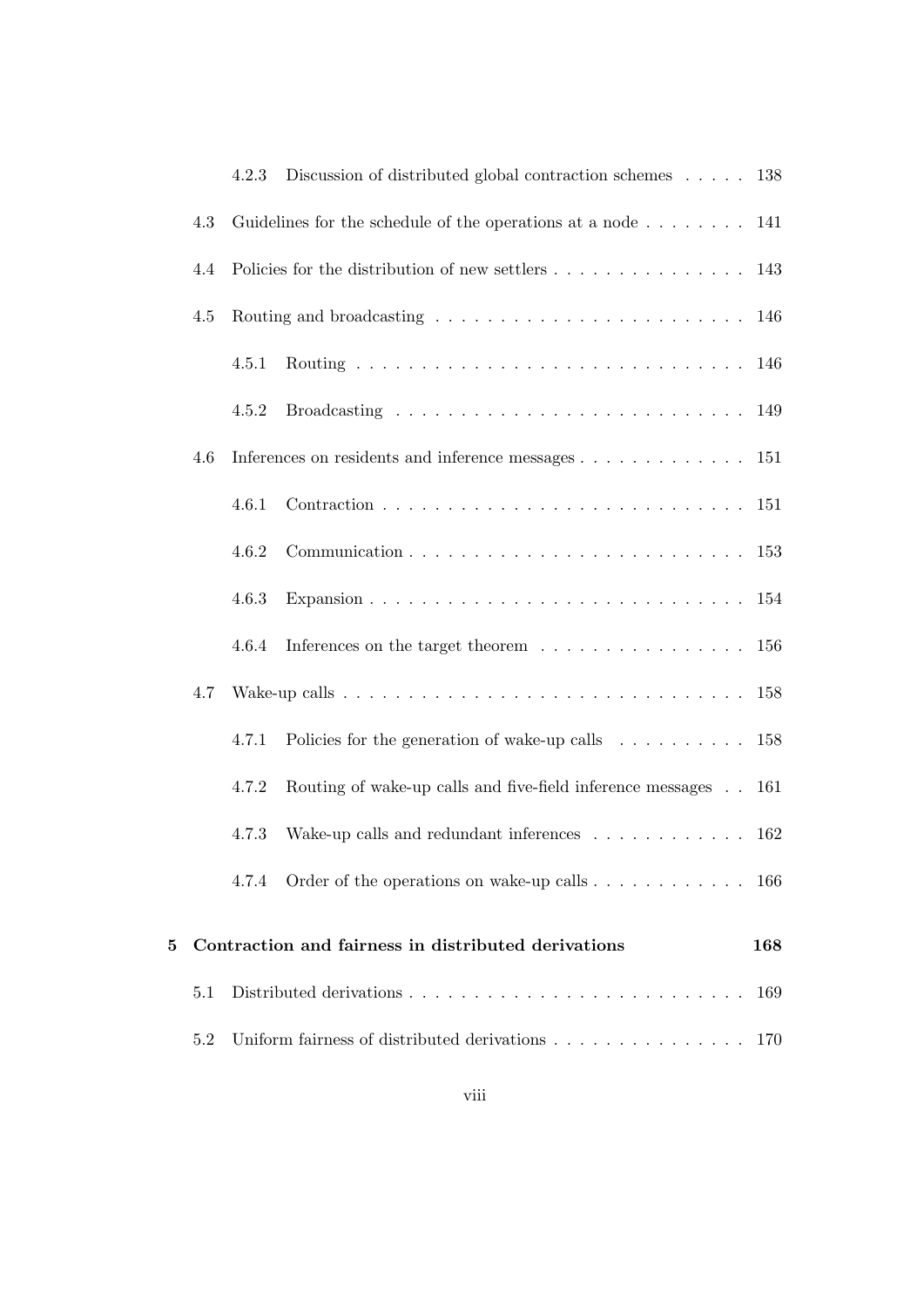- 4.2.3 Discussion of distributed global contraction schemes . . . . . 138
- 4.3 Guidelines for the schedule of the operations at a node . . . . . . . . 141
- 4.4 Policies for the distribution of new settlers . . . . . . . . . . . . . . . 143
- 4.5 Routing and broadcasting . . . . . . . . . . . . . . . . . . . . . . . . 146
  - 4.5.1 Routing . . . . . . . . . . . . . . . . . . . . . . . . . . . . . . 146
  - 4.5.2 Broadcasting . . . . . . . . . . . . . . . . . . . . . . . . . . . 149
- 4.6 Inferences on residents and inference messages . . . . . . . . . . . . . 151
  - 4.6.1 Contraction . . . . . . . . . . . . . . . . . . . . . . . . . . . . 151
  - 4.6.2 Communication . . . . . . . . . . . . . . . . . . . . . . . . . . 153
  - 4.6.3 Expansion . . . . . . . . . . . . . . . . . . . . . . . . . . . . 154
  - 4.6.4 Inferences on the target theorem . . . . . . . . . . . . . . . . 156
- 4.7 Wake-up calls . . . . . . . . . . . . . . . . . . . . . . . . . . . . . . . 158
  - 4.7.1 Policies for the generation of wake-up calls . . . . . . . . . . 158
  - 4.7.2 Routing of wake-up calls and five-field inference messages . . 161
  - 4.7.3 Wake-up calls and redundant inferences . . . . . . . . . . . . 162
  - 4.7.4 Order of the operations on wake-up calls . . . . . . . . . . . . 166

**5 Contraction and fairness in distributed derivations 168**

- 5.1 Distributed derivations . . . . . . . . . . . . . . . . . . . . . . . . . . 169
- 5.2 Uniform fairness of distributed derivations . . . . . . . . . . . . . . . 170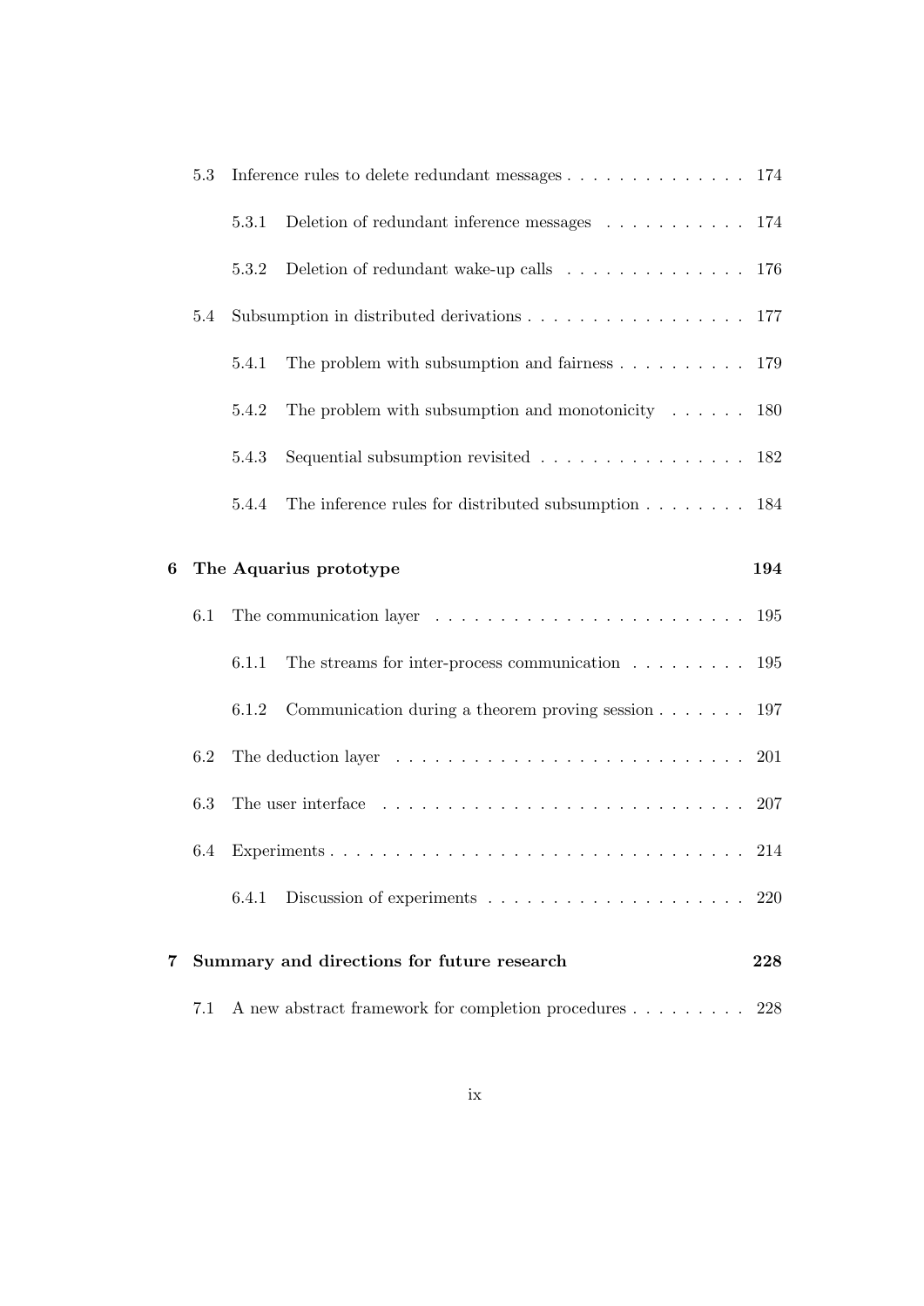- 5.3 Inference rules to delete redundant messages . . . . . . . . . . . . . . 174
  - 5.3.1 Deletion of redundant inference messages . . . . . . . . . . . 174
  - 5.3.2 Deletion of redundant wake-up calls . . . . . . . . . . . . . . 176
- 5.4 Subsumption in distributed derivations . . . . . . . . . . . . . . . . . . 177
  - 5.4.1 The problem with subsumption and fairness . . . . . . . . . . 179
  - 5.4.2 The problem with subsumption and monotonicity . . . . . . 180
  - 5.4.3 Sequential subsumption revisited . . . . . . . . . . . . . . . . 182
  - 5.4.4 The inference rules for distributed subsumption . . . . . . . . 184

**6 The Aquarius prototype** **194**

- 6.1 The communication layer . . . . . . . . . . . . . . . . . . . . . . . . 195
  - 6.1.1 The streams for inter-process communication . . . . . . . . . 195
  - 6.1.2 Communication during a theorem proving session . . . . . . . 197
- 6.2 The deduction layer . . . . . . . . . . . . . . . . . . . . . . . . . . . 201
- 6.3 The user interface . . . . . . . . . . . . . . . . . . . . . . . . . . . . 207
- 6.4 Experiments . . . . . . . . . . . . . . . . . . . . . . . . . . . . . . . 214
  - 6.4.1 Discussion of experiments . . . . . . . . . . . . . . . . . . . . 220

**7 Summary and directions for future research** **228**

- 7.1 A new abstract framework for completion procedures . . . . . . . . . 228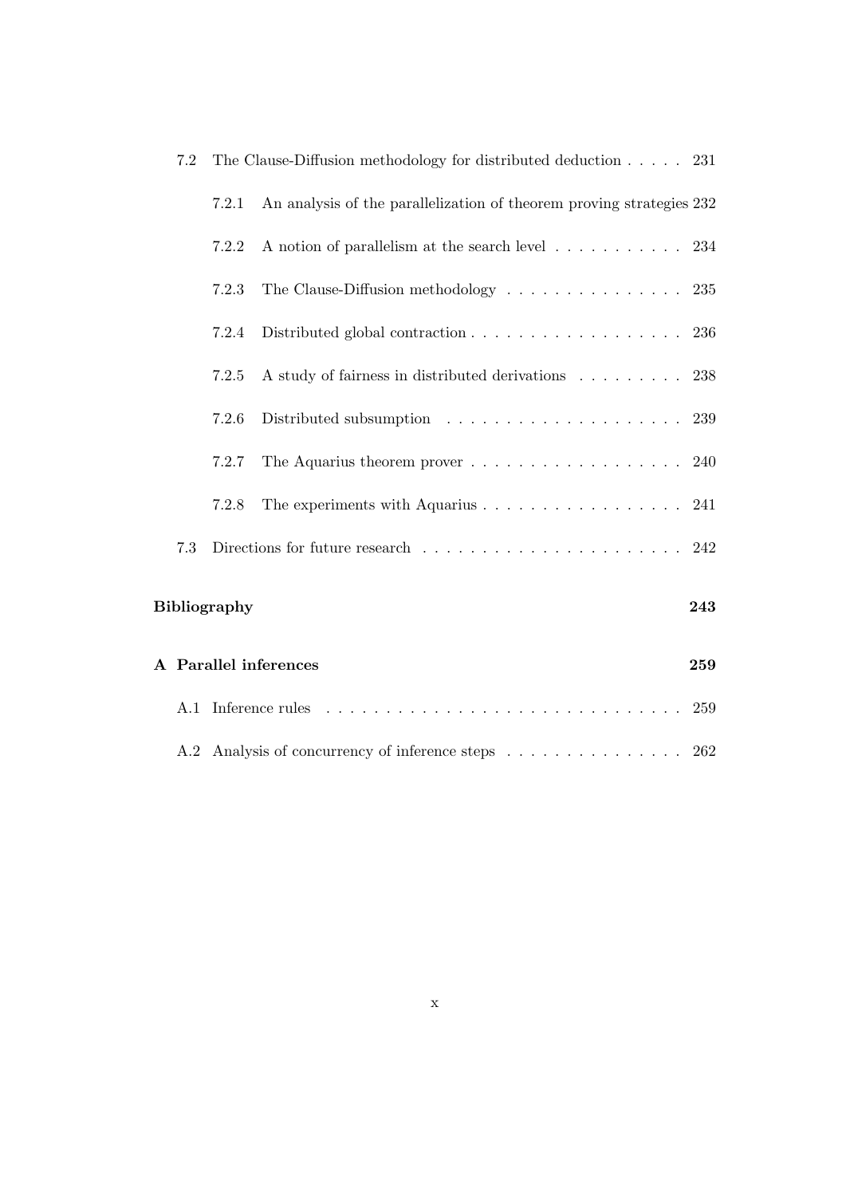7.2 The Clause-Diffusion methodology for distributed deduction . . . . . 231

7.2.1 An analysis of the parallelization of theorem proving strategies 232

7.2.2 A notion of parallelism at the search level . . . . . . . . . . . 234

7.2.3 The Clause-Diffusion methodology . . . . . . . . . . . . . . . 235

7.2.4 Distributed global contraction . . . . . . . . . . . . . . . . . . 236

7.2.5 A study of fairness in distributed derivations . . . . . . . . . 238

7.2.6 Distributed subsumption . . . . . . . . . . . . . . . . . . . . 239

7.2.7 The Aquarius theorem prover . . . . . . . . . . . . . . . . . . 240

7.2.8 The experiments with Aquarius . . . . . . . . . . . . . . . . . 241

7.3 Directions for future research . . . . . . . . . . . . . . . . . . . . . . 242

**Bibliography** **243**

**A Parallel inferences** **259**

A.1 Inference rules . . . . . . . . . . . . . . . . . . . . . . . . . . . . . . 259

A.2 Analysis of concurrency of inference steps . . . . . . . . . . . . . . . 262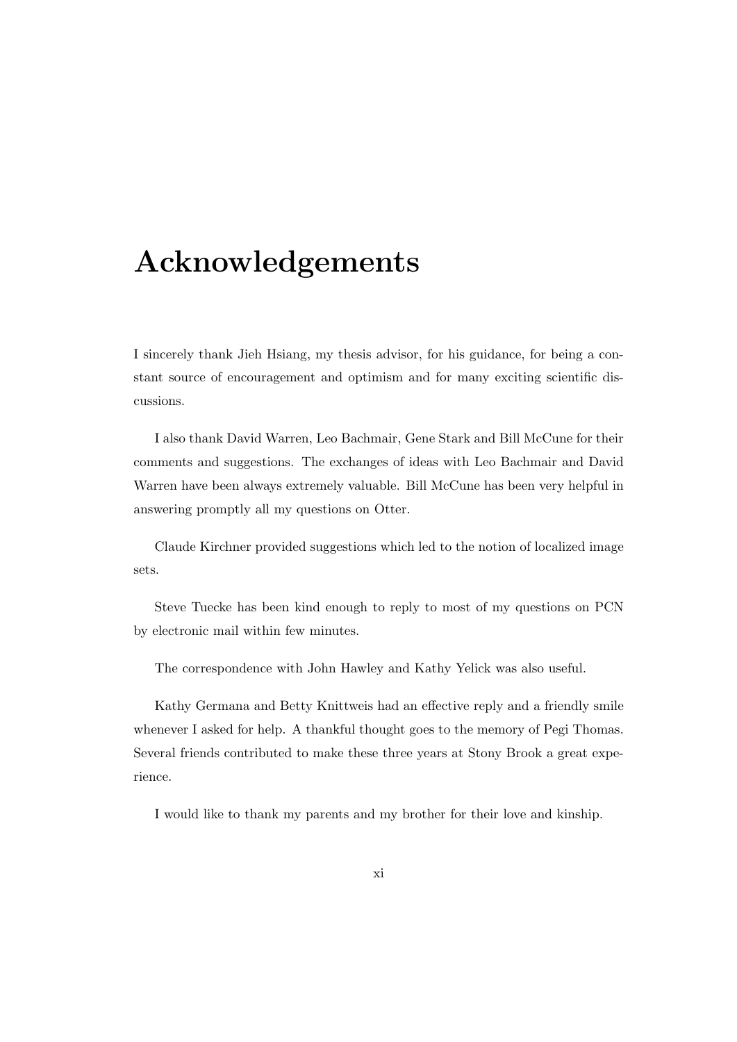# Acknowledgements

I sincerely thank Jieh Hsiang, my thesis advisor, for his guidance, for being a constant source of encouragement and optimism and for many exciting scientific discussions.

I also thank David Warren, Leo Bachmair, Gene Stark and Bill McCune for their comments and suggestions. The exchanges of ideas with Leo Bachmair and David Warren have been always extremely valuable. Bill McCune has been very helpful in answering promptly all my questions on Otter.

Claude Kirchner provided suggestions which led to the notion of localized image sets.

Steve Tuecke has been kind enough to reply to most of my questions on PCN by electronic mail within few minutes.

The correspondence with John Hawley and Kathy Yelick was also useful.

Kathy Germana and Betty Knittweis had an effective reply and a friendly smile whenever I asked for help. A thankful thought goes to the memory of Pegi Thomas. Several friends contributed to make these three years at Stony Brook a great experience.

I would like to thank my parents and my brother for their love and kinship.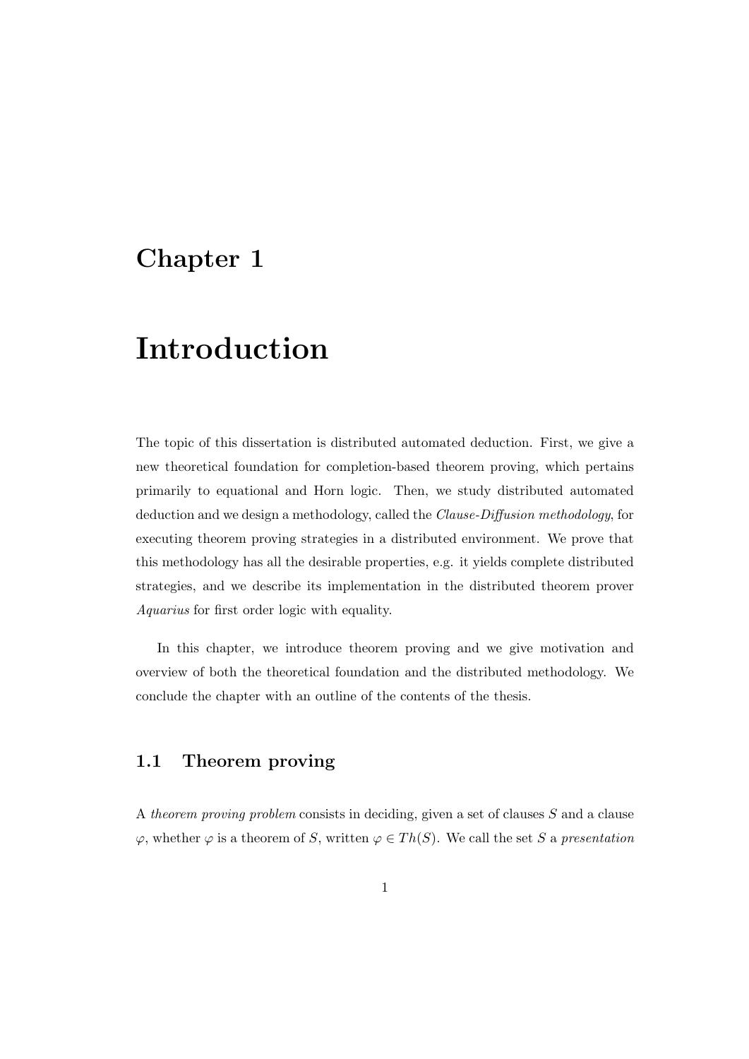# Chapter 1

# Introduction

The topic of this dissertation is distributed automated deduction. First, we give a new theoretical foundation for completion-based theorem proving, which pertains primarily to equational and Horn logic. Then, we study distributed automated deduction and we design a methodology, called the *Clause-Diffusion methodology*, for executing theorem proving strategies in a distributed environment. We prove that this methodology has all the desirable properties, e.g. it yields complete distributed strategies, and we describe its implementation in the distributed theorem prover *Aquarius* for first order logic with equality.

In this chapter, we introduce theorem proving and we give motivation and overview of both the theoretical foundation and the distributed methodology. We conclude the chapter with an outline of the contents of the thesis.

## 1.1 Theorem proving

A *theorem proving problem* consists in deciding, given a set of clauses $S$ and a clause $\varphi$, whether $\varphi$ is a theorem of $S$, written $\varphi \in Th(S)$. We call the set $S$ a *presentation*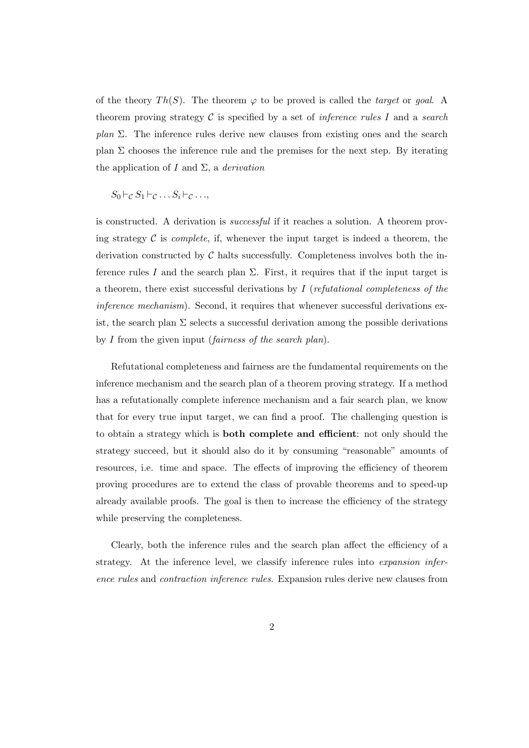of the theory $Th(S)$. The theorem $\varphi$ to be proved is called the *target* or *goal*. A theorem proving strategy $\mathcal{C}$ is specified by a set of *inference rules* $I$ and a *search plan* $\Sigma$. The inference rules derive new clauses from existing ones and the search plan $\Sigma$ chooses the inference rule and the premises for the next step. By iterating the application of $I$ and $\Sigma$, a *derivation*

$$S_0 \vdash_{\mathcal{C}} S_1 \vdash_{\mathcal{C}} \dots S_i \vdash_{\mathcal{C}} \dots,$$

is constructed. A derivation is *successful* if it reaches a solution. A theorem proving strategy $\mathcal{C}$ is *complete*, if, whenever the input target is indeed a theorem, the derivation constructed by $\mathcal{C}$ halts successfully. Completeness involves both the inference rules $I$ and the search plan $\Sigma$. First, it requires that if the input target is a theorem, there exist successful derivations by $I$ (*refutational completeness of the inference mechanism*). Second, it requires that whenever successful derivations exist, the search plan $\Sigma$ selects a successful derivation among the possible derivations by $I$ from the given input (*fairness of the search plan*).

Refutational completeness and fairness are the fundamental requirements on the inference mechanism and the search plan of a theorem proving strategy. If a method has a refutationally complete inference mechanism and a fair search plan, we know that for every true input target, we can find a proof. The challenging question is to obtain a strategy which is **both complete and efficient**: not only should the strategy succeed, but it should also do it by consuming "reasonable" amounts of resources, i.e. time and space. The effects of improving the efficiency of theorem proving procedures are to extend the class of provable theorems and to speed-up already available proofs. The goal is then to increase the efficiency of the strategy while preserving the completeness.

Clearly, both the inference rules and the search plan affect the efficiency of a strategy. At the inference level, we classify inference rules into *expansion inference rules* and *contraction inference rules*. Expansion rules derive new clauses from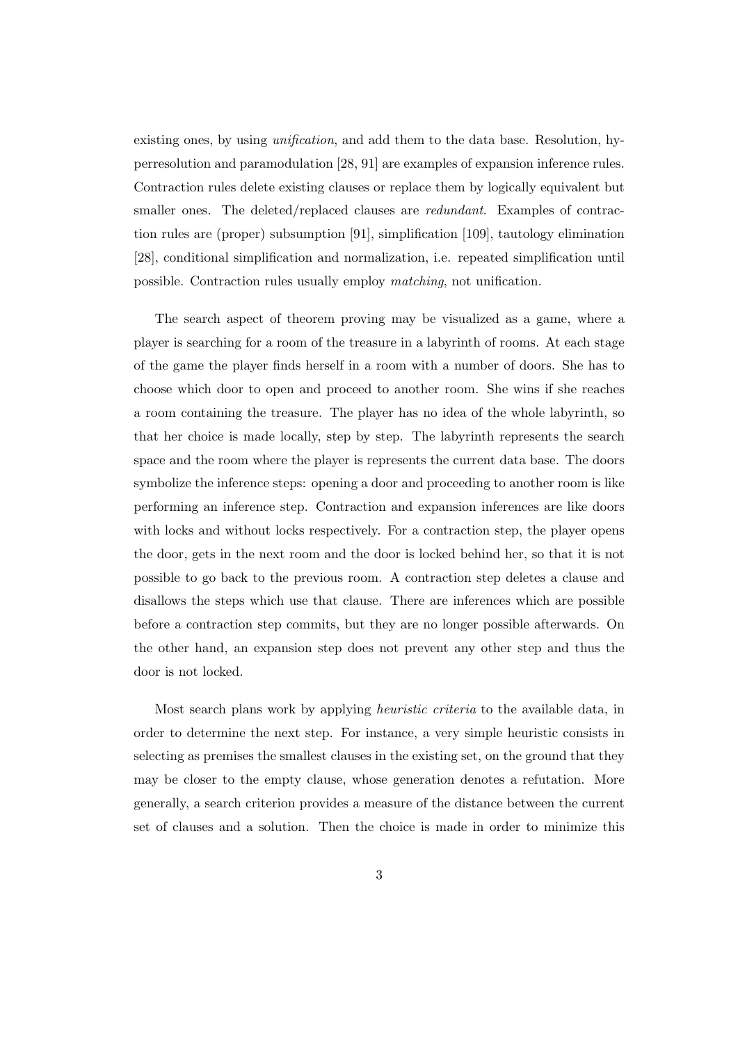existing ones, by using *unification*, and add them to the data base. Resolution, hyperresolution and paramodulation [28, 91] are examples of expansion inference rules. Contraction rules delete existing clauses or replace them by logically equivalent but smaller ones. The deleted/replaced clauses are *redundant*. Examples of contraction rules are (proper) subsumption [91], simplification [109], tautology elimination [28], conditional simplification and normalization, i.e. repeated simplification until possible. Contraction rules usually employ *matching*, not unification.

The search aspect of theorem proving may be visualized as a game, where a player is searching for a room of the treasure in a labyrinth of rooms. At each stage of the game the player finds herself in a room with a number of doors. She has to choose which door to open and proceed to another room. She wins if she reaches a room containing the treasure. The player has no idea of the whole labyrinth, so that her choice is made locally, step by step. The labyrinth represents the search space and the room where the player is represents the current data base. The doors symbolize the inference steps: opening a door and proceeding to another room is like performing an inference step. Contraction and expansion inferences are like doors with locks and without locks respectively. For a contraction step, the player opens the door, gets in the next room and the door is locked behind her, so that it is not possible to go back to the previous room. A contraction step deletes a clause and disallows the steps which use that clause. There are inferences which are possible before a contraction step commits, but they are no longer possible afterwards. On the other hand, an expansion step does not prevent any other step and thus the door is not locked.

Most search plans work by applying *heuristic criteria* to the available data, in order to determine the next step. For instance, a very simple heuristic consists in selecting as premises the smallest clauses in the existing set, on the ground that they may be closer to the empty clause, whose generation denotes a refutation. More generally, a search criterion provides a measure of the distance between the current set of clauses and a solution. Then the choice is made in order to minimize this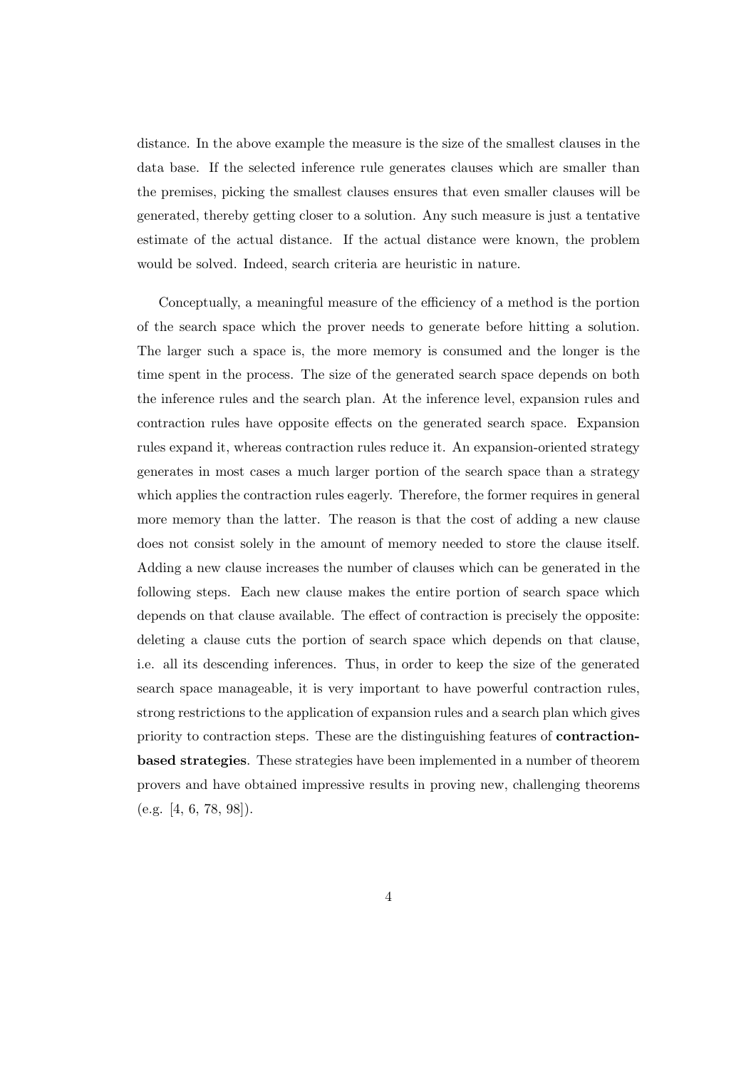distance. In the above example the measure is the size of the smallest clauses in the data base. If the selected inference rule generates clauses which are smaller than the premises, picking the smallest clauses ensures that even smaller clauses will be generated, thereby getting closer to a solution. Any such measure is just a tentative estimate of the actual distance. If the actual distance were known, the problem would be solved. Indeed, search criteria are heuristic in nature.

Conceptually, a meaningful measure of the efficiency of a method is the portion of the search space which the prover needs to generate before hitting a solution. The larger such a space is, the more memory is consumed and the longer is the time spent in the process. The size of the generated search space depends on both the inference rules and the search plan. At the inference level, expansion rules and contraction rules have opposite effects on the generated search space. Expansion rules expand it, whereas contraction rules reduce it. An expansion-oriented strategy generates in most cases a much larger portion of the search space than a strategy which applies the contraction rules eagerly. Therefore, the former requires in general more memory than the latter. The reason is that the cost of adding a new clause does not consist solely in the amount of memory needed to store the clause itself. Adding a new clause increases the number of clauses which can be generated in the following steps. Each new clause makes the entire portion of search space which depends on that clause available. The effect of contraction is precisely the opposite: deleting a clause cuts the portion of search space which depends on that clause, i.e. all its descending inferences. Thus, in order to keep the size of the generated search space manageable, it is very important to have powerful contraction rules, strong restrictions to the application of expansion rules and a search plan which gives priority to contraction steps. These are the distinguishing features of **contraction-based strategies**. These strategies have been implemented in a number of theorem provers and have obtained impressive results in proving new, challenging theorems (e.g. [4, 6, 78, 98]).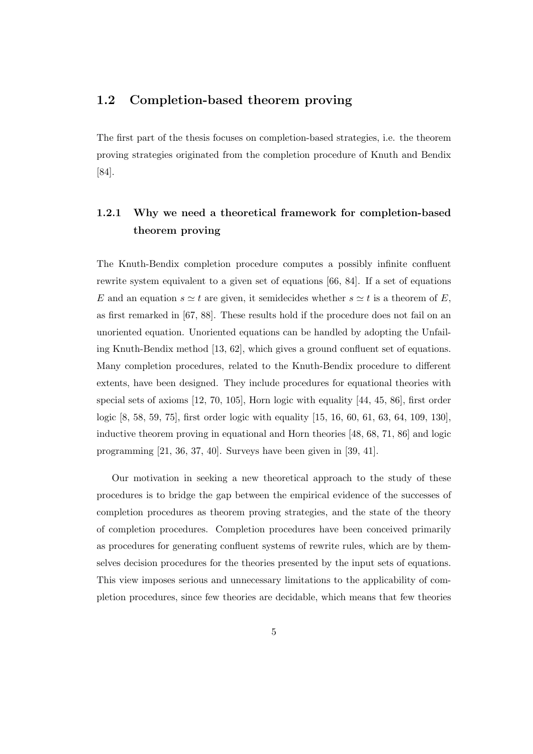## 1.2 Completion-based theorem proving

The first part of the thesis focuses on completion-based strategies, i.e. the theorem proving strategies originated from the completion procedure of Knuth and Bendix [84].

### 1.2.1 Why we need a theoretical framework for completion-based theorem proving

The Knuth-Bendix completion procedure computes a possibly infinite confluent rewrite system equivalent to a given set of equations [66, 84]. If a set of equations $E$ and an equation $s \simeq t$ are given, it semidecides whether $s \simeq t$ is a theorem of $E$, as first remarked in [67, 88]. These results hold if the procedure does not fail on an unoriented equation. Unoriented equations can be handled by adopting the Unfailing Knuth-Bendix method [13, 62], which gives a ground confluent set of equations. Many completion procedures, related to the Knuth-Bendix procedure to different extents, have been designed. They include procedures for equational theories with special sets of axioms [12, 70, 105], Horn logic with equality [44, 45, 86], first order logic [8, 58, 59, 75], first order logic with equality [15, 16, 60, 61, 63, 64, 109, 130], inductive theorem proving in equational and Horn theories [48, 68, 71, 86] and logic programming [21, 36, 37, 40]. Surveys have been given in [39, 41].

Our motivation in seeking a new theoretical approach to the study of these procedures is to bridge the gap between the empirical evidence of the successes of completion procedures as theorem proving strategies, and the state of the theory of completion procedures. Completion procedures have been conceived primarily as procedures for generating confluent systems of rewrite rules, which are by themselves decision procedures for the theories presented by the input sets of equations. This view imposes serious and unnecessary limitations to the applicability of completion procedures, since few theories are decidable, which means that few theories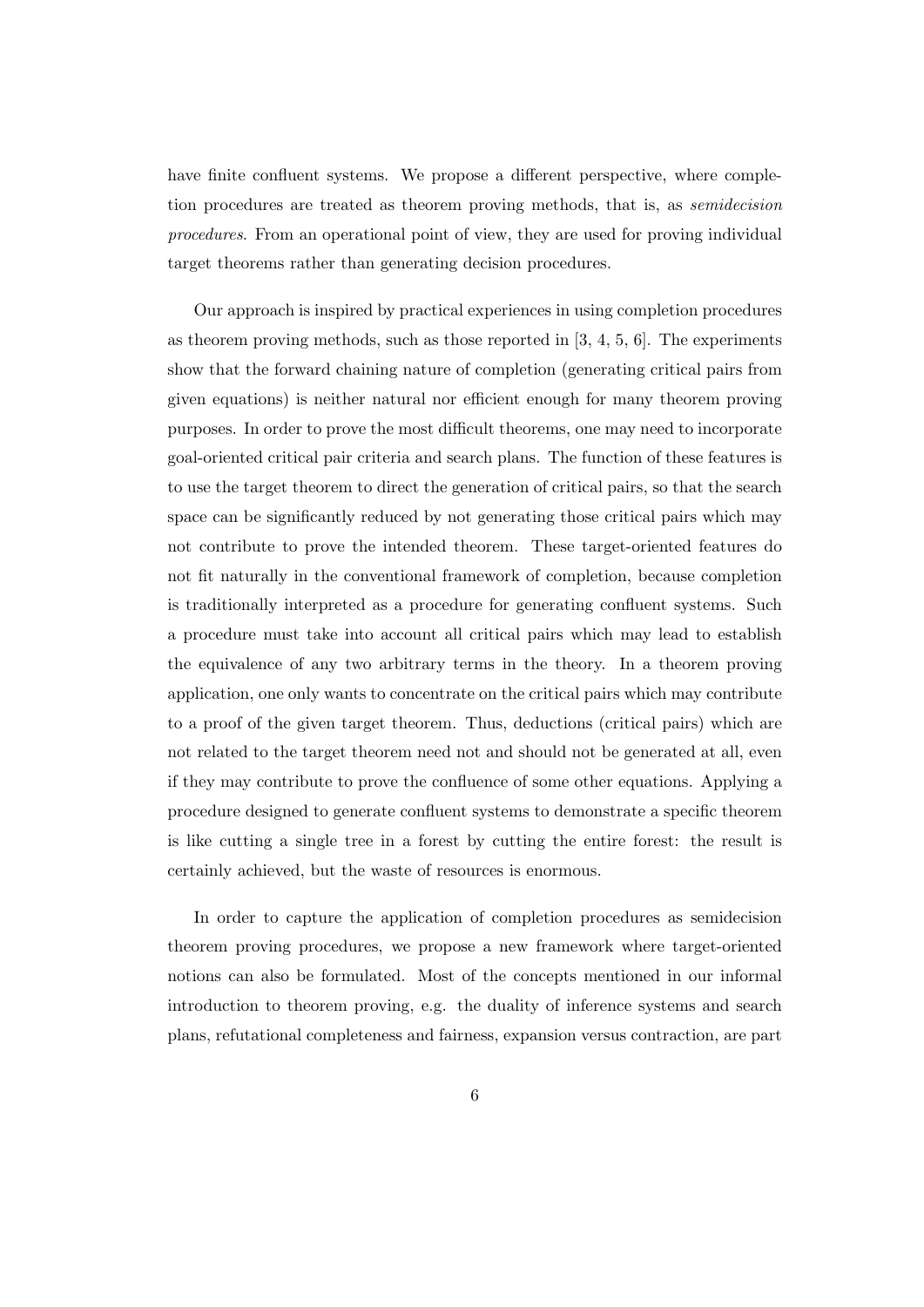have finite confluent systems. We propose a different perspective, where completion procedures are treated as theorem proving methods, that is, as *semidecision procedures*. From an operational point of view, they are used for proving individual target theorems rather than generating decision procedures.

Our approach is inspired by practical experiences in using completion procedures as theorem proving methods, such as those reported in [3, 4, 5, 6]. The experiments show that the forward chaining nature of completion (generating critical pairs from given equations) is neither natural nor efficient enough for many theorem proving purposes. In order to prove the most difficult theorems, one may need to incorporate goal-oriented critical pair criteria and search plans. The function of these features is to use the target theorem to direct the generation of critical pairs, so that the search space can be significantly reduced by not generating those critical pairs which may not contribute to prove the intended theorem. These target-oriented features do not fit naturally in the conventional framework of completion, because completion is traditionally interpreted as a procedure for generating confluent systems. Such a procedure must take into account all critical pairs which may lead to establish the equivalence of any two arbitrary terms in the theory. In a theorem proving application, one only wants to concentrate on the critical pairs which may contribute to a proof of the given target theorem. Thus, deductions (critical pairs) which are not related to the target theorem need not and should not be generated at all, even if they may contribute to prove the confluence of some other equations. Applying a procedure designed to generate confluent systems to demonstrate a specific theorem is like cutting a single tree in a forest by cutting the entire forest: the result is certainly achieved, but the waste of resources is enormous.

In order to capture the application of completion procedures as semidecision theorem proving procedures, we propose a new framework where target-oriented notions can also be formulated. Most of the concepts mentioned in our informal introduction to theorem proving, e.g. the duality of inference systems and search plans, refutational completeness and fairness, expansion versus contraction, are part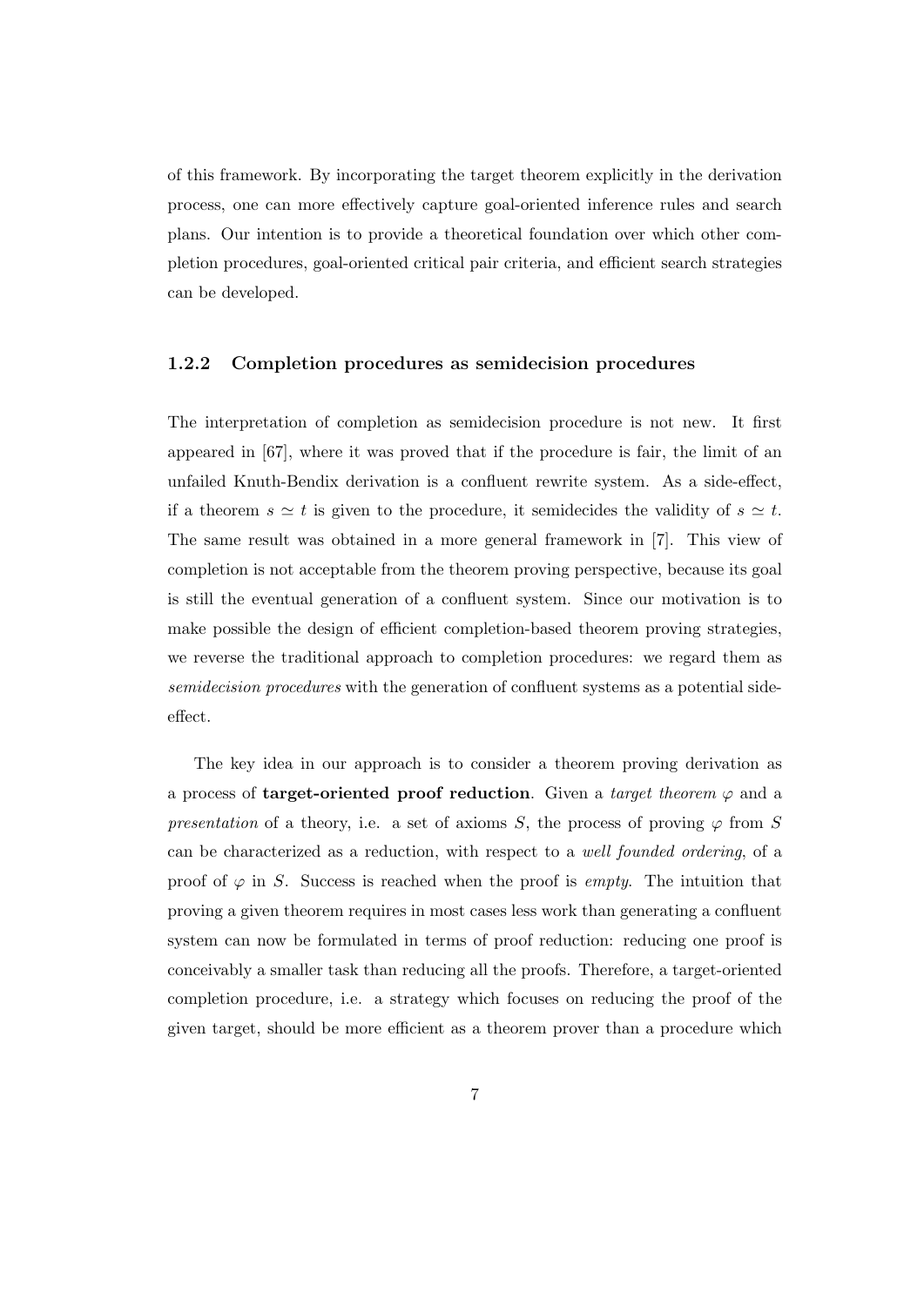of this framework. By incorporating the target theorem explicitly in the derivation process, one can more effectively capture goal-oriented inference rules and search plans. Our intention is to provide a theoretical foundation over which other completion procedures, goal-oriented critical pair criteria, and efficient search strategies can be developed.

### 1.2.2 Completion procedures as semidecision procedures

The interpretation of completion as semidecision procedure is not new. It first appeared in [67], where it was proved that if the procedure is fair, the limit of an unfailed Knuth-Bendix derivation is a confluent rewrite system. As a side-effect, if a theorem $s \simeq t$ is given to the procedure, it semidecides the validity of $s \simeq t$. The same result was obtained in a more general framework in [7]. This view of completion is not acceptable from the theorem proving perspective, because its goal is still the eventual generation of a confluent system. Since our motivation is to make possible the design of efficient completion-based theorem proving strategies, we reverse the traditional approach to completion procedures: we regard them as *semidecision procedures* with the generation of confluent systems as a potential side-effect.

The key idea in our approach is to consider a theorem proving derivation as a process of **target-oriented proof reduction**. Given a *target theorem* $\varphi$ and a *presentation* of a theory, i.e. a set of axioms $S$, the process of proving $\varphi$ from $S$ can be characterized as a reduction, with respect to a *well founded ordering*, of a proof of $\varphi$ in $S$. Success is reached when the proof is *empty*. The intuition that proving a given theorem requires in most cases less work than generating a confluent system can now be formulated in terms of proof reduction: reducing one proof is conceivably a smaller task than reducing all the proofs. Therefore, a target-oriented completion procedure, i.e. a strategy which focuses on reducing the proof of the given target, should be more efficient as a theorem prover than a procedure which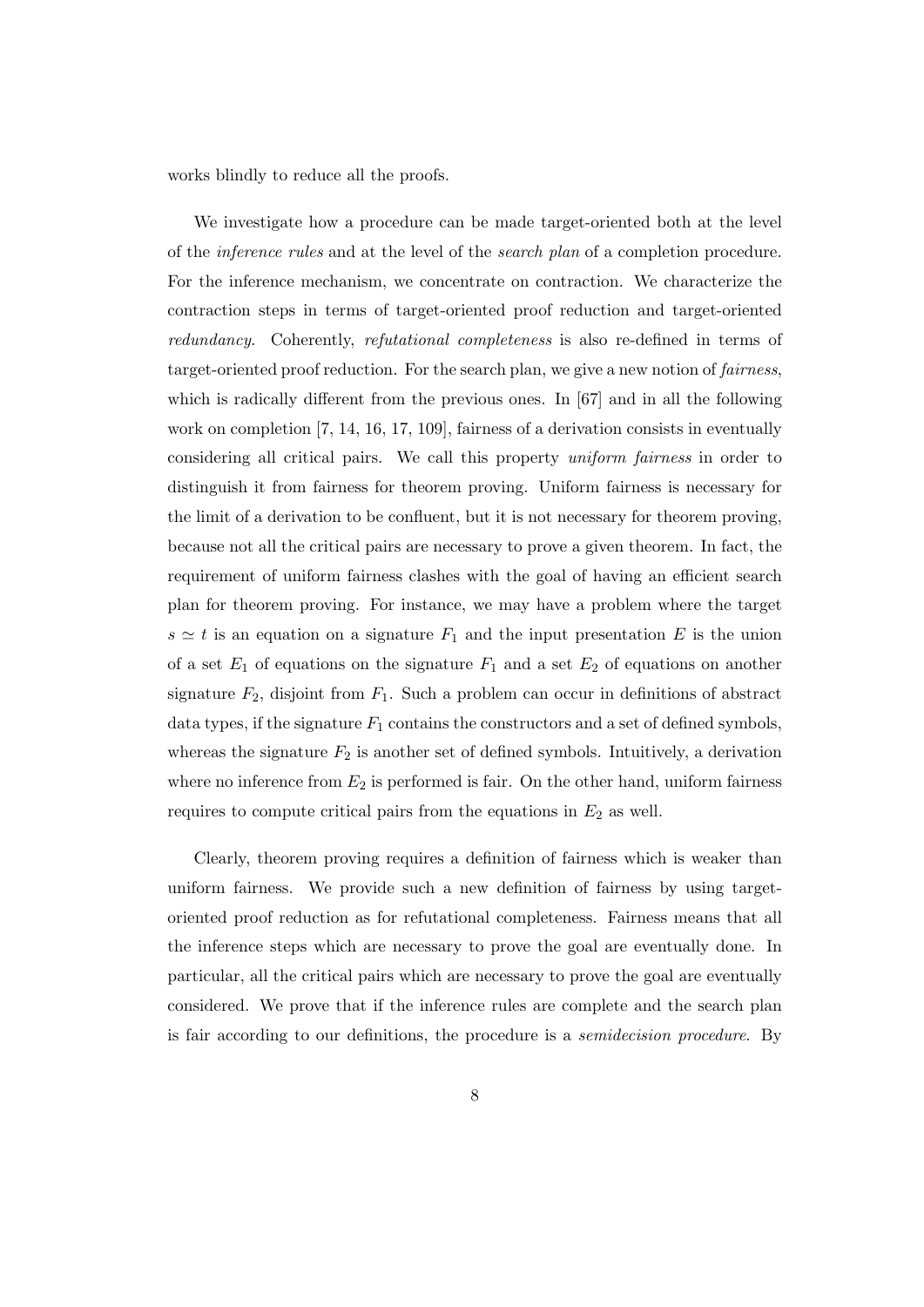works blindly to reduce all the proofs.

We investigate how a procedure can be made target-oriented both at the level of the *inference rules* and at the level of the *search plan* of a completion procedure. For the inference mechanism, we concentrate on contraction. We characterize the contraction steps in terms of target-oriented proof reduction and target-oriented *redundancy*. Coherently, *refutational completeness* is also re-defined in terms of target-oriented proof reduction. For the search plan, we give a new notion of *fairness*, which is radically different from the previous ones. In [67] and in all the following work on completion [7, 14, 16, 17, 109], fairness of a derivation consists in eventually considering all critical pairs. We call this property *uniform fairness* in order to distinguish it from fairness for theorem proving. Uniform fairness is necessary for the limit of a derivation to be confluent, but it is not necessary for theorem proving, because not all the critical pairs are necessary to prove a given theorem. In fact, the requirement of uniform fairness clashes with the goal of having an efficient search plan for theorem proving. For instance, we may have a problem where the target $s \simeq t$ is an equation on a signature $F_1$ and the input presentation $E$ is the union of a set $E_1$ of equations on the signature $F_1$ and a set $E_2$ of equations on another signature $F_2$, disjoint from $F_1$. Such a problem can occur in definitions of abstract data types, if the signature $F_1$ contains the constructors and a set of defined symbols, whereas the signature $F_2$ is another set of defined symbols. Intuitively, a derivation where no inference from $E_2$ is performed is fair. On the other hand, uniform fairness requires to compute critical pairs from the equations in $E_2$ as well.

Clearly, theorem proving requires a definition of fairness which is weaker than uniform fairness. We provide such a new definition of fairness by using target-oriented proof reduction as for refutational completeness. Fairness means that all the inference steps which are necessary to prove the goal are eventually done. In particular, all the critical pairs which are necessary to prove the goal are eventually considered. We prove that if the inference rules are complete and the search plan is fair according to our definitions, the procedure is a *semidecision procedure*. By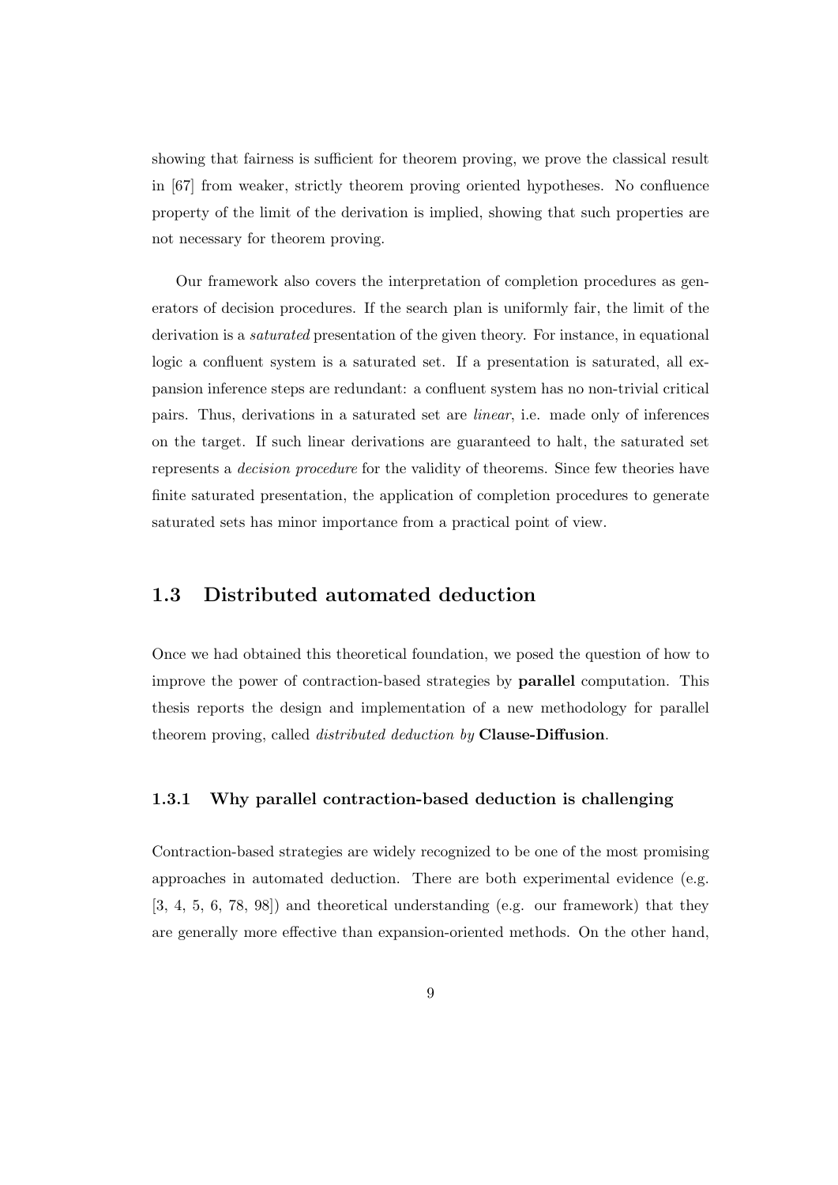showing that fairness is sufficient for theorem proving, we prove the classical result in [67] from weaker, strictly theorem proving oriented hypotheses. No confluence property of the limit of the derivation is implied, showing that such properties are not necessary for theorem proving.

Our framework also covers the interpretation of completion procedures as generators of decision procedures. If the search plan is uniformly fair, the limit of the derivation is a *saturated* presentation of the given theory. For instance, in equational logic a confluent system is a saturated set. If a presentation is saturated, all expansion inference steps are redundant: a confluent system has no non-trivial critical pairs. Thus, derivations in a saturated set are *linear*, i.e. made only of inferences on the target. If such linear derivations are guaranteed to halt, the saturated set represents a *decision procedure* for the validity of theorems. Since few theories have finite saturated presentation, the application of completion procedures to generate saturated sets has minor importance from a practical point of view.

## 1.3 Distributed automated deduction

Once we had obtained this theoretical foundation, we posed the question of how to improve the power of contraction-based strategies by **parallel** computation. This thesis reports the design and implementation of a new methodology for parallel theorem proving, called *distributed deduction by* **Clause-Diffusion**.

### 1.3.1 Why parallel contraction-based deduction is challenging

Contraction-based strategies are widely recognized to be one of the most promising approaches in automated deduction. There are both experimental evidence (e.g. [3, 4, 5, 6, 78, 98]) and theoretical understanding (e.g. our framework) that they are generally more effective than expansion-oriented methods. On the other hand,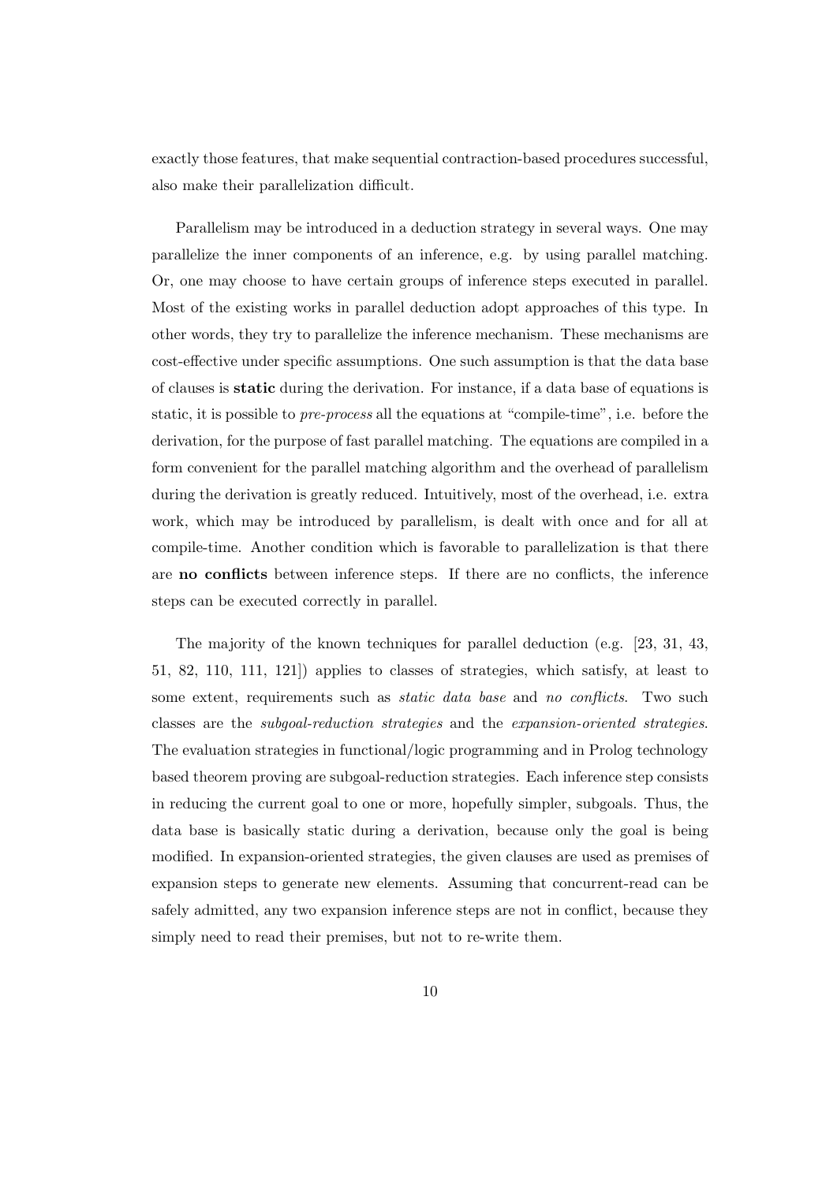exactly those features, that make sequential contraction-based procedures successful, also make their parallelization difficult.

Parallelism may be introduced in a deduction strategy in several ways. One may parallelize the inner components of an inference, e.g. by using parallel matching. Or, one may choose to have certain groups of inference steps executed in parallel. Most of the existing works in parallel deduction adopt approaches of this type. In other words, they try to parallelize the inference mechanism. These mechanisms are cost-effective under specific assumptions. One such assumption is that the data base of clauses is **static** during the derivation. For instance, if a data base of equations is static, it is possible to *pre-process* all the equations at "compile-time", i.e. before the derivation, for the purpose of fast parallel matching. The equations are compiled in a form convenient for the parallel matching algorithm and the overhead of parallelism during the derivation is greatly reduced. Intuitively, most of the overhead, i.e. extra work, which may be introduced by parallelism, is dealt with once and for all at compile-time. Another condition which is favorable to parallelization is that there are **no conflicts** between inference steps. If there are no conflicts, the inference steps can be executed correctly in parallel.

The majority of the known techniques for parallel deduction (e.g. [23, 31, 43, 51, 82, 110, 111, 121]) applies to classes of strategies, which satisfy, at least to some extent, requirements such as *static data base* and *no conflicts*. Two such classes are the *subgoal-reduction strategies* and the *expansion-oriented strategies*. The evaluation strategies in functional/logic programming and in Prolog technology based theorem proving are subgoal-reduction strategies. Each inference step consists in reducing the current goal to one or more, hopefully simpler, subgoals. Thus, the data base is basically static during a derivation, because only the goal is being modified. In expansion-oriented strategies, the given clauses are used as premises of expansion steps to generate new elements. Assuming that concurrent-read can be safely admitted, any two expansion inference steps are not in conflict, because they simply need to read their premises, but not to re-write them.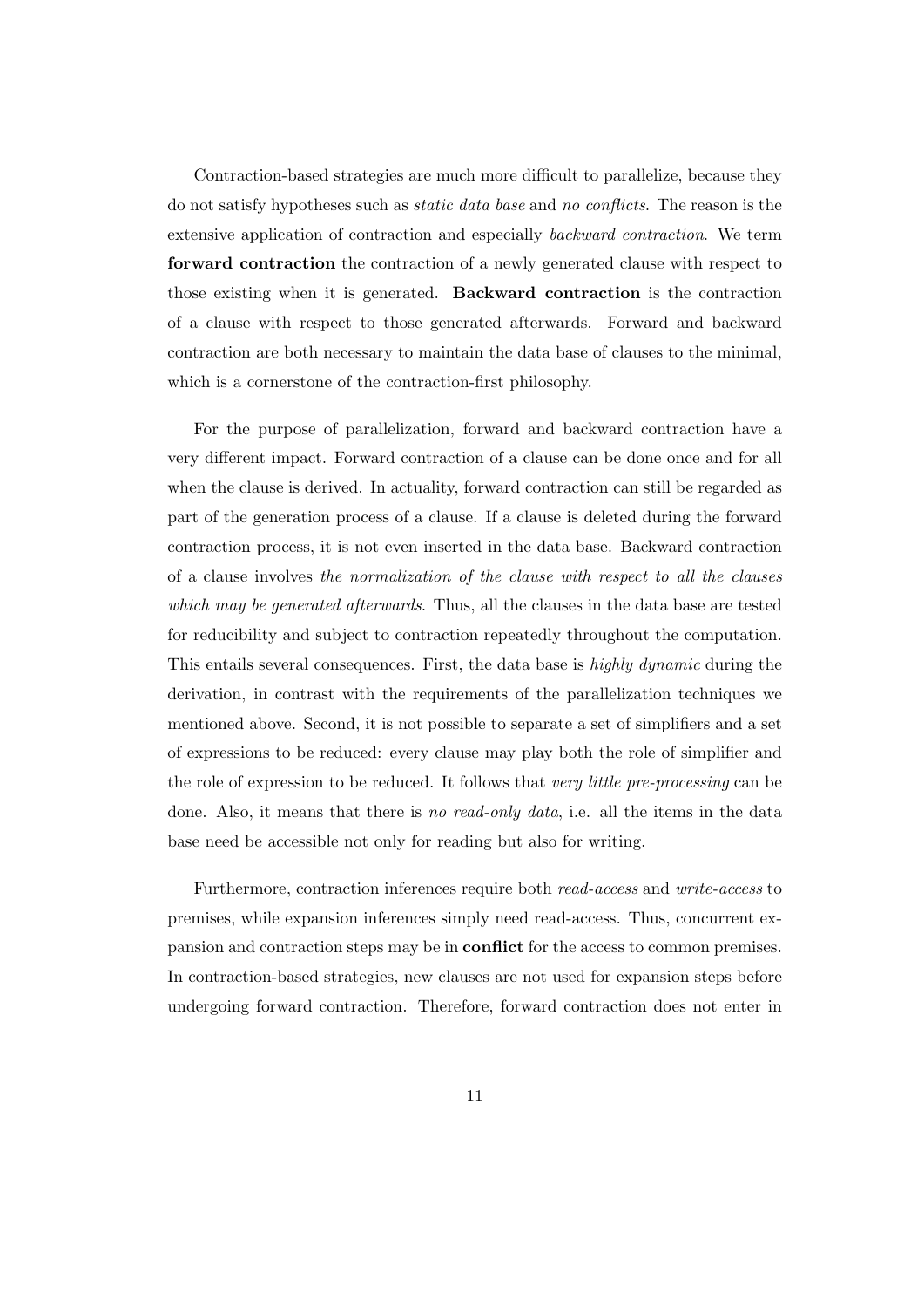Contraction-based strategies are much more difficult to parallelize, because they do not satisfy hypotheses such as *static data base* and *no conflicts*. The reason is the extensive application of contraction and especially *backward contraction*. We term **forward contraction** the contraction of a newly generated clause with respect to those existing when it is generated. **Backward contraction** is the contraction of a clause with respect to those generated afterwards. Forward and backward contraction are both necessary to maintain the data base of clauses to the minimal, which is a cornerstone of the contraction-first philosophy.

For the purpose of parallelization, forward and backward contraction have a very different impact. Forward contraction of a clause can be done once and for all when the clause is derived. In actuality, forward contraction can still be regarded as part of the generation process of a clause. If a clause is deleted during the forward contraction process, it is not even inserted in the data base. Backward contraction of a clause involves *the normalization of the clause with respect to all the clauses which may be generated afterwards*. Thus, all the clauses in the data base are tested for reducibility and subject to contraction repeatedly throughout the computation. This entails several consequences. First, the data base is *highly dynamic* during the derivation, in contrast with the requirements of the parallelization techniques we mentioned above. Second, it is not possible to separate a set of simplifiers and a set of expressions to be reduced: every clause may play both the role of simplifier and the role of expression to be reduced. It follows that *very little pre-processing* can be done. Also, it means that there is *no read-only data*, i.e. all the items in the data base need be accessible not only for reading but also for writing.

Furthermore, contraction inferences require both *read-access* and *write-access* to premises, while expansion inferences simply need read-access. Thus, concurrent expansion and contraction steps may be in **conflict** for the access to common premises. In contraction-based strategies, new clauses are not used for expansion steps before undergoing forward contraction. Therefore, forward contraction does not enter in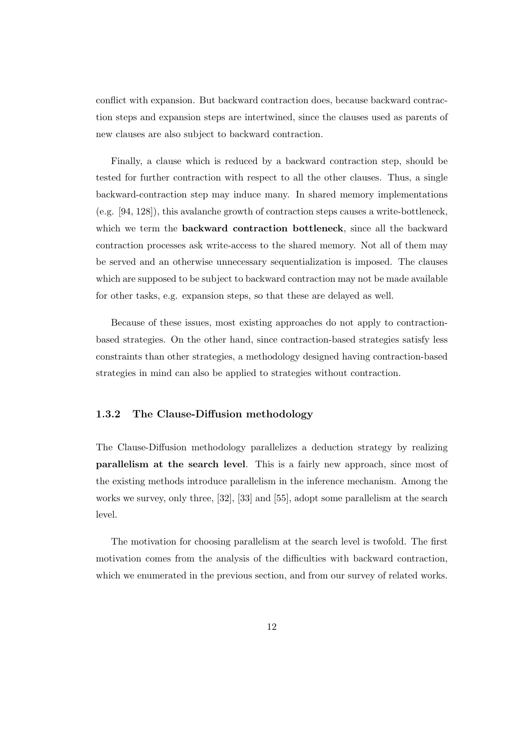conflict with expansion. But backward contraction does, because backward contraction steps and expansion steps are intertwined, since the clauses used as parents of new clauses are also subject to backward contraction.

Finally, a clause which is reduced by a backward contraction step, should be tested for further contraction with respect to all the other clauses. Thus, a single backward-contraction step may induce many. In shared memory implementations (e.g. [94, 128]), this avalanche growth of contraction steps causes a write-bottleneck, which we term the **backward contraction bottleneck**, since all the backward contraction processes ask write-access to the shared memory. Not all of them may be served and an otherwise unnecessary sequentialization is imposed. The clauses which are supposed to be subject to backward contraction may not be made available for other tasks, e.g. expansion steps, so that these are delayed as well.

Because of these issues, most existing approaches do not apply to contraction-based strategies. On the other hand, since contraction-based strategies satisfy less constraints than other strategies, a methodology designed having contraction-based strategies in mind can also be applied to strategies without contraction.

### 1.3.2 The Clause-Diffusion methodology

The Clause-Diffusion methodology parallelizes a deduction strategy by realizing **parallelism at the search level**. This is a fairly new approach, since most of the existing methods introduce parallelism in the inference mechanism. Among the works we survey, only three, [32], [33] and [55], adopt some parallelism at the search level.

The motivation for choosing parallelism at the search level is twofold. The first motivation comes from the analysis of the difficulties with backward contraction, which we enumerated in the previous section, and from our survey of related works.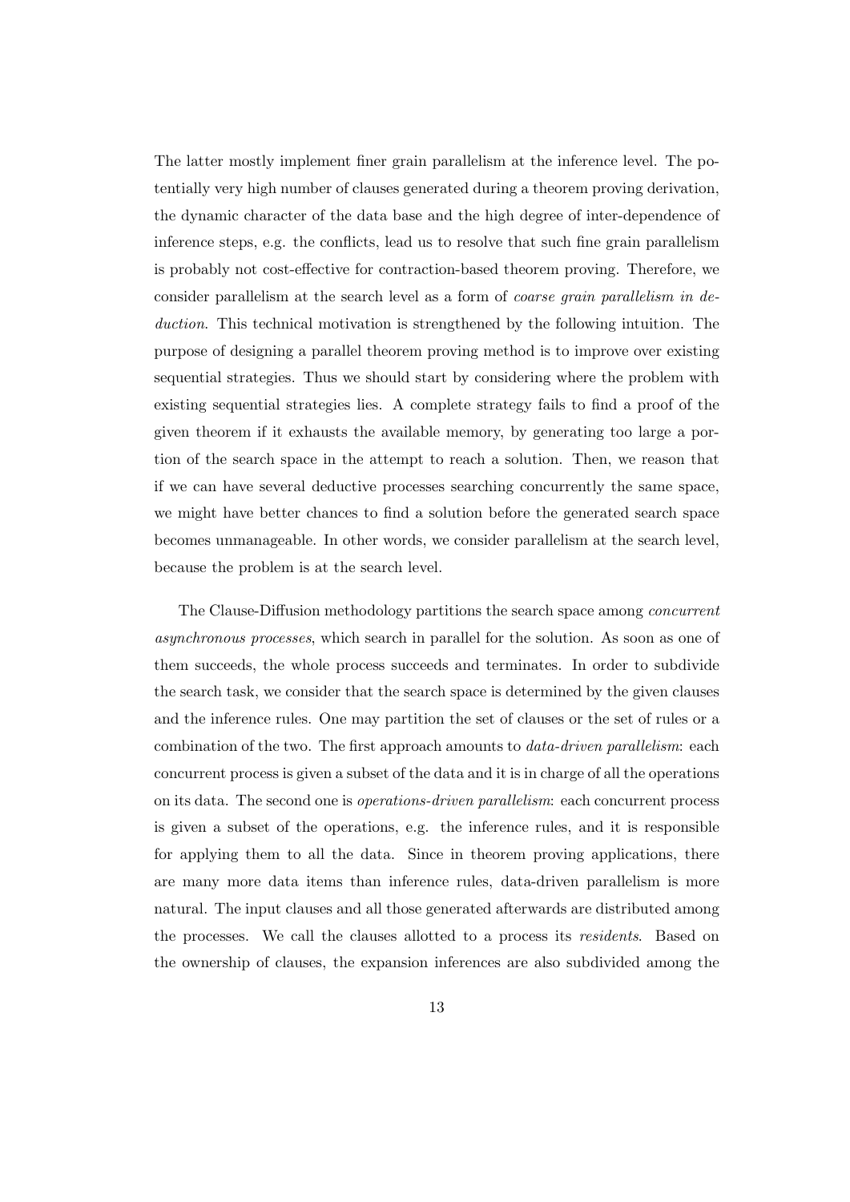The latter mostly implement finer grain parallelism at the inference level. The potentially very high number of clauses generated during a theorem proving derivation, the dynamic character of the data base and the high degree of inter-dependence of inference steps, e.g. the conflicts, lead us to resolve that such fine grain parallelism is probably not cost-effective for contraction-based theorem proving. Therefore, we consider parallelism at the search level as a form of *coarse grain parallelism in deduction*. This technical motivation is strengthened by the following intuition. The purpose of designing a parallel theorem proving method is to improve over existing sequential strategies. Thus we should start by considering where the problem with existing sequential strategies lies. A complete strategy fails to find a proof of the given theorem if it exhausts the available memory, by generating too large a portion of the search space in the attempt to reach a solution. Then, we reason that if we can have several deductive processes searching concurrently the same space, we might have better chances to find a solution before the generated search space becomes unmanageable. In other words, we consider parallelism at the search level, because the problem is at the search level.

The Clause-Diffusion methodology partitions the search space among *concurrent asynchronous processes*, which search in parallel for the solution. As soon as one of them succeeds, the whole process succeeds and terminates. In order to subdivide the search task, we consider that the search space is determined by the given clauses and the inference rules. One may partition the set of clauses or the set of rules or a combination of the two. The first approach amounts to *data-driven parallelism*: each concurrent process is given a subset of the data and it is in charge of all the operations on its data. The second one is *operations-driven parallelism*: each concurrent process is given a subset of the operations, e.g. the inference rules, and it is responsible for applying them to all the data. Since in theorem proving applications, there are many more data items than inference rules, data-driven parallelism is more natural. The input clauses and all those generated afterwards are distributed among the processes. We call the clauses allotted to a process its *residents*. Based on the ownership of clauses, the expansion inferences are also subdivided among the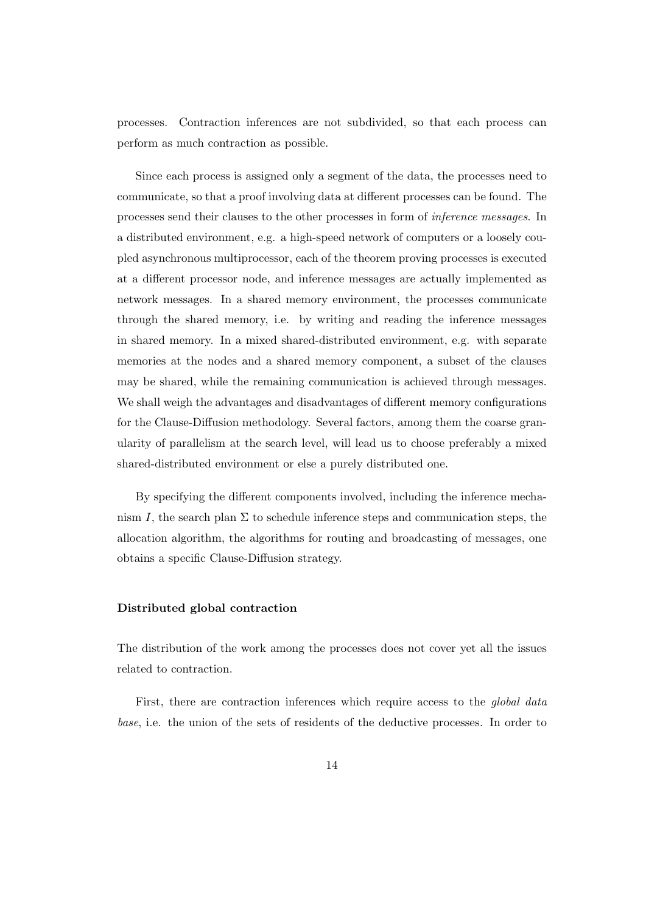processes. Contraction inferences are not subdivided, so that each process can perform as much contraction as possible.

Since each process is assigned only a segment of the data, the processes need to communicate, so that a proof involving data at different processes can be found. The processes send their clauses to the other processes in form of *inference messages*. In a distributed environment, e.g. a high-speed network of computers or a loosely coupled asynchronous multiprocessor, each of the theorem proving processes is executed at a different processor node, and inference messages are actually implemented as network messages. In a shared memory environment, the processes communicate through the shared memory, i.e. by writing and reading the inference messages in shared memory. In a mixed shared-distributed environment, e.g. with separate memories at the nodes and a shared memory component, a subset of the clauses may be shared, while the remaining communication is achieved through messages. We shall weigh the advantages and disadvantages of different memory configurations for the Clause-Diffusion methodology. Several factors, among them the coarse granularity of parallelism at the search level, will lead us to choose preferably a mixed shared-distributed environment or else a purely distributed one.

By specifying the different components involved, including the inference mechanism $I$, the search plan $\Sigma$ to schedule inference steps and communication steps, the allocation algorithm, the algorithms for routing and broadcasting of messages, one obtains a specific Clause-Diffusion strategy.

**Distributed global contraction**

The distribution of the work among the processes does not cover yet all the issues related to contraction.

First, there are contraction inferences which require access to the *global data base*, i.e. the union of the sets of residents of the deductive processes. In order to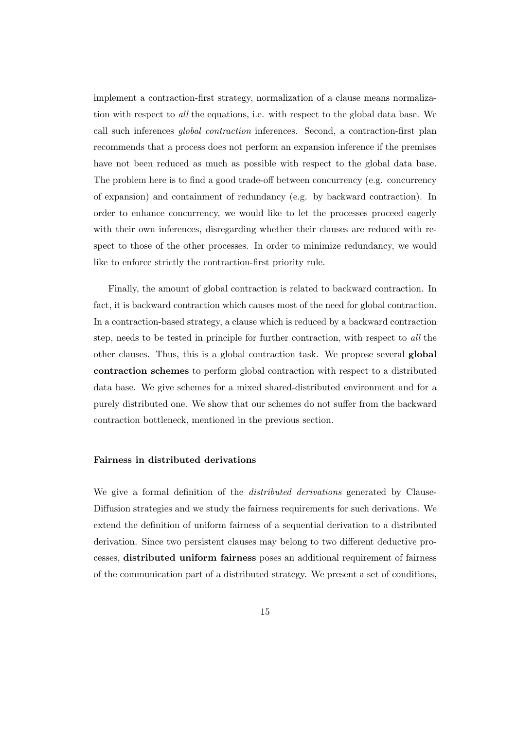implement a contraction-first strategy, normalization of a clause means normalization with respect to *all* the equations, i.e. with respect to the global data base. We call such inferences *global contraction* inferences. Second, a contraction-first plan recommends that a process does not perform an expansion inference if the premises have not been reduced as much as possible with respect to the global data base. The problem here is to find a good trade-off between concurrency (e.g. concurrency of expansion) and containment of redundancy (e.g. by backward contraction). In order to enhance concurrency, we would like to let the processes proceed eagerly with their own inferences, disregarding whether their clauses are reduced with respect to those of the other processes. In order to minimize redundancy, we would like to enforce strictly the contraction-first priority rule.

Finally, the amount of global contraction is related to backward contraction. In fact, it is backward contraction which causes most of the need for global contraction. In a contraction-based strategy, a clause which is reduced by a backward contraction step, needs to be tested in principle for further contraction, with respect to *all* the other clauses. Thus, this is a global contraction task. We propose several **global contraction schemes** to perform global contraction with respect to a distributed data base. We give schemes for a mixed shared-distributed environment and for a purely distributed one. We show that our schemes do not suffer from the backward contraction bottleneck, mentioned in the previous section.

**Fairness in distributed derivations**

We give a formal definition of the *distributed derivations* generated by Clause-Diffusion strategies and we study the fairness requirements for such derivations. We extend the definition of uniform fairness of a sequential derivation to a distributed derivation. Since two persistent clauses may belong to two different deductive processes, **distributed uniform fairness** poses an additional requirement of fairness of the communication part of a distributed strategy. We present a set of conditions,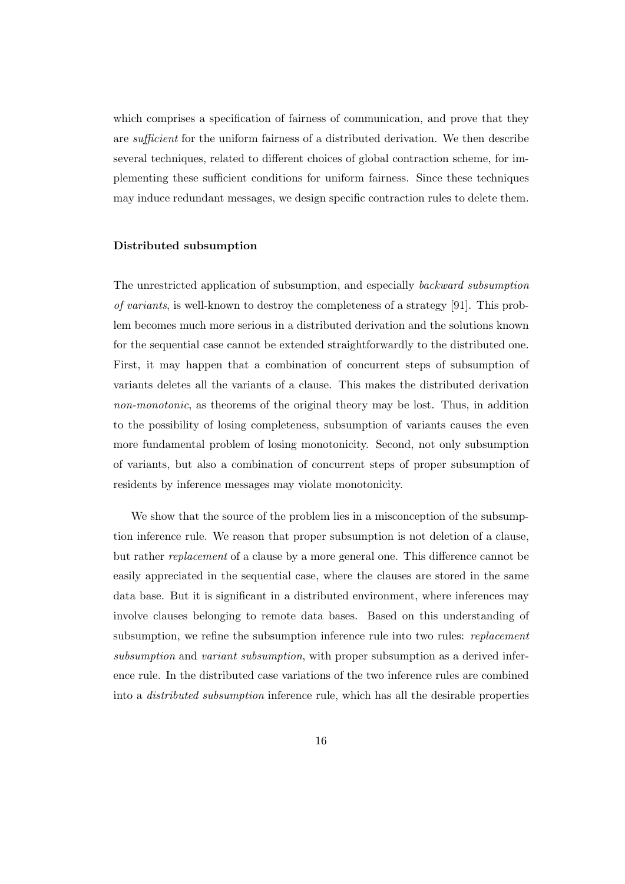which comprises a specification of fairness of communication, and prove that they are *sufficient* for the uniform fairness of a distributed derivation. We then describe several techniques, related to different choices of global contraction scheme, for implementing these sufficient conditions for uniform fairness. Since these techniques may induce redundant messages, we design specific contraction rules to delete them.

**Distributed subsumption**

The unrestricted application of subsumption, and especially *backward subsumption of variants*, is well-known to destroy the completeness of a strategy [91]. This problem becomes much more serious in a distributed derivation and the solutions known for the sequential case cannot be extended straightforwardly to the distributed one. First, it may happen that a combination of concurrent steps of subsumption of variants deletes all the variants of a clause. This makes the distributed derivation *non-monotonic*, as theorems of the original theory may be lost. Thus, in addition to the possibility of losing completeness, subsumption of variants causes the even more fundamental problem of losing monotonicity. Second, not only subsumption of variants, but also a combination of concurrent steps of proper subsumption of residents by inference messages may violate monotonicity.

We show that the source of the problem lies in a misconception of the subsumption inference rule. We reason that proper subsumption is not deletion of a clause, but rather *replacement* of a clause by a more general one. This difference cannot be easily appreciated in the sequential case, where the clauses are stored in the same data base. But it is significant in a distributed environment, where inferences may involve clauses belonging to remote data bases. Based on this understanding of subsumption, we refine the subsumption inference rule into two rules: *replacement subsumption* and *variant subsumption*, with proper subsumption as a derived inference rule. In the distributed case variations of the two inference rules are combined into a *distributed subsumption* inference rule, which has all the desirable properties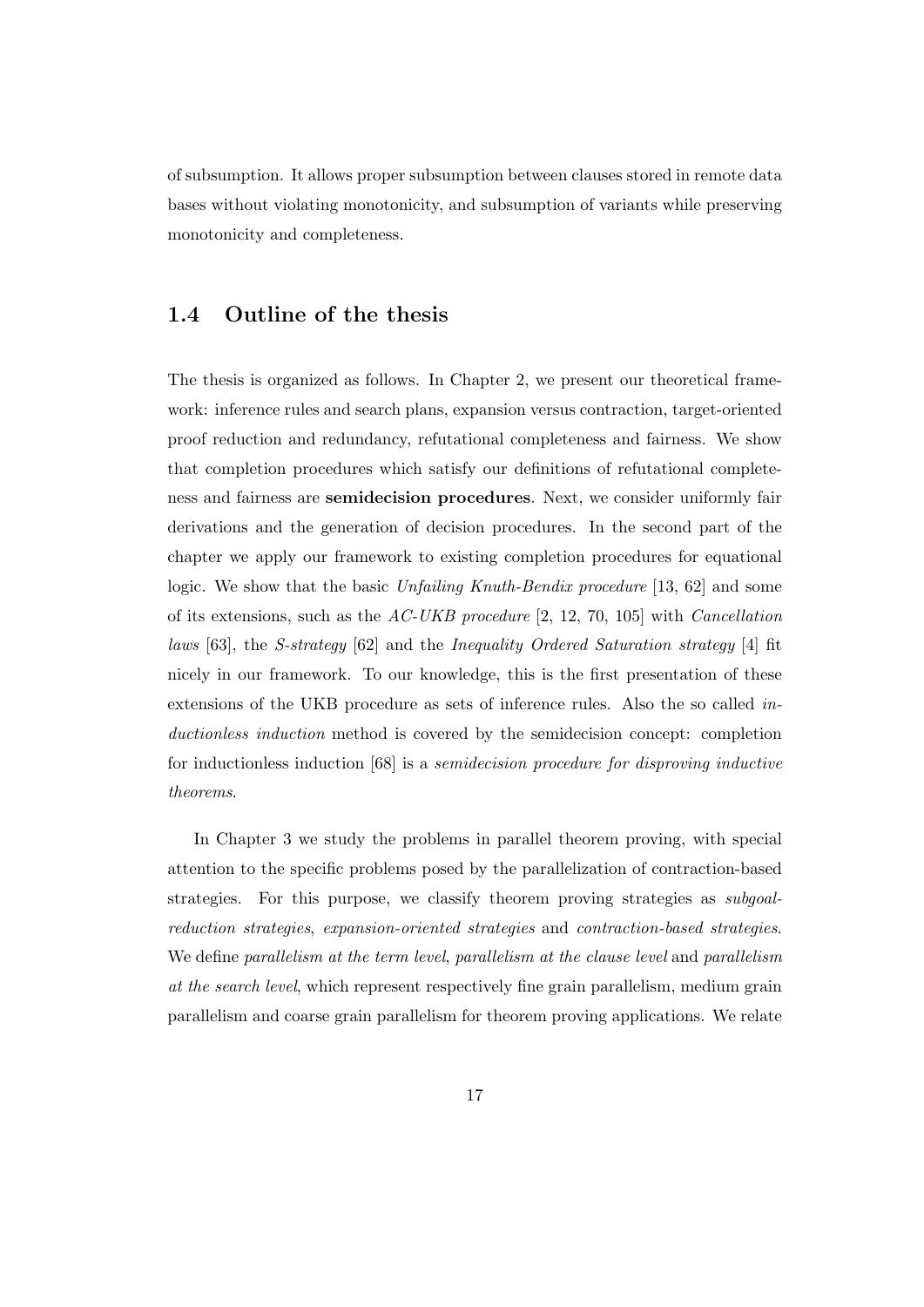of subsumption. It allows proper subsumption between clauses stored in remote data bases without violating monotonicity, and subsumption of variants while preserving monotonicity and completeness.

## 1.4 Outline of the thesis

The thesis is organized as follows. In Chapter 2, we present our theoretical framework: inference rules and search plans, expansion versus contraction, target-oriented proof reduction and redundancy, refutational completeness and fairness. We show that completion procedures which satisfy our definitions of refutational completeness and fairness are **semidecision procedures**. Next, we consider uniformly fair derivations and the generation of decision procedures. In the second part of the chapter we apply our framework to existing completion procedures for equational logic. We show that the basic *Unfailing Knuth-Bendix procedure* [13, 62] and some of its extensions, such as the *AC-UKB procedure* [2, 12, 70, 105] with *Cancellation laws* [63], the *S-strategy* [62] and the *Inequality Ordered Saturation strategy* [4] fit nicely in our framework. To our knowledge, this is the first presentation of these extensions of the UKB procedure as sets of inference rules. Also the so called *inductionless induction* method is covered by the semidecision concept: completion for inductionless induction [68] is a *semidecision procedure for disproving inductive theorems*.

In Chapter 3 we study the problems in parallel theorem proving, with special attention to the specific problems posed by the parallelization of contraction-based strategies. For this purpose, we classify theorem proving strategies as *subgoal-reduction strategies*, *expansion-oriented strategies* and *contraction-based strategies*. We define *parallelism at the term level*, *parallelism at the clause level* and *parallelism at the search level*, which represent respectively fine grain parallelism, medium grain parallelism and coarse grain parallelism for theorem proving applications. We relate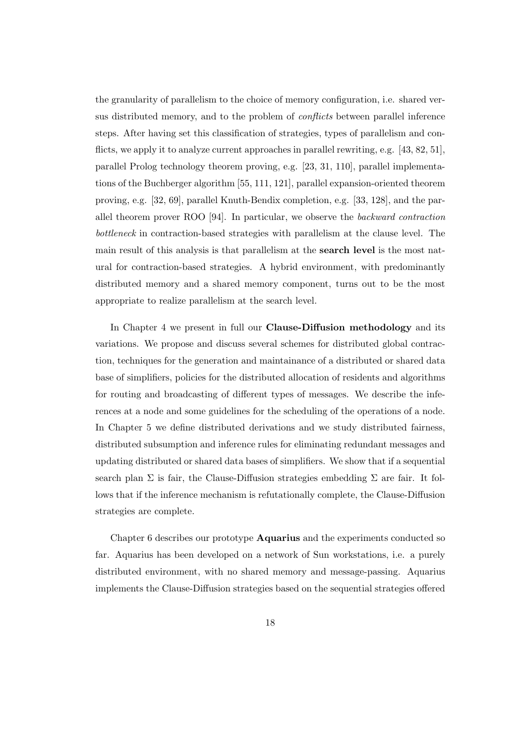the granularity of parallelism to the choice of memory configuration, i.e. shared versus distributed memory, and to the problem of *conflicts* between parallel inference steps. After having set this classification of strategies, types of parallelism and conflicts, we apply it to analyze current approaches in parallel rewriting, e.g. [43, 82, 51], parallel Prolog technology theorem proving, e.g. [23, 31, 110], parallel implementations of the Buchberger algorithm [55, 111, 121], parallel expansion-oriented theorem proving, e.g. [32, 69], parallel Knuth-Bendix completion, e.g. [33, 128], and the parallel theorem prover ROO [94]. In particular, we observe the *backward contraction bottleneck* in contraction-based strategies with parallelism at the clause level. The main result of this analysis is that parallelism at the **search level** is the most natural for contraction-based strategies. A hybrid environment, with predominantly distributed memory and a shared memory component, turns out to be the most appropriate to realize parallelism at the search level.

In Chapter 4 we present in full our **Clause-Diffusion methodology** and its variations. We propose and discuss several schemes for distributed global contraction, techniques for the generation and maintainance of a distributed or shared data base of simplifiers, policies for the distributed allocation of residents and algorithms for routing and broadcasting of different types of messages. We describe the inferences at a node and some guidelines for the scheduling of the operations of a node. In Chapter 5 we define distributed derivations and we study distributed fairness, distributed subsumption and inference rules for eliminating redundant messages and updating distributed or shared data bases of simplifiers. We show that if a sequential search plan $\Sigma$ is fair, the Clause-Diffusion strategies embedding $\Sigma$ are fair. It follows that if the inference mechanism is refutationally complete, the Clause-Diffusion strategies are complete.

Chapter 6 describes our prototype **Aquarius** and the experiments conducted so far. Aquarius has been developed on a network of Sun workstations, i.e. a purely distributed environment, with no shared memory and message-passing. Aquarius implements the Clause-Diffusion strategies based on the sequential strategies offered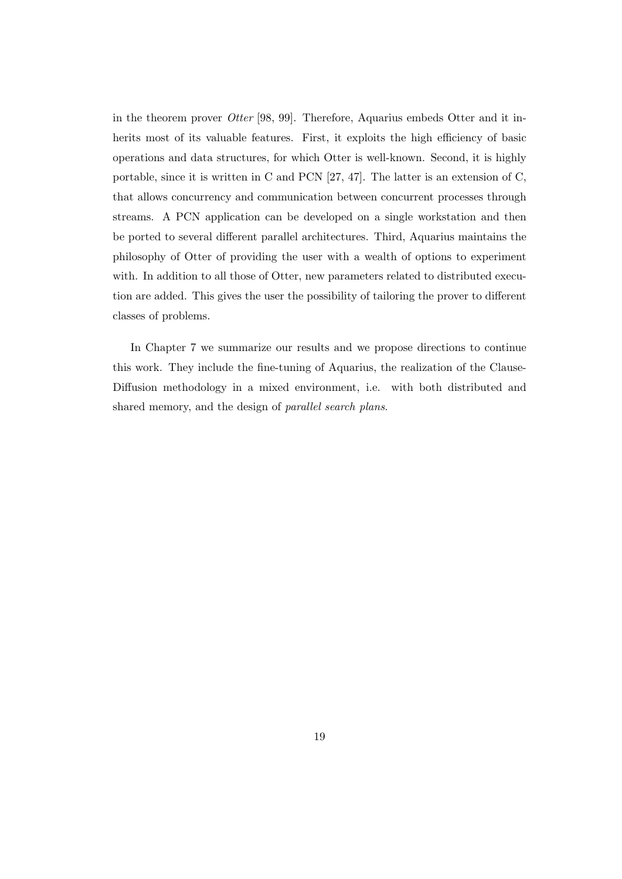in the theorem prover *Otter* [98, 99]. Therefore, Aquarius embeds Otter and it inherits most of its valuable features. First, it exploits the high efficiency of basic operations and data structures, for which Otter is well-known. Second, it is highly portable, since it is written in C and PCN [27, 47]. The latter is an extension of C, that allows concurrency and communication between concurrent processes through streams. A PCN application can be developed on a single workstation and then be ported to several different parallel architectures. Third, Aquarius maintains the philosophy of Otter of providing the user with a wealth of options to experiment with. In addition to all those of Otter, new parameters related to distributed execution are added. This gives the user the possibility of tailoring the prover to different classes of problems.

In Chapter 7 we summarize our results and we propose directions to continue this work. They include the fine-tuning of Aquarius, the realization of the Clause-Diffusion methodology in a mixed environment, i.e. with both distributed and shared memory, and the design of *parallel search plans*.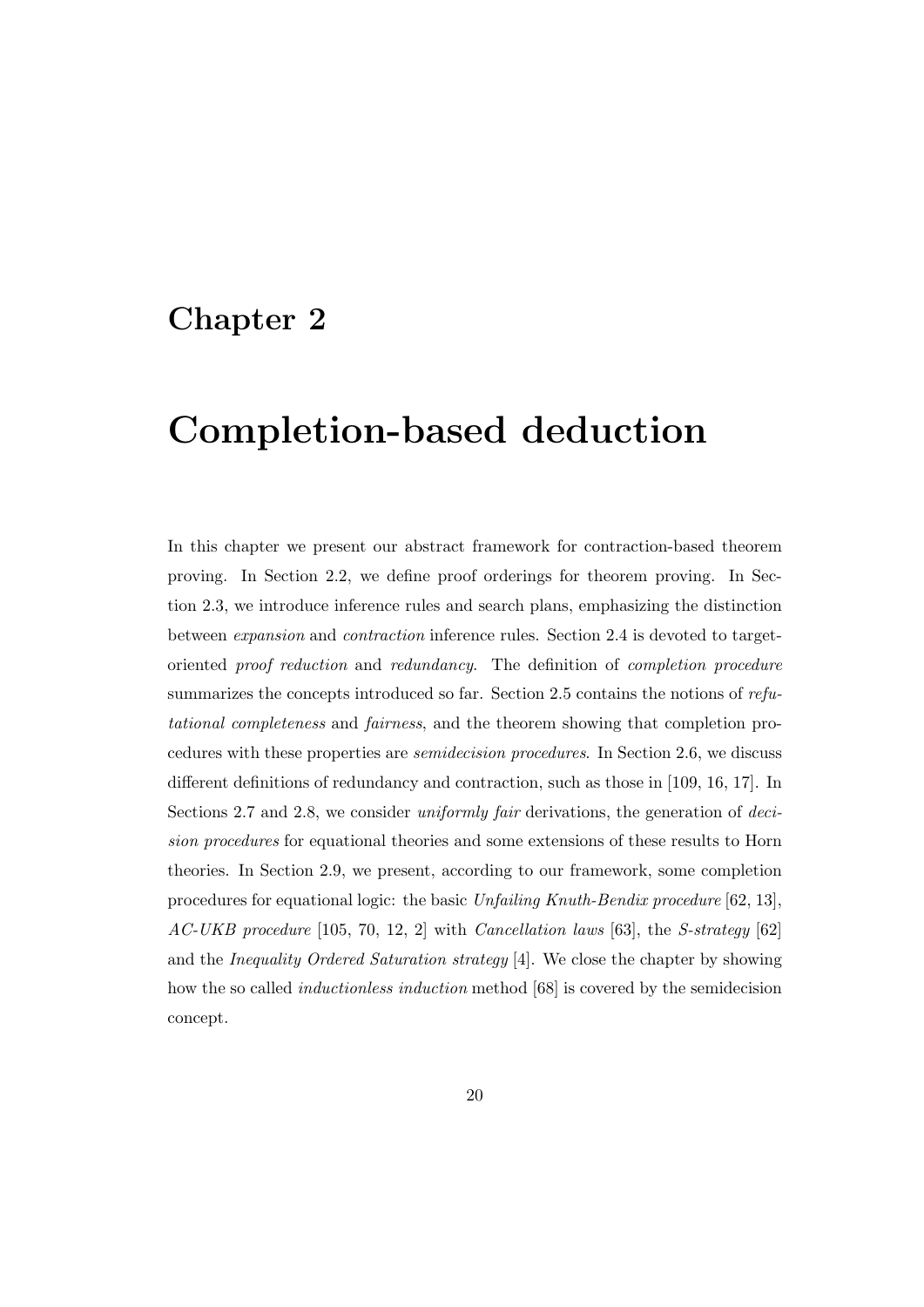# Chapter 2

# Completion-based deduction

In this chapter we present our abstract framework for contraction-based theorem proving. In Section 2.2, we define proof orderings for theorem proving. In Section 2.3, we introduce inference rules and search plans, emphasizing the distinction between *expansion* and *contraction* inference rules. Section 2.4 is devoted to target-oriented *proof reduction* and *redundancy*. The definition of *completion procedure* summarizes the concepts introduced so far. Section 2.5 contains the notions of *refutational completeness* and *fairness*, and the theorem showing that completion procedures with these properties are *semidecision procedures*. In Section 2.6, we discuss different definitions of redundancy and contraction, such as those in [109, 16, 17]. In Sections 2.7 and 2.8, we consider *uniformly fair* derivations, the generation of *decision procedures* for equational theories and some extensions of these results to Horn theories. In Section 2.9, we present, according to our framework, some completion procedures for equational logic: the basic *Unfailing Knuth-Bendix procedure* [62, 13], *AC-UKB procedure* [105, 70, 12, 2] with *Cancellation laws* [63], the *S-strategy* [62] and the *Inequality Ordered Saturation strategy* [4]. We close the chapter by showing how the so called *inductionless induction* method [68] is covered by the semidecision concept.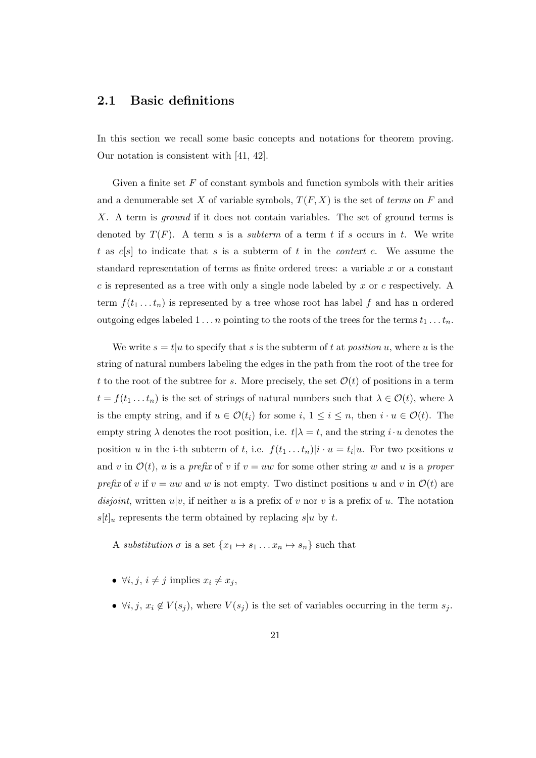## 2.1 Basic definitions

In this section we recall some basic concepts and notations for theorem proving. Our notation is consistent with [41, 42].

Given a finite set $F$ of constant symbols and function symbols with their arities and a denumerable set $X$ of variable symbols, $T(F, X)$ is the set of *terms* on $F$ and $X$. A term is *ground* if it does not contain variables. The set of ground terms is denoted by $T(F)$. A term $s$ is a *subterm* of a term $t$ if $s$ occurs in $t$. We write $t$ as $c[s]$ to indicate that $s$ is a subterm of $t$ in the *context* $c$. We assume the standard representation of terms as finite ordered trees: a variable $x$ or a constant $c$ is represented as a tree with only a single node labeled by $x$ or $c$ respectively. A term $f(t_1 \dots t_n)$ is represented by a tree whose root has label $f$ and has n ordered outgoing edges labeled $1 \dots n$ pointing to the roots of the trees for the terms $t_1 \dots t_n$.

We write $s = t|u$ to specify that $s$ is the subterm of $t$ at *position* $u$, where $u$ is the string of natural numbers labeling the edges in the path from the root of the tree for $t$ to the root of the subtree for $s$. More precisely, the set $\mathcal{O}(t)$ of positions in a term $t = f(t_1 \dots t_n)$ is the set of strings of natural numbers such that $\lambda \in \mathcal{O}(t)$, where $\lambda$ is the empty string, and if $u \in \mathcal{O}(t_i)$ for some $i$, $1 \leq i \leq n$, then $i \cdot u \in \mathcal{O}(t)$. The empty string $\lambda$ denotes the root position, i.e. $t|\lambda = t$, and the string $i \cdot u$ denotes the position $u$ in the i-th subterm of $t$, i.e. $f(t_1 \dots t_n)|i \cdot u = t_i|u$. For two positions $u$ and $v$ in $\mathcal{O}(t)$, $u$ is a *prefix* of $v$ if $v = uw$ for some other string $w$ and $u$ is a *proper prefix* of $v$ if $v = uw$ and $w$ is not empty. Two distinct positions $u$ and $v$ in $\mathcal{O}(t)$ are *disjoint*, written $u|v$, if neither $u$ is a prefix of $v$ nor $v$ is a prefix of $u$. The notation $s[t]_u$ represents the term obtained by replacing $s|u$ by $t$.

A *substitution* $\sigma$ is a set $\{x_1 \mapsto s_1 \dots x_n \mapsto s_n\}$ such that

- $\forall i, j,\ i \neq j$ implies $x_i \neq x_j$,
- $\forall i, j,\ x_i \notin V(s_j)$, where $V(s_j)$ is the set of variables occurring in the term $s_j$.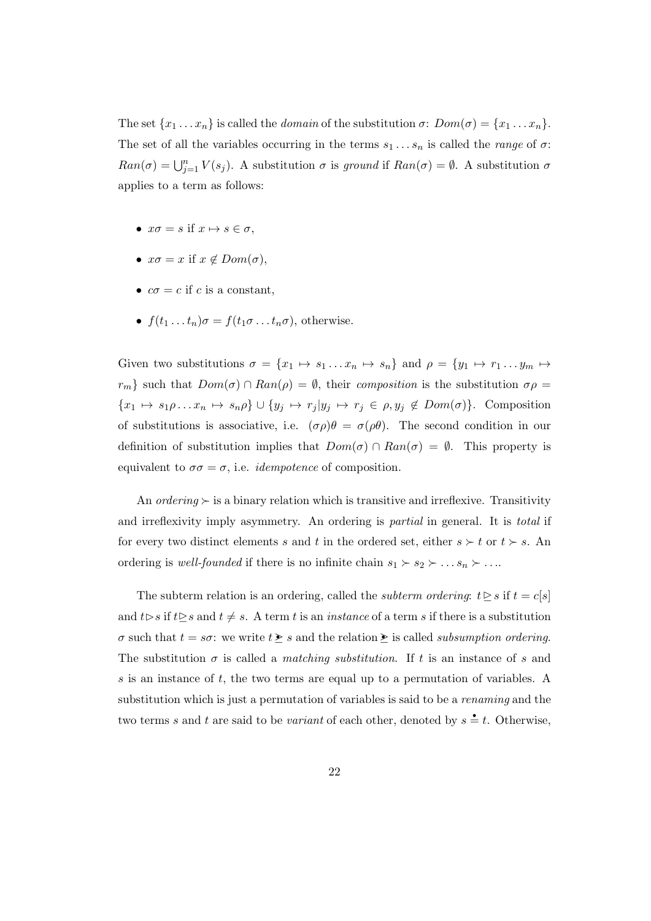The set $\{x_1 \dots x_n\}$ is called the *domain* of the substitution $\sigma$: $Dom(\sigma) = \{x_1 \dots x_n\}$. The set of all the variables occurring in the terms $s_1 \dots s_n$ is called the *range* of $\sigma$: $Ran(\sigma) = \bigcup_{j=1}^{n} V(s_j)$. A substitution $\sigma$ is *ground* if $Ran(\sigma) = \emptyset$. A substitution $\sigma$ applies to a term as follows:

- $x\sigma = s$ if $x \mapsto s \in \sigma$,
- $x\sigma = x$ if $x \notin Dom(\sigma)$,
- $c\sigma = c$ if $c$ is a constant,
- $f(t_1 \dots t_n)\sigma = f(t_1\sigma \dots t_n\sigma)$, otherwise.

Given two substitutions $\sigma = \{x_1 \mapsto s_1 \dots x_n \mapsto s_n\}$ and $\rho = \{y_1 \mapsto r_1 \dots y_m \mapsto r_m\}$ such that $Dom(\sigma) \cap Ran(\rho) = \emptyset$, their *composition* is the substitution $\sigma\rho = \{x_1 \mapsto s_1\rho \dots x_n \mapsto s_n\rho\} \cup \{y_j \mapsto r_j | y_j \mapsto r_j \in \rho, y_j \notin Dom(\sigma)\}$. Composition of substitutions is associative, i.e. $(\sigma\rho)\theta = \sigma(\rho\theta)$. The second condition in our definition of substitution implies that $Dom(\sigma) \cap Ran(\sigma) = \emptyset$. This property is equivalent to $\sigma\sigma = \sigma$, i.e. *idempotence* of composition.

An *ordering* $\succ$ is a binary relation which is transitive and irreflexive. Transitivity and irreflexivity imply asymmetry. An ordering is *partial* in general. It is *total* if for every two distinct elements $s$ and $t$ in the ordered set, either $s \succ t$ or $t \succ s$. An ordering is *well-founded* if there is no infinite chain $s_1 \succ s_2 \succ \dots s_n \succ \dots$.

The subterm relation is an ordering, called the *subterm ordering*: $t \trianglerighteq s$ if $t = c[s]$ and $t \triangleright s$ if $t \trianglerighteq s$ and $t \neq s$. A term $t$ is an *instance* of a term $s$ if there is a substitution $\sigma$ such that $t = s\sigma$: we write $t \geq\!\!\!\cdot\, s$ and the relation $\geq\!\!\!\cdot$ is called *subsumption ordering*. The substitution $\sigma$ is called a *matching substitution*. If $t$ is an instance of $s$ and $s$ is an instance of $t$, the two terms are equal up to a permutation of variables. A substitution which is just a permutation of variables is said to be a *renaming* and the two terms $s$ and $t$ are said to be *variant* of each other, denoted by $s \doteq t$. Otherwise,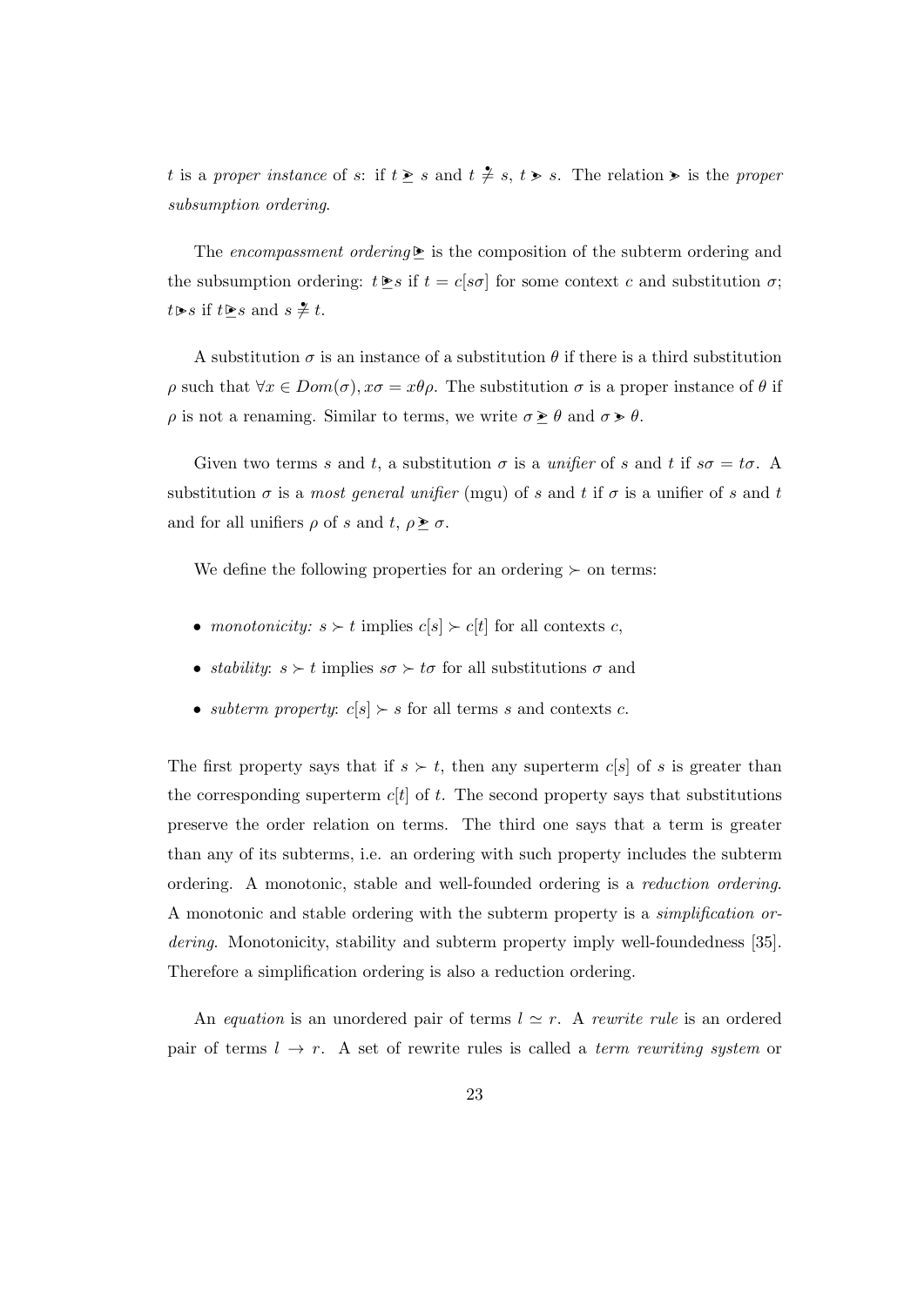$t$ is a *proper instance* of $s$: if $t \gtrdot s$ and $t \not\doteq s$, $t \gtrdot s$. The relation $\gtrdot$ is the *proper subsumption ordering*.

The *encompassment ordering* $\trianglerighteq$ is the composition of the subterm ordering and the subsumption ordering: $t \trianglerighteq s$ if $t = c[s\sigma]$ for some context $c$ and substitution $\sigma$; $t \triangleright s$ if $t \trianglerighteq s$ and $s \not\doteq t$.

A substitution $\sigma$ is an instance of a substitution $\theta$ if there is a third substitution $\rho$ such that $\forall x \in Dom(\sigma), x\sigma = x\theta\rho$. The substitution $\sigma$ is a proper instance of $\theta$ if $\rho$ is not a renaming. Similar to terms, we write $\sigma \gtrdot \theta$ and $\sigma \gtrdot \theta$.

Given two terms $s$ and $t$, a substitution $\sigma$ is a *unifier* of $s$ and $t$ if $s\sigma = t\sigma$. A substitution $\sigma$ is a *most general unifier* (mgu) of $s$ and $t$ if $\sigma$ is a unifier of $s$ and $t$ and for all unifiers $\rho$ of $s$ and $t$, $\rho \gtrdot \sigma$.

We define the following properties for an ordering $\succ$ on terms:

- *monotonicity:* $s \succ t$ implies $c[s] \succ c[t]$ for all contexts $c$,
- *stability*: $s \succ t$ implies $s\sigma \succ t\sigma$ for all substitutions $\sigma$ and
- *subterm property*: $c[s] \succ s$ for all terms $s$ and contexts $c$.

The first property says that if $s \succ t$, then any superterm $c[s]$ of $s$ is greater than the corresponding superterm $c[t]$ of $t$. The second property says that substitutions preserve the order relation on terms. The third one says that a term is greater than any of its subterms, i.e. an ordering with such property includes the subterm ordering. A monotonic, stable and well-founded ordering is a *reduction ordering*. A monotonic and stable ordering with the subterm property is a *simplification ordering*. Monotonicity, stability and subterm property imply well-foundedness [35]. Therefore a simplification ordering is also a reduction ordering.

An *equation* is an unordered pair of terms $l \simeq r$. A *rewrite rule* is an ordered pair of terms $l \to r$. A set of rewrite rules is called a *term rewriting system* or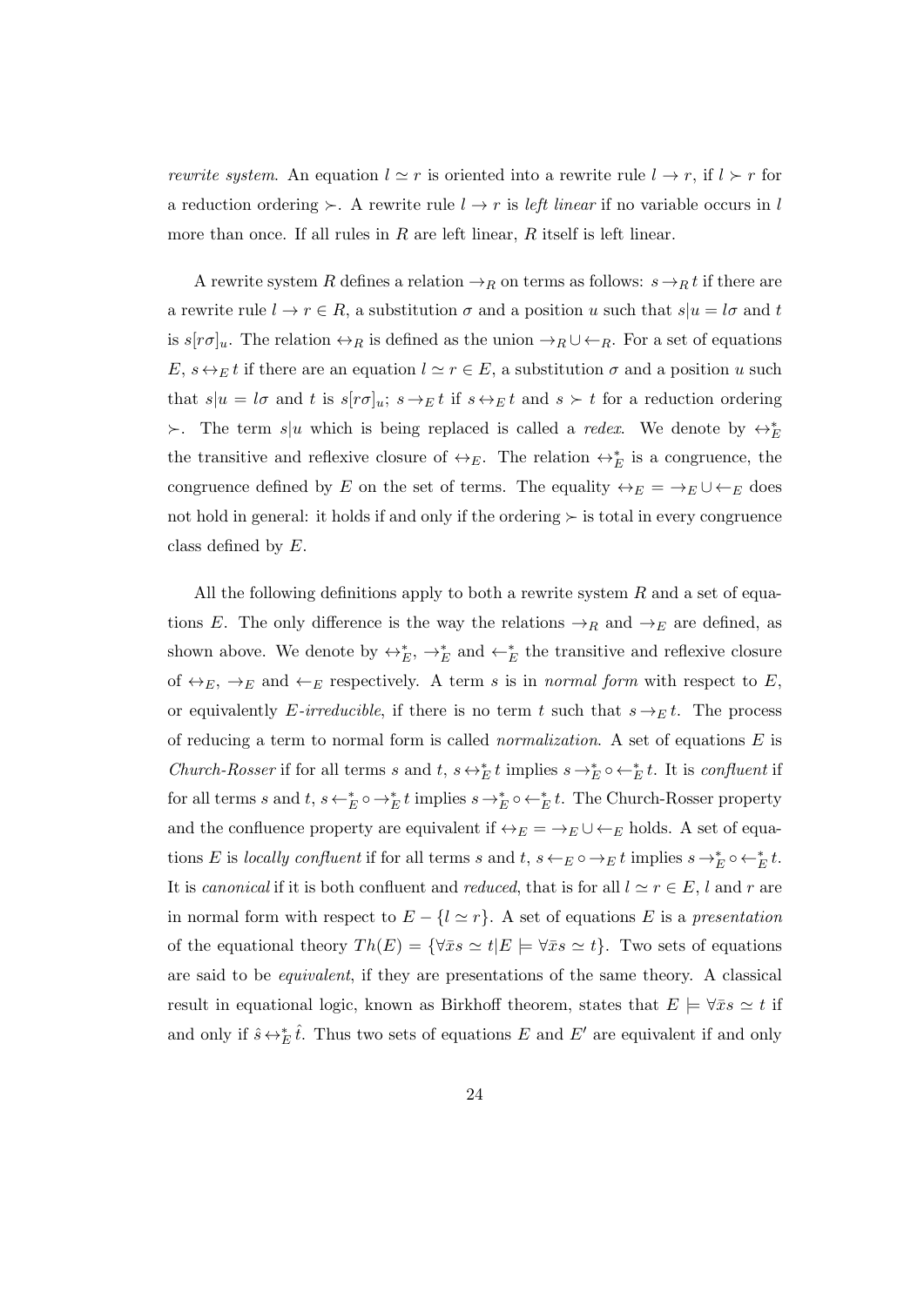*rewrite system*. An equation $l \simeq r$ is oriented into a rewrite rule $l \rightarrow r$, if $l \succ r$ for a reduction ordering $\succ$. A rewrite rule $l \rightarrow r$ is *left linear* if no variable occurs in $l$ more than once. If all rules in $R$ are left linear, $R$ itself is left linear.

A rewrite system $R$ defines a relation $\rightarrow_R$ on terms as follows: $s \rightarrow_R t$ if there are a rewrite rule $l \rightarrow r \in R$, a substitution $\sigma$ and a position $u$ such that $s|u = l\sigma$ and $t$ is $s[r\sigma]_u$. The relation $\leftrightarrow_R$ is defined as the union $\rightarrow_R \cup \leftarrow_R$. For a set of equations $E$, $s \leftrightarrow_E t$ if there are an equation $l \simeq r \in E$, a substitution $\sigma$ and a position $u$ such that $s|u = l\sigma$ and $t$ is $s[r\sigma]_u$; $s \rightarrow_E t$ if $s \leftrightarrow_E t$ and $s \succ t$ for a reduction ordering $\succ$. The term $s|u$ which is being replaced is called a *redex*. We denote by $\leftrightarrow^*_E$ the transitive and reflexive closure of $\leftrightarrow_E$. The relation $\leftrightarrow^*_E$ is a congruence, the congruence defined by $E$ on the set of terms. The equality $\leftrightarrow_E = \rightarrow_E \cup \leftarrow_E$ does not hold in general: it holds if and only if the ordering $\succ$ is total in every congruence class defined by $E$.

All the following definitions apply to both a rewrite system $R$ and a set of equations $E$. The only difference is the way the relations $\rightarrow_R$ and $\rightarrow_E$ are defined, as shown above. We denote by $\leftrightarrow^*_E$, $\rightarrow^*_E$ and $\leftarrow^*_E$ the transitive and reflexive closure of $\leftrightarrow_E$, $\rightarrow_E$ and $\leftarrow_E$ respectively. A term $s$ is in *normal form* with respect to $E$, or equivalently $E$-*irreducible*, if there is no term $t$ such that $s \rightarrow_E t$. The process of reducing a term to normal form is called *normalization*. A set of equations $E$ is *Church-Rosser* if for all terms $s$ and $t$, $s \leftrightarrow^*_E t$ implies $s \rightarrow^*_E \circ \leftarrow^*_E t$. It is *confluent* if for all terms $s$ and $t$, $s \leftarrow^*_E \circ \rightarrow^*_E t$ implies $s \rightarrow^*_E \circ \leftarrow^*_E t$. The Church-Rosser property and the confluence property are equivalent if $\leftrightarrow_E = \rightarrow_E \cup \leftarrow_E$ holds. A set of equations $E$ is *locally confluent* if for all terms $s$ and $t$, $s \leftarrow_E \circ \rightarrow_E t$ implies $s \rightarrow^*_E \circ \leftarrow^*_E t$. It is *canonical* if it is both confluent and *reduced*, that is for all $l \simeq r \in E$, $l$ and $r$ are in normal form with respect to $E - \{l \simeq r\}$. A set of equations $E$ is a *presentation* of the equational theory $Th(E) = \{\forall \bar{x} s \simeq t | E \models \forall \bar{x} s \simeq t\}$. Two sets of equations are said to be *equivalent*, if they are presentations of the same theory. A classical result in equational logic, known as Birkhoff theorem, states that $E \models \forall \bar{x} s \simeq t$ if and only if $\hat{s} \leftrightarrow^*_E \hat{t}$. Thus two sets of equations $E$ and $E'$ are equivalent if and only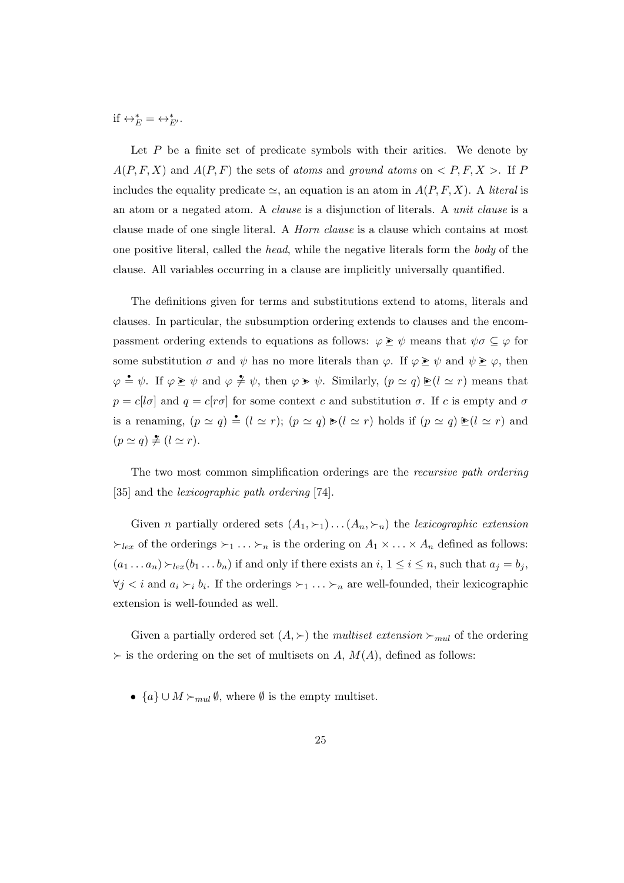if $\leftrightarrow^*_E = \leftrightarrow^*_{E'}$.

Let $P$ be a finite set of predicate symbols with their arities. We denote by $A(P, F, X)$ and $A(P, F)$ the sets of *atoms* and *ground atoms* on $< P, F, X >$. If $P$ includes the equality predicate $\simeq$, an equation is an atom in $A(P, F, X)$. A *literal* is an atom or a negated atom. A *clause* is a disjunction of literals. A *unit clause* is a clause made of one single literal. A *Horn clause* is a clause which contains at most one positive literal, called the *head*, while the negative literals form the *body* of the clause. All variables occurring in a clause are implicitly universally quantified.

The definitions given for terms and substitutions extend to atoms, literals and clauses. In particular, the subsumption ordering extends to clauses and the encompassment ordering extends to equations as follows: $\varphi \mathrel{\underline{\blacktriangleright}} \psi$ means that $\psi\sigma \subseteq \varphi$ for some substitution $\sigma$ and $\psi$ has no more literals than $\varphi$. If $\varphi \mathrel{\underline{\blacktriangleright}} \psi$ and $\psi \mathrel{\underline{\blacktriangleright}} \varphi$, then $\varphi \stackrel{\bullet}{=} \psi$. If $\varphi \mathrel{\underline{\blacktriangleright}} \psi$ and $\varphi \stackrel{\bullet}{\neq} \psi$, then $\varphi \blacktriangleright \psi$. Similarly, $(p \simeq q) \mathrel{\underline{\rhd}} (l \simeq r)$ means that $p = c[l\sigma]$ and $q = c[r\sigma]$ for some context $c$ and substitution $\sigma$. If $c$ is empty and $\sigma$ is a renaming, $(p \simeq q) \stackrel{\bullet}{=} (l \simeq r)$; $(p \simeq q) \rhd (l \simeq r)$ holds if $(p \simeq q) \mathrel{\underline{\rhd}} (l \simeq r)$ and $(p \simeq q) \stackrel{\bullet}{\neq} (l \simeq r)$.

The two most common simplification orderings are the *recursive path ordering* [35] and the *lexicographic path ordering* [74].

Given $n$ partially ordered sets $(A_1, \succ_1) \ldots (A_n, \succ_n)$ the *lexicographic extension* $\succ_{lex}$ of the orderings $\succ_1 \ldots \succ_n$ is the ordering on $A_1 \times \ldots \times A_n$ defined as follows: $(a_1 \ldots a_n) \succ_{lex} (b_1 \ldots b_n)$ if and only if there exists an $i$, $1 \leq i \leq n$, such that $a_j = b_j$, $\forall j < i$ and $a_i \succ_i b_i$. If the orderings $\succ_1 \ldots \succ_n$ are well-founded, their lexicographic extension is well-founded as well.

Given a partially ordered set $(A, \succ)$ the *multiset extension* $\succ_{mul}$ of the ordering $\succ$ is the ordering on the set of multisets on $A$, $M(A)$, defined as follows:

- $\{a\} \cup M \succ_{mul} \emptyset$, where $\emptyset$ is the empty multiset.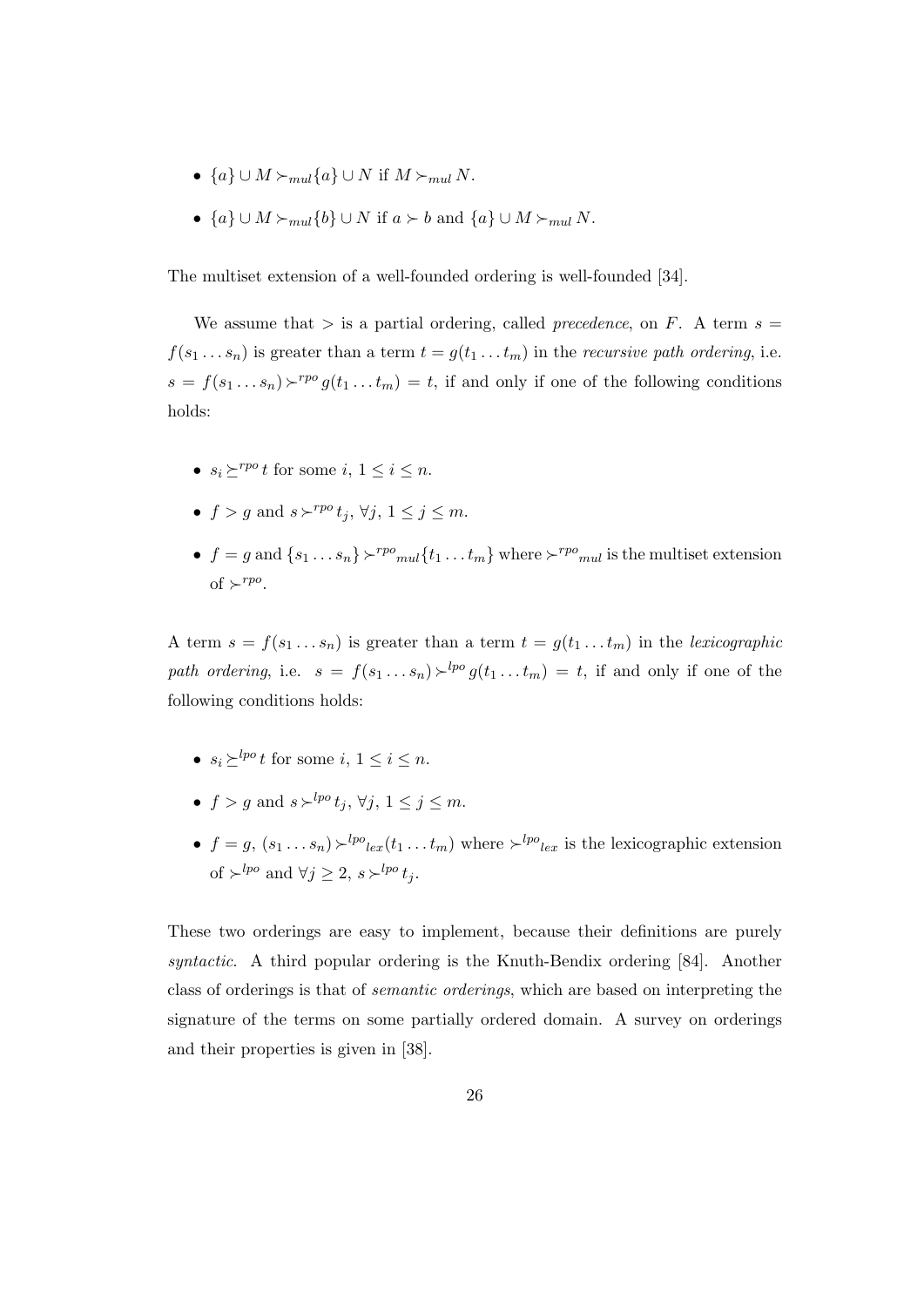- $\{a\} \cup M \succ_{mul} \{a\} \cup N$ if $M \succ_{mul} N$.
- $\{a\} \cup M \succ_{mul} \{b\} \cup N$ if $a \succ b$ and $\{a\} \cup M \succ_{mul} N$.

The multiset extension of a well-founded ordering is well-founded [34].

We assume that $>$ is a partial ordering, called *precedence*, on $F$. A term $s = f(s_1 \dots s_n)$ is greater than a term $t = g(t_1 \dots t_m)$ in the *recursive path ordering*, i.e. $s = f(s_1 \dots s_n) \succ^{rpo} g(t_1 \dots t_m) = t$, if and only if one of the following conditions holds:

- $s_i \succeq^{rpo} t$ for some $i$, $1 \leq i \leq n$.
- $f > g$ and $s \succ^{rpo} t_j$, $\forall j$, $1 \leq j \leq m$.
- $f = g$ and $\{s_1 \dots s_n\} \succ^{rpo}{}_{mul} \{t_1 \dots t_m\}$ where $\succ^{rpo}{}_{mul}$ is the multiset extension of $\succ^{rpo}$.

A term $s = f(s_1 \dots s_n)$ is greater than a term $t = g(t_1 \dots t_m)$ in the *lexicographic path ordering*, i.e. $s = f(s_1 \dots s_n) \succ^{lpo} g(t_1 \dots t_m) = t$, if and only if one of the following conditions holds:

- $s_i \succeq^{lpo} t$ for some $i$, $1 \leq i \leq n$.
- $f > g$ and $s \succ^{lpo} t_j$, $\forall j$, $1 \leq j \leq m$.
- $f = g$, $(s_1 \dots s_n) \succ^{lpo}{}_{lex} (t_1 \dots t_m)$ where $\succ^{lpo}{}_{lex}$ is the lexicographic extension of $\succ^{lpo}$ and $\forall j \geq 2$, $s \succ^{lpo} t_j$.

These two orderings are easy to implement, because their definitions are purely *syntactic*. A third popular ordering is the Knuth-Bendix ordering [84]. Another class of orderings is that of *semantic orderings*, which are based on interpreting the signature of the terms on some partially ordered domain. A survey on orderings and their properties is given in [38].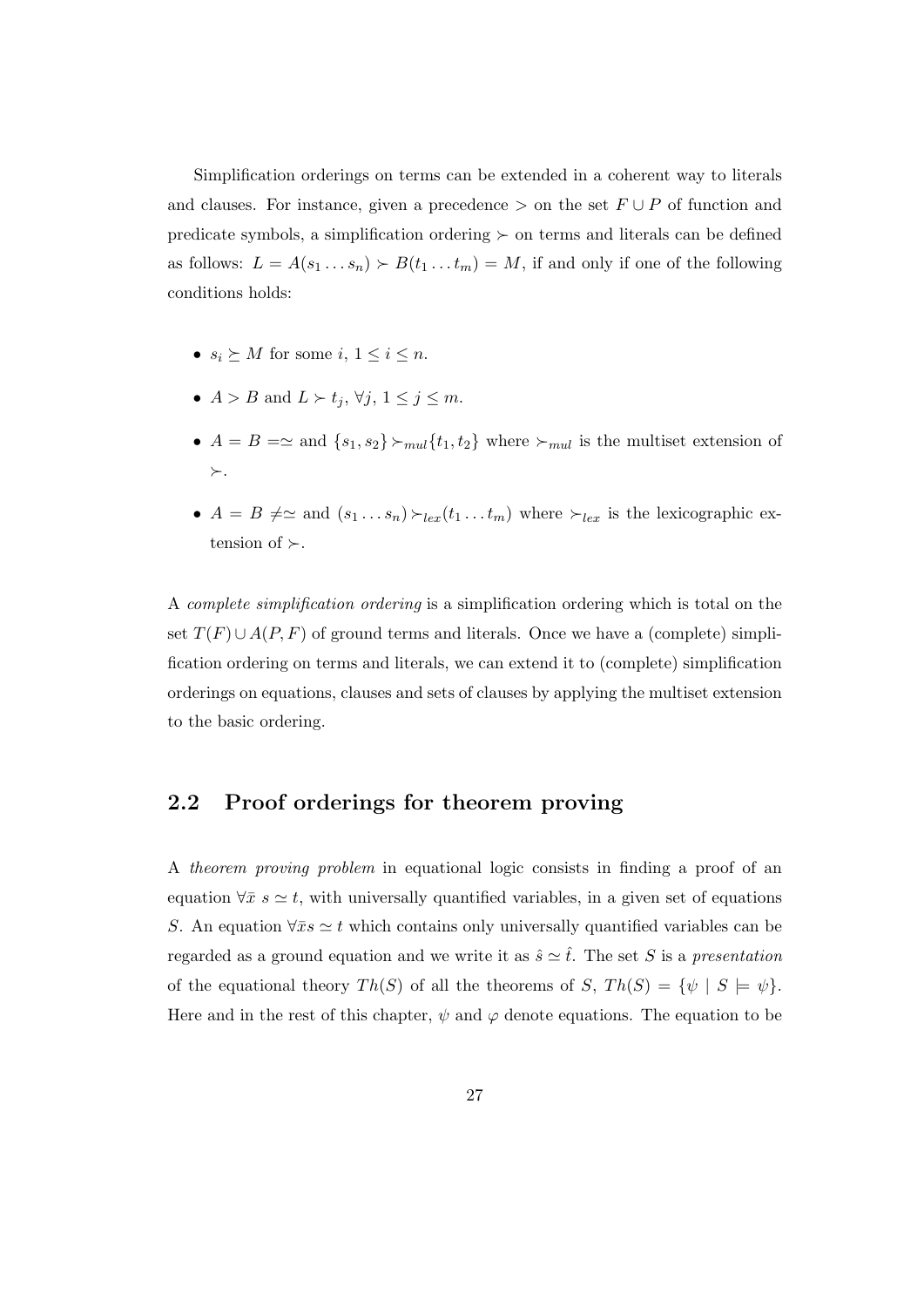Simplification orderings on terms can be extended in a coherent way to literals and clauses. For instance, given a precedence $>$ on the set $F \cup P$ of function and predicate symbols, a simplification ordering $\succ$ on terms and literals can be defined as follows: $L = A(s_1 \dots s_n) \succ B(t_1 \dots t_m) = M$, if and only if one of the following conditions holds:

- $s_i \succeq M$ for some $i$, $1 \leq i \leq n$.
- $A > B$ and $L \succ t_j$, $\forall j$, $1 \leq j \leq m$.
- $A = B = \simeq$ and $\{s_1, s_2\} \succ_{mul} \{t_1, t_2\}$ where $\succ_{mul}$ is the multiset extension of $\succ$.
- $A = B \neq \simeq$ and $(s_1 \dots s_n) \succ_{lex} (t_1 \dots t_m)$ where $\succ_{lex}$ is the lexicographic extension of $\succ$.

A *complete simplification ordering* is a simplification ordering which is total on the set $T(F) \cup A(P, F)$ of ground terms and literals. Once we have a (complete) simplification ordering on terms and literals, we can extend it to (complete) simplification orderings on equations, clauses and sets of clauses by applying the multiset extension to the basic ordering.

## 2.2 Proof orderings for theorem proving

A *theorem proving problem* in equational logic consists in finding a proof of an equation $\forall \bar{x}\ s \simeq t$, with universally quantified variables, in a given set of equations $S$. An equation $\forall \bar{x} s \simeq t$ which contains only universally quantified variables can be regarded as a ground equation and we write it as $\hat{s} \simeq \hat{t}$. The set $S$ is a *presentation* of the equational theory $Th(S)$ of all the theorems of $S$, $Th(S) = \{\psi \mid S \models \psi\}$. Here and in the rest of this chapter, $\psi$ and $\varphi$ denote equations. The equation to be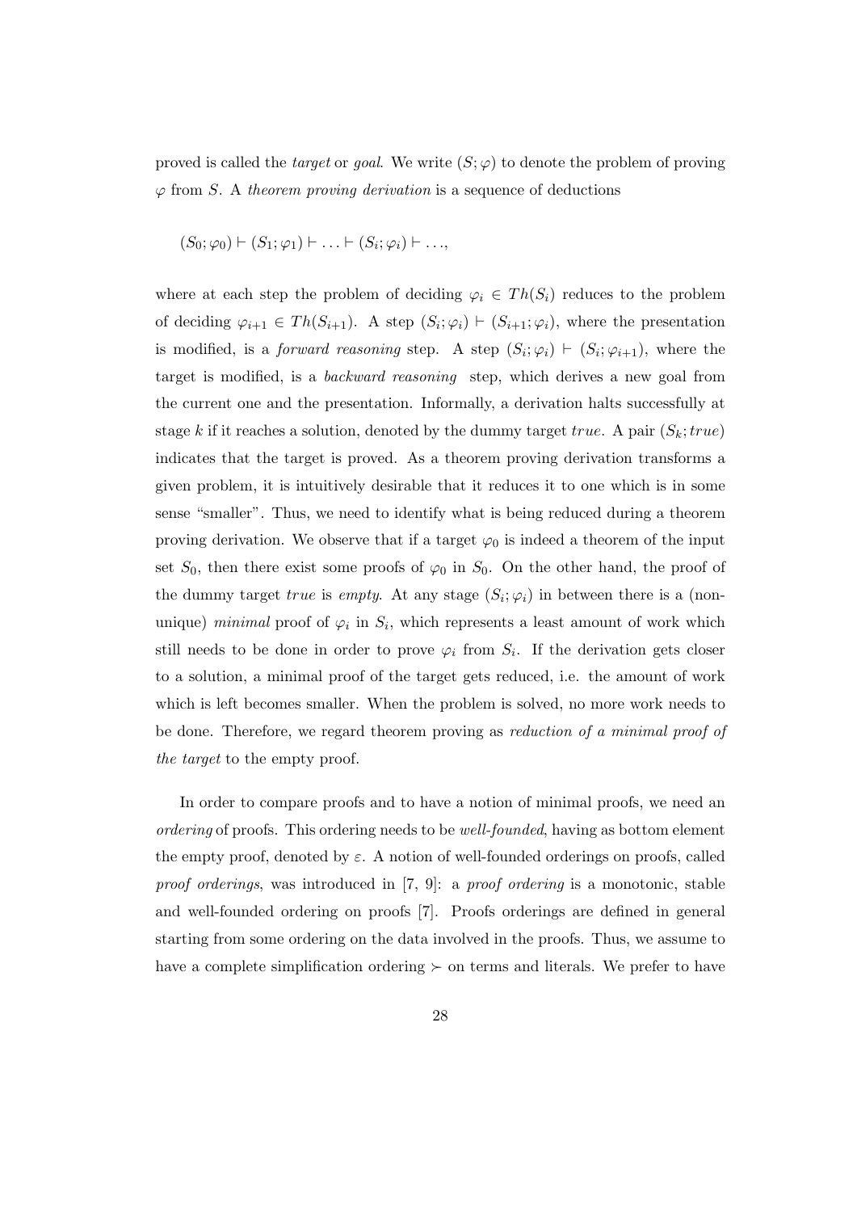proved is called the *target* or *goal*. We write $(S;\varphi)$ to denote the problem of proving $\varphi$ from $S$. A *theorem proving derivation* is a sequence of deductions

$$(S_0;\varphi_0) \vdash (S_1;\varphi_1) \vdash \ldots \vdash (S_i;\varphi_i) \vdash \ldots,$$

where at each step the problem of deciding $\varphi_i \in Th(S_i)$ reduces to the problem of deciding $\varphi_{i+1} \in Th(S_{i+1})$. A step $(S_i;\varphi_i) \vdash (S_{i+1};\varphi_i)$, where the presentation is modified, is a *forward reasoning* step. A step $(S_i;\varphi_i) \vdash (S_i;\varphi_{i+1})$, where the target is modified, is a *backward reasoning* step, which derives a new goal from the current one and the presentation. Informally, a derivation halts successfully at stage $k$ if it reaches a solution, denoted by the dummy target $true$. A pair $(S_k;true)$ indicates that the target is proved. As a theorem proving derivation transforms a given problem, it is intuitively desirable that it reduces it to one which is in some sense "smaller". Thus, we need to identify what is being reduced during a theorem proving derivation. We observe that if a target $\varphi_0$ is indeed a theorem of the input set $S_0$, then there exist some proofs of $\varphi_0$ in $S_0$. On the other hand, the proof of the dummy target $true$ is *empty*. At any stage $(S_i;\varphi_i)$ in between there is a (non-unique) *minimal* proof of $\varphi_i$ in $S_i$, which represents a least amount of work which still needs to be done in order to prove $\varphi_i$ from $S_i$. If the derivation gets closer to a solution, a minimal proof of the target gets reduced, i.e. the amount of work which is left becomes smaller. When the problem is solved, no more work needs to be done. Therefore, we regard theorem proving as *reduction of a minimal proof of the target* to the empty proof.

In order to compare proofs and to have a notion of minimal proofs, we need an *ordering* of proofs. This ordering needs to be *well-founded*, having as bottom element the empty proof, denoted by $\varepsilon$. A notion of well-founded orderings on proofs, called *proof orderings*, was introduced in [7, 9]: a *proof ordering* is a monotonic, stable and well-founded ordering on proofs [7]. Proofs orderings are defined in general starting from some ordering on the data involved in the proofs. Thus, we assume to have a complete simplification ordering $\succ$ on terms and literals. We prefer to have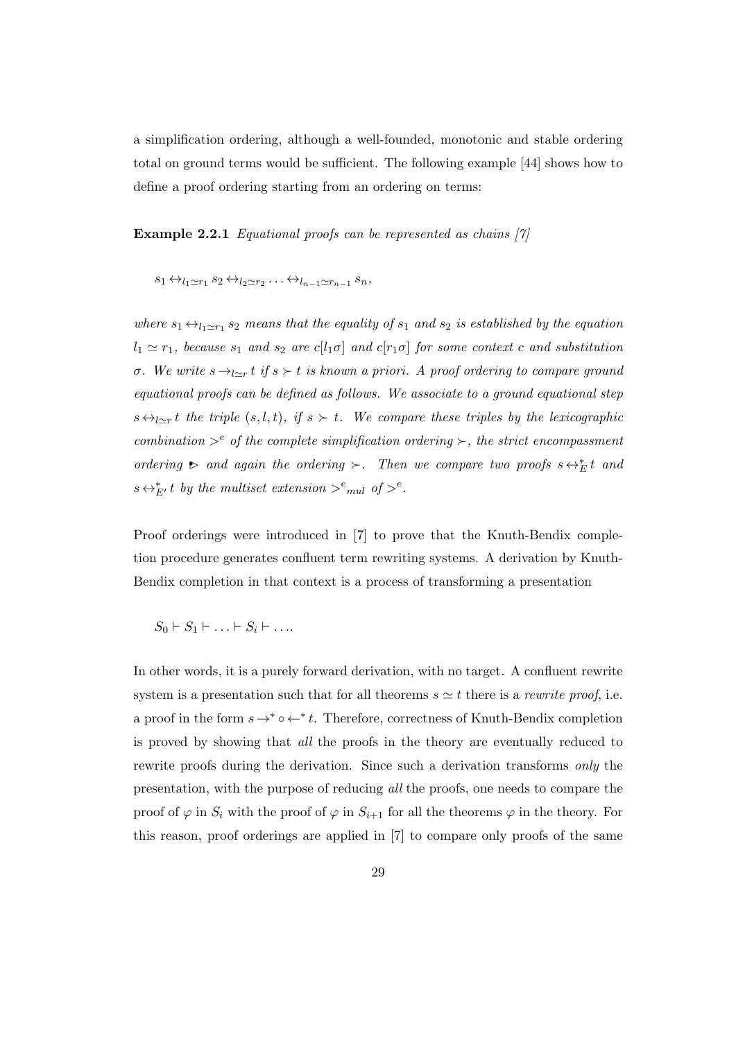a simplification ordering, although a well-founded, monotonic and stable ordering total on ground terms would be sufficient. The following example [44] shows how to define a proof ordering starting from an ordering on terms:

**Example 2.2.1** *Equational proofs can be represented as chains [7]*

$$s_1 \leftrightarrow_{l_1 \simeq r_1} s_2 \leftrightarrow_{l_2 \simeq r_2} \ldots \leftrightarrow_{l_{n-1} \simeq r_{n-1}} s_n,$$

*where $s_1 \leftrightarrow_{l_1 \simeq r_1} s_2$ means that the equality of $s_1$ and $s_2$ is established by the equation $l_1 \simeq r_1$, because $s_1$ and $s_2$ are $c[l_1\sigma]$ and $c[r_1\sigma]$ for some context $c$ and substitution $\sigma$. We write $s \rightarrow_{l \simeq r} t$ if $s \succ t$ is known a priori. A proof ordering to compare ground equational proofs can be defined as follows. We associate to a ground equational step $s \leftrightarrow_{l \simeq r} t$ the triple $(s, l, t)$, if $s \succ t$. We compare these triples by the lexicographic combination $>^e$ of the complete simplification ordering $\succ$, the strict encompassment ordering $\blacktriangleright$ and again the ordering $\succ$. Then we compare two proofs $s \leftrightarrow^*_E t$ and $s \leftrightarrow^*_{E'} t$ by the multiset extension ${>^e}_{mul}$ of $>^e$.*

Proof orderings were introduced in [7] to prove that the Knuth-Bendix completion procedure generates confluent term rewriting systems. A derivation by Knuth-Bendix completion in that context is a process of transforming a presentation

$$S_0 \vdash S_1 \vdash \ldots \vdash S_i \vdash \ldots$$

In other words, it is a purely forward derivation, with no target. A confluent rewrite system is a presentation such that for all theorems $s \simeq t$ there is a *rewrite proof*, i.e. a proof in the form $s \rightarrow^* \circ \leftarrow^* t$. Therefore, correctness of Knuth-Bendix completion is proved by showing that *all* the proofs in the theory are eventually reduced to rewrite proofs during the derivation. Since such a derivation transforms *only* the presentation, with the purpose of reducing *all* the proofs, one needs to compare the proof of $\varphi$ in $S_i$ with the proof of $\varphi$ in $S_{i+1}$ for all the theorems $\varphi$ in the theory. For this reason, proof orderings are applied in [7] to compare only proofs of the same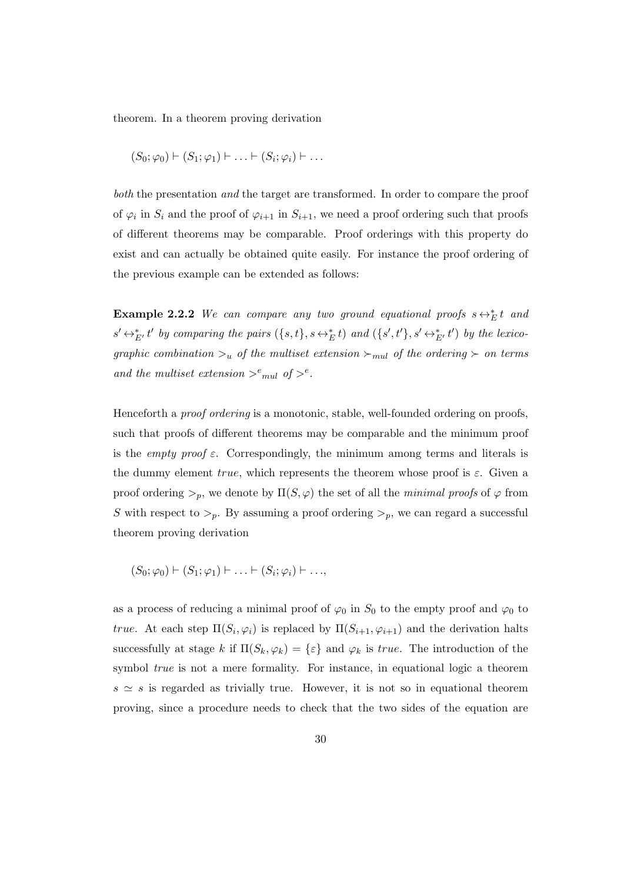theorem. In a theorem proving derivation

$$(S_0; \varphi_0) \vdash (S_1; \varphi_1) \vdash \ldots \vdash (S_i; \varphi_i) \vdash \ldots$$

*both* the presentation *and* the target are transformed. In order to compare the proof of $\varphi_i$ in $S_i$ and the proof of $\varphi_{i+1}$ in $S_{i+1}$, we need a proof ordering such that proofs of different theorems may be comparable. Proof orderings with this property do exist and can actually be obtained quite easily. For instance the proof ordering of the previous example can be extended as follows:

**Example 2.2.2** *We can compare any two ground equational proofs $s \leftrightarrow^*_E t$ and $s' \leftrightarrow^*_{E'} t'$ by comparing the pairs $(\{s,t\}, s \leftrightarrow^*_E t)$ and $(\{s',t'\}, s' \leftrightarrow^*_{E'} t')$ by the lexicographic combination $>_u$ of the multiset extension $\succ_{mul}$ of the ordering $\succ$ on terms and the multiset extension ${>^e}_{mul}$ of $>^e$.*

Henceforth a *proof ordering* is a monotonic, stable, well-founded ordering on proofs, such that proofs of different theorems may be comparable and the minimum proof is the *empty proof* $\varepsilon$. Correspondingly, the minimum among terms and literals is the dummy element *true*, which represents the theorem whose proof is $\varepsilon$. Given a proof ordering $>_p$, we denote by $\Pi(S, \varphi)$ the set of all the *minimal proofs* of $\varphi$ from $S$ with respect to $>_p$. By assuming a proof ordering $>_p$, we can regard a successful theorem proving derivation

$$(S_0; \varphi_0) \vdash (S_1; \varphi_1) \vdash \ldots \vdash (S_i; \varphi_i) \vdash \ldots,$$

as a process of reducing a minimal proof of $\varphi_0$ in $S_0$ to the empty proof and $\varphi_0$ to *true*. At each step $\Pi(S_i, \varphi_i)$ is replaced by $\Pi(S_{i+1}, \varphi_{i+1})$ and the derivation halts successfully at stage $k$ if $\Pi(S_k, \varphi_k) = \{\varepsilon\}$ and $\varphi_k$ is *true*. The introduction of the symbol *true* is not a mere formality. For instance, in equational logic a theorem $s \simeq s$ is regarded as trivially true. However, it is not so in equational theorem proving, since a procedure needs to check that the two sides of the equation are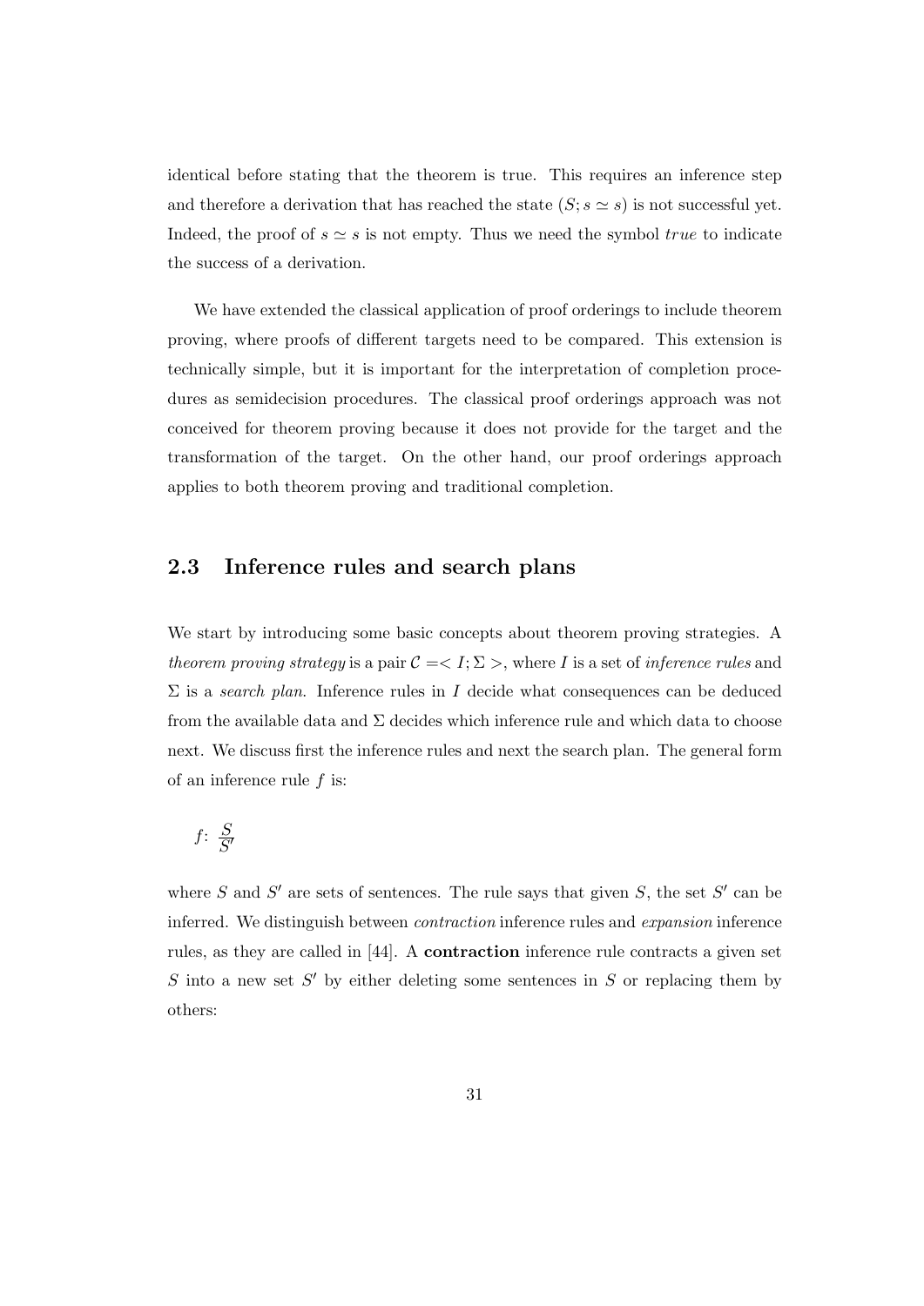identical before stating that the theorem is true. This requires an inference step and therefore a derivation that has reached the state $(S; s \simeq s)$ is not successful yet. Indeed, the proof of $s \simeq s$ is not empty. Thus we need the symbol *true* to indicate the success of a derivation.

We have extended the classical application of proof orderings to include theorem proving, where proofs of different targets need to be compared. This extension is technically simple, but it is important for the interpretation of completion procedures as semidecision procedures. The classical proof orderings approach was not conceived for theorem proving because it does not provide for the target and the transformation of the target. On the other hand, our proof orderings approach applies to both theorem proving and traditional completion.

## 2.3 Inference rules and search plans

We start by introducing some basic concepts about theorem proving strategies. A *theorem proving strategy* is a pair $\mathcal{C} = < I; \Sigma >$, where $I$ is a set of *inference rules* and $\Sigma$ is a *search plan*. Inference rules in $I$ decide what consequences can be deduced from the available data and $\Sigma$ decides which inference rule and which data to choose next. We discuss first the inference rules and next the search plan. The general form of an inference rule $f$ is:

$$f\colon \frac{S}{S'}$$

where $S$ and $S'$ are sets of sentences. The rule says that given $S$, the set $S'$ can be inferred. We distinguish between *contraction* inference rules and *expansion* inference rules, as they are called in [44]. A **contraction** inference rule contracts a given set $S$ into a new set $S'$ by either deleting some sentences in $S$ or replacing them by others: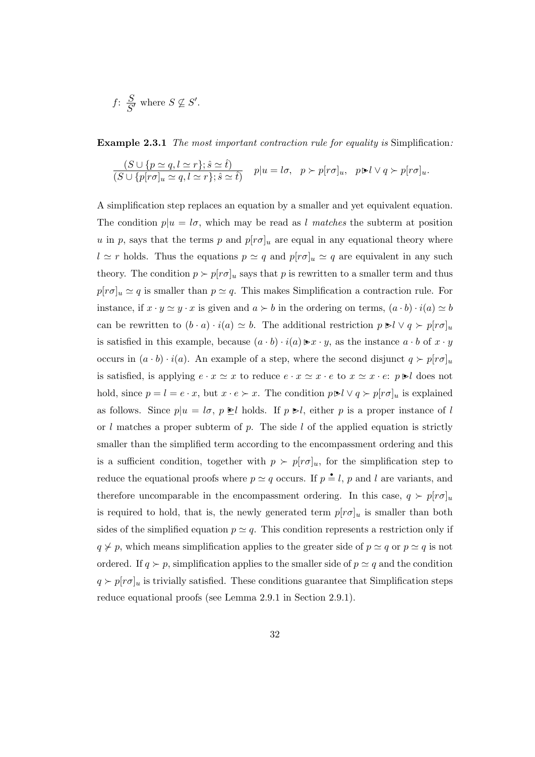$f$: $\dfrac{S}{S'}$ where $S \not\subseteq S'$.

**Example 2.3.1** *The most important contraction rule for equality is* Simplification*:*

$$\frac{(S \cup \{p \simeq q, l \simeq r\}; \hat{s} \simeq \hat{t})}{(S \cup \{p[r\sigma]_u \simeq q, l \simeq r\}; \hat{s} \simeq \hat{t})} \quad p|u = l\sigma, \quad p \succ p[r\sigma]_u, \quad p \blacktriangleright l \vee q \succ p[r\sigma]_u.$$

A simplification step replaces an equation by a smaller and yet equivalent equation. The condition $p|u = l\sigma$, which may be read as $l$ *matches* the subterm at position $u$ in $p$, says that the terms $p$ and $p[r\sigma]_u$ are equal in any equational theory where $l \simeq r$ holds. Thus the equations $p \simeq q$ and $p[r\sigma]_u \simeq q$ are equivalent in any such theory. The condition $p \succ p[r\sigma]_u$ says that $p$ is rewritten to a smaller term and thus $p[r\sigma]_u \simeq q$ is smaller than $p \simeq q$. This makes Simplification a contraction rule. For instance, if $x \cdot y \simeq y \cdot x$ is given and $a \succ b$ in the ordering on terms, $(a \cdot b) \cdot i(a) \simeq b$ can be rewritten to $(b \cdot a) \cdot i(a) \simeq b$. The additional restriction $p \blacktriangleright l \vee q \succ p[r\sigma]_u$ is satisfied in this example, because $(a \cdot b) \cdot i(a) \blacktriangleright x \cdot y$, as the instance $a \cdot b$ of $x \cdot y$ occurs in $(a \cdot b) \cdot i(a)$. An example of a step, where the second disjunct $q \succ p[r\sigma]_u$ is satisfied, is applying $e \cdot x \simeq x$ to reduce $e \cdot x \simeq x \cdot e$ to $x \simeq x \cdot e$: $p \blacktriangleright l$ does not hold, since $p = l = e \cdot x$, but $x \cdot e \succ x$. The condition $p \blacktriangleright l \vee q \succ p[r\sigma]_u$ is explained as follows. Since $p|u = l\sigma$, $p \trianglerighteq l$ holds. If $p \blacktriangleright l$, either $p$ is a proper instance of $l$ or $l$ matches a proper subterm of $p$. The side $l$ of the applied equation is strictly smaller than the simplified term according to the encompassment ordering and this is a sufficient condition, together with $p \succ p[r\sigma]_u$, for the simplification step to reduce the equational proofs where $p \simeq q$ occurs. If $p \doteq l$, $p$ and $l$ are variants, and therefore uncomparable in the encompassment ordering. In this case, $q \succ p[r\sigma]_u$ is required to hold, that is, the newly generated term $p[r\sigma]_u$ is smaller than both sides of the simplified equation $p \simeq q$. This condition represents a restriction only if $q \not\succ p$, which means simplification applies to the greater side of $p \simeq q$ or $p \simeq q$ is not ordered. If $q \succ p$, simplification applies to the smaller side of $p \simeq q$ and the condition $q \succ p[r\sigma]_u$ is trivially satisfied. These conditions guarantee that Simplification steps reduce equational proofs (see Lemma 2.9.1 in Section 2.9.1).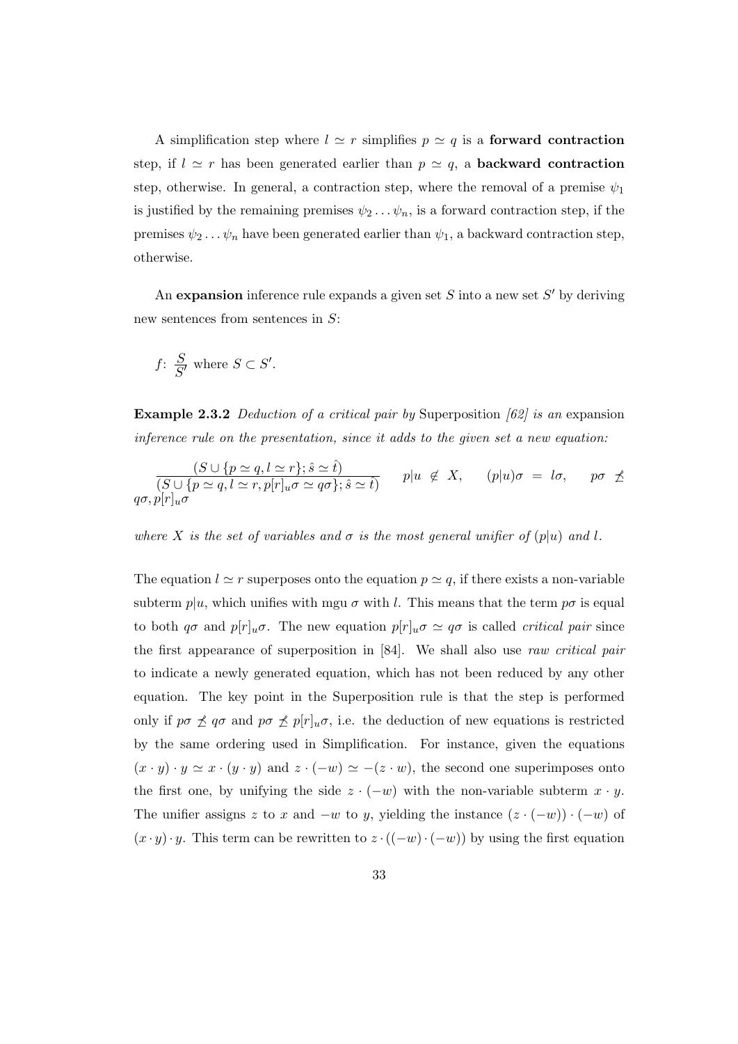A simplification step where $l \simeq r$ simplifies $p \simeq q$ is a **forward contraction** step, if $l \simeq r$ has been generated earlier than $p \simeq q$, a **backward contraction** step, otherwise. In general, a contraction step, where the removal of a premise $\psi_1$ is justified by the remaining premises $\psi_2 \ldots \psi_n$, is a forward contraction step, if the premises $\psi_2 \ldots \psi_n$ have been generated earlier than $\psi_1$, a backward contraction step, otherwise.

An **expansion** inference rule expands a given set $S$ into a new set $S'$ by deriving new sentences from sentences in $S$:

$f$: $\dfrac{S}{S'}$ where $S \subset S'$.

**Example 2.3.2** *Deduction of a critical pair by* Superposition *[62] is an* expansion *inference rule on the presentation, since it adds to the given set a new equation:*

$$\frac{(S \cup \{p \simeq q, l \simeq r\}; \hat{s} \simeq \hat{t})}{(S \cup \{p \simeq q, l \simeq r, p[r]_u\sigma \simeq q\sigma\}; \hat{s} \simeq \hat{t})} \quad p|u \not\in X, \quad (p|u)\sigma = l\sigma, \quad p\sigma \not\preceq q\sigma, p[r]_u\sigma$$

*where $X$ is the set of variables and $\sigma$ is the most general unifier of $(p|u)$ and $l$.*

The equation $l \simeq r$ superposes onto the equation $p \simeq q$, if there exists a non-variable subterm $p|u$, which unifies with mgu $\sigma$ with $l$. This means that the term $p\sigma$ is equal to both $q\sigma$ and $p[r]_u\sigma$. The new equation $p[r]_u\sigma \simeq q\sigma$ is called *critical pair* since the first appearance of superposition in [84]. We shall also use *raw critical pair* to indicate a newly generated equation, which has not been reduced by any other equation. The key point in the Superposition rule is that the step is performed only if $p\sigma \not\preceq q\sigma$ and $p\sigma \not\preceq p[r]_u\sigma$, i.e. the deduction of new equations is restricted by the same ordering used in Simplification. For instance, given the equations $(x \cdot y) \cdot y \simeq x \cdot (y \cdot y)$ and $z \cdot (-w) \simeq -(z \cdot w)$, the second one superimposes onto the first one, by unifying the side $z \cdot (-w)$ with the non-variable subterm $x \cdot y$. The unifier assigns $z$ to $x$ and $-w$ to $y$, yielding the instance $(z \cdot (-w)) \cdot (-w)$ of $(x \cdot y) \cdot y$. This term can be rewritten to $z \cdot ((-w) \cdot (-w))$ by using the first equation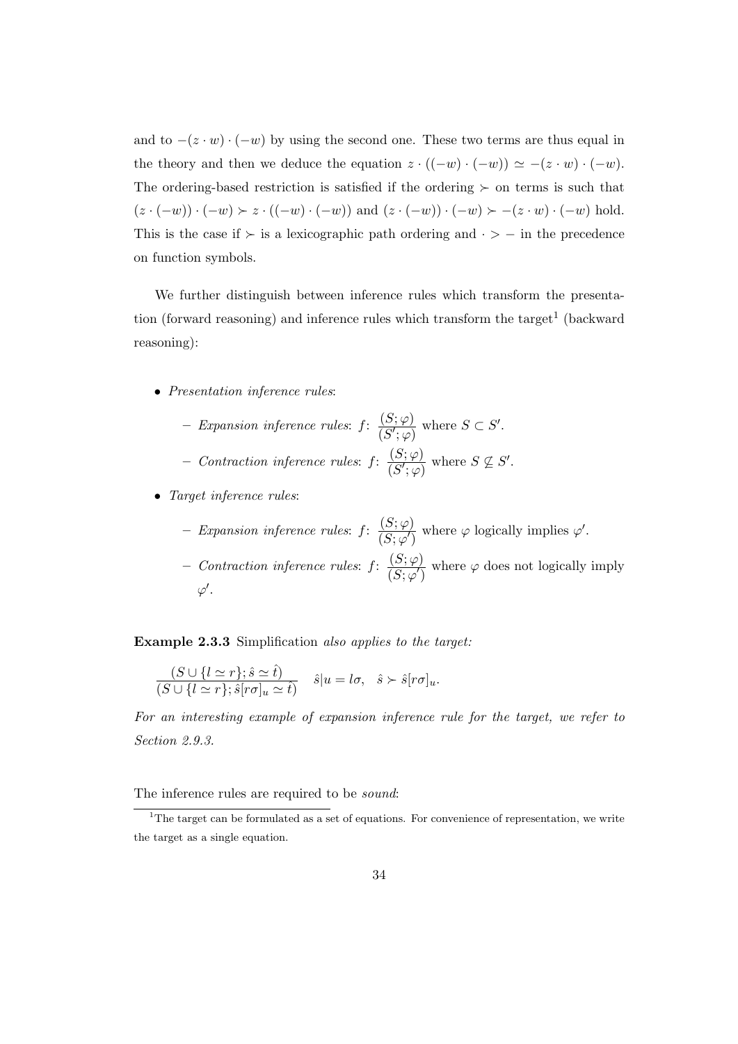and to $-(z \cdot w) \cdot (-w)$ by using the second one. These two terms are thus equal in the theory and then we deduce the equation $z \cdot ((-w) \cdot (-w)) \simeq -(z \cdot w) \cdot (-w)$. The ordering-based restriction is satisfied if the ordering $\succ$ on terms is such that $(z \cdot (-w)) \cdot (-w) \succ z \cdot ((-w) \cdot (-w))$ and $(z \cdot (-w)) \cdot (-w) \succ -(z \cdot w) \cdot (-w)$ hold. This is the case if $\succ$ is a lexicographic path ordering and $\cdot > -$ in the precedence on function symbols.

We further distinguish between inference rules which transform the presentation (forward reasoning) and inference rules which transform the target[1] (backward reasoning):

- *Presentation inference rules*:
  - *Expansion inference rules*: $f\colon \dfrac{(S;\varphi)}{(S';\varphi)}$ where $S \subset S'$.
  - *Contraction inference rules*: $f\colon \dfrac{(S;\varphi)}{(S';\varphi)}$ where $S \not\subseteq S'$.
- *Target inference rules*:
  - *Expansion inference rules*: $f\colon \dfrac{(S;\varphi)}{(S;\varphi')}$ where $\varphi$ logically implies $\varphi'$.
  - *Contraction inference rules*: $f\colon \dfrac{(S;\varphi)}{(S;\varphi')}$ where $\varphi$ does not logically imply $\varphi'$.

**Example 2.3.3** Simplification *also applies to the target:*

$$\frac{(S \cup \{l \simeq r\}; \hat{s} \simeq \hat{t})}{(S \cup \{l \simeq r\}; \hat{s}[r\sigma]_u \simeq \hat{t})} \quad \hat{s}|u = l\sigma, \quad \hat{s} \succ \hat{s}[r\sigma]_u.$$

*For an interesting example of expansion inference rule for the target, we refer to Section 2.9.3.*

The inference rules are required to be *sound*:

[1] The target can be formulated as a set of equations. For convenience of representation, we write the target as a single equation.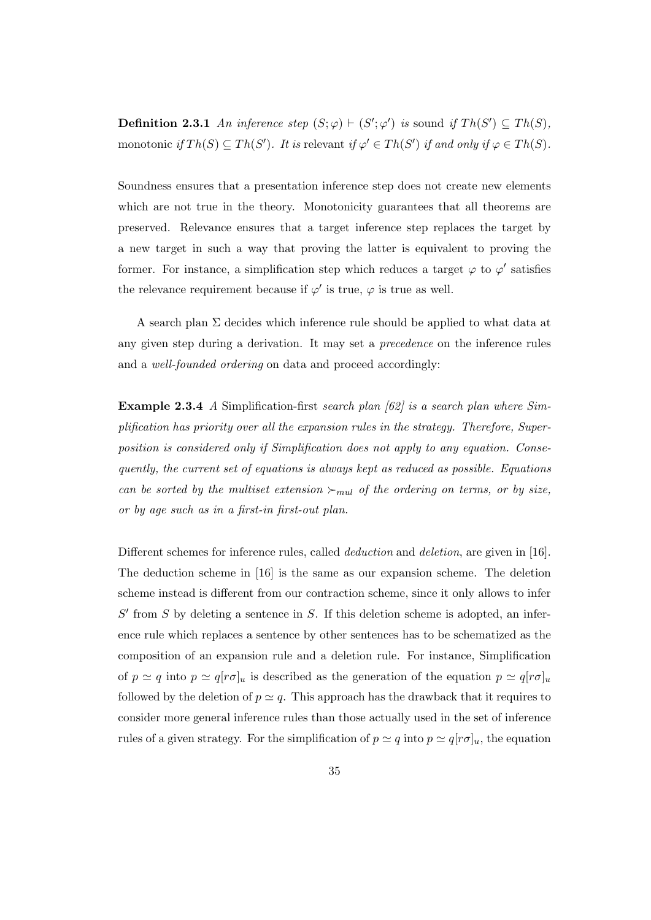**Definition 2.3.1** *An inference step $(S;\varphi) \vdash (S';\varphi')$ is* sound *if $Th(S') \subseteq Th(S)$,* monotonic *if $Th(S) \subseteq Th(S')$. It is* relevant *if $\varphi' \in Th(S')$ if and only if $\varphi \in Th(S)$.*

Soundness ensures that a presentation inference step does not create new elements which are not true in the theory. Monotonicity guarantees that all theorems are preserved. Relevance ensures that a target inference step replaces the target by a new target in such a way that proving the latter is equivalent to proving the former. For instance, a simplification step which reduces a target $\varphi$ to $\varphi'$ satisfies the relevance requirement because if $\varphi'$ is true, $\varphi$ is true as well.

A search plan $\Sigma$ decides which inference rule should be applied to what data at any given step during a derivation. It may set a *precedence* on the inference rules and a *well-founded ordering* on data and proceed accordingly:

**Example 2.3.4** *A* Simplification-first *search plan [62] is a search plan where Simplification has priority over all the expansion rules in the strategy. Therefore, Superposition is considered only if Simplification does not apply to any equation. Consequently, the current set of equations is always kept as reduced as possible. Equations can be sorted by the multiset extension $\succ_{mul}$ of the ordering on terms, or by size, or by age such as in a first-in first-out plan.*

Different schemes for inference rules, called *deduction* and *deletion*, are given in [16]. The deduction scheme in [16] is the same as our expansion scheme. The deletion scheme instead is different from our contraction scheme, since it only allows to infer $S'$ from $S$ by deleting a sentence in $S$. If this deletion scheme is adopted, an inference rule which replaces a sentence by other sentences has to be schematized as the composition of an expansion rule and a deletion rule. For instance, Simplification of $p \simeq q$ into $p \simeq q[r\sigma]_u$ is described as the generation of the equation $p \simeq q[r\sigma]_u$ followed by the deletion of $p \simeq q$. This approach has the drawback that it requires to consider more general inference rules than those actually used in the set of inference rules of a given strategy. For the simplification of $p \simeq q$ into $p \simeq q[r\sigma]_u$, the equation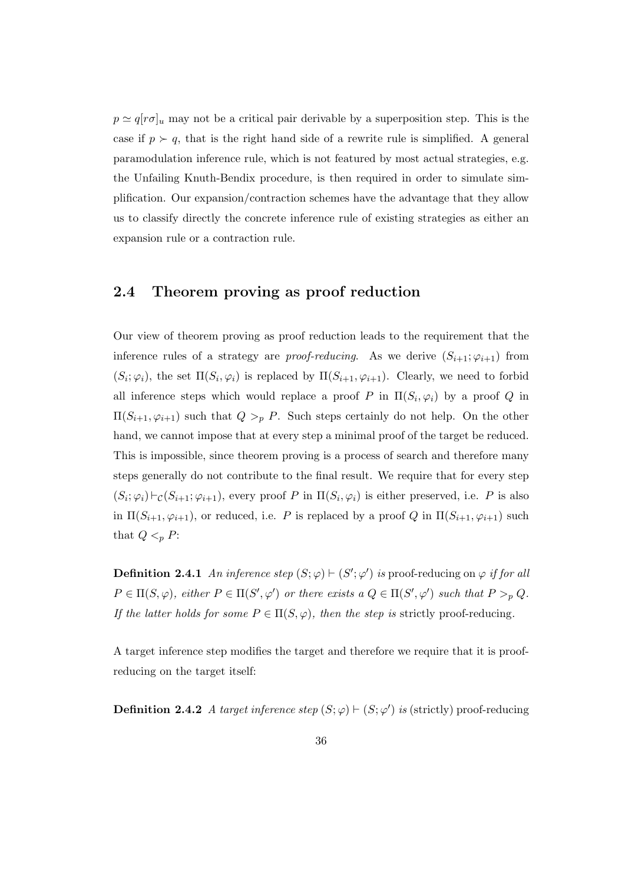$p \simeq q[r\sigma]_u$ may not be a critical pair derivable by a superposition step. This is the case if $p \succ q$, that is the right hand side of a rewrite rule is simplified. A general paramodulation inference rule, which is not featured by most actual strategies, e.g. the Unfailing Knuth-Bendix procedure, is then required in order to simulate simplification. Our expansion/contraction schemes have the advantage that they allow us to classify directly the concrete inference rule of existing strategies as either an expansion rule or a contraction rule.

## 2.4 Theorem proving as proof reduction

Our view of theorem proving as proof reduction leads to the requirement that the inference rules of a strategy are *proof-reducing*. As we derive $(S_{i+1}; \varphi_{i+1})$ from $(S_i; \varphi_i)$, the set $\Pi(S_i, \varphi_i)$ is replaced by $\Pi(S_{i+1}, \varphi_{i+1})$. Clearly, we need to forbid all inference steps which would replace a proof $P$ in $\Pi(S_i, \varphi_i)$ by a proof $Q$ in $\Pi(S_{i+1}, \varphi_{i+1})$ such that $Q >_p P$. Such steps certainly do not help. On the other hand, we cannot impose that at every step a minimal proof of the target be reduced. This is impossible, since theorem proving is a process of search and therefore many steps generally do not contribute to the final result. We require that for every step $(S_i; \varphi_i) \vdash_{\mathcal{C}} (S_{i+1}; \varphi_{i+1})$, every proof $P$ in $\Pi(S_i, \varphi_i)$ is either preserved, i.e. $P$ is also in $\Pi(S_{i+1}, \varphi_{i+1})$, or reduced, i.e. $P$ is replaced by a proof $Q$ in $\Pi(S_{i+1}, \varphi_{i+1})$ such that $Q <_p P$:

**Definition 2.4.1** *An inference step $(S; \varphi) \vdash (S'; \varphi')$ is* proof-reducing *on $\varphi$ if for all $P \in \Pi(S, \varphi)$, either $P \in \Pi(S', \varphi')$ or there exists a $Q \in \Pi(S', \varphi')$ such that $P >_p Q$. If the latter holds for some $P \in \Pi(S, \varphi)$, then the step is* strictly proof-reducing.

A target inference step modifies the target and therefore we require that it is proof-reducing on the target itself:

**Definition 2.4.2** *A target inference step $(S; \varphi) \vdash (S; \varphi')$ is* (strictly) proof-reducing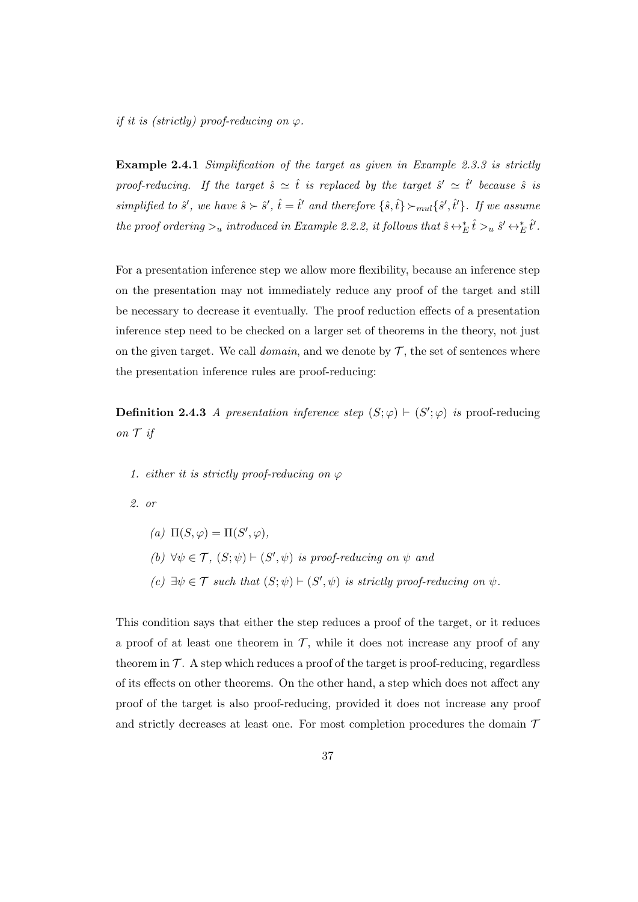*if it is (strictly) proof-reducing on $\varphi$.*

**Example 2.4.1** *Simplification of the target as given in Example 2.3.3 is strictly proof-reducing. If the target $\hat{s} \simeq \hat{t}$ is replaced by the target $\hat{s}' \simeq \hat{t}'$ because $\hat{s}$ is simplified to $\hat{s}'$, we have $\hat{s} \succ \hat{s}'$, $\hat{t} = \hat{t}'$ and therefore $\{\hat{s}, \hat{t}\} \succ_{mul} \{\hat{s}', \hat{t}'\}$. If we assume the proof ordering $>_u$ introduced in Example 2.2.2, it follows that $\hat{s} \leftrightarrow_E^* \hat{t} >_u \hat{s}' \leftrightarrow_E^* \hat{t}'$.*

For a presentation inference step we allow more flexibility, because an inference step on the presentation may not immediately reduce any proof of the target and still be necessary to decrease it eventually. The proof reduction effects of a presentation inference step need to be checked on a larger set of theorems in the theory, not just on the given target. We call *domain*, and we denote by $\mathcal{T}$, the set of sentences where the presentation inference rules are proof-reducing:

**Definition 2.4.3** *A presentation inference step $(S; \varphi) \vdash (S'; \varphi)$ is* proof-reducing *on $\mathcal{T}$ if*

1. *either it is strictly proof-reducing on $\varphi$*
2. *or*
   - *(a) $\Pi(S, \varphi) = \Pi(S', \varphi)$,*
   - *(b) $\forall \psi \in \mathcal{T}$, $(S; \psi) \vdash (S', \psi)$ is proof-reducing on $\psi$ and*
   - *(c) $\exists \psi \in \mathcal{T}$ such that $(S; \psi) \vdash (S', \psi)$ is strictly proof-reducing on $\psi$.*

This condition says that either the step reduces a proof of the target, or it reduces a proof of at least one theorem in $\mathcal{T}$, while it does not increase any proof of any theorem in $\mathcal{T}$. A step which reduces a proof of the target is proof-reducing, regardless of its effects on other theorems. On the other hand, a step which does not affect any proof of the target is also proof-reducing, provided it does not increase any proof and strictly decreases at least one. For most completion procedures the domain $\mathcal{T}$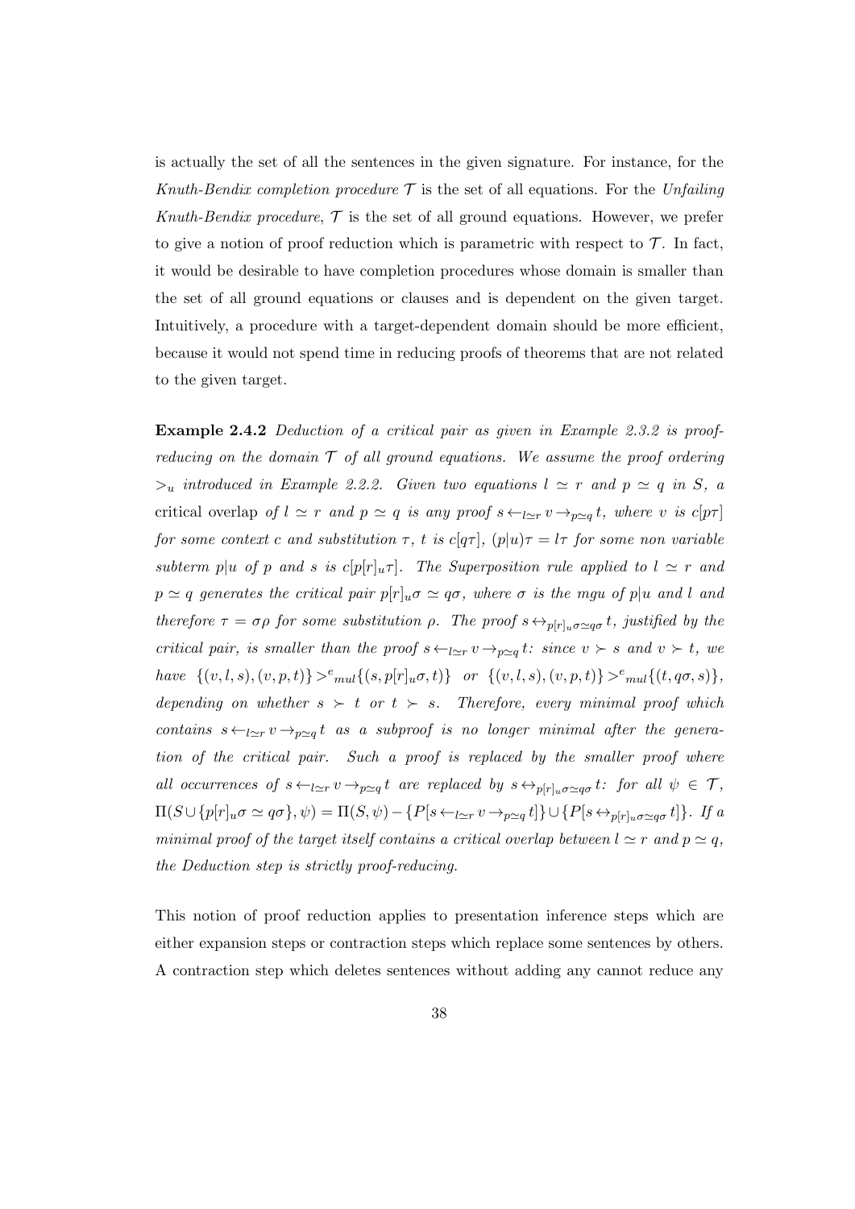is actually the set of all the sentences in the given signature. For instance, for the *Knuth-Bendix completion procedure* $\mathcal{T}$ is the set of all equations. For the *Unfailing Knuth-Bendix procedure*, $\mathcal{T}$ is the set of all ground equations. However, we prefer to give a notion of proof reduction which is parametric with respect to $\mathcal{T}$. In fact, it would be desirable to have completion procedures whose domain is smaller than the set of all ground equations or clauses and is dependent on the given target. Intuitively, a procedure with a target-dependent domain should be more efficient, because it would not spend time in reducing proofs of theorems that are not related to the given target.

**Example 2.4.2** *Deduction of a critical pair as given in Example 2.3.2 is proof-reducing on the domain $\mathcal{T}$ of all ground equations. We assume the proof ordering $>_u$ introduced in Example 2.2.2. Given two equations $l \simeq r$ and $p \simeq q$ in $S$, a* critical overlap *of $l \simeq r$ and $p \simeq q$ is any proof $s \leftarrow_{l \simeq r} v \rightarrow_{p \simeq q} t$, where $v$ is $c[p\tau]$ for some context $c$ and substitution $\tau$, $t$ is $c[q\tau]$, $(p|u)\tau = l\tau$ for some non variable subterm $p|u$ of $p$ and $s$ is $c[p[r]_u\tau]$. The Superposition rule applied to $l \simeq r$ and $p \simeq q$ generates the critical pair $p[r]_u\sigma \simeq q\sigma$, where $\sigma$ is the mgu of $p|u$ and $l$ and therefore $\tau = \sigma\rho$ for some substitution $\rho$. The proof $s \leftrightarrow_{p[r]_u\sigma \simeq q\sigma} t$, justified by the critical pair, is smaller than the proof $s \leftarrow_{l \simeq r} v \rightarrow_{p \simeq q} t$: since $v \succ s$ and $v \succ t$, we have $\{(v, l, s), (v, p, t)\} >^e{}_{mul} \{(s, p[r]_u\sigma, t)\}$ or $\{(v, l, s), (v, p, t)\} >^e{}_{mul} \{(t, q\sigma, s)\}$, depending on whether $s \succ t$ or $t \succ s$. Therefore, every minimal proof which contains $s \leftarrow_{l \simeq r} v \rightarrow_{p \simeq q} t$ as a subproof is no longer minimal after the generation of the critical pair. Such a proof is replaced by the smaller proof where all occurrences of $s \leftarrow_{l \simeq r} v \rightarrow_{p \simeq q} t$ are replaced by $s \leftrightarrow_{p[r]_u\sigma \simeq q\sigma} t$: for all $\psi \in \mathcal{T}$, $\Pi(S \cup \{p[r]_u\sigma \simeq q\sigma\}, \psi) = \Pi(S, \psi) - \{P[s \leftarrow_{l \simeq r} v \rightarrow_{p \simeq q} t]\} \cup \{P[s \leftrightarrow_{p[r]_u\sigma \simeq q\sigma} t]\}$. If a minimal proof of the target itself contains a critical overlap between $l \simeq r$ and $p \simeq q$, the Deduction step is strictly proof-reducing.*

This notion of proof reduction applies to presentation inference steps which are either expansion steps or contraction steps which replace some sentences by others. A contraction step which deletes sentences without adding any cannot reduce any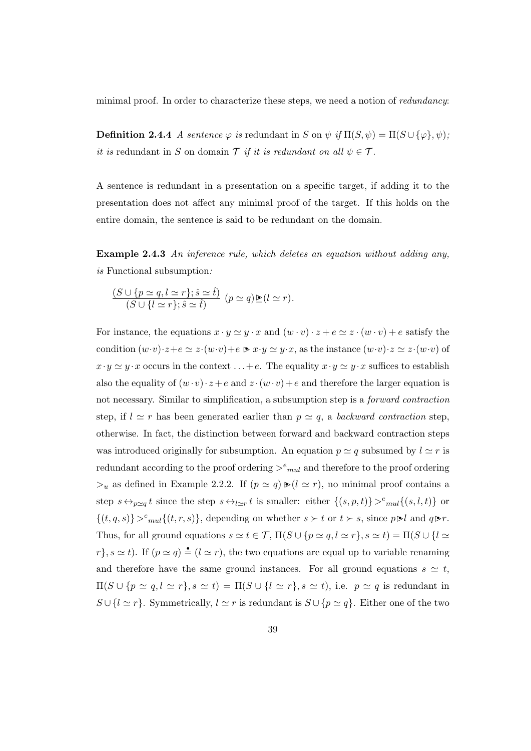minimal proof. In order to characterize these steps, we need a notion of *redundancy*:

**Definition 2.4.4** *A sentence $\varphi$ is* redundant *in $S$ on $\psi$ if $\Pi(S, \psi) = \Pi(S \cup \{\varphi\}, \psi)$; it is* redundant in $S$ on domain $\mathcal{T}$ *if it is redundant on all $\psi \in \mathcal{T}$.*

A sentence is redundant in a presentation on a specific target, if adding it to the presentation does not affect any minimal proof of the target. If this holds on the entire domain, the sentence is said to be redundant on the domain.

**Example 2.4.3** *An inference rule, which deletes an equation without adding any, is* Functional subsumption*:*

$$\frac{(S \cup \{p \simeq q, l \simeq r\}; \hat{s} \simeq \hat{t})}{(S \cup \{l \simeq r\}; \hat{s} \simeq \hat{t})} \ (p \simeq q) \trianglerighteq (l \simeq r).$$

For instance, the equations $x \cdot y \simeq y \cdot x$ and $(w \cdot v) \cdot z + e \simeq z \cdot (w \cdot v) + e$ satisfy the condition $(w \cdot v) \cdot z + e \simeq z \cdot (w \cdot v) + e \triangleright x \cdot y \simeq y \cdot x$, as the instance $(w \cdot v) \cdot z \simeq z \cdot (w \cdot v)$ of $x \cdot y \simeq y \cdot x$ occurs in the context $\ldots + e$. The equality $x \cdot y \simeq y \cdot x$ suffices to establish also the equality of $(w \cdot v) \cdot z + e$ and $z \cdot (w \cdot v) + e$ and therefore the larger equation is not necessary. Similar to simplification, a subsumption step is a *forward contraction* step, if $l \simeq r$ has been generated earlier than $p \simeq q$, a *backward contraction* step, otherwise. In fact, the distinction between forward and backward contraction steps was introduced originally for subsumption. An equation $p \simeq q$ subsumed by $l \simeq r$ is redundant according to the proof ordering ${>^e}_{mul}$ and therefore to the proof ordering $>_u$ as defined in Example 2.2.2. If $(p \simeq q) \triangleright (l \simeq r)$, no minimal proof contains a step $s \leftrightarrow_{p \simeq q} t$ since the step $s \leftrightarrow_{l \simeq r} t$ is smaller: either $\{(s, p, t)\} {>^e}_{mul} \{(s, l, t)\}$ or $\{(t, q, s)\} {>^e}_{mul} \{(t, r, s)\}$, depending on whether $s \succ t$ or $t \succ s$, since $p \triangleright l$ and $q \triangleright r$. Thus, for all ground equations $s \simeq t \in \mathcal{T}$, $\Pi(S \cup \{p \simeq q, l \simeq r\}, s \simeq t) = \Pi(S \cup \{l \simeq r\}, s \simeq t)$. If $(p \simeq q) \doteq (l \simeq r)$, the two equations are equal up to variable renaming and therefore have the same ground instances. For all ground equations $s \simeq t$, $\Pi(S \cup \{p \simeq q, l \simeq r\}, s \simeq t) = \Pi(S \cup \{l \simeq r\}, s \simeq t)$, i.e. $p \simeq q$ is redundant in $S \cup \{l \simeq r\}$. Symmetrically, $l \simeq r$ is redundant is $S \cup \{p \simeq q\}$. Either one of the two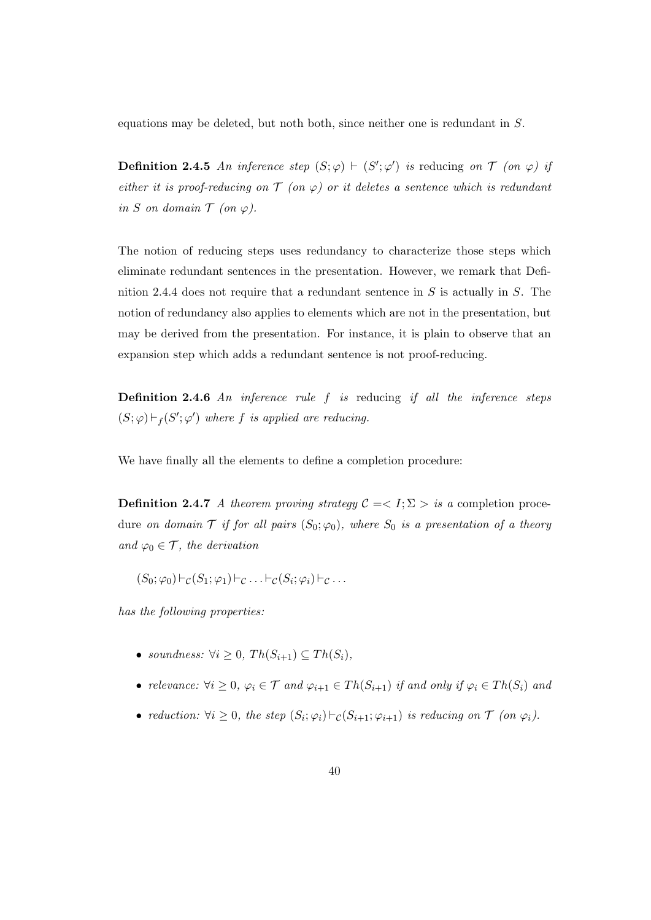equations may be deleted, but noth both, since neither one is redundant in $S$.

**Definition 2.4.5** *An inference step $(S;\varphi) \vdash (S';\varphi')$ is* reducing *on $\mathcal{T}$ (on $\varphi$) if either it is proof-reducing on $\mathcal{T}$ (on $\varphi$) or it deletes a sentence which is redundant in $S$ on domain $\mathcal{T}$ (on $\varphi$).*

The notion of reducing steps uses redundancy to characterize those steps which eliminate redundant sentences in the presentation. However, we remark that Definition 2.4.4 does not require that a redundant sentence in $S$ is actually in $S$. The notion of redundancy also applies to elements which are not in the presentation, but may be derived from the presentation. For instance, it is plain to observe that an expansion step which adds a redundant sentence is not proof-reducing.

**Definition 2.4.6** *An inference rule $f$ is* reducing *if all the inference steps $(S;\varphi)\vdash_f(S';\varphi')$ where $f$ is applied are reducing.*

We have finally all the elements to define a completion procedure:

**Definition 2.4.7** *A theorem proving strategy $\mathcal{C} =< I;\Sigma >$ is a* completion procedure *on domain $\mathcal{T}$ if for all pairs $(S_0;\varphi_0)$, where $S_0$ is a presentation of a theory and $\varphi_0 \in \mathcal{T}$, the derivation*

$$(S_0;\varphi_0)\vdash_{\mathcal{C}}(S_1;\varphi_1)\vdash_{\mathcal{C}}\ldots\vdash_{\mathcal{C}}(S_i;\varphi_i)\vdash_{\mathcal{C}}\ldots$$

*has the following properties:*

- *soundness: $\forall i \geq 0$, $Th(S_{i+1}) \subseteq Th(S_i)$,*
- *relevance: $\forall i \geq 0$, $\varphi_i \in \mathcal{T}$ and $\varphi_{i+1} \in Th(S_{i+1})$ if and only if $\varphi_i \in Th(S_i)$ and*
- *reduction: $\forall i \geq 0$, the step $(S_i;\varphi_i)\vdash_{\mathcal{C}}(S_{i+1};\varphi_{i+1})$ is reducing on $\mathcal{T}$ (on $\varphi_i$).*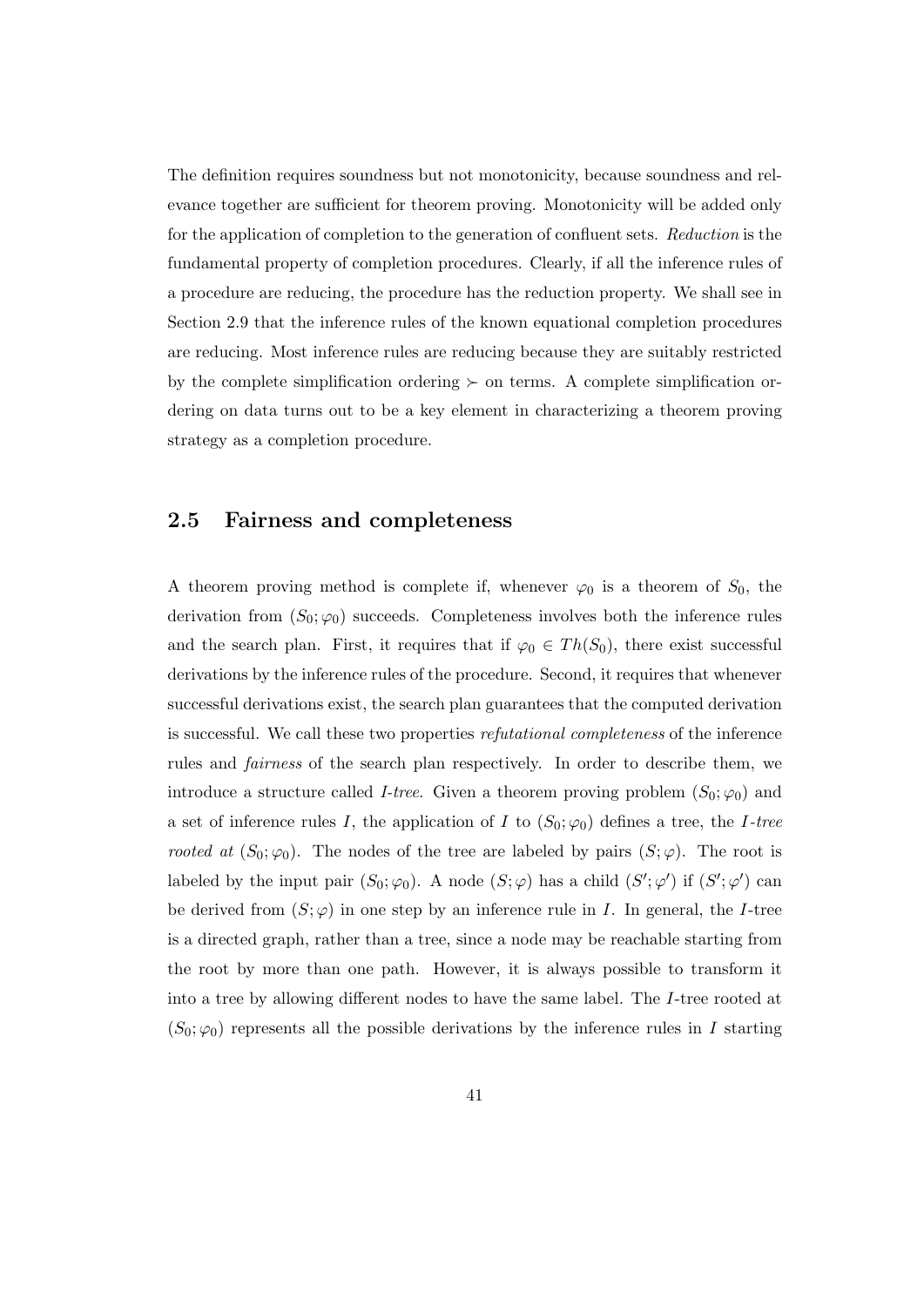The definition requires soundness but not monotonicity, because soundness and relevance together are sufficient for theorem proving. Monotonicity will be added only for the application of completion to the generation of confluent sets. *Reduction* is the fundamental property of completion procedures. Clearly, if all the inference rules of a procedure are reducing, the procedure has the reduction property. We shall see in Section 2.9 that the inference rules of the known equational completion procedures are reducing. Most inference rules are reducing because they are suitably restricted by the complete simplification ordering $\succ$ on terms. A complete simplification ordering on data turns out to be a key element in characterizing a theorem proving strategy as a completion procedure.

## 2.5 Fairness and completeness

A theorem proving method is complete if, whenever $\varphi_0$ is a theorem of $S_0$, the derivation from $(S_0; \varphi_0)$ succeeds. Completeness involves both the inference rules and the search plan. First, it requires that if $\varphi_0 \in Th(S_0)$, there exist successful derivations by the inference rules of the procedure. Second, it requires that whenever successful derivations exist, the search plan guarantees that the computed derivation is successful. We call these two properties *refutational completeness* of the inference rules and *fairness* of the search plan respectively. In order to describe them, we introduce a structure called *I-tree*. Given a theorem proving problem $(S_0; \varphi_0)$ and a set of inference rules $I$, the application of $I$ to $(S_0; \varphi_0)$ defines a tree, the *$I$-tree rooted at* $(S_0; \varphi_0)$. The nodes of the tree are labeled by pairs $(S; \varphi)$. The root is labeled by the input pair $(S_0; \varphi_0)$. A node $(S; \varphi)$ has a child $(S'; \varphi')$ if $(S'; \varphi')$ can be derived from $(S; \varphi)$ in one step by an inference rule in $I$. In general, the $I$-tree is a directed graph, rather than a tree, since a node may be reachable starting from the root by more than one path. However, it is always possible to transform it into a tree by allowing different nodes to have the same label. The $I$-tree rooted at $(S_0; \varphi_0)$ represents all the possible derivations by the inference rules in $I$ starting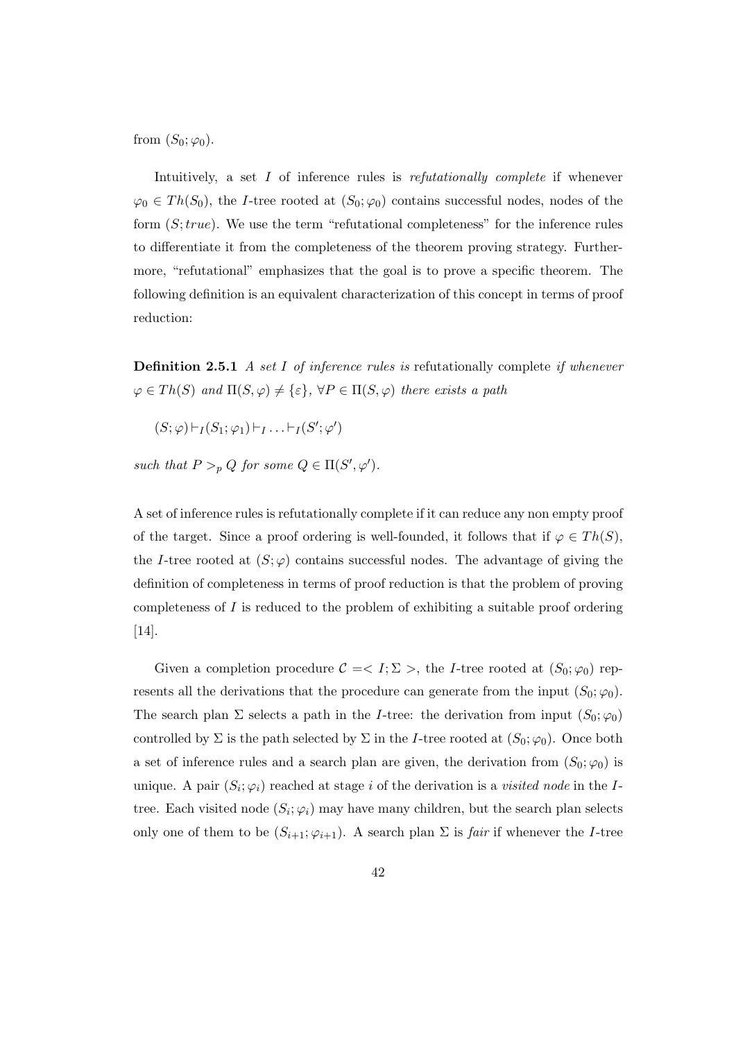from $(S_0; \varphi_0)$.

Intuitively, a set $I$ of inference rules is *refutationally complete* if whenever $\varphi_0 \in Th(S_0)$, the $I$-tree rooted at $(S_0; \varphi_0)$ contains successful nodes, nodes of the form $(S; true)$. We use the term "refutational completeness" for the inference rules to differentiate it from the completeness of the theorem proving strategy. Furthermore, "refutational" emphasizes that the goal is to prove a specific theorem. The following definition is an equivalent characterization of this concept in terms of proof reduction:

**Definition 2.5.1** *A set $I$ of inference rules is* refutationally complete *if whenever $\varphi \in Th(S)$ and $\Pi(S, \varphi) \neq \{\varepsilon\}$, $\forall P \in \Pi(S, \varphi)$ there exists a path*

$$(S; \varphi) \vdash_I (S_1; \varphi_1) \vdash_I \ldots \vdash_I (S'; \varphi')$$

*such that $P >_p Q$ for some $Q \in \Pi(S', \varphi')$.*

A set of inference rules is refutationally complete if it can reduce any non empty proof of the target. Since a proof ordering is well-founded, it follows that if $\varphi \in Th(S)$, the $I$-tree rooted at $(S; \varphi)$ contains successful nodes. The advantage of giving the definition of completeness in terms of proof reduction is that the problem of proving completeness of $I$ is reduced to the problem of exhibiting a suitable proof ordering [14].

Given a completion procedure $\mathcal{C} =< I; \Sigma >$, the $I$-tree rooted at $(S_0; \varphi_0)$ represents all the derivations that the procedure can generate from the input $(S_0; \varphi_0)$. The search plan $\Sigma$ selects a path in the $I$-tree: the derivation from input $(S_0; \varphi_0)$ controlled by $\Sigma$ is the path selected by $\Sigma$ in the $I$-tree rooted at $(S_0; \varphi_0)$. Once both a set of inference rules and a search plan are given, the derivation from $(S_0; \varphi_0)$ is unique. A pair $(S_i; \varphi_i)$ reached at stage $i$ of the derivation is a *visited node* in the $I$-tree. Each visited node $(S_i; \varphi_i)$ may have many children, but the search plan selects only one of them to be $(S_{i+1}; \varphi_{i+1})$. A search plan $\Sigma$ is *fair* if whenever the $I$-tree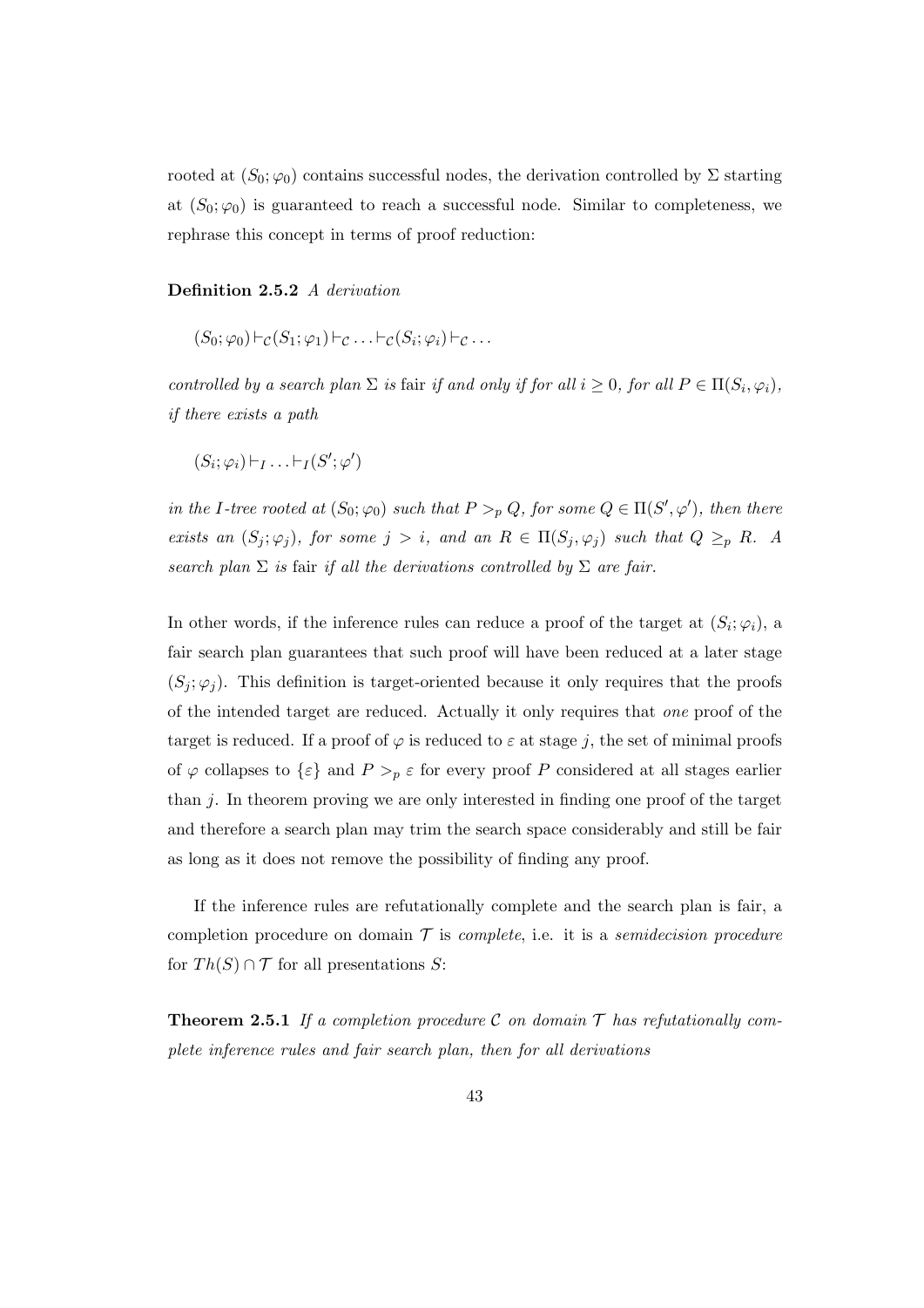rooted at $(S_0; \varphi_0)$ contains successful nodes, the derivation controlled by $\Sigma$ starting at $(S_0; \varphi_0)$ is guaranteed to reach a successful node. Similar to completeness, we rephrase this concept in terms of proof reduction:

**Definition 2.5.2** *A derivation*

$$(S_0; \varphi_0) \vdash_{\mathcal{C}} (S_1; \varphi_1) \vdash_{\mathcal{C}} \ldots \vdash_{\mathcal{C}} (S_i; \varphi_i) \vdash_{\mathcal{C}} \ldots$$

*controlled by a search plan $\Sigma$ is* fair *if and only if for all $i \geq 0$, for all $P \in \Pi(S_i, \varphi_i)$, if there exists a path*

$$(S_i; \varphi_i) \vdash_I \ldots \vdash_I (S'; \varphi')$$

*in the $I$-tree rooted at $(S_0; \varphi_0)$ such that $P >_p Q$, for some $Q \in \Pi(S', \varphi')$, then there exists an $(S_j; \varphi_j)$, for some $j > i$, and an $R \in \Pi(S_j, \varphi_j)$ such that $Q \geq_p R$. A search plan $\Sigma$ is* fair *if all the derivations controlled by $\Sigma$ are fair.*

In other words, if the inference rules can reduce a proof of the target at $(S_i; \varphi_i)$, a fair search plan guarantees that such proof will have been reduced at a later stage $(S_j; \varphi_j)$. This definition is target-oriented because it only requires that the proofs of the intended target are reduced. Actually it only requires that *one* proof of the target is reduced. If a proof of $\varphi$ is reduced to $\varepsilon$ at stage $j$, the set of minimal proofs of $\varphi$ collapses to $\{\varepsilon\}$ and $P >_p \varepsilon$ for every proof $P$ considered at all stages earlier than $j$. In theorem proving we are only interested in finding one proof of the target and therefore a search plan may trim the search space considerably and still be fair as long as it does not remove the possibility of finding any proof.

If the inference rules are refutationally complete and the search plan is fair, a completion procedure on domain $\mathcal{T}$ is *complete*, i.e. it is a *semidecision procedure* for $Th(S) \cap \mathcal{T}$ for all presentations $S$:

**Theorem 2.5.1** *If a completion procedure $\mathcal{C}$ on domain $\mathcal{T}$ has refutationally complete inference rules and fair search plan, then for all derivations*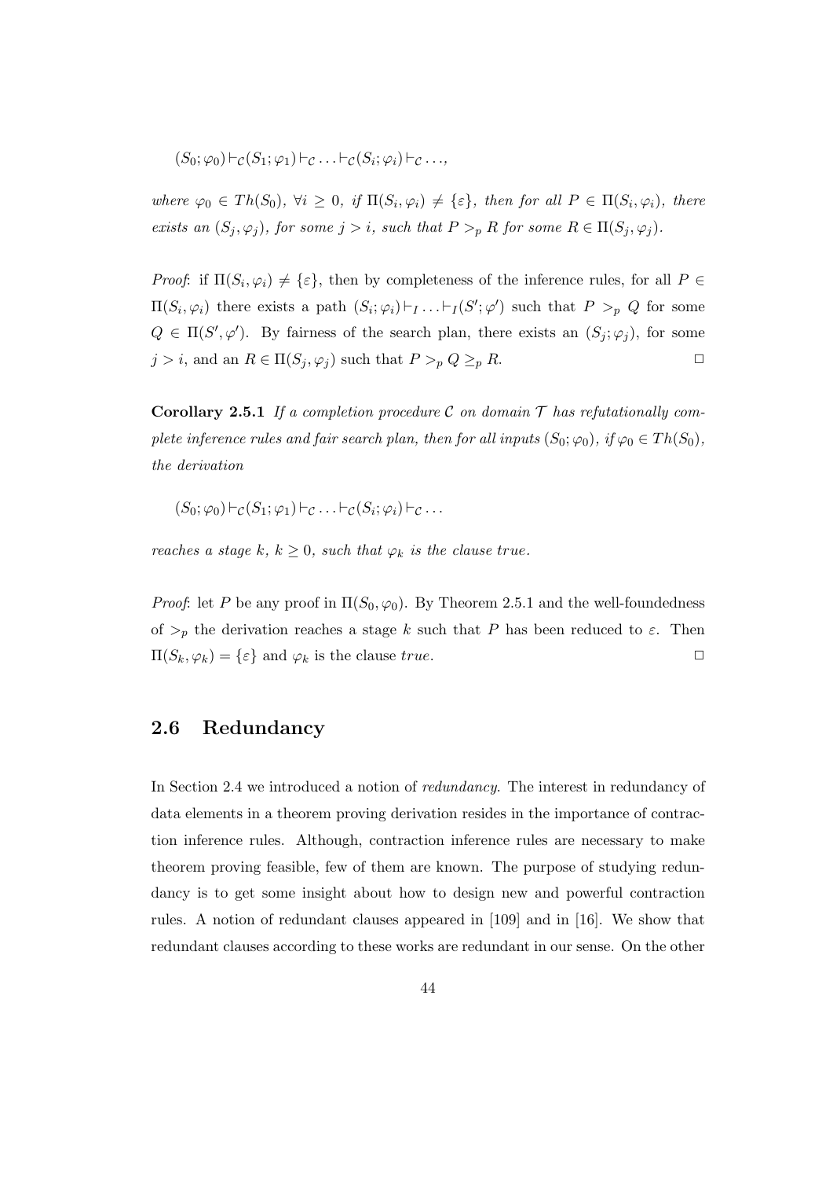$$(S_0; \varphi_0) \vdash_{\mathcal{C}} (S_1; \varphi_1) \vdash_{\mathcal{C}} \ldots \vdash_{\mathcal{C}} (S_i; \varphi_i) \vdash_{\mathcal{C}} \ldots,$$

*where* $\varphi_0 \in Th(S_0)$, $\forall i \geq 0$, *if* $\Pi(S_i, \varphi_i) \neq \{\varepsilon\}$, *then for all* $P \in \Pi(S_i, \varphi_i)$, *there exists an* $(S_j, \varphi_j)$, *for some* $j > i$, *such that* $P >_p R$ *for some* $R \in \Pi(S_j, \varphi_j)$.

*Proof*: if $\Pi(S_i, \varphi_i) \neq \{\varepsilon\}$, then by completeness of the inference rules, for all $P \in \Pi(S_i, \varphi_i)$ there exists a path $(S_i; \varphi_i) \vdash_I \ldots \vdash_I (S'; \varphi')$ such that $P >_p Q$ for some $Q \in \Pi(S', \varphi')$. By fairness of the search plan, there exists an $(S_j; \varphi_j)$, for some $j > i$, and an $R \in \Pi(S_j, \varphi_j)$ such that $P >_p Q \geq_p R$. □

**Corollary 2.5.1** *If a completion procedure* $\mathcal{C}$ *on domain* $\mathcal{T}$ *has refutationally complete inference rules and fair search plan, then for all inputs* $(S_0; \varphi_0)$, *if* $\varphi_0 \in Th(S_0)$, *the derivation*

$$(S_0; \varphi_0) \vdash_{\mathcal{C}} (S_1; \varphi_1) \vdash_{\mathcal{C}} \ldots \vdash_{\mathcal{C}} (S_i; \varphi_i) \vdash_{\mathcal{C}} \ldots$$

*reaches a stage* $k$, $k \geq 0$, *such that* $\varphi_k$ *is the clause true*.

*Proof*: let $P$ be any proof in $\Pi(S_0, \varphi_0)$. By Theorem 2.5.1 and the well-foundedness of $>_p$ the derivation reaches a stage $k$ such that $P$ has been reduced to $\varepsilon$. Then $\Pi(S_k, \varphi_k) = \{\varepsilon\}$ and $\varphi_k$ is the clause *true*. □

## 2.6 Redundancy

In Section 2.4 we introduced a notion of *redundancy*. The interest in redundancy of data elements in a theorem proving derivation resides in the importance of contraction inference rules. Although, contraction inference rules are necessary to make theorem proving feasible, few of them are known. The purpose of studying redundancy is to get some insight about how to design new and powerful contraction rules. A notion of redundant clauses appeared in [109] and in [16]. We show that redundant clauses according to these works are redundant in our sense. On the other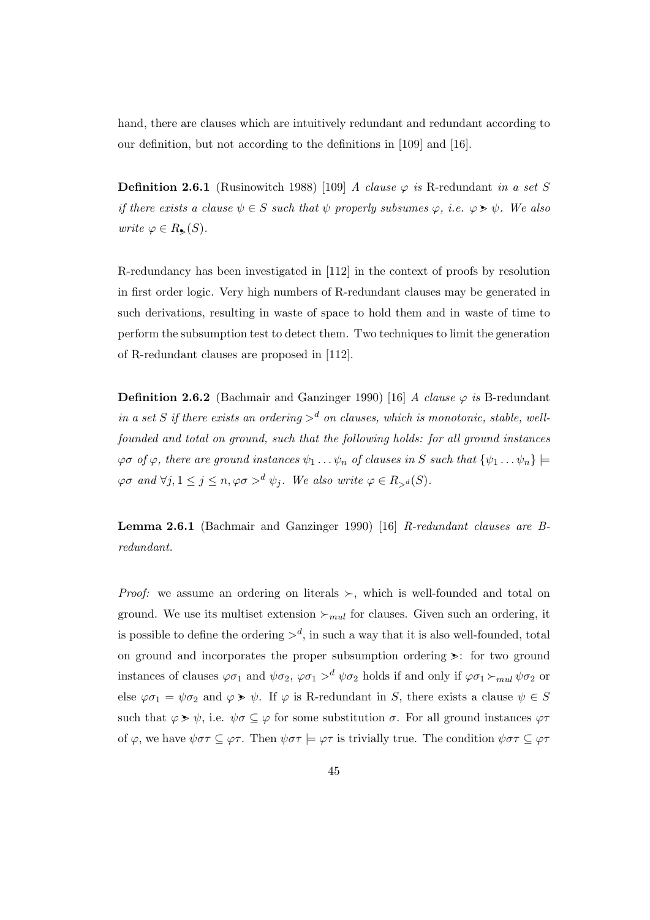hand, there are clauses which are intuitively redundant and redundant according to our definition, but not according to the definitions in [109] and [16].

**Definition 2.6.1** (Rusinowitch 1988) [109] *A clause $\varphi$ is* R-redundant *in a set $S$ if there exists a clause $\psi \in S$ such that $\psi$ properly subsumes $\varphi$, i.e. $\varphi \gtrdot \psi$. We also write $\varphi \in R_{\gtrdot}(S)$.*

R-redundancy has been investigated in [112] in the context of proofs by resolution in first order logic. Very high numbers of R-redundant clauses may be generated in such derivations, resulting in waste of space to hold them and in waste of time to perform the subsumption test to detect them. Two techniques to limit the generation of R-redundant clauses are proposed in [112].

**Definition 2.6.2** (Bachmair and Ganzinger 1990) [16] *A clause $\varphi$ is* B-redundant *in a set $S$ if there exists an ordering $>^d$ on clauses, which is monotonic, stable, well-founded and total on ground, such that the following holds: for all ground instances $\varphi\sigma$ of $\varphi$, there are ground instances $\psi_1 \dots \psi_n$ of clauses in $S$ such that $\{\psi_1 \dots \psi_n\} \models \varphi\sigma$ and $\forall j, 1 \leq j \leq n, \varphi\sigma >^d \psi_j$. We also write $\varphi \in R_{>^d}(S)$.*

**Lemma 2.6.1** (Bachmair and Ganzinger 1990) [16] *R-redundant clauses are B-redundant.*

*Proof:* we assume an ordering on literals $\succ$, which is well-founded and total on ground. We use its multiset extension $\succ_{mul}$ for clauses. Given such an ordering, it is possible to define the ordering $>^d$, in such a way that it is also well-founded, total on ground and incorporates the proper subsumption ordering $\gtrdot$: for two ground instances of clauses $\varphi\sigma_1$ and $\psi\sigma_2$, $\varphi\sigma_1 >^d \psi\sigma_2$ holds if and only if $\varphi\sigma_1 \succ_{mul} \psi\sigma_2$ or else $\varphi\sigma_1 = \psi\sigma_2$ and $\varphi \gtrdot \psi$. If $\varphi$ is R-redundant in $S$, there exists a clause $\psi \in S$ such that $\varphi \gtrdot \psi$, i.e. $\psi\sigma \subseteq \varphi$ for some substitution $\sigma$. For all ground instances $\varphi\tau$ of $\varphi$, we have $\psi\sigma\tau \subseteq \varphi\tau$. Then $\psi\sigma\tau \models \varphi\tau$ is trivially true. The condition $\psi\sigma\tau \subseteq \varphi\tau$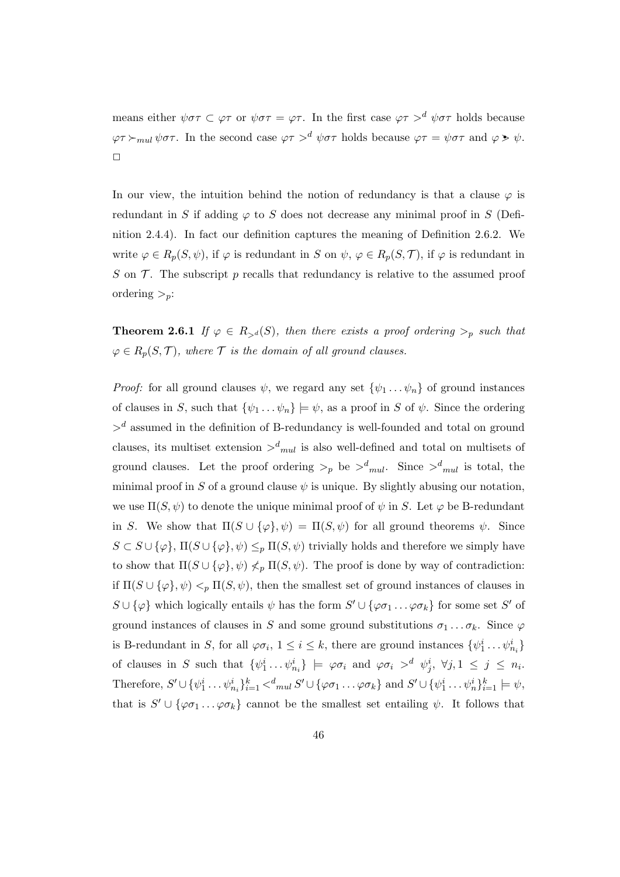means either $\psi\sigma\tau \subset \varphi\tau$ or $\psi\sigma\tau = \varphi\tau$. In the first case $\varphi\tau >^d \psi\sigma\tau$ holds because $\varphi\tau \succ_{mul} \psi\sigma\tau$. In the second case $\varphi\tau >^d \psi\sigma\tau$ holds because $\varphi\tau = \psi\sigma\tau$ and $\varphi \gtrdot \psi$. □

In our view, the intuition behind the notion of redundancy is that a clause $\varphi$ is redundant in $S$ if adding $\varphi$ to $S$ does not decrease any minimal proof in $S$ (Definition 2.4.4). In fact our definition captures the meaning of Definition 2.6.2. We write $\varphi \in R_p(S, \psi)$, if $\varphi$ is redundant in $S$ on $\psi$, $\varphi \in R_p(S, \mathcal{T})$, if $\varphi$ is redundant in $S$ on $\mathcal{T}$. The subscript $p$ recalls that redundancy is relative to the assumed proof ordering $>_p$:

**Theorem 2.6.1** *If $\varphi \in R_{>^d}(S)$, then there exists a proof ordering $>_p$ such that $\varphi \in R_p(S, \mathcal{T})$, where $\mathcal{T}$ is the domain of all ground clauses.*

*Proof:* for all ground clauses $\psi$, we regard any set $\{\psi_1 \dots \psi_n\}$ of ground instances of clauses in $S$, such that $\{\psi_1 \dots \psi_n\} \models \psi$, as a proof in $S$ of $\psi$. Since the ordering $>^d$ assumed in the definition of B-redundancy is well-founded and total on ground clauses, its multiset extension ${>^d}_{mul}$ is also well-defined and total on multisets of ground clauses. Let the proof ordering $>_p$ be ${>^d}_{mul}$. Since ${>^d}_{mul}$ is total, the minimal proof in $S$ of a ground clause $\psi$ is unique. By slightly abusing our notation, we use $\Pi(S, \psi)$ to denote the unique minimal proof of $\psi$ in $S$. Let $\varphi$ be B-redundant in $S$. We show that $\Pi(S \cup \{\varphi\}, \psi) = \Pi(S, \psi)$ for all ground theorems $\psi$. Since $S \subset S \cup \{\varphi\}$, $\Pi(S \cup \{\varphi\}, \psi) \leq_p \Pi(S, \psi)$ trivially holds and therefore we simply have to show that $\Pi(S \cup \{\varphi\}, \psi) \not<_p \Pi(S, \psi)$. The proof is done by way of contradiction: if $\Pi(S \cup \{\varphi\}, \psi) <_p \Pi(S, \psi)$, then the smallest set of ground instances of clauses in $S \cup \{\varphi\}$ which logically entails $\psi$ has the form $S' \cup \{\varphi\sigma_1 \dots \varphi\sigma_k\}$ for some set $S'$ of ground instances of clauses in $S$ and some ground substitutions $\sigma_1 \dots \sigma_k$. Since $\varphi$ is B-redundant in $S$, for all $\varphi\sigma_i$, $1 \leq i \leq k$, there are ground instances $\{\psi_1^i \dots \psi_{n_i}^i\}$ of clauses in $S$ such that $\{\psi_1^i \dots \psi_{n_i}^i\} \models \varphi\sigma_i$ and $\varphi\sigma_i >^d \psi_j^i$, $\forall j, 1 \leq j \leq n_i$. Therefore, $S' \cup \{\psi_1^i \dots \psi_{n_i}^i\}_{i=1}^k {<^d}_{mul} S' \cup \{\varphi\sigma_1 \dots \varphi\sigma_k\}$ and $S' \cup \{\psi_1^i \dots \psi_n^i\}_{i=1}^k \models \psi$, that is $S' \cup \{\varphi\sigma_1 \dots \varphi\sigma_k\}$ cannot be the smallest set entailing $\psi$. It follows that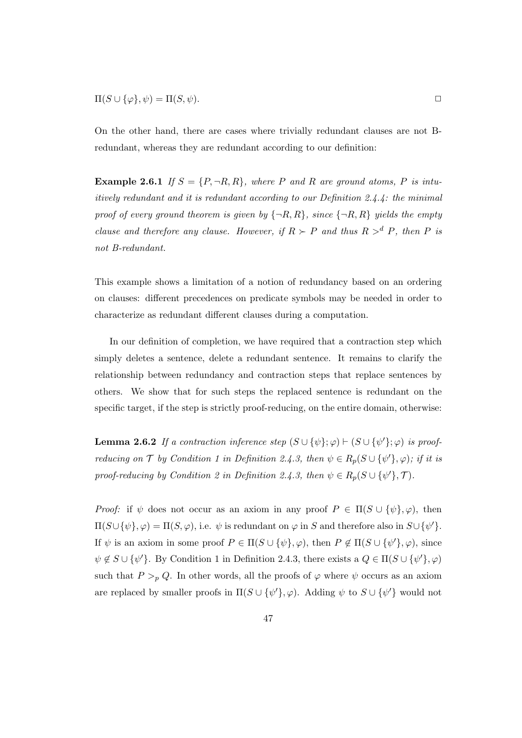$\Pi(S \cup \{\varphi\}, \psi) = \Pi(S, \psi)$. □

On the other hand, there are cases where trivially redundant clauses are not B-redundant, whereas they are redundant according to our definition:

**Example 2.6.1** *If $S = \{P, \neg R, R\}$, where $P$ and $R$ are ground atoms, $P$ is intuitively redundant and it is redundant according to our Definition 2.4.4: the minimal proof of every ground theorem is given by $\{\neg R, R\}$, since $\{\neg R, R\}$ yields the empty clause and therefore any clause. However, if $R \succ P$ and thus $R >^d P$, then $P$ is not B-redundant.*

This example shows a limitation of a notion of redundancy based on an ordering on clauses: different precedences on predicate symbols may be needed in order to characterize as redundant different clauses during a computation.

In our definition of completion, we have required that a contraction step which simply deletes a sentence, delete a redundant sentence. It remains to clarify the relationship between redundancy and contraction steps that replace sentences by others. We show that for such steps the replaced sentence is redundant on the specific target, if the step is strictly proof-reducing, on the entire domain, otherwise:

**Lemma 2.6.2** *If a contraction inference step $(S \cup \{\psi\}; \varphi) \vdash (S \cup \{\psi'\}; \varphi)$ is proof-reducing on $\mathcal{T}$ by Condition 1 in Definition 2.4.3, then $\psi \in R_p(S \cup \{\psi'\}, \varphi)$; if it is proof-reducing by Condition 2 in Definition 2.4.3, then $\psi \in R_p(S \cup \{\psi'\}, \mathcal{T})$.*

*Proof:* if $\psi$ does not occur as an axiom in any proof $P \in \Pi(S \cup \{\psi\}, \varphi)$, then $\Pi(S \cup \{\psi\}, \varphi) = \Pi(S, \varphi)$, i.e. $\psi$ is redundant on $\varphi$ in $S$ and therefore also in $S \cup \{\psi'\}$. If $\psi$ is an axiom in some proof $P \in \Pi(S \cup \{\psi\}, \varphi)$, then $P \notin \Pi(S \cup \{\psi'\}, \varphi)$, since $\psi \notin S \cup \{\psi'\}$. By Condition 1 in Definition 2.4.3, there exists a $Q \in \Pi(S \cup \{\psi'\}, \varphi)$ such that $P >_p Q$. In other words, all the proofs of $\varphi$ where $\psi$ occurs as an axiom are replaced by smaller proofs in $\Pi(S \cup \{\psi'\}, \varphi)$. Adding $\psi$ to $S \cup \{\psi'\}$ would not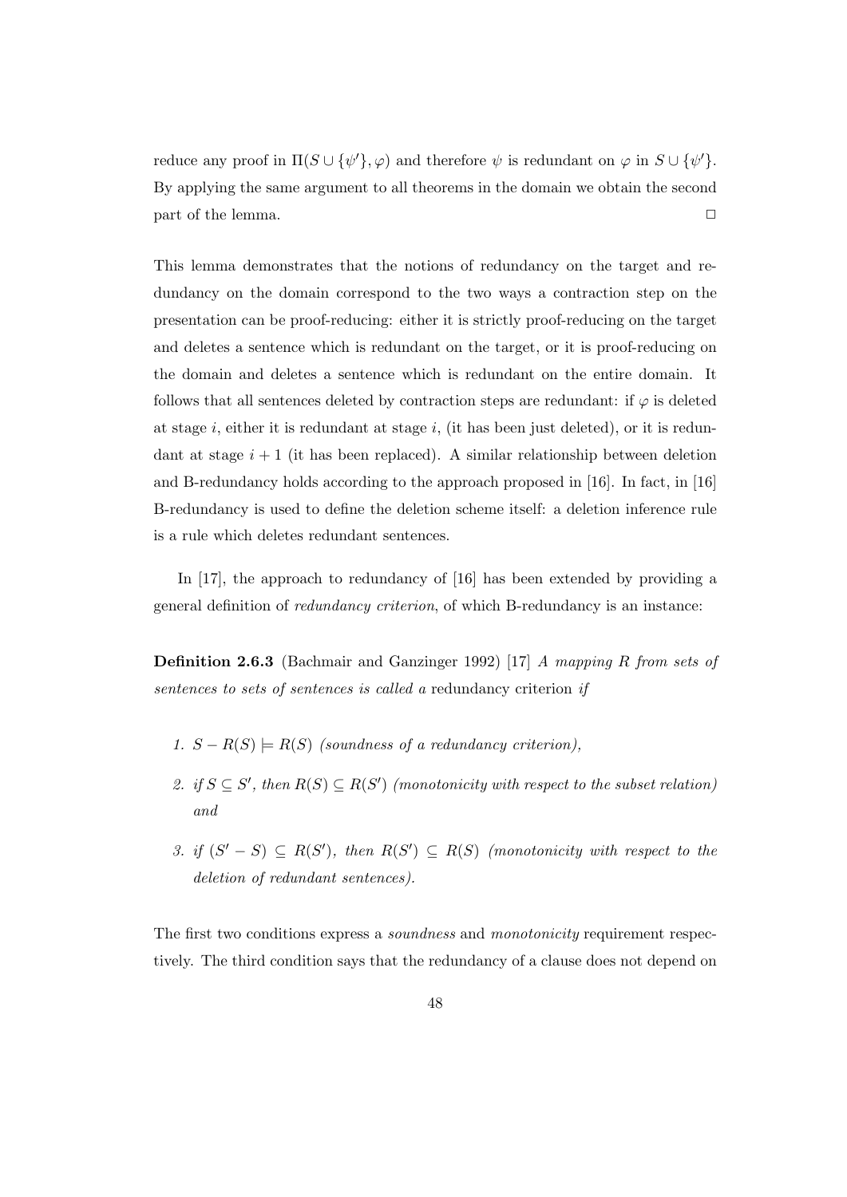reduce any proof in $\Pi(S \cup \{\psi'\}, \varphi)$ and therefore $\psi$ is redundant on $\varphi$ in $S \cup \{\psi'\}$. By applying the same argument to all theorems in the domain we obtain the second part of the lemma. $\square$

This lemma demonstrates that the notions of redundancy on the target and redundancy on the domain correspond to the two ways a contraction step on the presentation can be proof-reducing: either it is strictly proof-reducing on the target and deletes a sentence which is redundant on the target, or it is proof-reducing on the domain and deletes a sentence which is redundant on the entire domain. It follows that all sentences deleted by contraction steps are redundant: if $\varphi$ is deleted at stage $i$, either it is redundant at stage $i$, (it has been just deleted), or it is redundant at stage $i+1$ (it has been replaced). A similar relationship between deletion and B-redundancy holds according to the approach proposed in [16]. In fact, in [16] B-redundancy is used to define the deletion scheme itself: a deletion inference rule is a rule which deletes redundant sentences.

In [17], the approach to redundancy of [16] has been extended by providing a general definition of *redundancy criterion*, of which B-redundancy is an instance:

**Definition 2.6.3** (Bachmair and Ganzinger 1992) [17] *A mapping $R$ from sets of sentences to sets of sentences is called a* redundancy criterion *if*

1. $S - R(S) \models R(S)$ *(soundness of a redundancy criterion),*
2. *if $S \subseteq S'$, then $R(S) \subseteq R(S')$ (monotonicity with respect to the subset relation) and*
3. *if $(S' - S) \subseteq R(S')$, then $R(S') \subseteq R(S)$ (monotonicity with respect to the deletion of redundant sentences).*

The first two conditions express a *soundness* and *monotonicity* requirement respectively. The third condition says that the redundancy of a clause does not depend on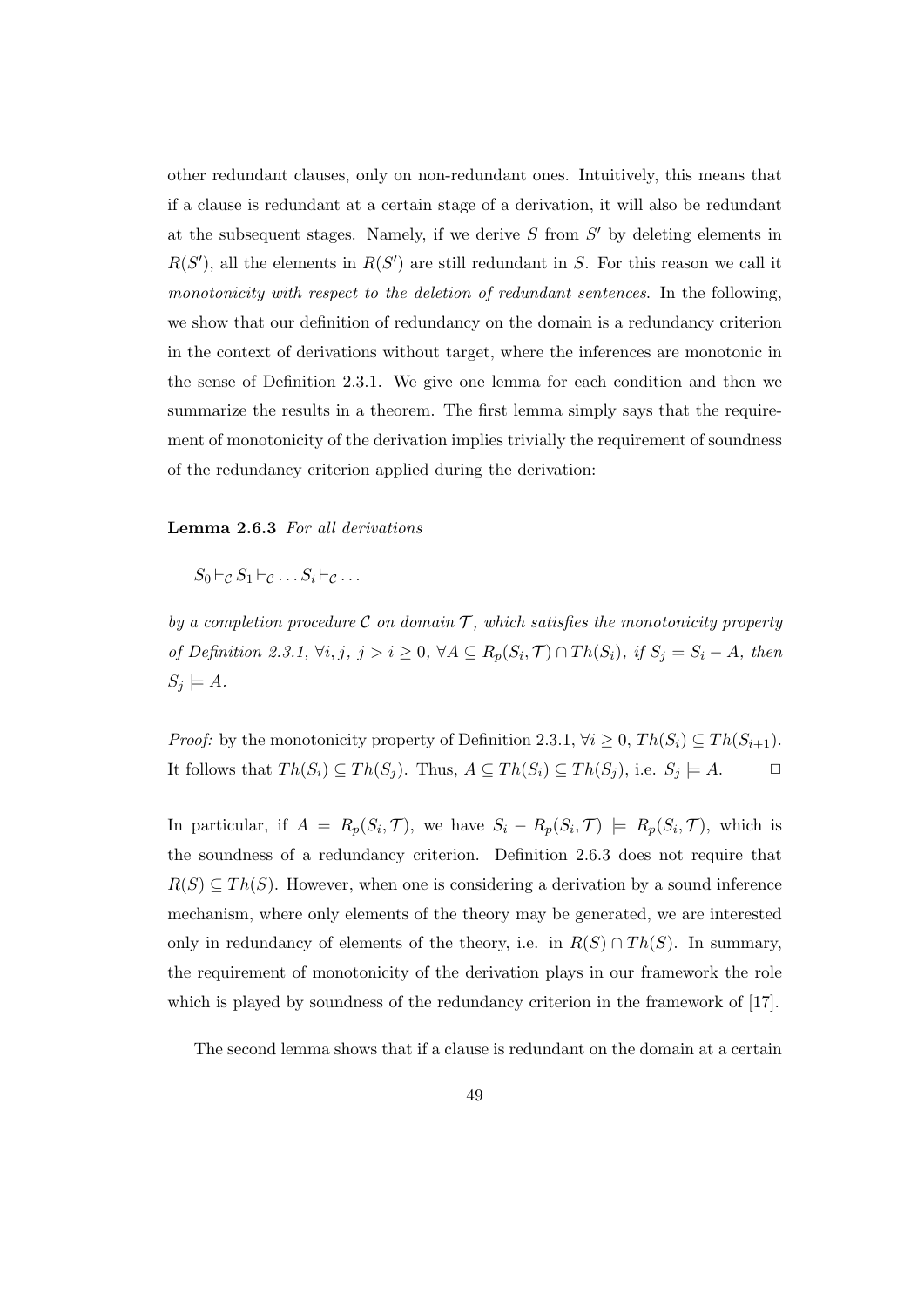other redundant clauses, only on non-redundant ones. Intuitively, this means that if a clause is redundant at a certain stage of a derivation, it will also be redundant at the subsequent stages. Namely, if we derive $S$ from $S'$ by deleting elements in $R(S')$, all the elements in $R(S')$ are still redundant in $S$. For this reason we call it *monotonicity with respect to the deletion of redundant sentences*. In the following, we show that our definition of redundancy on the domain is a redundancy criterion in the context of derivations without target, where the inferences are monotonic in the sense of Definition 2.3.1. We give one lemma for each condition and then we summarize the results in a theorem. The first lemma simply says that the requirement of monotonicity of the derivation implies trivially the requirement of soundness of the redundancy criterion applied during the derivation:

**Lemma 2.6.3** *For all derivations*

$$S_0 \vdash_{\mathcal{C}} S_1 \vdash_{\mathcal{C}} \ldots S_i \vdash_{\mathcal{C}} \ldots$$

*by a completion procedure $\mathcal{C}$ on domain $\mathcal{T}$, which satisfies the monotonicity property of Definition 2.3.1, $\forall i, j,\ j > i \geq 0$, $\forall A \subseteq R_p(S_i, \mathcal{T}) \cap Th(S_i)$, if $S_j = S_i - A$, then $S_j \models A$.*

*Proof:* by the monotonicity property of Definition 2.3.1, $\forall i \geq 0$, $Th(S_i) \subseteq Th(S_{i+1})$. It follows that $Th(S_i) \subseteq Th(S_j)$. Thus, $A \subseteq Th(S_i) \subseteq Th(S_j)$, i.e. $S_j \models A$. □

In particular, if $A = R_p(S_i, \mathcal{T})$, we have $S_i - R_p(S_i, \mathcal{T}) \models R_p(S_i, \mathcal{T})$, which is the soundness of a redundancy criterion. Definition 2.6.3 does not require that $R(S) \subseteq Th(S)$. However, when one is considering a derivation by a sound inference mechanism, where only elements of the theory may be generated, we are interested only in redundancy of elements of the theory, i.e. in $R(S) \cap Th(S)$. In summary, the requirement of monotonicity of the derivation plays in our framework the role which is played by soundness of the redundancy criterion in the framework of [17].

The second lemma shows that if a clause is redundant on the domain at a certain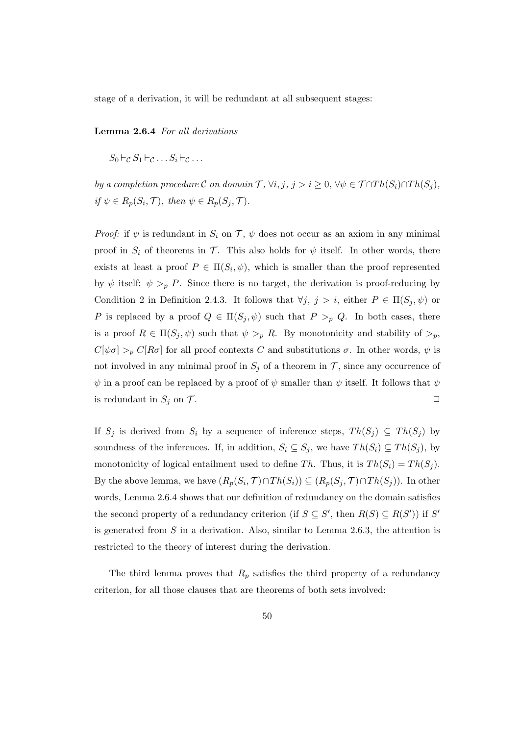stage of a derivation, it will be redundant at all subsequent stages:

**Lemma 2.6.4** *For all derivations*

$$S_0 \vdash_{\mathcal{C}} S_1 \vdash_{\mathcal{C}} \ldots S_i \vdash_{\mathcal{C}} \ldots$$

*by a completion procedure* $\mathcal{C}$ *on domain* $\mathcal{T}$, $\forall i, j,\ j > i \geq 0$, $\forall \psi \in \mathcal{T} \cap Th(S_i) \cap Th(S_j)$, *if* $\psi \in R_p(S_i, \mathcal{T})$, *then* $\psi \in R_p(S_j, \mathcal{T})$.

*Proof:* if $\psi$ is redundant in $S_i$ on $\mathcal{T}$, $\psi$ does not occur as an axiom in any minimal proof in $S_i$ of theorems in $\mathcal{T}$. This also holds for $\psi$ itself. In other words, there exists at least a proof $P \in \Pi(S_i, \psi)$, which is smaller than the proof represented by $\psi$ itself: $\psi >_p P$. Since there is no target, the derivation is proof-reducing by Condition 2 in Definition 2.4.3. It follows that $\forall j,\ j > i$, either $P \in \Pi(S_j, \psi)$ or $P$ is replaced by a proof $Q \in \Pi(S_j, \psi)$ such that $P >_p Q$. In both cases, there is a proof $R \in \Pi(S_j, \psi)$ such that $\psi >_p R$. By monotonicity and stability of $>_p$, $C[\psi\sigma] >_p C[R\sigma]$ for all proof contexts $C$ and substitutions $\sigma$. In other words, $\psi$ is not involved in any minimal proof in $S_j$ of a theorem in $\mathcal{T}$, since any occurrence of $\psi$ in a proof can be replaced by a proof of $\psi$ smaller than $\psi$ itself. It follows that $\psi$ is redundant in $S_j$ on $\mathcal{T}$. $\square$

If $S_j$ is derived from $S_i$ by a sequence of inference steps, $Th(S_j) \subseteq Th(S_j)$ by soundness of the inferences. If, in addition, $S_i \subseteq S_j$, we have $Th(S_i) \subseteq Th(S_j)$, by monotonicity of logical entailment used to define $Th$. Thus, it is $Th(S_i) = Th(S_j)$. By the above lemma, we have $(R_p(S_i, \mathcal{T}) \cap Th(S_i)) \subseteq (R_p(S_j, \mathcal{T}) \cap Th(S_j))$. In other words, Lemma 2.6.4 shows that our definition of redundancy on the domain satisfies the second property of a redundancy criterion (if $S \subseteq S'$, then $R(S) \subseteq R(S')$) if $S'$ is generated from $S$ in a derivation. Also, similar to Lemma 2.6.3, the attention is restricted to the theory of interest during the derivation.

The third lemma proves that $R_p$ satisfies the third property of a redundancy criterion, for all those clauses that are theorems of both sets involved: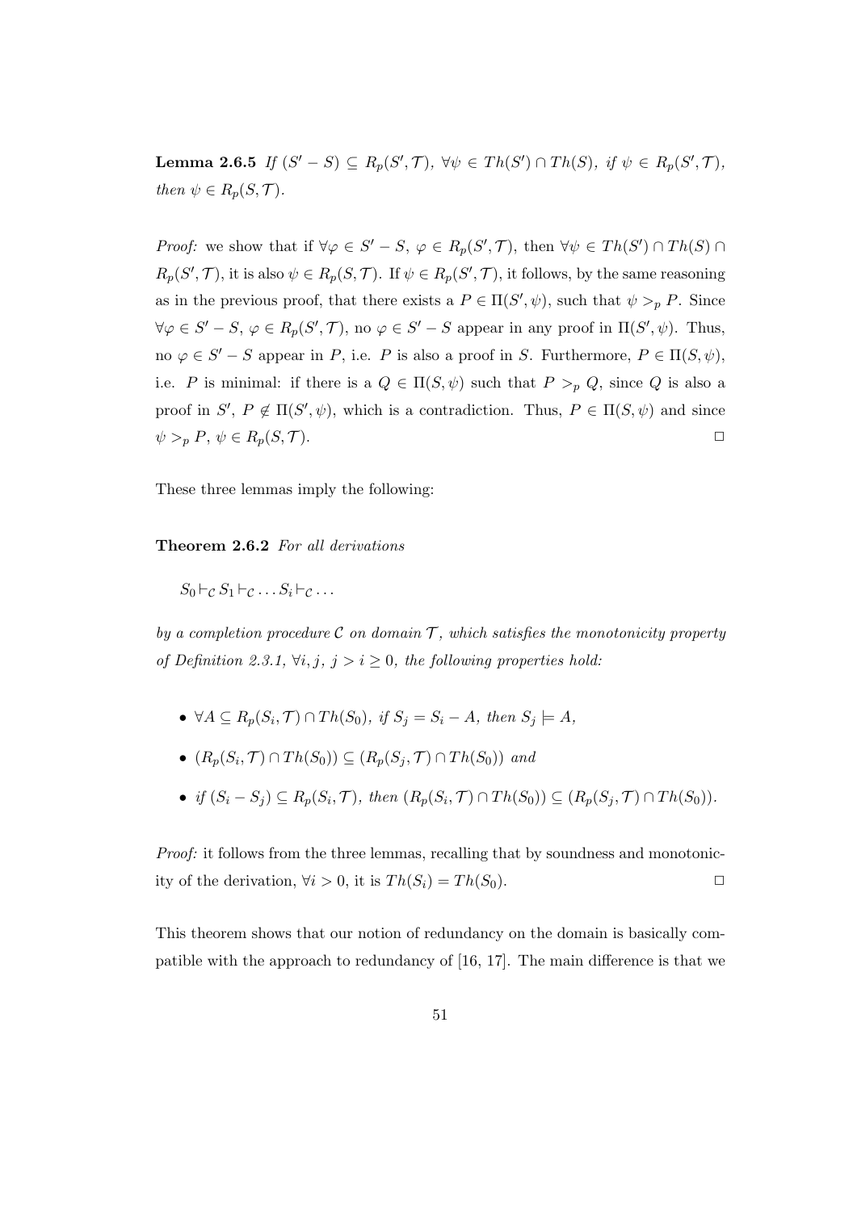**Lemma 2.6.5** *If $(S' - S) \subseteq R_p(S', \mathcal{T})$, $\forall \psi \in Th(S') \cap Th(S)$, if $\psi \in R_p(S', \mathcal{T})$, then $\psi \in R_p(S, \mathcal{T})$.*

*Proof:* we show that if $\forall \varphi \in S' - S$, $\varphi \in R_p(S', \mathcal{T})$, then $\forall \psi \in Th(S') \cap Th(S) \cap R_p(S', \mathcal{T})$, it is also $\psi \in R_p(S, \mathcal{T})$. If $\psi \in R_p(S', \mathcal{T})$, it follows, by the same reasoning as in the previous proof, that there exists a $P \in \Pi(S', \psi)$, such that $\psi >_p P$. Since $\forall \varphi \in S' - S$, $\varphi \in R_p(S', \mathcal{T})$, no $\varphi \in S' - S$ appear in any proof in $\Pi(S', \psi)$. Thus, no $\varphi \in S' - S$ appear in $P$, i.e. $P$ is also a proof in $S$. Furthermore, $P \in \Pi(S, \psi)$, i.e. $P$ is minimal: if there is a $Q \in \Pi(S, \psi)$ such that $P >_p Q$, since $Q$ is also a proof in $S'$, $P \notin \Pi(S', \psi)$, which is a contradiction. Thus, $P \in \Pi(S, \psi)$ and since $\psi >_p P$, $\psi \in R_p(S, \mathcal{T})$. □

These three lemmas imply the following:

**Theorem 2.6.2** *For all derivations*

$$S_0 \vdash_{\mathcal{C}} S_1 \vdash_{\mathcal{C}} \ldots S_i \vdash_{\mathcal{C}} \ldots$$

*by a completion procedure $\mathcal{C}$ on domain $\mathcal{T}$, which satisfies the monotonicity property of Definition 2.3.1, $\forall i, j$, $j > i \geq 0$, the following properties hold:*

- *$\forall A \subseteq R_p(S_i, \mathcal{T}) \cap Th(S_0)$, if $S_j = S_i - A$, then $S_j \models A$,*
- *$(R_p(S_i, \mathcal{T}) \cap Th(S_0)) \subseteq (R_p(S_j, \mathcal{T}) \cap Th(S_0))$ and*
- *if $(S_i - S_j) \subseteq R_p(S_i, \mathcal{T})$, then $(R_p(S_i, \mathcal{T}) \cap Th(S_0)) \subseteq (R_p(S_j, \mathcal{T}) \cap Th(S_0))$.*

*Proof:* it follows from the three lemmas, recalling that by soundness and monotonicity of the derivation, $\forall i > 0$, it is $Th(S_i) = Th(S_0)$. □

This theorem shows that our notion of redundancy on the domain is basically compatible with the approach to redundancy of [16, 17]. The main difference is that we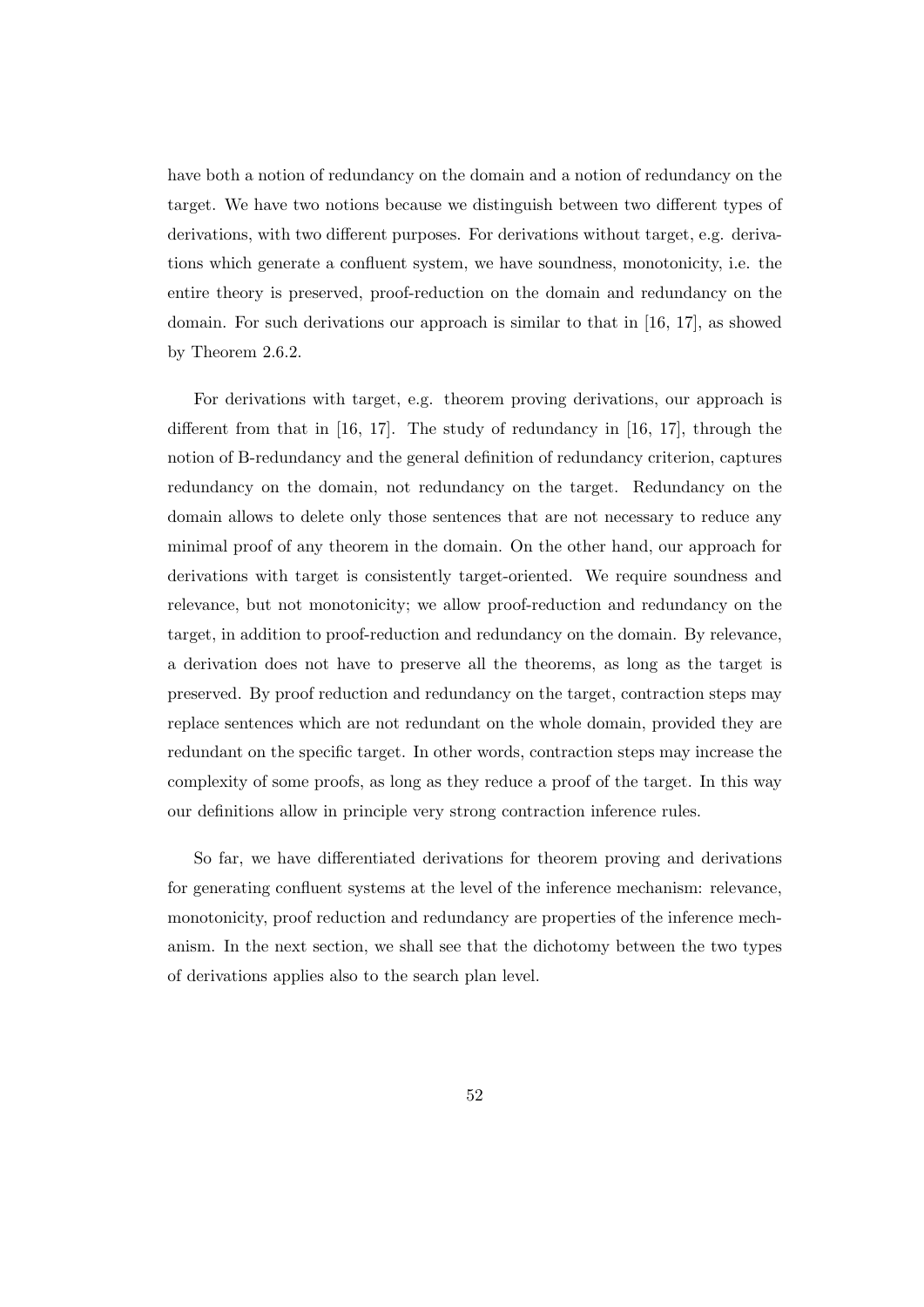have both a notion of redundancy on the domain and a notion of redundancy on the target. We have two notions because we distinguish between two different types of derivations, with two different purposes. For derivations without target, e.g. derivations which generate a confluent system, we have soundness, monotonicity, i.e. the entire theory is preserved, proof-reduction on the domain and redundancy on the domain. For such derivations our approach is similar to that in [16, 17], as showed by Theorem 2.6.2.

For derivations with target, e.g. theorem proving derivations, our approach is different from that in [16, 17]. The study of redundancy in [16, 17], through the notion of B-redundancy and the general definition of redundancy criterion, captures redundancy on the domain, not redundancy on the target. Redundancy on the domain allows to delete only those sentences that are not necessary to reduce any minimal proof of any theorem in the domain. On the other hand, our approach for derivations with target is consistently target-oriented. We require soundness and relevance, but not monotonicity; we allow proof-reduction and redundancy on the target, in addition to proof-reduction and redundancy on the domain. By relevance, a derivation does not have to preserve all the theorems, as long as the target is preserved. By proof reduction and redundancy on the target, contraction steps may replace sentences which are not redundant on the whole domain, provided they are redundant on the specific target. In other words, contraction steps may increase the complexity of some proofs, as long as they reduce a proof of the target. In this way our definitions allow in principle very strong contraction inference rules.

So far, we have differentiated derivations for theorem proving and derivations for generating confluent systems at the level of the inference mechanism: relevance, monotonicity, proof reduction and redundancy are properties of the inference mechanism. In the next section, we shall see that the dichotomy between the two types of derivations applies also to the search plan level.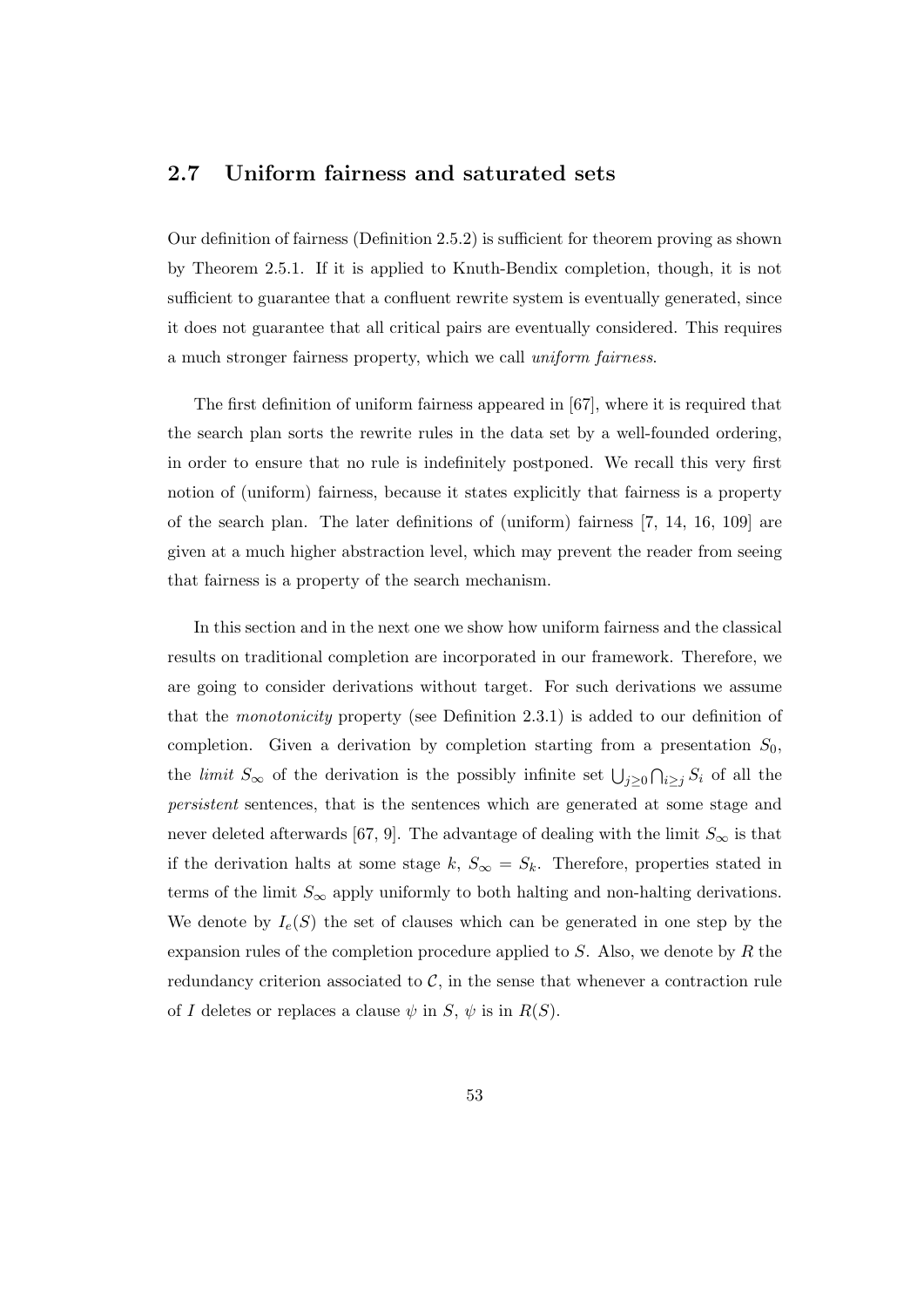## 2.7 Uniform fairness and saturated sets

Our definition of fairness (Definition 2.5.2) is sufficient for theorem proving as shown by Theorem 2.5.1. If it is applied to Knuth-Bendix completion, though, it is not sufficient to guarantee that a confluent rewrite system is eventually generated, since it does not guarantee that all critical pairs are eventually considered. This requires a much stronger fairness property, which we call *uniform fairness*.

The first definition of uniform fairness appeared in [67], where it is required that the search plan sorts the rewrite rules in the data set by a well-founded ordering, in order to ensure that no rule is indefinitely postponed. We recall this very first notion of (uniform) fairness, because it states explicitly that fairness is a property of the search plan. The later definitions of (uniform) fairness [7, 14, 16, 109] are given at a much higher abstraction level, which may prevent the reader from seeing that fairness is a property of the search mechanism.

In this section and in the next one we show how uniform fairness and the classical results on traditional completion are incorporated in our framework. Therefore, we are going to consider derivations without target. For such derivations we assume that the *monotonicity* property (see Definition 2.3.1) is added to our definition of completion. Given a derivation by completion starting from a presentation $S_0$, the *limit* $S_\infty$ of the derivation is the possibly infinite set $\bigcup_{j\geq 0}\bigcap_{i\geq j} S_i$ of all the *persistent* sentences, that is the sentences which are generated at some stage and never deleted afterwards [67, 9]. The advantage of dealing with the limit $S_\infty$ is that if the derivation halts at some stage $k$, $S_\infty = S_k$. Therefore, properties stated in terms of the limit $S_\infty$ apply uniformly to both halting and non-halting derivations. We denote by $I_e(S)$ the set of clauses which can be generated in one step by the expansion rules of the completion procedure applied to $S$. Also, we denote by $R$ the redundancy criterion associated to $\mathcal{C}$, in the sense that whenever a contraction rule of $I$ deletes or replaces a clause $\psi$ in $S$, $\psi$ is in $R(S)$.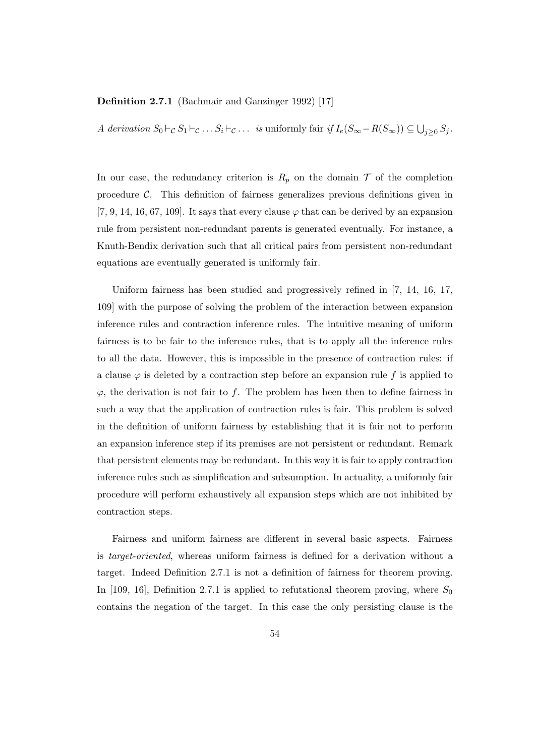**Definition 2.7.1** (Bachmair and Ganzinger 1992) [17]

*A derivation* $S_0 \vdash_{\mathcal{C}} S_1 \vdash_{\mathcal{C}} \ldots S_i \vdash_{\mathcal{C}} \ldots$ *is* uniformly fair *if* $I_e(S_\infty - R(S_\infty)) \subseteq \bigcup_{j \geq 0} S_j$.

In our case, the redundancy criterion is $R_p$ on the domain $\mathcal{T}$ of the completion procedure $\mathcal{C}$. This definition of fairness generalizes previous definitions given in [7, 9, 14, 16, 67, 109]. It says that every clause $\varphi$ that can be derived by an expansion rule from persistent non-redundant parents is generated eventually. For instance, a Knuth-Bendix derivation such that all critical pairs from persistent non-redundant equations are eventually generated is uniformly fair.

Uniform fairness has been studied and progressively refined in [7, 14, 16, 17, 109] with the purpose of solving the problem of the interaction between expansion inference rules and contraction inference rules. The intuitive meaning of uniform fairness is to be fair to the inference rules, that is to apply all the inference rules to all the data. However, this is impossible in the presence of contraction rules: if a clause $\varphi$ is deleted by a contraction step before an expansion rule $f$ is applied to $\varphi$, the derivation is not fair to $f$. The problem has been then to define fairness in such a way that the application of contraction rules is fair. This problem is solved in the definition of uniform fairness by establishing that it is fair not to perform an expansion inference step if its premises are not persistent or redundant. Remark that persistent elements may be redundant. In this way it is fair to apply contraction inference rules such as simplification and subsumption. In actuality, a uniformly fair procedure will perform exhaustively all expansion steps which are not inhibited by contraction steps.

Fairness and uniform fairness are different in several basic aspects. Fairness is *target-oriented*, whereas uniform fairness is defined for a derivation without a target. Indeed Definition 2.7.1 is not a definition of fairness for theorem proving. In [109, 16], Definition 2.7.1 is applied to refutational theorem proving, where $S_0$ contains the negation of the target. In this case the only persisting clause is the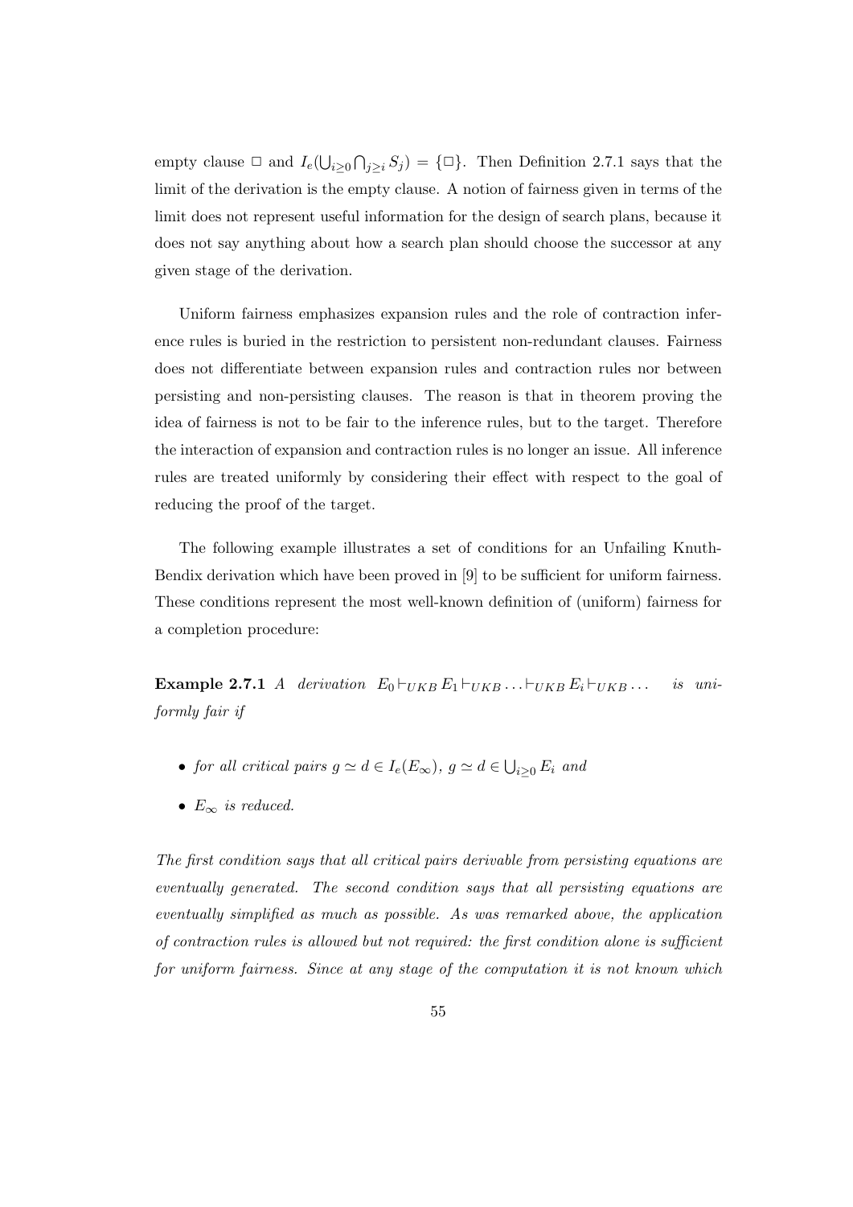empty clause $\Box$ and $I_e(\bigcup_{i\geq 0}\bigcap_{j\geq i} S_j) = \{\Box\}$. Then Definition 2.7.1 says that the limit of the derivation is the empty clause. A notion of fairness given in terms of the limit does not represent useful information for the design of search plans, because it does not say anything about how a search plan should choose the successor at any given stage of the derivation.

Uniform fairness emphasizes expansion rules and the role of contraction inference rules is buried in the restriction to persistent non-redundant clauses. Fairness does not differentiate between expansion rules and contraction rules nor between persisting and non-persisting clauses. The reason is that in theorem proving the idea of fairness is not to be fair to the inference rules, but to the target. Therefore the interaction of expansion and contraction rules is no longer an issue. All inference rules are treated uniformly by considering their effect with respect to the goal of reducing the proof of the target.

The following example illustrates a set of conditions for an Unfailing Knuth-Bendix derivation which have been proved in [9] to be sufficient for uniform fairness. These conditions represent the most well-known definition of (uniform) fairness for a completion procedure:

**Example 2.7.1** *A derivation* $E_0 \vdash_{UKB} E_1 \vdash_{UKB} \ldots \vdash_{UKB} E_i \vdash_{UKB} \ldots$ *is uniformly fair if*

- *for all critical pairs* $g \simeq d \in I_e(E_\infty)$, $g \simeq d \in \bigcup_{i\geq 0} E_i$ *and*
- $E_\infty$ *is reduced.*

*The first condition says that all critical pairs derivable from persisting equations are eventually generated. The second condition says that all persisting equations are eventually simplified as much as possible. As was remarked above, the application of contraction rules is allowed but not required: the first condition alone is sufficient for uniform fairness. Since at any stage of the computation it is not known which*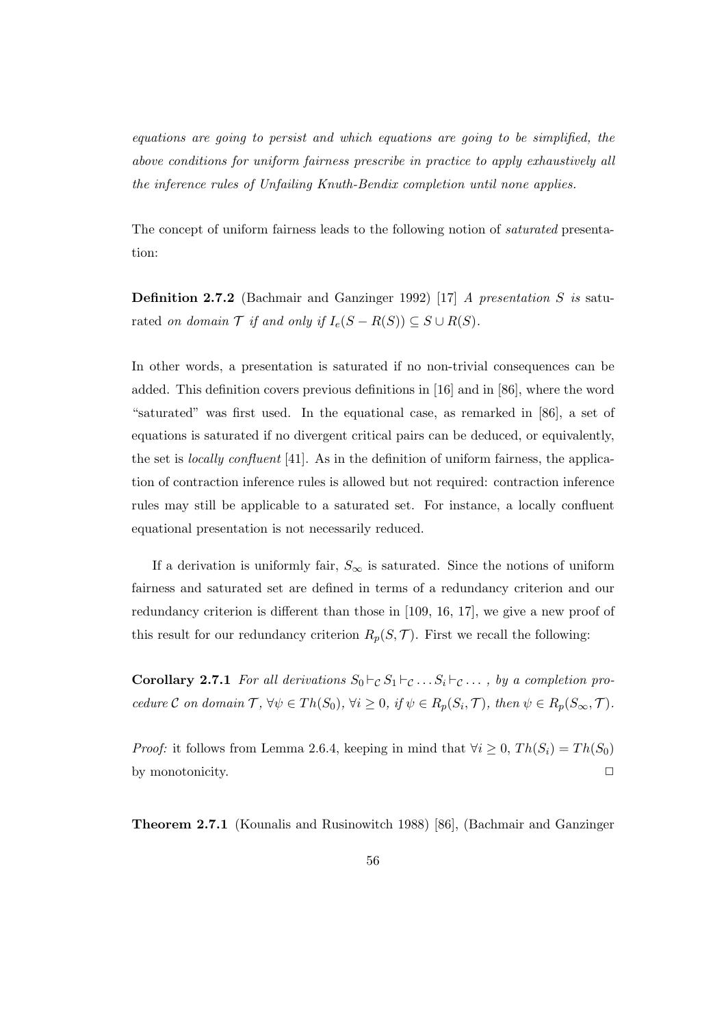*equations are going to persist and which equations are going to be simplified, the above conditions for uniform fairness prescribe in practice to apply exhaustively all the inference rules of Unfailing Knuth-Bendix completion until none applies.*

The concept of uniform fairness leads to the following notion of *saturated* presentation:

**Definition 2.7.2** (Bachmair and Ganzinger 1992) [17] *A presentation $S$ is* saturated *on domain $\mathcal{T}$ if and only if $I_e(S - R(S)) \subseteq S \cup R(S)$.*

In other words, a presentation is saturated if no non-trivial consequences can be added. This definition covers previous definitions in [16] and in [86], where the word "saturated" was first used. In the equational case, as remarked in [86], a set of equations is saturated if no divergent critical pairs can be deduced, or equivalently, the set is *locally confluent* [41]. As in the definition of uniform fairness, the application of contraction inference rules is allowed but not required: contraction inference rules may still be applicable to a saturated set. For instance, a locally confluent equational presentation is not necessarily reduced.

If a derivation is uniformly fair, $S_\infty$ is saturated. Since the notions of uniform fairness and saturated set are defined in terms of a redundancy criterion and our redundancy criterion is different than those in [109, 16, 17], we give a new proof of this result for our redundancy criterion $R_p(S, \mathcal{T})$. First we recall the following:

**Corollary 2.7.1** *For all derivations $S_0 \vdash_{\mathcal{C}} S_1 \vdash_{\mathcal{C}} \ldots S_i \vdash_{\mathcal{C}} \ldots$, by a completion procedure $\mathcal{C}$ on domain $\mathcal{T}$, $\forall \psi \in Th(S_0)$, $\forall i \geq 0$, if $\psi \in R_p(S_i, \mathcal{T})$, then $\psi \in R_p(S_\infty, \mathcal{T})$.*

*Proof:* it follows from Lemma 2.6.4, keeping in mind that $\forall i \geq 0$, $Th(S_i) = Th(S_0)$ by monotonicity. $\Box$

**Theorem 2.7.1** (Kounalis and Rusinowitch 1988) [86], (Bachmair and Ganzinger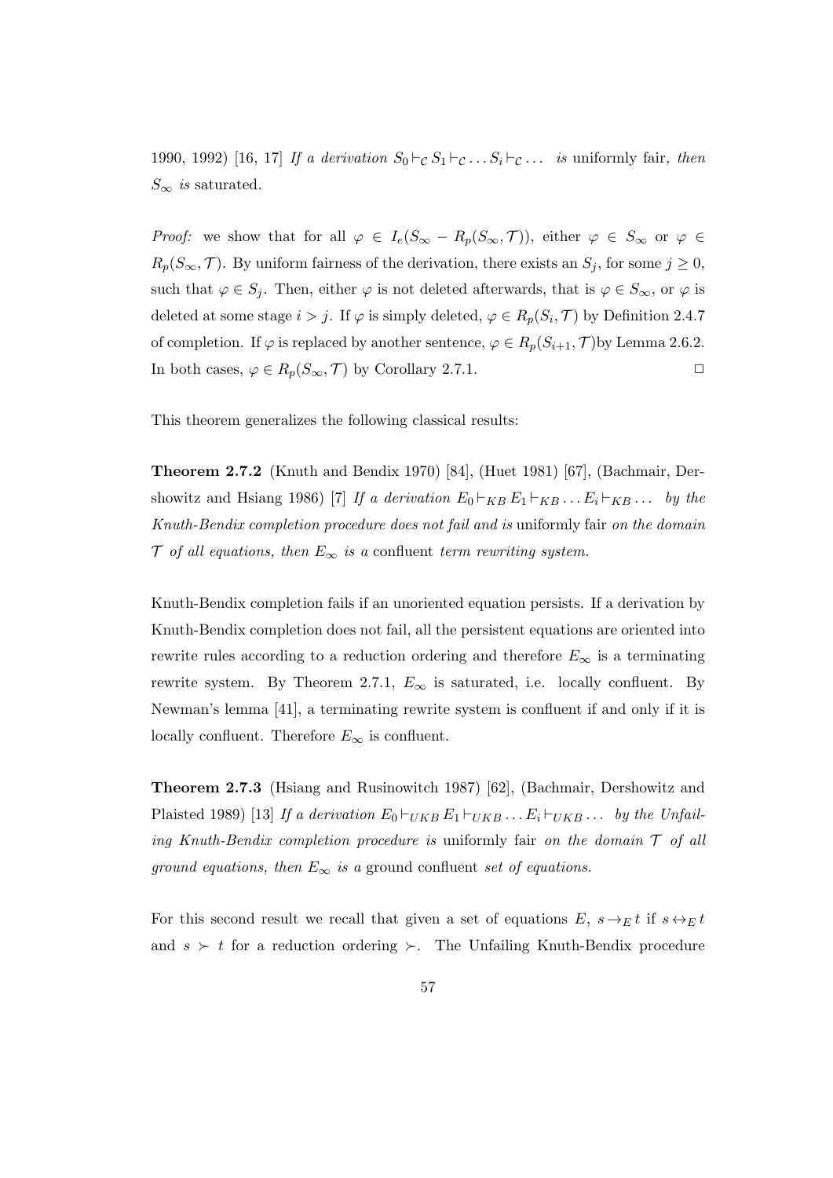1990, 1992) [16, 17] *If a derivation* $S_0 \vdash_{\mathcal{C}} S_1 \vdash_{\mathcal{C}} \ldots S_i \vdash_{\mathcal{C}} \ldots$ *is* uniformly fair*, then* $S_\infty$ *is* saturated*.*

*Proof:* we show that for all $\varphi \in I_e(S_\infty - R_p(S_\infty, \mathcal{T}))$, either $\varphi \in S_\infty$ or $\varphi \in R_p(S_\infty, \mathcal{T})$. By uniform fairness of the derivation, there exists an $S_j$, for some $j \geq 0$, such that $\varphi \in S_j$. Then, either $\varphi$ is not deleted afterwards, that is $\varphi \in S_\infty$, or $\varphi$ is deleted at some stage $i > j$. If $\varphi$ is simply deleted, $\varphi \in R_p(S_i, \mathcal{T})$ by Definition 2.4.7 of completion. If $\varphi$ is replaced by another sentence, $\varphi \in R_p(S_{i+1}, \mathcal{T})$by Lemma 2.6.2. In both cases, $\varphi \in R_p(S_\infty, \mathcal{T})$ by Corollary 2.7.1. $\Box$

This theorem generalizes the following classical results:

**Theorem 2.7.2** (Knuth and Bendix 1970) [84], (Huet 1981) [67], (Bachmair, Dershowitz and Hsiang 1986) [7] *If a derivation* $E_0 \vdash_{KB} E_1 \vdash_{KB} \ldots E_i \vdash_{KB} \ldots$ *by the Knuth-Bendix completion procedure does not fail and is* uniformly fair *on the domain* $\mathcal{T}$ *of all equations, then* $E_\infty$ *is a* confluent *term rewriting system.*

Knuth-Bendix completion fails if an unoriented equation persists. If a derivation by Knuth-Bendix completion does not fail, all the persistent equations are oriented into rewrite rules according to a reduction ordering and therefore $E_\infty$ is a terminating rewrite system. By Theorem 2.7.1, $E_\infty$ is saturated, i.e. locally confluent. By Newman's lemma [41], a terminating rewrite system is confluent if and only if it is locally confluent. Therefore $E_\infty$ is confluent.

**Theorem 2.7.3** (Hsiang and Rusinowitch 1987) [62], (Bachmair, Dershowitz and Plaisted 1989) [13] *If a derivation* $E_0 \vdash_{UKB} E_1 \vdash_{UKB} \ldots E_i \vdash_{UKB} \ldots$ *by the Unfailing Knuth-Bendix completion procedure is* uniformly fair *on the domain* $\mathcal{T}$ *of all ground equations, then* $E_\infty$ *is a* ground confluent *set of equations.*

For this second result we recall that given a set of equations $E$, $s \rightarrow_E t$ if $s \leftrightarrow_E t$ and $s \succ t$ for a reduction ordering $\succ$. The Unfailing Knuth-Bendix procedure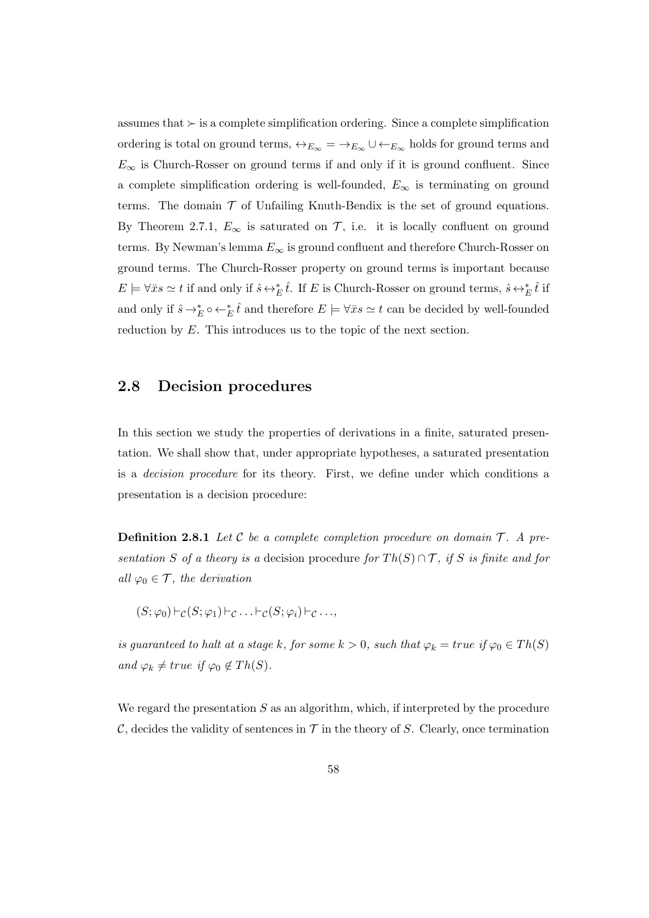assumes that $\succ$ is a complete simplification ordering. Since a complete simplification ordering is total on ground terms, $\leftrightarrow_{E_\infty} = \rightarrow_{E_\infty} \cup \leftarrow_{E_\infty}$ holds for ground terms and $E_\infty$ is Church-Rosser on ground terms if and only if it is ground confluent. Since a complete simplification ordering is well-founded, $E_\infty$ is terminating on ground terms. The domain $\mathcal{T}$ of Unfailing Knuth-Bendix is the set of ground equations. By Theorem 2.7.1, $E_\infty$ is saturated on $\mathcal{T}$, i.e. it is locally confluent on ground terms. By Newman's lemma $E_\infty$ is ground confluent and therefore Church-Rosser on ground terms. The Church-Rosser property on ground terms is important because $E \models \forall \bar{x} s \simeq t$ if and only if $\hat{s} \leftrightarrow_E^* \hat{t}$. If $E$ is Church-Rosser on ground terms, $\hat{s} \leftrightarrow_E^* \hat{t}$ if and only if $\hat{s} \rightarrow_E^* \circ \leftarrow_E^* \hat{t}$ and therefore $E \models \forall \bar{x} s \simeq t$ can be decided by well-founded reduction by $E$. This introduces us to the topic of the next section.

## 2.8 Decision procedures

In this section we study the properties of derivations in a finite, saturated presentation. We shall show that, under appropriate hypotheses, a saturated presentation is a *decision procedure* for its theory. First, we define under which conditions a presentation is a decision procedure:

**Definition 2.8.1** *Let $\mathcal{C}$ be a complete completion procedure on domain $\mathcal{T}$. A presentation $S$ of a theory is a* decision procedure *for $Th(S) \cap \mathcal{T}$, if $S$ is finite and for all $\varphi_0 \in \mathcal{T}$, the derivation*

$$(S; \varphi_0) \vdash_{\mathcal{C}} (S; \varphi_1) \vdash_{\mathcal{C}} \ldots \vdash_{\mathcal{C}} (S; \varphi_i) \vdash_{\mathcal{C}} \ldots,$$

*is guaranteed to halt at a stage $k$, for some $k > 0$, such that $\varphi_k = true$ if $\varphi_0 \in Th(S)$ and $\varphi_k \neq true$ if $\varphi_0 \notin Th(S)$.*

We regard the presentation $S$ as an algorithm, which, if interpreted by the procedure $\mathcal{C}$, decides the validity of sentences in $\mathcal{T}$ in the theory of $S$. Clearly, once termination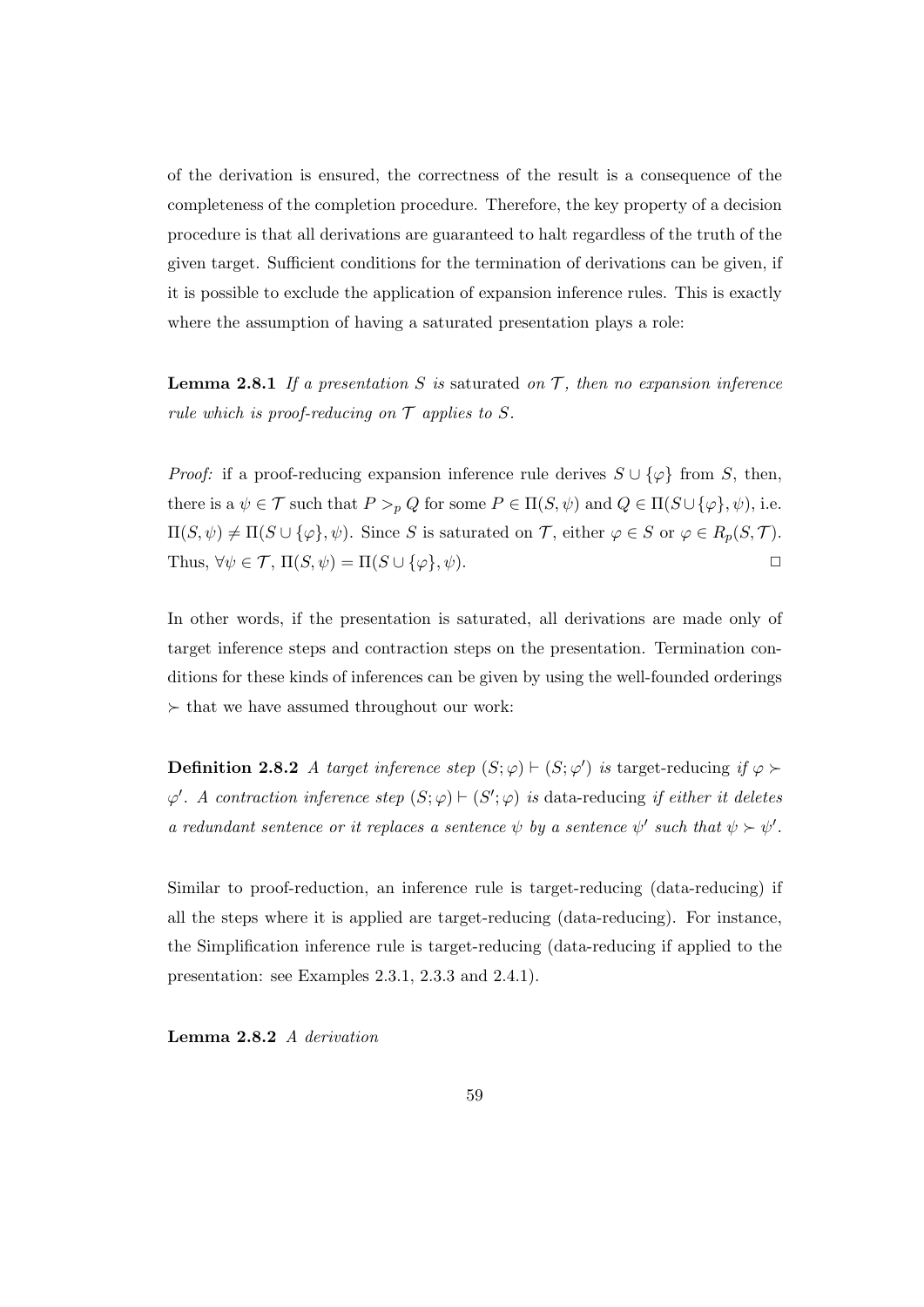of the derivation is ensured, the correctness of the result is a consequence of the completeness of the completion procedure. Therefore, the key property of a decision procedure is that all derivations are guaranteed to halt regardless of the truth of the given target. Sufficient conditions for the termination of derivations can be given, if it is possible to exclude the application of expansion inference rules. This is exactly where the assumption of having a saturated presentation plays a role:

**Lemma 2.8.1** *If a presentation $S$ is* saturated *on $\mathcal{T}$, then no expansion inference rule which is proof-reducing on $\mathcal{T}$ applies to $S$.*

*Proof:* if a proof-reducing expansion inference rule derives $S \cup \{\varphi\}$ from $S$, then, there is a $\psi \in \mathcal{T}$ such that $P >_p Q$ for some $P \in \Pi(S, \psi)$ and $Q \in \Pi(S \cup \{\varphi\}, \psi)$, i.e. $\Pi(S, \psi) \neq \Pi(S \cup \{\varphi\}, \psi)$. Since $S$ is saturated on $\mathcal{T}$, either $\varphi \in S$ or $\varphi \in R_p(S, \mathcal{T})$. Thus, $\forall \psi \in \mathcal{T}$, $\Pi(S, \psi) = \Pi(S \cup \{\varphi\}, \psi)$. □

In other words, if the presentation is saturated, all derivations are made only of target inference steps and contraction steps on the presentation. Termination conditions for these kinds of inferences can be given by using the well-founded orderings $\succ$ that we have assumed throughout our work:

**Definition 2.8.2** *A target inference step $(S; \varphi) \vdash (S; \varphi')$ is* target-reducing *if $\varphi \succ \varphi'$. A contraction inference step $(S; \varphi) \vdash (S'; \varphi)$ is* data-reducing *if either it deletes a redundant sentence or it replaces a sentence $\psi$ by a sentence $\psi'$ such that $\psi \succ \psi'$.*

Similar to proof-reduction, an inference rule is target-reducing (data-reducing) if all the steps where it is applied are target-reducing (data-reducing). For instance, the Simplification inference rule is target-reducing (data-reducing if applied to the presentation: see Examples 2.3.1, 2.3.3 and 2.4.1).

**Lemma 2.8.2** *A derivation*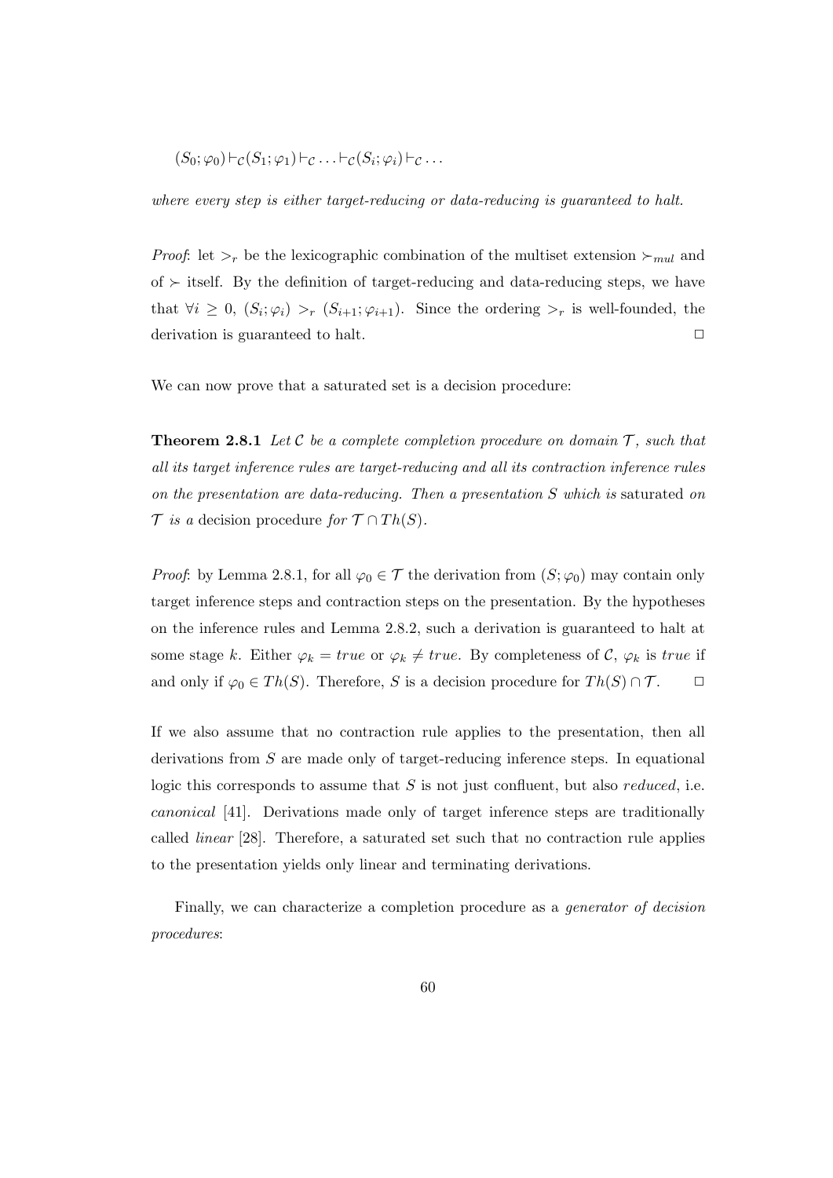$$(S_0; \varphi_0) \vdash_{\mathcal{C}} (S_1; \varphi_1) \vdash_{\mathcal{C}} \ldots \vdash_{\mathcal{C}} (S_i; \varphi_i) \vdash_{\mathcal{C}} \ldots$$

*where every step is either target-reducing or data-reducing is guaranteed to halt.*

*Proof*: let $>_r$ be the lexicographic combination of the multiset extension $\succ_{mul}$ and of $\succ$ itself. By the definition of target-reducing and data-reducing steps, we have that $\forall i \geq 0$, $(S_i; \varphi_i) >_r (S_{i+1}; \varphi_{i+1})$. Since the ordering $>_r$ is well-founded, the derivation is guaranteed to halt. $\Box$

We can now prove that a saturated set is a decision procedure:

**Theorem 2.8.1** *Let $\mathcal{C}$ be a complete completion procedure on domain $\mathcal{T}$, such that all its target inference rules are target-reducing and all its contraction inference rules on the presentation are data-reducing. Then a presentation $S$ which is* saturated *on $\mathcal{T}$ is a* decision procedure *for $\mathcal{T} \cap Th(S)$.*

*Proof*: by Lemma 2.8.1, for all $\varphi_0 \in \mathcal{T}$ the derivation from $(S; \varphi_0)$ may contain only target inference steps and contraction steps on the presentation. By the hypotheses on the inference rules and Lemma 2.8.2, such a derivation is guaranteed to halt at some stage $k$. Either $\varphi_k = true$ or $\varphi_k \neq true$. By completeness of $\mathcal{C}$, $\varphi_k$ is *true* if and only if $\varphi_0 \in Th(S)$. Therefore, $S$ is a decision procedure for $Th(S) \cap \mathcal{T}$. $\Box$

If we also assume that no contraction rule applies to the presentation, then all derivations from $S$ are made only of target-reducing inference steps. In equational logic this corresponds to assume that $S$ is not just confluent, but also *reduced*, i.e. *canonical* [41]. Derivations made only of target inference steps are traditionally called *linear* [28]. Therefore, a saturated set such that no contraction rule applies to the presentation yields only linear and terminating derivations.

Finally, we can characterize a completion procedure as a *generator of decision procedures*: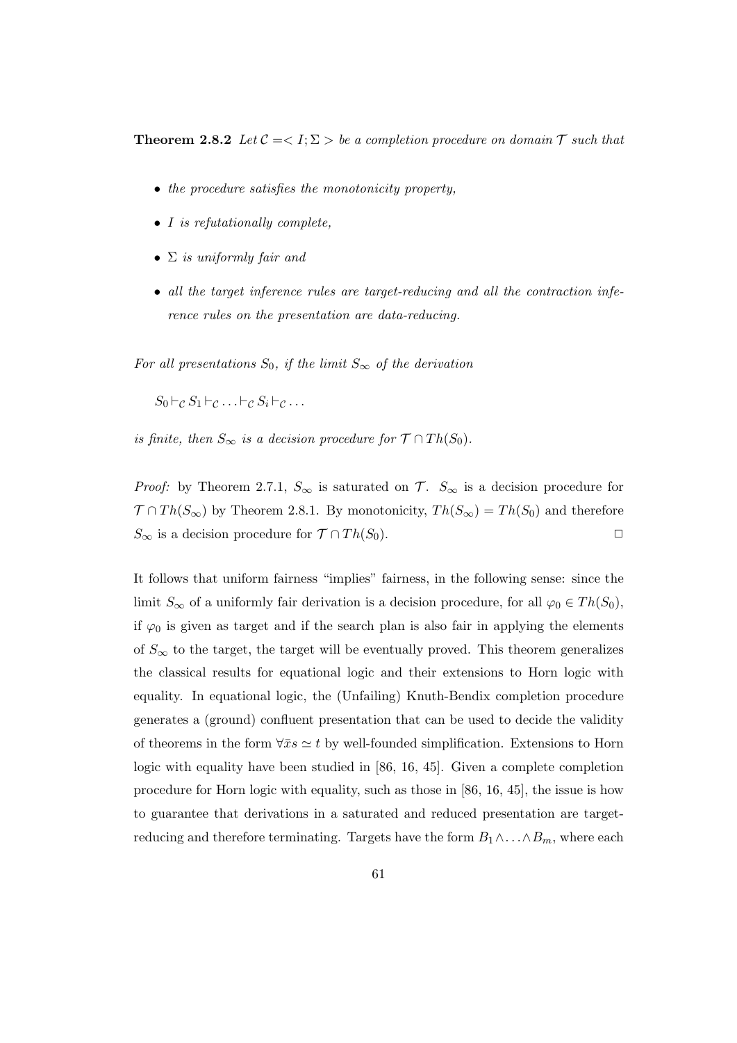**Theorem 2.8.2** *Let $\mathcal{C} =< I; \Sigma >$ be a completion procedure on domain $\mathcal{T}$ such that*

- *the procedure satisfies the monotonicity property,*
- *$I$ is refutationally complete,*
- *$\Sigma$ is uniformly fair and*
- *all the target inference rules are target-reducing and all the contraction inference rules on the presentation are data-reducing.*

*For all presentations $S_0$, if the limit $S_\infty$ of the derivation*

$S_0 \vdash_{\mathcal{C}} S_1 \vdash_{\mathcal{C}} \ldots \vdash_{\mathcal{C}} S_i \vdash_{\mathcal{C}} \ldots$

*is finite, then $S_\infty$ is a decision procedure for $\mathcal{T} \cap Th(S_0)$.*

*Proof:* by Theorem 2.7.1, $S_\infty$ is saturated on $\mathcal{T}$. $S_\infty$ is a decision procedure for $\mathcal{T} \cap Th(S_\infty)$ by Theorem 2.8.1. By monotonicity, $Th(S_\infty) = Th(S_0)$ and therefore $S_\infty$ is a decision procedure for $\mathcal{T} \cap Th(S_0)$. □

It follows that uniform fairness "implies" fairness, in the following sense: since the limit $S_\infty$ of a uniformly fair derivation is a decision procedure, for all $\varphi_0 \in Th(S_0)$, if $\varphi_0$ is given as target and if the search plan is also fair in applying the elements of $S_\infty$ to the target, the target will be eventually proved. This theorem generalizes the classical results for equational logic and their extensions to Horn logic with equality. In equational logic, the (Unfailing) Knuth-Bendix completion procedure generates a (ground) confluent presentation that can be used to decide the validity of theorems in the form $\forall \bar{x} s \simeq t$ by well-founded simplification. Extensions to Horn logic with equality have been studied in [86, 16, 45]. Given a complete completion procedure for Horn logic with equality, such as those in [86, 16, 45], the issue is how to guarantee that derivations in a saturated and reduced presentation are target-reducing and therefore terminating. Targets have the form $B_1 \wedge \ldots \wedge B_m$, where each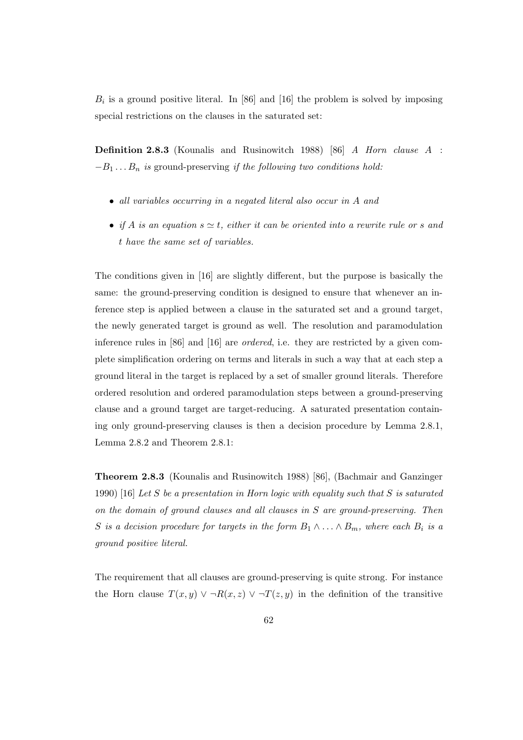$B_i$ is a ground positive literal. In [86] and [16] the problem is solved by imposing special restrictions on the clauses in the saturated set:

**Definition 2.8.3** (Kounalis and Rusinowitch 1988) [86] *A Horn clause* $A : -B_1 \ldots B_n$ *is* ground-preserving *if the following two conditions hold:*

- *all variables occurring in a negated literal also occur in* $A$ *and*
- *if* $A$ *is an equation* $s \simeq t$*, either it can be oriented into a rewrite rule or* $s$ *and* $t$ *have the same set of variables.*

The conditions given in [16] are slightly different, but the purpose is basically the same: the ground-preserving condition is designed to ensure that whenever an inference step is applied between a clause in the saturated set and a ground target, the newly generated target is ground as well. The resolution and paramodulation inference rules in [86] and [16] are *ordered*, i.e. they are restricted by a given complete simplification ordering on terms and literals in such a way that at each step a ground literal in the target is replaced by a set of smaller ground literals. Therefore ordered resolution and ordered paramodulation steps between a ground-preserving clause and a ground target are target-reducing. A saturated presentation containing only ground-preserving clauses is then a decision procedure by Lemma 2.8.1, Lemma 2.8.2 and Theorem 2.8.1:

**Theorem 2.8.3** (Kounalis and Rusinowitch 1988) [86], (Bachmair and Ganzinger 1990) [16] *Let* $S$ *be a presentation in Horn logic with equality such that* $S$ *is saturated on the domain of ground clauses and all clauses in* $S$ *are ground-preserving. Then* $S$ *is a decision procedure for targets in the form* $B_1 \wedge \ldots \wedge B_m$*, where each* $B_i$ *is a ground positive literal.*

The requirement that all clauses are ground-preserving is quite strong. For instance the Horn clause $T(x, y) \vee \neg R(x, z) \vee \neg T(z, y)$ in the definition of the transitive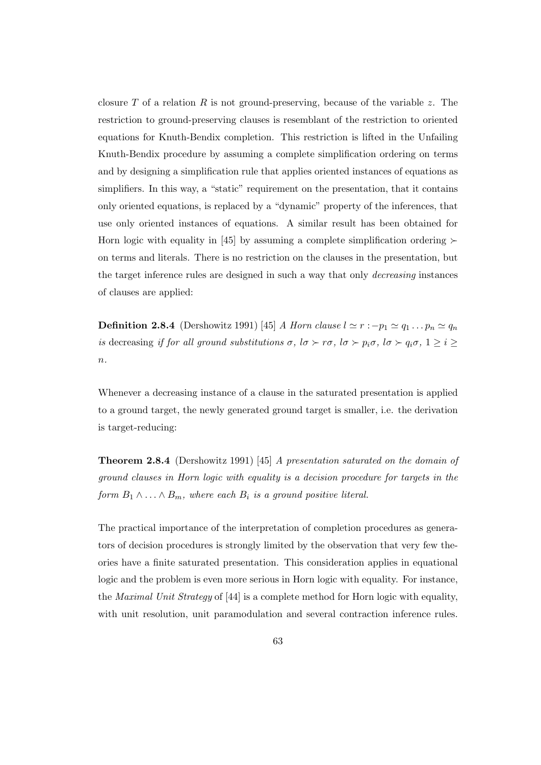closure $T$ of a relation $R$ is not ground-preserving, because of the variable $z$. The restriction to ground-preserving clauses is resemblant of the restriction to oriented equations for Knuth-Bendix completion. This restriction is lifted in the Unfailing Knuth-Bendix procedure by assuming a complete simplification ordering on terms and by designing a simplification rule that applies oriented instances of equations as simplifiers. In this way, a "static" requirement on the presentation, that it contains only oriented equations, is replaced by a "dynamic" property of the inferences, that use only oriented instances of equations. A similar result has been obtained for Horn logic with equality in [45] by assuming a complete simplification ordering $\succ$ on terms and literals. There is no restriction on the clauses in the presentation, but the target inference rules are designed in such a way that only *decreasing* instances of clauses are applied:

**Definition 2.8.4** (Dershowitz 1991) [45] *A Horn clause* $l \simeq r :- p_1 \simeq q_1 \ldots p_n \simeq q_n$ *is* decreasing *if for all ground substitutions* $\sigma$*,* $l\sigma \succ r\sigma$*,* $l\sigma \succ p_i\sigma$*,* $l\sigma \succ q_i\sigma$*,* $1 \geq i \geq n$*.*

Whenever a decreasing instance of a clause in the saturated presentation is applied to a ground target, the newly generated ground target is smaller, i.e. the derivation is target-reducing:

**Theorem 2.8.4** (Dershowitz 1991) [45] *A presentation saturated on the domain of ground clauses in Horn logic with equality is a decision procedure for targets in the form* $B_1 \wedge \ldots \wedge B_m$*, where each* $B_i$ *is a ground positive literal.*

The practical importance of the interpretation of completion procedures as generators of decision procedures is strongly limited by the observation that very few theories have a finite saturated presentation. This consideration applies in equational logic and the problem is even more serious in Horn logic with equality. For instance, the *Maximal Unit Strategy* of [44] is a complete method for Horn logic with equality, with unit resolution, unit paramodulation and several contraction inference rules.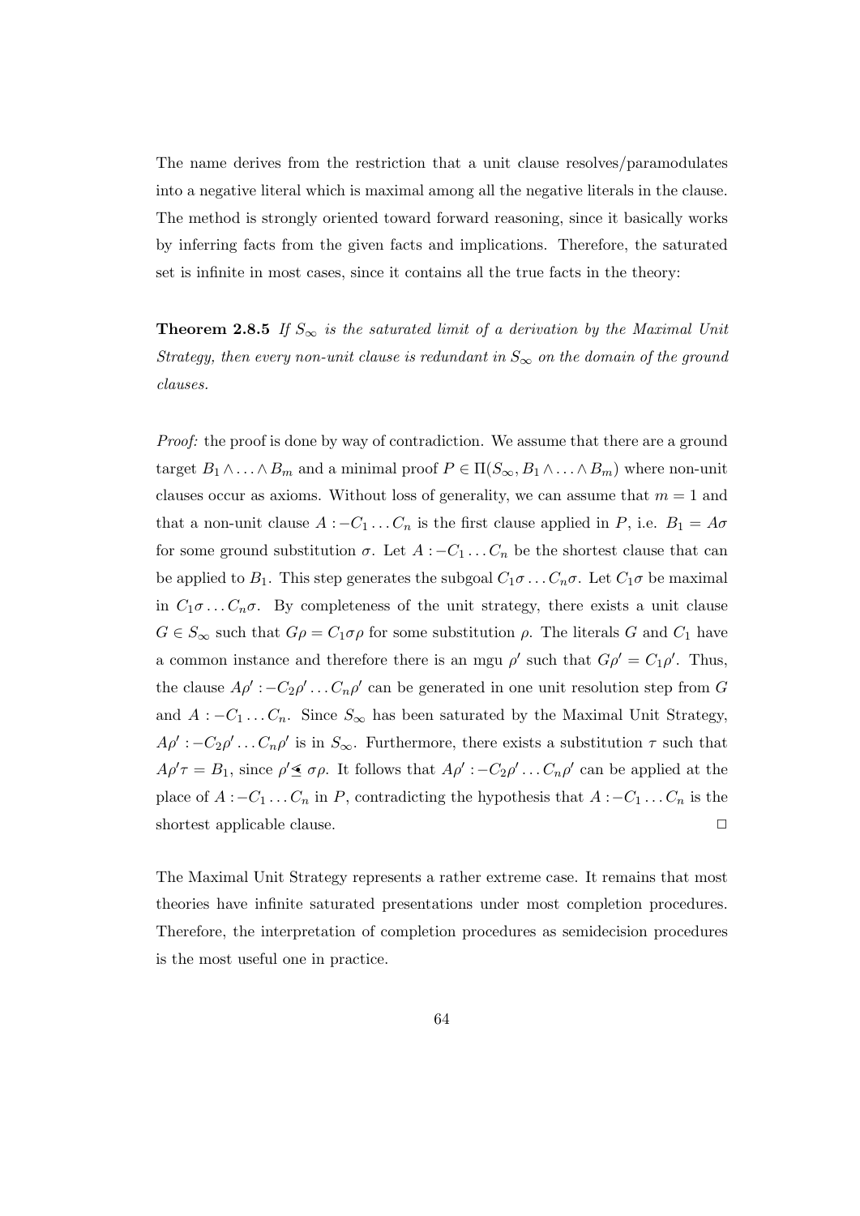The name derives from the restriction that a unit clause resolves/paramodulates into a negative literal which is maximal among all the negative literals in the clause. The method is strongly oriented toward forward reasoning, since it basically works by inferring facts from the given facts and implications. Therefore, the saturated set is infinite in most cases, since it contains all the true facts in the theory:

**Theorem 2.8.5** *If $S_\infty$ is the saturated limit of a derivation by the Maximal Unit Strategy, then every non-unit clause is redundant in $S_\infty$ on the domain of the ground clauses.*

*Proof:* the proof is done by way of contradiction. We assume that there are a ground target $B_1 \wedge \ldots \wedge B_m$ and a minimal proof $P \in \Pi(S_\infty, B_1 \wedge \ldots \wedge B_m)$ where non-unit clauses occur as axioms. Without loss of generality, we can assume that $m = 1$ and that a non-unit clause $A :- C_1 \ldots C_n$ is the first clause applied in $P$, i.e. $B_1 = A\sigma$ for some ground substitution $\sigma$. Let $A :- C_1 \ldots C_n$ be the shortest clause that can be applied to $B_1$. This step generates the subgoal $C_1\sigma \ldots C_n\sigma$. Let $C_1\sigma$ be maximal in $C_1\sigma \ldots C_n\sigma$. By completeness of the unit strategy, there exists a unit clause $G \in S_\infty$ such that $G\rho = C_1\sigma\rho$ for some substitution $\rho$. The literals $G$ and $C_1$ have a common instance and therefore there is an mgu $\rho'$ such that $G\rho' = C_1\rho'$. Thus, the clause $A\rho' :- C_2\rho' \ldots C_n\rho'$ can be generated in one unit resolution step from $G$ and $A :- C_1 \ldots C_n$. Since $S_\infty$ has been saturated by the Maximal Unit Strategy, $A\rho' :- C_2\rho' \ldots C_n\rho'$ is in $S_\infty$. Furthermore, there exists a substitution $\tau$ such that $A\rho'\tau = B_1$, since $\rho' \lessdot \sigma\rho$. It follows that $A\rho' :- C_2\rho' \ldots C_n\rho'$ can be applied at the place of $A :- C_1 \ldots C_n$ in $P$, contradicting the hypothesis that $A :- C_1 \ldots C_n$ is the shortest applicable clause. □

The Maximal Unit Strategy represents a rather extreme case. It remains that most theories have infinite saturated presentations under most completion procedures. Therefore, the interpretation of completion procedures as semidecision procedures is the most useful one in practice.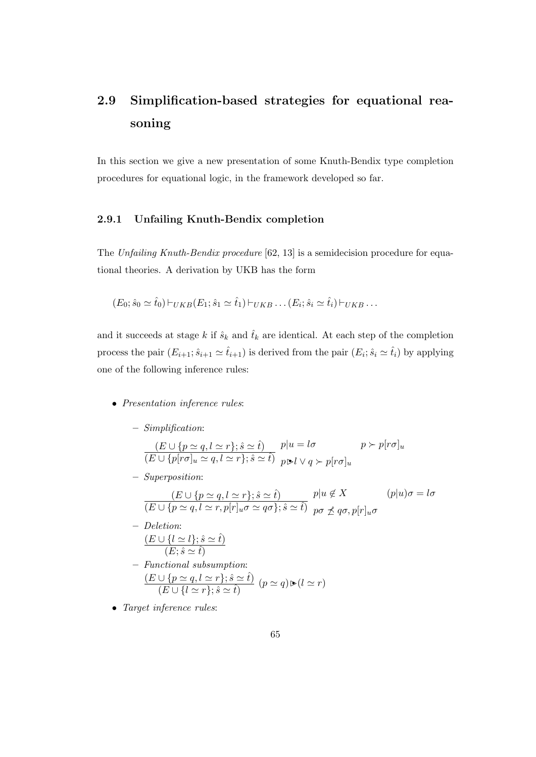## 2.9 Simplification-based strategies for equational reasoning

In this section we give a new presentation of some Knuth-Bendix type completion procedures for equational logic, in the framework developed so far.

### 2.9.1 Unfailing Knuth-Bendix completion

The *Unfailing Knuth-Bendix procedure* [62, 13] is a semidecision procedure for equational theories. A derivation by UKB has the form

$$(E_0; \hat{s}_0 \simeq \hat{t}_0) \vdash_{UKB} (E_1; \hat{s}_1 \simeq \hat{t}_1) \vdash_{UKB} \ldots (E_i; \hat{s}_i \simeq \hat{t}_i) \vdash_{UKB} \ldots$$

and it succeeds at stage $k$ if $\hat{s}_k$ and $\hat{t}_k$ are identical. At each step of the completion process the pair $(E_{i+1}; \hat{s}_{i+1} \simeq \hat{t}_{i+1})$ is derived from the pair $(E_i; \hat{s}_i \simeq \hat{t}_i)$ by applying one of the following inference rules:

- *Presentation inference rules*:
  - *Simplification*:

$$\frac{(E \cup \{p \simeq q, l \simeq r\}; \hat{s} \simeq \hat{t})}{(E \cup \{p[r\sigma]_u \simeq q, l \simeq r\}; \hat{s} \simeq \hat{t})} \quad \begin{array}{ll} p|u = l\sigma & p \succ p[r\sigma]_u \\ p \blacktriangleright l \vee q \succ p[r\sigma]_u & \end{array}$$

  - *Superposition*:

$$\frac{(E \cup \{p \simeq q, l \simeq r\}; \hat{s} \simeq \hat{t})}{(E \cup \{p \simeq q, l \simeq r, p[r]_u\sigma \simeq q\sigma\}; \hat{s} \simeq \hat{t})} \quad \begin{array}{ll} p|u \notin X & (p|u)\sigma = l\sigma \\ p\sigma \not\preceq q\sigma, p[r]_u\sigma & \end{array}$$

  - *Deletion*:

$$\frac{(E \cup \{l \simeq l\}; \hat{s} \simeq \hat{t})}{(E; \hat{s} \simeq \hat{t})}$$

  - *Functional subsumption*:

$$\frac{(E \cup \{p \simeq q, l \simeq r\}; \hat{s} \simeq \hat{t})}{(E \cup \{l \simeq r\}; \hat{s} \simeq \hat{t})} \quad (p \simeq q) \blacktriangleright (l \simeq r)$$

- *Target inference rules*: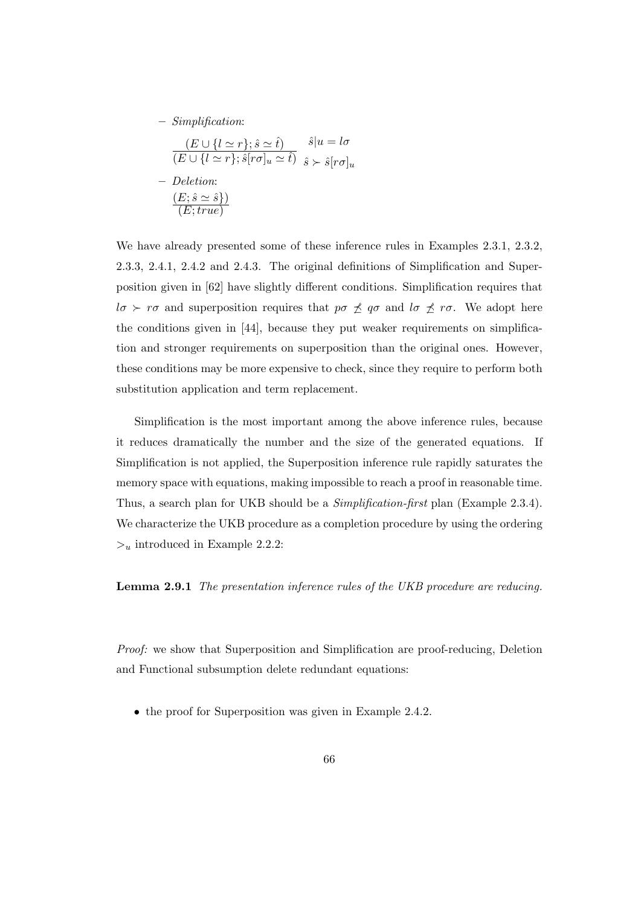– *Simplification*:

$$\frac{(E \cup \{l \simeq r\}; \hat{s} \simeq \hat{t})}{(E \cup \{l \simeq r\}; \hat{s}[r\sigma]_u \simeq \hat{t})} \quad \begin{array}{l} \hat{s}|u = l\sigma \\ \hat{s} \succ \hat{s}[r\sigma]_u \end{array}$$

– *Deletion*:

$$\frac{(E; \hat{s} \simeq \hat{s}\})}{(E; true)}$$

We have already presented some of these inference rules in Examples 2.3.1, 2.3.2, 2.3.3, 2.4.1, 2.4.2 and 2.4.3. The original definitions of Simplification and Superposition given in [62] have slightly different conditions. Simplification requires that $l\sigma \succ r\sigma$ and superposition requires that $p\sigma \not\preceq q\sigma$ and $l\sigma \not\preceq r\sigma$. We adopt here the conditions given in [44], because they put weaker requirements on simplification and stronger requirements on superposition than the original ones. However, these conditions may be more expensive to check, since they require to perform both substitution application and term replacement.

Simplification is the most important among the above inference rules, because it reduces dramatically the number and the size of the generated equations. If Simplification is not applied, the Superposition inference rule rapidly saturates the memory space with equations, making impossible to reach a proof in reasonable time. Thus, a search plan for UKB should be a *Simplification-first* plan (Example 2.3.4). We characterize the UKB procedure as a completion procedure by using the ordering $>_u$ introduced in Example 2.2.2:

**Lemma 2.9.1** *The presentation inference rules of the UKB procedure are reducing.*

*Proof:* we show that Superposition and Simplification are proof-reducing, Deletion and Functional subsumption delete redundant equations:

- the proof for Superposition was given in Example 2.4.2.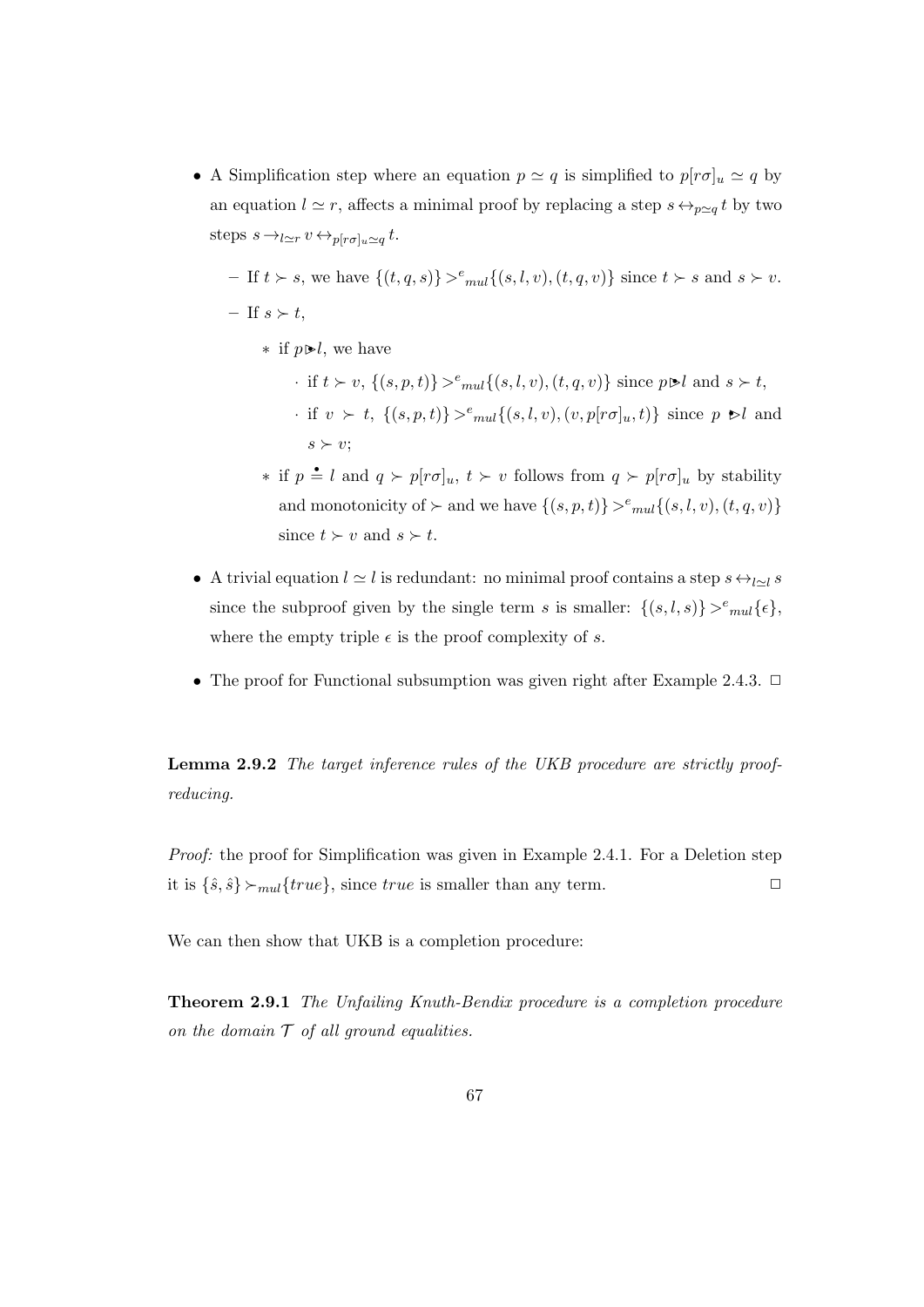- A Simplification step where an equation $p \simeq q$ is simplified to $p[r\sigma]_u \simeq q$ by an equation $l \simeq r$, affects a minimal proof by replacing a step $s \leftrightarrow_{p \simeq q} t$ by two steps $s \rightarrow_{l \simeq r} v \leftrightarrow_{p[r\sigma]_u \simeq q} t$.
  - If $t \succ s$, we have $\{(t, q, s)\} >^e_{mul} \{(s, l, v), (t, q, v)\}$ since $t \succ s$ and $s \succ v$.
  - If $s \succ t$,
    - if $p \blacktriangleright l$, we have
      - if $t \succ v$, $\{(s, p, t)\} >^e_{mul} \{(s, l, v), (t, q, v)\}$ since $p \blacktriangleright l$ and $s \succ t$,
      - if $v \succ t$, $\{(s, p, t)\} >^e_{mul} \{(s, l, v), (v, p[r\sigma]_u, t)\}$ since $p \blacktriangleright l$ and $s \succ v$;
    - if $p \stackrel{\bullet}{=} l$ and $q \succ p[r\sigma]_u$, $t \succ v$ follows from $q \succ p[r\sigma]_u$ by stability and monotonicity of $\succ$ and we have $\{(s, p, t)\} >^e_{mul} \{(s, l, v), (t, q, v)\}$ since $t \succ v$ and $s \succ t$.
- A trivial equation $l \simeq l$ is redundant: no minimal proof contains a step $s \leftrightarrow_{l \simeq l} s$ since the subproof given by the single term $s$ is smaller: $\{(s, l, s)\} >^e_{mul} \{\epsilon\}$, where the empty triple $\epsilon$ is the proof complexity of $s$.
- The proof for Functional subsumption was given right after Example 2.4.3. $\Box$

**Lemma 2.9.2** *The target inference rules of the UKB procedure are strictly proof-reducing.*

*Proof:* the proof for Simplification was given in Example 2.4.1. For a Deletion step it is $\{\hat{s}, \hat{s}\} \succ_{mul} \{true\}$, since $true$ is smaller than any term. $\Box$

We can then show that UKB is a completion procedure:

**Theorem 2.9.1** *The Unfailing Knuth-Bendix procedure is a completion procedure on the domain $\mathcal{T}$ of all ground equalities.*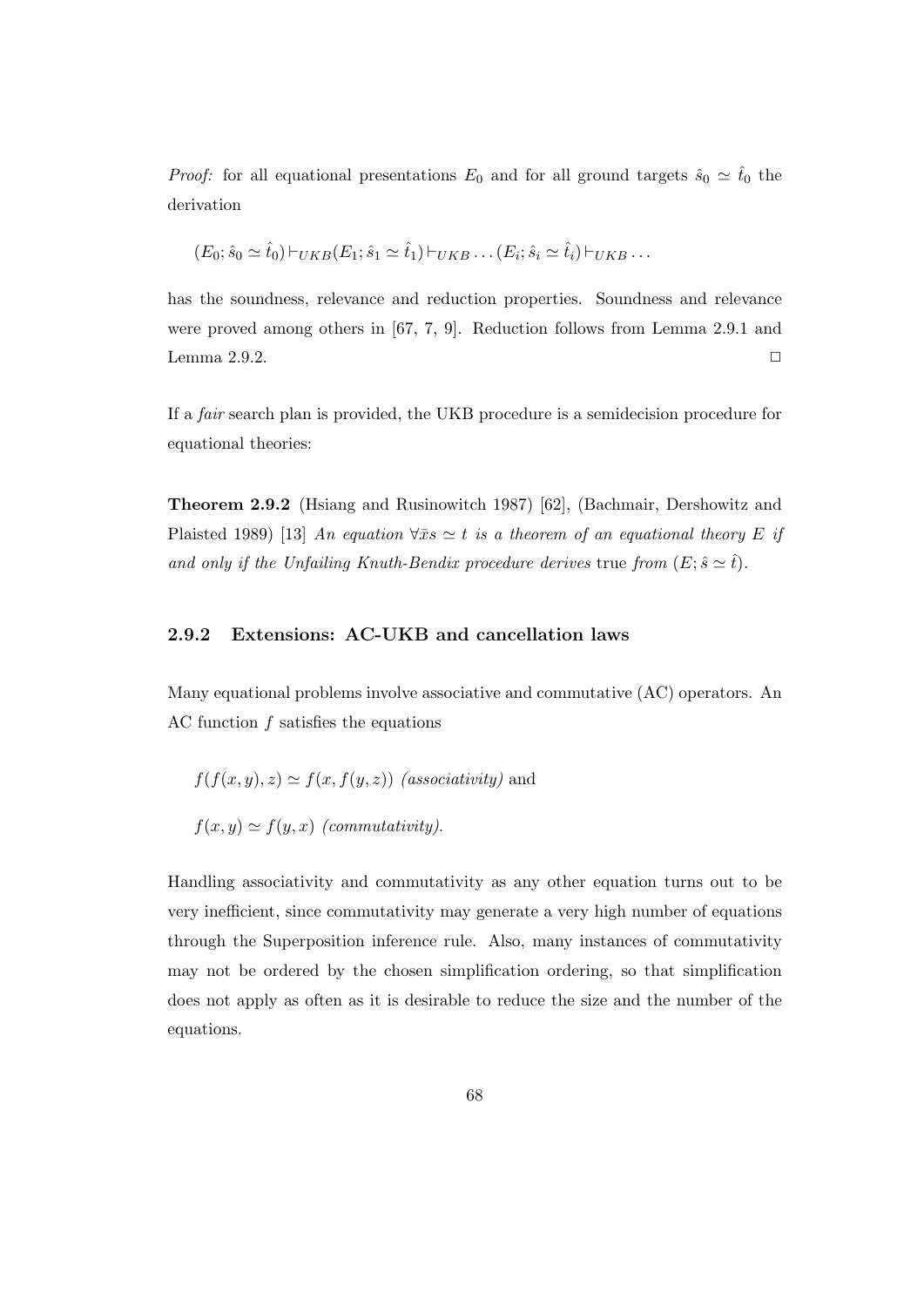*Proof:* for all equational presentations $E_0$ and for all ground targets $\hat{s}_0 \simeq \hat{t}_0$ the derivation

$$(E_0; \hat{s}_0 \simeq \hat{t}_0) \vdash_{UKB} (E_1; \hat{s}_1 \simeq \hat{t}_1) \vdash_{UKB} \ldots (E_i; \hat{s}_i \simeq \hat{t}_i) \vdash_{UKB} \ldots$$

has the soundness, relevance and reduction properties. Soundness and relevance were proved among others in [67, 7, 9]. Reduction follows from Lemma 2.9.1 and Lemma 2.9.2. $\Box$

If a *fair* search plan is provided, the UKB procedure is a semidecision procedure for equational theories:

**Theorem 2.9.2** (Hsiang and Rusinowitch 1987) [62], (Bachmair, Dershowitz and Plaisted 1989) [13] *An equation $\forall \bar{x} s \simeq t$ is a theorem of an equational theory $E$ if and only if the Unfailing Knuth-Bendix procedure derives* true *from $(E; \hat{s} \simeq \hat{t})$.*

### 2.9.2 Extensions: AC-UKB and cancellation laws

Many equational problems involve associative and commutative (AC) operators. An AC function $f$ satisfies the equations

$f(f(x, y), z) \simeq f(x, f(y, z))$ *(associativity)* and

$f(x, y) \simeq f(y, x)$ *(commutativity).*

Handling associativity and commutativity as any other equation turns out to be very inefficient, since commutativity may generate a very high number of equations through the Superposition inference rule. Also, many instances of commutativity may not be ordered by the chosen simplification ordering, so that simplification does not apply as often as it is desirable to reduce the size and the number of the equations.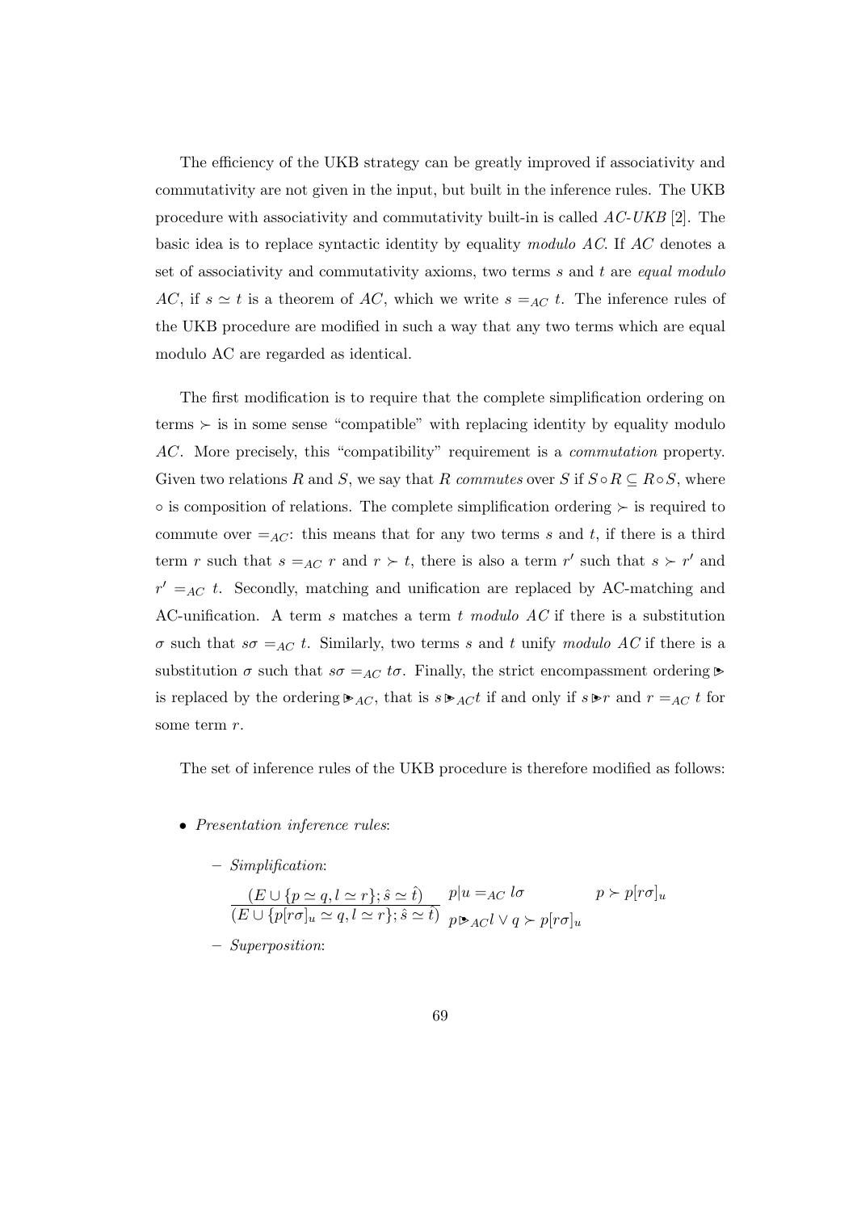The efficiency of the UKB strategy can be greatly improved if associativity and commutativity are not given in the input, but built in the inference rules. The UKB procedure with associativity and commutativity built-in is called *AC-UKB* [2]. The basic idea is to replace syntactic identity by equality *modulo AC*. If $AC$ denotes a set of associativity and commutativity axioms, two terms $s$ and $t$ are *equal modulo AC*, if $s \simeq t$ is a theorem of $AC$, which we write $s =_{AC} t$. The inference rules of the UKB procedure are modified in such a way that any two terms which are equal modulo AC are regarded as identical.

The first modification is to require that the complete simplification ordering on terms $\succ$ is in some sense "compatible" with replacing identity by equality modulo $AC$. More precisely, this "compatibility" requirement is a *commutation* property. Given two relations $R$ and $S$, we say that $R$ *commutes* over $S$ if $S \circ R \subseteq R \circ S$, where $\circ$ is composition of relations. The complete simplification ordering $\succ$ is required to commute over $=_{AC}$: this means that for any two terms $s$ and $t$, if there is a third term $r$ such that $s =_{AC} r$ and $r \succ t$, there is also a term $r'$ such that $s \succ r'$ and $r' =_{AC} t$. Secondly, matching and unification are replaced by AC-matching and AC-unification. A term $s$ matches a term $t$ *modulo AC* if there is a substitution $\sigma$ such that $s\sigma =_{AC} t$. Similarly, two terms $s$ and $t$ unify *modulo AC* if there is a substitution $\sigma$ such that $s\sigma =_{AC} t\sigma$. Finally, the strict encompassment ordering $\blacktriangleright$ is replaced by the ordering $\blacktriangleright_{AC}$, that is $s \blacktriangleright_{AC} t$ if and only if $s \blacktriangleright r$ and $r =_{AC} t$ for some term $r$.

The set of inference rules of the UKB procedure is therefore modified as follows:

- *Presentation inference rules*:
  - *Simplification*:

$$\frac{(E \cup \{p \simeq q, l \simeq r\}; \hat{s} \simeq \hat{t})}{(E \cup \{p[r\sigma]_u \simeq q, l \simeq r\}; \hat{s} \simeq \hat{t})} \quad \begin{array}{ll} p|u =_{AC} l\sigma & p \succ p[r\sigma]_u \\ p \blacktriangleright_{AC} l \vee q \succ p[r\sigma]_u & \end{array}$$

  - *Superposition*: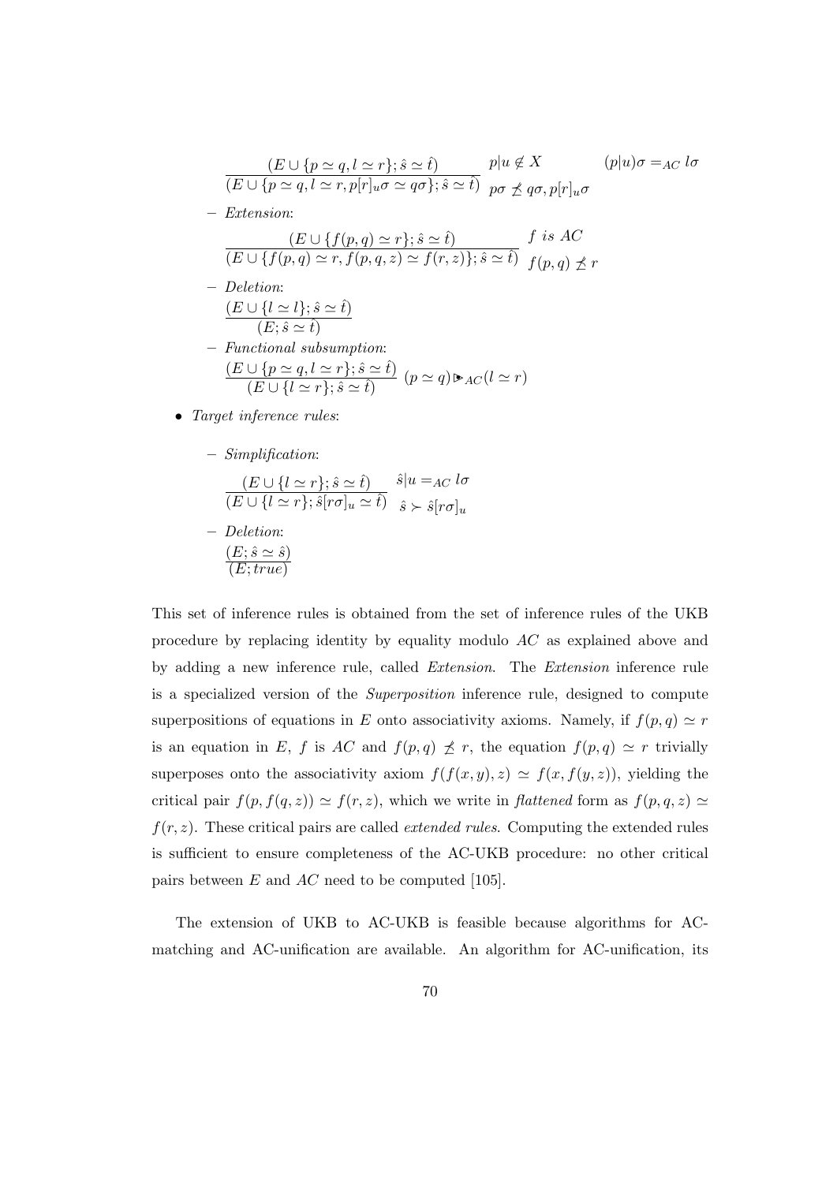$$\frac{(E \cup \{p \simeq q, l \simeq r\}; \hat{s} \simeq \hat{t})}{(E \cup \{p \simeq q, l \simeq r, p[r]_u\sigma \simeq q\sigma\}; \hat{s} \simeq \hat{t})} \quad \begin{array}{ll} p|u \notin X & (p|u)\sigma =_{AC} l\sigma \\ p\sigma \not\preceq q\sigma, p[r]_u\sigma & \end{array}$$

– *Extension*:

$$\frac{(E \cup \{f(p,q) \simeq r\}; \hat{s} \simeq \hat{t})}{(E \cup \{f(p,q) \simeq r, f(p,q,z) \simeq f(r,z)\}; \hat{s} \simeq \hat{t})} \quad \begin{array}{l} f \ is \ AC \\ f(p,q) \not\preceq r \end{array}$$

– *Deletion*:

$$\frac{(E \cup \{l \simeq l\}; \hat{s} \simeq \hat{t})}{(E; \hat{s} \simeq \hat{t})}$$

– *Functional subsumption*:

$$\frac{(E \cup \{p \simeq q, l \simeq r\}; \hat{s} \simeq \hat{t})}{(E \cup \{l \simeq r\}; \hat{s} \simeq \hat{t})} \ (p \simeq q) \blacktriangleright_{AC} (l \simeq r)$$

- *Target inference rules*:

  – *Simplification*:

$$\frac{(E \cup \{l \simeq r\}; \hat{s} \simeq \hat{t})}{(E \cup \{l \simeq r\}; \hat{s}[r\sigma]_u \simeq \hat{t})} \quad \begin{array}{l} \hat{s}|u =_{AC} l\sigma \\ \hat{s} \succ \hat{s}[r\sigma]_u \end{array}$$

  – *Deletion*:

$$\frac{(E; \hat{s} \simeq \hat{s})}{(E; true)}$$

This set of inference rules is obtained from the set of inference rules of the UKB procedure by replacing identity by equality modulo $AC$ as explained above and by adding a new inference rule, called *Extension*. The *Extension* inference rule is a specialized version of the *Superposition* inference rule, designed to compute superpositions of equations in $E$ onto associativity axioms. Namely, if $f(p, q) \simeq r$ is an equation in $E$, $f$ is $AC$ and $f(p, q) \not\preceq r$, the equation $f(p, q) \simeq r$ trivially superposes onto the associativity axiom $f(f(x, y), z) \simeq f(x, f(y, z))$, yielding the critical pair $f(p, f(q, z)) \simeq f(r, z)$, which we write in *flattened* form as $f(p, q, z) \simeq f(r, z)$. These critical pairs are called *extended rules*. Computing the extended rules is sufficient to ensure completeness of the AC-UKB procedure: no other critical pairs between $E$ and $AC$ need to be computed [105].

The extension of UKB to AC-UKB is feasible because algorithms for AC-matching and AC-unification are available. An algorithm for AC-unification, its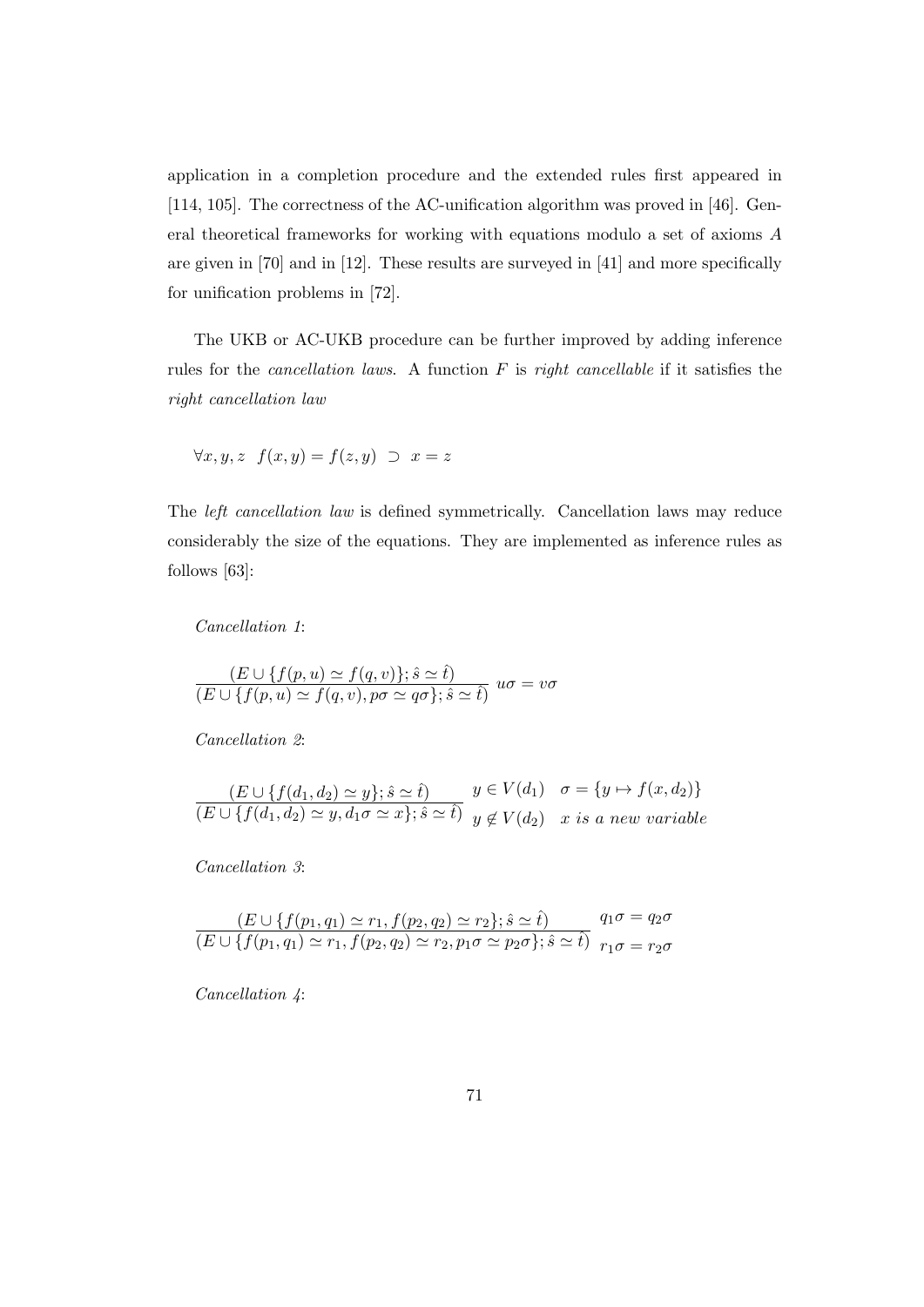application in a completion procedure and the extended rules first appeared in [114, 105]. The correctness of the AC-unification algorithm was proved in [46]. General theoretical frameworks for working with equations modulo a set of axioms $A$ are given in [70] and in [12]. These results are surveyed in [41] and more specifically for unification problems in [72].

The UKB or AC-UKB procedure can be further improved by adding inference rules for the *cancellation laws*. A function $F$ is *right cancellable* if it satisfies the *right cancellation law*

$$\forall x, y, z \;\; f(x, y) = f(z, y) \;\supset\; x = z$$

The *left cancellation law* is defined symmetrically. Cancellation laws may reduce considerably the size of the equations. They are implemented as inference rules as follows [63]:

*Cancellation 1*:

$$\frac{(E \cup \{f(p, u) \simeq f(q, v)\}; \hat{s} \simeq \hat{t})}{(E \cup \{f(p, u) \simeq f(q, v), p\sigma \simeq q\sigma\}; \hat{s} \simeq \hat{t})} \;\; u\sigma = v\sigma$$

*Cancellation 2*:

$$\frac{(E \cup \{f(d_1, d_2) \simeq y\}; \hat{s} \simeq \hat{t})}{(E \cup \{f(d_1, d_2) \simeq y, d_1\sigma \simeq x\}; \hat{s} \simeq \hat{t})} \;\; \begin{array}{ll} y \in V(d_1) & \sigma = \{y \mapsto f(x, d_2)\} \\ y \notin V(d_2) & x \textit{ is a new variable} \end{array}$$

*Cancellation 3*:

$$\frac{(E \cup \{f(p_1, q_1) \simeq r_1, f(p_2, q_2) \simeq r_2\}; \hat{s} \simeq \hat{t})}{(E \cup \{f(p_1, q_1) \simeq r_1, f(p_2, q_2) \simeq r_2, p_1\sigma \simeq p_2\sigma\}; \hat{s} \simeq \hat{t})} \;\; \begin{array}{l} q_1\sigma = q_2\sigma \\ r_1\sigma = r_2\sigma \end{array}$$

*Cancellation 4*: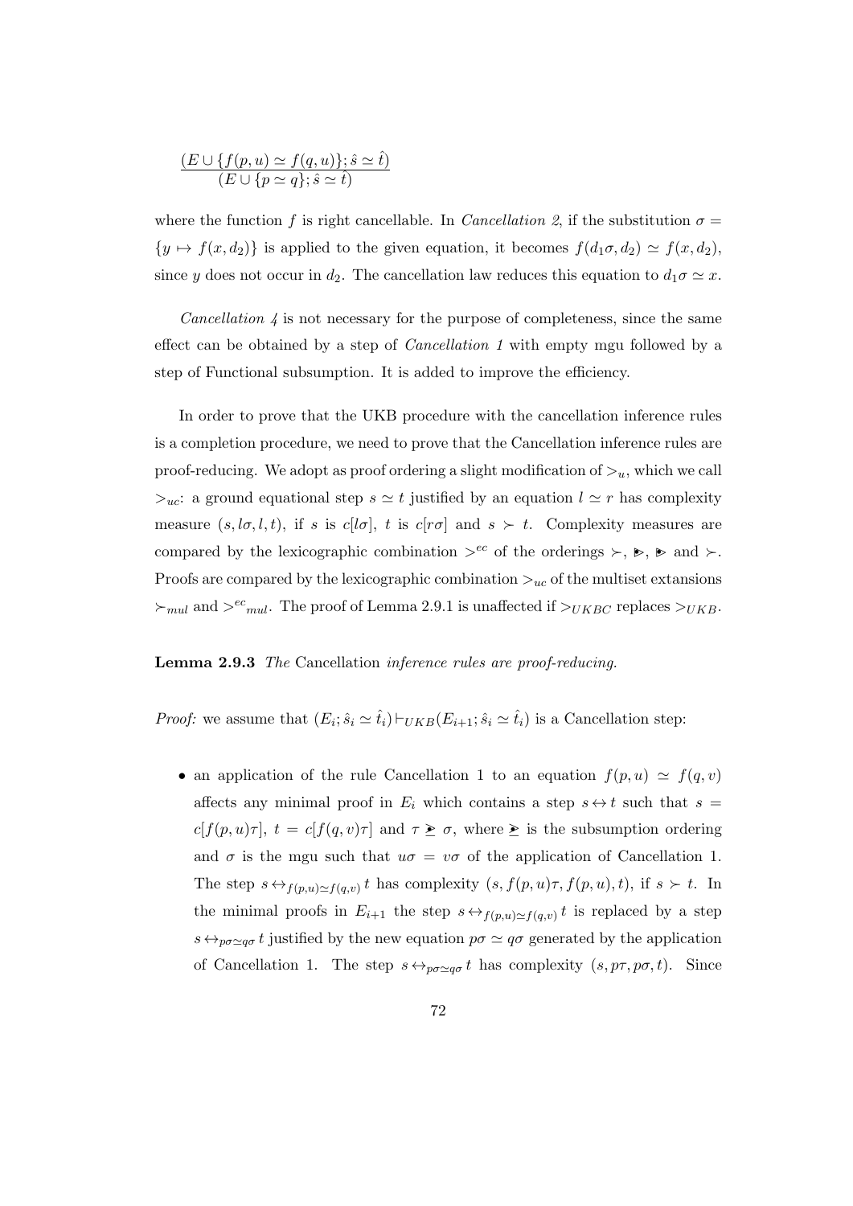$$\frac{(E \cup \{f(p,u) \simeq f(q,u)\}; \hat{s} \simeq \hat{t})}{(E \cup \{p \simeq q\}; \hat{s} \simeq \hat{t})}$$

where the function $f$ is right cancellable. In *Cancellation 2*, if the substitution $\sigma = \{y \mapsto f(x, d_2)\}$ is applied to the given equation, it becomes $f(d_1\sigma, d_2) \simeq f(x, d_2)$, since $y$ does not occur in $d_2$. The cancellation law reduces this equation to $d_1\sigma \simeq x$.

*Cancellation 4* is not necessary for the purpose of completeness, since the same effect can be obtained by a step of *Cancellation 1* with empty mgu followed by a step of Functional subsumption. It is added to improve the efficiency.

In order to prove that the UKB procedure with the cancellation inference rules is a completion procedure, we need to prove that the Cancellation inference rules are proof-reducing. We adopt as proof ordering a slight modification of $>_u$, which we call $>_{uc}$: a ground equational step $s \simeq t$ justified by an equation $l \simeq r$ has complexity measure $(s, l\sigma, l, t)$, if $s$ is $c[l\sigma]$, $t$ is $c[r\sigma]$ and $s \succ t$. Complexity measures are compared by the lexicographic combination $>^{ec}$ of the orderings $\succ$, $\blacktriangleright$, $\blacktriangleright$ and $\succ$. Proofs are compared by the lexicographic combination $>_{uc}$ of the multiset extansions $\succ_{mul}$ and $>^{ec}{}_{mul}$. The proof of Lemma 2.9.1 is unaffected if $>_{UKBC}$ replaces $>_{UKB}$.

**Lemma 2.9.3** *The* Cancellation *inference rules are proof-reducing.*

*Proof:* we assume that $(E_i; \hat{s}_i \simeq \hat{t}_i) \vdash_{UKB} (E_{i+1}; \hat{s}_i \simeq \hat{t}_i)$ is a Cancellation step:

- an application of the rule Cancellation 1 to an equation $f(p, u) \simeq f(q, v)$ affects any minimal proof in $E_i$ which contains a step $s \leftrightarrow t$ such that $s = c[f(p, u)\tau]$, $t = c[f(q, v)\tau]$ and $\tau \trianglerighteq \sigma$, where $\trianglerighteq$ is the subsumption ordering and $\sigma$ is the mgu such that $u\sigma = v\sigma$ of the application of Cancellation 1. The step $s \leftrightarrow_{f(p,u) \simeq f(q,v)} t$ has complexity $(s, f(p, u)\tau, f(p, u), t)$, if $s \succ t$. In the minimal proofs in $E_{i+1}$ the step $s \leftrightarrow_{f(p,u) \simeq f(q,v)} t$ is replaced by a step $s \leftrightarrow_{p\sigma \simeq q\sigma} t$ justified by the new equation $p\sigma \simeq q\sigma$ generated by the application of Cancellation 1. The step $s \leftrightarrow_{p\sigma \simeq q\sigma} t$ has complexity $(s, p\tau, p\sigma, t)$. Since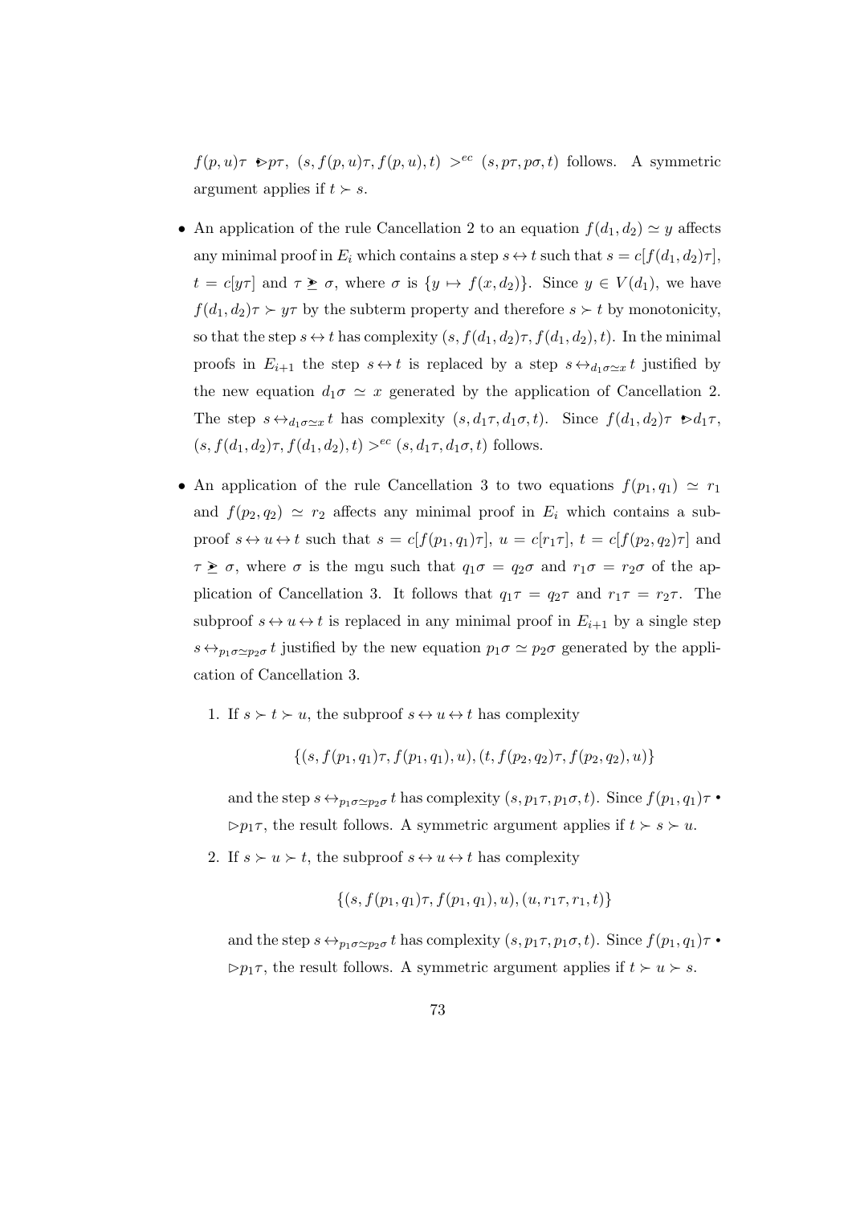$f(p,u)\tau \bullet\!\!\rhd p\tau$, $(s, f(p,u)\tau, f(p,u), t) >^{ec} (s, p\tau, p\sigma, t)$ follows. A symmetric argument applies if $t \succ s$.

- An application of the rule Cancellation 2 to an equation $f(d_1, d_2) \simeq y$ affects any minimal proof in $E_i$ which contains a step $s \leftrightarrow t$ such that $s = c[f(d_1, d_2)\tau]$, $t = c[y\tau]$ and $\tau \,\dot{\not\geq}\, \sigma$, where $\sigma$ is $\{y \mapsto f(x, d_2)\}$. Since $y \in V(d_1)$, we have $f(d_1, d_2)\tau \succ y\tau$ by the subterm property and therefore $s \succ t$ by monotonicity, so that the step $s \leftrightarrow t$ has complexity $(s, f(d_1, d_2)\tau, f(d_1, d_2), t)$. In the minimal proofs in $E_{i+1}$ the step $s \leftrightarrow t$ is replaced by a step $s \leftrightarrow_{d_1\sigma \simeq x} t$ justified by the new equation $d_1\sigma \simeq x$ generated by the application of Cancellation 2. The step $s \leftrightarrow_{d_1\sigma \simeq x} t$ has complexity $(s, d_1\tau, d_1\sigma, t)$. Since $f(d_1, d_2)\tau \bullet\!\!\rhd d_1\tau$, $(s, f(d_1, d_2)\tau, f(d_1, d_2), t) >^{ec} (s, d_1\tau, d_1\sigma, t)$ follows.

- An application of the rule Cancellation 3 to two equations $f(p_1, q_1) \simeq r_1$ and $f(p_2, q_2) \simeq r_2$ affects any minimal proof in $E_i$ which contains a subproof $s \leftrightarrow u \leftrightarrow t$ such that $s = c[f(p_1, q_1)\tau]$, $u = c[r_1\tau]$, $t = c[f(p_2, q_2)\tau]$ and $\tau \,\dot{\not\geq}\, \sigma$, where $\sigma$ is the mgu such that $q_1\sigma = q_2\sigma$ and $r_1\sigma = r_2\sigma$ of the application of Cancellation 3. It follows that $q_1\tau = q_2\tau$ and $r_1\tau = r_2\tau$. The subproof $s \leftrightarrow u \leftrightarrow t$ is replaced in any minimal proof in $E_{i+1}$ by a single step $s \leftrightarrow_{p_1\sigma \simeq p_2\sigma} t$ justified by the new equation $p_1\sigma \simeq p_2\sigma$ generated by the application of Cancellation 3.

  1. If $s \succ t \succ u$, the subproof $s \leftrightarrow u \leftrightarrow t$ has complexity

  $$\{(s, f(p_1, q_1)\tau, f(p_1, q_1), u), (t, f(p_2, q_2)\tau, f(p_2, q_2), u)\}$$

  and the step $s \leftrightarrow_{p_1\sigma \simeq p_2\sigma} t$ has complexity $(s, p_1\tau, p_1\sigma, t)$. Since $f(p_1, q_1)\tau \bullet\!\!\rhd p_1\tau$, the result follows. A symmetric argument applies if $t \succ s \succ u$.

  2. If $s \succ u \succ t$, the subproof $s \leftrightarrow u \leftrightarrow t$ has complexity

  $$\{(s, f(p_1, q_1)\tau, f(p_1, q_1), u), (u, r_1\tau, r_1, t)\}$$

  and the step $s \leftrightarrow_{p_1\sigma \simeq p_2\sigma} t$ has complexity $(s, p_1\tau, p_1\sigma, t)$. Since $f(p_1, q_1)\tau \bullet\!\!\rhd p_1\tau$, the result follows. A symmetric argument applies if $t \succ u \succ s$.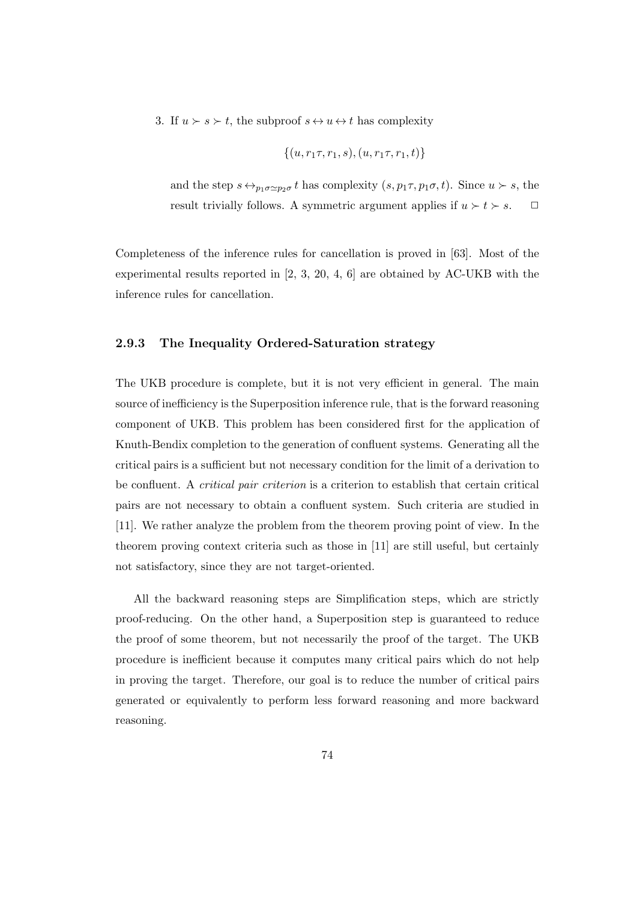3. If $u \succ s \succ t$, the subproof $s \leftrightarrow u \leftrightarrow t$ has complexity

$$\{(u, r_1\tau, r_1, s), (u, r_1\tau, r_1, t)\}$$

and the step $s \leftrightarrow_{p_1\sigma \simeq p_2\sigma} t$ has complexity $(s, p_1\tau, p_1\sigma, t)$. Since $u \succ s$, the result trivially follows. A symmetric argument applies if $u \succ t \succ s$. $\Box$

Completeness of the inference rules for cancellation is proved in [63]. Most of the experimental results reported in [2, 3, 20, 4, 6] are obtained by AC-UKB with the inference rules for cancellation.

### 2.9.3 The Inequality Ordered-Saturation strategy

The UKB procedure is complete, but it is not very efficient in general. The main source of inefficiency is the Superposition inference rule, that is the forward reasoning component of UKB. This problem has been considered first for the application of Knuth-Bendix completion to the generation of confluent systems. Generating all the critical pairs is a sufficient but not necessary condition for the limit of a derivation to be confluent. A *critical pair criterion* is a criterion to establish that certain critical pairs are not necessary to obtain a confluent system. Such criteria are studied in [11]. We rather analyze the problem from the theorem proving point of view. In the theorem proving context criteria such as those in [11] are still useful, but certainly not satisfactory, since they are not target-oriented.

All the backward reasoning steps are Simplification steps, which are strictly proof-reducing. On the other hand, a Superposition step is guaranteed to reduce the proof of some theorem, but not necessarily the proof of the target. The UKB procedure is inefficient because it computes many critical pairs which do not help in proving the target. Therefore, our goal is to reduce the number of critical pairs generated or equivalently to perform less forward reasoning and more backward reasoning.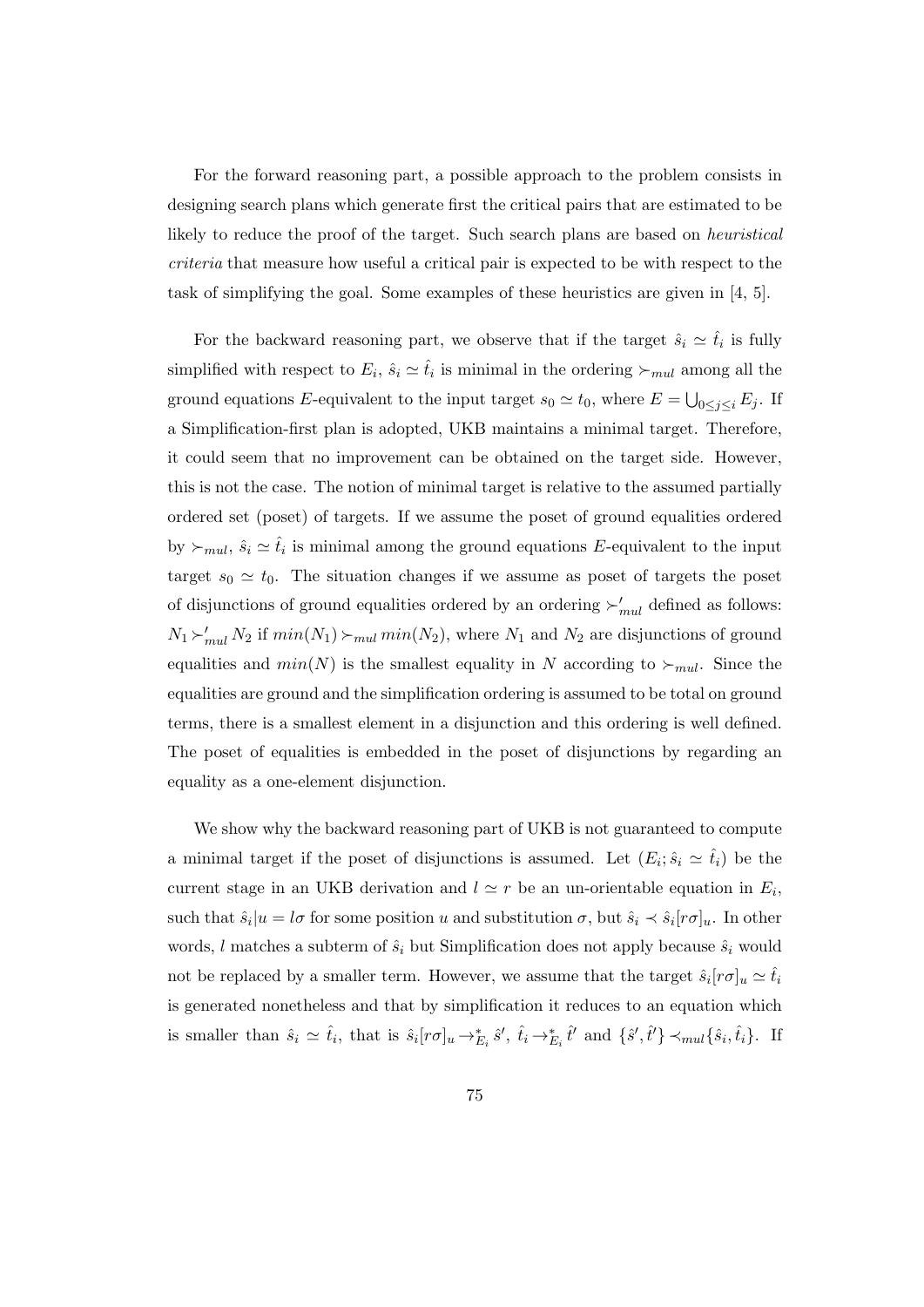For the forward reasoning part, a possible approach to the problem consists in designing search plans which generate first the critical pairs that are estimated to be likely to reduce the proof of the target. Such search plans are based on *heuristical criteria* that measure how useful a critical pair is expected to be with respect to the task of simplifying the goal. Some examples of these heuristics are given in [4, 5].

For the backward reasoning part, we observe that if the target $\hat{s}_i \simeq \hat{t}_i$ is fully simplified with respect to $E_i$, $\hat{s}_i \simeq \hat{t}_i$ is minimal in the ordering $\succ_{mul}$ among all the ground equations $E$-equivalent to the input target $s_0 \simeq t_0$, where $E = \bigcup_{0 \le j \le i} E_j$. If a Simplification-first plan is adopted, UKB maintains a minimal target. Therefore, it could seem that no improvement can be obtained on the target side. However, this is not the case. The notion of minimal target is relative to the assumed partially ordered set (poset) of targets. If we assume the poset of ground equalities ordered by $\succ_{mul}$, $\hat{s}_i \simeq \hat{t}_i$ is minimal among the ground equations $E$-equivalent to the input target $s_0 \simeq t_0$. The situation changes if we assume as poset of targets the poset of disjunctions of ground equalities ordered by an ordering $\succ'_{mul}$ defined as follows: $N_1 \succ'_{mul} N_2$ if $min(N_1) \succ_{mul} min(N_2)$, where $N_1$ and $N_2$ are disjunctions of ground equalities and $min(N)$ is the smallest equality in $N$ according to $\succ_{mul}$. Since the equalities are ground and the simplification ordering is assumed to be total on ground terms, there is a smallest element in a disjunction and this ordering is well defined. The poset of equalities is embedded in the poset of disjunctions by regarding an equality as a one-element disjunction.

We show why the backward reasoning part of UKB is not guaranteed to compute a minimal target if the poset of disjunctions is assumed. Let $(E_i; \hat{s}_i \simeq \hat{t}_i)$ be the current stage in an UKB derivation and $l \simeq r$ be an un-orientable equation in $E_i$, such that $\hat{s}_i|u = l\sigma$ for some position $u$ and substitution $\sigma$, but $\hat{s}_i \prec \hat{s}_i[r\sigma]_u$. In other words, $l$ matches a subterm of $\hat{s}_i$ but Simplification does not apply because $\hat{s}_i$ would not be replaced by a smaller term. However, we assume that the target $\hat{s}_i[r\sigma]_u \simeq \hat{t}_i$ is generated nonetheless and that by simplification it reduces to an equation which is smaller than $\hat{s}_i \simeq \hat{t}_i$, that is $\hat{s}_i[r\sigma]_u \rightarrow^*_{E_i} \hat{s}'$, $\hat{t}_i \rightarrow^*_{E_i} \hat{t}'$ and $\{\hat{s}', \hat{t}'\} \prec_{mul} \{\hat{s}_i, \hat{t}_i\}$. If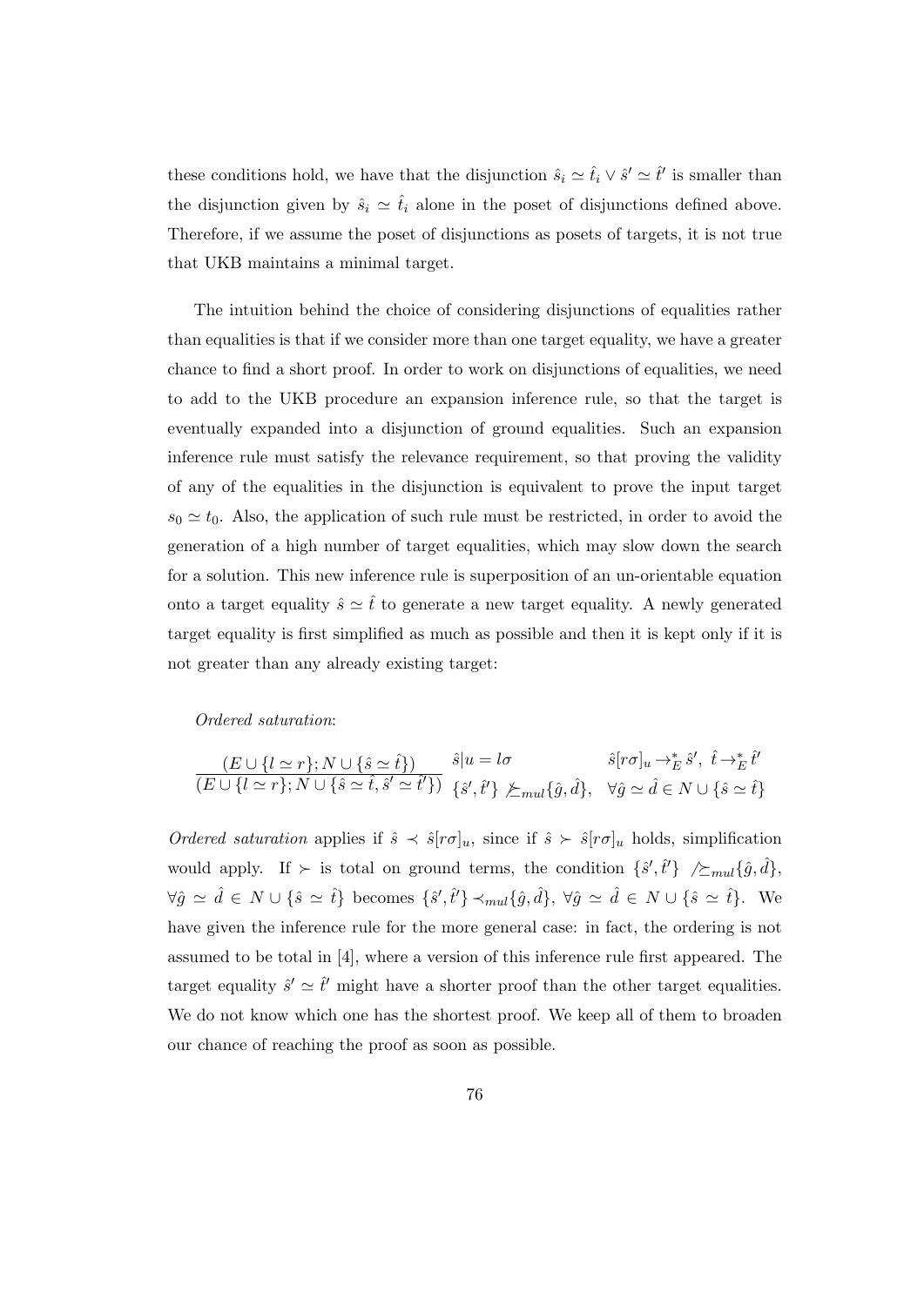these conditions hold, we have that the disjunction $\hat{s}_i \simeq \hat{t}_i \vee \hat{s}' \simeq \hat{t}'$ is smaller than the disjunction given by $\hat{s}_i \simeq \hat{t}_i$ alone in the poset of disjunctions defined above. Therefore, if we assume the poset of disjunctions as posets of targets, it is not true that UKB maintains a minimal target.

The intuition behind the choice of considering disjunctions of equalities rather than equalities is that if we consider more than one target equality, we have a greater chance to find a short proof. In order to work on disjunctions of equalities, we need to add to the UKB procedure an expansion inference rule, so that the target is eventually expanded into a disjunction of ground equalities. Such an expansion inference rule must satisfy the relevance requirement, so that proving the validity of any of the equalities in the disjunction is equivalent to prove the input target $s_0 \simeq t_0$. Also, the application of such rule must be restricted, in order to avoid the generation of a high number of target equalities, which may slow down the search for a solution. This new inference rule is superposition of an un-orientable equation onto a target equality $\hat{s} \simeq \hat{t}$ to generate a new target equality. A newly generated target equality is first simplified as much as possible and then it is kept only if it is not greater than any already existing target:

*Ordered saturation*:

$$\frac{(E \cup \{l \simeq r\}; N \cup \{\hat{s} \simeq \hat{t}\})}{(E \cup \{l \simeq r\}; N \cup \{\hat{s} \simeq \hat{t}, \hat{s}' \simeq \hat{t}'\})} \quad \begin{array}{ll} \hat{s}|u = l\sigma & \hat{s}[r\sigma]_u \rightarrow_E^* \hat{s}',\ \hat{t} \rightarrow_E^* \hat{t}' \\ \{\hat{s}', \hat{t}'\} \not\succeq_{mul} \{\hat{g}, \hat{d}\}, & \forall \hat{g} \simeq \hat{d} \in N \cup \{\hat{s} \simeq \hat{t}\} \end{array}$$

*Ordered saturation* applies if $\hat{s} \prec \hat{s}[r\sigma]_u$, since if $\hat{s} \succ \hat{s}[r\sigma]_u$ holds, simplification would apply. If $\succ$ is total on ground terms, the condition $\{\hat{s}', \hat{t}'\} \not\succeq_{mul} \{\hat{g}, \hat{d}\}$, $\forall \hat{g} \simeq \hat{d} \in N \cup \{\hat{s} \simeq \hat{t}\}$ becomes $\{\hat{s}', \hat{t}'\} \prec_{mul} \{\hat{g}, \hat{d}\}$, $\forall \hat{g} \simeq \hat{d} \in N \cup \{\hat{s} \simeq \hat{t}\}$. We have given the inference rule for the more general case: in fact, the ordering is not assumed to be total in [4], where a version of this inference rule first appeared. The target equality $\hat{s}' \simeq \hat{t}'$ might have a shorter proof than the other target equalities. We do not know which one has the shortest proof. We keep all of them to broaden our chance of reaching the proof as soon as possible.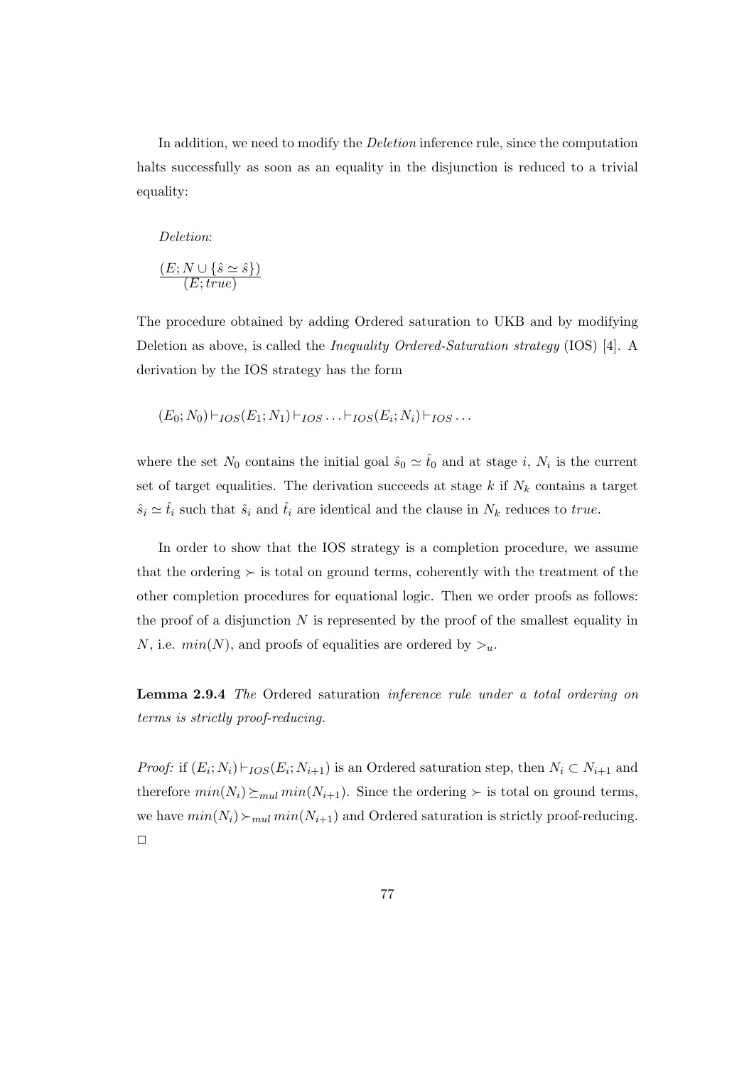In addition, we need to modify the *Deletion* inference rule, since the computation halts successfully as soon as an equality in the disjunction is reduced to a trivial equality:

*Deletion*:

$$\frac{(E; N \cup \{\hat{s} \simeq \hat{s}\})}{(E; true)}$$

The procedure obtained by adding Ordered saturation to UKB and by modifying Deletion as above, is called the *Inequality Ordered-Saturation strategy* (IOS) [4]. A derivation by the IOS strategy has the form

$$(E_0; N_0) \vdash_{IOS} (E_1; N_1) \vdash_{IOS} \ldots \vdash_{IOS} (E_i; N_i) \vdash_{IOS} \ldots$$

where the set $N_0$ contains the initial goal $\hat{s}_0 \simeq \hat{t}_0$ and at stage $i$, $N_i$ is the current set of target equalities. The derivation succeeds at stage $k$ if $N_k$ contains a target $\hat{s}_i \simeq \hat{t}_i$ such that $\hat{s}_i$ and $\hat{t}_i$ are identical and the clause in $N_k$ reduces to *true*.

In order to show that the IOS strategy is a completion procedure, we assume that the ordering $\succ$ is total on ground terms, coherently with the treatment of the other completion procedures for equational logic. Then we order proofs as follows: the proof of a disjunction $N$ is represented by the proof of the smallest equality in $N$, i.e. $min(N)$, and proofs of equalities are ordered by $>_u$.

**Lemma 2.9.4** *The* Ordered saturation *inference rule under a total ordering on terms is strictly proof-reducing.*

*Proof:* if $(E_i; N_i) \vdash_{IOS} (E_i; N_{i+1})$ is an Ordered saturation step, then $N_i \subset N_{i+1}$ and therefore $min(N_i) \succeq_{mul} min(N_{i+1})$. Since the ordering $\succ$ is total on ground terms, we have $min(N_i) \succ_{mul} min(N_{i+1})$ and Ordered saturation is strictly proof-reducing. □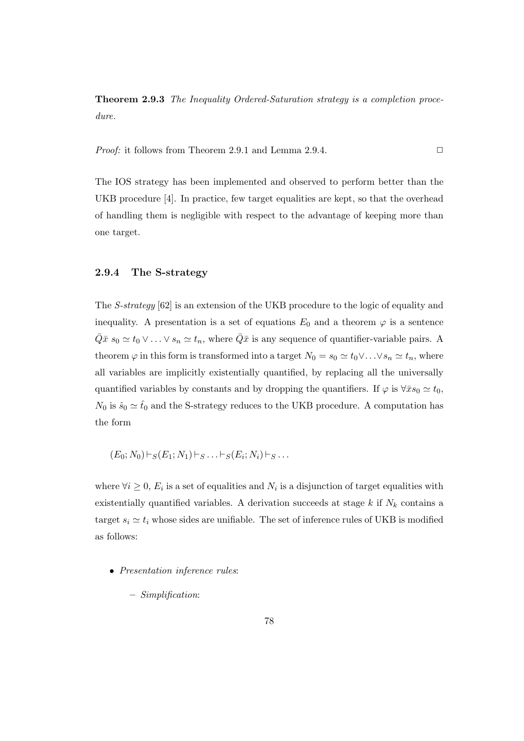**Theorem 2.9.3** *The Inequality Ordered-Saturation strategy is a completion procedure.*

*Proof:* it follows from Theorem 2.9.1 and Lemma 2.9.4. □

The IOS strategy has been implemented and observed to perform better than the UKB procedure [4]. In practice, few target equalities are kept, so that the overhead of handling them is negligible with respect to the advantage of keeping more than one target.

### 2.9.4 The S-strategy

The *S-strategy* [62] is an extension of the UKB procedure to the logic of equality and inequality. A presentation is a set of equations $E_0$ and a theorem $\varphi$ is a sentence $\bar{Q}\bar{x}\ s_0 \simeq t_0 \vee \ldots \vee s_n \simeq t_n$, where $\bar{Q}\bar{x}$ is any sequence of quantifier-variable pairs. A theorem $\varphi$ in this form is transformed into a target $N_0 = s_0 \simeq t_0 \vee \ldots \vee s_n \simeq t_n$, where all variables are implicitly existentially quantified, by replacing all the universally quantified variables by constants and by dropping the quantifiers. If $\varphi$ is $\forall \bar{x} s_0 \simeq t_0$, $N_0$ is $\hat{s}_0 \simeq \hat{t}_0$ and the S-strategy reduces to the UKB procedure. A computation has the form

$$(E_0; N_0) \vdash_S (E_1; N_1) \vdash_S \ldots \vdash_S (E_i; N_i) \vdash_S \ldots$$

where $\forall i \geq 0$, $E_i$ is a set of equalities and $N_i$ is a disjunction of target equalities with existentially quantified variables. A derivation succeeds at stage $k$ if $N_k$ contains a target $s_i \simeq t_i$ whose sides are unifiable. The set of inference rules of UKB is modified as follows:

- *Presentation inference rules*:
  - *Simplification*: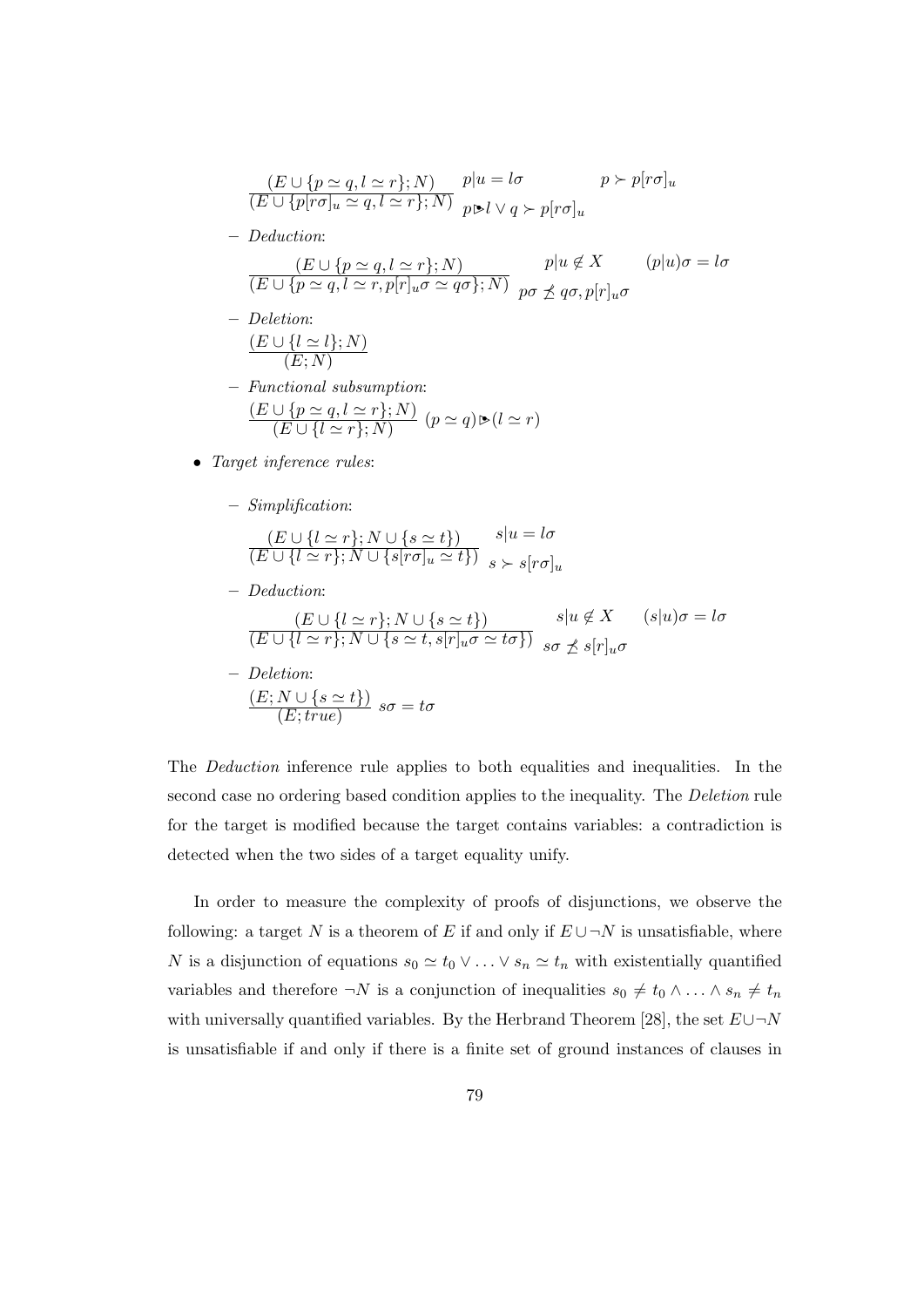$$\frac{(E \cup \{p \simeq q, l \simeq r\}; N)}{(E \cup \{p[r\sigma]_u \simeq q, l \simeq r\}; N)} \quad \begin{array}{ll} p|u = l\sigma & p \succ p[r\sigma]_u \\ p \blacktriangleright l \vee q \succ p[r\sigma]_u & \end{array}$$

- *Deduction*:

$$\frac{(E \cup \{p \simeq q, l \simeq r\}; N)}{(E \cup \{p \simeq q, l \simeq r, p[r]_u\sigma \simeq q\sigma\}; N)} \quad \begin{array}{ll} p|u \notin X & (p|u)\sigma = l\sigma \\ p\sigma \not\preceq q\sigma, p[r]_u\sigma & \end{array}$$

- *Deletion*:

$$\frac{(E \cup \{l \simeq l\}; N)}{(E; N)}$$

- *Functional subsumption*:

$$\frac{(E \cup \{p \simeq q, l \simeq r\}; N)}{(E \cup \{l \simeq r\}; N)} \quad (p \simeq q) \blacktriangleright (l \simeq r)$$

- *Target inference rules*:

  - *Simplification*:

$$\frac{(E \cup \{l \simeq r\}; N \cup \{s \simeq t\})}{(E \cup \{l \simeq r\}; N \cup \{s[r\sigma]_u \simeq t\})} \quad \begin{array}{l} s|u = l\sigma \\ s \succ s[r\sigma]_u \end{array}$$

  - *Deduction*:

$$\frac{(E \cup \{l \simeq r\}; N \cup \{s \simeq t\})}{(E \cup \{l \simeq r\}; N \cup \{s \simeq t, s[r]_u\sigma \simeq t\sigma\})} \quad \begin{array}{ll} s|u \notin X & (s|u)\sigma = l\sigma \\ s\sigma \not\preceq s[r]_u\sigma & \end{array}$$

  - *Deletion*:

$$\frac{(E; N \cup \{s \simeq t\})}{(E; true)} \quad s\sigma = t\sigma$$

The *Deduction* inference rule applies to both equalities and inequalities. In the second case no ordering based condition applies to the inequality. The *Deletion* rule for the target is modified because the target contains variables: a contradiction is detected when the two sides of a target equality unify.

In order to measure the complexity of proofs of disjunctions, we observe the following: a target $N$ is a theorem of $E$ if and only if $E \cup \neg N$ is unsatisfiable, where $N$ is a disjunction of equations $s_0 \simeq t_0 \vee \ldots \vee s_n \simeq t_n$ with existentially quantified variables and therefore $\neg N$ is a conjunction of inequalities $s_0 \neq t_0 \wedge \ldots \wedge s_n \neq t_n$ with universally quantified variables. By the Herbrand Theorem [28], the set $E \cup \neg N$ is unsatisfiable if and only if there is a finite set of ground instances of clauses in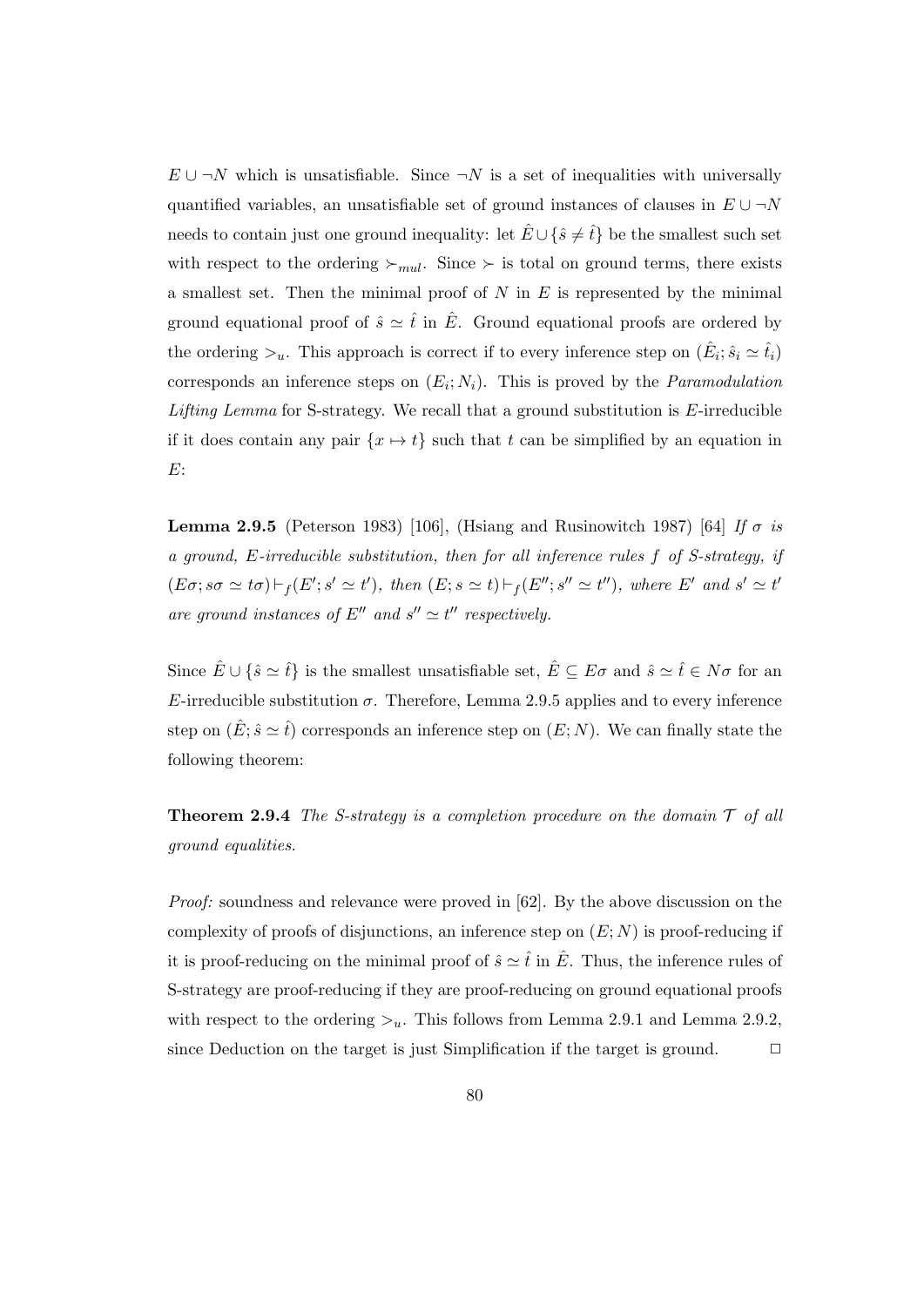$E \cup \neg N$ which is unsatisfiable. Since $\neg N$ is a set of inequalities with universally quantified variables, an unsatisfiable set of ground instances of clauses in $E \cup \neg N$ needs to contain just one ground inequality: let $\hat{E} \cup \{\hat{s} \neq \hat{t}\}$ be the smallest such set with respect to the ordering $\succ_{mul}$. Since $\succ$ is total on ground terms, there exists a smallest set. Then the minimal proof of $N$ in $E$ is represented by the minimal ground equational proof of $\hat{s} \simeq \hat{t}$ in $\hat{E}$. Ground equational proofs are ordered by the ordering $>_u$. This approach is correct if to every inference step on $(\hat{E}_i; \hat{s}_i \simeq \hat{t}_i)$ corresponds an inference steps on $(E_i; N_i)$. This is proved by the *Paramodulation Lifting Lemma* for S-strategy. We recall that a ground substitution is $E$-irreducible if it does contain any pair $\{x \mapsto t\}$ such that $t$ can be simplified by an equation in $E$:

**Lemma 2.9.5** (Peterson 1983) [106], (Hsiang and Rusinowitch 1987) [64] *If $\sigma$ is a ground, $E$-irreducible substitution, then for all inference rules $f$ of S-strategy, if $(E\sigma; s\sigma \simeq t\sigma) \vdash_f (E'; s' \simeq t')$, then $(E; s \simeq t) \vdash_f (E''; s'' \simeq t'')$, where $E'$ and $s' \simeq t'$ are ground instances of $E''$ and $s'' \simeq t''$ respectively.*

Since $\hat{E} \cup \{\hat{s} \simeq \hat{t}\}$ is the smallest unsatisfiable set, $\hat{E} \subseteq E\sigma$ and $\hat{s} \simeq \hat{t} \in N\sigma$ for an $E$-irreducible substitution $\sigma$. Therefore, Lemma 2.9.5 applies and to every inference step on $(\hat{E}; \hat{s} \simeq \hat{t})$ corresponds an inference step on $(E; N)$. We can finally state the following theorem:

**Theorem 2.9.4** *The S-strategy is a completion procedure on the domain $\mathcal{T}$ of all ground equalities.*

*Proof:* soundness and relevance were proved in [62]. By the above discussion on the complexity of proofs of disjunctions, an inference step on $(E; N)$ is proof-reducing if it is proof-reducing on the minimal proof of $\hat{s} \simeq \hat{t}$ in $\hat{E}$. Thus, the inference rules of S-strategy are proof-reducing if they are proof-reducing on ground equational proofs with respect to the ordering $>_u$. This follows from Lemma 2.9.1 and Lemma 2.9.2, since Deduction on the target is just Simplification if the target is ground. $\Box$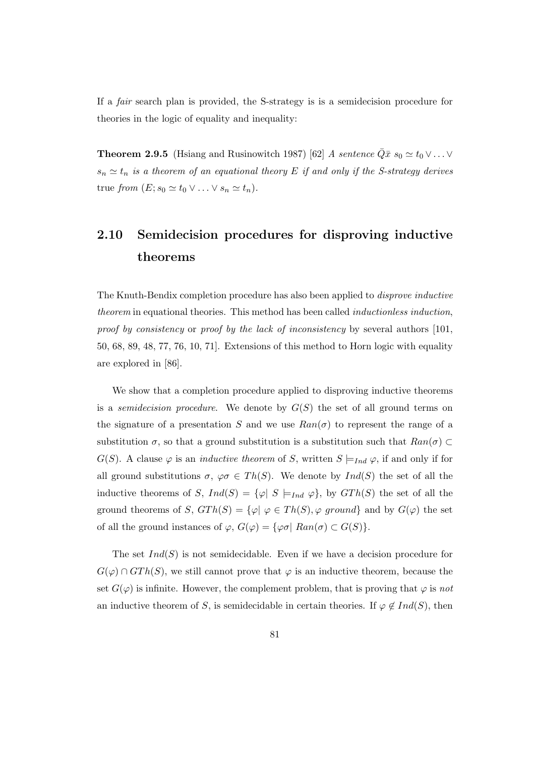If a *fair* search plan is provided, the S-strategy is is a semidecision procedure for theories in the logic of equality and inequality:

**Theorem 2.9.5** (Hsiang and Rusinowitch 1987) [62] *A sentence* $\bar{Q}\bar{x}\ s_0 \simeq t_0 \vee \ldots \vee s_n \simeq t_n$ *is a theorem of an equational theory* $E$ *if and only if the S-strategy derives* true *from* $(E; s_0 \simeq t_0 \vee \ldots \vee s_n \simeq t_n)$.

## 2.10 Semidecision procedures for disproving inductive theorems

The Knuth-Bendix completion procedure has also been applied to *disprove inductive theorem* in equational theories. This method has been called *inductionless induction*, *proof by consistency* or *proof by the lack of inconsistency* by several authors [101, 50, 68, 89, 48, 77, 76, 10, 71]. Extensions of this method to Horn logic with equality are explored in [86].

We show that a completion procedure applied to disproving inductive theorems is a *semidecision procedure*. We denote by $G(S)$ the set of all ground terms on the signature of a presentation $S$ and we use $Ran(\sigma)$ to represent the range of a substitution $\sigma$, so that a ground substitution is a substitution such that $Ran(\sigma) \subset G(S)$. A clause $\varphi$ is an *inductive theorem* of $S$, written $S \models_{Ind} \varphi$, if and only if for all ground substitutions $\sigma$, $\varphi\sigma \in Th(S)$. We denote by $Ind(S)$ the set of all the inductive theorems of $S$, $Ind(S) = \{\varphi |\ S \models_{Ind} \varphi\}$, by $GTh(S)$ the set of all the ground theorems of $S$, $GTh(S) = \{\varphi |\ \varphi \in Th(S), \varphi\ ground\}$ and by $G(\varphi)$ the set of all the ground instances of $\varphi$, $G(\varphi) = \{\varphi\sigma |\ Ran(\sigma) \subset G(S)\}$.

The set $Ind(S)$ is not semidecidable. Even if we have a decision procedure for $G(\varphi) \cap GTh(S)$, we still cannot prove that $\varphi$ is an inductive theorem, because the set $G(\varphi)$ is infinite. However, the complement problem, that is proving that $\varphi$ is *not* an inductive theorem of $S$, is semidecidable in certain theories. If $\varphi \notin Ind(S)$, then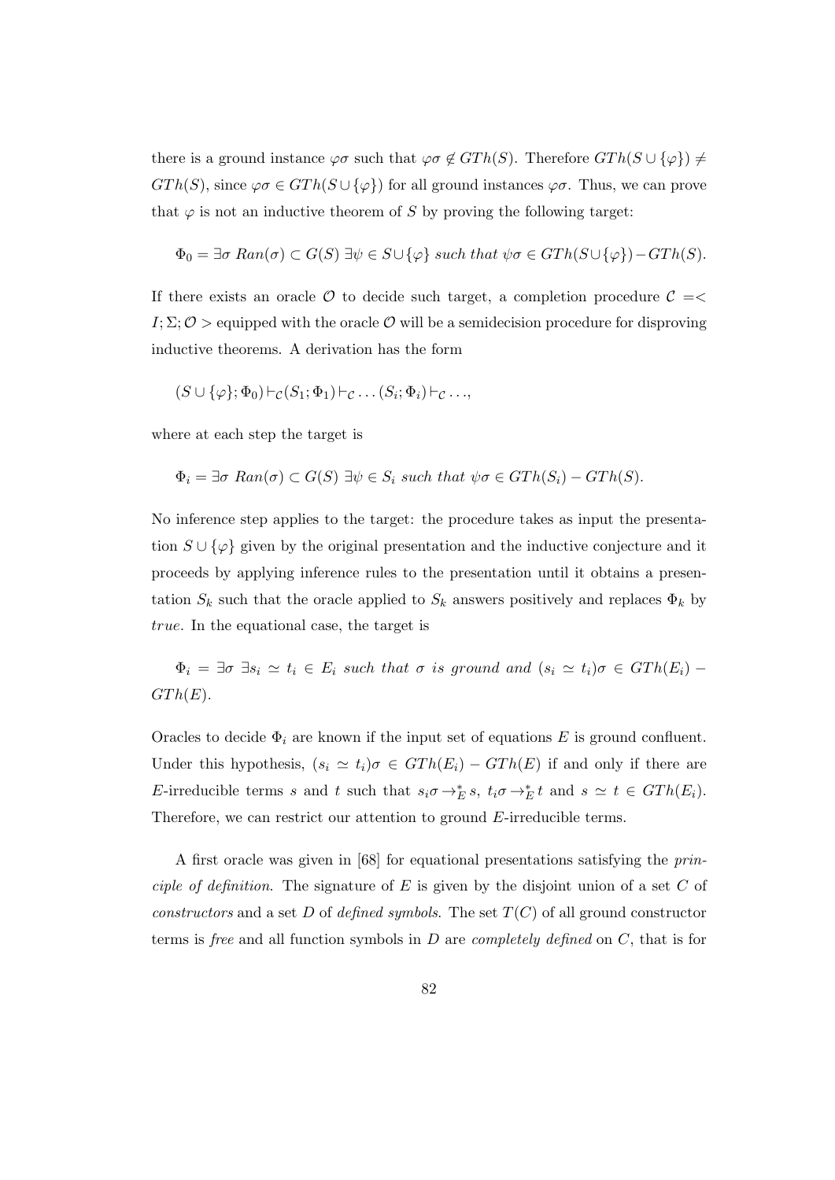there is a ground instance $\varphi\sigma$ such that $\varphi\sigma \notin GTh(S)$. Therefore $GTh(S \cup \{\varphi\}) \neq GTh(S)$, since $\varphi\sigma \in GTh(S \cup \{\varphi\})$ for all ground instances $\varphi\sigma$. Thus, we can prove that $\varphi$ is not an inductive theorem of $S$ by proving the following target:

$$\Phi_0 = \exists\sigma \ Ran(\sigma) \subset G(S) \ \exists\psi \in S \cup \{\varphi\} \ such\ that\ \psi\sigma \in GTh(S \cup \{\varphi\}) - GTh(S).$$

If there exists an oracle $\mathcal{O}$ to decide such target, a completion procedure $\mathcal{C} =< I; \Sigma; \mathcal{O} >$ equipped with the oracle $\mathcal{O}$ will be a semidecision procedure for disproving inductive theorems. A derivation has the form

$$(S \cup \{\varphi\}; \Phi_0) \vdash_{\mathcal{C}} (S_1; \Phi_1) \vdash_{\mathcal{C}} \ldots (S_i; \Phi_i) \vdash_{\mathcal{C}} \ldots,$$

where at each step the target is

$$\Phi_i = \exists\sigma \ Ran(\sigma) \subset G(S) \ \exists\psi \in S_i \ such\ that\ \psi\sigma \in GTh(S_i) - GTh(S).$$

No inference step applies to the target: the procedure takes as input the presentation $S \cup \{\varphi\}$ given by the original presentation and the inductive conjecture and it proceeds by applying inference rules to the presentation until it obtains a presentation $S_k$ such that the oracle applied to $S_k$ answers positively and replaces $\Phi_k$ by *true*. In the equational case, the target is

$$\Phi_i = \exists\sigma \ \exists s_i \simeq t_i \in E_i \ such\ that\ \sigma\ is\ ground\ and\ (s_i \simeq t_i)\sigma \in GTh(E_i) - GTh(E).$$

Oracles to decide $\Phi_i$ are known if the input set of equations $E$ is ground confluent. Under this hypothesis, $(s_i \simeq t_i)\sigma \in GTh(E_i) - GTh(E)$ if and only if there are $E$-irreducible terms $s$ and $t$ such that $s_i\sigma \rightarrow_E^* s$, $t_i\sigma \rightarrow_E^* t$ and $s \simeq t \in GTh(E_i)$. Therefore, we can restrict our attention to ground $E$-irreducible terms.

A first oracle was given in [68] for equational presentations satisfying the *principle of definition*. The signature of $E$ is given by the disjoint union of a set $C$ of *constructors* and a set $D$ of *defined symbols*. The set $T(C)$ of all ground constructor terms is *free* and all function symbols in $D$ are *completely defined* on $C$, that is for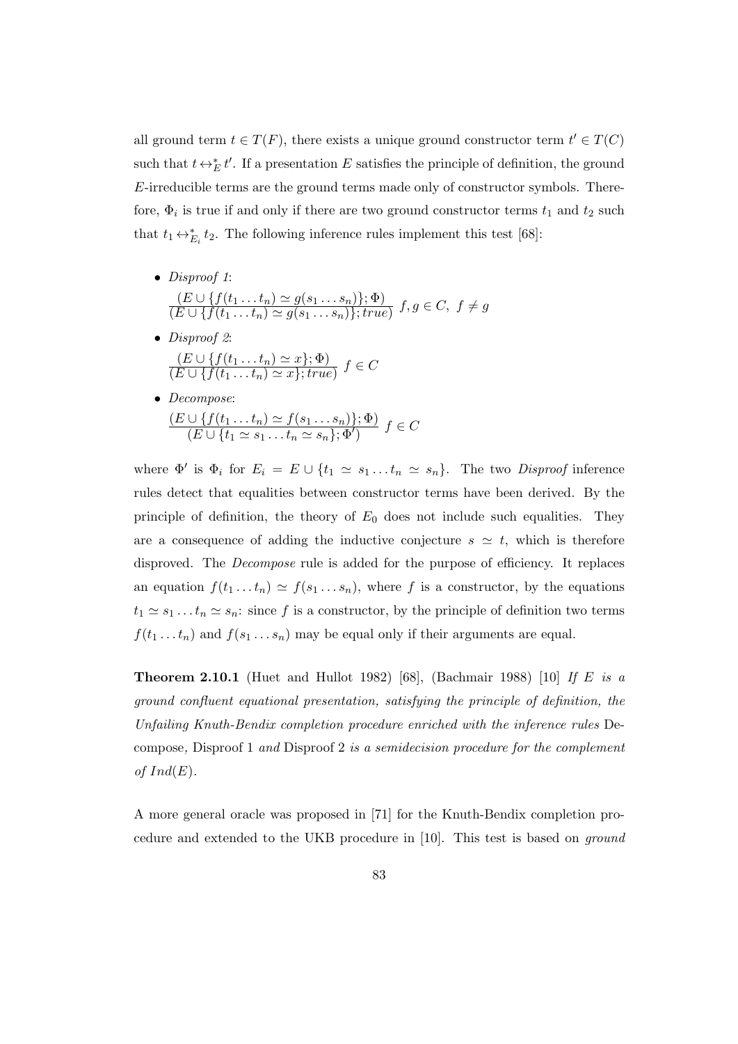all ground term $t \in T(F)$, there exists a unique ground constructor term $t' \in T(C)$ such that $t \leftrightarrow_E^* t'$. If a presentation $E$ satisfies the principle of definition, the ground $E$-irreducible terms are the ground terms made only of constructor symbols. Therefore, $\Phi_i$ is true if and only if there are two ground constructor terms $t_1$ and $t_2$ such that $t_1 \leftrightarrow_{E_i}^* t_2$. The following inference rules implement this test [68]:

- *Disproof 1*:
  $$\frac{(E \cup \{f(t_1 \dots t_n) \simeq g(s_1 \dots s_n)\}; \Phi)}{(E \cup \{f(t_1 \dots t_n) \simeq g(s_1 \dots s_n)\}; true)} \; f, g \in C, \; f \neq g$$
- *Disproof 2*:
  $$\frac{(E \cup \{f(t_1 \dots t_n) \simeq x\}; \Phi)}{(E \cup \{f(t_1 \dots t_n) \simeq x\}; true)} \; f \in C$$
- *Decompose*:
  $$\frac{(E \cup \{f(t_1 \dots t_n) \simeq f(s_1 \dots s_n)\}; \Phi)}{(E \cup \{t_1 \simeq s_1 \dots t_n \simeq s_n\}; \Phi')} \; f \in C$$

where $\Phi'$ is $\Phi_i$ for $E_i = E \cup \{t_1 \simeq s_1 \dots t_n \simeq s_n\}$. The two *Disproof* inference rules detect that equalities between constructor terms have been derived. By the principle of definition, the theory of $E_0$ does not include such equalities. They are a consequence of adding the inductive conjecture $s \simeq t$, which is therefore disproved. The *Decompose* rule is added for the purpose of efficiency. It replaces an equation $f(t_1 \dots t_n) \simeq f(s_1 \dots s_n)$, where $f$ is a constructor, by the equations $t_1 \simeq s_1 \dots t_n \simeq s_n$: since $f$ is a constructor, by the principle of definition two terms $f(t_1 \dots t_n)$ and $f(s_1 \dots s_n)$ may be equal only if their arguments are equal.

**Theorem 2.10.1** (Huet and Hullot 1982) [68], (Bachmair 1988) [10] *If $E$ is a ground confluent equational presentation, satisfying the principle of definition, the Unfailing Knuth-Bendix completion procedure enriched with the inference rules* Decompose*,* Disproof 1 *and* Disproof 2 *is a semidecision procedure for the complement of $Ind(E)$.*

A more general oracle was proposed in [71] for the Knuth-Bendix completion procedure and extended to the UKB procedure in [10]. This test is based on *ground*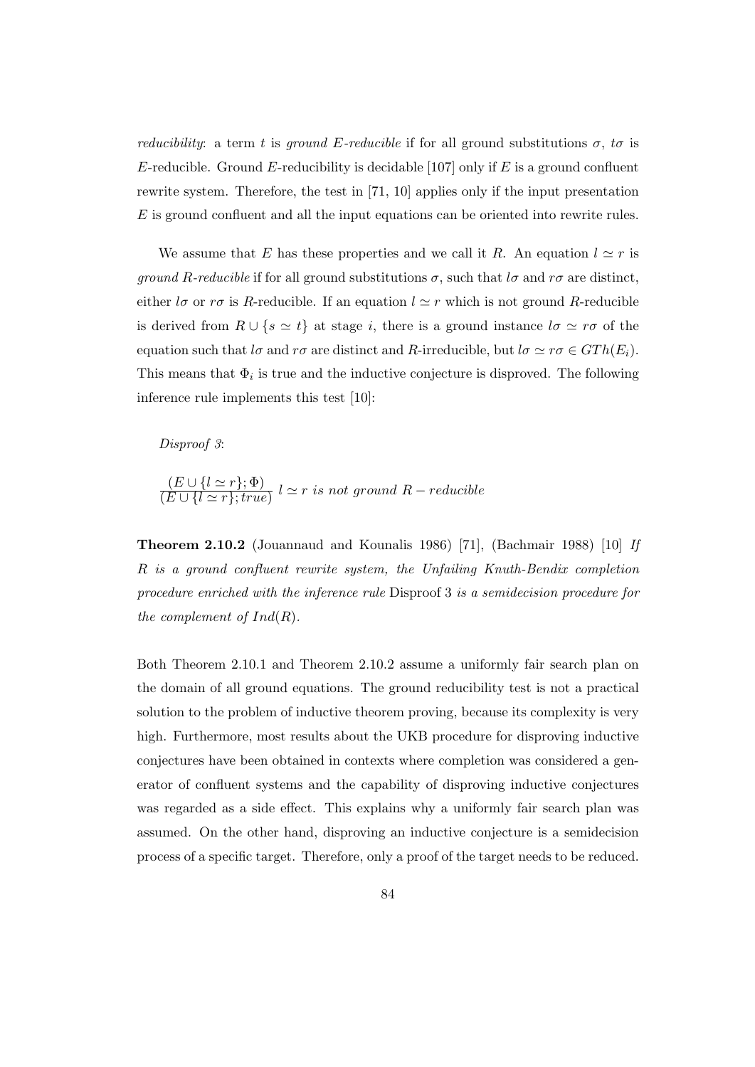*reducibility*: a term $t$ is *ground $E$-reducible* if for all ground substitutions $\sigma$, $t\sigma$ is $E$-reducible. Ground $E$-reducibility is decidable [107] only if $E$ is a ground confluent rewrite system. Therefore, the test in [71, 10] applies only if the input presentation $E$ is ground confluent and all the input equations can be oriented into rewrite rules.

We assume that $E$ has these properties and we call it $R$. An equation $l \simeq r$ is *ground $R$-reducible* if for all ground substitutions $\sigma$, such that $l\sigma$ and $r\sigma$ are distinct, either $l\sigma$ or $r\sigma$ is $R$-reducible. If an equation $l \simeq r$ which is not ground $R$-reducible is derived from $R \cup \{s \simeq t\}$ at stage $i$, there is a ground instance $l\sigma \simeq r\sigma$ of the equation such that $l\sigma$ and $r\sigma$ are distinct and $R$-irreducible, but $l\sigma \simeq r\sigma \in GTh(E_i)$. This means that $\Phi_i$ is true and the inductive conjecture is disproved. The following inference rule implements this test [10]:

*Disproof 3*:

$$\frac{(E \cup \{l \simeq r\}; \Phi)}{(E \cup \{l \simeq r\}; true)} \; l \simeq r \; is \; not \; ground \; R-reducible$$

**Theorem 2.10.2** (Jouannaud and Kounalis 1986) [71], (Bachmair 1988) [10] *If $R$ is a ground confluent rewrite system, the Unfailing Knuth-Bendix completion procedure enriched with the inference rule* Disproof 3 *is a semidecision procedure for the complement of $Ind(R)$.*

Both Theorem 2.10.1 and Theorem 2.10.2 assume a uniformly fair search plan on the domain of all ground equations. The ground reducibility test is not a practical solution to the problem of inductive theorem proving, because its complexity is very high. Furthermore, most results about the UKB procedure for disproving inductive conjectures have been obtained in contexts where completion was considered a generator of confluent systems and the capability of disproving inductive conjectures was regarded as a side effect. This explains why a uniformly fair search plan was assumed. On the other hand, disproving an inductive conjecture is a semidecision process of a specific target. Therefore, only a proof of the target needs to be reduced.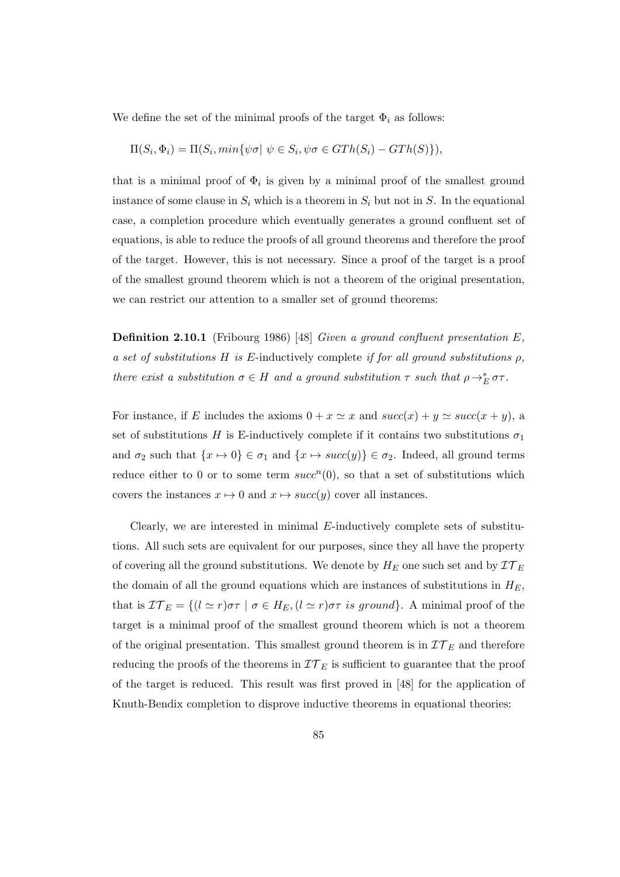We define the set of the minimal proofs of the target $\Phi_i$ as follows:

$$\Pi(S_i, \Phi_i) = \Pi(S_i, min\{\psi\sigma | \ \psi \in S_i, \psi\sigma \in GTh(S_i) - GTh(S)\}),$$

that is a minimal proof of $\Phi_i$ is given by a minimal proof of the smallest ground instance of some clause in $S_i$ which is a theorem in $S_i$ but not in $S$. In the equational case, a completion procedure which eventually generates a ground confluent set of equations, is able to reduce the proofs of all ground theorems and therefore the proof of the target. However, this is not necessary. Since a proof of the target is a proof of the smallest ground theorem which is not a theorem of the original presentation, we can restrict our attention to a smaller set of ground theorems:

**Definition 2.10.1** (Fribourg 1986) [48] *Given a ground confluent presentation $E$, a set of substitutions $H$ is* $E$-inductively complete *if for all ground substitutions $\rho$, there exist a substitution $\sigma \in H$ and a ground substitution $\tau$ such that $\rho \rightarrow_E^* \sigma\tau$.*

For instance, if $E$ includes the axioms $0 + x \simeq x$ and $succ(x) + y \simeq succ(x + y)$, a set of substitutions $H$ is E-inductively complete if it contains two substitutions $\sigma_1$ and $\sigma_2$ such that $\{x \mapsto 0\} \in \sigma_1$ and $\{x \mapsto succ(y)\} \in \sigma_2$. Indeed, all ground terms reduce either to 0 or to some term $succ^n(0)$, so that a set of substitutions which covers the instances $x \mapsto 0$ and $x \mapsto succ(y)$ cover all instances.

Clearly, we are interested in minimal $E$-inductively complete sets of substitutions. All such sets are equivalent for our purposes, since they all have the property of covering all the ground substitutions. We denote by $H_E$ one such set and by $\mathcal{IT}_E$ the domain of all the ground equations which are instances of substitutions in $H_E$, that is $\mathcal{IT}_E = \{(l \simeq r)\sigma\tau \mid \sigma \in H_E, (l \simeq r)\sigma\tau \textit{ is ground}\}$. A minimal proof of the target is a minimal proof of the smallest ground theorem which is not a theorem of the original presentation. This smallest ground theorem is in $\mathcal{IT}_E$ and therefore reducing the proofs of the theorems in $\mathcal{IT}_E$ is sufficient to guarantee that the proof of the target is reduced. This result was first proved in [48] for the application of Knuth-Bendix completion to disprove inductive theorems in equational theories: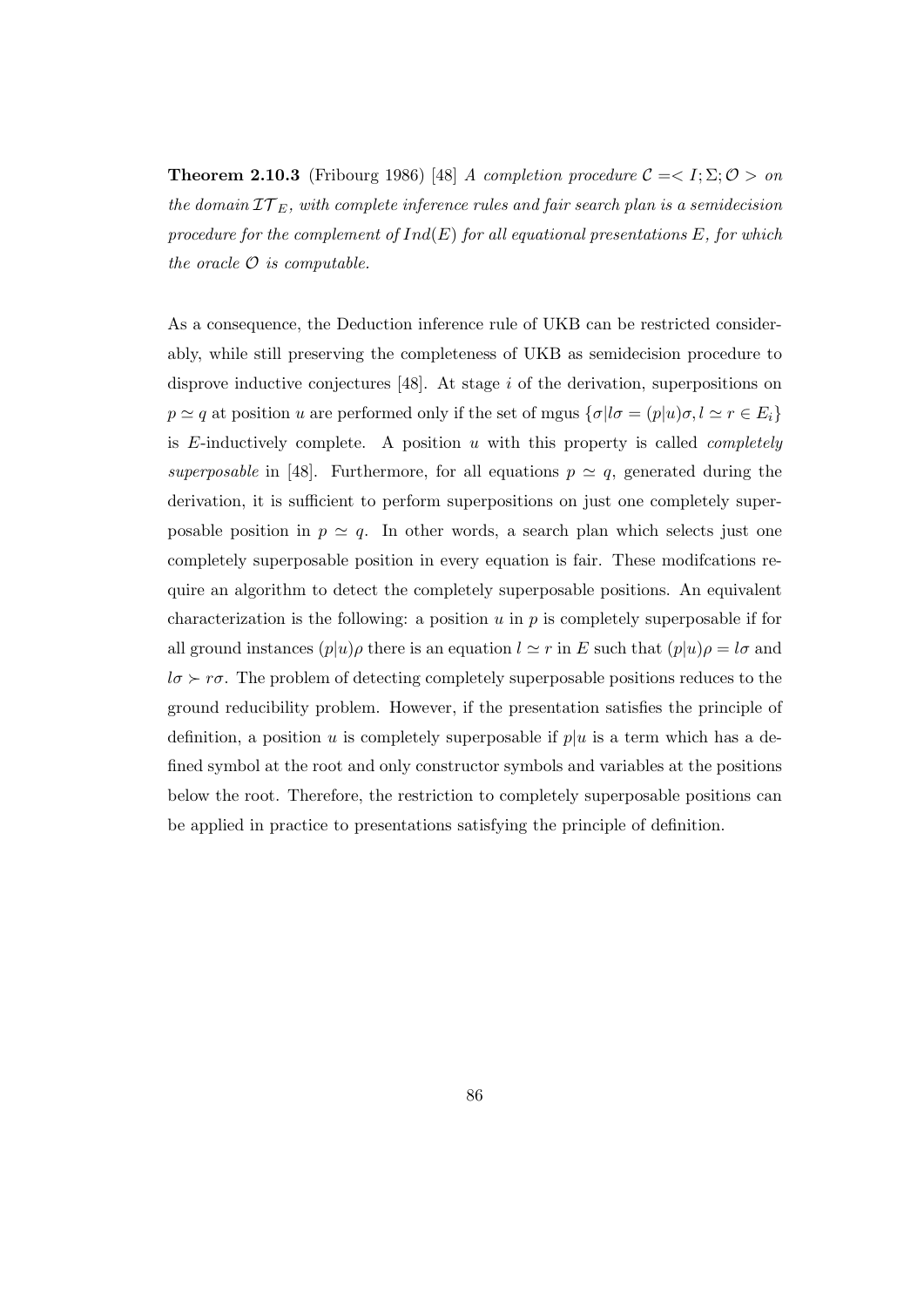**Theorem 2.10.3** (Fribourg 1986) [48] *A completion procedure $\mathcal{C} =< I; \Sigma; \mathcal{O} >$ on the domain $\mathcal{IT}_E$, with complete inference rules and fair search plan is a semidecision procedure for the complement of $Ind(E)$ for all equational presentations $E$, for which the oracle $\mathcal{O}$ is computable.*

As a consequence, the Deduction inference rule of UKB can be restricted considerably, while still preserving the completeness of UKB as semidecision procedure to disprove inductive conjectures [48]. At stage $i$ of the derivation, superpositions on $p \simeq q$ at position $u$ are performed only if the set of mgus $\{\sigma | l\sigma = (p|u)\sigma, l \simeq r \in E_i\}$ is $E$-inductively complete. A position $u$ with this property is called *completely superposable* in [48]. Furthermore, for all equations $p \simeq q$, generated during the derivation, it is sufficient to perform superpositions on just one completely superposable position in $p \simeq q$. In other words, a search plan which selects just one completely superposable position in every equation is fair. These modifcations require an algorithm to detect the completely superposable positions. An equivalent characterization is the following: a position $u$ in $p$ is completely superposable if for all ground instances $(p|u)\rho$ there is an equation $l \simeq r$ in $E$ such that $(p|u)\rho = l\sigma$ and $l\sigma \succ r\sigma$. The problem of detecting completely superposable positions reduces to the ground reducibility problem. However, if the presentation satisfies the principle of definition, a position $u$ is completely superposable if $p|u$ is a term which has a defined symbol at the root and only constructor symbols and variables at the positions below the root. Therefore, the restriction to completely superposable positions can be applied in practice to presentations satisfying the principle of definition.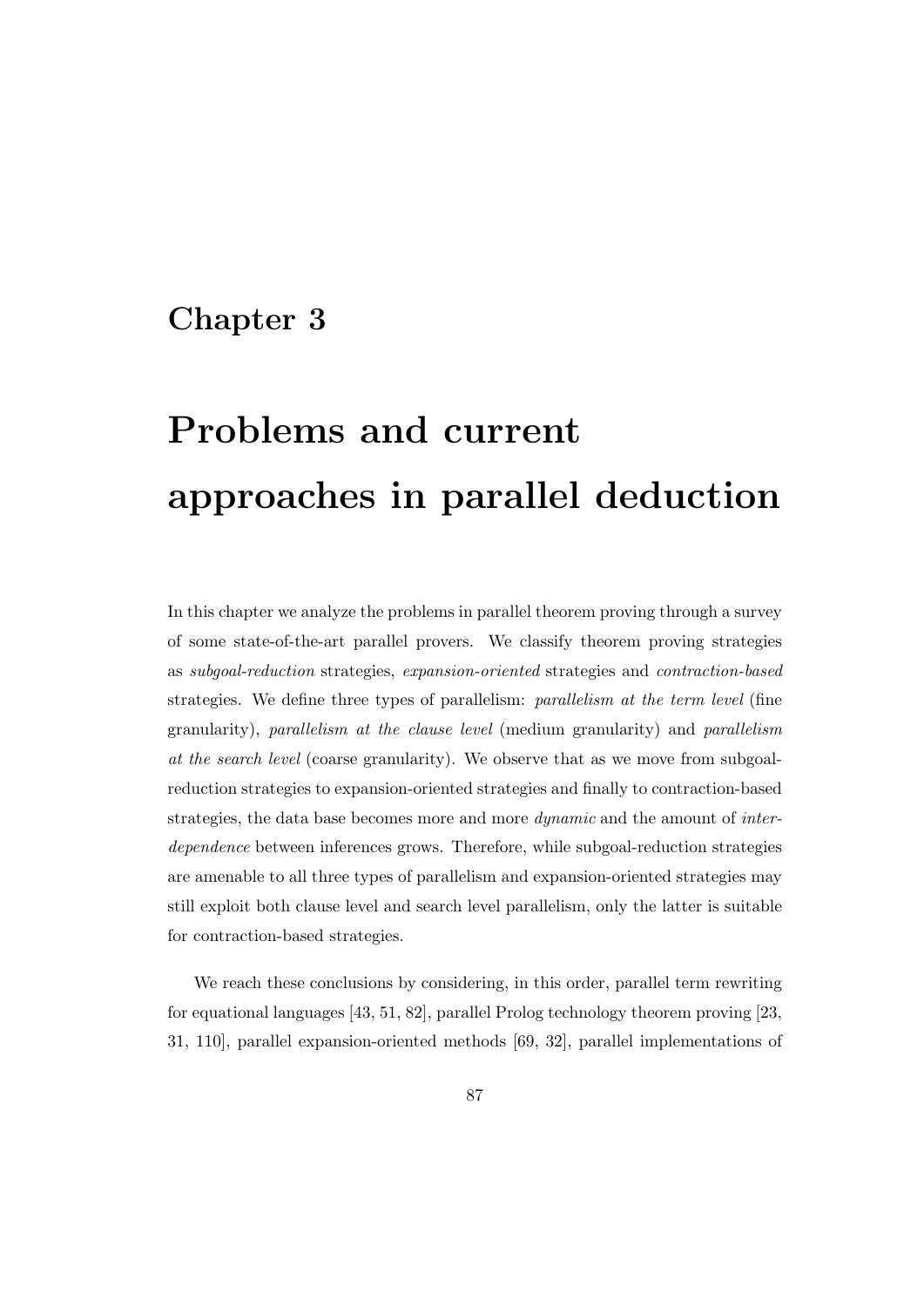# Chapter 3

# Problems and current approaches in parallel deduction

In this chapter we analyze the problems in parallel theorem proving through a survey of some state-of-the-art parallel provers. We classify theorem proving strategies as *subgoal-reduction* strategies, *expansion-oriented* strategies and *contraction-based* strategies. We define three types of parallelism: *parallelism at the term level* (fine granularity), *parallelism at the clause level* (medium granularity) and *parallelism at the search level* (coarse granularity). We observe that as we move from subgoal-reduction strategies to expansion-oriented strategies and finally to contraction-based strategies, the data base becomes more and more *dynamic* and the amount of *interdependence* between inferences grows. Therefore, while subgoal-reduction strategies are amenable to all three types of parallelism and expansion-oriented strategies may still exploit both clause level and search level parallelism, only the latter is suitable for contraction-based strategies.

We reach these conclusions by considering, in this order, parallel term rewriting for equational languages [43, 51, 82], parallel Prolog technology theorem proving [23, 31, 110], parallel expansion-oriented methods [69, 32], parallel implementations of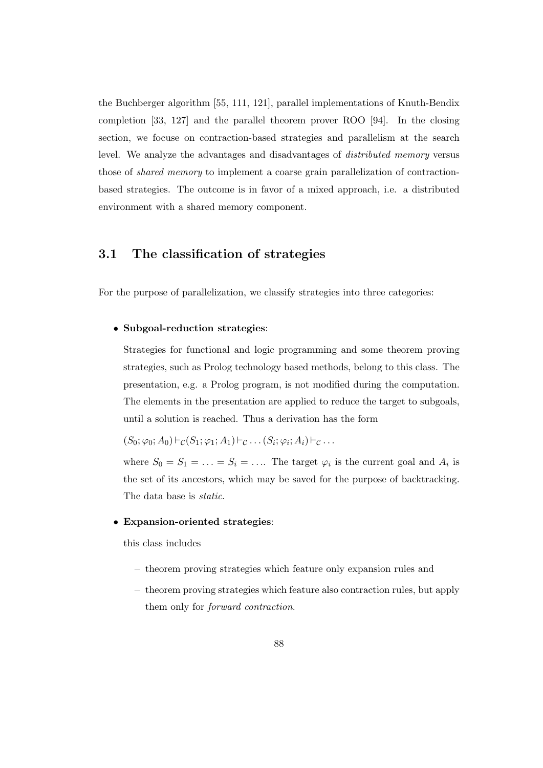the Buchberger algorithm [55, 111, 121], parallel implementations of Knuth-Bendix completion [33, 127] and the parallel theorem prover ROO [94]. In the closing section, we focuse on contraction-based strategies and parallelism at the search level. We analyze the advantages and disadvantages of *distributed memory* versus those of *shared memory* to implement a coarse grain parallelization of contraction-based strategies. The outcome is in favor of a mixed approach, i.e. a distributed environment with a shared memory component.

## 3.1 The classification of strategies

For the purpose of parallelization, we classify strategies into three categories:

- **Subgoal-reduction strategies**:

  Strategies for functional and logic programming and some theorem proving strategies, such as Prolog technology based methods, belong to this class. The presentation, e.g. a Prolog program, is not modified during the computation. The elements in the presentation are applied to reduce the target to subgoals, until a solution is reached. Thus a derivation has the form

  $(S_0; \varphi_0; A_0) \vdash_{\mathcal{C}} (S_1; \varphi_1; A_1) \vdash_{\mathcal{C}} \ldots (S_i; \varphi_i; A_i) \vdash_{\mathcal{C}} \ldots$

  where $S_0 = S_1 = \ldots = S_i = \ldots$. The target $\varphi_i$ is the current goal and $A_i$ is the set of its ancestors, which may be saved for the purpose of backtracking. The data base is *static*.

- **Expansion-oriented strategies**:

  this class includes

  - theorem proving strategies which feature only expansion rules and
  - theorem proving strategies which feature also contraction rules, but apply them only for *forward contraction*.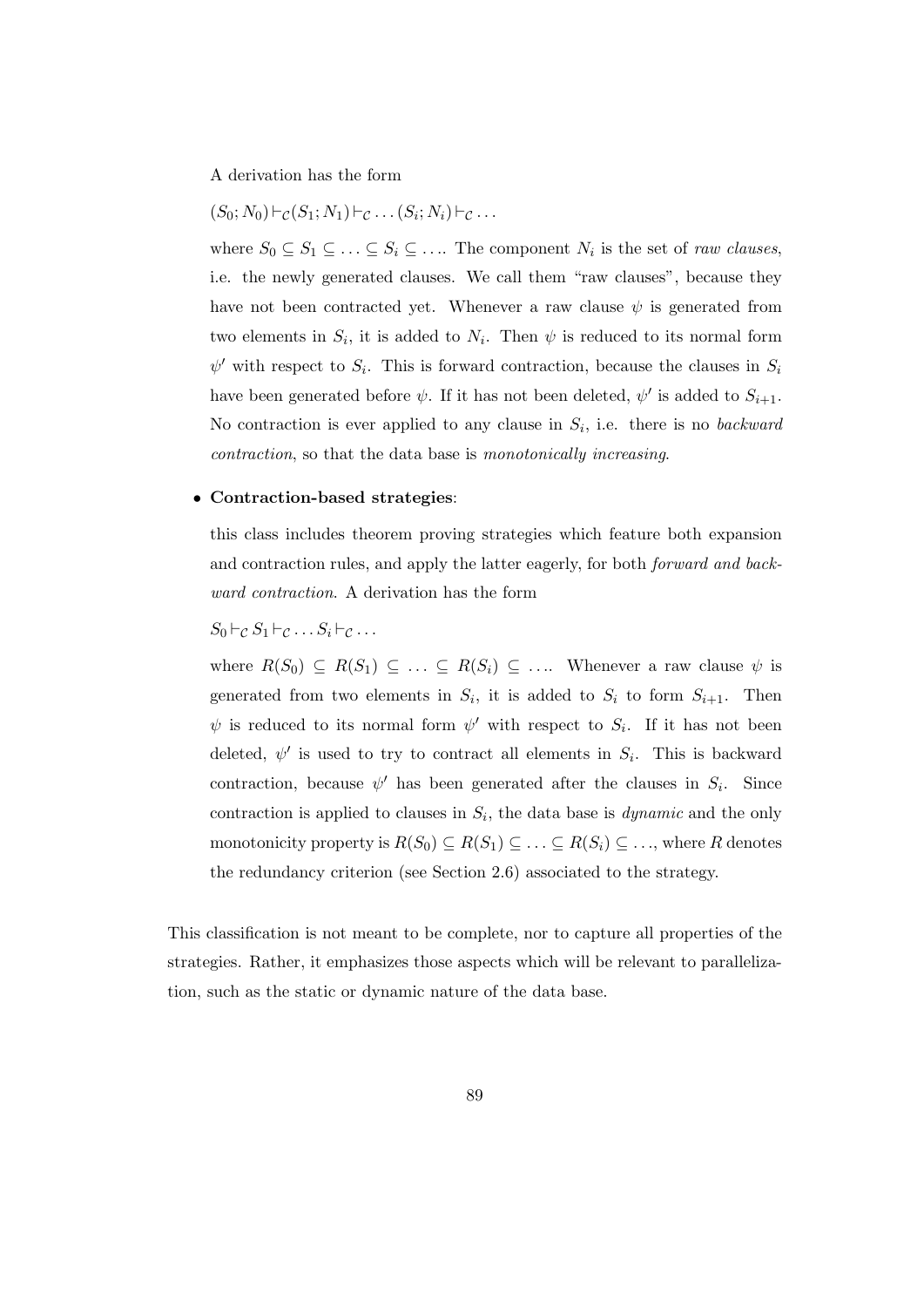A derivation has the form

$(S_0; N_0) \vdash_{\mathcal{C}} (S_1; N_1) \vdash_{\mathcal{C}} \ldots (S_i; N_i) \vdash_{\mathcal{C}} \ldots$

where $S_0 \subseteq S_1 \subseteq \ldots \subseteq S_i \subseteq \ldots$. The component $N_i$ is the set of *raw clauses*, i.e. the newly generated clauses. We call them "raw clauses", because they have not been contracted yet. Whenever a raw clause $\psi$ is generated from two elements in $S_i$, it is added to $N_i$. Then $\psi$ is reduced to its normal form $\psi'$ with respect to $S_i$. This is forward contraction, because the clauses in $S_i$ have been generated before $\psi$. If it has not been deleted, $\psi'$ is added to $S_{i+1}$. No contraction is ever applied to any clause in $S_i$, i.e. there is no *backward contraction*, so that the data base is *monotonically increasing*.

- **Contraction-based strategies**:

  this class includes theorem proving strategies which feature both expansion and contraction rules, and apply the latter eagerly, for both *forward and backward contraction*. A derivation has the form

  $S_0 \vdash_{\mathcal{C}} S_1 \vdash_{\mathcal{C}} \ldots S_i \vdash_{\mathcal{C}} \ldots$

  where $R(S_0) \subseteq R(S_1) \subseteq \ldots \subseteq R(S_i) \subseteq \ldots$. Whenever a raw clause $\psi$ is generated from two elements in $S_i$, it is added to $S_i$ to form $S_{i+1}$. Then $\psi$ is reduced to its normal form $\psi'$ with respect to $S_i$. If it has not been deleted, $\psi'$ is used to try to contract all elements in $S_i$. This is backward contraction, because $\psi'$ has been generated after the clauses in $S_i$. Since contraction is applied to clauses in $S_i$, the data base is *dynamic* and the only monotonicity property is $R(S_0) \subseteq R(S_1) \subseteq \ldots \subseteq R(S_i) \subseteq \ldots$, where $R$ denotes the redundancy criterion (see Section 2.6) associated to the strategy.

This classification is not meant to be complete, nor to capture all properties of the strategies. Rather, it emphasizes those aspects which will be relevant to parallelization, such as the static or dynamic nature of the data base.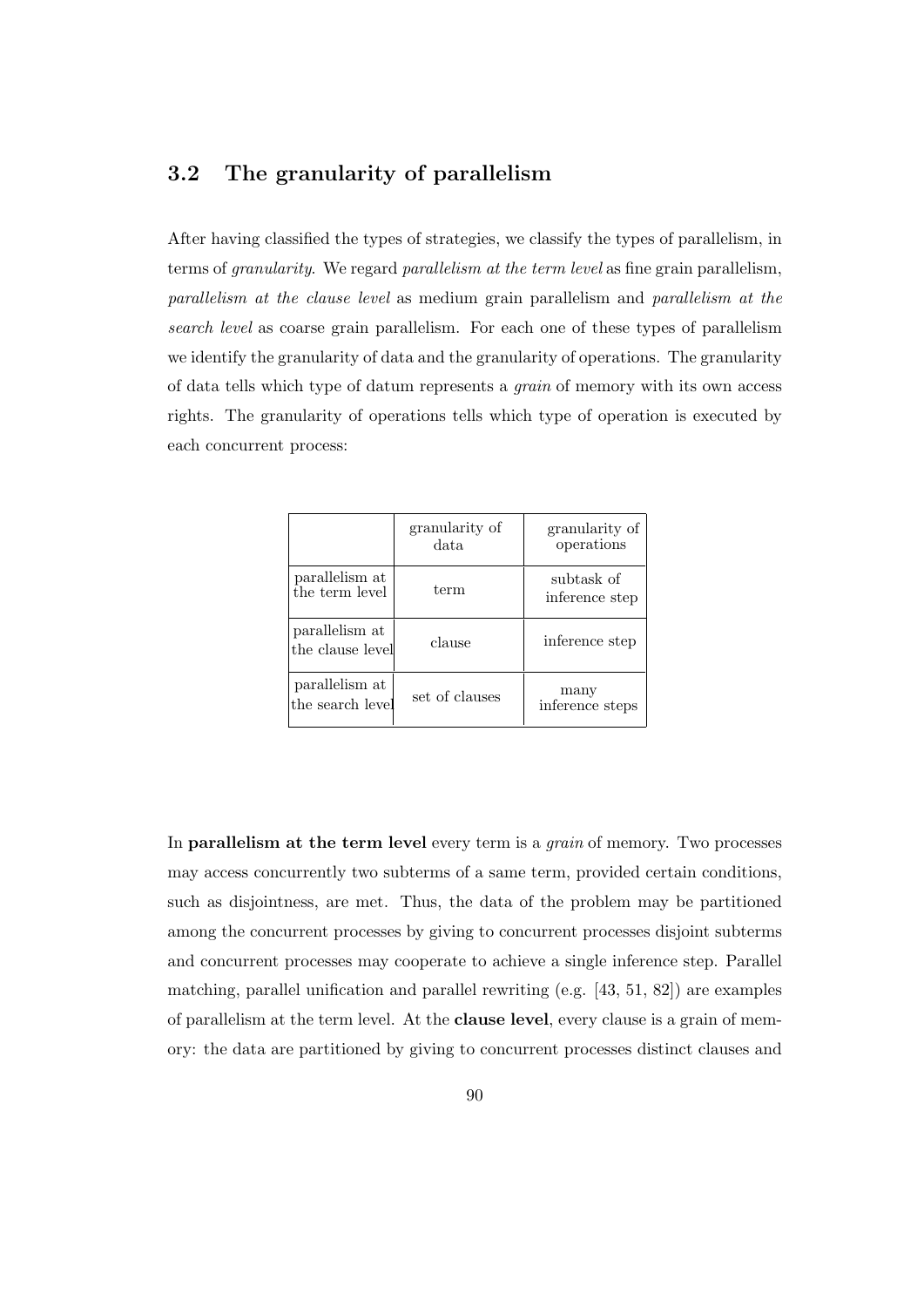## 3.2 The granularity of parallelism

After having classified the types of strategies, we classify the types of parallelism, in terms of *granularity*. We regard *parallelism at the term level* as fine grain parallelism, *parallelism at the clause level* as medium grain parallelism and *parallelism at the search level* as coarse grain parallelism. For each one of these types of parallelism we identify the granularity of data and the granularity of operations. The granularity of data tells which type of datum represents a *grain* of memory with its own access rights. The granularity of operations tells which type of operation is executed by each concurrent process:

| | granularity of data | granularity of operations |
|---|---|---|
| parallelism at the term level | term | subtask of inference step |
| parallelism at the clause level | clause | inference step |
| parallelism at the search level | set of clauses | many inference steps |

In **parallelism at the term level** every term is a *grain* of memory. Two processes may access concurrently two subterms of a same term, provided certain conditions, such as disjointness, are met. Thus, the data of the problem may be partitioned among the concurrent processes by giving to concurrent processes disjoint subterms and concurrent processes may cooperate to achieve a single inference step. Parallel matching, parallel unification and parallel rewriting (e.g. [43, 51, 82]) are examples of parallelism at the term level. At the **clause level**, every clause is a grain of memory: the data are partitioned by giving to concurrent processes distinct clauses and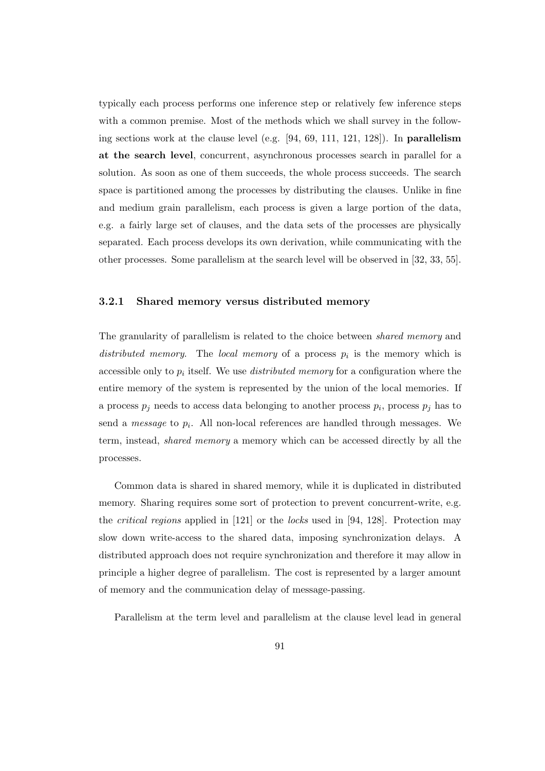typically each process performs one inference step or relatively few inference steps with a common premise. Most of the methods which we shall survey in the following sections work at the clause level (e.g. [94, 69, 111, 121, 128]). In **parallelism at the search level**, concurrent, asynchronous processes search in parallel for a solution. As soon as one of them succeeds, the whole process succeeds. The search space is partitioned among the processes by distributing the clauses. Unlike in fine and medium grain parallelism, each process is given a large portion of the data, e.g. a fairly large set of clauses, and the data sets of the processes are physically separated. Each process develops its own derivation, while communicating with the other processes. Some parallelism at the search level will be observed in [32, 33, 55].

### 3.2.1 Shared memory versus distributed memory

The granularity of parallelism is related to the choice between *shared memory* and *distributed memory*. The *local memory* of a process $p_i$ is the memory which is accessible only to $p_i$ itself. We use *distributed memory* for a configuration where the entire memory of the system is represented by the union of the local memories. If a process $p_j$ needs to access data belonging to another process $p_i$, process $p_j$ has to send a *message* to $p_i$. All non-local references are handled through messages. We term, instead, *shared memory* a memory which can be accessed directly by all the processes.

Common data is shared in shared memory, while it is duplicated in distributed memory. Sharing requires some sort of protection to prevent concurrent-write, e.g. the *critical regions* applied in [121] or the *locks* used in [94, 128]. Protection may slow down write-access to the shared data, imposing synchronization delays. A distributed approach does not require synchronization and therefore it may allow in principle a higher degree of parallelism. The cost is represented by a larger amount of memory and the communication delay of message-passing.

Parallelism at the term level and parallelism at the clause level lead in general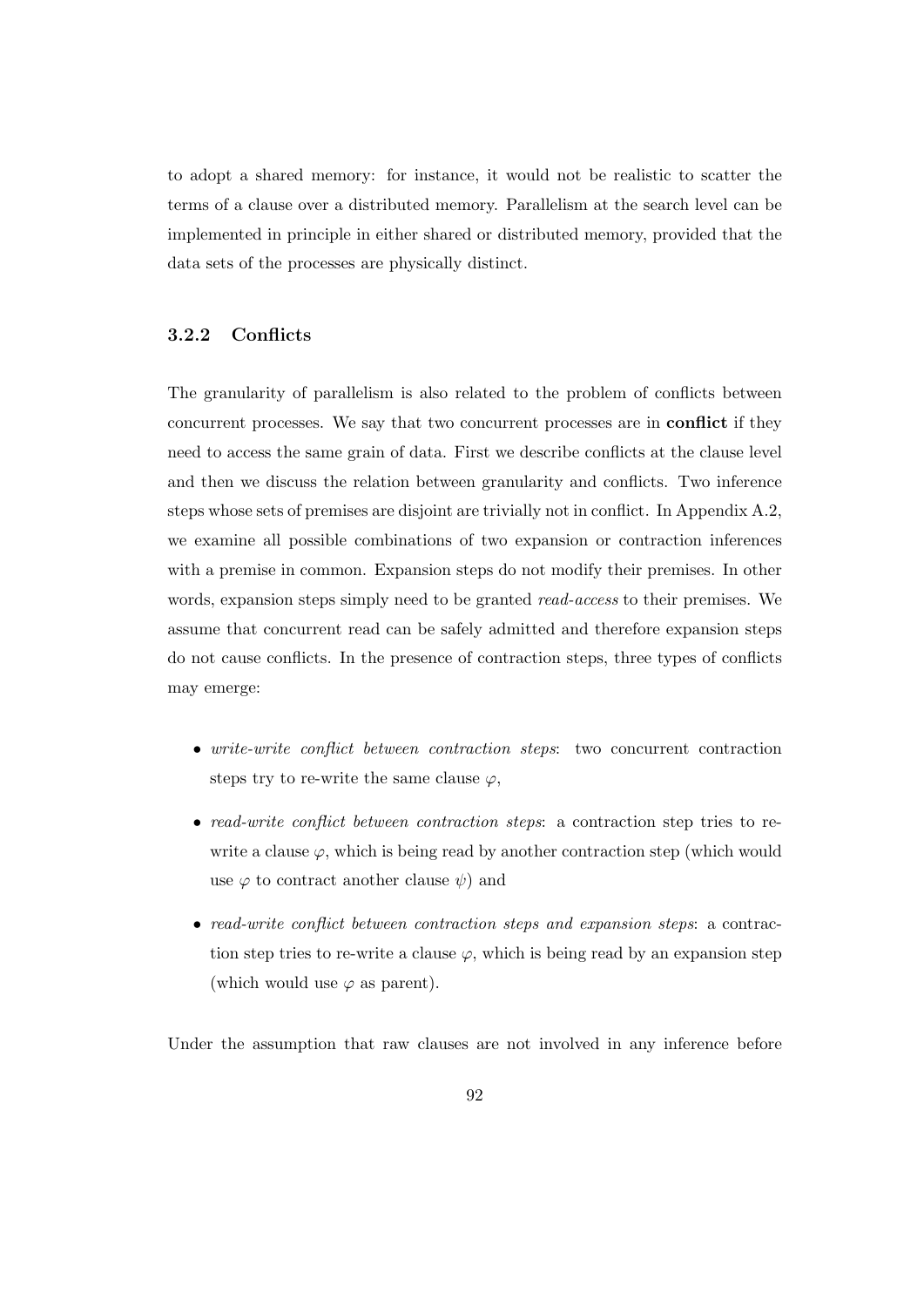to adopt a shared memory: for instance, it would not be realistic to scatter the terms of a clause over a distributed memory. Parallelism at the search level can be implemented in principle in either shared or distributed memory, provided that the data sets of the processes are physically distinct.

### 3.2.2 Conflicts

The granularity of parallelism is also related to the problem of conflicts between concurrent processes. We say that two concurrent processes are in **conflict** if they need to access the same grain of data. First we describe conflicts at the clause level and then we discuss the relation between granularity and conflicts. Two inference steps whose sets of premises are disjoint are trivially not in conflict. In Appendix A.2, we examine all possible combinations of two expansion or contraction inferences with a premise in common. Expansion steps do not modify their premises. In other words, expansion steps simply need to be granted *read-access* to their premises. We assume that concurrent read can be safely admitted and therefore expansion steps do not cause conflicts. In the presence of contraction steps, three types of conflicts may emerge:

- *write-write conflict between contraction steps*: two concurrent contraction steps try to re-write the same clause $\varphi$,
- *read-write conflict between contraction steps*: a contraction step tries to re-write a clause $\varphi$, which is being read by another contraction step (which would use $\varphi$ to contract another clause $\psi$) and
- *read-write conflict between contraction steps and expansion steps*: a contraction step tries to re-write a clause $\varphi$, which is being read by an expansion step (which would use $\varphi$ as parent).

Under the assumption that raw clauses are not involved in any inference before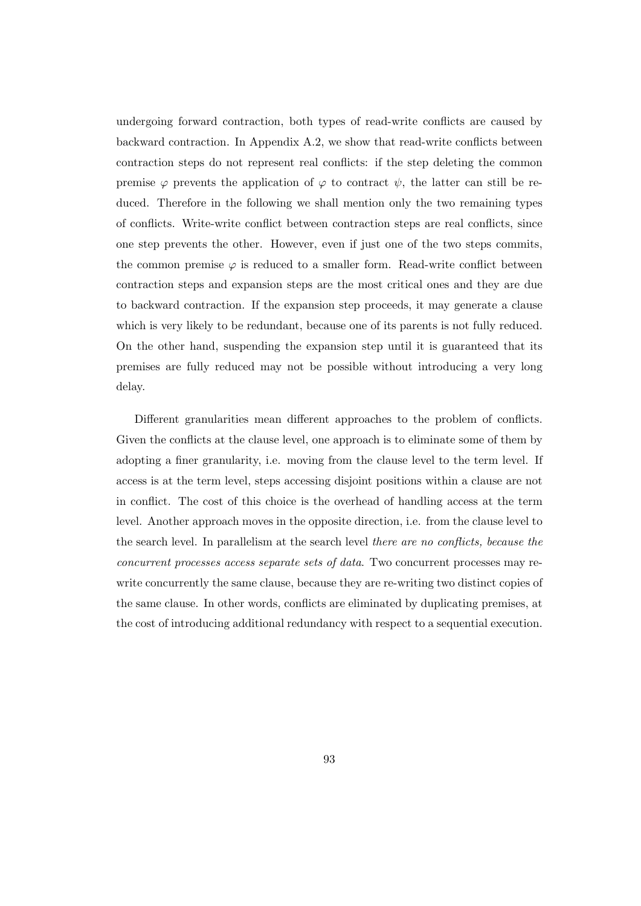undergoing forward contraction, both types of read-write conflicts are caused by backward contraction. In Appendix A.2, we show that read-write conflicts between contraction steps do not represent real conflicts: if the step deleting the common premise $\varphi$ prevents the application of $\varphi$ to contract $\psi$, the latter can still be reduced. Therefore in the following we shall mention only the two remaining types of conflicts. Write-write conflict between contraction steps are real conflicts, since one step prevents the other. However, even if just one of the two steps commits, the common premise $\varphi$ is reduced to a smaller form. Read-write conflict between contraction steps and expansion steps are the most critical ones and they are due to backward contraction. If the expansion step proceeds, it may generate a clause which is very likely to be redundant, because one of its parents is not fully reduced. On the other hand, suspending the expansion step until it is guaranteed that its premises are fully reduced may not be possible without introducing a very long delay.

Different granularities mean different approaches to the problem of conflicts. Given the conflicts at the clause level, one approach is to eliminate some of them by adopting a finer granularity, i.e. moving from the clause level to the term level. If access is at the term level, steps accessing disjoint positions within a clause are not in conflict. The cost of this choice is the overhead of handling access at the term level. Another approach moves in the opposite direction, i.e. from the clause level to the search level. In parallelism at the search level *there are no conflicts, because the concurrent processes access separate sets of data*. Two concurrent processes may re-write concurrently the same clause, because they are re-writing two distinct copies of the same clause. In other words, conflicts are eliminated by duplicating premises, at the cost of introducing additional redundancy with respect to a sequential execution.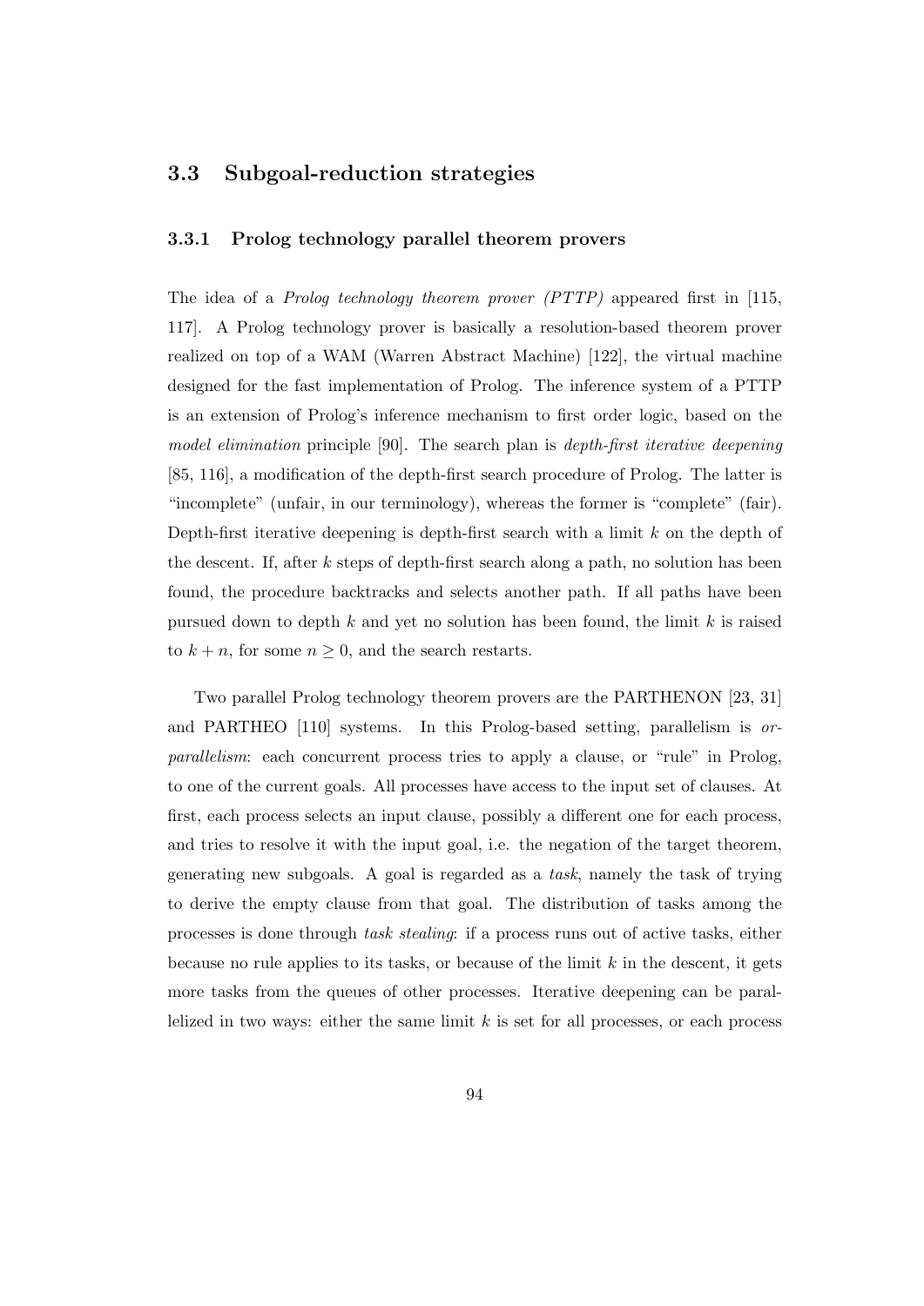## 3.3 Subgoal-reduction strategies

### 3.3.1 Prolog technology parallel theorem provers

The idea of a *Prolog technology theorem prover (PTTP)* appeared first in [115, 117]. A Prolog technology prover is basically a resolution-based theorem prover realized on top of a WAM (Warren Abstract Machine) [122], the virtual machine designed for the fast implementation of Prolog. The inference system of a PTTP is an extension of Prolog's inference mechanism to first order logic, based on the *model elimination* principle [90]. The search plan is *depth-first iterative deepening* [85, 116], a modification of the depth-first search procedure of Prolog. The latter is "incomplete" (unfair, in our terminology), whereas the former is "complete" (fair). Depth-first iterative deepening is depth-first search with a limit $k$ on the depth of the descent. If, after $k$ steps of depth-first search along a path, no solution has been found, the procedure backtracks and selects another path. If all paths have been pursued down to depth $k$ and yet no solution has been found, the limit $k$ is raised to $k+n$, for some $n \geq 0$, and the search restarts.

Two parallel Prolog technology theorem provers are the PARTHENON [23, 31] and PARTHEO [110] systems. In this Prolog-based setting, parallelism is *or-parallelism*: each concurrent process tries to apply a clause, or "rule" in Prolog, to one of the current goals. All processes have access to the input set of clauses. At first, each process selects an input clause, possibly a different one for each process, and tries to resolve it with the input goal, i.e. the negation of the target theorem, generating new subgoals. A goal is regarded as a *task*, namely the task of trying to derive the empty clause from that goal. The distribution of tasks among the processes is done through *task stealing*: if a process runs out of active tasks, either because no rule applies to its tasks, or because of the limit $k$ in the descent, it gets more tasks from the queues of other processes. Iterative deepening can be parallelized in two ways: either the same limit $k$ is set for all processes, or each process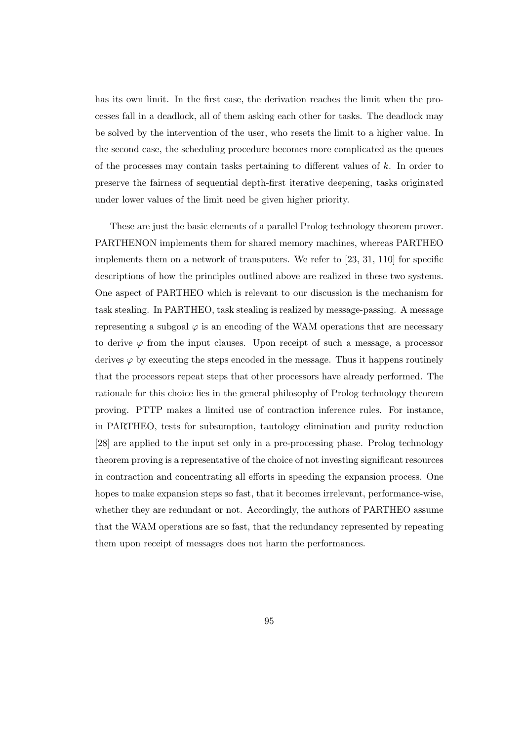has its own limit. In the first case, the derivation reaches the limit when the processes fall in a deadlock, all of them asking each other for tasks. The deadlock may be solved by the intervention of the user, who resets the limit to a higher value. In the second case, the scheduling procedure becomes more complicated as the queues of the processes may contain tasks pertaining to different values of $k$. In order to preserve the fairness of sequential depth-first iterative deepening, tasks originated under lower values of the limit need be given higher priority.

These are just the basic elements of a parallel Prolog technology theorem prover. PARTHENON implements them for shared memory machines, whereas PARTHEO implements them on a network of transputers. We refer to [23, 31, 110] for specific descriptions of how the principles outlined above are realized in these two systems. One aspect of PARTHEO which is relevant to our discussion is the mechanism for task stealing. In PARTHEO, task stealing is realized by message-passing. A message representing a subgoal $\varphi$ is an encoding of the WAM operations that are necessary to derive $\varphi$ from the input clauses. Upon receipt of such a message, a processor derives $\varphi$ by executing the steps encoded in the message. Thus it happens routinely that the processors repeat steps that other processors have already performed. The rationale for this choice lies in the general philosophy of Prolog technology theorem proving. PTTP makes a limited use of contraction inference rules. For instance, in PARTHEO, tests for subsumption, tautology elimination and purity reduction [28] are applied to the input set only in a pre-processing phase. Prolog technology theorem proving is a representative of the choice of not investing significant resources in contraction and concentrating all efforts in speeding the expansion process. One hopes to make expansion steps so fast, that it becomes irrelevant, performance-wise, whether they are redundant or not. Accordingly, the authors of PARTHEO assume that the WAM operations are so fast, that the redundancy represented by repeating them upon receipt of messages does not harm the performances.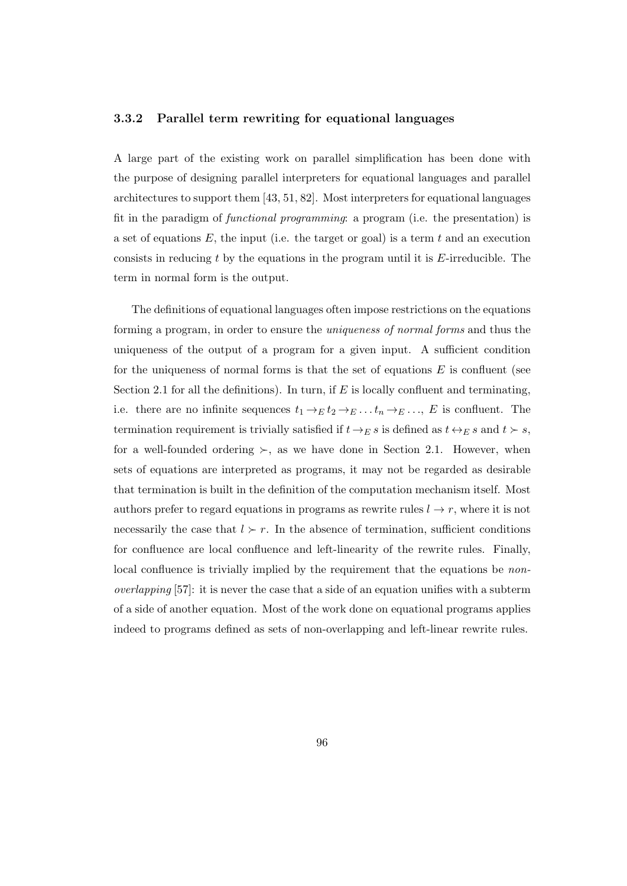### 3.3.2 Parallel term rewriting for equational languages

A large part of the existing work on parallel simplification has been done with the purpose of designing parallel interpreters for equational languages and parallel architectures to support them [43, 51, 82]. Most interpreters for equational languages fit in the paradigm of *functional programming*: a program (i.e. the presentation) is a set of equations $E$, the input (i.e. the target or goal) is a term $t$ and an execution consists in reducing $t$ by the equations in the program until it is $E$-irreducible. The term in normal form is the output.

The definitions of equational languages often impose restrictions on the equations forming a program, in order to ensure the *uniqueness of normal forms* and thus the uniqueness of the output of a program for a given input. A sufficient condition for the uniqueness of normal forms is that the set of equations $E$ is confluent (see Section 2.1 for all the definitions). In turn, if $E$ is locally confluent and terminating, i.e. there are no infinite sequences $t_1 \rightarrow_E t_2 \rightarrow_E \ldots t_n \rightarrow_E \ldots$, $E$ is confluent. The termination requirement is trivially satisfied if $t \rightarrow_E s$ is defined as $t \leftrightarrow_E s$ and $t \succ s$, for a well-founded ordering $\succ$, as we have done in Section 2.1. However, when sets of equations are interpreted as programs, it may not be regarded as desirable that termination is built in the definition of the computation mechanism itself. Most authors prefer to regard equations in programs as rewrite rules $l \rightarrow r$, where it is not necessarily the case that $l \succ r$. In the absence of termination, sufficient conditions for confluence are local confluence and left-linearity of the rewrite rules. Finally, local confluence is trivially implied by the requirement that the equations be *non-overlapping* [57]: it is never the case that a side of an equation unifies with a subterm of a side of another equation. Most of the work done on equational programs applies indeed to programs defined as sets of non-overlapping and left-linear rewrite rules.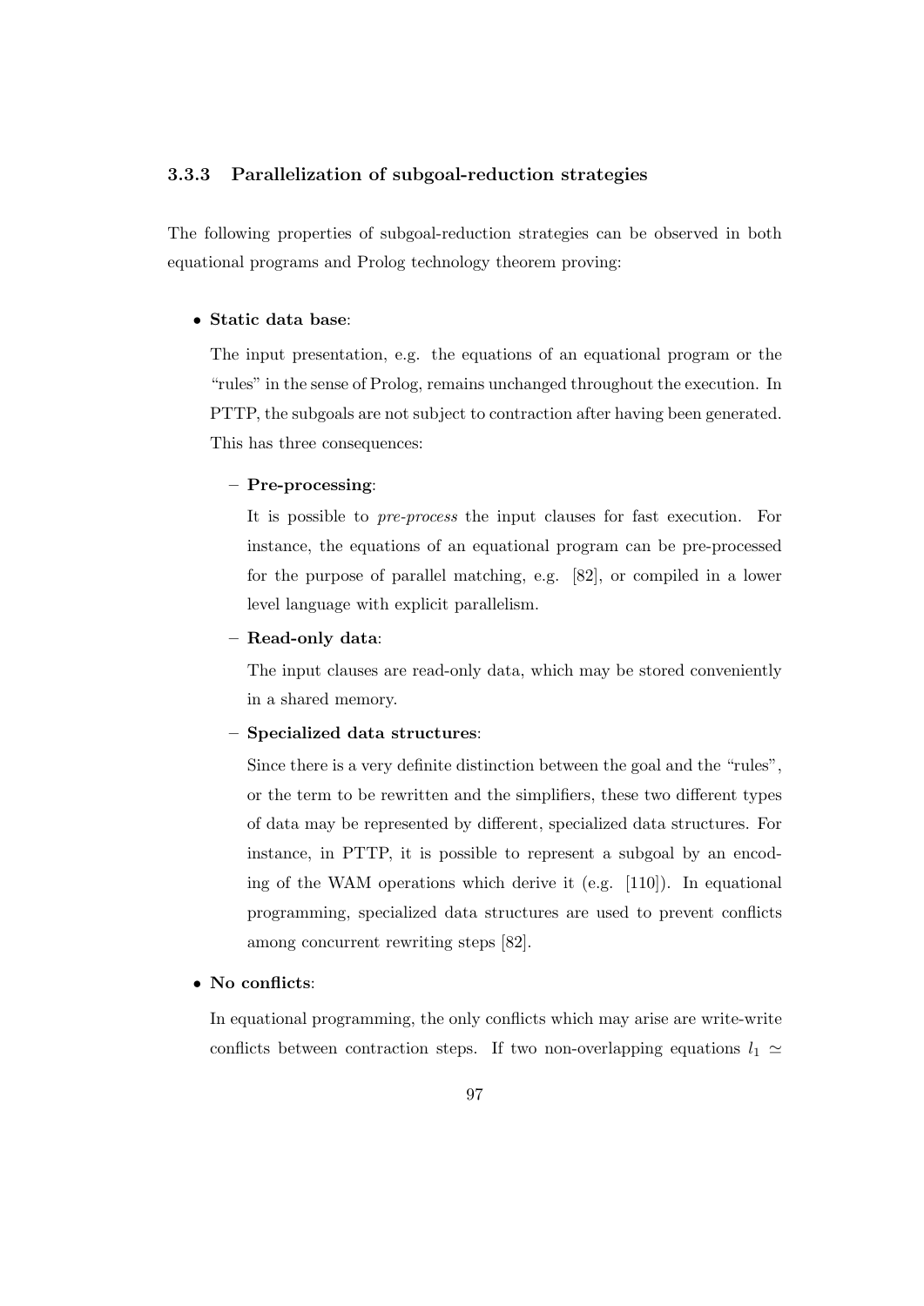### 3.3.3 Parallelization of subgoal-reduction strategies

The following properties of subgoal-reduction strategies can be observed in both equational programs and Prolog technology theorem proving:

- **Static data base**:

  The input presentation, e.g. the equations of an equational program or the "rules" in the sense of Prolog, remains unchanged throughout the execution. In PTTP, the subgoals are not subject to contraction after having been generated. This has three consequences:

  - **Pre-processing**:

    It is possible to *pre-process* the input clauses for fast execution. For instance, the equations of an equational program can be pre-processed for the purpose of parallel matching, e.g. [82], or compiled in a lower level language with explicit parallelism.

  - **Read-only data**:

    The input clauses are read-only data, which may be stored conveniently in a shared memory.

  - **Specialized data structures**:

    Since there is a very definite distinction between the goal and the "rules", or the term to be rewritten and the simplifiers, these two different types of data may be represented by different, specialized data structures. For instance, in PTTP, it is possible to represent a subgoal by an encoding of the WAM operations which derive it (e.g. [110]). In equational programming, specialized data structures are used to prevent conflicts among concurrent rewriting steps [82].

- **No conflicts**:

  In equational programming, the only conflicts which may arise are write-write conflicts between contraction steps. If two non-overlapping equations $l_1 \simeq$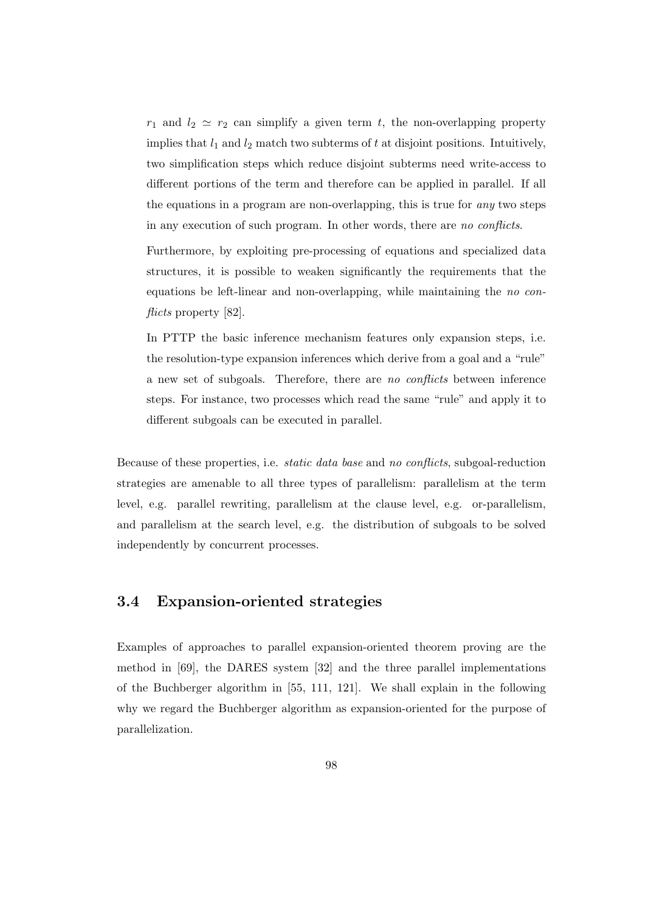$r_1$ and $l_2 \simeq r_2$ can simplify a given term $t$, the non-overlapping property implies that $l_1$ and $l_2$ match two subterms of $t$ at disjoint positions. Intuitively, two simplification steps which reduce disjoint subterms need write-access to different portions of the term and therefore can be applied in parallel. If all the equations in a program are non-overlapping, this is true for *any* two steps in any execution of such program. In other words, there are *no conflicts*.

Furthermore, by exploiting pre-processing of equations and specialized data structures, it is possible to weaken significantly the requirements that the equations be left-linear and non-overlapping, while maintaining the *no conflicts* property [82].

In PTTP the basic inference mechanism features only expansion steps, i.e. the resolution-type expansion inferences which derive from a goal and a "rule" a new set of subgoals. Therefore, there are *no conflicts* between inference steps. For instance, two processes which read the same "rule" and apply it to different subgoals can be executed in parallel.

Because of these properties, i.e. *static data base* and *no conflicts*, subgoal-reduction strategies are amenable to all three types of parallelism: parallelism at the term level, e.g. parallel rewriting, parallelism at the clause level, e.g. or-parallelism, and parallelism at the search level, e.g. the distribution of subgoals to be solved independently by concurrent processes.

## 3.4 Expansion-oriented strategies

Examples of approaches to parallel expansion-oriented theorem proving are the method in [69], the DARES system [32] and the three parallel implementations of the Buchberger algorithm in [55, 111, 121]. We shall explain in the following why we regard the Buchberger algorithm as expansion-oriented for the purpose of parallelization.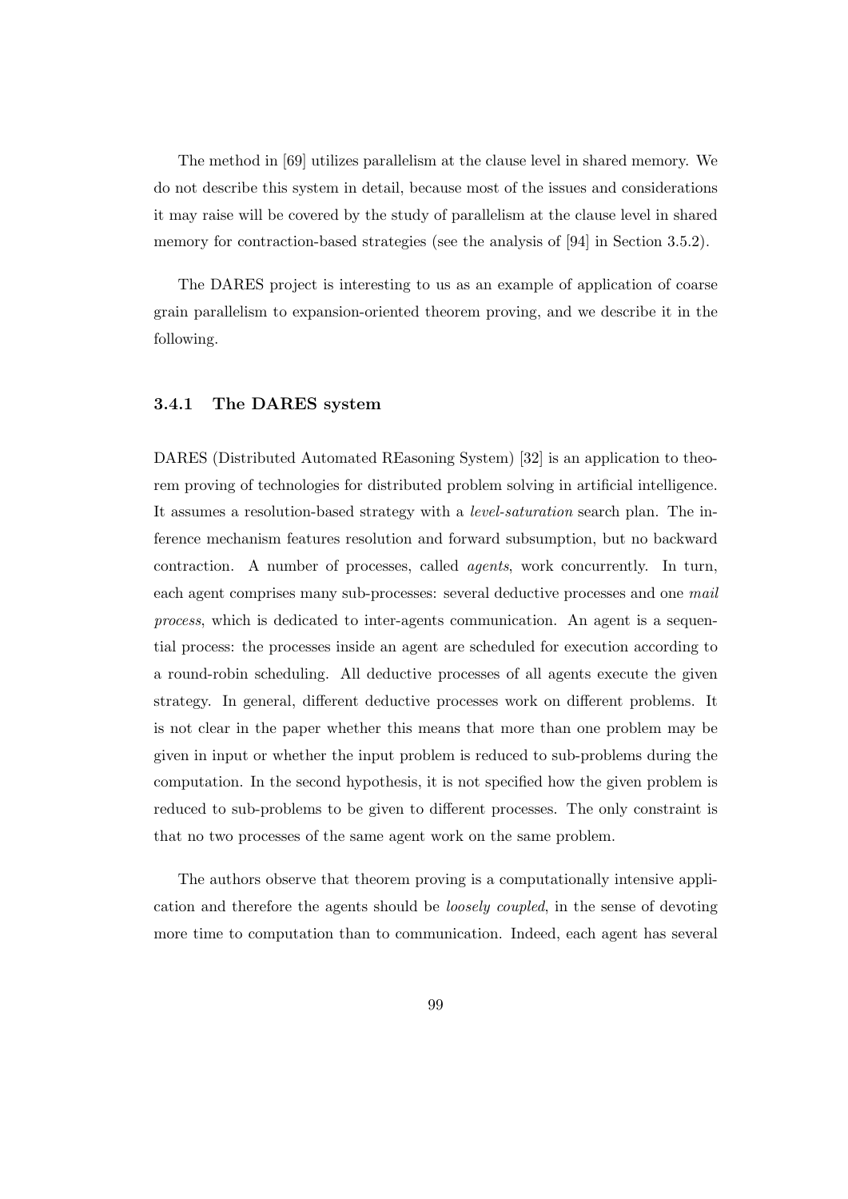The method in [69] utilizes parallelism at the clause level in shared memory. We do not describe this system in detail, because most of the issues and considerations it may raise will be covered by the study of parallelism at the clause level in shared memory for contraction-based strategies (see the analysis of [94] in Section 3.5.2).

The DARES project is interesting to us as an example of application of coarse grain parallelism to expansion-oriented theorem proving, and we describe it in the following.

### 3.4.1 The DARES system

DARES (Distributed Automated REasoning System) [32] is an application to theorem proving of technologies for distributed problem solving in artificial intelligence. It assumes a resolution-based strategy with a *level-saturation* search plan. The inference mechanism features resolution and forward subsumption, but no backward contraction. A number of processes, called *agents*, work concurrently. In turn, each agent comprises many sub-processes: several deductive processes and one *mail process*, which is dedicated to inter-agents communication. An agent is a sequential process: the processes inside an agent are scheduled for execution according to a round-robin scheduling. All deductive processes of all agents execute the given strategy. In general, different deductive processes work on different problems. It is not clear in the paper whether this means that more than one problem may be given in input or whether the input problem is reduced to sub-problems during the computation. In the second hypothesis, it is not specified how the given problem is reduced to sub-problems to be given to different processes. The only constraint is that no two processes of the same agent work on the same problem.

The authors observe that theorem proving is a computationally intensive application and therefore the agents should be *loosely coupled*, in the sense of devoting more time to computation than to communication. Indeed, each agent has several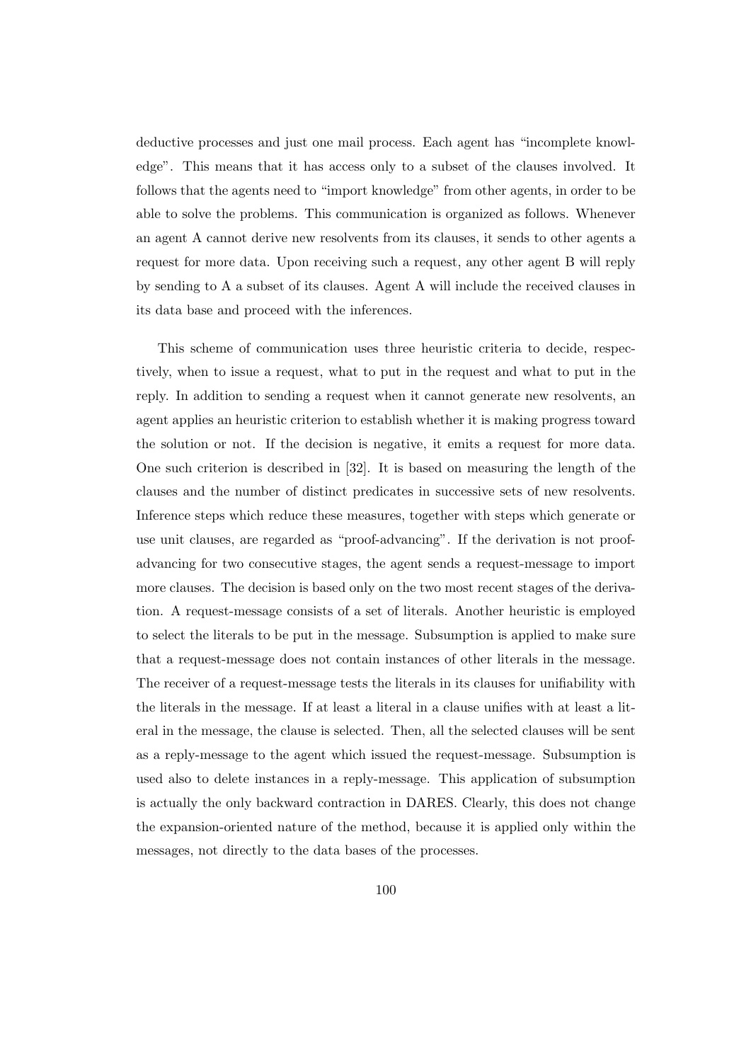deductive processes and just one mail process. Each agent has "incomplete knowledge". This means that it has access only to a subset of the clauses involved. It follows that the agents need to "import knowledge" from other agents, in order to be able to solve the problems. This communication is organized as follows. Whenever an agent A cannot derive new resolvents from its clauses, it sends to other agents a request for more data. Upon receiving such a request, any other agent B will reply by sending to A a subset of its clauses. Agent A will include the received clauses in its data base and proceed with the inferences.

This scheme of communication uses three heuristic criteria to decide, respectively, when to issue a request, what to put in the request and what to put in the reply. In addition to sending a request when it cannot generate new resolvents, an agent applies an heuristic criterion to establish whether it is making progress toward the solution or not. If the decision is negative, it emits a request for more data. One such criterion is described in [32]. It is based on measuring the length of the clauses and the number of distinct predicates in successive sets of new resolvents. Inference steps which reduce these measures, together with steps which generate or use unit clauses, are regarded as "proof-advancing". If the derivation is not proof-advancing for two consecutive stages, the agent sends a request-message to import more clauses. The decision is based only on the two most recent stages of the derivation. A request-message consists of a set of literals. Another heuristic is employed to select the literals to be put in the message. Subsumption is applied to make sure that a request-message does not contain instances of other literals in the message. The receiver of a request-message tests the literals in its clauses for unifiability with the literals in the message. If at least a literal in a clause unifies with at least a literal in the message, the clause is selected. Then, all the selected clauses will be sent as a reply-message to the agent which issued the request-message. Subsumption is used also to delete instances in a reply-message. This application of subsumption is actually the only backward contraction in DARES. Clearly, this does not change the expansion-oriented nature of the method, because it is applied only within the messages, not directly to the data bases of the processes.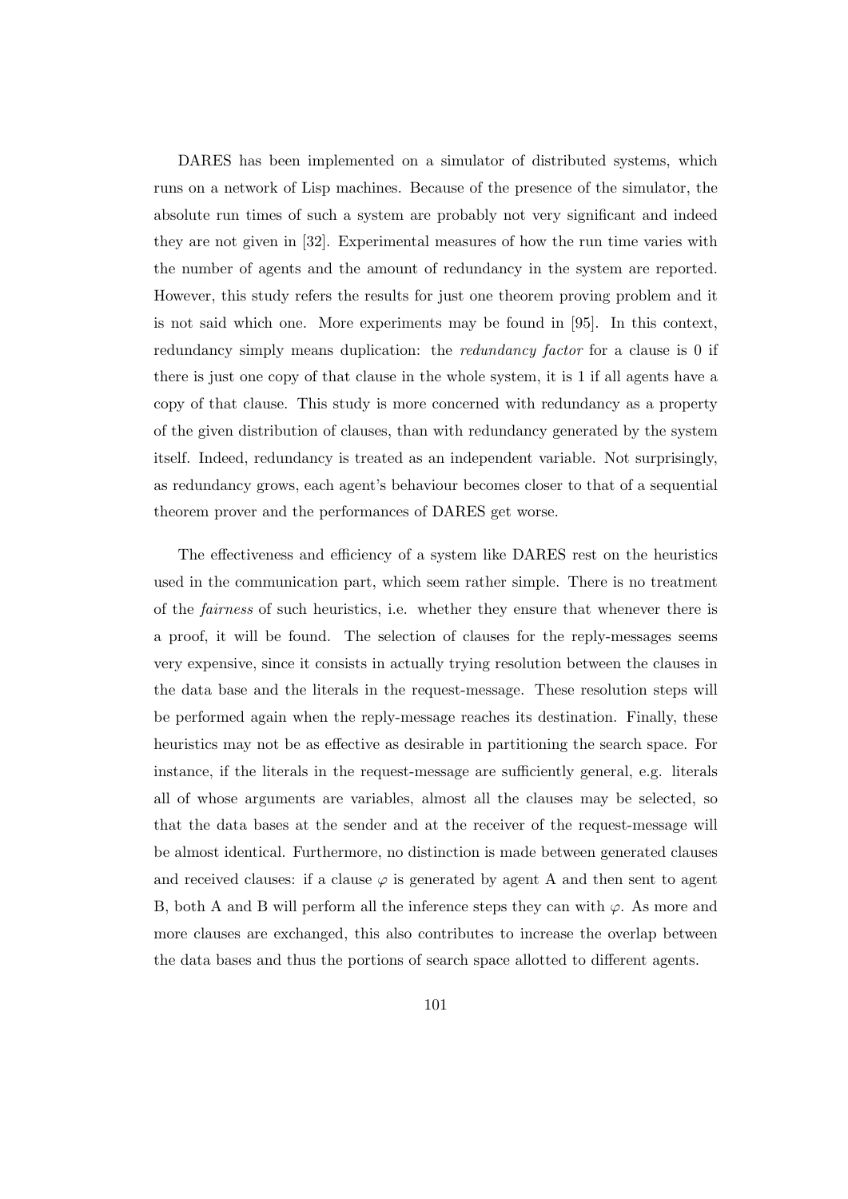DARES has been implemented on a simulator of distributed systems, which runs on a network of Lisp machines. Because of the presence of the simulator, the absolute run times of such a system are probably not very significant and indeed they are not given in [32]. Experimental measures of how the run time varies with the number of agents and the amount of redundancy in the system are reported. However, this study refers the results for just one theorem proving problem and it is not said which one. More experiments may be found in [95]. In this context, redundancy simply means duplication: the *redundancy factor* for a clause is 0 if there is just one copy of that clause in the whole system, it is 1 if all agents have a copy of that clause. This study is more concerned with redundancy as a property of the given distribution of clauses, than with redundancy generated by the system itself. Indeed, redundancy is treated as an independent variable. Not surprisingly, as redundancy grows, each agent's behaviour becomes closer to that of a sequential theorem prover and the performances of DARES get worse.

The effectiveness and efficiency of a system like DARES rest on the heuristics used in the communication part, which seem rather simple. There is no treatment of the *fairness* of such heuristics, i.e. whether they ensure that whenever there is a proof, it will be found. The selection of clauses for the reply-messages seems very expensive, since it consists in actually trying resolution between the clauses in the data base and the literals in the request-message. These resolution steps will be performed again when the reply-message reaches its destination. Finally, these heuristics may not be as effective as desirable in partitioning the search space. For instance, if the literals in the request-message are sufficiently general, e.g. literals all of whose arguments are variables, almost all the clauses may be selected, so that the data bases at the sender and at the receiver of the request-message will be almost identical. Furthermore, no distinction is made between generated clauses and received clauses: if a clause $\varphi$ is generated by agent A and then sent to agent B, both A and B will perform all the inference steps they can with $\varphi$. As more and more clauses are exchanged, this also contributes to increase the overlap between the data bases and thus the portions of search space allotted to different agents.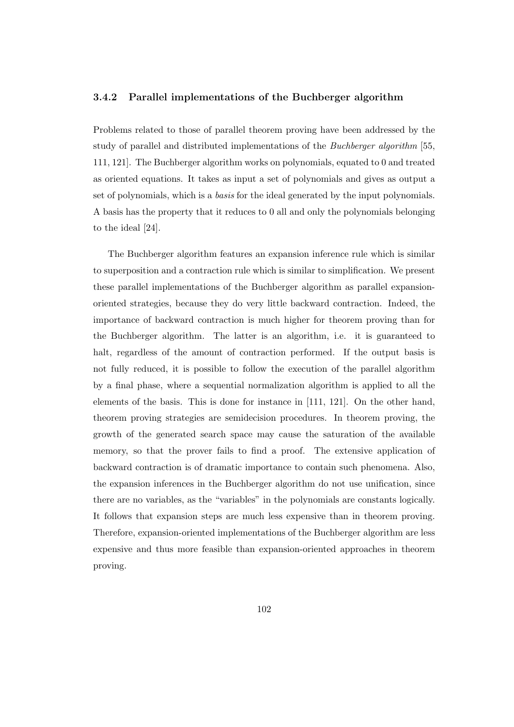### 3.4.2 Parallel implementations of the Buchberger algorithm

Problems related to those of parallel theorem proving have been addressed by the study of parallel and distributed implementations of the *Buchberger algorithm* [55, 111, 121]. The Buchberger algorithm works on polynomials, equated to 0 and treated as oriented equations. It takes as input a set of polynomials and gives as output a set of polynomials, which is a *basis* for the ideal generated by the input polynomials. A basis has the property that it reduces to 0 all and only the polynomials belonging to the ideal [24].

The Buchberger algorithm features an expansion inference rule which is similar to superposition and a contraction rule which is similar to simplification. We present these parallel implementations of the Buchberger algorithm as parallel expansion-oriented strategies, because they do very little backward contraction. Indeed, the importance of backward contraction is much higher for theorem proving than for the Buchberger algorithm. The latter is an algorithm, i.e. it is guaranteed to halt, regardless of the amount of contraction performed. If the output basis is not fully reduced, it is possible to follow the execution of the parallel algorithm by a final phase, where a sequential normalization algorithm is applied to all the elements of the basis. This is done for instance in [111, 121]. On the other hand, theorem proving strategies are semidecision procedures. In theorem proving, the growth of the generated search space may cause the saturation of the available memory, so that the prover fails to find a proof. The extensive application of backward contraction is of dramatic importance to contain such phenomena. Also, the expansion inferences in the Buchberger algorithm do not use unification, since there are no variables, as the "variables" in the polynomials are constants logically. It follows that expansion steps are much less expensive than in theorem proving. Therefore, expansion-oriented implementations of the Buchberger algorithm are less expensive and thus more feasible than expansion-oriented approaches in theorem proving.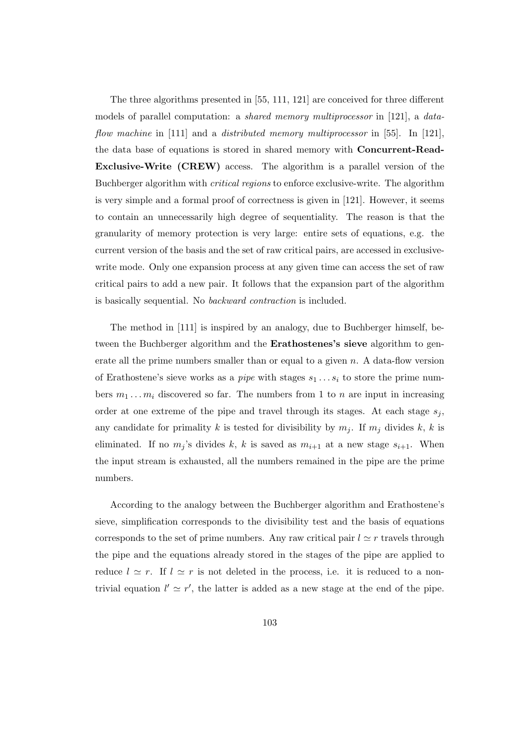The three algorithms presented in [55, 111, 121] are conceived for three different models of parallel computation: a *shared memory multiprocessor* in [121], a *data-flow machine* in [111] and a *distributed memory multiprocessor* in [55]. In [121], the data base of equations is stored in shared memory with **Concurrent-Read-Exclusive-Write (CREW)** access. The algorithm is a parallel version of the Buchberger algorithm with *critical regions* to enforce exclusive-write. The algorithm is very simple and a formal proof of correctness is given in [121]. However, it seems to contain an unnecessarily high degree of sequentiality. The reason is that the granularity of memory protection is very large: entire sets of equations, e.g. the current version of the basis and the set of raw critical pairs, are accessed in exclusive-write mode. Only one expansion process at any given time can access the set of raw critical pairs to add a new pair. It follows that the expansion part of the algorithm is basically sequential. No *backward contraction* is included.

The method in [111] is inspired by an analogy, due to Buchberger himself, between the Buchberger algorithm and the **Erathostenes's sieve** algorithm to generate all the prime numbers smaller than or equal to a given $n$. A data-flow version of Erathostene's sieve works as a *pipe* with stages $s_1 \dots s_i$ to store the prime numbers $m_1 \dots m_i$ discovered so far. The numbers from 1 to $n$ are input in increasing order at one extreme of the pipe and travel through its stages. At each stage $s_j$, any candidate for primality $k$ is tested for divisibility by $m_j$. If $m_j$ divides $k$, $k$ is eliminated. If no $m_j$'s divides $k$, $k$ is saved as $m_{i+1}$ at a new stage $s_{i+1}$. When the input stream is exhausted, all the numbers remained in the pipe are the prime numbers.

According to the analogy between the Buchberger algorithm and Erathostene's sieve, simplification corresponds to the divisibility test and the basis of equations corresponds to the set of prime numbers. Any raw critical pair $l \simeq r$ travels through the pipe and the equations already stored in the stages of the pipe are applied to reduce $l \simeq r$. If $l \simeq r$ is not deleted in the process, i.e. it is reduced to a non-trivial equation $l' \simeq r'$, the latter is added as a new stage at the end of the pipe.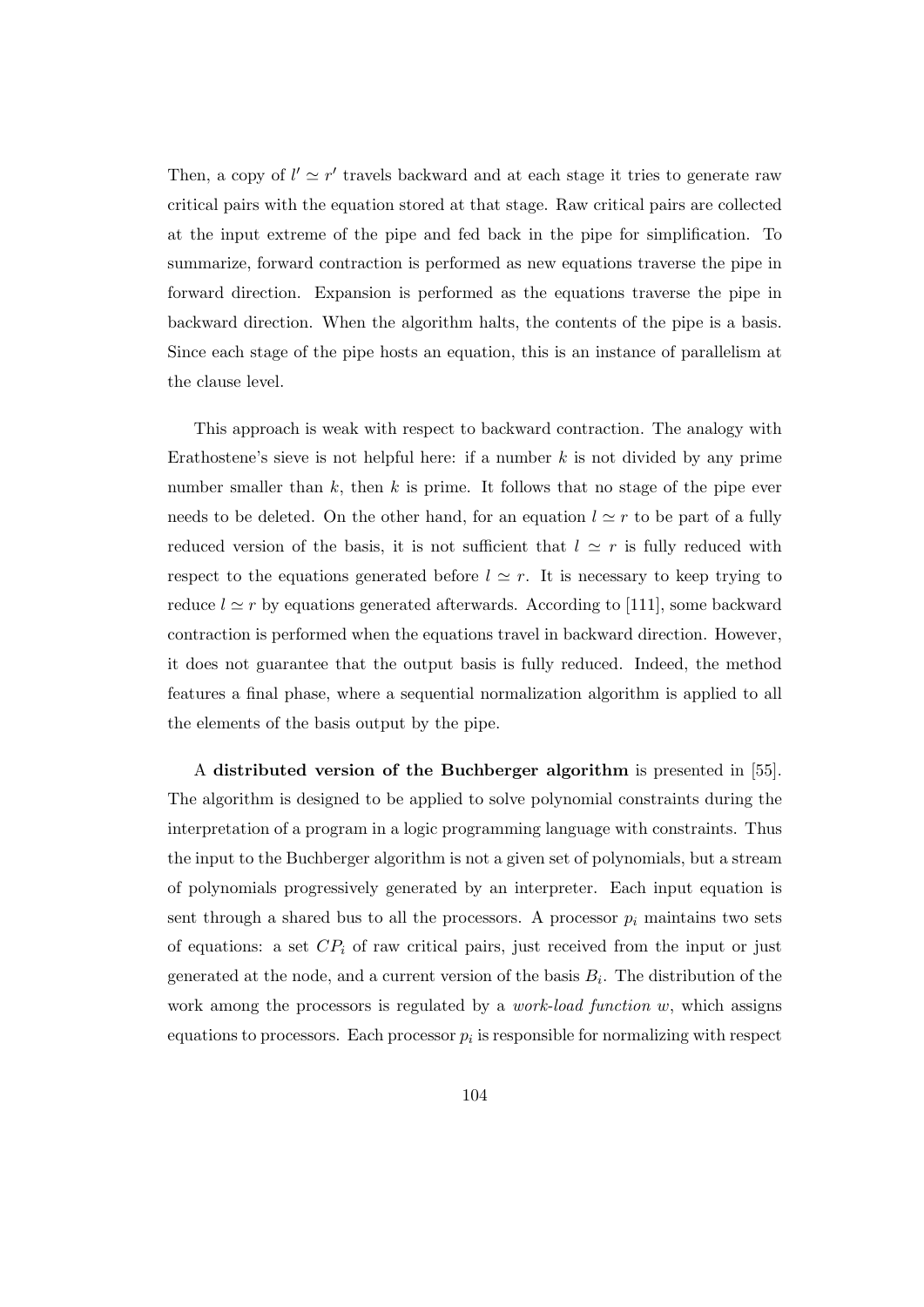Then, a copy of $l' \simeq r'$ travels backward and at each stage it tries to generate raw critical pairs with the equation stored at that stage. Raw critical pairs are collected at the input extreme of the pipe and fed back in the pipe for simplification. To summarize, forward contraction is performed as new equations traverse the pipe in forward direction. Expansion is performed as the equations traverse the pipe in backward direction. When the algorithm halts, the contents of the pipe is a basis. Since each stage of the pipe hosts an equation, this is an instance of parallelism at the clause level.

This approach is weak with respect to backward contraction. The analogy with Erathostene's sieve is not helpful here: if a number $k$ is not divided by any prime number smaller than $k$, then $k$ is prime. It follows that no stage of the pipe ever needs to be deleted. On the other hand, for an equation $l \simeq r$ to be part of a fully reduced version of the basis, it is not sufficient that $l \simeq r$ is fully reduced with respect to the equations generated before $l \simeq r$. It is necessary to keep trying to reduce $l \simeq r$ by equations generated afterwards. According to [111], some backward contraction is performed when the equations travel in backward direction. However, it does not guarantee that the output basis is fully reduced. Indeed, the method features a final phase, where a sequential normalization algorithm is applied to all the elements of the basis output by the pipe.

A **distributed version of the Buchberger algorithm** is presented in [55]. The algorithm is designed to be applied to solve polynomial constraints during the interpretation of a program in a logic programming language with constraints. Thus the input to the Buchberger algorithm is not a given set of polynomials, but a stream of polynomials progressively generated by an interpreter. Each input equation is sent through a shared bus to all the processors. A processor $p_i$ maintains two sets of equations: a set $CP_i$ of raw critical pairs, just received from the input or just generated at the node, and a current version of the basis $B_i$. The distribution of the work among the processors is regulated by a *work-load function* $w$, which assigns equations to processors. Each processor $p_i$ is responsible for normalizing with respect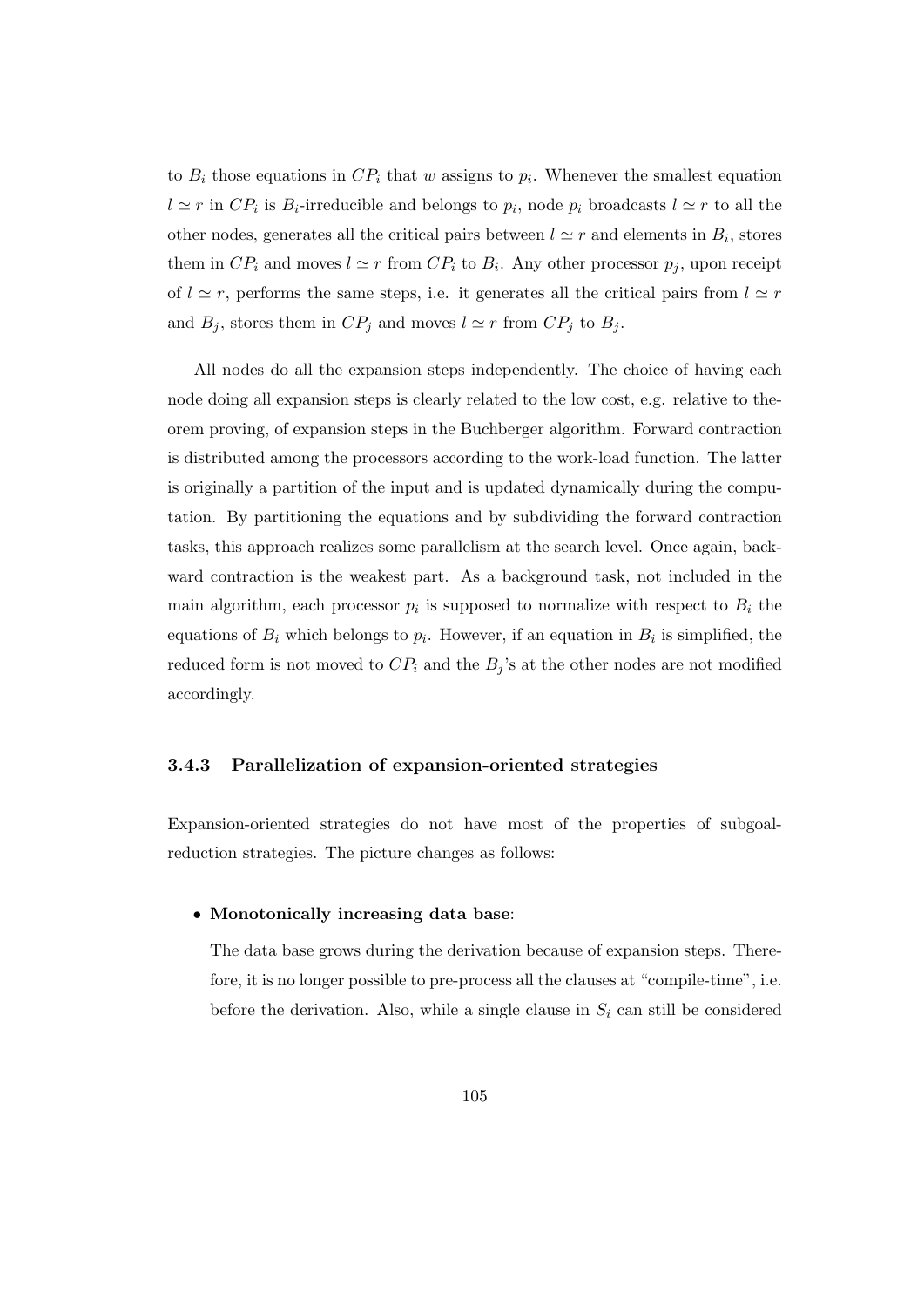to $B_i$ those equations in $CP_i$ that $w$ assigns to $p_i$. Whenever the smallest equation $l \simeq r$ in $CP_i$ is $B_i$-irreducible and belongs to $p_i$, node $p_i$ broadcasts $l \simeq r$ to all the other nodes, generates all the critical pairs between $l \simeq r$ and elements in $B_i$, stores them in $CP_i$ and moves $l \simeq r$ from $CP_i$ to $B_i$. Any other processor $p_j$, upon receipt of $l \simeq r$, performs the same steps, i.e. it generates all the critical pairs from $l \simeq r$ and $B_j$, stores them in $CP_j$ and moves $l \simeq r$ from $CP_j$ to $B_j$.

All nodes do all the expansion steps independently. The choice of having each node doing all expansion steps is clearly related to the low cost, e.g. relative to theorem proving, of expansion steps in the Buchberger algorithm. Forward contraction is distributed among the processors according to the work-load function. The latter is originally a partition of the input and is updated dynamically during the computation. By partitioning the equations and by subdividing the forward contraction tasks, this approach realizes some parallelism at the search level. Once again, backward contraction is the weakest part. As a background task, not included in the main algorithm, each processor $p_i$ is supposed to normalize with respect to $B_i$ the equations of $B_i$ which belongs to $p_i$. However, if an equation in $B_i$ is simplified, the reduced form is not moved to $CP_i$ and the $B_j$'s at the other nodes are not modified accordingly.

### 3.4.3 Parallelization of expansion-oriented strategies

Expansion-oriented strategies do not have most of the properties of subgoal-reduction strategies. The picture changes as follows:

- **Monotonically increasing data base**:

  The data base grows during the derivation because of expansion steps. Therefore, it is no longer possible to pre-process all the clauses at "compile-time", i.e. before the derivation. Also, while a single clause in $S_i$ can still be considered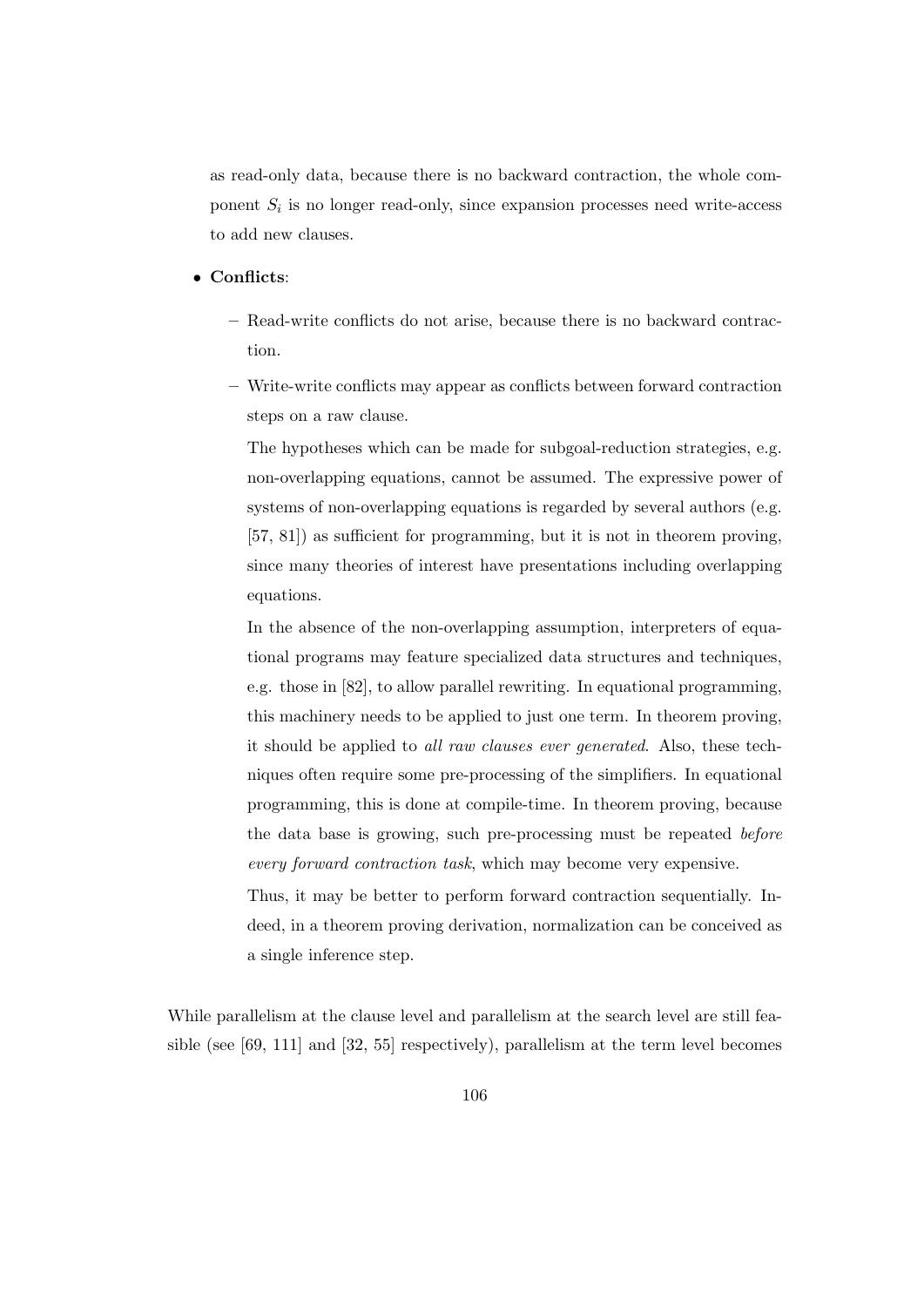as read-only data, because there is no backward contraction, the whole component $S_i$ is no longer read-only, since expansion processes need write-access to add new clauses.

- **Conflicts**:
  - Read-write conflicts do not arise, because there is no backward contraction.
  - Write-write conflicts may appear as conflicts between forward contraction steps on a raw clause.

    The hypotheses which can be made for subgoal-reduction strategies, e.g. non-overlapping equations, cannot be assumed. The expressive power of systems of non-overlapping equations is regarded by several authors (e.g. [57, 81]) as sufficient for programming, but it is not in theorem proving, since many theories of interest have presentations including overlapping equations.

    In the absence of the non-overlapping assumption, interpreters of equational programs may feature specialized data structures and techniques, e.g. those in [82], to allow parallel rewriting. In equational programming, this machinery needs to be applied to just one term. In theorem proving, it should be applied to *all raw clauses ever generated*. Also, these techniques often require some pre-processing of the simplifiers. In equational programming, this is done at compile-time. In theorem proving, because the data base is growing, such pre-processing must be repeated *before every forward contraction task*, which may become very expensive.

    Thus, it may be better to perform forward contraction sequentially. Indeed, in a theorem proving derivation, normalization can be conceived as a single inference step.

While parallelism at the clause level and parallelism at the search level are still feasible (see [69, 111] and [32, 55] respectively), parallelism at the term level becomes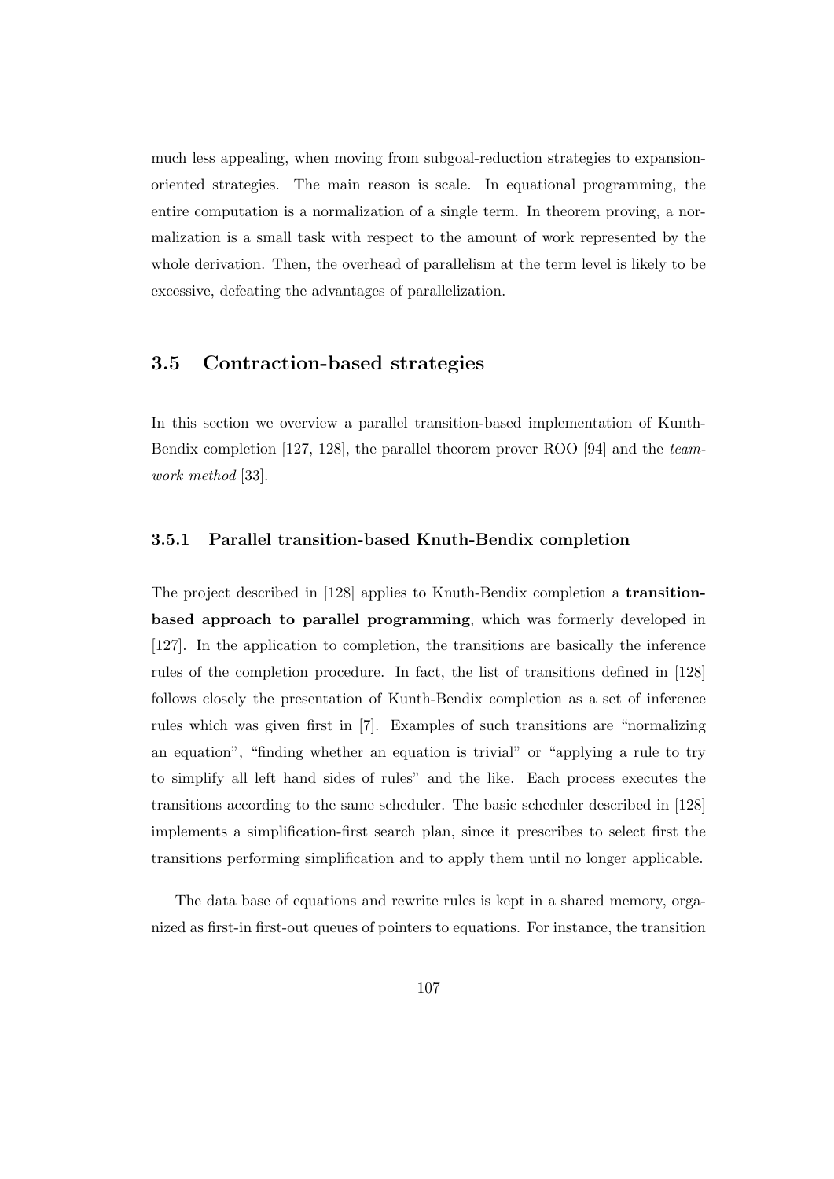much less appealing, when moving from subgoal-reduction strategies to expansion-oriented strategies. The main reason is scale. In equational programming, the entire computation is a normalization of a single term. In theorem proving, a normalization is a small task with respect to the amount of work represented by the whole derivation. Then, the overhead of parallelism at the term level is likely to be excessive, defeating the advantages of parallelization.

## 3.5 Contraction-based strategies

In this section we overview a parallel transition-based implementation of Kunth-Bendix completion [127, 128], the parallel theorem prover ROO [94] and the *teamwork method* [33].

### 3.5.1 Parallel transition-based Knuth-Bendix completion

The project described in [128] applies to Knuth-Bendix completion a **transition-based approach to parallel programming**, which was formerly developed in [127]. In the application to completion, the transitions are basically the inference rules of the completion procedure. In fact, the list of transitions defined in [128] follows closely the presentation of Kunth-Bendix completion as a set of inference rules which was given first in [7]. Examples of such transitions are "normalizing an equation", "finding whether an equation is trivial" or "applying a rule to try to simplify all left hand sides of rules" and the like. Each process executes the transitions according to the same scheduler. The basic scheduler described in [128] implements a simplification-first search plan, since it prescribes to select first the transitions performing simplification and to apply them until no longer applicable.

The data base of equations and rewrite rules is kept in a shared memory, organized as first-in first-out queues of pointers to equations. For instance, the transition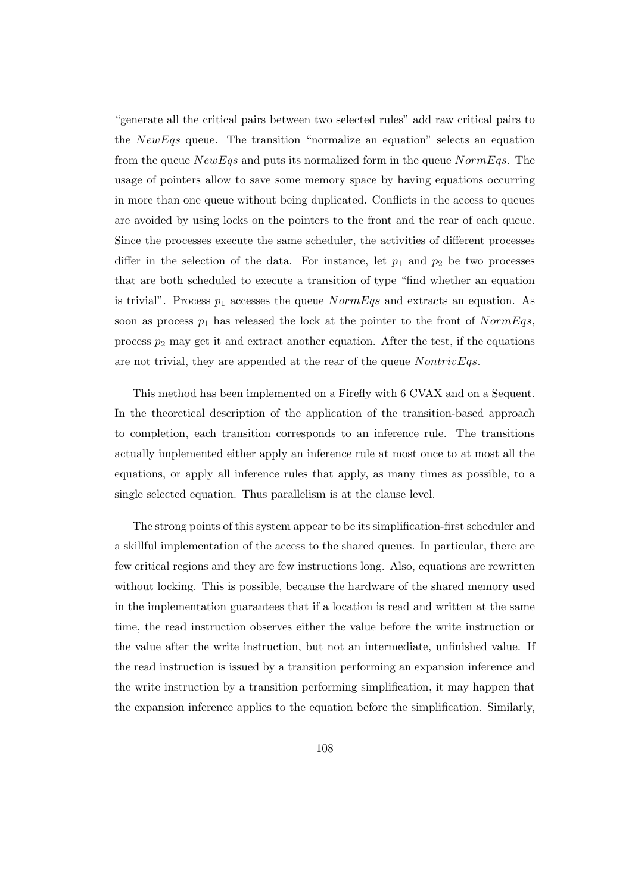"generate all the critical pairs between two selected rules" add raw critical pairs to the $NewEqs$ queue. The transition "normalize an equation" selects an equation from the queue $NewEqs$ and puts its normalized form in the queue $NormEqs$. The usage of pointers allow to save some memory space by having equations occurring in more than one queue without being duplicated. Conflicts in the access to queues are avoided by using locks on the pointers to the front and the rear of each queue. Since the processes execute the same scheduler, the activities of different processes differ in the selection of the data. For instance, let $p_1$ and $p_2$ be two processes that are both scheduled to execute a transition of type "find whether an equation is trivial". Process $p_1$ accesses the queue $NormEqs$ and extracts an equation. As soon as process $p_1$ has released the lock at the pointer to the front of $NormEqs$, process $p_2$ may get it and extract another equation. After the test, if the equations are not trivial, they are appended at the rear of the queue $NontrivEqs$.

This method has been implemented on a Firefly with 6 CVAX and on a Sequent. In the theoretical description of the application of the transition-based approach to completion, each transition corresponds to an inference rule. The transitions actually implemented either apply an inference rule at most once to at most all the equations, or apply all inference rules that apply, as many times as possible, to a single selected equation. Thus parallelism is at the clause level.

The strong points of this system appear to be its simplification-first scheduler and a skillful implementation of the access to the shared queues. In particular, there are few critical regions and they are few instructions long. Also, equations are rewritten without locking. This is possible, because the hardware of the shared memory used in the implementation guarantees that if a location is read and written at the same time, the read instruction observes either the value before the write instruction or the value after the write instruction, but not an intermediate, unfinished value. If the read instruction is issued by a transition performing an expansion inference and the write instruction by a transition performing simplification, it may happen that the expansion inference applies to the equation before the simplification. Similarly,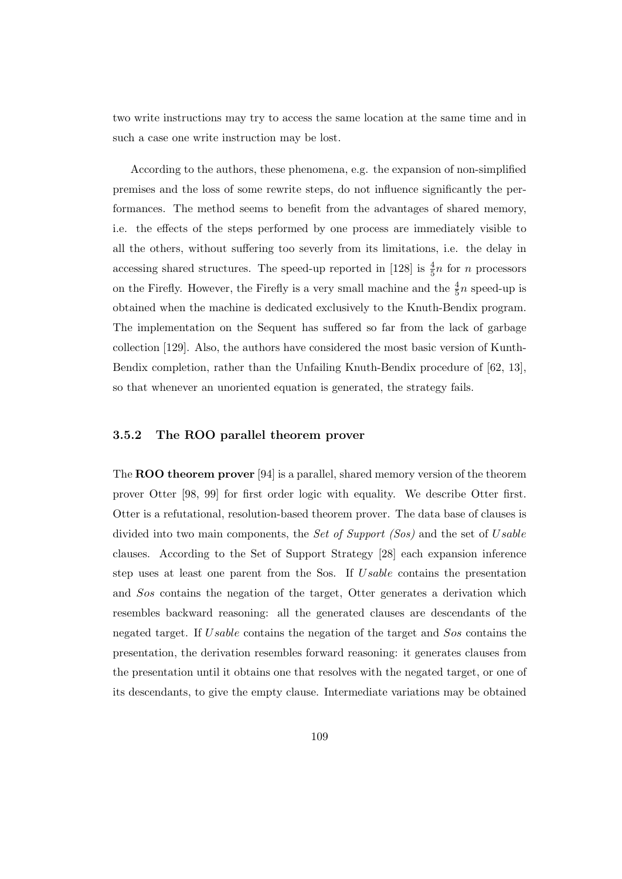two write instructions may try to access the same location at the same time and in such a case one write instruction may be lost.

According to the authors, these phenomena, e.g. the expansion of non-simplified premises and the loss of some rewrite steps, do not influence significantly the performances. The method seems to benefit from the advantages of shared memory, i.e. the effects of the steps performed by one process are immediately visible to all the others, without suffering too severly from its limitations, i.e. the delay in accessing shared structures. The speed-up reported in [128] is $\frac{4}{5}n$ for $n$ processors on the Firefly. However, the Firefly is a very small machine and the $\frac{4}{5}n$ speed-up is obtained when the machine is dedicated exclusively to the Knuth-Bendix program. The implementation on the Sequent has suffered so far from the lack of garbage collection [129]. Also, the authors have considered the most basic version of Kunth-Bendix completion, rather than the Unfailing Knuth-Bendix procedure of [62, 13], so that whenever an unoriented equation is generated, the strategy fails.

### 3.5.2 The ROO parallel theorem prover

The **ROO theorem prover** [94] is a parallel, shared memory version of the theorem prover Otter [98, 99] for first order logic with equality. We describe Otter first. Otter is a refutational, resolution-based theorem prover. The data base of clauses is divided into two main components, the *Set of Support (Sos)* and the set of *Usable* clauses. According to the Set of Support Strategy [28] each expansion inference step uses at least one parent from the Sos. If *Usable* contains the presentation and *Sos* contains the negation of the target, Otter generates a derivation which resembles backward reasoning: all the generated clauses are descendants of the negated target. If *Usable* contains the negation of the target and *Sos* contains the presentation, the derivation resembles forward reasoning: it generates clauses from the presentation until it obtains one that resolves with the negated target, or one of its descendants, to give the empty clause. Intermediate variations may be obtained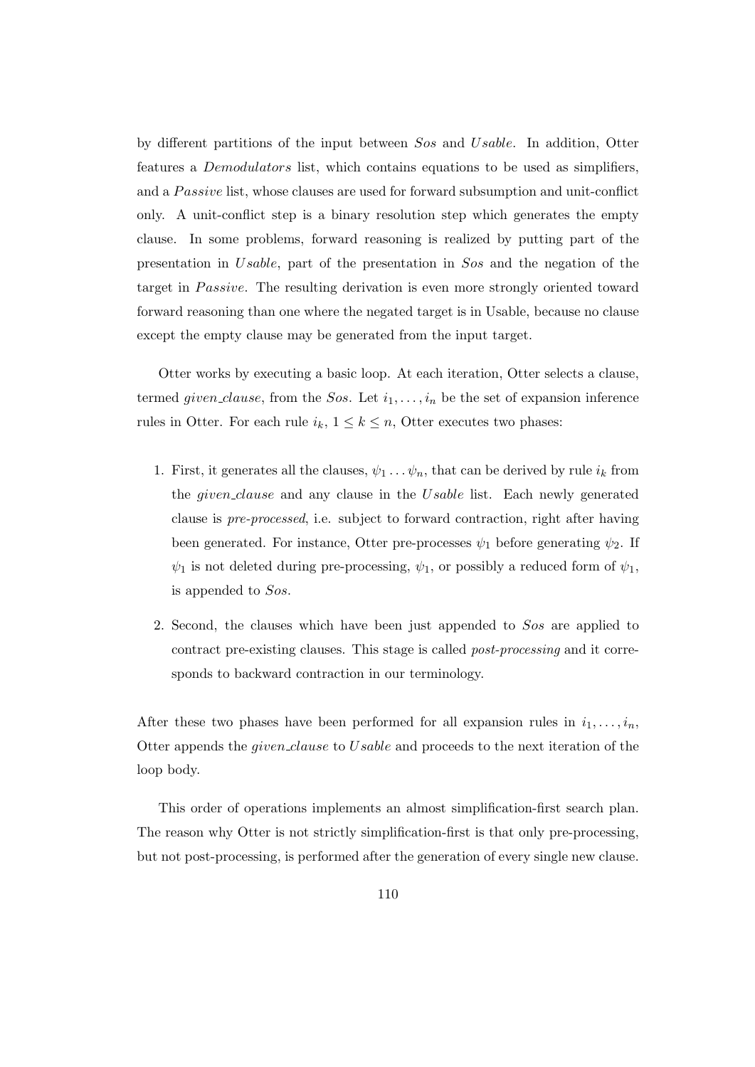by different partitions of the input between *Sos* and *Usable*. In addition, Otter features a *Demodulators* list, which contains equations to be used as simplifiers, and a *Passive* list, whose clauses are used for forward subsumption and unit-conflict only. A unit-conflict step is a binary resolution step which generates the empty clause. In some problems, forward reasoning is realized by putting part of the presentation in *Usable*, part of the presentation in *Sos* and the negation of the target in *Passive*. The resulting derivation is even more strongly oriented toward forward reasoning than one where the negated target is in Usable, because no clause except the empty clause may be generated from the input target.

Otter works by executing a basic loop. At each iteration, Otter selects a clause, termed *given_clause*, from the *Sos*. Let $i_1, \ldots, i_n$ be the set of expansion inference rules in Otter. For each rule $i_k$, $1 \leq k \leq n$, Otter executes two phases:

1. First, it generates all the clauses, $\psi_1 \ldots \psi_n$, that can be derived by rule $i_k$ from the *given_clause* and any clause in the *Usable* list. Each newly generated clause is *pre-processed*, i.e. subject to forward contraction, right after having been generated. For instance, Otter pre-processes $\psi_1$ before generating $\psi_2$. If $\psi_1$ is not deleted during pre-processing, $\psi_1$, or possibly a reduced form of $\psi_1$, is appended to *Sos*.

2. Second, the clauses which have been just appended to *Sos* are applied to contract pre-existing clauses. This stage is called *post-processing* and it corresponds to backward contraction in our terminology.

After these two phases have been performed for all expansion rules in $i_1, \ldots, i_n$, Otter appends the *given_clause* to *Usable* and proceeds to the next iteration of the loop body.

This order of operations implements an almost simplification-first search plan. The reason why Otter is not strictly simplification-first is that only pre-processing, but not post-processing, is performed after the generation of every single new clause.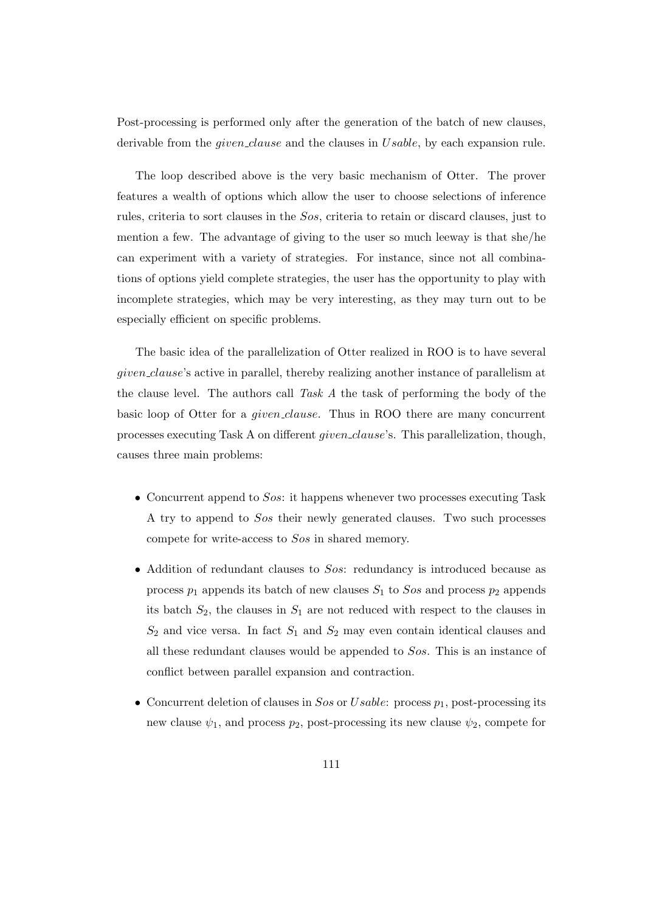Post-processing is performed only after the generation of the batch of new clauses, derivable from the *given_clause* and the clauses in *Usable*, by each expansion rule.

The loop described above is the very basic mechanism of Otter. The prover features a wealth of options which allow the user to choose selections of inference rules, criteria to sort clauses in the *Sos*, criteria to retain or discard clauses, just to mention a few. The advantage of giving to the user so much leeway is that she/he can experiment with a variety of strategies. For instance, since not all combinations of options yield complete strategies, the user has the opportunity to play with incomplete strategies, which may be very interesting, as they may turn out to be especially efficient on specific problems.

The basic idea of the parallelization of Otter realized in ROO is to have several *given_clause*'s active in parallel, thereby realizing another instance of parallelism at the clause level. The authors call *Task A* the task of performing the body of the basic loop of Otter for a *given_clause*. Thus in ROO there are many concurrent processes executing Task A on different *given_clause*'s. This parallelization, though, causes three main problems:

- Concurrent append to *Sos*: it happens whenever two processes executing Task A try to append to *Sos* their newly generated clauses. Two such processes compete for write-access to *Sos* in shared memory.
- Addition of redundant clauses to *Sos*: redundancy is introduced because as process $p_1$ appends its batch of new clauses $S_1$ to *Sos* and process $p_2$ appends its batch $S_2$, the clauses in $S_1$ are not reduced with respect to the clauses in $S_2$ and vice versa. In fact $S_1$ and $S_2$ may even contain identical clauses and all these redundant clauses would be appended to *Sos*. This is an instance of conflict between parallel expansion and contraction.
- Concurrent deletion of clauses in *Sos* or *Usable*: process $p_1$, post-processing its new clause $\psi_1$, and process $p_2$, post-processing its new clause $\psi_2$, compete for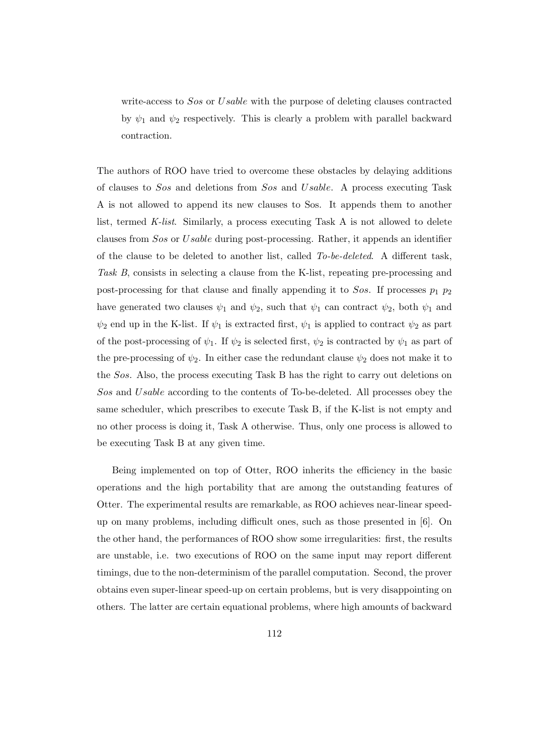write-access to $Sos$ or $Usable$ with the purpose of deleting clauses contracted by $\psi_1$ and $\psi_2$ respectively. This is clearly a problem with parallel backward contraction.

The authors of ROO have tried to overcome these obstacles by delaying additions of clauses to $Sos$ and deletions from $Sos$ and $Usable$. A process executing Task A is not allowed to append its new clauses to Sos. It appends them to another list, termed *K-list*. Similarly, a process executing Task A is not allowed to delete clauses from $Sos$ or $Usable$ during post-processing. Rather, it appends an identifier of the clause to be deleted to another list, called *To-be-deleted*. A different task, *Task B*, consists in selecting a clause from the K-list, repeating pre-processing and post-processing for that clause and finally appending it to $Sos$. If processes $p_1$ $p_2$ have generated two clauses $\psi_1$ and $\psi_2$, such that $\psi_1$ can contract $\psi_2$, both $\psi_1$ and $\psi_2$ end up in the K-list. If $\psi_1$ is extracted first, $\psi_1$ is applied to contract $\psi_2$ as part of the post-processing of $\psi_1$. If $\psi_2$ is selected first, $\psi_2$ is contracted by $\psi_1$ as part of the pre-processing of $\psi_2$. In either case the redundant clause $\psi_2$ does not make it to the $Sos$. Also, the process executing Task B has the right to carry out deletions on $Sos$ and $Usable$ according to the contents of To-be-deleted. All processes obey the same scheduler, which prescribes to execute Task B, if the K-list is not empty and no other process is doing it, Task A otherwise. Thus, only one process is allowed to be executing Task B at any given time.

Being implemented on top of Otter, ROO inherits the efficiency in the basic operations and the high portability that are among the outstanding features of Otter. The experimental results are remarkable, as ROO achieves near-linear speed-up on many problems, including difficult ones, such as those presented in [6]. On the other hand, the performances of ROO show some irregularities: first, the results are unstable, i.e. two executions of ROO on the same input may report different timings, due to the non-determinism of the parallel computation. Second, the prover obtains even super-linear speed-up on certain problems, but is very disappointing on others. The latter are certain equational problems, where high amounts of backward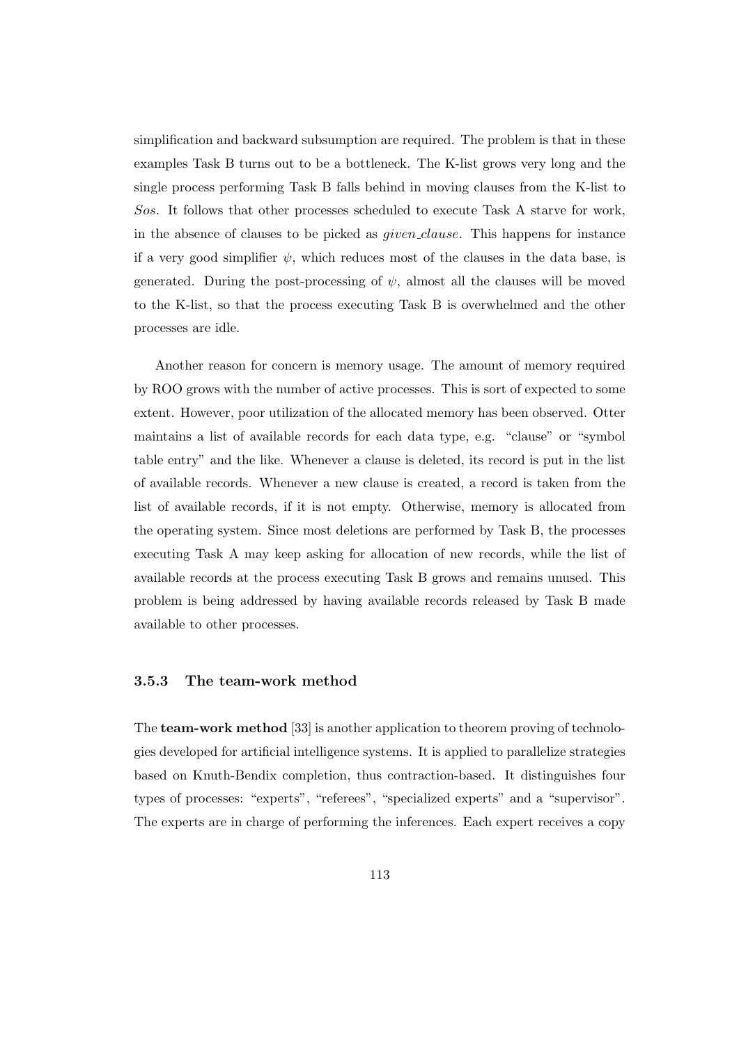simplification and backward subsumption are required. The problem is that in these examples Task B turns out to be a bottleneck. The K-list grows very long and the single process performing Task B falls behind in moving clauses from the K-list to *Sos*. It follows that other processes scheduled to execute Task A starve for work, in the absence of clauses to be picked as *given_clause*. This happens for instance if a very good simplifier $\psi$, which reduces most of the clauses in the data base, is generated. During the post-processing of $\psi$, almost all the clauses will be moved to the K-list, so that the process executing Task B is overwhelmed and the other processes are idle.

Another reason for concern is memory usage. The amount of memory required by ROO grows with the number of active processes. This is sort of expected to some extent. However, poor utilization of the allocated memory has been observed. Otter maintains a list of available records for each data type, e.g. "clause" or "symbol table entry" and the like. Whenever a clause is deleted, its record is put in the list of available records. Whenever a new clause is created, a record is taken from the list of available records, if it is not empty. Otherwise, memory is allocated from the operating system. Since most deletions are performed by Task B, the processes executing Task A may keep asking for allocation of new records, while the list of available records at the process executing Task B grows and remains unused. This problem is being addressed by having available records released by Task B made available to other processes.

### 3.5.3 The team-work method

The **team-work method** [33] is another application to theorem proving of technologies developed for artificial intelligence systems. It is applied to parallelize strategies based on Knuth-Bendix completion, thus contraction-based. It distinguishes four types of processes: "experts", "referees", "specialized experts" and a "supervisor". The experts are in charge of performing the inferences. Each expert receives a copy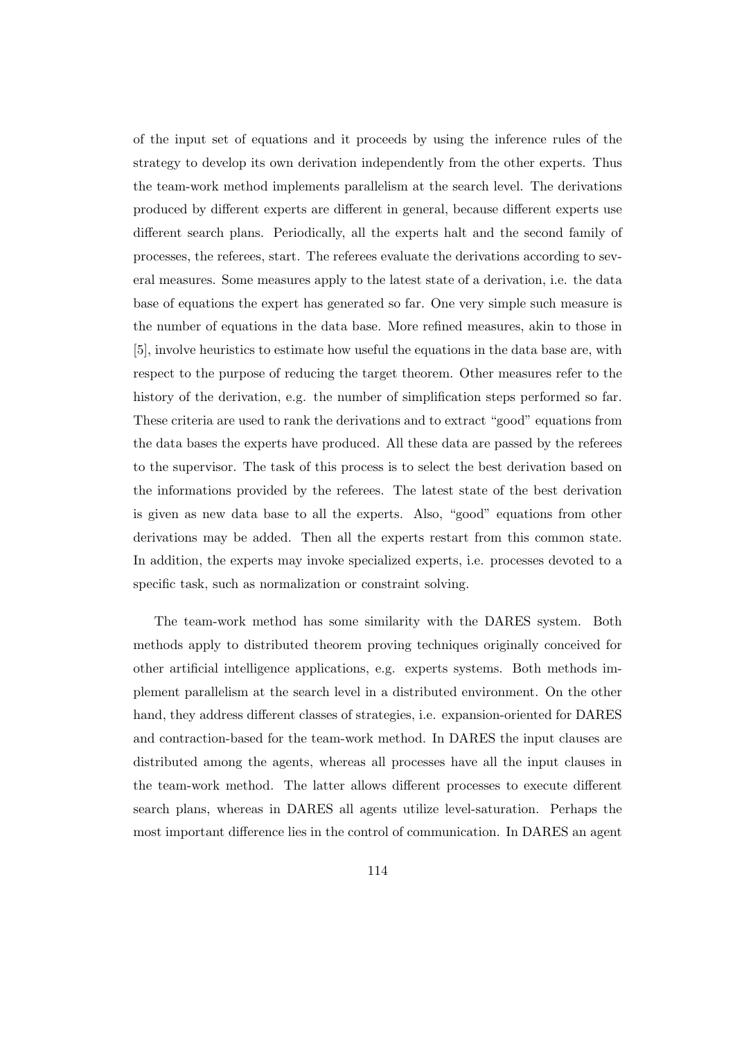of the input set of equations and it proceeds by using the inference rules of the strategy to develop its own derivation independently from the other experts. Thus the team-work method implements parallelism at the search level. The derivations produced by different experts are different in general, because different experts use different search plans. Periodically, all the experts halt and the second family of processes, the referees, start. The referees evaluate the derivations according to several measures. Some measures apply to the latest state of a derivation, i.e. the data base of equations the expert has generated so far. One very simple such measure is the number of equations in the data base. More refined measures, akin to those in [5], involve heuristics to estimate how useful the equations in the data base are, with respect to the purpose of reducing the target theorem. Other measures refer to the history of the derivation, e.g. the number of simplification steps performed so far. These criteria are used to rank the derivations and to extract "good" equations from the data bases the experts have produced. All these data are passed by the referees to the supervisor. The task of this process is to select the best derivation based on the informations provided by the referees. The latest state of the best derivation is given as new data base to all the experts. Also, "good" equations from other derivations may be added. Then all the experts restart from this common state. In addition, the experts may invoke specialized experts, i.e. processes devoted to a specific task, such as normalization or constraint solving.

The team-work method has some similarity with the DARES system. Both methods apply to distributed theorem proving techniques originally conceived for other artificial intelligence applications, e.g. experts systems. Both methods implement parallelism at the search level in a distributed environment. On the other hand, they address different classes of strategies, i.e. expansion-oriented for DARES and contraction-based for the team-work method. In DARES the input clauses are distributed among the agents, whereas all processes have all the input clauses in the team-work method. The latter allows different processes to execute different search plans, whereas in DARES all agents utilize level-saturation. Perhaps the most important difference lies in the control of communication. In DARES an agent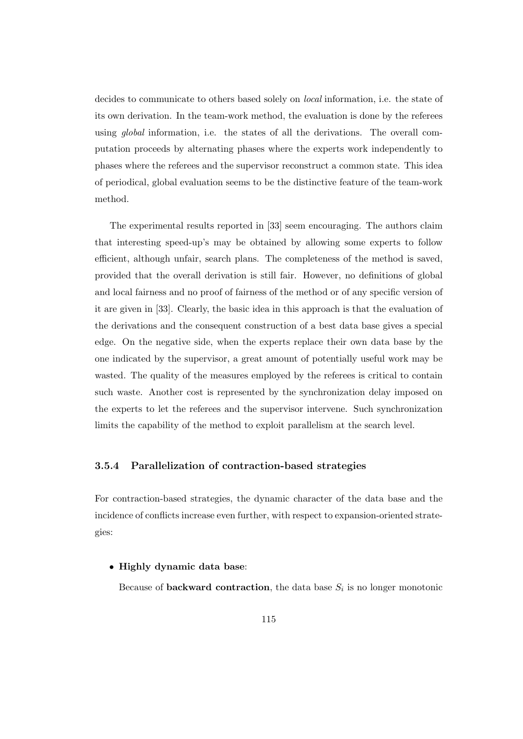decides to communicate to others based solely on *local* information, i.e. the state of its own derivation. In the team-work method, the evaluation is done by the referees using *global* information, i.e. the states of all the derivations. The overall computation proceeds by alternating phases where the experts work independently to phases where the referees and the supervisor reconstruct a common state. This idea of periodical, global evaluation seems to be the distinctive feature of the team-work method.

The experimental results reported in [33] seem encouraging. The authors claim that interesting speed-up's may be obtained by allowing some experts to follow efficient, although unfair, search plans. The completeness of the method is saved, provided that the overall derivation is still fair. However, no definitions of global and local fairness and no proof of fairness of the method or of any specific version of it are given in [33]. Clearly, the basic idea in this approach is that the evaluation of the derivations and the consequent construction of a best data base gives a special edge. On the negative side, when the experts replace their own data base by the one indicated by the supervisor, a great amount of potentially useful work may be wasted. The quality of the measures employed by the referees is critical to contain such waste. Another cost is represented by the synchronization delay imposed on the experts to let the referees and the supervisor intervene. Such synchronization limits the capability of the method to exploit parallelism at the search level.

### 3.5.4 Parallelization of contraction-based strategies

For contraction-based strategies, the dynamic character of the data base and the incidence of conflicts increase even further, with respect to expansion-oriented strategies:

- **Highly dynamic data base**:

  Because of **backward contraction**, the data base $S_i$ is no longer monotonic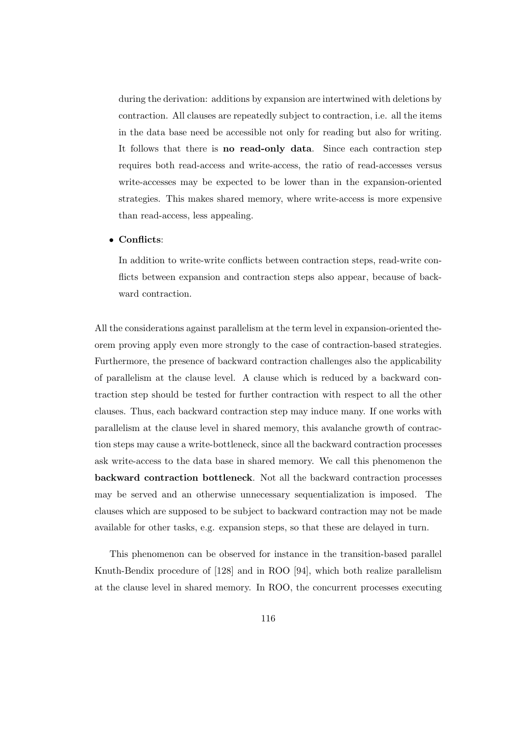during the derivation: additions by expansion are intertwined with deletions by contraction. All clauses are repeatedly subject to contraction, i.e. all the items in the data base need be accessible not only for reading but also for writing. It follows that there is **no read-only data**. Since each contraction step requires both read-access and write-access, the ratio of read-accesses versus write-accesses may be expected to be lower than in the expansion-oriented strategies. This makes shared memory, where write-access is more expensive than read-access, less appealing.

- **Conflicts**:

  In addition to write-write conflicts between contraction steps, read-write conflicts between expansion and contraction steps also appear, because of backward contraction.

All the considerations against parallelism at the term level in expansion-oriented theorem proving apply even more strongly to the case of contraction-based strategies. Furthermore, the presence of backward contraction challenges also the applicability of parallelism at the clause level. A clause which is reduced by a backward contraction step should be tested for further contraction with respect to all the other clauses. Thus, each backward contraction step may induce many. If one works with parallelism at the clause level in shared memory, this avalanche growth of contraction steps may cause a write-bottleneck, since all the backward contraction processes ask write-access to the data base in shared memory. We call this phenomenon the **backward contraction bottleneck**. Not all the backward contraction processes may be served and an otherwise unnecessary sequentialization is imposed. The clauses which are supposed to be subject to backward contraction may not be made available for other tasks, e.g. expansion steps, so that these are delayed in turn.

This phenomenon can be observed for instance in the transition-based parallel Knuth-Bendix procedure of [128] and in ROO [94], which both realize parallelism at the clause level in shared memory. In ROO, the concurrent processes executing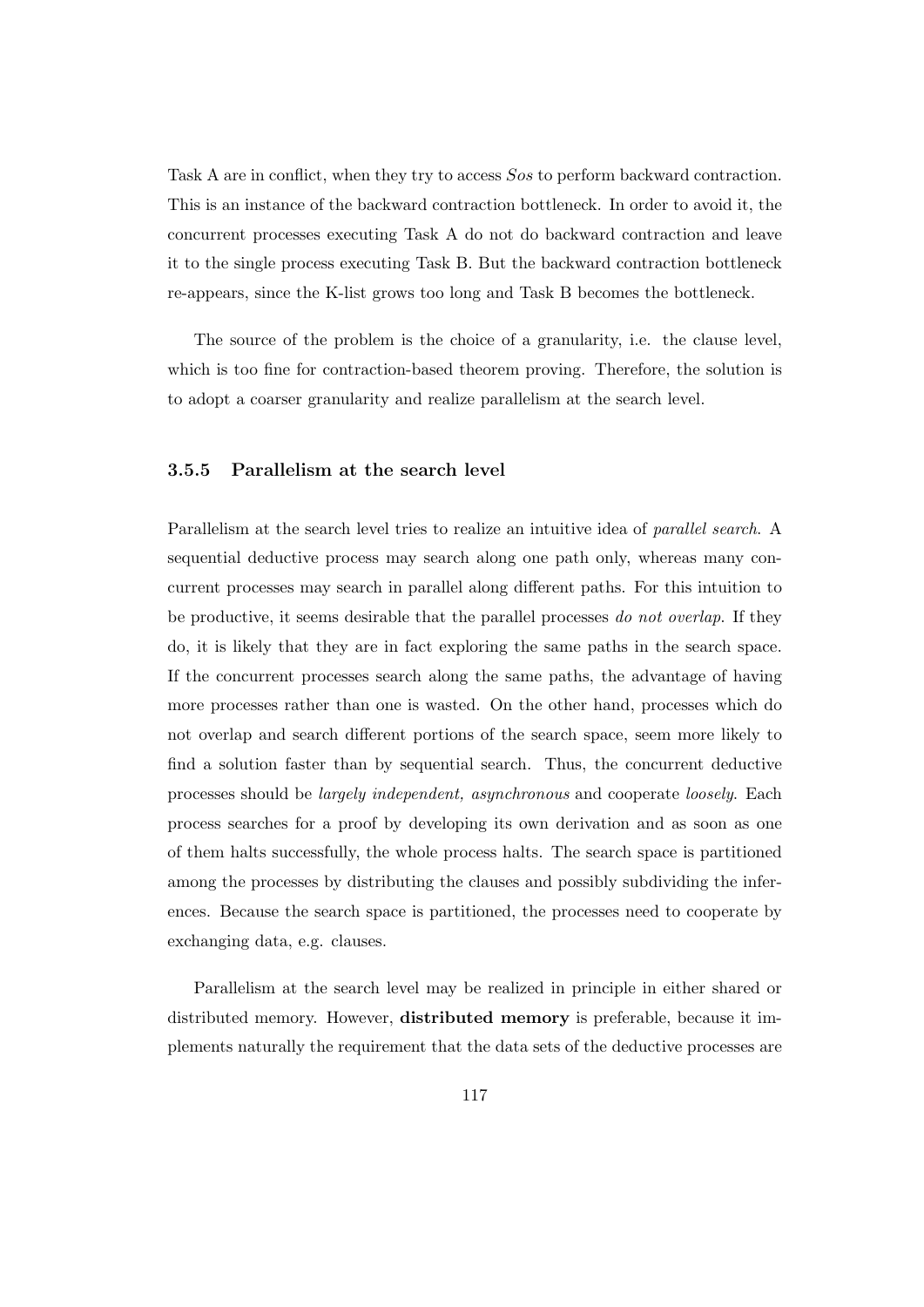Task A are in conflict, when they try to access *Sos* to perform backward contraction. This is an instance of the backward contraction bottleneck. In order to avoid it, the concurrent processes executing Task A do not do backward contraction and leave it to the single process executing Task B. But the backward contraction bottleneck re-appears, since the K-list grows too long and Task B becomes the bottleneck.

The source of the problem is the choice of a granularity, i.e. the clause level, which is too fine for contraction-based theorem proving. Therefore, the solution is to adopt a coarser granularity and realize parallelism at the search level.

### 3.5.5 Parallelism at the search level

Parallelism at the search level tries to realize an intuitive idea of *parallel search*. A sequential deductive process may search along one path only, whereas many concurrent processes may search in parallel along different paths. For this intuition to be productive, it seems desirable that the parallel processes *do not overlap*. If they do, it is likely that they are in fact exploring the same paths in the search space. If the concurrent processes search along the same paths, the advantage of having more processes rather than one is wasted. On the other hand, processes which do not overlap and search different portions of the search space, seem more likely to find a solution faster than by sequential search. Thus, the concurrent deductive processes should be *largely independent, asynchronous* and cooperate *loosely*. Each process searches for a proof by developing its own derivation and as soon as one of them halts successfully, the whole process halts. The search space is partitioned among the processes by distributing the clauses and possibly subdividing the inferences. Because the search space is partitioned, the processes need to cooperate by exchanging data, e.g. clauses.

Parallelism at the search level may be realized in principle in either shared or distributed memory. However, **distributed memory** is preferable, because it implements naturally the requirement that the data sets of the deductive processes are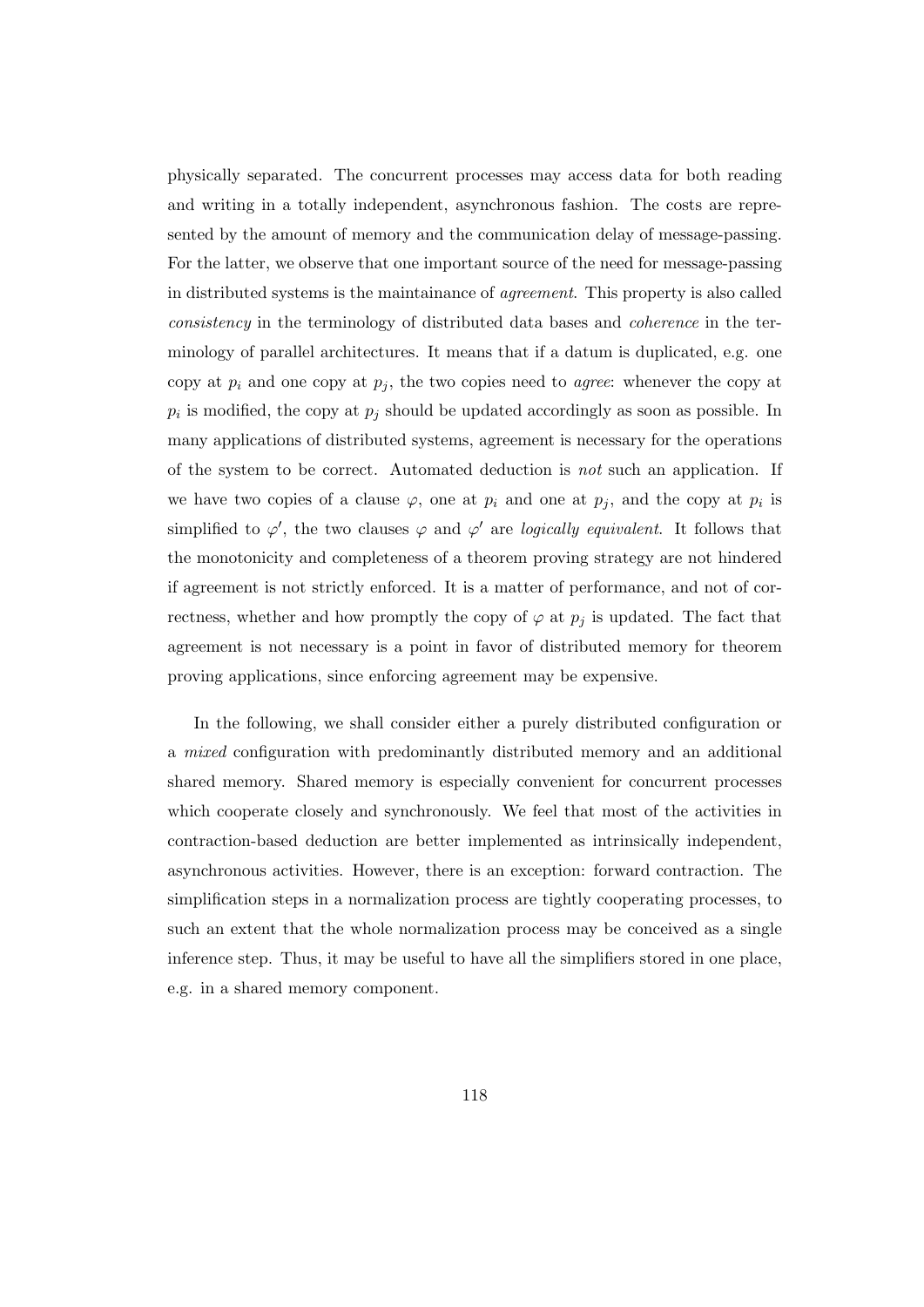physically separated. The concurrent processes may access data for both reading and writing in a totally independent, asynchronous fashion. The costs are represented by the amount of memory and the communication delay of message-passing. For the latter, we observe that one important source of the need for message-passing in distributed systems is the maintainance of *agreement*. This property is also called *consistency* in the terminology of distributed data bases and *coherence* in the terminology of parallel architectures. It means that if a datum is duplicated, e.g. one copy at $p_i$ and one copy at $p_j$, the two copies need to *agree*: whenever the copy at $p_i$ is modified, the copy at $p_j$ should be updated accordingly as soon as possible. In many applications of distributed systems, agreement is necessary for the operations of the system to be correct. Automated deduction is *not* such an application. If we have two copies of a clause $\varphi$, one at $p_i$ and one at $p_j$, and the copy at $p_i$ is simplified to $\varphi'$, the two clauses $\varphi$ and $\varphi'$ are *logically equivalent*. It follows that the monotonicity and completeness of a theorem proving strategy are not hindered if agreement is not strictly enforced. It is a matter of performance, and not of correctness, whether and how promptly the copy of $\varphi$ at $p_j$ is updated. The fact that agreement is not necessary is a point in favor of distributed memory for theorem proving applications, since enforcing agreement may be expensive.

In the following, we shall consider either a purely distributed configuration or a *mixed* configuration with predominantly distributed memory and an additional shared memory. Shared memory is especially convenient for concurrent processes which cooperate closely and synchronously. We feel that most of the activities in contraction-based deduction are better implemented as intrinsically independent, asynchronous activities. However, there is an exception: forward contraction. The simplification steps in a normalization process are tightly cooperating processes, to such an extent that the whole normalization process may be conceived as a single inference step. Thus, it may be useful to have all the simplifiers stored in one place, e.g. in a shared memory component.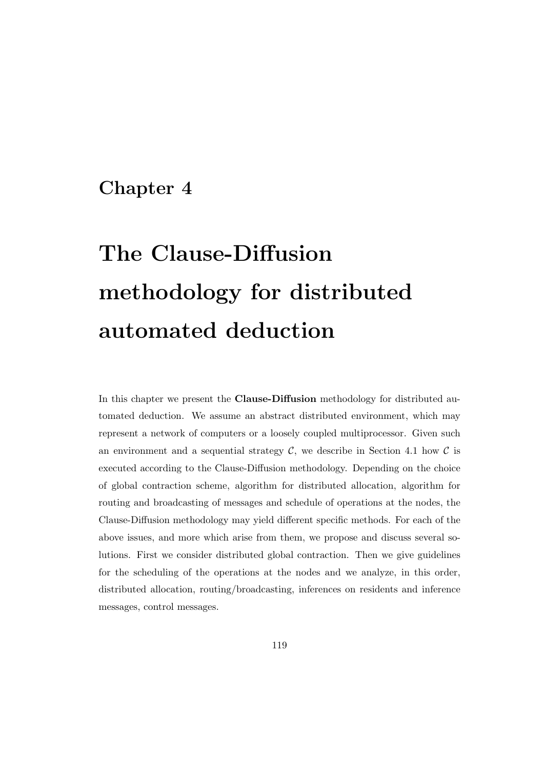# Chapter 4

# The Clause-Diffusion methodology for distributed automated deduction

In this chapter we present the **Clause-Diffusion** methodology for distributed automated deduction. We assume an abstract distributed environment, which may represent a network of computers or a loosely coupled multiprocessor. Given such an environment and a sequential strategy $\mathcal{C}$, we describe in Section 4.1 how $\mathcal{C}$ is executed according to the Clause-Diffusion methodology. Depending on the choice of global contraction scheme, algorithm for distributed allocation, algorithm for routing and broadcasting of messages and schedule of operations at the nodes, the Clause-Diffusion methodology may yield different specific methods. For each of the above issues, and more which arise from them, we propose and discuss several solutions. First we consider distributed global contraction. Then we give guidelines for the scheduling of the operations at the nodes and we analyze, in this order, distributed allocation, routing/broadcasting, inferences on residents and inference messages, control messages.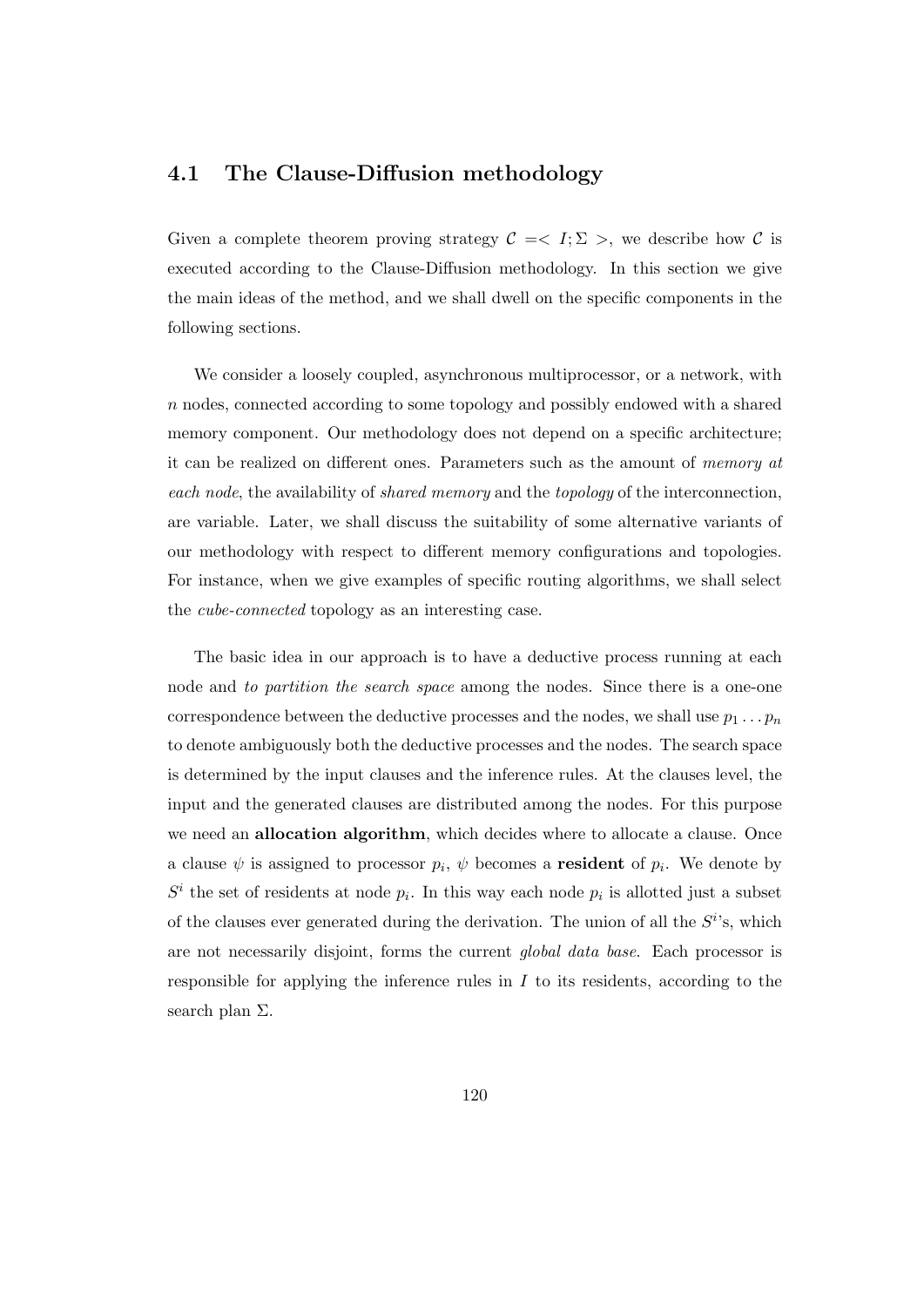## 4.1 The Clause-Diffusion methodology

Given a complete theorem proving strategy $\mathcal{C} =< I; \Sigma >$, we describe how $\mathcal{C}$ is executed according to the Clause-Diffusion methodology. In this section we give the main ideas of the method, and we shall dwell on the specific components in the following sections.

We consider a loosely coupled, asynchronous multiprocessor, or a network, with $n$ nodes, connected according to some topology and possibly endowed with a shared memory component. Our methodology does not depend on a specific architecture; it can be realized on different ones. Parameters such as the amount of *memory at each node*, the availability of *shared memory* and the *topology* of the interconnection, are variable. Later, we shall discuss the suitability of some alternative variants of our methodology with respect to different memory configurations and topologies. For instance, when we give examples of specific routing algorithms, we shall select the *cube-connected* topology as an interesting case.

The basic idea in our approach is to have a deductive process running at each node and *to partition the search space* among the nodes. Since there is a one-one correspondence between the deductive processes and the nodes, we shall use $p_1 \ldots p_n$ to denote ambiguously both the deductive processes and the nodes. The search space is determined by the input clauses and the inference rules. At the clauses level, the input and the generated clauses are distributed among the nodes. For this purpose we need an **allocation algorithm**, which decides where to allocate a clause. Once a clause $\psi$ is assigned to processor $p_i$, $\psi$ becomes a **resident** of $p_i$. We denote by $S^i$ the set of residents at node $p_i$. In this way each node $p_i$ is allotted just a subset of the clauses ever generated during the derivation. The union of all the $S^i$'s, which are not necessarily disjoint, forms the current *global data base*. Each processor is responsible for applying the inference rules in $I$ to its residents, according to the search plan $\Sigma$.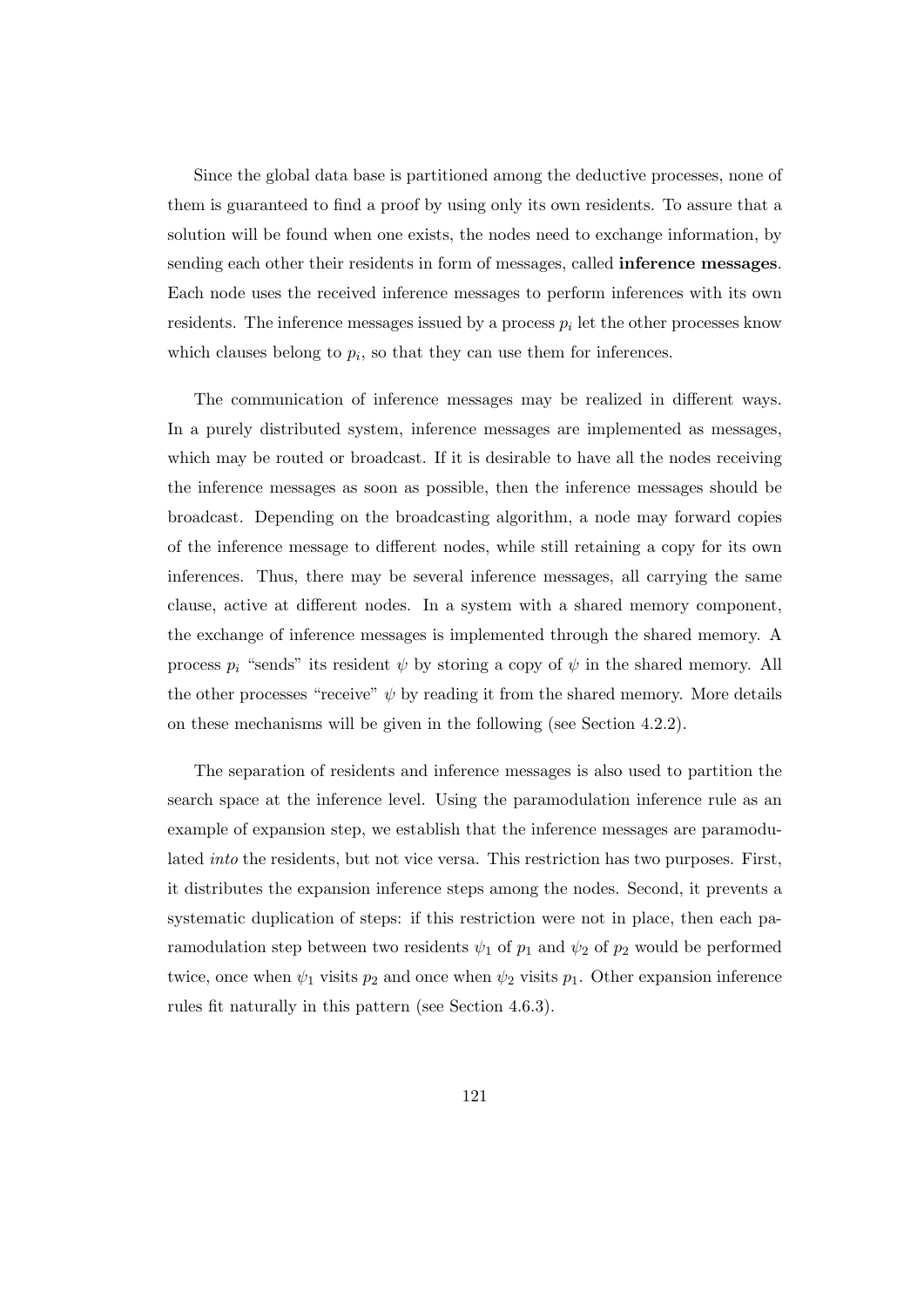Since the global data base is partitioned among the deductive processes, none of them is guaranteed to find a proof by using only its own residents. To assure that a solution will be found when one exists, the nodes need to exchange information, by sending each other their residents in form of messages, called **inference messages**. Each node uses the received inference messages to perform inferences with its own residents. The inference messages issued by a process $p_i$ let the other processes know which clauses belong to $p_i$, so that they can use them for inferences.

The communication of inference messages may be realized in different ways. In a purely distributed system, inference messages are implemented as messages, which may be routed or broadcast. If it is desirable to have all the nodes receiving the inference messages as soon as possible, then the inference messages should be broadcast. Depending on the broadcasting algorithm, a node may forward copies of the inference message to different nodes, while still retaining a copy for its own inferences. Thus, there may be several inference messages, all carrying the same clause, active at different nodes. In a system with a shared memory component, the exchange of inference messages is implemented through the shared memory. A process $p_i$ "sends" its resident $\psi$ by storing a copy of $\psi$ in the shared memory. All the other processes "receive" $\psi$ by reading it from the shared memory. More details on these mechanisms will be given in the following (see Section 4.2.2).

The separation of residents and inference messages is also used to partition the search space at the inference level. Using the paramodulation inference rule as an example of expansion step, we establish that the inference messages are paramodulated *into* the residents, but not vice versa. This restriction has two purposes. First, it distributes the expansion inference steps among the nodes. Second, it prevents a systematic duplication of steps: if this restriction were not in place, then each paramodulation step between two residents $\psi_1$ of $p_1$ and $\psi_2$ of $p_2$ would be performed twice, once when $\psi_1$ visits $p_2$ and once when $\psi_2$ visits $p_1$. Other expansion inference rules fit naturally in this pattern (see Section 4.6.3).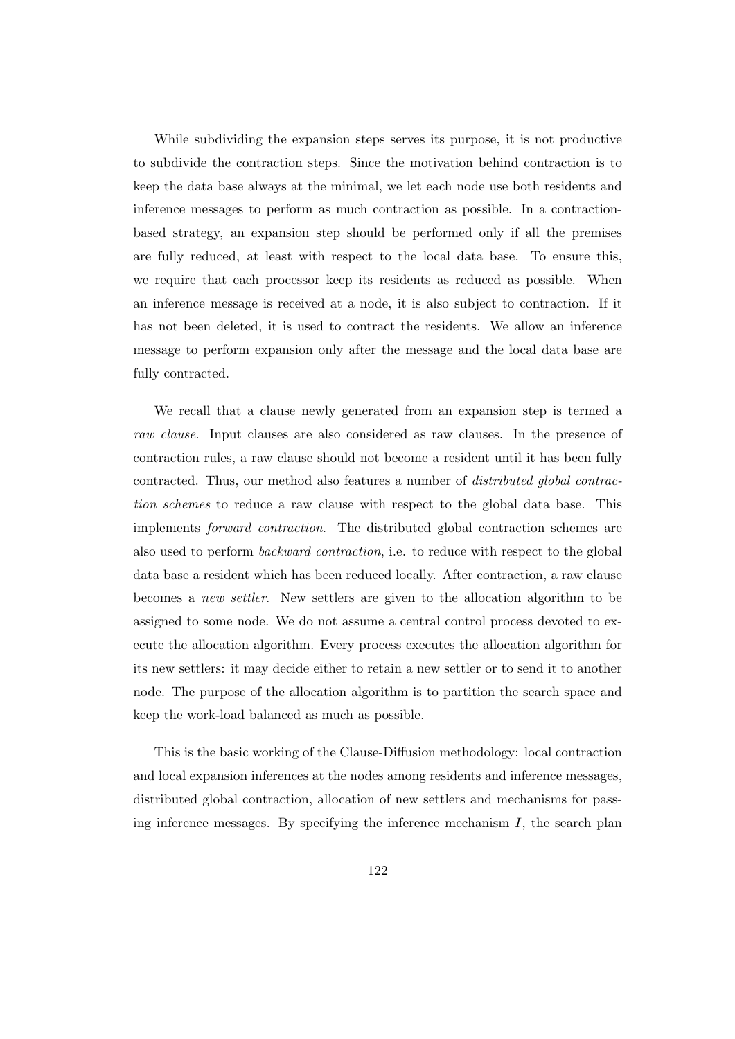While subdividing the expansion steps serves its purpose, it is not productive to subdivide the contraction steps. Since the motivation behind contraction is to keep the data base always at the minimal, we let each node use both residents and inference messages to perform as much contraction as possible. In a contraction-based strategy, an expansion step should be performed only if all the premises are fully reduced, at least with respect to the local data base. To ensure this, we require that each processor keep its residents as reduced as possible. When an inference message is received at a node, it is also subject to contraction. If it has not been deleted, it is used to contract the residents. We allow an inference message to perform expansion only after the message and the local data base are fully contracted.

We recall that a clause newly generated from an expansion step is termed a *raw clause*. Input clauses are also considered as raw clauses. In the presence of contraction rules, a raw clause should not become a resident until it has been fully contracted. Thus, our method also features a number of *distributed global contraction schemes* to reduce a raw clause with respect to the global data base. This implements *forward contraction*. The distributed global contraction schemes are also used to perform *backward contraction*, i.e. to reduce with respect to the global data base a resident which has been reduced locally. After contraction, a raw clause becomes a *new settler*. New settlers are given to the allocation algorithm to be assigned to some node. We do not assume a central control process devoted to execute the allocation algorithm. Every process executes the allocation algorithm for its new settlers: it may decide either to retain a new settler or to send it to another node. The purpose of the allocation algorithm is to partition the search space and keep the work-load balanced as much as possible.

This is the basic working of the Clause-Diffusion methodology: local contraction and local expansion inferences at the nodes among residents and inference messages, distributed global contraction, allocation of new settlers and mechanisms for passing inference messages. By specifying the inference mechanism $I$, the search plan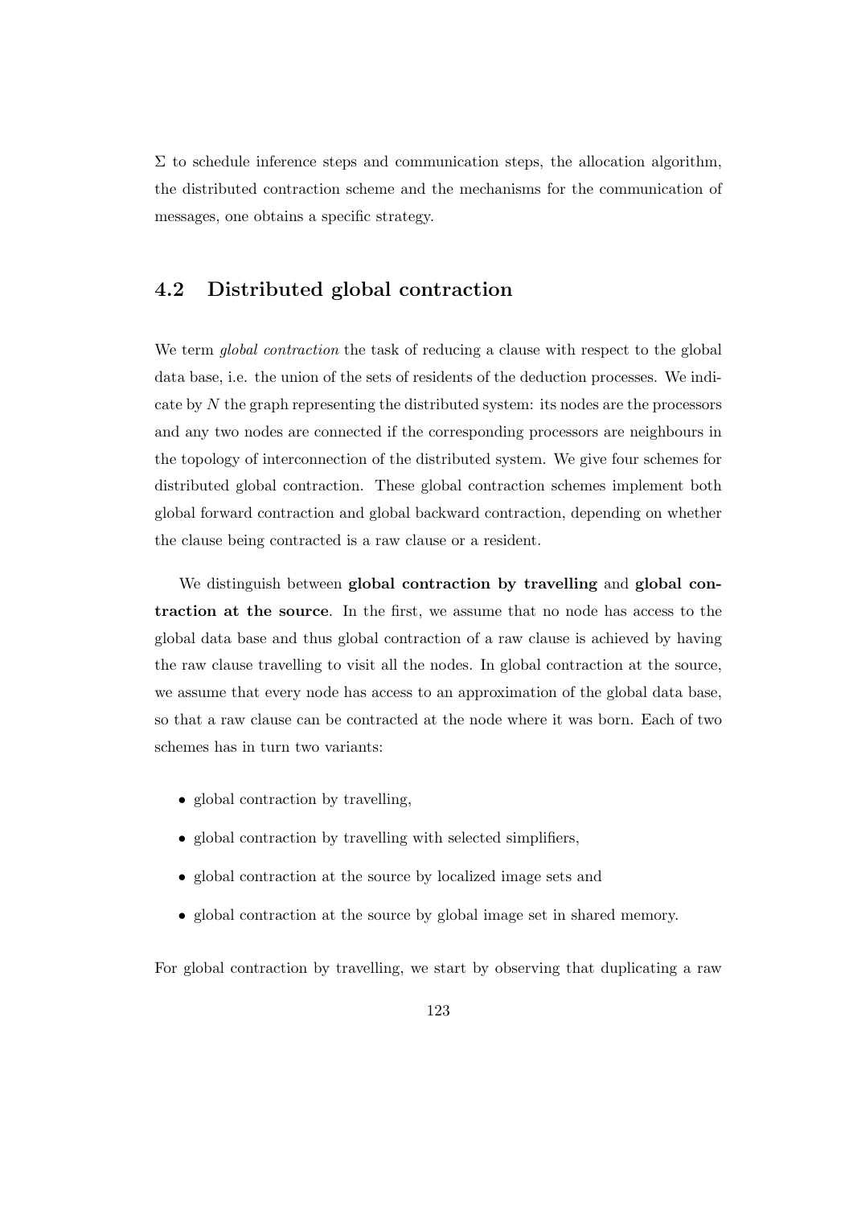$\Sigma$ to schedule inference steps and communication steps, the allocation algorithm, the distributed contraction scheme and the mechanisms for the communication of messages, one obtains a specific strategy.

## 4.2 Distributed global contraction

We term *global contraction* the task of reducing a clause with respect to the global data base, i.e. the union of the sets of residents of the deduction processes. We indicate by $N$ the graph representing the distributed system: its nodes are the processors and any two nodes are connected if the corresponding processors are neighbours in the topology of interconnection of the distributed system. We give four schemes for distributed global contraction. These global contraction schemes implement both global forward contraction and global backward contraction, depending on whether the clause being contracted is a raw clause or a resident.

We distinguish between **global contraction by travelling** and **global contraction at the source**. In the first, we assume that no node has access to the global data base and thus global contraction of a raw clause is achieved by having the raw clause travelling to visit all the nodes. In global contraction at the source, we assume that every node has access to an approximation of the global data base, so that a raw clause can be contracted at the node where it was born. Each of two schemes has in turn two variants:

- global contraction by travelling,
- global contraction by travelling with selected simplifiers,
- global contraction at the source by localized image sets and
- global contraction at the source by global image set in shared memory.

For global contraction by travelling, we start by observing that duplicating a raw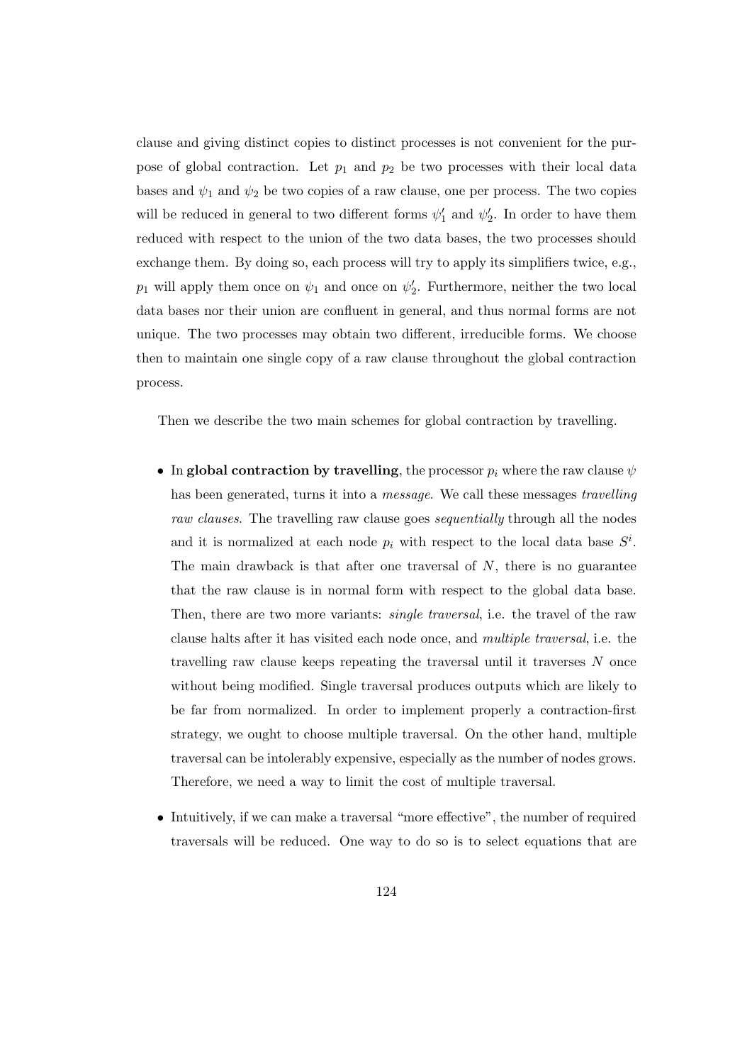clause and giving distinct copies to distinct processes is not convenient for the purpose of global contraction. Let $p_1$ and $p_2$ be two processes with their local data bases and $\psi_1$ and $\psi_2$ be two copies of a raw clause, one per process. The two copies will be reduced in general to two different forms $\psi_1'$ and $\psi_2'$. In order to have them reduced with respect to the union of the two data bases, the two processes should exchange them. By doing so, each process will try to apply its simplifiers twice, e.g., $p_1$ will apply them once on $\psi_1$ and once on $\psi_2'$. Furthermore, neither the two local data bases nor their union are confluent in general, and thus normal forms are not unique. The two processes may obtain two different, irreducible forms. We choose then to maintain one single copy of a raw clause throughout the global contraction process.

Then we describe the two main schemes for global contraction by travelling.

- In **global contraction by travelling**, the processor $p_i$ where the raw clause $\psi$ has been generated, turns it into a *message*. We call these messages *travelling raw clauses*. The travelling raw clause goes *sequentially* through all the nodes and it is normalized at each node $p_i$ with respect to the local data base $S^i$. The main drawback is that after one traversal of $N$, there is no guarantee that the raw clause is in normal form with respect to the global data base. Then, there are two more variants: *single traversal*, i.e. the travel of the raw clause halts after it has visited each node once, and *multiple traversal*, i.e. the travelling raw clause keeps repeating the traversal until it traverses $N$ once without being modified. Single traversal produces outputs which are likely to be far from normalized. In order to implement properly a contraction-first strategy, we ought to choose multiple traversal. On the other hand, multiple traversal can be intolerably expensive, especially as the number of nodes grows. Therefore, we need a way to limit the cost of multiple traversal.
- Intuitively, if we can make a traversal "more effective", the number of required traversals will be reduced. One way to do so is to select equations that are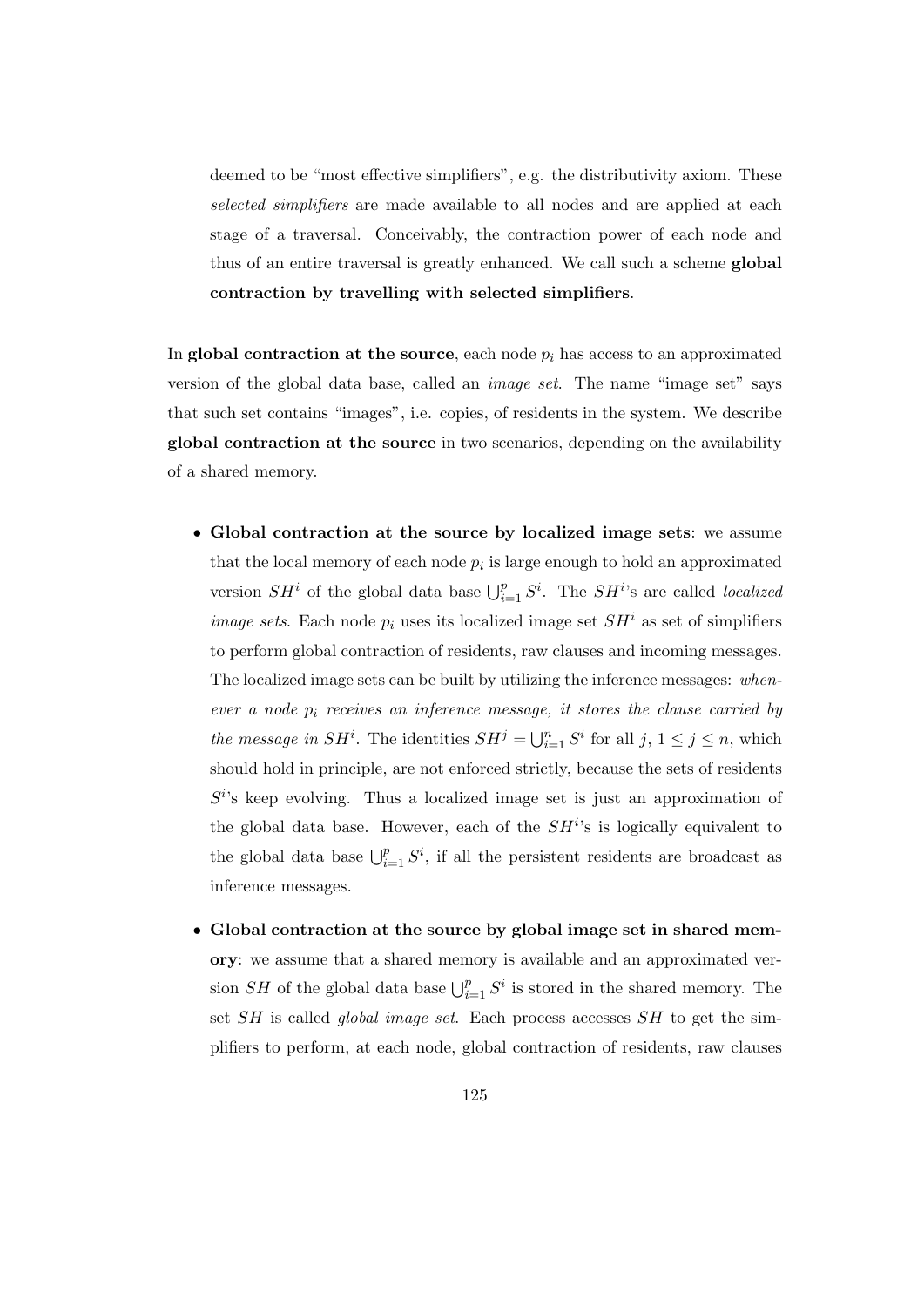deemed to be "most effective simplifiers", e.g. the distributivity axiom. These *selected simplifiers* are made available to all nodes and are applied at each stage of a traversal. Conceivably, the contraction power of each node and thus of an entire traversal is greatly enhanced. We call such a scheme **global contraction by travelling with selected simplifiers**.

In **global contraction at the source**, each node $p_i$ has access to an approximated version of the global data base, called an *image set*. The name "image set" says that such set contains "images", i.e. copies, of residents in the system. We describe **global contraction at the source** in two scenarios, depending on the availability of a shared memory.

- **Global contraction at the source by localized image sets**: we assume that the local memory of each node $p_i$ is large enough to hold an approximated version $SH^i$ of the global data base $\bigcup_{i=1}^{p} S^i$. The $SH^i$'s are called *localized image sets*. Each node $p_i$ uses its localized image set $SH^i$ as set of simplifiers to perform global contraction of residents, raw clauses and incoming messages. The localized image sets can be built by utilizing the inference messages: *whenever a node $p_i$ receives an inference message, it stores the clause carried by the message in $SH^i$.* The identities $SH^j = \bigcup_{i=1}^{n} S^i$ for all $j$, $1 \leq j \leq n$, which should hold in principle, are not enforced strictly, because the sets of residents $S^i$'s keep evolving. Thus a localized image set is just an approximation of the global data base. However, each of the $SH^i$'s is logically equivalent to the global data base $\bigcup_{i=1}^{p} S^i$, if all the persistent residents are broadcast as inference messages.

- **Global contraction at the source by global image set in shared memory**: we assume that a shared memory is available and an approximated version $SH$ of the global data base $\bigcup_{i=1}^{p} S^i$ is stored in the shared memory. The set $SH$ is called *global image set*. Each process accesses $SH$ to get the simplifiers to perform, at each node, global contraction of residents, raw clauses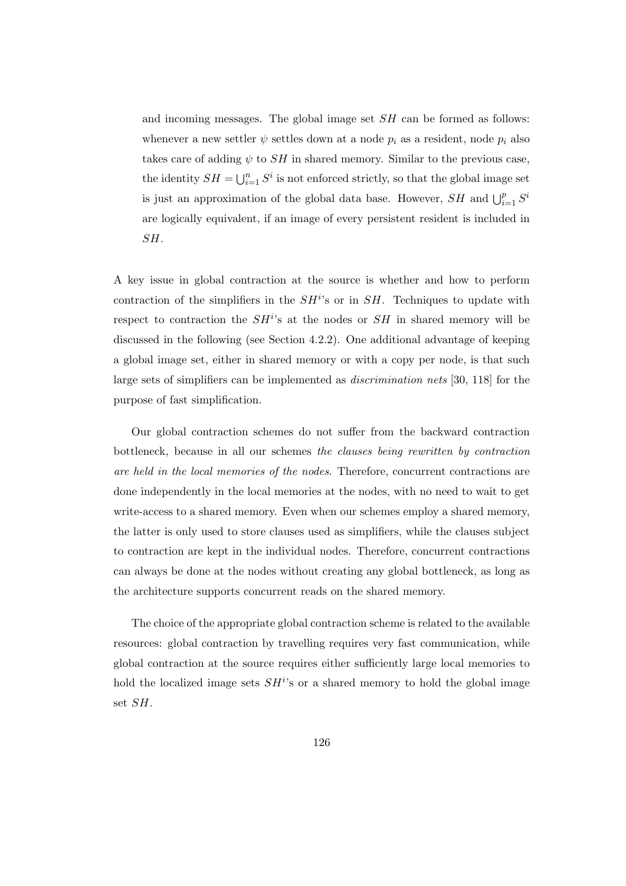and incoming messages. The global image set $SH$ can be formed as follows: whenever a new settler $\psi$ settles down at a node $p_i$ as a resident, node $p_i$ also takes care of adding $\psi$ to $SH$ in shared memory. Similar to the previous case, the identity $SH = \bigcup_{i=1}^{n} S^i$ is not enforced strictly, so that the global image set is just an approximation of the global data base. However, $SH$ and $\bigcup_{i=1}^{p} S^i$ are logically equivalent, if an image of every persistent resident is included in $SH$.

A key issue in global contraction at the source is whether and how to perform contraction of the simplifiers in the $SH^i$'s or in $SH$. Techniques to update with respect to contraction the $SH^i$'s at the nodes or $SH$ in shared memory will be discussed in the following (see Section 4.2.2). One additional advantage of keeping a global image set, either in shared memory or with a copy per node, is that such large sets of simplifiers can be implemented as *discrimination nets* [30, 118] for the purpose of fast simplification.

Our global contraction schemes do not suffer from the backward contraction bottleneck, because in all our schemes *the clauses being rewritten by contraction are held in the local memories of the nodes*. Therefore, concurrent contractions are done independently in the local memories at the nodes, with no need to wait to get write-access to a shared memory. Even when our schemes employ a shared memory, the latter is only used to store clauses used as simplifiers, while the clauses subject to contraction are kept in the individual nodes. Therefore, concurrent contractions can always be done at the nodes without creating any global bottleneck, as long as the architecture supports concurrent reads on the shared memory.

The choice of the appropriate global contraction scheme is related to the available resources: global contraction by travelling requires very fast communication, while global contraction at the source requires either sufficiently large local memories to hold the localized image sets $SH^i$'s or a shared memory to hold the global image set $SH$.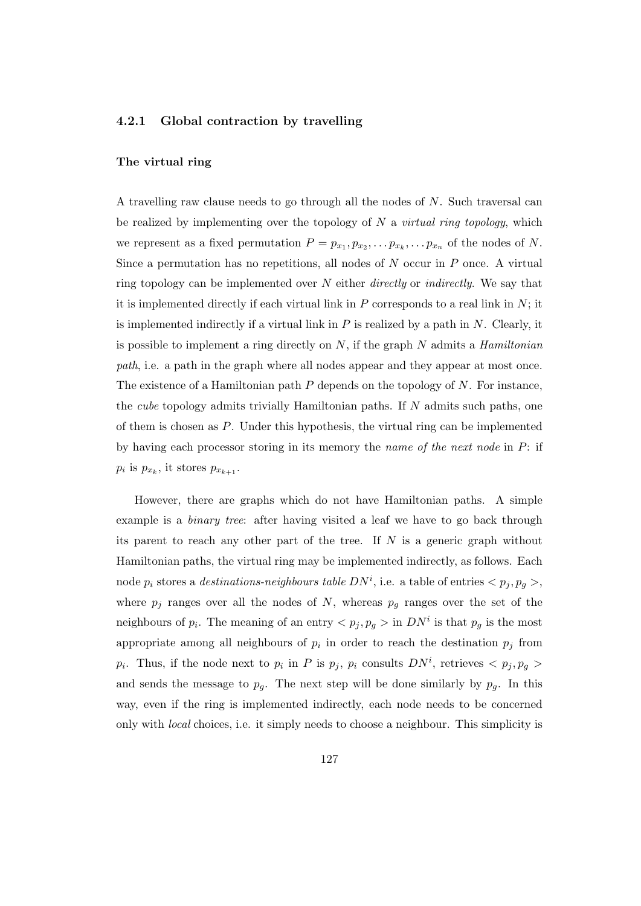### 4.2.1 Global contraction by travelling

#### The virtual ring

A travelling raw clause needs to go through all the nodes of $N$. Such traversal can be realized by implementing over the topology of $N$ a *virtual ring topology*, which we represent as a fixed permutation $P = p_{x_1}, p_{x_2}, \dots p_{x_k}, \dots p_{x_n}$ of the nodes of $N$. Since a permutation has no repetitions, all nodes of $N$ occur in $P$ once. A virtual ring topology can be implemented over $N$ either *directly* or *indirectly*. We say that it is implemented directly if each virtual link in $P$ corresponds to a real link in $N$; it is implemented indirectly if a virtual link in $P$ is realized by a path in $N$. Clearly, it is possible to implement a ring directly on $N$, if the graph $N$ admits a *Hamiltonian path*, i.e. a path in the graph where all nodes appear and they appear at most once. The existence of a Hamiltonian path $P$ depends on the topology of $N$. For instance, the *cube* topology admits trivially Hamiltonian paths. If $N$ admits such paths, one of them is chosen as $P$. Under this hypothesis, the virtual ring can be implemented by having each processor storing in its memory the *name of the next node* in $P$: if $p_i$ is $p_{x_k}$, it stores $p_{x_{k+1}}$.

However, there are graphs which do not have Hamiltonian paths. A simple example is a *binary tree*: after having visited a leaf we have to go back through its parent to reach any other part of the tree. If $N$ is a generic graph without Hamiltonian paths, the virtual ring may be implemented indirectly, as follows. Each node $p_i$ stores a *destinations-neighbours table* $DN^i$, i.e. a table of entries $< p_j, p_g >$, where $p_j$ ranges over all the nodes of $N$, whereas $p_g$ ranges over the set of the neighbours of $p_i$. The meaning of an entry $< p_j, p_g >$ in $DN^i$ is that $p_g$ is the most appropriate among all neighbours of $p_i$ in order to reach the destination $p_j$ from $p_i$. Thus, if the node next to $p_i$ in $P$ is $p_j$, $p_i$ consults $DN^i$, retrieves $< p_j, p_g >$ and sends the message to $p_g$. The next step will be done similarly by $p_g$. In this way, even if the ring is implemented indirectly, each node needs to be concerned only with *local* choices, i.e. it simply needs to choose a neighbour. This simplicity is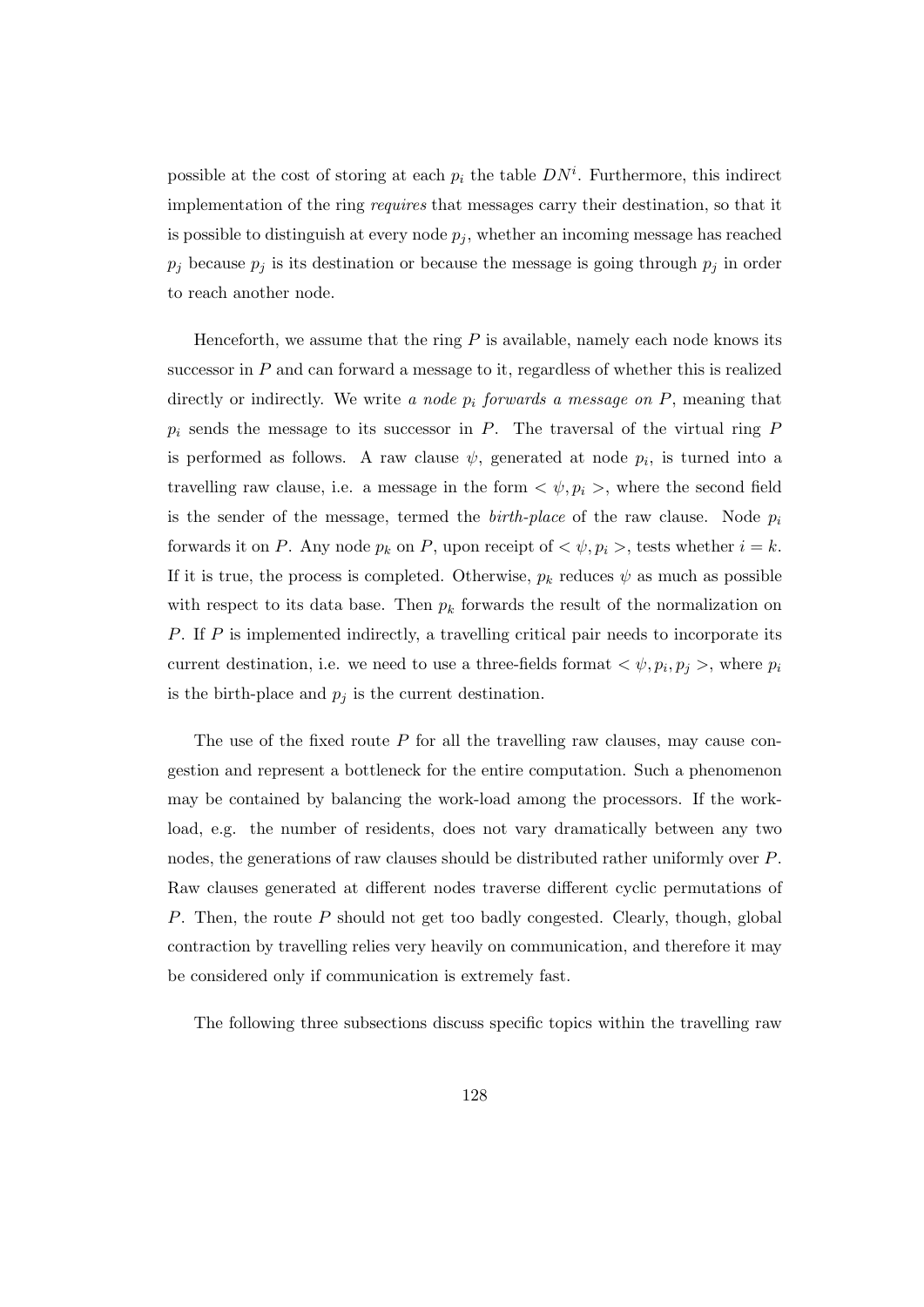possible at the cost of storing at each $p_i$ the table $DN^i$. Furthermore, this indirect implementation of the ring *requires* that messages carry their destination, so that it is possible to distinguish at every node $p_j$, whether an incoming message has reached $p_j$ because $p_j$ is its destination or because the message is going through $p_j$ in order to reach another node.

Henceforth, we assume that the ring $P$ is available, namely each node knows its successor in $P$ and can forward a message to it, regardless of whether this is realized directly or indirectly. We write *a node $p_i$ forwards a message on $P$*, meaning that $p_i$ sends the message to its successor in $P$. The traversal of the virtual ring $P$ is performed as follows. A raw clause $\psi$, generated at node $p_i$, is turned into a travelling raw clause, i.e. a message in the form $< \psi, p_i >$, where the second field is the sender of the message, termed the *birth-place* of the raw clause. Node $p_i$ forwards it on $P$. Any node $p_k$ on $P$, upon receipt of $< \psi, p_i >$, tests whether $i = k$. If it is true, the process is completed. Otherwise, $p_k$ reduces $\psi$ as much as possible with respect to its data base. Then $p_k$ forwards the result of the normalization on $P$. If $P$ is implemented indirectly, a travelling critical pair needs to incorporate its current destination, i.e. we need to use a three-fields format $< \psi, p_i, p_j >$, where $p_i$ is the birth-place and $p_j$ is the current destination.

The use of the fixed route $P$ for all the travelling raw clauses, may cause congestion and represent a bottleneck for the entire computation. Such a phenomenon may be contained by balancing the work-load among the processors. If the work-load, e.g. the number of residents, does not vary dramatically between any two nodes, the generations of raw clauses should be distributed rather uniformly over $P$. Raw clauses generated at different nodes traverse different cyclic permutations of $P$. Then, the route $P$ should not get too badly congested. Clearly, though, global contraction by travelling relies very heavily on communication, and therefore it may be considered only if communication is extremely fast.

The following three subsections discuss specific topics within the travelling raw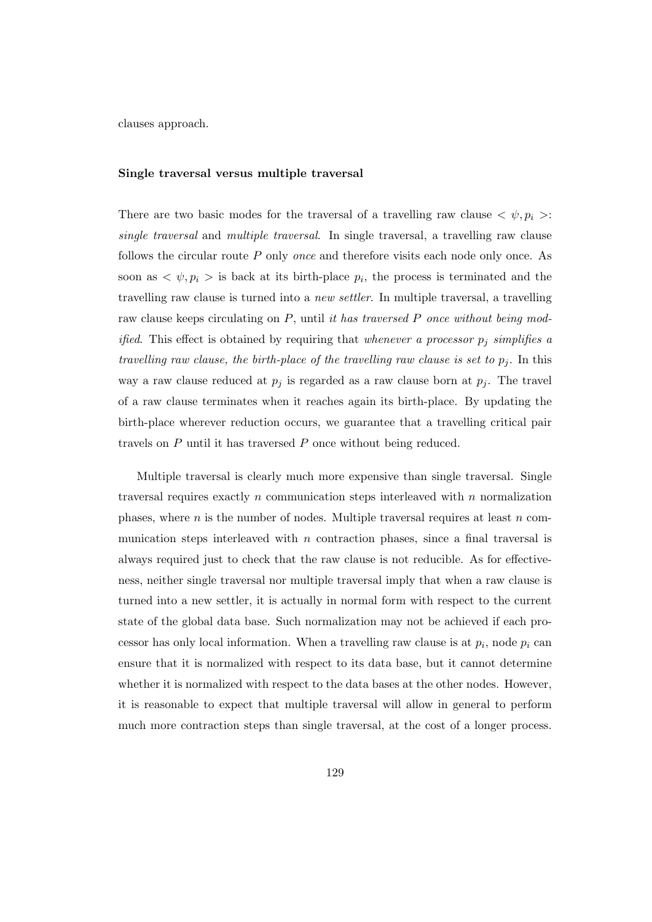clauses approach.

**Single traversal versus multiple traversal**

There are two basic modes for the traversal of a travelling raw clause $< \psi, p_i >$: *single traversal* and *multiple traversal*. In single traversal, a travelling raw clause follows the circular route $P$ only *once* and therefore visits each node only once. As soon as $< \psi, p_i >$ is back at its birth-place $p_i$, the process is terminated and the travelling raw clause is turned into a *new settler*. In multiple traversal, a travelling raw clause keeps circulating on $P$, until *it has traversed $P$ once without being modified*. This effect is obtained by requiring that *whenever a processor $p_j$ simplifies a travelling raw clause, the birth-place of the travelling raw clause is set to $p_j$*. In this way a raw clause reduced at $p_j$ is regarded as a raw clause born at $p_j$. The travel of a raw clause terminates when it reaches again its birth-place. By updating the birth-place wherever reduction occurs, we guarantee that a travelling critical pair travels on $P$ until it has traversed $P$ once without being reduced.

Multiple traversal is clearly much more expensive than single traversal. Single traversal requires exactly $n$ communication steps interleaved with $n$ normalization phases, where $n$ is the number of nodes. Multiple traversal requires at least $n$ communication steps interleaved with $n$ contraction phases, since a final traversal is always required just to check that the raw clause is not reducible. As for effectiveness, neither single traversal nor multiple traversal imply that when a raw clause is turned into a new settler, it is actually in normal form with respect to the current state of the global data base. Such normalization may not be achieved if each processor has only local information. When a travelling raw clause is at $p_i$, node $p_i$ can ensure that it is normalized with respect to its data base, but it cannot determine whether it is normalized with respect to the data bases at the other nodes. However, it is reasonable to expect that multiple traversal will allow in general to perform much more contraction steps than single traversal, at the cost of a longer process.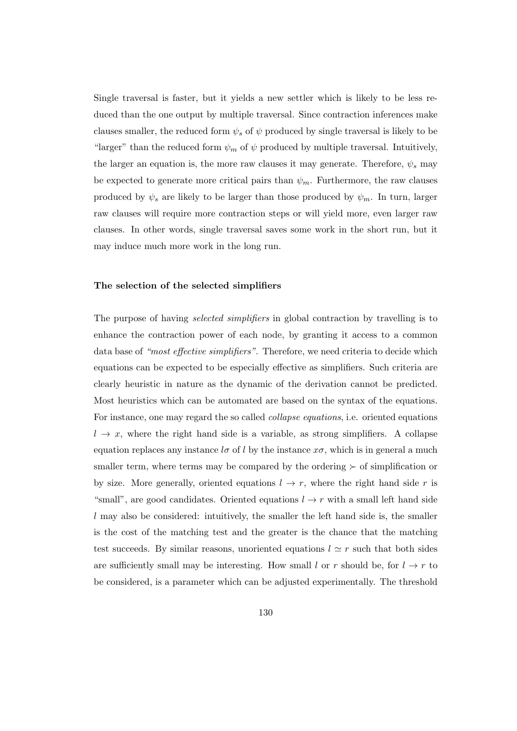Single traversal is faster, but it yields a new settler which is likely to be less reduced than the one output by multiple traversal. Since contraction inferences make clauses smaller, the reduced form $\psi_s$ of $\psi$ produced by single traversal is likely to be "larger" than the reduced form $\psi_m$ of $\psi$ produced by multiple traversal. Intuitively, the larger an equation is, the more raw clauses it may generate. Therefore, $\psi_s$ may be expected to generate more critical pairs than $\psi_m$. Furthermore, the raw clauses produced by $\psi_s$ are likely to be larger than those produced by $\psi_m$. In turn, larger raw clauses will require more contraction steps or will yield more, even larger raw clauses. In other words, single traversal saves some work in the short run, but it may induce much more work in the long run.

#### The selection of the selected simplifiers

The purpose of having *selected simplifiers* in global contraction by travelling is to enhance the contraction power of each node, by granting it access to a common data base of *"most effective simplifiers"*. Therefore, we need criteria to decide which equations can be expected to be especially effective as simplifiers. Such criteria are clearly heuristic in nature as the dynamic of the derivation cannot be predicted. Most heuristics which can be automated are based on the syntax of the equations. For instance, one may regard the so called *collapse equations*, i.e. oriented equations $l \rightarrow x$, where the right hand side is a variable, as strong simplifiers. A collapse equation replaces any instance $l\sigma$ of $l$ by the instance $x\sigma$, which is in general a much smaller term, where terms may be compared by the ordering $\succ$ of simplification or by size. More generally, oriented equations $l \rightarrow r$, where the right hand side $r$ is "small", are good candidates. Oriented equations $l \rightarrow r$ with a small left hand side $l$ may also be considered: intuitively, the smaller the left hand side is, the smaller is the cost of the matching test and the greater is the chance that the matching test succeeds. By similar reasons, unoriented equations $l \simeq r$ such that both sides are sufficiently small may be interesting. How small $l$ or $r$ should be, for $l \rightarrow r$ to be considered, is a parameter which can be adjusted experimentally. The threshold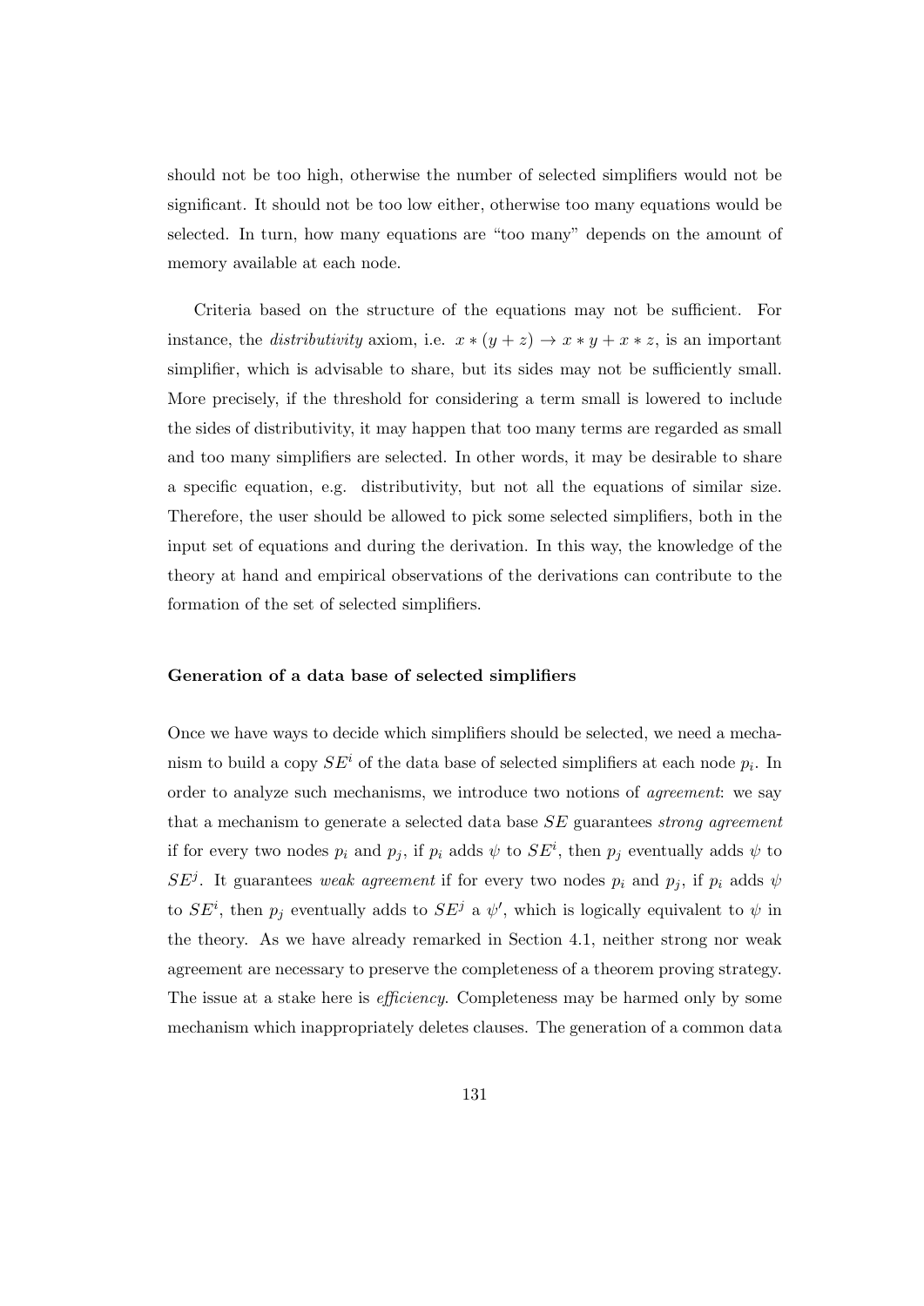should not be too high, otherwise the number of selected simplifiers would not be significant. It should not be too low either, otherwise too many equations would be selected. In turn, how many equations are "too many" depends on the amount of memory available at each node.

Criteria based on the structure of the equations may not be sufficient. For instance, the *distributivity* axiom, i.e. $x * (y + z) \rightarrow x * y + x * z$, is an important simplifier, which is advisable to share, but its sides may not be sufficiently small. More precisely, if the threshold for considering a term small is lowered to include the sides of distributivity, it may happen that too many terms are regarded as small and too many simplifiers are selected. In other words, it may be desirable to share a specific equation, e.g. distributivity, but not all the equations of similar size. Therefore, the user should be allowed to pick some selected simplifiers, both in the input set of equations and during the derivation. In this way, the knowledge of the theory at hand and empirical observations of the derivations can contribute to the formation of the set of selected simplifiers.

#### Generation of a data base of selected simplifiers

Once we have ways to decide which simplifiers should be selected, we need a mechanism to build a copy $SE^i$ of the data base of selected simplifiers at each node $p_i$. In order to analyze such mechanisms, we introduce two notions of *agreement*: we say that a mechanism to generate a selected data base $SE$ guarantees *strong agreement* if for every two nodes $p_i$ and $p_j$, if $p_i$ adds $\psi$ to $SE^i$, then $p_j$ eventually adds $\psi$ to $SE^j$. It guarantees *weak agreement* if for every two nodes $p_i$ and $p_j$, if $p_i$ adds $\psi$ to $SE^i$, then $p_j$ eventually adds to $SE^j$ a $\psi'$, which is logically equivalent to $\psi$ in the theory. As we have already remarked in Section 4.1, neither strong nor weak agreement are necessary to preserve the completeness of a theorem proving strategy. The issue at a stake here is *efficiency*. Completeness may be harmed only by some mechanism which inappropriately deletes clauses. The generation of a common data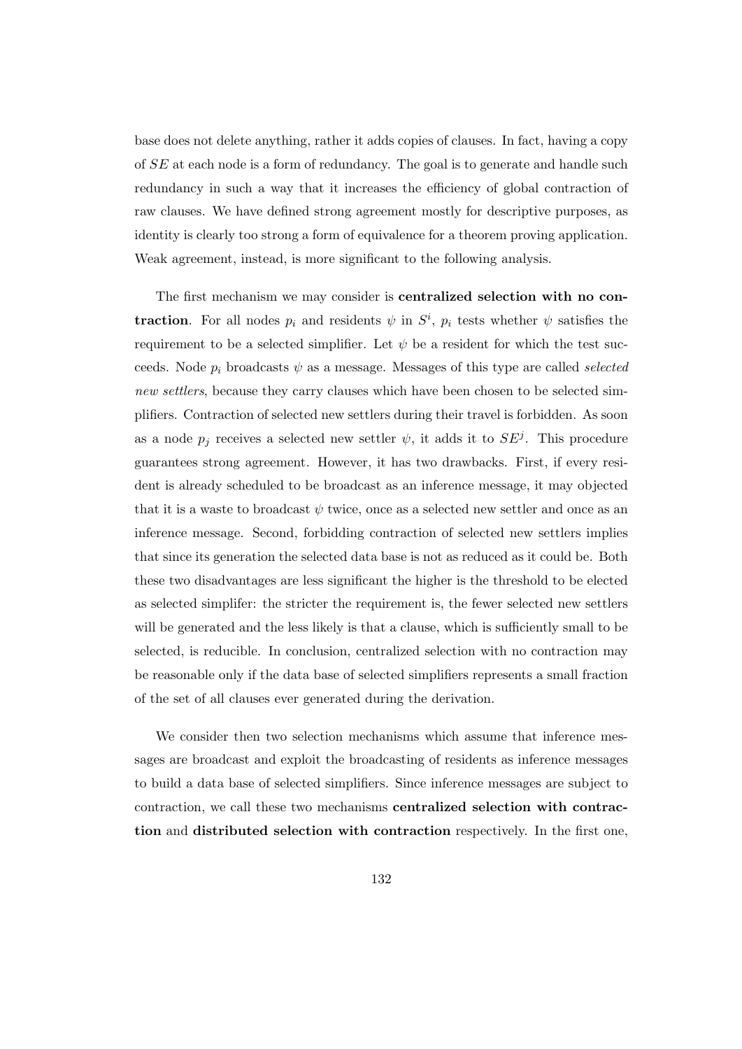base does not delete anything, rather it adds copies of clauses. In fact, having a copy of $SE$ at each node is a form of redundancy. The goal is to generate and handle such redundancy in such a way that it increases the efficiency of global contraction of raw clauses. We have defined strong agreement mostly for descriptive purposes, as identity is clearly too strong a form of equivalence for a theorem proving application. Weak agreement, instead, is more significant to the following analysis.

The first mechanism we may consider is **centralized selection with no contraction**. For all nodes $p_i$ and residents $\psi$ in $S^i$, $p_i$ tests whether $\psi$ satisfies the requirement to be a selected simplifier. Let $\psi$ be a resident for which the test succeeds. Node $p_i$ broadcasts $\psi$ as a message. Messages of this type are called *selected new settlers*, because they carry clauses which have been chosen to be selected simplifiers. Contraction of selected new settlers during their travel is forbidden. As soon as a node $p_j$ receives a selected new settler $\psi$, it adds it to $SE^j$. This procedure guarantees strong agreement. However, it has two drawbacks. First, if every resident is already scheduled to be broadcast as an inference message, it may objected that it is a waste to broadcast $\psi$ twice, once as a selected new settler and once as an inference message. Second, forbidding contraction of selected new settlers implies that since its generation the selected data base is not as reduced as it could be. Both these two disadvantages are less significant the higher is the threshold to be elected as selected simplifer: the stricter the requirement is, the fewer selected new settlers will be generated and the less likely is that a clause, which is sufficiently small to be selected, is reducible. In conclusion, centralized selection with no contraction may be reasonable only if the data base of selected simplifiers represents a small fraction of the set of all clauses ever generated during the derivation.

We consider then two selection mechanisms which assume that inference messages are broadcast and exploit the broadcasting of residents as inference messages to build a data base of selected simplifiers. Since inference messages are subject to contraction, we call these two mechanisms **centralized selection with contraction** and **distributed selection with contraction** respectively. In the first one,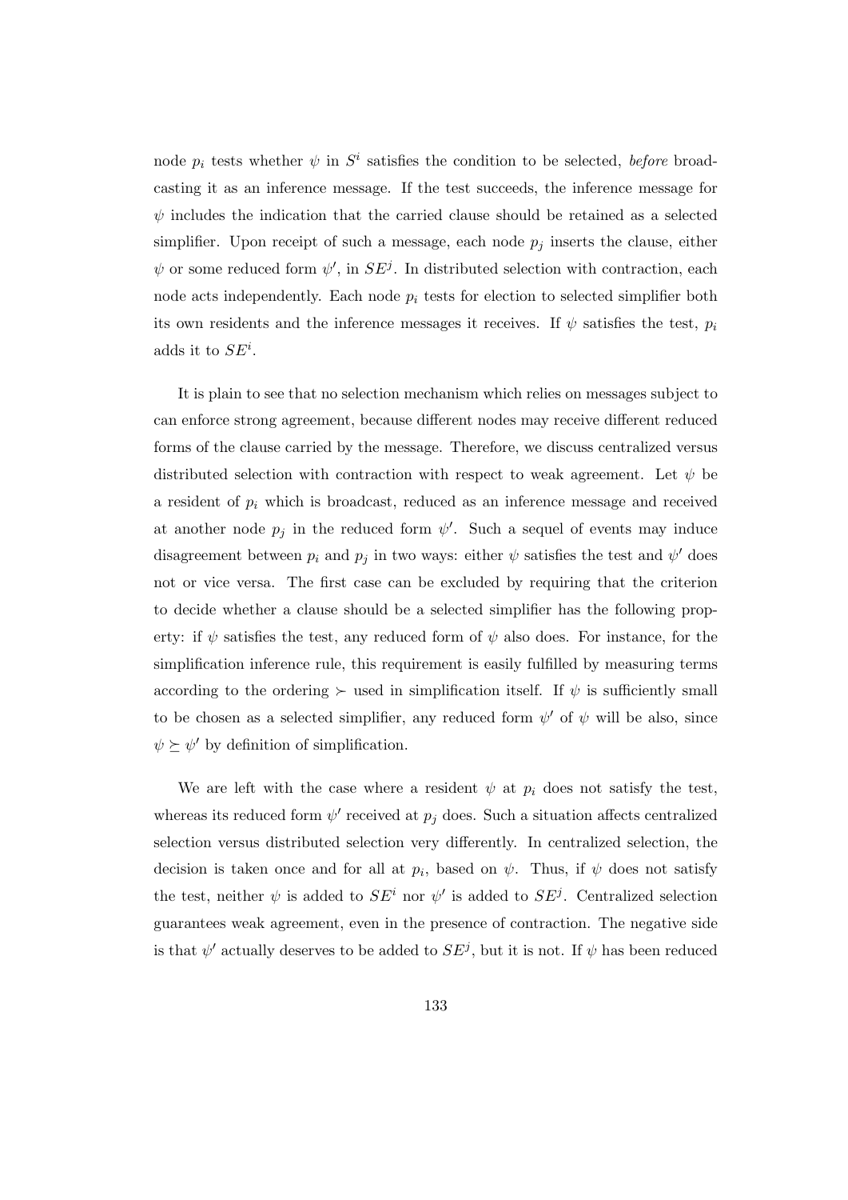node $p_i$ tests whether $\psi$ in $S^i$ satisfies the condition to be selected, *before* broadcasting it as an inference message. If the test succeeds, the inference message for $\psi$ includes the indication that the carried clause should be retained as a selected simplifier. Upon receipt of such a message, each node $p_j$ inserts the clause, either $\psi$ or some reduced form $\psi'$, in $SE^j$. In distributed selection with contraction, each node acts independently. Each node $p_i$ tests for election to selected simplifier both its own residents and the inference messages it receives. If $\psi$ satisfies the test, $p_i$ adds it to $SE^i$.

It is plain to see that no selection mechanism which relies on messages subject to can enforce strong agreement, because different nodes may receive different reduced forms of the clause carried by the message. Therefore, we discuss centralized versus distributed selection with contraction with respect to weak agreement. Let $\psi$ be a resident of $p_i$ which is broadcast, reduced as an inference message and received at another node $p_j$ in the reduced form $\psi'$. Such a sequel of events may induce disagreement between $p_i$ and $p_j$ in two ways: either $\psi$ satisfies the test and $\psi'$ does not or vice versa. The first case can be excluded by requiring that the criterion to decide whether a clause should be a selected simplifier has the following property: if $\psi$ satisfies the test, any reduced form of $\psi$ also does. For instance, for the simplification inference rule, this requirement is easily fulfilled by measuring terms according to the ordering $\succ$ used in simplification itself. If $\psi$ is sufficiently small to be chosen as a selected simplifier, any reduced form $\psi'$ of $\psi$ will be also, since $\psi \succeq \psi'$ by definition of simplification.

We are left with the case where a resident $\psi$ at $p_i$ does not satisfy the test, whereas its reduced form $\psi'$ received at $p_j$ does. Such a situation affects centralized selection versus distributed selection very differently. In centralized selection, the decision is taken once and for all at $p_i$, based on $\psi$. Thus, if $\psi$ does not satisfy the test, neither $\psi$ is added to $SE^i$ nor $\psi'$ is added to $SE^j$. Centralized selection guarantees weak agreement, even in the presence of contraction. The negative side is that $\psi'$ actually deserves to be added to $SE^j$, but it is not. If $\psi$ has been reduced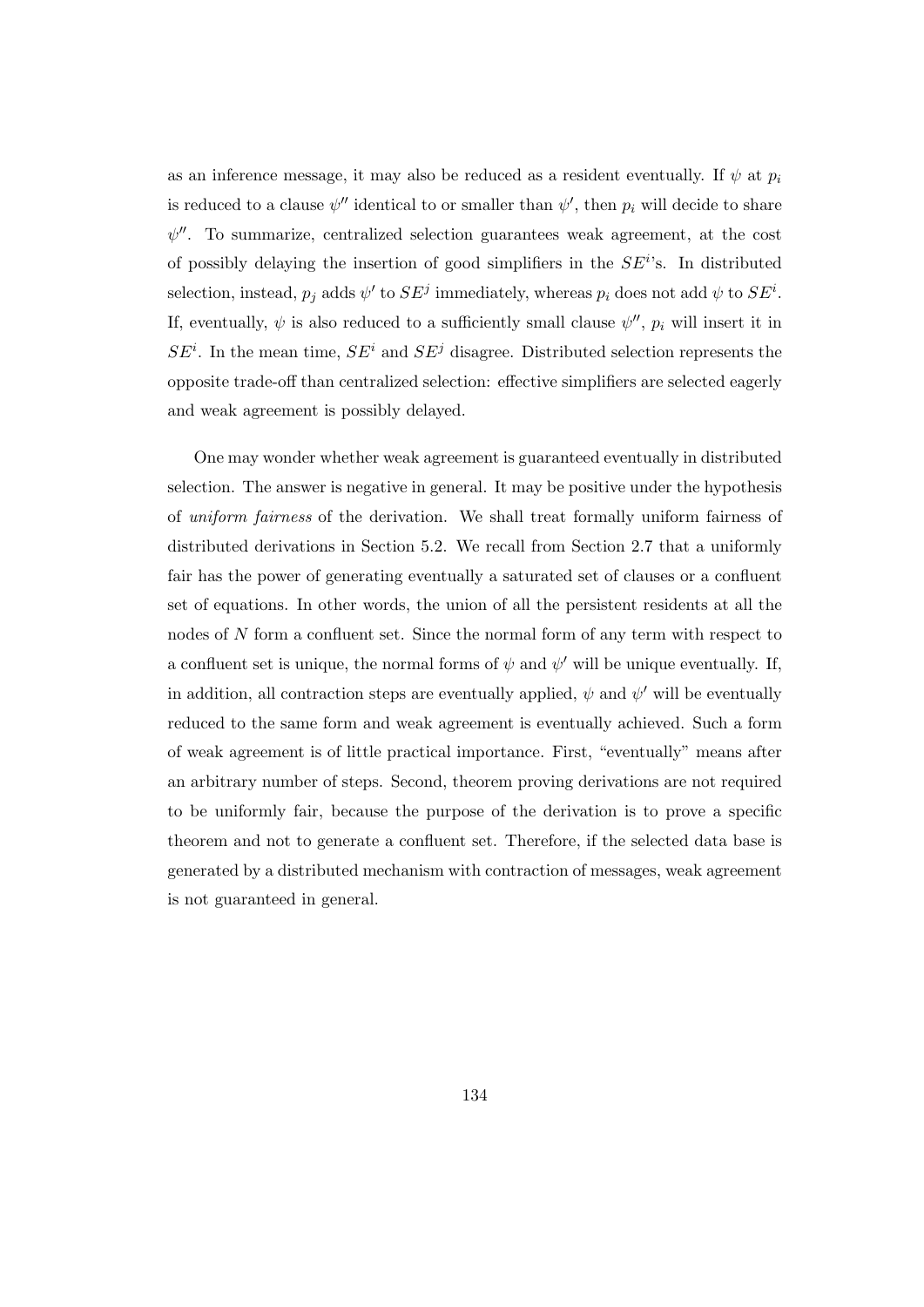as an inference message, it may also be reduced as a resident eventually. If $\psi$ at $p_i$ is reduced to a clause $\psi''$ identical to or smaller than $\psi'$, then $p_i$ will decide to share $\psi''$. To summarize, centralized selection guarantees weak agreement, at the cost of possibly delaying the insertion of good simplifiers in the $SE^i$'s. In distributed selection, instead, $p_j$ adds $\psi'$ to $SE^j$ immediately, whereas $p_i$ does not add $\psi$ to $SE^i$. If, eventually, $\psi$ is also reduced to a sufficiently small clause $\psi''$, $p_i$ will insert it in $SE^i$. In the mean time, $SE^i$ and $SE^j$ disagree. Distributed selection represents the opposite trade-off than centralized selection: effective simplifiers are selected eagerly and weak agreement is possibly delayed.

One may wonder whether weak agreement is guaranteed eventually in distributed selection. The answer is negative in general. It may be positive under the hypothesis of *uniform fairness* of the derivation. We shall treat formally uniform fairness of distributed derivations in Section 5.2. We recall from Section 2.7 that a uniformly fair has the power of generating eventually a saturated set of clauses or a confluent set of equations. In other words, the union of all the persistent residents at all the nodes of $N$ form a confluent set. Since the normal form of any term with respect to a confluent set is unique, the normal forms of $\psi$ and $\psi'$ will be unique eventually. If, in addition, all contraction steps are eventually applied, $\psi$ and $\psi'$ will be eventually reduced to the same form and weak agreement is eventually achieved. Such a form of weak agreement is of little practical importance. First, "eventually" means after an arbitrary number of steps. Second, theorem proving derivations are not required to be uniformly fair, because the purpose of the derivation is to prove a specific theorem and not to generate a confluent set. Therefore, if the selected data base is generated by a distributed mechanism with contraction of messages, weak agreement is not guaranteed in general.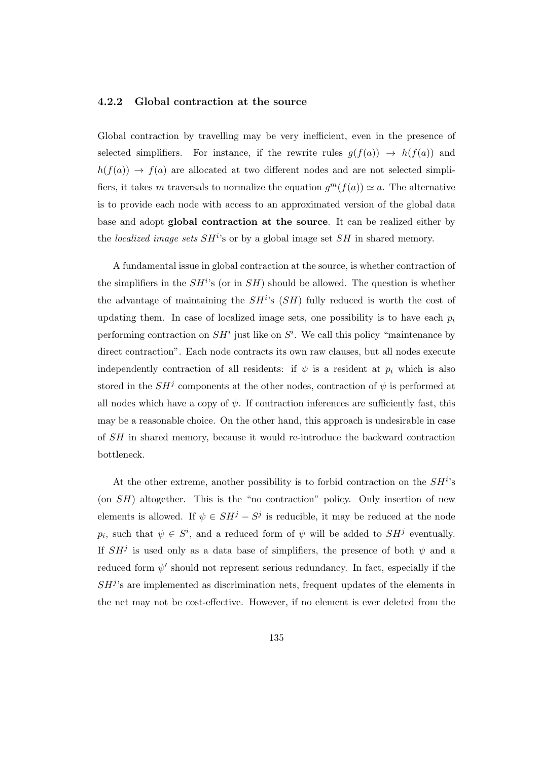### 4.2.2 Global contraction at the source

Global contraction by travelling may be very inefficient, even in the presence of selected simplifiers. For instance, if the rewrite rules $g(f(a)) \rightarrow h(f(a))$ and $h(f(a)) \rightarrow f(a)$ are allocated at two different nodes and are not selected simplifiers, it takes $m$ traversals to normalize the equation $g^m(f(a)) \simeq a$. The alternative is to provide each node with access to an approximated version of the global data base and adopt **global contraction at the source**. It can be realized either by the *localized image sets* $SH^i$'s or by a global image set $SH$ in shared memory.

A fundamental issue in global contraction at the source, is whether contraction of the simplifiers in the $SH^i$'s (or in $SH$) should be allowed. The question is whether the advantage of maintaining the $SH^i$'s ($SH$) fully reduced is worth the cost of updating them. In case of localized image sets, one possibility is to have each $p_i$ performing contraction on $SH^i$ just like on $S^i$. We call this policy "maintenance by direct contraction". Each node contracts its own raw clauses, but all nodes execute independently contraction of all residents: if $\psi$ is a resident at $p_i$ which is also stored in the $SH^j$ components at the other nodes, contraction of $\psi$ is performed at all nodes which have a copy of $\psi$. If contraction inferences are sufficiently fast, this may be a reasonable choice. On the other hand, this approach is undesirable in case of $SH$ in shared memory, because it would re-introduce the backward contraction bottleneck.

At the other extreme, another possibility is to forbid contraction on the $SH^i$'s (on $SH$) altogether. This is the "no contraction" policy. Only insertion of new elements is allowed. If $\psi \in SH^j - S^j$ is reducible, it may be reduced at the node $p_i$, such that $\psi \in S^i$, and a reduced form of $\psi$ will be added to $SH^j$ eventually. If $SH^j$ is used only as a data base of simplifiers, the presence of both $\psi$ and a reduced form $\psi'$ should not represent serious redundancy. In fact, especially if the $SH^j$'s are implemented as discrimination nets, frequent updates of the elements in the net may not be cost-effective. However, if no element is ever deleted from the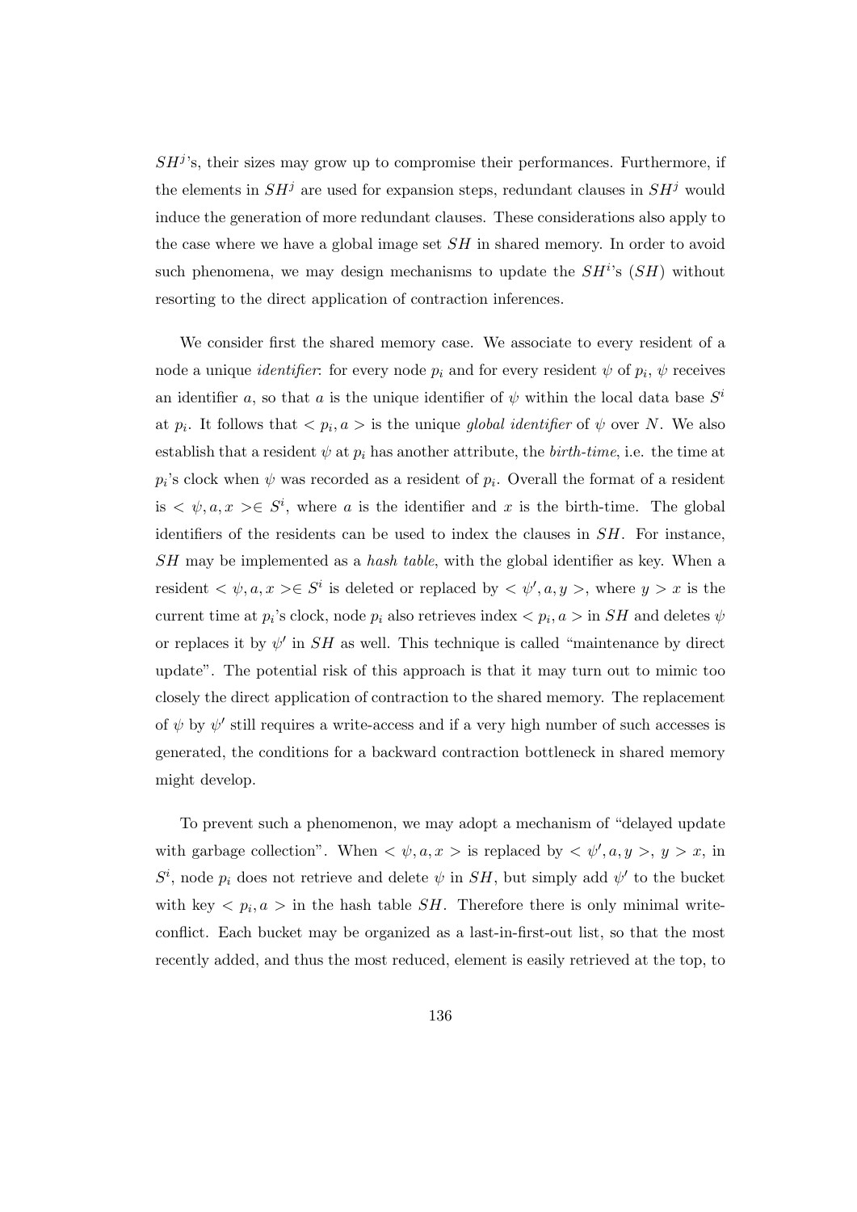$SH^j$'s, their sizes may grow up to compromise their performances. Furthermore, if the elements in $SH^j$ are used for expansion steps, redundant clauses in $SH^j$ would induce the generation of more redundant clauses. These considerations also apply to the case where we have a global image set $SH$ in shared memory. In order to avoid such phenomena, we may design mechanisms to update the $SH^i$'s ($SH$) without resorting to the direct application of contraction inferences.

We consider first the shared memory case. We associate to every resident of a node a unique *identifier*: for every node $p_i$ and for every resident $\psi$ of $p_i$, $\psi$ receives an identifier $a$, so that $a$ is the unique identifier of $\psi$ within the local data base $S^i$ at $p_i$. It follows that $< p_i, a >$ is the unique *global identifier* of $\psi$ over $N$. We also establish that a resident $\psi$ at $p_i$ has another attribute, the *birth-time*, i.e. the time at $p_i$'s clock when $\psi$ was recorded as a resident of $p_i$. Overall the format of a resident is $< \psi, a, x > \in S^i$, where $a$ is the identifier and $x$ is the birth-time. The global identifiers of the residents can be used to index the clauses in $SH$. For instance, $SH$ may be implemented as a *hash table*, with the global identifier as key. When a resident $< \psi, a, x > \in S^i$ is deleted or replaced by $< \psi', a, y >$, where $y > x$ is the current time at $p_i$'s clock, node $p_i$ also retrieves index $< p_i, a >$ in $SH$ and deletes $\psi$ or replaces it by $\psi'$ in $SH$ as well. This technique is called "maintenance by direct update". The potential risk of this approach is that it may turn out to mimic too closely the direct application of contraction to the shared memory. The replacement of $\psi$ by $\psi'$ still requires a write-access and if a very high number of such accesses is generated, the conditions for a backward contraction bottleneck in shared memory might develop.

To prevent such a phenomenon, we may adopt a mechanism of "delayed update with garbage collection". When $< \psi, a, x >$ is replaced by $< \psi', a, y >$, $y > x$, in $S^i$, node $p_i$ does not retrieve and delete $\psi$ in $SH$, but simply add $\psi'$ to the bucket with key $< p_i, a >$ in the hash table $SH$. Therefore there is only minimal write-conflict. Each bucket may be organized as a last-in-first-out list, so that the most recently added, and thus the most reduced, element is easily retrieved at the top, to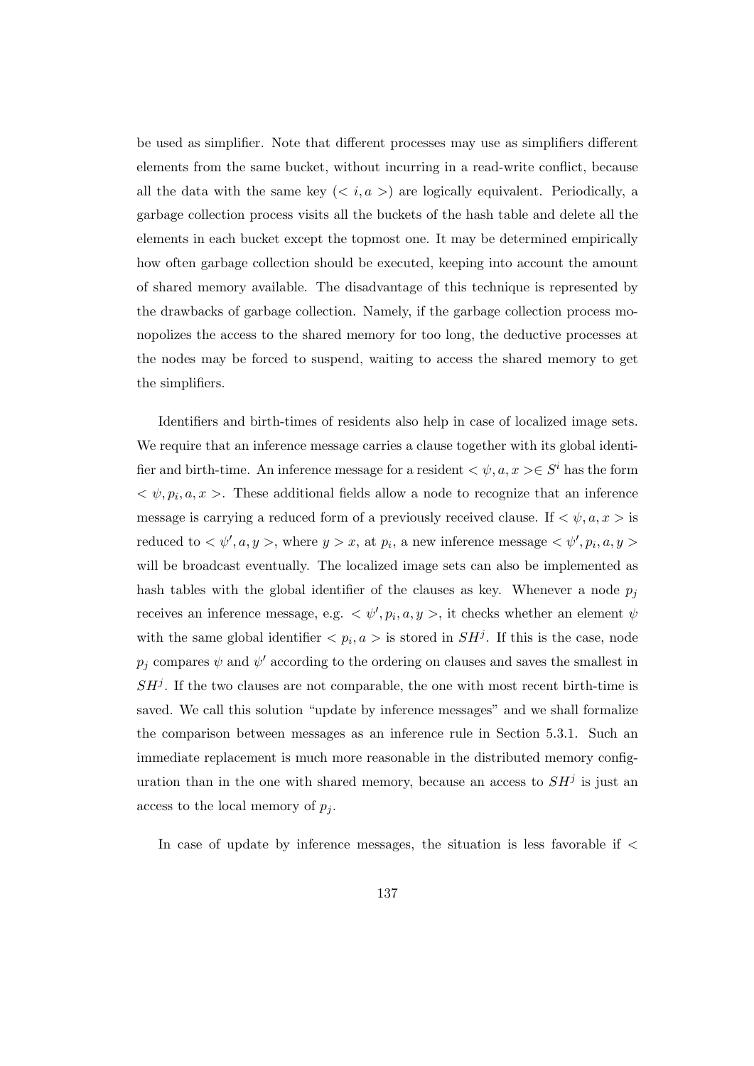be used as simplifier. Note that different processes may use as simplifiers different elements from the same bucket, without incurring in a read-write conflict, because all the data with the same key ($< i, a >$) are logically equivalent. Periodically, a garbage collection process visits all the buckets of the hash table and delete all the elements in each bucket except the topmost one. It may be determined empirically how often garbage collection should be executed, keeping into account the amount of shared memory available. The disadvantage of this technique is represented by the drawbacks of garbage collection. Namely, if the garbage collection process monopolizes the access to the shared memory for too long, the deductive processes at the nodes may be forced to suspend, waiting to access the shared memory to get the simplifiers.

Identifiers and birth-times of residents also help in case of localized image sets. We require that an inference message carries a clause together with its global identifier and birth-time. An inference message for a resident $< \psi, a, x > \in S^i$ has the form $< \psi, p_i, a, x >$. These additional fields allow a node to recognize that an inference message is carrying a reduced form of a previously received clause. If $< \psi, a, x >$ is reduced to $< \psi', a, y >$, where $y > x$, at $p_i$, a new inference message $< \psi', p_i, a, y >$ will be broadcast eventually. The localized image sets can also be implemented as hash tables with the global identifier of the clauses as key. Whenever a node $p_j$ receives an inference message, e.g. $< \psi', p_i, a, y >$, it checks whether an element $\psi$ with the same global identifier $< p_i, a >$ is stored in $SH^j$. If this is the case, node $p_j$ compares $\psi$ and $\psi'$ according to the ordering on clauses and saves the smallest in $SH^j$. If the two clauses are not comparable, the one with most recent birth-time is saved. We call this solution "update by inference messages" and we shall formalize the comparison between messages as an inference rule in Section 5.3.1. Such an immediate replacement is much more reasonable in the distributed memory configuration than in the one with shared memory, because an access to $SH^j$ is just an access to the local memory of $p_j$.

In case of update by inference messages, the situation is less favorable if $<$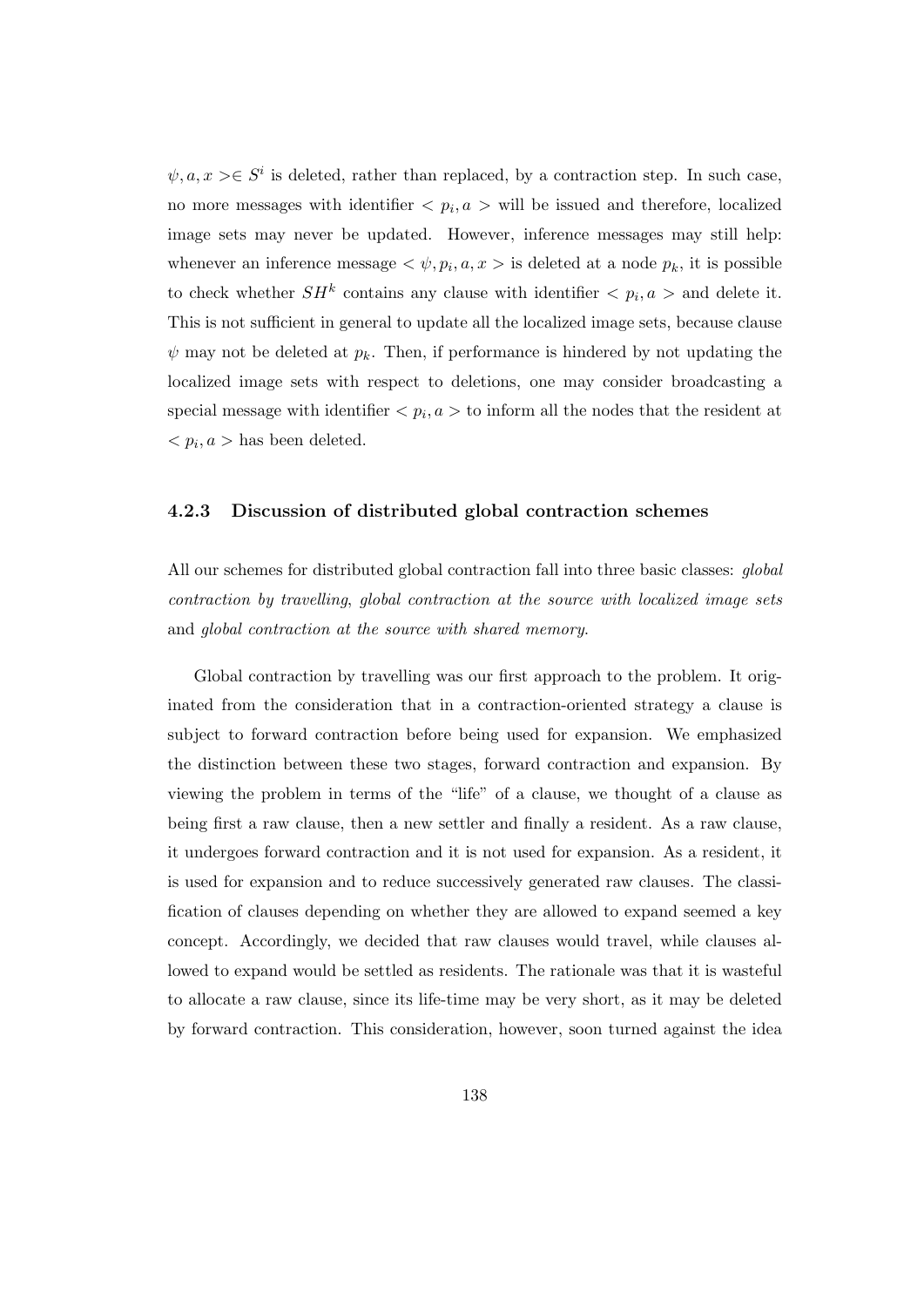$\psi, a, x> \in S^i$ is deleted, rather than replaced, by a contraction step. In such case, no more messages with identifier $< p_i, a >$ will be issued and therefore, localized image sets may never be updated. However, inference messages may still help: whenever an inference message $< \psi, p_i, a, x >$ is deleted at a node $p_k$, it is possible to check whether $SH^k$ contains any clause with identifier $< p_i, a >$ and delete it. This is not sufficient in general to update all the localized image sets, because clause $\psi$ may not be deleted at $p_k$. Then, if performance is hindered by not updating the localized image sets with respect to deletions, one may consider broadcasting a special message with identifier $< p_i, a >$ to inform all the nodes that the resident at $< p_i, a >$ has been deleted.

### 4.2.3 Discussion of distributed global contraction schemes

All our schemes for distributed global contraction fall into three basic classes: *global contraction by travelling*, *global contraction at the source with localized image sets* and *global contraction at the source with shared memory*.

Global contraction by travelling was our first approach to the problem. It originated from the consideration that in a contraction-oriented strategy a clause is subject to forward contraction before being used for expansion. We emphasized the distinction between these two stages, forward contraction and expansion. By viewing the problem in terms of the "life" of a clause, we thought of a clause as being first a raw clause, then a new settler and finally a resident. As a raw clause, it undergoes forward contraction and it is not used for expansion. As a resident, it is used for expansion and to reduce successively generated raw clauses. The classification of clauses depending on whether they are allowed to expand seemed a key concept. Accordingly, we decided that raw clauses would travel, while clauses allowed to expand would be settled as residents. The rationale was that it is wasteful to allocate a raw clause, since its life-time may be very short, as it may be deleted by forward contraction. This consideration, however, soon turned against the idea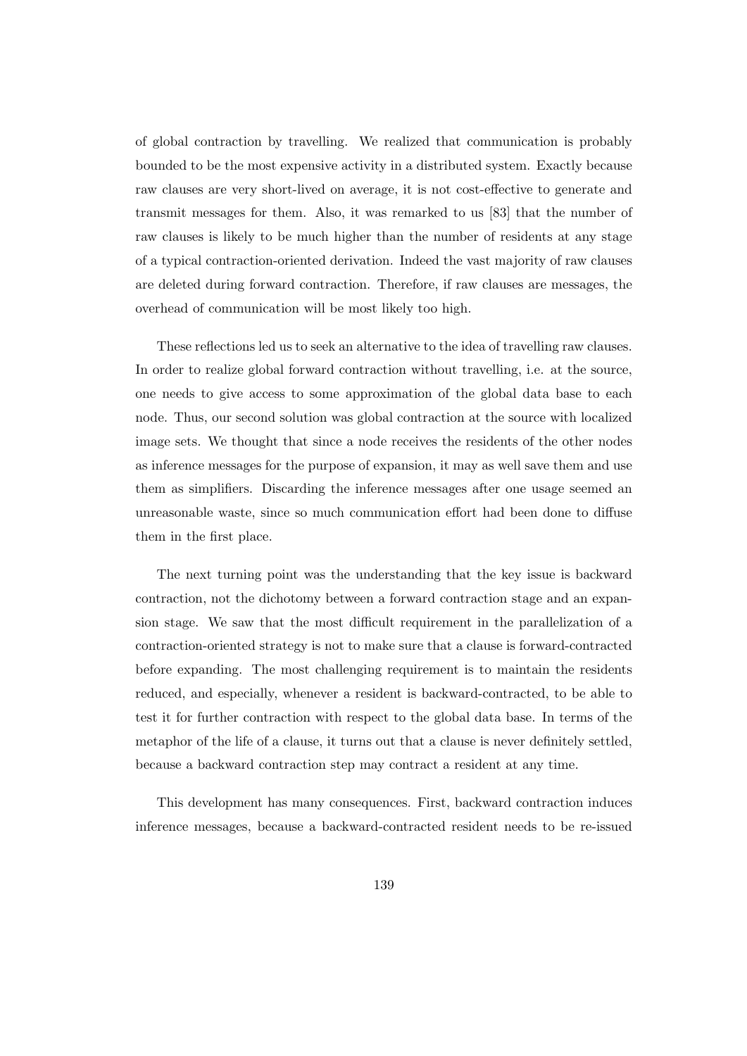of global contraction by travelling. We realized that communication is probably bounded to be the most expensive activity in a distributed system. Exactly because raw clauses are very short-lived on average, it is not cost-effective to generate and transmit messages for them. Also, it was remarked to us [83] that the number of raw clauses is likely to be much higher than the number of residents at any stage of a typical contraction-oriented derivation. Indeed the vast majority of raw clauses are deleted during forward contraction. Therefore, if raw clauses are messages, the overhead of communication will be most likely too high.

These reflections led us to seek an alternative to the idea of travelling raw clauses. In order to realize global forward contraction without travelling, i.e. at the source, one needs to give access to some approximation of the global data base to each node. Thus, our second solution was global contraction at the source with localized image sets. We thought that since a node receives the residents of the other nodes as inference messages for the purpose of expansion, it may as well save them and use them as simplifiers. Discarding the inference messages after one usage seemed an unreasonable waste, since so much communication effort had been done to diffuse them in the first place.

The next turning point was the understanding that the key issue is backward contraction, not the dichotomy between a forward contraction stage and an expansion stage. We saw that the most difficult requirement in the parallelization of a contraction-oriented strategy is not to make sure that a clause is forward-contracted before expanding. The most challenging requirement is to maintain the residents reduced, and especially, whenever a resident is backward-contracted, to be able to test it for further contraction with respect to the global data base. In terms of the metaphor of the life of a clause, it turns out that a clause is never definitely settled, because a backward contraction step may contract a resident at any time.

This development has many consequences. First, backward contraction induces inference messages, because a backward-contracted resident needs to be re-issued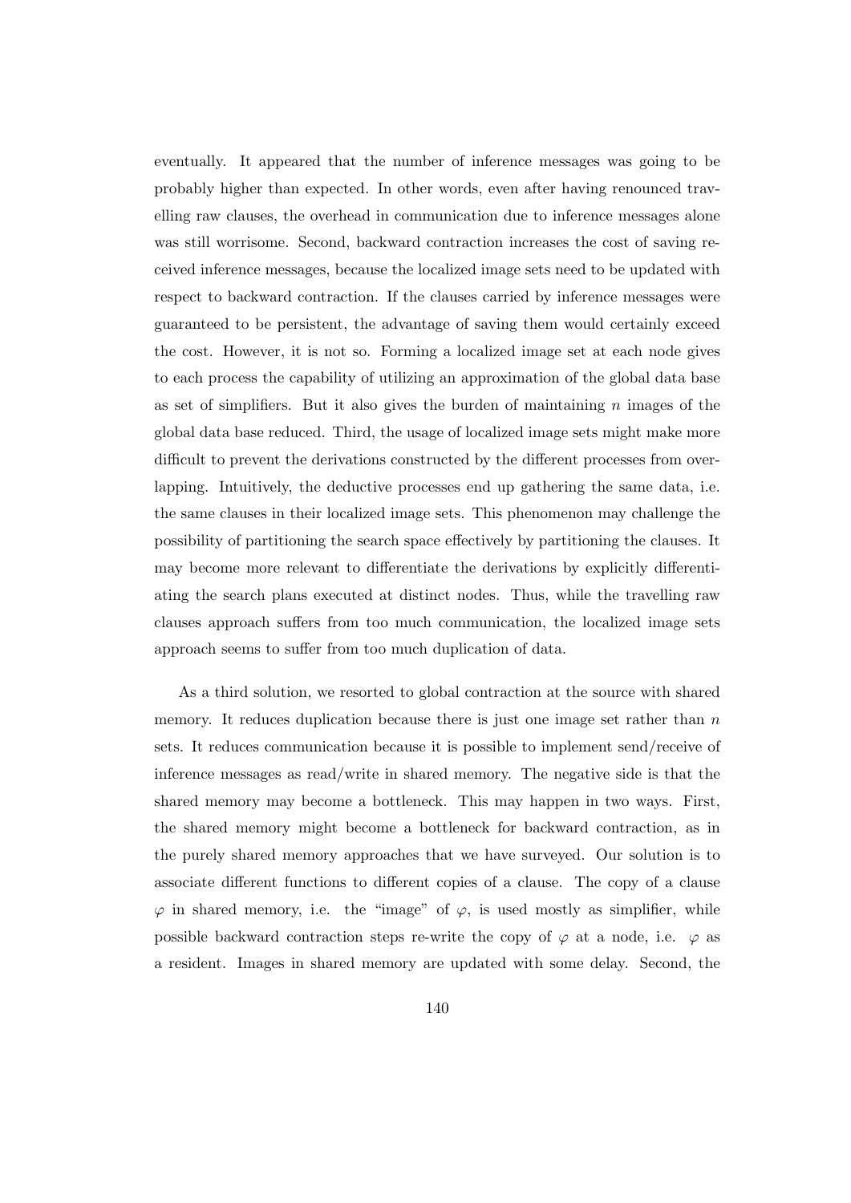eventually. It appeared that the number of inference messages was going to be probably higher than expected. In other words, even after having renounced travelling raw clauses, the overhead in communication due to inference messages alone was still worrisome. Second, backward contraction increases the cost of saving received inference messages, because the localized image sets need to be updated with respect to backward contraction. If the clauses carried by inference messages were guaranteed to be persistent, the advantage of saving them would certainly exceed the cost. However, it is not so. Forming a localized image set at each node gives to each process the capability of utilizing an approximation of the global data base as set of simplifiers. But it also gives the burden of maintaining $n$ images of the global data base reduced. Third, the usage of localized image sets might make more difficult to prevent the derivations constructed by the different processes from overlapping. Intuitively, the deductive processes end up gathering the same data, i.e. the same clauses in their localized image sets. This phenomenon may challenge the possibility of partitioning the search space effectively by partitioning the clauses. It may become more relevant to differentiate the derivations by explicitly differentiating the search plans executed at distinct nodes. Thus, while the travelling raw clauses approach suffers from too much communication, the localized image sets approach seems to suffer from too much duplication of data.

As a third solution, we resorted to global contraction at the source with shared memory. It reduces duplication because there is just one image set rather than $n$ sets. It reduces communication because it is possible to implement send/receive of inference messages as read/write in shared memory. The negative side is that the shared memory may become a bottleneck. This may happen in two ways. First, the shared memory might become a bottleneck for backward contraction, as in the purely shared memory approaches that we have surveyed. Our solution is to associate different functions to different copies of a clause. The copy of a clause $\varphi$ in shared memory, i.e. the "image" of $\varphi$, is used mostly as simplifier, while possible backward contraction steps re-write the copy of $\varphi$ at a node, i.e. $\varphi$ as a resident. Images in shared memory are updated with some delay. Second, the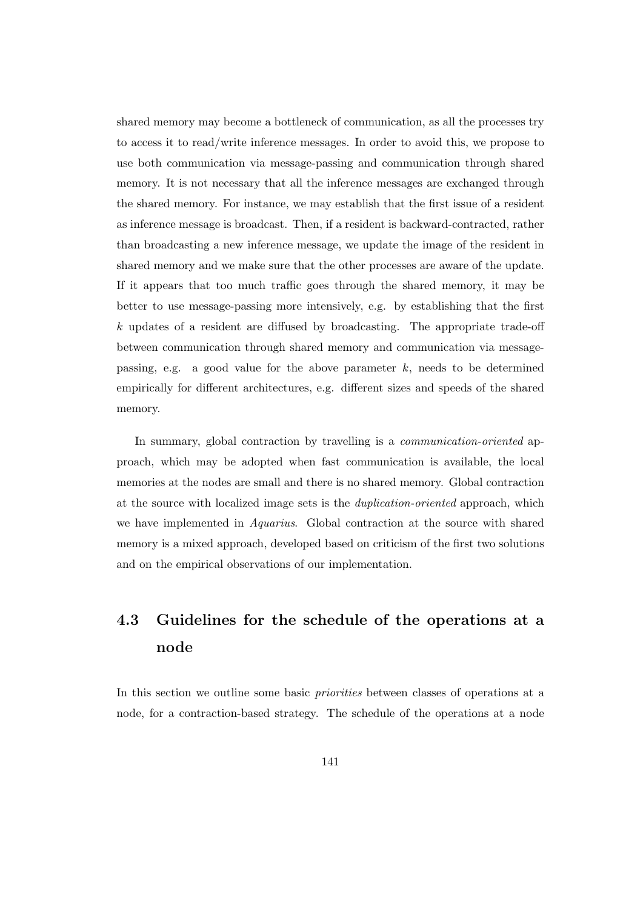shared memory may become a bottleneck of communication, as all the processes try to access it to read/write inference messages. In order to avoid this, we propose to use both communication via message-passing and communication through shared memory. It is not necessary that all the inference messages are exchanged through the shared memory. For instance, we may establish that the first issue of a resident as inference message is broadcast. Then, if a resident is backward-contracted, rather than broadcasting a new inference message, we update the image of the resident in shared memory and we make sure that the other processes are aware of the update. If it appears that too much traffic goes through the shared memory, it may be better to use message-passing more intensively, e.g. by establishing that the first $k$ updates of a resident are diffused by broadcasting. The appropriate trade-off between communication through shared memory and communication via message-passing, e.g. a good value for the above parameter $k$, needs to be determined empirically for different architectures, e.g. different sizes and speeds of the shared memory.

In summary, global contraction by travelling is a *communication-oriented* approach, which may be adopted when fast communication is available, the local memories at the nodes are small and there is no shared memory. Global contraction at the source with localized image sets is the *duplication-oriented* approach, which we have implemented in *Aquarius*. Global contraction at the source with shared memory is a mixed approach, developed based on criticism of the first two solutions and on the empirical observations of our implementation.

## 4.3 Guidelines for the schedule of the operations at a node

In this section we outline some basic *priorities* between classes of operations at a node, for a contraction-based strategy. The schedule of the operations at a node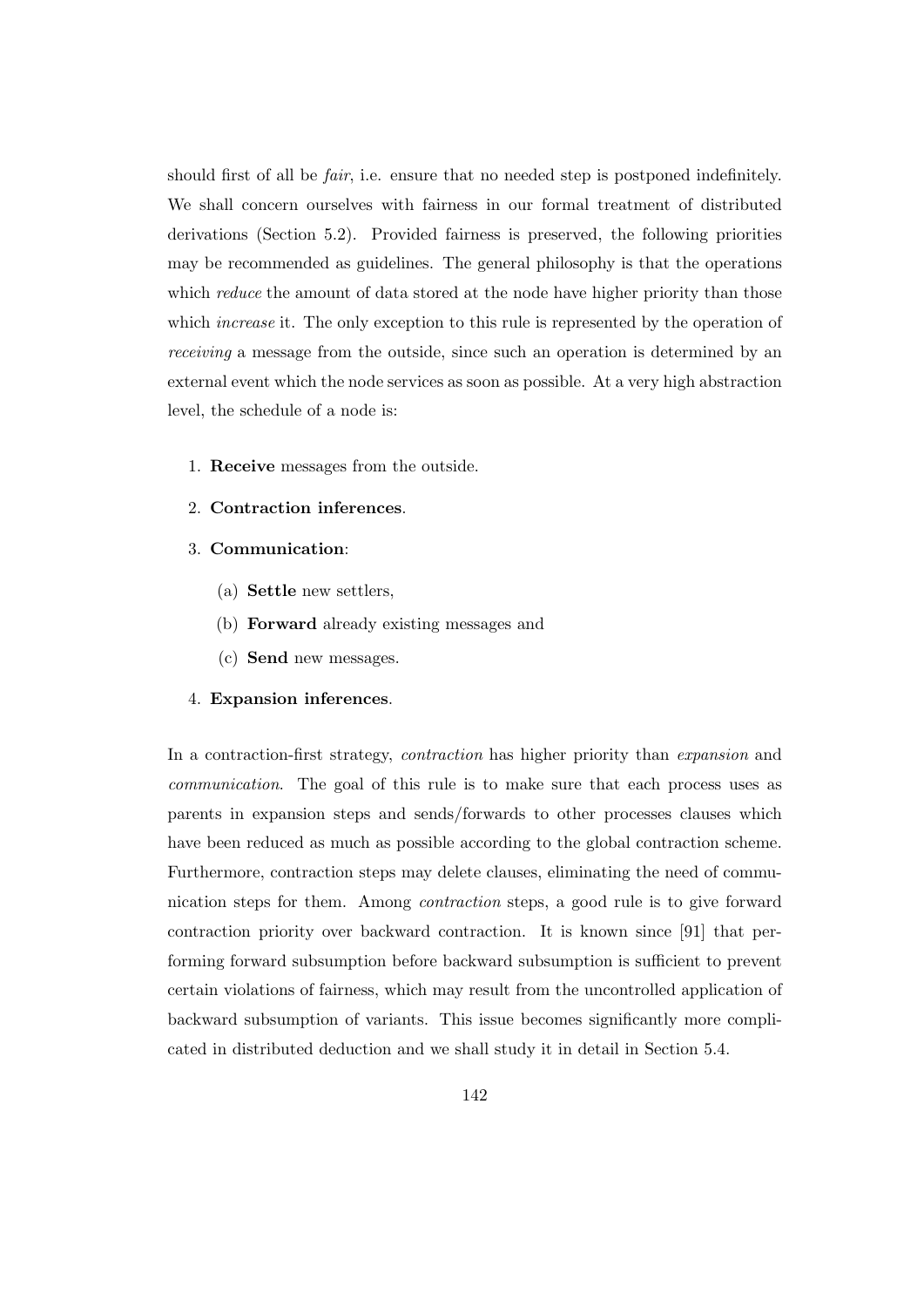should first of all be *fair*, i.e. ensure that no needed step is postponed indefinitely. We shall concern ourselves with fairness in our formal treatment of distributed derivations (Section 5.2). Provided fairness is preserved, the following priorities may be recommended as guidelines. The general philosophy is that the operations which *reduce* the amount of data stored at the node have higher priority than those which *increase* it. The only exception to this rule is represented by the operation of *receiving* a message from the outside, since such an operation is determined by an external event which the node services as soon as possible. At a very high abstraction level, the schedule of a node is:

1. **Receive** messages from the outside.
2. **Contraction inferences**.
3. **Communication**:
   (a) **Settle** new settlers,
   (b) **Forward** already existing messages and
   (c) **Send** new messages.
4. **Expansion inferences**.

In a contraction-first strategy, *contraction* has higher priority than *expansion* and *communication*. The goal of this rule is to make sure that each process uses as parents in expansion steps and sends/forwards to other processes clauses which have been reduced as much as possible according to the global contraction scheme. Furthermore, contraction steps may delete clauses, eliminating the need of communication steps for them. Among *contraction* steps, a good rule is to give forward contraction priority over backward contraction. It is known since [91] that performing forward subsumption before backward subsumption is sufficient to prevent certain violations of fairness, which may result from the uncontrolled application of backward subsumption of variants. This issue becomes significantly more complicated in distributed deduction and we shall study it in detail in Section 5.4.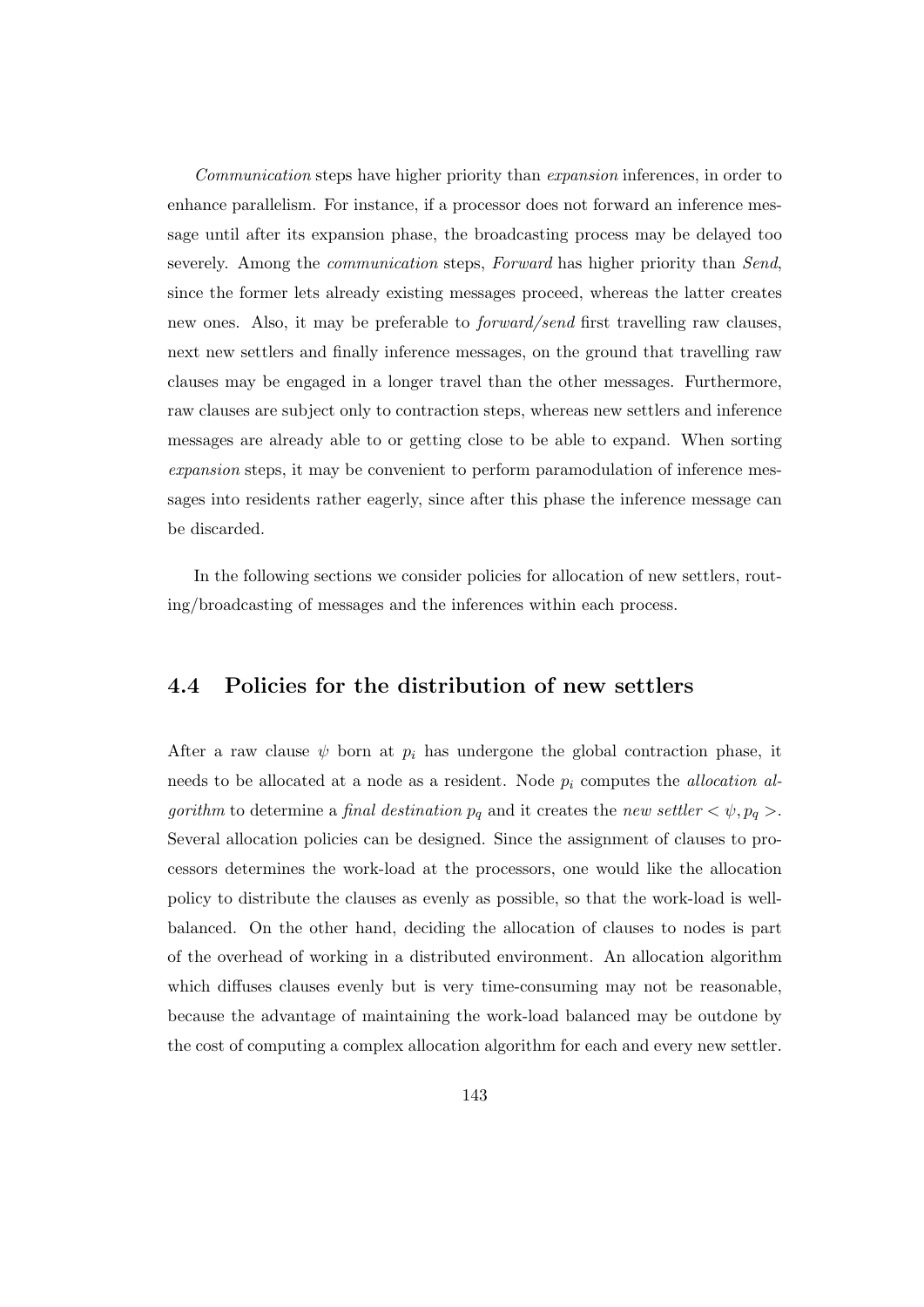*Communication* steps have higher priority than *expansion* inferences, in order to enhance parallelism. For instance, if a processor does not forward an inference message until after its expansion phase, the broadcasting process may be delayed too severely. Among the *communication* steps, *Forward* has higher priority than *Send*, since the former lets already existing messages proceed, whereas the latter creates new ones. Also, it may be preferable to *forward/send* first travelling raw clauses, next new settlers and finally inference messages, on the ground that travelling raw clauses may be engaged in a longer travel than the other messages. Furthermore, raw clauses are subject only to contraction steps, whereas new settlers and inference messages are already able to or getting close to be able to expand. When sorting *expansion* steps, it may be convenient to perform paramodulation of inference messages into residents rather eagerly, since after this phase the inference message can be discarded.

In the following sections we consider policies for allocation of new settlers, routing/broadcasting of messages and the inferences within each process.

## 4.4 Policies for the distribution of new settlers

After a raw clause $\psi$ born at $p_i$ has undergone the global contraction phase, it needs to be allocated at a node as a resident. Node $p_i$ computes the *allocation algorithm* to determine a *final destination* $p_q$ and it creates the *new settler* $< \psi, p_q >$. Several allocation policies can be designed. Since the assignment of clauses to processors determines the work-load at the processors, one would like the allocation policy to distribute the clauses as evenly as possible, so that the work-load is well-balanced. On the other hand, deciding the allocation of clauses to nodes is part of the overhead of working in a distributed environment. An allocation algorithm which diffuses clauses evenly but is very time-consuming may not be reasonable, because the advantage of maintaining the work-load balanced may be outdone by the cost of computing a complex allocation algorithm for each and every new settler.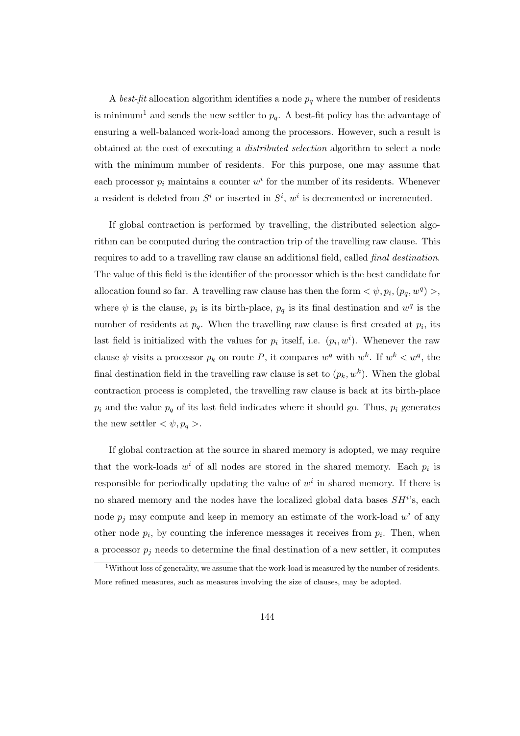A *best-fit* allocation algorithm identifies a node $p_q$ where the number of residents is minimum[1] and sends the new settler to $p_q$. A best-fit policy has the advantage of ensuring a well-balanced work-load among the processors. However, such a result is obtained at the cost of executing a *distributed selection* algorithm to select a node with the minimum number of residents. For this purpose, one may assume that each processor $p_i$ maintains a counter $w^i$ for the number of its residents. Whenever a resident is deleted from $S^i$ or inserted in $S^i$, $w^i$ is decremented or incremented.

If global contraction is performed by travelling, the distributed selection algorithm can be computed during the contraction trip of the travelling raw clause. This requires to add to a travelling raw clause an additional field, called *final destination*. The value of this field is the identifier of the processor which is the best candidate for allocation found so far. A travelling raw clause has then the form $< \psi, p_i, (p_q, w^q) >$, where $\psi$ is the clause, $p_i$ is its birth-place, $p_q$ is its final destination and $w^q$ is the number of residents at $p_q$. When the travelling raw clause is first created at $p_i$, its last field is initialized with the values for $p_i$ itself, i.e. $(p_i, w^i)$. Whenever the raw clause $\psi$ visits a processor $p_k$ on route $P$, it compares $w^q$ with $w^k$. If $w^k < w^q$, the final destination field in the travelling raw clause is set to $(p_k, w^k)$. When the global contraction process is completed, the travelling raw clause is back at its birth-place $p_i$ and the value $p_q$ of its last field indicates where it should go. Thus, $p_i$ generates the new settler $< \psi, p_q >$.

If global contraction at the source in shared memory is adopted, we may require that the work-loads $w^i$ of all nodes are stored in the shared memory. Each $p_i$ is responsible for periodically updating the value of $w^i$ in shared memory. If there is no shared memory and the nodes have the localized global data bases $SH^i$'s, each node $p_j$ may compute and keep in memory an estimate of the work-load $w^i$ of any other node $p_i$, by counting the inference messages it receives from $p_i$. Then, when a processor $p_j$ needs to determine the final destination of a new settler, it computes

[1]Without loss of generality, we assume that the work-load is measured by the number of residents. More refined measures, such as measures involving the size of clauses, may be adopted.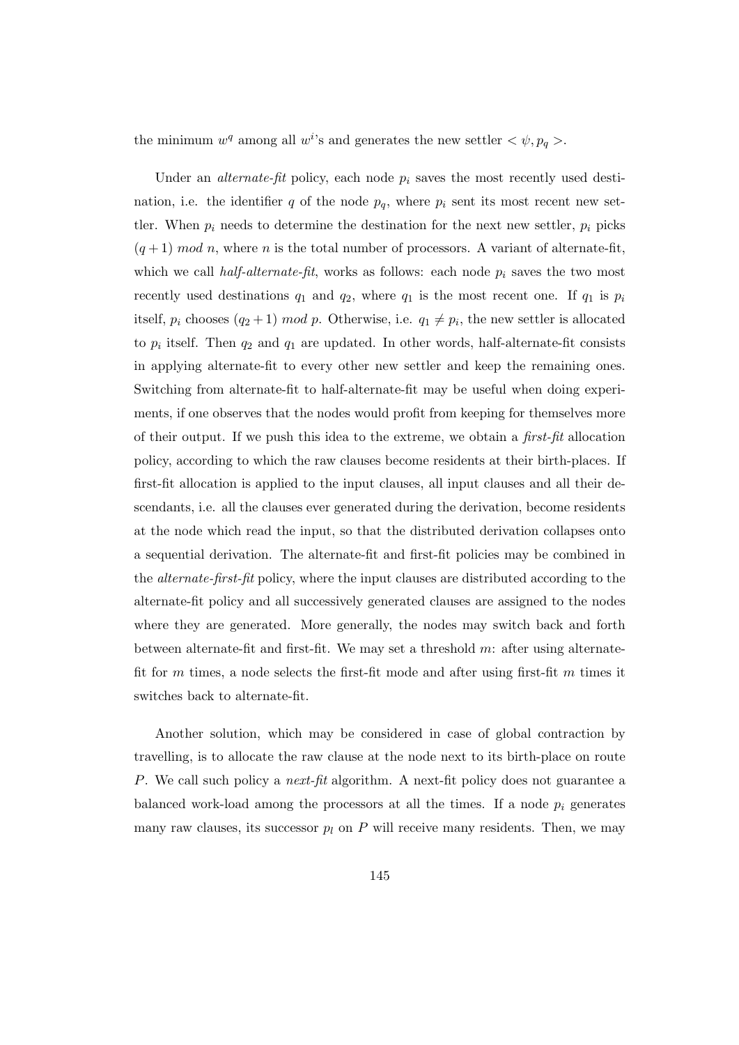the minimum $w^q$ among all $w^i$'s and generates the new settler $< \psi, p_q >$.

Under an *alternate-fit* policy, each node $p_i$ saves the most recently used destination, i.e. the identifier $q$ of the node $p_q$, where $p_i$ sent its most recent new settler. When $p_i$ needs to determine the destination for the next new settler, $p_i$ picks $(q+1)$ *mod* $n$, where $n$ is the total number of processors. A variant of alternate-fit, which we call *half-alternate-fit*, works as follows: each node $p_i$ saves the two most recently used destinations $q_1$ and $q_2$, where $q_1$ is the most recent one. If $q_1$ is $p_i$ itself, $p_i$ chooses $(q_2 + 1)$ *mod* $p$. Otherwise, i.e. $q_1 \neq p_i$, the new settler is allocated to $p_i$ itself. Then $q_2$ and $q_1$ are updated. In other words, half-alternate-fit consists in applying alternate-fit to every other new settler and keep the remaining ones. Switching from alternate-fit to half-alternate-fit may be useful when doing experiments, if one observes that the nodes would profit from keeping for themselves more of their output. If we push this idea to the extreme, we obtain a *first-fit* allocation policy, according to which the raw clauses become residents at their birth-places. If first-fit allocation is applied to the input clauses, all input clauses and all their descendants, i.e. all the clauses ever generated during the derivation, become residents at the node which read the input, so that the distributed derivation collapses onto a sequential derivation. The alternate-fit and first-fit policies may be combined in the *alternate-first-fit* policy, where the input clauses are distributed according to the alternate-fit policy and all successively generated clauses are assigned to the nodes where they are generated. More generally, the nodes may switch back and forth between alternate-fit and first-fit. We may set a threshold $m$: after using alternate-fit for $m$ times, a node selects the first-fit mode and after using first-fit $m$ times it switches back to alternate-fit.

Another solution, which may be considered in case of global contraction by travelling, is to allocate the raw clause at the node next to its birth-place on route $P$. We call such policy a *next-fit* algorithm. A next-fit policy does not guarantee a balanced work-load among the processors at all the times. If a node $p_i$ generates many raw clauses, its successor $p_l$ on $P$ will receive many residents. Then, we may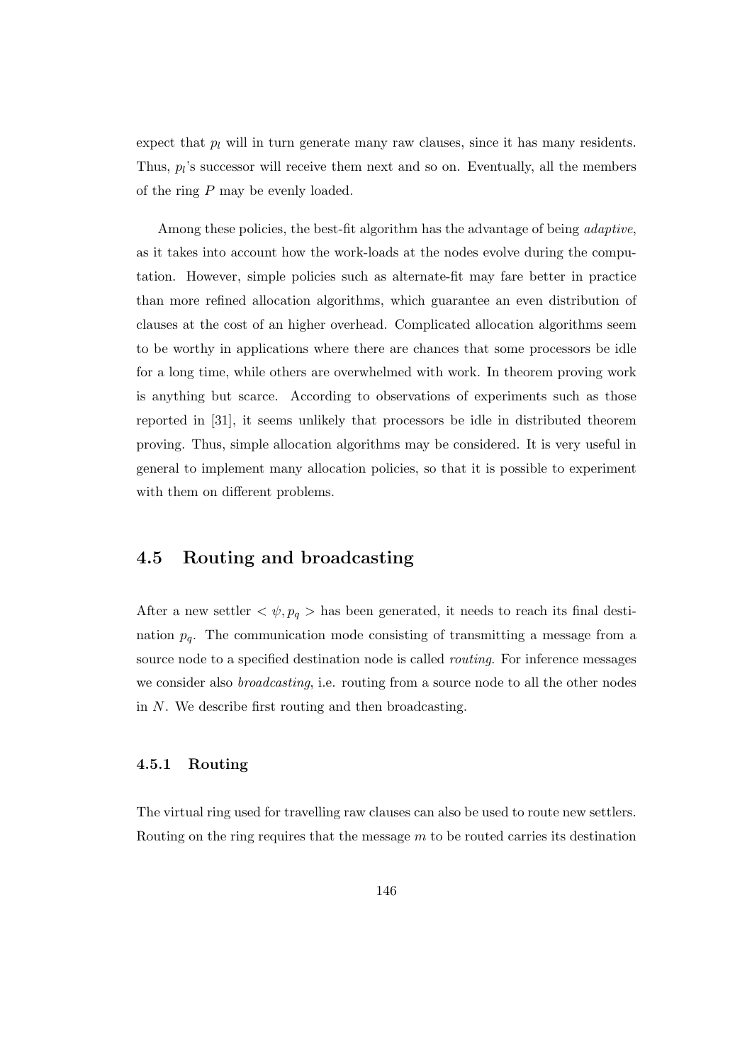expect that $p_l$ will in turn generate many raw clauses, since it has many residents. Thus, $p_l$'s successor will receive them next and so on. Eventually, all the members of the ring $P$ may be evenly loaded.

Among these policies, the best-fit algorithm has the advantage of being *adaptive*, as it takes into account how the work-loads at the nodes evolve during the computation. However, simple policies such as alternate-fit may fare better in practice than more refined allocation algorithms, which guarantee an even distribution of clauses at the cost of an higher overhead. Complicated allocation algorithms seem to be worthy in applications where there are chances that some processors be idle for a long time, while others are overwhelmed with work. In theorem proving work is anything but scarce. According to observations of experiments such as those reported in [31], it seems unlikely that processors be idle in distributed theorem proving. Thus, simple allocation algorithms may be considered. It is very useful in general to implement many allocation policies, so that it is possible to experiment with them on different problems.

## 4.5 Routing and broadcasting

After a new settler $< \psi, p_q >$ has been generated, it needs to reach its final destination $p_q$. The communication mode consisting of transmitting a message from a source node to a specified destination node is called *routing*. For inference messages we consider also *broadcasting*, i.e. routing from a source node to all the other nodes in $N$. We describe first routing and then broadcasting.

### 4.5.1 Routing

The virtual ring used for travelling raw clauses can also be used to route new settlers. Routing on the ring requires that the message $m$ to be routed carries its destination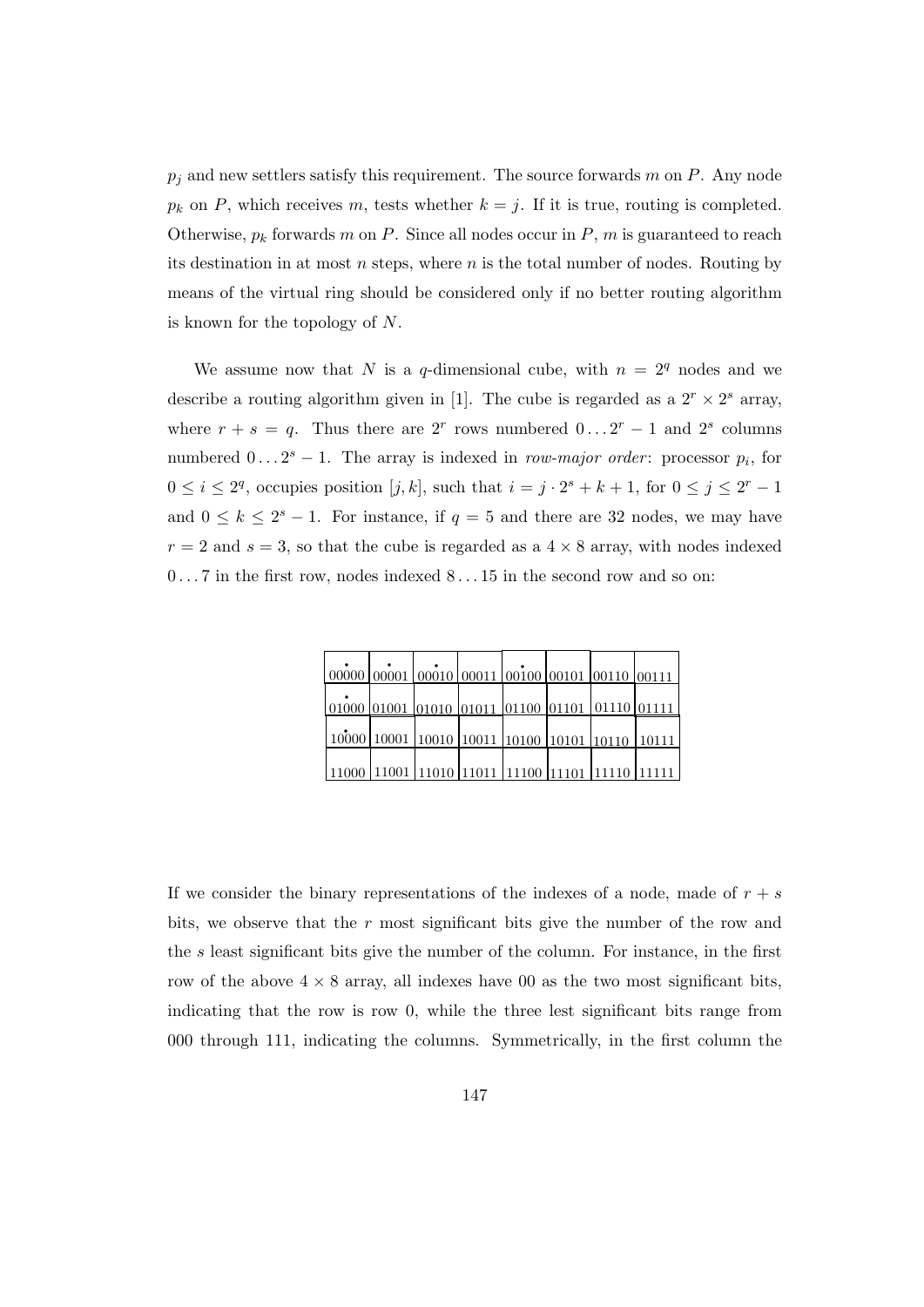$p_j$ and new settlers satisfy this requirement. The source forwards $m$ on $P$. Any node $p_k$ on $P$, which receives $m$, tests whether $k = j$. If it is true, routing is completed. Otherwise, $p_k$ forwards $m$ on $P$. Since all nodes occur in $P$, $m$ is guaranteed to reach its destination in at most $n$ steps, where $n$ is the total number of nodes. Routing by means of the virtual ring should be considered only if no better routing algorithm is known for the topology of $N$.

We assume now that $N$ is a $q$-dimensional cube, with $n = 2^q$ nodes and we describe a routing algorithm given in [1]. The cube is regarded as a $2^r \times 2^s$ array, where $r + s = q$. Thus there are $2^r$ rows numbered $0 \ldots 2^r - 1$ and $2^s$ columns numbered $0 \ldots 2^s - 1$. The array is indexed in *row-major order*: processor $p_i$, for $0 \leq i \leq 2^q$, occupies position $[j, k]$, such that $i = j \cdot 2^s + k + 1$, for $0 \leq j \leq 2^r - 1$ and $0 \leq k \leq 2^s - 1$. For instance, if $q = 5$ and there are 32 nodes, we may have $r = 2$ and $s = 3$, so that the cube is regarded as a $4 \times 8$ array, with nodes indexed $0 \ldots 7$ in the first row, nodes indexed $8 \ldots 15$ in the second row and so on:

| | | | | | | | |
|---|---|---|---|---|---|---|---|
| 00000 | 00001 | 00010 | 00011 | 00100 | 00101 | 00110 | 00111 |
| 01000 | 01001 | 01010 | 01011 | 01100 | 01101 | 01110 | 01111 |
| 10000 | 10001 | 10010 | 10011 | 10100 | 10101 | 10110 | 10111 |
| 11000 | 11001 | 11010 | 11011 | 11100 | 11101 | 11110 | 11111 |

If we consider the binary representations of the indexes of a node, made of $r + s$ bits, we observe that the $r$ most significant bits give the number of the row and the $s$ least significant bits give the number of the column. For instance, in the first row of the above $4 \times 8$ array, all indexes have 00 as the two most significant bits, indicating that the row is row 0, while the three lest significant bits range from 000 through 111, indicating the columns. Symmetrically, in the first column the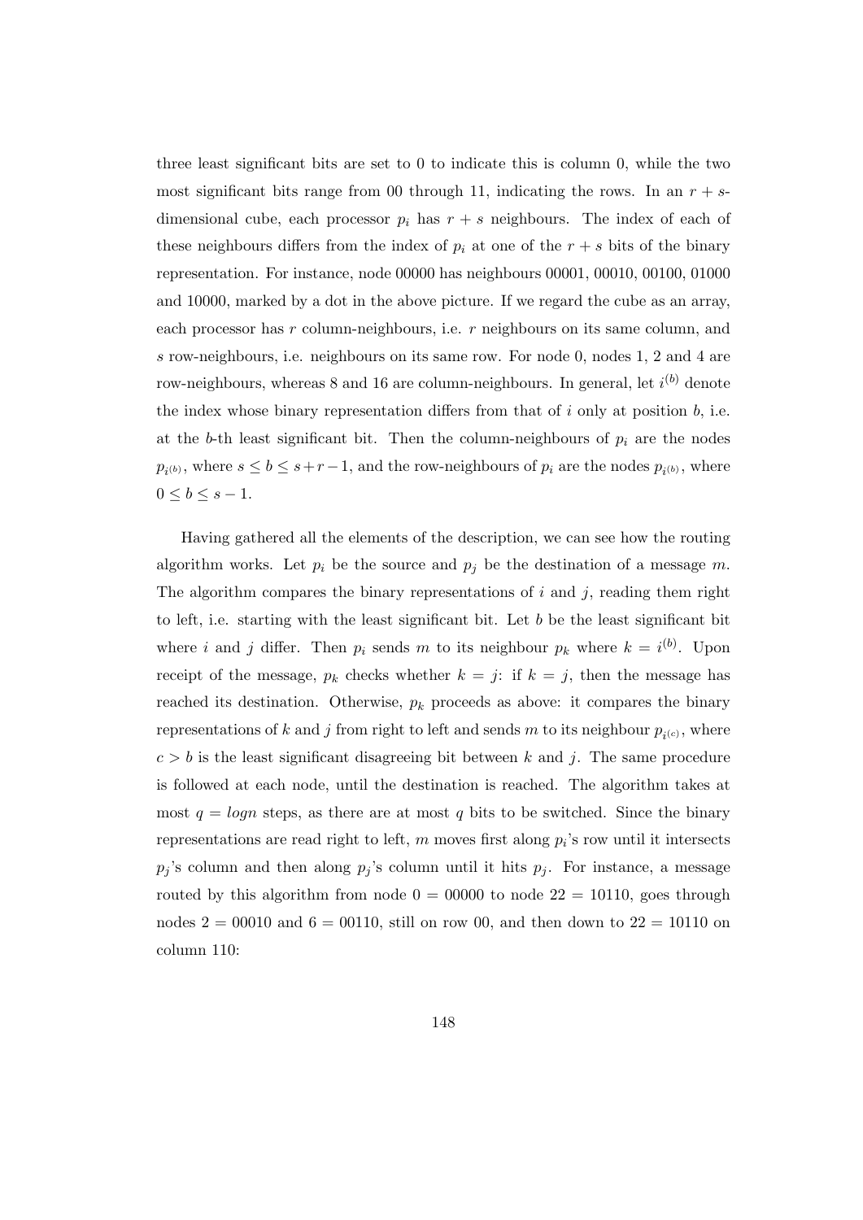three least significant bits are set to 0 to indicate this is column 0, while the two most significant bits range from 00 through 11, indicating the rows. In an $r+s$-dimensional cube, each processor $p_i$ has $r+s$ neighbours. The index of each of these neighbours differs from the index of $p_i$ at one of the $r+s$ bits of the binary representation. For instance, node 00000 has neighbours 00001, 00010, 00100, 01000 and 10000, marked by a dot in the above picture. If we regard the cube as an array, each processor has $r$ column-neighbours, i.e. $r$ neighbours on its same column, and $s$ row-neighbours, i.e. neighbours on its same row. For node 0, nodes 1, 2 and 4 are row-neighbours, whereas 8 and 16 are column-neighbours. In general, let $i^{(b)}$ denote the index whose binary representation differs from that of $i$ only at position $b$, i.e. at the $b$-th least significant bit. Then the column-neighbours of $p_i$ are the nodes $p_{i^{(b)}}$, where $s \leq b \leq s+r-1$, and the row-neighbours of $p_i$ are the nodes $p_{i^{(b)}}$, where $0 \leq b \leq s-1$.

Having gathered all the elements of the description, we can see how the routing algorithm works. Let $p_i$ be the source and $p_j$ be the destination of a message $m$. The algorithm compares the binary representations of $i$ and $j$, reading them right to left, i.e. starting with the least significant bit. Let $b$ be the least significant bit where $i$ and $j$ differ. Then $p_i$ sends $m$ to its neighbour $p_k$ where $k = i^{(b)}$. Upon receipt of the message, $p_k$ checks whether $k = j$: if $k = j$, then the message has reached its destination. Otherwise, $p_k$ proceeds as above: it compares the binary representations of $k$ and $j$ from right to left and sends $m$ to its neighbour $p_{i^{(c)}}$, where $c > b$ is the least significant disagreeing bit between $k$ and $j$. The same procedure is followed at each node, until the destination is reached. The algorithm takes at most $q = log n$ steps, as there are at most $q$ bits to be switched. Since the binary representations are read right to left, $m$ moves first along $p_i$'s row until it intersects $p_j$'s column and then along $p_j$'s column until it hits $p_j$. For instance, a message routed by this algorithm from node $0 = 00000$ to node $22 = 10110$, goes through nodes $2 = 00010$ and $6 = 00110$, still on row 00, and then down to $22 = 10110$ on column 110: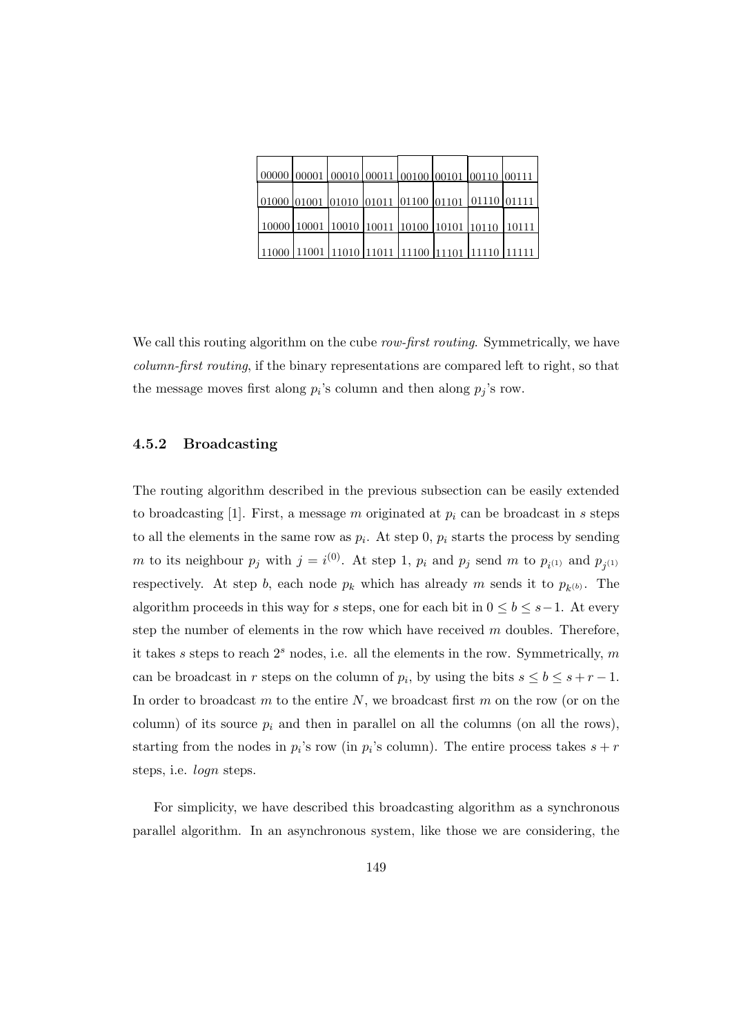| 00000 | 00001 | 00010 | 00011 | 00100 | 00101 | 00110 | 00111 |
|---|---|---|---|---|---|---|---|
| 01000 | 01001 | 01010 | 01011 | 01100 | 01101 | 01110 | 01111 |
| 10000 | 10001 | 10010 | 10011 | 10100 | 10101 | 10110 | 10111 |
| 11000 | 11001 | 11010 | 11011 | 11100 | 11101 | 11110 | 11111 |

We call this routing algorithm on the cube *row-first routing*. Symmetrically, we have *column-first routing*, if the binary representations are compared left to right, so that the message moves first along $p_i$'s column and then along $p_j$'s row.

### 4.5.2 Broadcasting

The routing algorithm described in the previous subsection can be easily extended to broadcasting [1]. First, a message $m$ originated at $p_i$ can be broadcast in $s$ steps to all the elements in the same row as $p_i$. At step 0, $p_i$ starts the process by sending $m$ to its neighbour $p_j$ with $j = i^{(0)}$. At step 1, $p_i$ and $p_j$ send $m$ to $p_{i^{(1)}}$ and $p_{j^{(1)}}$ respectively. At step $b$, each node $p_k$ which has already $m$ sends it to $p_{k^{(b)}}$. The algorithm proceeds in this way for $s$ steps, one for each bit in $0 \leq b \leq s-1$. At every step the number of elements in the row which have received $m$ doubles. Therefore, it takes $s$ steps to reach $2^s$ nodes, i.e. all the elements in the row. Symmetrically, $m$ can be broadcast in $r$ steps on the column of $p_i$, by using the bits $s \leq b \leq s+r-1$. In order to broadcast $m$ to the entire $N$, we broadcast first $m$ on the row (or on the column) of its source $p_i$ and then in parallel on all the columns (on all the rows), starting from the nodes in $p_i$'s row (in $p_i$'s column). The entire process takes $s+r$ steps, i.e. $logn$ steps.

For simplicity, we have described this broadcasting algorithm as a synchronous parallel algorithm. In an asynchronous system, like those we are considering, the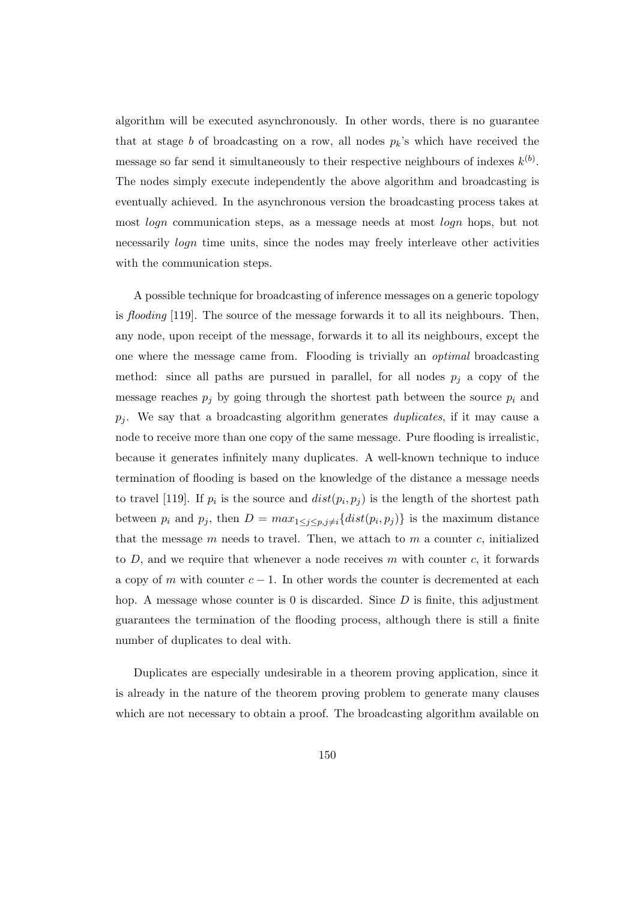algorithm will be executed asynchronously. In other words, there is no guarantee that at stage $b$ of broadcasting on a row, all nodes $p_k$'s which have received the message so far send it simultaneously to their respective neighbours of indexes $k^{(b)}$. The nodes simply execute independently the above algorithm and broadcasting is eventually achieved. In the asynchronous version the broadcasting process takes at most $logn$ communication steps, as a message needs at most $logn$ hops, but not necessarily $logn$ time units, since the nodes may freely interleave other activities with the communication steps.

A possible technique for broadcasting of inference messages on a generic topology is *flooding* [119]. The source of the message forwards it to all its neighbours. Then, any node, upon receipt of the message, forwards it to all its neighbours, except the one where the message came from. Flooding is trivially an *optimal* broadcasting method: since all paths are pursued in parallel, for all nodes $p_j$ a copy of the message reaches $p_j$ by going through the shortest path between the source $p_i$ and $p_j$. We say that a broadcasting algorithm generates *duplicates*, if it may cause a node to receive more than one copy of the same message. Pure flooding is irrealistic, because it generates infinitely many duplicates. A well-known technique to induce termination of flooding is based on the knowledge of the distance a message needs to travel [119]. If $p_i$ is the source and $dist(p_i, p_j)$ is the length of the shortest path between $p_i$ and $p_j$, then $D = max_{1 \leq j \leq p, j \neq i}\{dist(p_i, p_j)\}$ is the maximum distance that the message $m$ needs to travel. Then, we attach to $m$ a counter $c$, initialized to $D$, and we require that whenever a node receives $m$ with counter $c$, it forwards a copy of $m$ with counter $c - 1$. In other words the counter is decremented at each hop. A message whose counter is 0 is discarded. Since $D$ is finite, this adjustment guarantees the termination of the flooding process, although there is still a finite number of duplicates to deal with.

Duplicates are especially undesirable in a theorem proving application, since it is already in the nature of the theorem proving problem to generate many clauses which are not necessary to obtain a proof. The broadcasting algorithm available on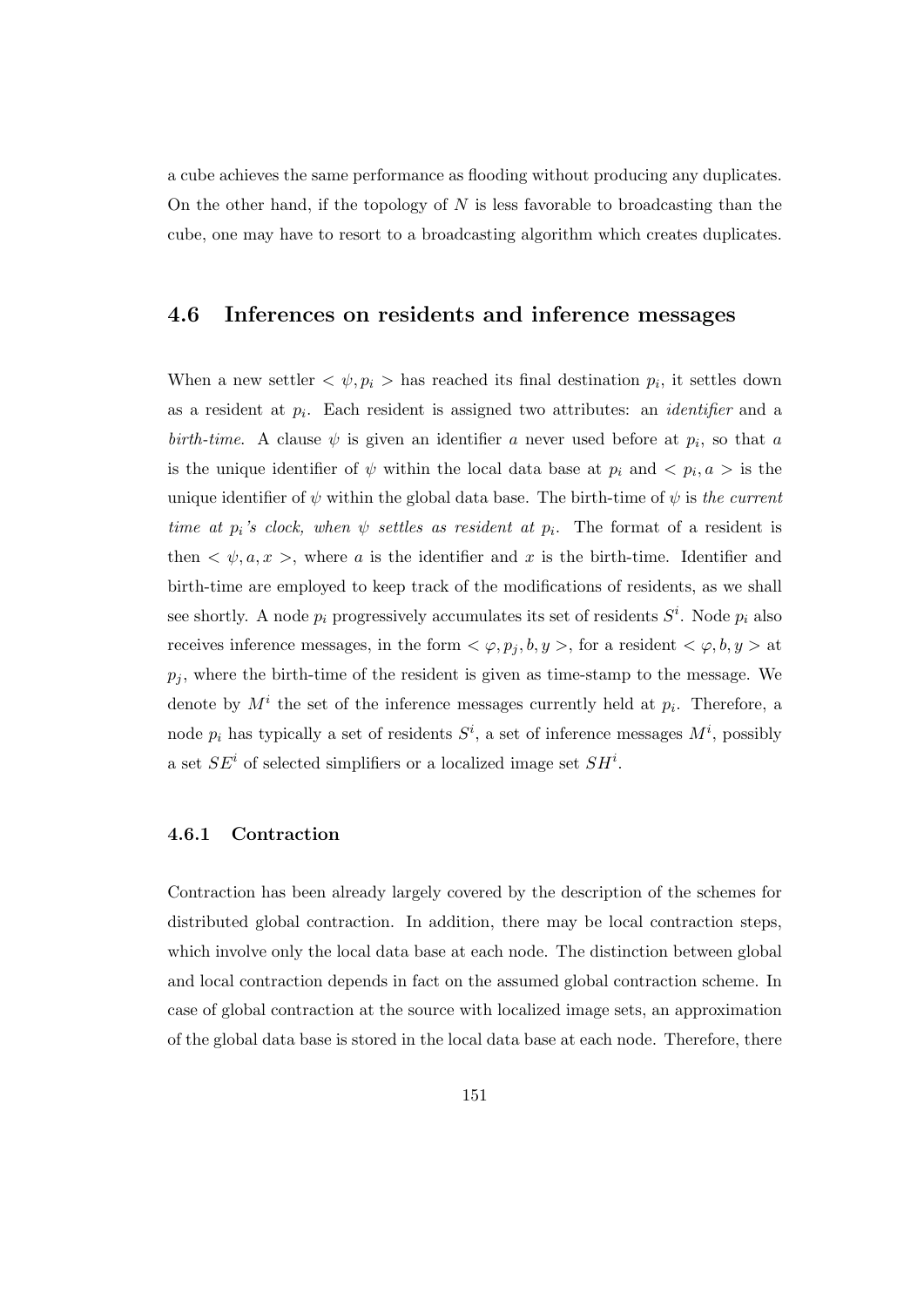a cube achieves the same performance as flooding without producing any duplicates. On the other hand, if the topology of $N$ is less favorable to broadcasting than the cube, one may have to resort to a broadcasting algorithm which creates duplicates.

## 4.6 Inferences on residents and inference messages

When a new settler $< \psi, p_i >$ has reached its final destination $p_i$, it settles down as a resident at $p_i$. Each resident is assigned two attributes: an *identifier* and a *birth-time*. A clause $\psi$ is given an identifier $a$ never used before at $p_i$, so that $a$ is the unique identifier of $\psi$ within the local data base at $p_i$ and $< p_i, a >$ is the unique identifier of $\psi$ within the global data base. The birth-time of $\psi$ is *the current time at $p_i$'s clock, when $\psi$ settles as resident at $p_i$*. The format of a resident is then $< \psi, a, x >$, where $a$ is the identifier and $x$ is the birth-time. Identifier and birth-time are employed to keep track of the modifications of residents, as we shall see shortly. A node $p_i$ progressively accumulates its set of residents $S^i$. Node $p_i$ also receives inference messages, in the form $< \varphi, p_j, b, y >$, for a resident $< \varphi, b, y >$ at $p_j$, where the birth-time of the resident is given as time-stamp to the message. We denote by $M^i$ the set of the inference messages currently held at $p_i$. Therefore, a node $p_i$ has typically a set of residents $S^i$, a set of inference messages $M^i$, possibly a set $SE^i$ of selected simplifiers or a localized image set $SH^i$.

### 4.6.1 Contraction

Contraction has been already largely covered by the description of the schemes for distributed global contraction. In addition, there may be local contraction steps, which involve only the local data base at each node. The distinction between global and local contraction depends in fact on the assumed global contraction scheme. In case of global contraction at the source with localized image sets, an approximation of the global data base is stored in the local data base at each node. Therefore, there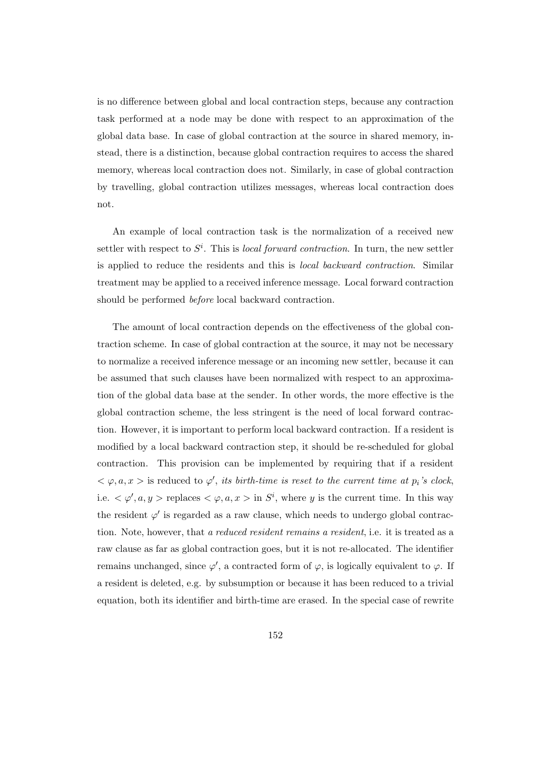is no difference between global and local contraction steps, because any contraction task performed at a node may be done with respect to an approximation of the global data base. In case of global contraction at the source in shared memory, instead, there is a distinction, because global contraction requires to access the shared memory, whereas local contraction does not. Similarly, in case of global contraction by travelling, global contraction utilizes messages, whereas local contraction does not.

An example of local contraction task is the normalization of a received new settler with respect to $S^i$. This is *local forward contraction*. In turn, the new settler is applied to reduce the residents and this is *local backward contraction*. Similar treatment may be applied to a received inference message. Local forward contraction should be performed *before* local backward contraction.

The amount of local contraction depends on the effectiveness of the global contraction scheme. In case of global contraction at the source, it may not be necessary to normalize a received inference message or an incoming new settler, because it can be assumed that such clauses have been normalized with respect to an approximation of the global data base at the sender. In other words, the more effective is the global contraction scheme, the less stringent is the need of local forward contraction. However, it is important to perform local backward contraction. If a resident is modified by a local backward contraction step, it should be re-scheduled for global contraction. This provision can be implemented by requiring that if a resident $< \varphi, a, x >$ is reduced to $\varphi'$, *its birth-time is reset to the current time at $p_i$'s clock*, i.e. $< \varphi', a, y >$ replaces $< \varphi, a, x >$ in $S^i$, where $y$ is the current time. In this way the resident $\varphi'$ is regarded as a raw clause, which needs to undergo global contraction. Note, however, that *a reduced resident remains a resident*, i.e. it is treated as a raw clause as far as global contraction goes, but it is not re-allocated. The identifier remains unchanged, since $\varphi'$, a contracted form of $\varphi$, is logically equivalent to $\varphi$. If a resident is deleted, e.g. by subsumption or because it has been reduced to a trivial equation, both its identifier and birth-time are erased. In the special case of rewrite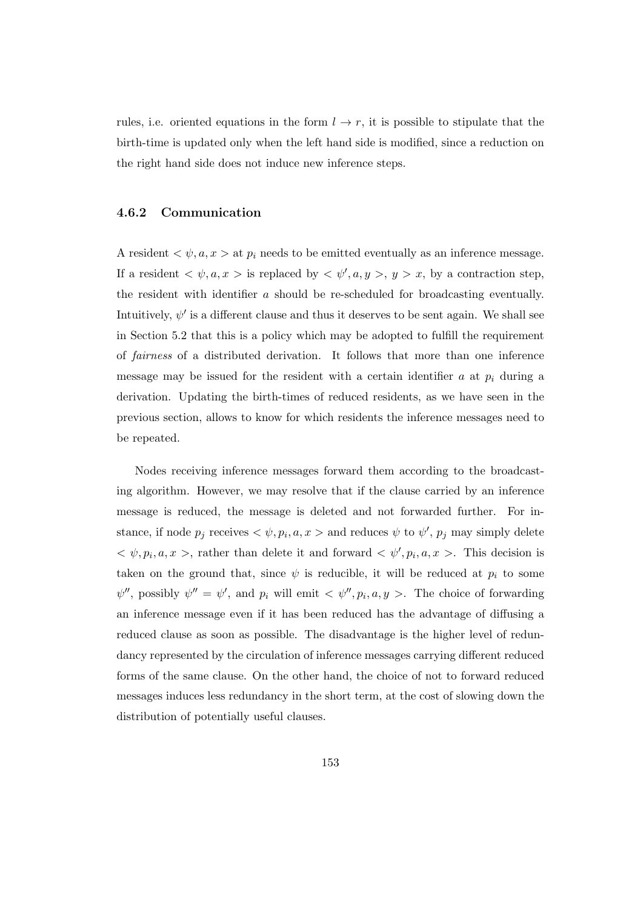rules, i.e. oriented equations in the form $l \rightarrow r$, it is possible to stipulate that the birth-time is updated only when the left hand side is modified, since a reduction on the right hand side does not induce new inference steps.

### 4.6.2 Communication

A resident $< \psi, a, x >$ at $p_i$ needs to be emitted eventually as an inference message. If a resident $< \psi, a, x >$ is replaced by $< \psi', a, y >$, $y > x$, by a contraction step, the resident with identifier $a$ should be re-scheduled for broadcasting eventually. Intuitively, $\psi'$ is a different clause and thus it deserves to be sent again. We shall see in Section 5.2 that this is a policy which may be adopted to fulfill the requirement of *fairness* of a distributed derivation. It follows that more than one inference message may be issued for the resident with a certain identifier $a$ at $p_i$ during a derivation. Updating the birth-times of reduced residents, as we have seen in the previous section, allows to know for which residents the inference messages need to be repeated.

Nodes receiving inference messages forward them according to the broadcasting algorithm. However, we may resolve that if the clause carried by an inference message is reduced, the message is deleted and not forwarded further. For instance, if node $p_j$ receives $< \psi, p_i, a, x >$ and reduces $\psi$ to $\psi'$, $p_j$ may simply delete $< \psi, p_i, a, x >$, rather than delete it and forward $< \psi', p_i, a, x >$. This decision is taken on the ground that, since $\psi$ is reducible, it will be reduced at $p_i$ to some $\psi''$, possibly $\psi'' = \psi'$, and $p_i$ will emit $< \psi'', p_i, a, y >$. The choice of forwarding an inference message even if it has been reduced has the advantage of diffusing a reduced clause as soon as possible. The disadvantage is the higher level of redundancy represented by the circulation of inference messages carrying different reduced forms of the same clause. On the other hand, the choice of not to forward reduced messages induces less redundancy in the short term, at the cost of slowing down the distribution of potentially useful clauses.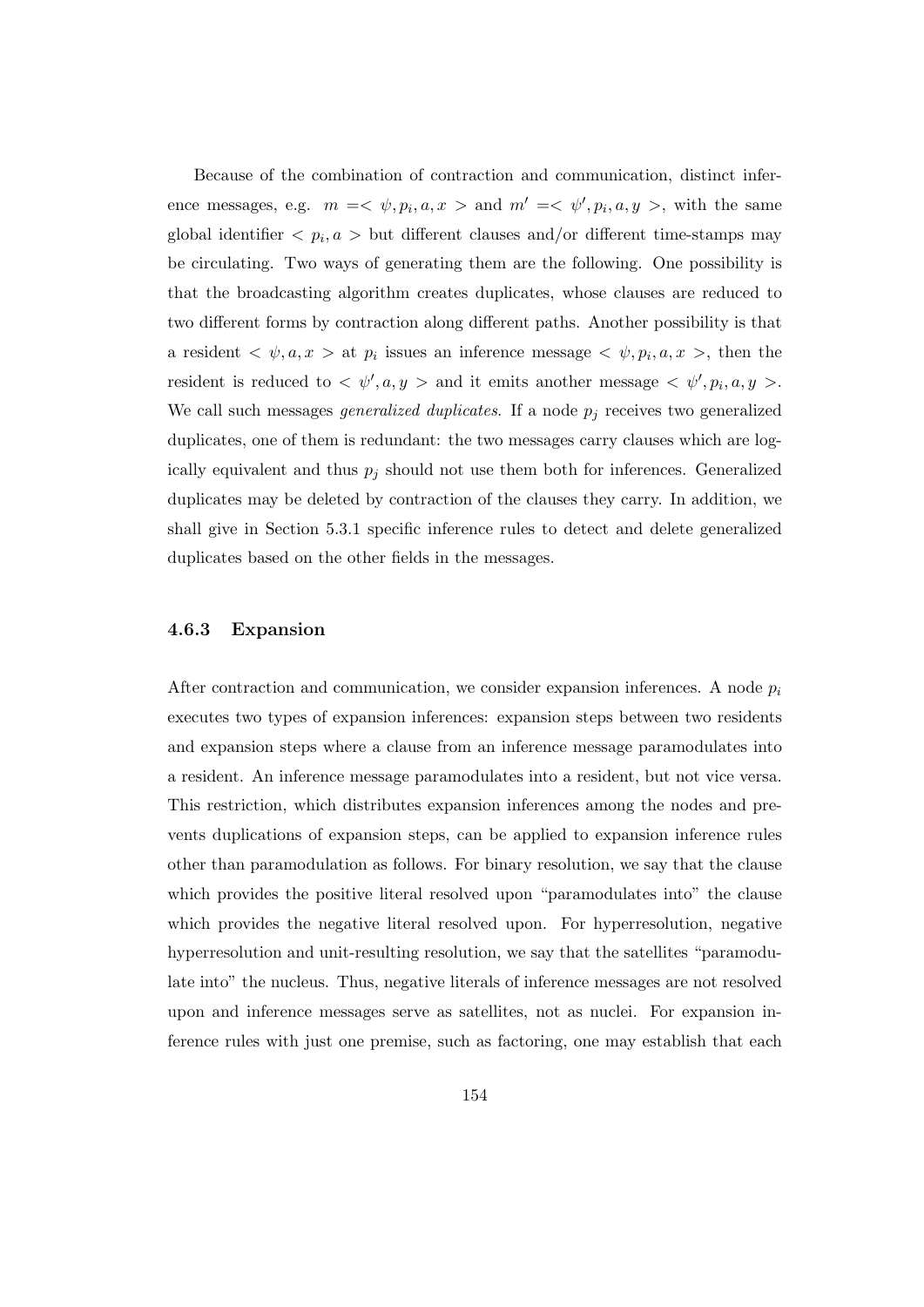Because of the combination of contraction and communication, distinct inference messages, e.g. $m = < \psi, p_i, a, x >$ and $m' = < \psi', p_i, a, y >$, with the same global identifier $< p_i, a >$ but different clauses and/or different time-stamps may be circulating. Two ways of generating them are the following. One possibility is that the broadcasting algorithm creates duplicates, whose clauses are reduced to two different forms by contraction along different paths. Another possibility is that a resident $< \psi, a, x >$ at $p_i$ issues an inference message $< \psi, p_i, a, x >$, then the resident is reduced to $< \psi', a, y >$ and it emits another message $< \psi', p_i, a, y >$. We call such messages *generalized duplicates*. If a node $p_j$ receives two generalized duplicates, one of them is redundant: the two messages carry clauses which are logically equivalent and thus $p_j$ should not use them both for inferences. Generalized duplicates may be deleted by contraction of the clauses they carry. In addition, we shall give in Section 5.3.1 specific inference rules to detect and delete generalized duplicates based on the other fields in the messages.

### 4.6.3 Expansion

After contraction and communication, we consider expansion inferences. A node $p_i$ executes two types of expansion inferences: expansion steps between two residents and expansion steps where a clause from an inference message paramodulates into a resident. An inference message paramodulates into a resident, but not vice versa. This restriction, which distributes expansion inferences among the nodes and prevents duplications of expansion steps, can be applied to expansion inference rules other than paramodulation as follows. For binary resolution, we say that the clause which provides the positive literal resolved upon "paramodulates into" the clause which provides the negative literal resolved upon. For hyperresolution, negative hyperresolution and unit-resulting resolution, we say that the satellites "paramodulate into" the nucleus. Thus, negative literals of inference messages are not resolved upon and inference messages serve as satellites, not as nuclei. For expansion inference rules with just one premise, such as factoring, one may establish that each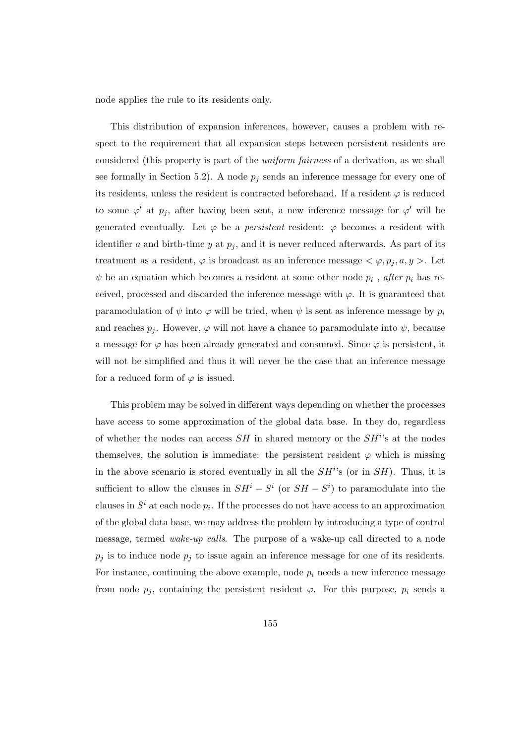node applies the rule to its residents only.

This distribution of expansion inferences, however, causes a problem with respect to the requirement that all expansion steps between persistent residents are considered (this property is part of the *uniform fairness* of a derivation, as we shall see formally in Section 5.2). A node $p_j$ sends an inference message for every one of its residents, unless the resident is contracted beforehand. If a resident $\varphi$ is reduced to some $\varphi'$ at $p_j$, after having been sent, a new inference message for $\varphi'$ will be generated eventually. Let $\varphi$ be a *persistent* resident: $\varphi$ becomes a resident with identifier $a$ and birth-time $y$ at $p_j$, and it is never reduced afterwards. As part of its treatment as a resident, $\varphi$ is broadcast as an inference message $< \varphi, p_j, a, y >$. Let $\psi$ be an equation which becomes a resident at some other node $p_i$ , *after* $p_i$ has received, processed and discarded the inference message with $\varphi$. It is guaranteed that paramodulation of $\psi$ into $\varphi$ will be tried, when $\psi$ is sent as inference message by $p_i$ and reaches $p_j$. However, $\varphi$ will not have a chance to paramodulate into $\psi$, because a message for $\varphi$ has been already generated and consumed. Since $\varphi$ is persistent, it will not be simplified and thus it will never be the case that an inference message for a reduced form of $\varphi$ is issued.

This problem may be solved in different ways depending on whether the processes have access to some approximation of the global data base. In they do, regardless of whether the nodes can access $SH$ in shared memory or the $SH^i$'s at the nodes themselves, the solution is immediate: the persistent resident $\varphi$ which is missing in the above scenario is stored eventually in all the $SH^i$'s (or in $SH$). Thus, it is sufficient to allow the clauses in $SH^i - S^i$ (or $SH - S^i$) to paramodulate into the clauses in $S^i$ at each node $p_i$. If the processes do not have access to an approximation of the global data base, we may address the problem by introducing a type of control message, termed *wake-up calls*. The purpose of a wake-up call directed to a node $p_j$ is to induce node $p_j$ to issue again an inference message for one of its residents. For instance, continuing the above example, node $p_i$ needs a new inference message from node $p_j$, containing the persistent resident $\varphi$. For this purpose, $p_i$ sends a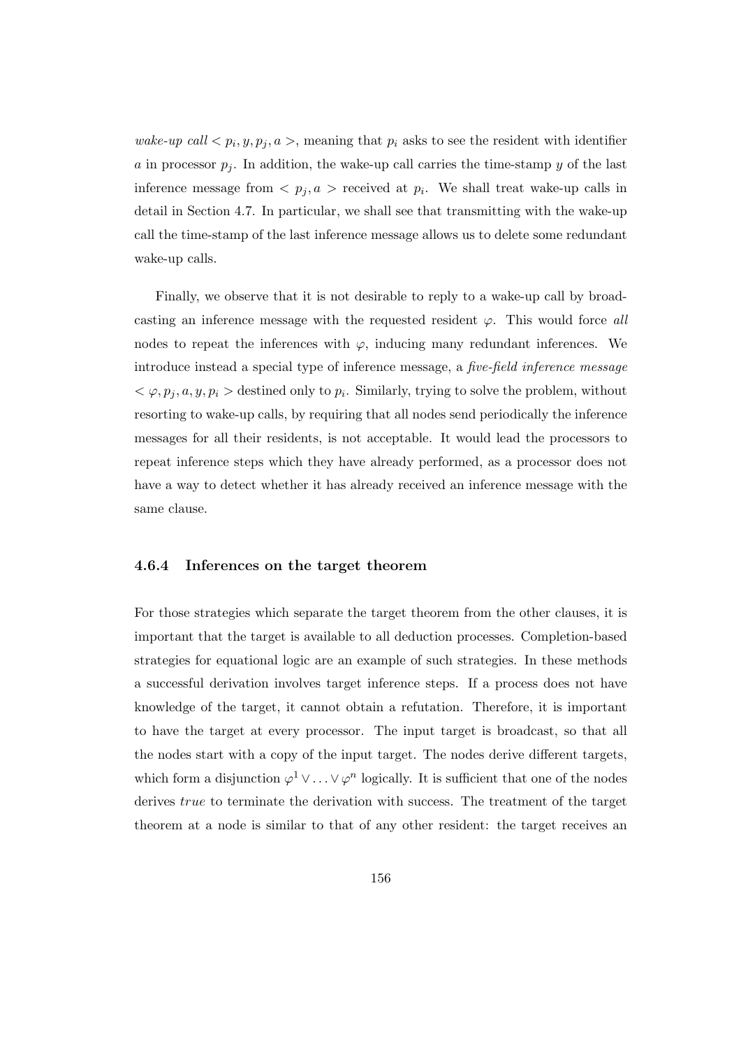*wake-up call* $< p_i, y, p_j, a >$, meaning that $p_i$ asks to see the resident with identifier $a$ in processor $p_j$. In addition, the wake-up call carries the time-stamp $y$ of the last inference message from $< p_j, a >$ received at $p_i$. We shall treat wake-up calls in detail in Section 4.7. In particular, we shall see that transmitting with the wake-up call the time-stamp of the last inference message allows us to delete some redundant wake-up calls.

Finally, we observe that it is not desirable to reply to a wake-up call by broadcasting an inference message with the requested resident $\varphi$. This would force *all* nodes to repeat the inferences with $\varphi$, inducing many redundant inferences. We introduce instead a special type of inference message, a *five-field inference message* $< \varphi, p_j, a, y, p_i >$ destined only to $p_i$. Similarly, trying to solve the problem, without resorting to wake-up calls, by requiring that all nodes send periodically the inference messages for all their residents, is not acceptable. It would lead the processors to repeat inference steps which they have already performed, as a processor does not have a way to detect whether it has already received an inference message with the same clause.

### 4.6.4 Inferences on the target theorem

For those strategies which separate the target theorem from the other clauses, it is important that the target is available to all deduction processes. Completion-based strategies for equational logic are an example of such strategies. In these methods a successful derivation involves target inference steps. If a process does not have knowledge of the target, it cannot obtain a refutation. Therefore, it is important to have the target at every processor. The input target is broadcast, so that all the nodes start with a copy of the input target. The nodes derive different targets, which form a disjunction $\varphi^1 \vee \ldots \vee \varphi^n$ logically. It is sufficient that one of the nodes derives *true* to terminate the derivation with success. The treatment of the target theorem at a node is similar to that of any other resident: the target receives an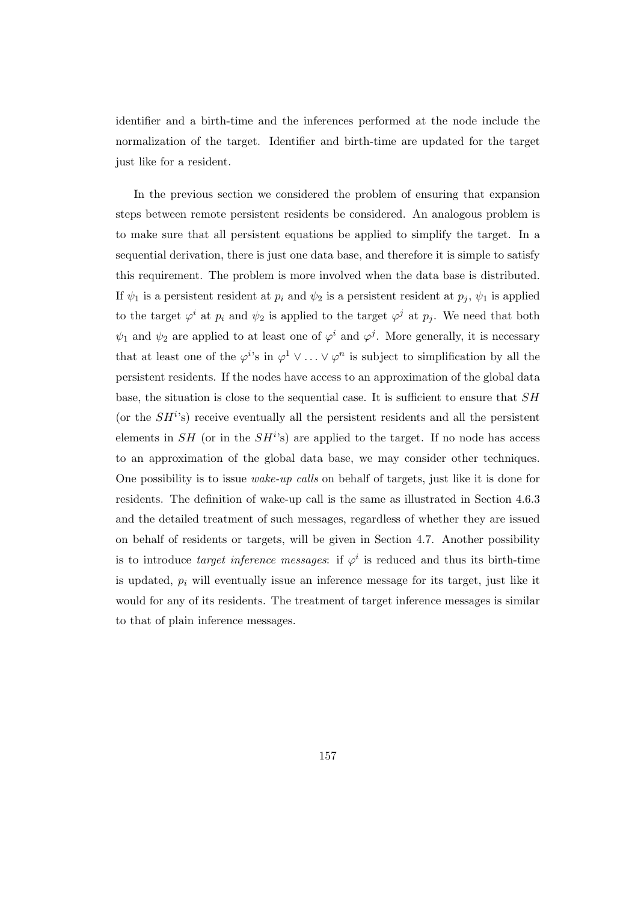identifier and a birth-time and the inferences performed at the node include the normalization of the target. Identifier and birth-time are updated for the target just like for a resident.

In the previous section we considered the problem of ensuring that expansion steps between remote persistent residents be considered. An analogous problem is to make sure that all persistent equations be applied to simplify the target. In a sequential derivation, there is just one data base, and therefore it is simple to satisfy this requirement. The problem is more involved when the data base is distributed. If $\psi_1$ is a persistent resident at $p_i$ and $\psi_2$ is a persistent resident at $p_j$, $\psi_1$ is applied to the target $\varphi^i$ at $p_i$ and $\psi_2$ is applied to the target $\varphi^j$ at $p_j$. We need that both $\psi_1$ and $\psi_2$ are applied to at least one of $\varphi^i$ and $\varphi^j$. More generally, it is necessary that at least one of the $\varphi^i$'s in $\varphi^1 \vee \ldots \vee \varphi^n$ is subject to simplification by all the persistent residents. If the nodes have access to an approximation of the global data base, the situation is close to the sequential case. It is sufficient to ensure that $SH$ (or the $SH^i$'s) receive eventually all the persistent residents and all the persistent elements in $SH$ (or in the $SH^i$'s) are applied to the target. If no node has access to an approximation of the global data base, we may consider other techniques. One possibility is to issue *wake-up calls* on behalf of targets, just like it is done for residents. The definition of wake-up call is the same as illustrated in Section 4.6.3 and the detailed treatment of such messages, regardless of whether they are issued on behalf of residents or targets, will be given in Section 4.7. Another possibility is to introduce *target inference messages*: if $\varphi^i$ is reduced and thus its birth-time is updated, $p_i$ will eventually issue an inference message for its target, just like it would for any of its residents. The treatment of target inference messages is similar to that of plain inference messages.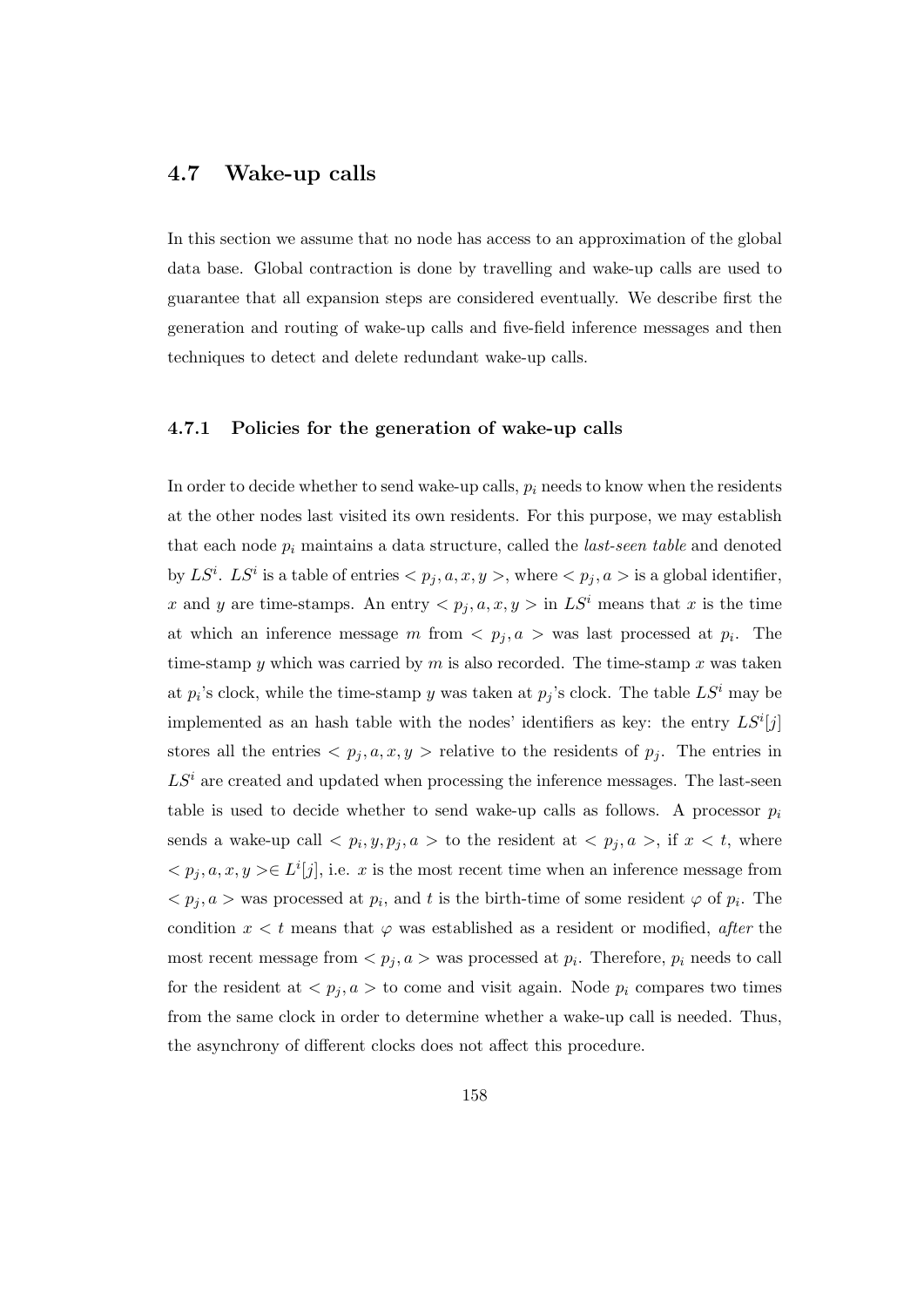## 4.7 Wake-up calls

In this section we assume that no node has access to an approximation of the global data base. Global contraction is done by travelling and wake-up calls are used to guarantee that all expansion steps are considered eventually. We describe first the generation and routing of wake-up calls and five-field inference messages and then techniques to detect and delete redundant wake-up calls.

### 4.7.1 Policies for the generation of wake-up calls

In order to decide whether to send wake-up calls, $p_i$ needs to know when the residents at the other nodes last visited its own residents. For this purpose, we may establish that each node $p_i$ maintains a data structure, called the *last-seen table* and denoted by $LS^i$. $LS^i$ is a table of entries $< p_j, a, x, y >$, where $< p_j, a >$ is a global identifier, $x$ and $y$ are time-stamps. An entry $< p_j, a, x, y >$ in $LS^i$ means that $x$ is the time at which an inference message $m$ from $< p_j, a >$ was last processed at $p_i$. The time-stamp $y$ which was carried by $m$ is also recorded. The time-stamp $x$ was taken at $p_i$'s clock, while the time-stamp $y$ was taken at $p_j$'s clock. The table $LS^i$ may be implemented as an hash table with the nodes' identifiers as key: the entry $LS^i[j]$ stores all the entries $< p_j, a, x, y >$ relative to the residents of $p_j$. The entries in $LS^i$ are created and updated when processing the inference messages. The last-seen table is used to decide whether to send wake-up calls as follows. A processor $p_i$ sends a wake-up call $< p_i, y, p_j, a >$ to the resident at $< p_j, a >$, if $x < t$, where $< p_j, a, x, y > \in L^i[j]$, i.e. $x$ is the most recent time when an inference message from $< p_j, a >$ was processed at $p_i$, and $t$ is the birth-time of some resident $\varphi$ of $p_i$. The condition $x < t$ means that $\varphi$ was established as a resident or modified, *after* the most recent message from $< p_j, a >$ was processed at $p_i$. Therefore, $p_i$ needs to call for the resident at $< p_j, a >$ to come and visit again. Node $p_i$ compares two times from the same clock in order to determine whether a wake-up call is needed. Thus, the asynchrony of different clocks does not affect this procedure.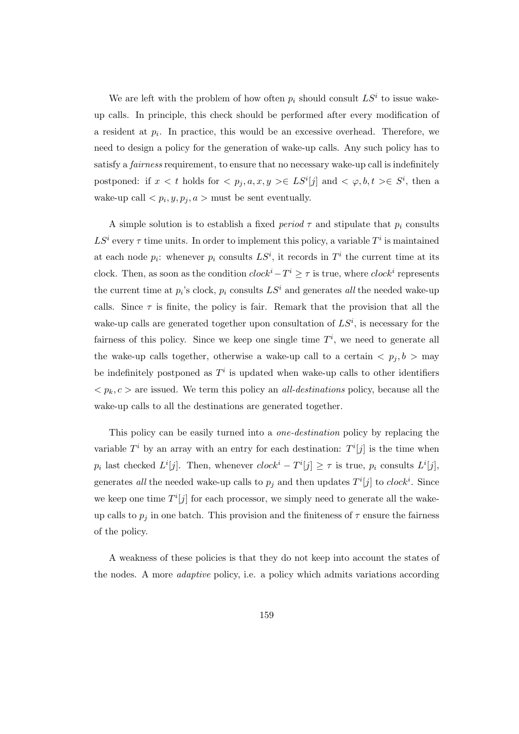We are left with the problem of how often $p_i$ should consult $LS^i$ to issue wake-up calls. In principle, this check should be performed after every modification of a resident at $p_i$. In practice, this would be an excessive overhead. Therefore, we need to design a policy for the generation of wake-up calls. Any such policy has to satisfy a *fairness* requirement, to ensure that no necessary wake-up call is indefinitely postponed: if $x < t$ holds for $< p_j, a, x, y > \in LS^i[j]$ and $< \varphi, b, t > \in S^i$, then a wake-up call $< p_i, y, p_j, a >$ must be sent eventually.

A simple solution is to establish a fixed *period* $\tau$ and stipulate that $p_i$ consults $LS^i$ every $\tau$ time units. In order to implement this policy, a variable $T^i$ is maintained at each node $p_i$: whenever $p_i$ consults $LS^i$, it records in $T^i$ the current time at its clock. Then, as soon as the condition $clock^i - T^i \geq \tau$ is true, where $clock^i$ represents the current time at $p_i$'s clock, $p_i$ consults $LS^i$ and generates *all* the needed wake-up calls. Since $\tau$ is finite, the policy is fair. Remark that the provision that all the wake-up calls are generated together upon consultation of $LS^i$, is necessary for the fairness of this policy. Since we keep one single time $T^i$, we need to generate all the wake-up calls together, otherwise a wake-up call to a certain $< p_j, b >$ may be indefinitely postponed as $T^i$ is updated when wake-up calls to other identifiers $< p_k, c >$ are issued. We term this policy an *all-destinations* policy, because all the wake-up calls to all the destinations are generated together.

This policy can be easily turned into a *one-destination* policy by replacing the variable $T^i$ by an array with an entry for each destination: $T^i[j]$ is the time when $p_i$ last checked $L^i[j]$. Then, whenever $clock^i - T^i[j] \geq \tau$ is true, $p_i$ consults $L^i[j]$, generates *all* the needed wake-up calls to $p_j$ and then updates $T^i[j]$ to $clock^i$. Since we keep one time $T^i[j]$ for each processor, we simply need to generate all the wake-up calls to $p_j$ in one batch. This provision and the finiteness of $\tau$ ensure the fairness of the policy.

A weakness of these policies is that they do not keep into account the states of the nodes. A more *adaptive* policy, i.e. a policy which admits variations according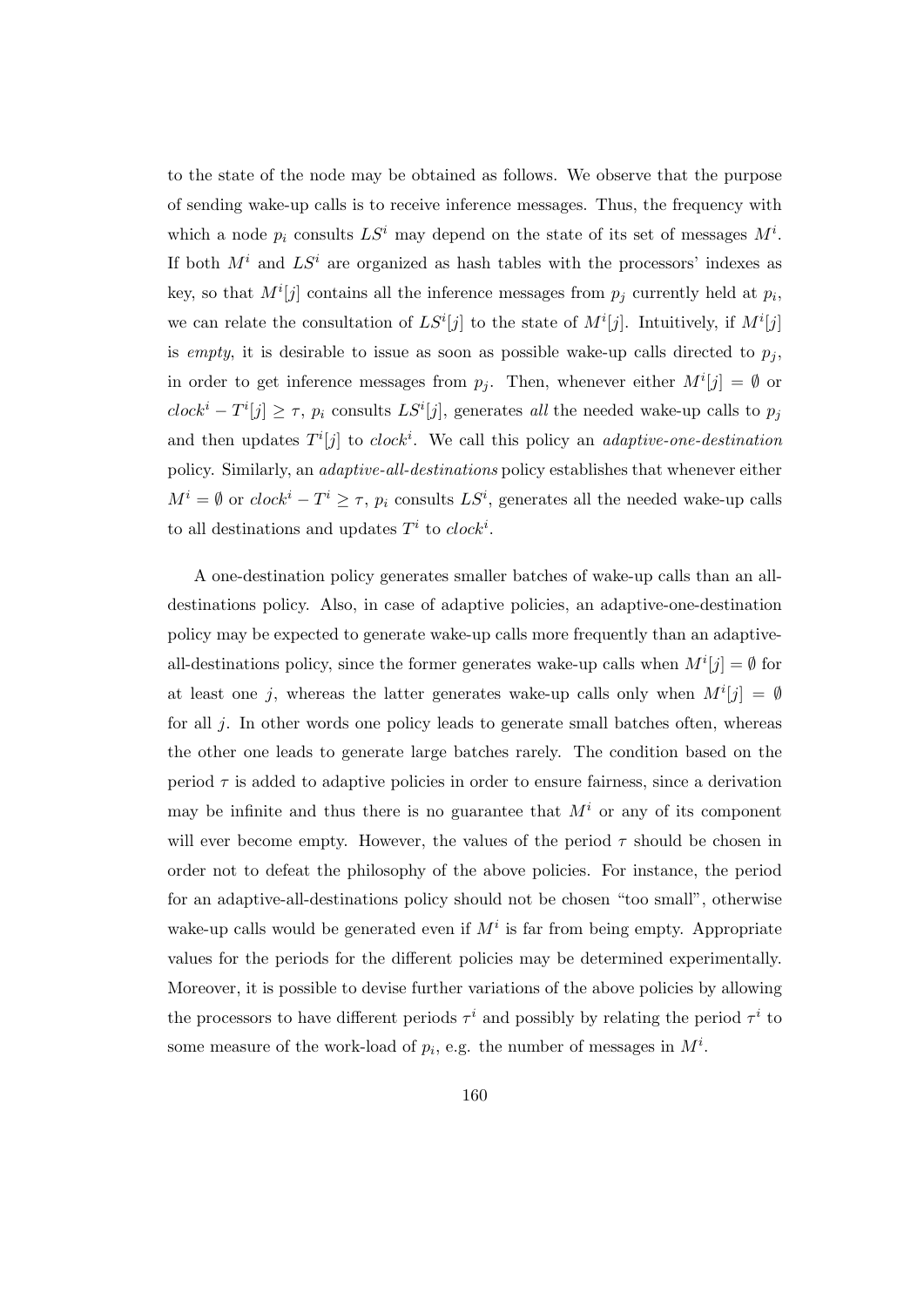to the state of the node may be obtained as follows. We observe that the purpose of sending wake-up calls is to receive inference messages. Thus, the frequency with which a node $p_i$ consults $LS^i$ may depend on the state of its set of messages $M^i$. If both $M^i$ and $LS^i$ are organized as hash tables with the processors' indexes as key, so that $M^i[j]$ contains all the inference messages from $p_j$ currently held at $p_i$, we can relate the consultation of $LS^i[j]$ to the state of $M^i[j]$. Intuitively, if $M^i[j]$ is *empty*, it is desirable to issue as soon as possible wake-up calls directed to $p_j$, in order to get inference messages from $p_j$. Then, whenever either $M^i[j] = \emptyset$ or $clock^i - T^i[j] \geq \tau$, $p_i$ consults $LS^i[j]$, generates *all* the needed wake-up calls to $p_j$ and then updates $T^i[j]$ to $clock^i$. We call this policy an *adaptive-one-destination* policy. Similarly, an *adaptive-all-destinations* policy establishes that whenever either $M^i = \emptyset$ or $clock^i - T^i \geq \tau$, $p_i$ consults $LS^i$, generates all the needed wake-up calls to all destinations and updates $T^i$ to $clock^i$.

A one-destination policy generates smaller batches of wake-up calls than an all-destinations policy. Also, in case of adaptive policies, an adaptive-one-destination policy may be expected to generate wake-up calls more frequently than an adaptive-all-destinations policy, since the former generates wake-up calls when $M^i[j] = \emptyset$ for at least one $j$, whereas the latter generates wake-up calls only when $M^i[j] = \emptyset$ for all $j$. In other words one policy leads to generate small batches often, whereas the other one leads to generate large batches rarely. The condition based on the period $\tau$ is added to adaptive policies in order to ensure fairness, since a derivation may be infinite and thus there is no guarantee that $M^i$ or any of its component will ever become empty. However, the values of the period $\tau$ should be chosen in order not to defeat the philosophy of the above policies. For instance, the period for an adaptive-all-destinations policy should not be chosen "too small", otherwise wake-up calls would be generated even if $M^i$ is far from being empty. Appropriate values for the periods for the different policies may be determined experimentally. Moreover, it is possible to devise further variations of the above policies by allowing the processors to have different periods $\tau^i$ and possibly by relating the period $\tau^i$ to some measure of the work-load of $p_i$, e.g. the number of messages in $M^i$.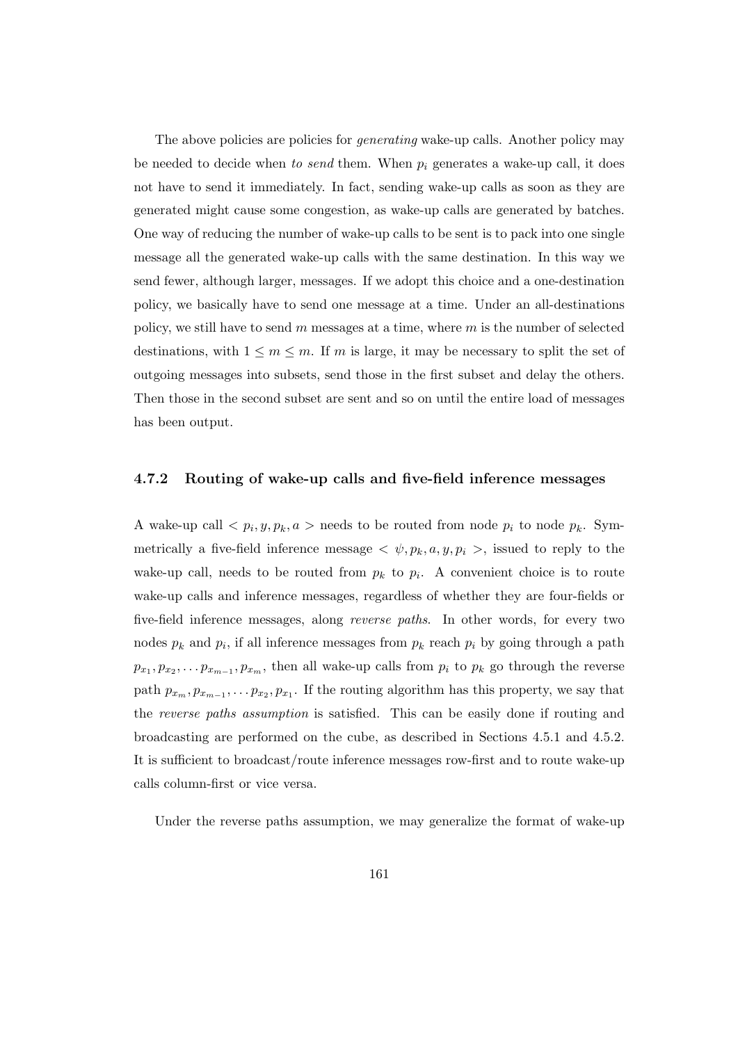The above policies are policies for *generating* wake-up calls. Another policy may be needed to decide when *to send* them. When $p_i$ generates a wake-up call, it does not have to send it immediately. In fact, sending wake-up calls as soon as they are generated might cause some congestion, as wake-up calls are generated by batches. One way of reducing the number of wake-up calls to be sent is to pack into one single message all the generated wake-up calls with the same destination. In this way we send fewer, although larger, messages. If we adopt this choice and a one-destination policy, we basically have to send one message at a time. Under an all-destinations policy, we still have to send $m$ messages at a time, where $m$ is the number of selected destinations, with $1 \leq m \leq m$. If $m$ is large, it may be necessary to split the set of outgoing messages into subsets, send those in the first subset and delay the others. Then those in the second subset are sent and so on until the entire load of messages has been output.

### 4.7.2 Routing of wake-up calls and five-field inference messages

A wake-up call $< p_i, y, p_k, a >$ needs to be routed from node $p_i$ to node $p_k$. Symmetrically a five-field inference message $< \psi, p_k, a, y, p_i >$, issued to reply to the wake-up call, needs to be routed from $p_k$ to $p_i$. A convenient choice is to route wake-up calls and inference messages, regardless of whether they are four-fields or five-field inference messages, along *reverse paths*. In other words, for every two nodes $p_k$ and $p_i$, if all inference messages from $p_k$ reach $p_i$ by going through a path $p_{x_1}, p_{x_2}, \ldots p_{x_{m-1}}, p_{x_m}$, then all wake-up calls from $p_i$ to $p_k$ go through the reverse path $p_{x_m}, p_{x_{m-1}}, \ldots p_{x_2}, p_{x_1}$. If the routing algorithm has this property, we say that the *reverse paths assumption* is satisfied. This can be easily done if routing and broadcasting are performed on the cube, as described in Sections 4.5.1 and 4.5.2. It is sufficient to broadcast/route inference messages row-first and to route wake-up calls column-first or vice versa.

Under the reverse paths assumption, we may generalize the format of wake-up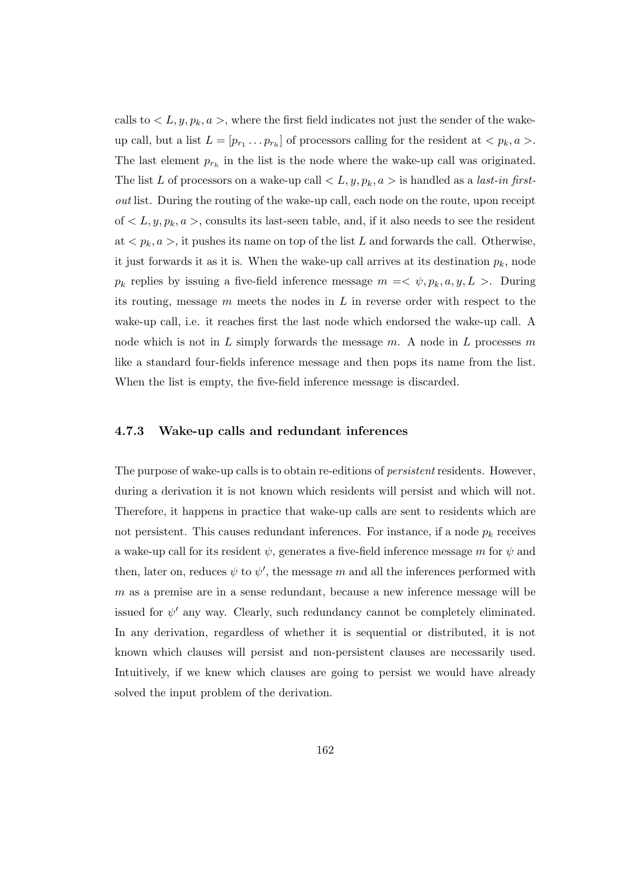calls to $< L, y, p_k, a >$, where the first field indicates not just the sender of the wake-up call, but a list $L = [p_{r_1} \dots p_{r_h}]$ of processors calling for the resident at $< p_k, a >$. The last element $p_{r_h}$ in the list is the node where the wake-up call was originated. The list $L$ of processors on a wake-up call $< L, y, p_k, a >$ is handled as a *last-in first-out* list. During the routing of the wake-up call, each node on the route, upon receipt of $< L, y, p_k, a >$, consults its last-seen table, and, if it also needs to see the resident at $< p_k, a >$, it pushes its name on top of the list $L$ and forwards the call. Otherwise, it just forwards it as it is. When the wake-up call arrives at its destination $p_k$, node $p_k$ replies by issuing a five-field inference message $m =< \psi, p_k, a, y, L >$. During its routing, message $m$ meets the nodes in $L$ in reverse order with respect to the wake-up call, i.e. it reaches first the last node which endorsed the wake-up call. A node which is not in $L$ simply forwards the message $m$. A node in $L$ processes $m$ like a standard four-fields inference message and then pops its name from the list. When the list is empty, the five-field inference message is discarded.

### 4.7.3 Wake-up calls and redundant inferences

The purpose of wake-up calls is to obtain re-editions of *persistent* residents. However, during a derivation it is not known which residents will persist and which will not. Therefore, it happens in practice that wake-up calls are sent to residents which are not persistent. This causes redundant inferences. For instance, if a node $p_k$ receives a wake-up call for its resident $\psi$, generates a five-field inference message $m$ for $\psi$ and then, later on, reduces $\psi$ to $\psi'$, the message $m$ and all the inferences performed with $m$ as a premise are in a sense redundant, because a new inference message will be issued for $\psi'$ any way. Clearly, such redundancy cannot be completely eliminated. In any derivation, regardless of whether it is sequential or distributed, it is not known which clauses will persist and non-persistent clauses are necessarily used. Intuitively, if we knew which clauses are going to persist we would have already solved the input problem of the derivation.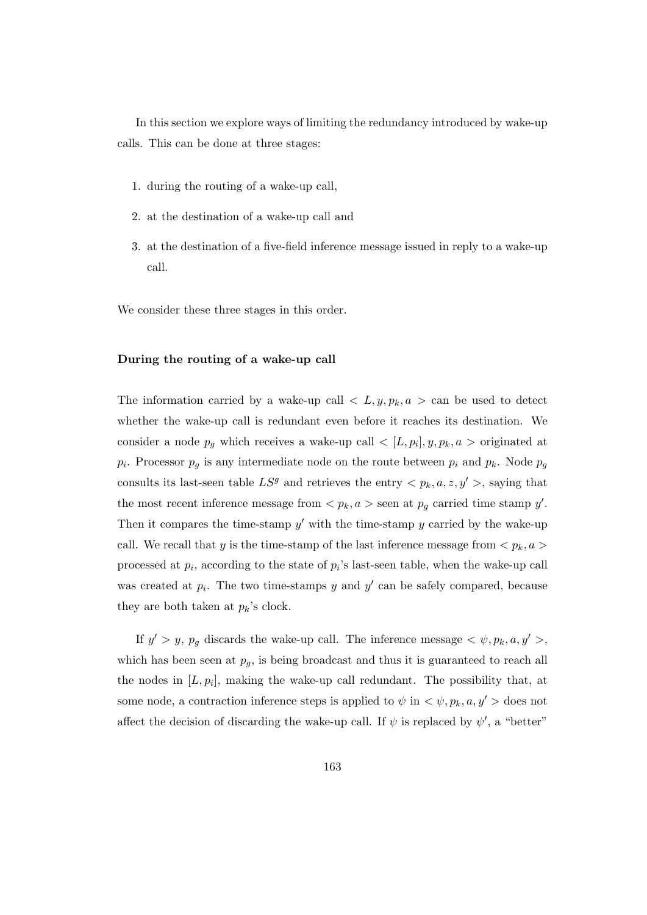In this section we explore ways of limiting the redundancy introduced by wake-up calls. This can be done at three stages:

1. during the routing of a wake-up call,
2. at the destination of a wake-up call and
3. at the destination of a five-field inference message issued in reply to a wake-up call.

We consider these three stages in this order.

**During the routing of a wake-up call**

The information carried by a wake-up call $< L, y, p_k, a >$ can be used to detect whether the wake-up call is redundant even before it reaches its destination. We consider a node $p_g$ which receives a wake-up call $< [L, p_i], y, p_k, a >$ originated at $p_i$. Processor $p_g$ is any intermediate node on the route between $p_i$ and $p_k$. Node $p_g$ consults its last-seen table $LS^g$ and retrieves the entry $< p_k, a, z, y' >$, saying that the most recent inference message from $< p_k, a >$ seen at $p_g$ carried time stamp $y'$. Then it compares the time-stamp $y'$ with the time-stamp $y$ carried by the wake-up call. We recall that $y$ is the time-stamp of the last inference message from $< p_k, a >$ processed at $p_i$, according to the state of $p_i$'s last-seen table, when the wake-up call was created at $p_i$. The two time-stamps $y$ and $y'$ can be safely compared, because they are both taken at $p_k$'s clock.

If $y' > y$, $p_g$ discards the wake-up call. The inference message $< \psi, p_k, a, y' >$, which has been seen at $p_g$, is being broadcast and thus it is guaranteed to reach all the nodes in $[L, p_i]$, making the wake-up call redundant. The possibility that, at some node, a contraction inference steps is applied to $\psi$ in $< \psi, p_k, a, y' >$ does not affect the decision of discarding the wake-up call. If $\psi$ is replaced by $\psi'$, a "better"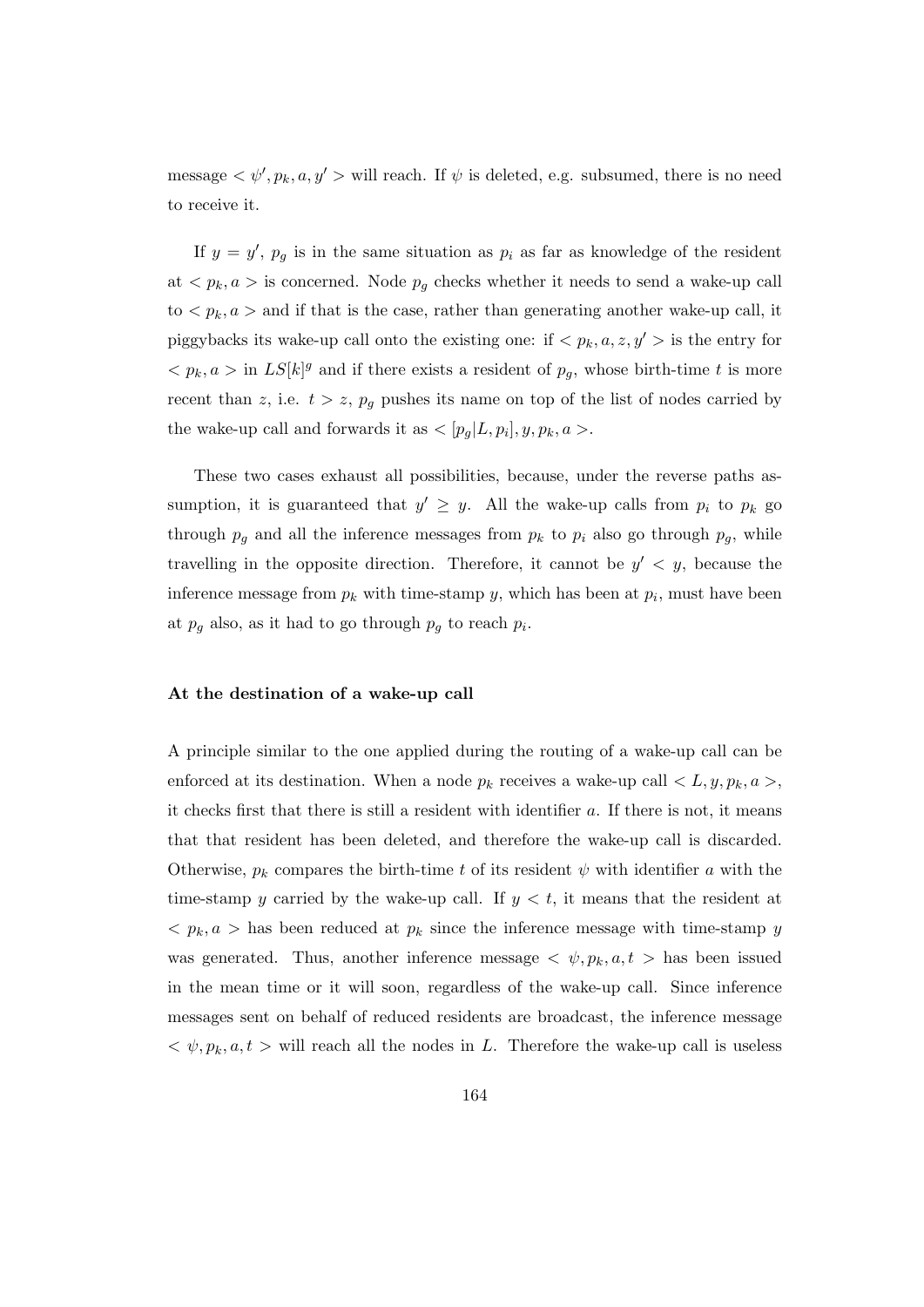message $< \psi', p_k, a, y' >$ will reach. If $\psi$ is deleted, e.g. subsumed, there is no need to receive it.

If $y = y'$, $p_g$ is in the same situation as $p_i$ as far as knowledge of the resident at $< p_k, a >$ is concerned. Node $p_g$ checks whether it needs to send a wake-up call to $< p_k, a >$ and if that is the case, rather than generating another wake-up call, it piggybacks its wake-up call onto the existing one: if $< p_k, a, z, y' >$ is the entry for $< p_k, a >$ in $LS[k]^g$ and if there exists a resident of $p_g$, whose birth-time $t$ is more recent than $z$, i.e. $t > z$, $p_g$ pushes its name on top of the list of nodes carried by the wake-up call and forwards it as $< [p_g|L, p_i], y, p_k, a >$.

These two cases exhaust all possibilities, because, under the reverse paths assumption, it is guaranteed that $y' \geq y$. All the wake-up calls from $p_i$ to $p_k$ go through $p_g$ and all the inference messages from $p_k$ to $p_i$ also go through $p_g$, while travelling in the opposite direction. Therefore, it cannot be $y' < y$, because the inference message from $p_k$ with time-stamp $y$, which has been at $p_i$, must have been at $p_g$ also, as it had to go through $p_g$ to reach $p_i$.

**At the destination of a wake-up call**

A principle similar to the one applied during the routing of a wake-up call can be enforced at its destination. When a node $p_k$ receives a wake-up call $< L, y, p_k, a >$, it checks first that there is still a resident with identifier $a$. If there is not, it means that that resident has been deleted, and therefore the wake-up call is discarded. Otherwise, $p_k$ compares the birth-time $t$ of its resident $\psi$ with identifier $a$ with the time-stamp $y$ carried by the wake-up call. If $y < t$, it means that the resident at $< p_k, a >$ has been reduced at $p_k$ since the inference message with time-stamp $y$ was generated. Thus, another inference message $< \psi, p_k, a, t >$ has been issued in the mean time or it will soon, regardless of the wake-up call. Since inference messages sent on behalf of reduced residents are broadcast, the inference message $< \psi, p_k, a, t >$ will reach all the nodes in $L$. Therefore the wake-up call is useless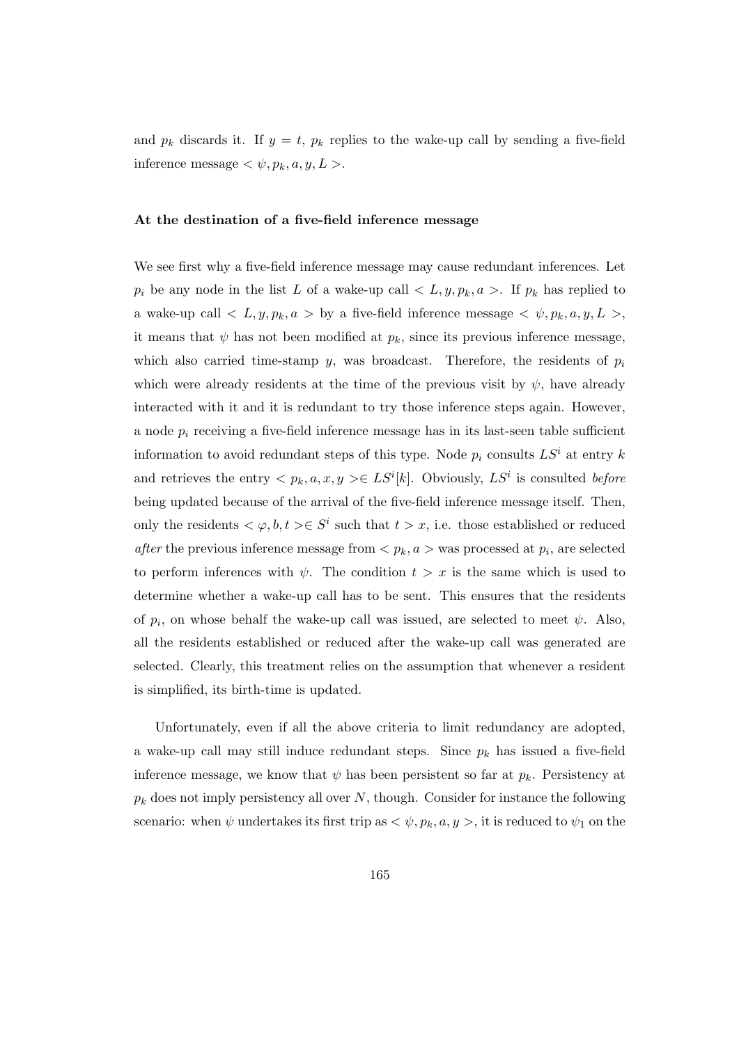and $p_k$ discards it. If $y = t$, $p_k$ replies to the wake-up call by sending a five-field inference message $< \psi, p_k, a, y, L >$.

#### At the destination of a five-field inference message

We see first why a five-field inference message may cause redundant inferences. Let $p_i$ be any node in the list $L$ of a wake-up call $< L, y, p_k, a >$. If $p_k$ has replied to a wake-up call $< L, y, p_k, a >$ by a five-field inference message $< \psi, p_k, a, y, L >$, it means that $\psi$ has not been modified at $p_k$, since its previous inference message, which also carried time-stamp $y$, was broadcast. Therefore, the residents of $p_i$ which were already residents at the time of the previous visit by $\psi$, have already interacted with it and it is redundant to try those inference steps again. However, a node $p_i$ receiving a five-field inference message has in its last-seen table sufficient information to avoid redundant steps of this type. Node $p_i$ consults $LS^i$ at entry $k$ and retrieves the entry $< p_k, a, x, y > \in LS^i[k]$. Obviously, $LS^i$ is consulted *before* being updated because of the arrival of the five-field inference message itself. Then, only the residents $< \varphi, b, t > \in S^i$ such that $t > x$, i.e. those established or reduced *after* the previous inference message from $< p_k, a >$ was processed at $p_i$, are selected to perform inferences with $\psi$. The condition $t > x$ is the same which is used to determine whether a wake-up call has to be sent. This ensures that the residents of $p_i$, on whose behalf the wake-up call was issued, are selected to meet $\psi$. Also, all the residents established or reduced after the wake-up call was generated are selected. Clearly, this treatment relies on the assumption that whenever a resident is simplified, its birth-time is updated.

Unfortunately, even if all the above criteria to limit redundancy are adopted, a wake-up call may still induce redundant steps. Since $p_k$ has issued a five-field inference message, we know that $\psi$ has been persistent so far at $p_k$. Persistency at $p_k$ does not imply persistency all over $N$, though. Consider for instance the following scenario: when $\psi$ undertakes its first trip as $< \psi, p_k, a, y >$, it is reduced to $\psi_1$ on the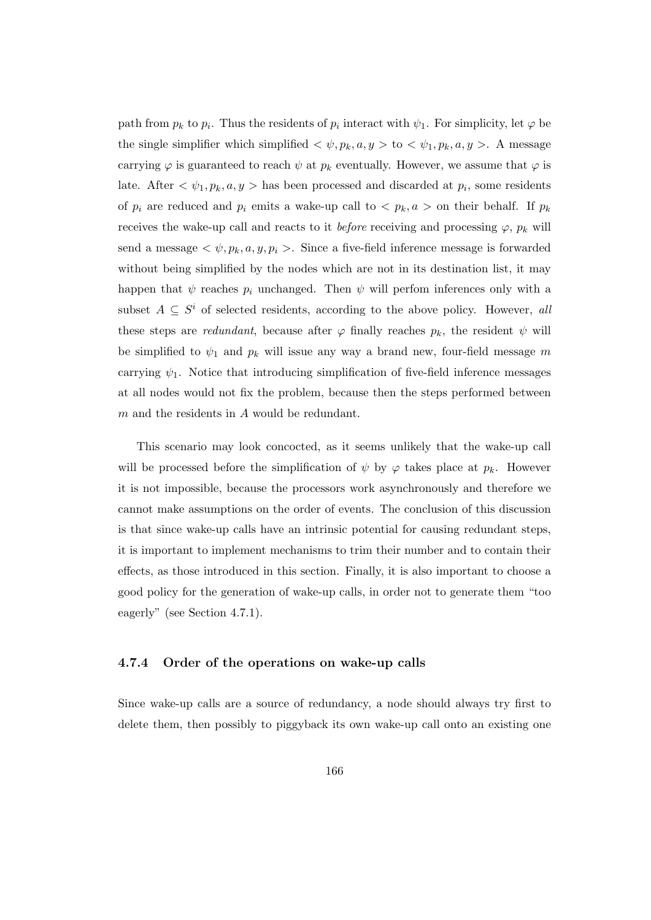path from $p_k$ to $p_i$. Thus the residents of $p_i$ interact with $\psi_1$. For simplicity, let $\varphi$ be the single simplifier which simplified $< \psi, p_k, a, y >$ to $< \psi_1, p_k, a, y >$. A message carrying $\varphi$ is guaranteed to reach $\psi$ at $p_k$ eventually. However, we assume that $\varphi$ is late. After $< \psi_1, p_k, a, y >$ has been processed and discarded at $p_i$, some residents of $p_i$ are reduced and $p_i$ emits a wake-up call to $< p_k, a >$ on their behalf. If $p_k$ receives the wake-up call and reacts to it *before* receiving and processing $\varphi$, $p_k$ will send a message $< \psi, p_k, a, y, p_i >$. Since a five-field inference message is forwarded without being simplified by the nodes which are not in its destination list, it may happen that $\psi$ reaches $p_i$ unchanged. Then $\psi$ will perfom inferences only with a subset $A \subseteq S^i$ of selected residents, according to the above policy. However, *all* these steps are *redundant*, because after $\varphi$ finally reaches $p_k$, the resident $\psi$ will be simplified to $\psi_1$ and $p_k$ will issue any way a brand new, four-field message $m$ carrying $\psi_1$. Notice that introducing simplification of five-field inference messages at all nodes would not fix the problem, because then the steps performed between $m$ and the residents in $A$ would be redundant.

This scenario may look concocted, as it seems unlikely that the wake-up call will be processed before the simplification of $\psi$ by $\varphi$ takes place at $p_k$. However it is not impossible, because the processors work asynchronously and therefore we cannot make assumptions on the order of events. The conclusion of this discussion is that since wake-up calls have an intrinsic potential for causing redundant steps, it is important to implement mechanisms to trim their number and to contain their effects, as those introduced in this section. Finally, it is also important to choose a good policy for the generation of wake-up calls, in order not to generate them "too eagerly" (see Section 4.7.1).

### 4.7.4 Order of the operations on wake-up calls

Since wake-up calls are a source of redundancy, a node should always try first to delete them, then possibly to piggyback its own wake-up call onto an existing one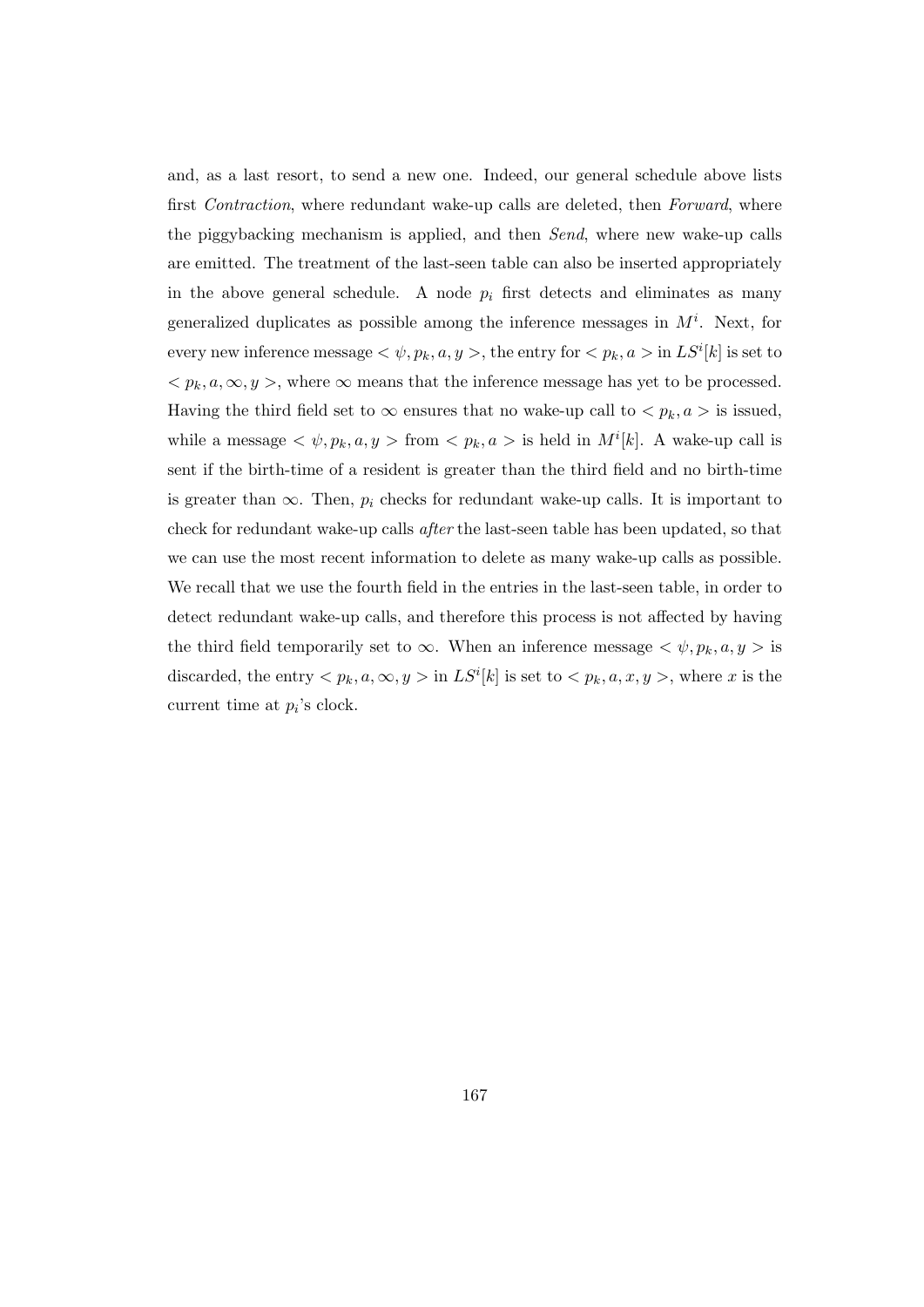and, as a last resort, to send a new one. Indeed, our general schedule above lists first *Contraction*, where redundant wake-up calls are deleted, then *Forward*, where the piggybacking mechanism is applied, and then *Send*, where new wake-up calls are emitted. The treatment of the last-seen table can also be inserted appropriately in the above general schedule. A node $p_i$ first detects and eliminates as many generalized duplicates as possible among the inference messages in $M^i$. Next, for every new inference message $< \psi, p_k, a, y >$, the entry for $< p_k, a >$ in $LS^i[k]$ is set to $< p_k, a, \infty, y >$, where $\infty$ means that the inference message has yet to be processed. Having the third field set to $\infty$ ensures that no wake-up call to $< p_k, a >$ is issued, while a message $< \psi, p_k, a, y >$ from $< p_k, a >$ is held in $M^i[k]$. A wake-up call is sent if the birth-time of a resident is greater than the third field and no birth-time is greater than $\infty$. Then, $p_i$ checks for redundant wake-up calls. It is important to check for redundant wake-up calls *after* the last-seen table has been updated, so that we can use the most recent information to delete as many wake-up calls as possible. We recall that we use the fourth field in the entries in the last-seen table, in order to detect redundant wake-up calls, and therefore this process is not affected by having the third field temporarily set to $\infty$. When an inference message $< \psi, p_k, a, y >$ is discarded, the entry $< p_k, a, \infty, y >$ in $LS^i[k]$ is set to $< p_k, a, x, y >$, where $x$ is the current time at $p_i$'s clock.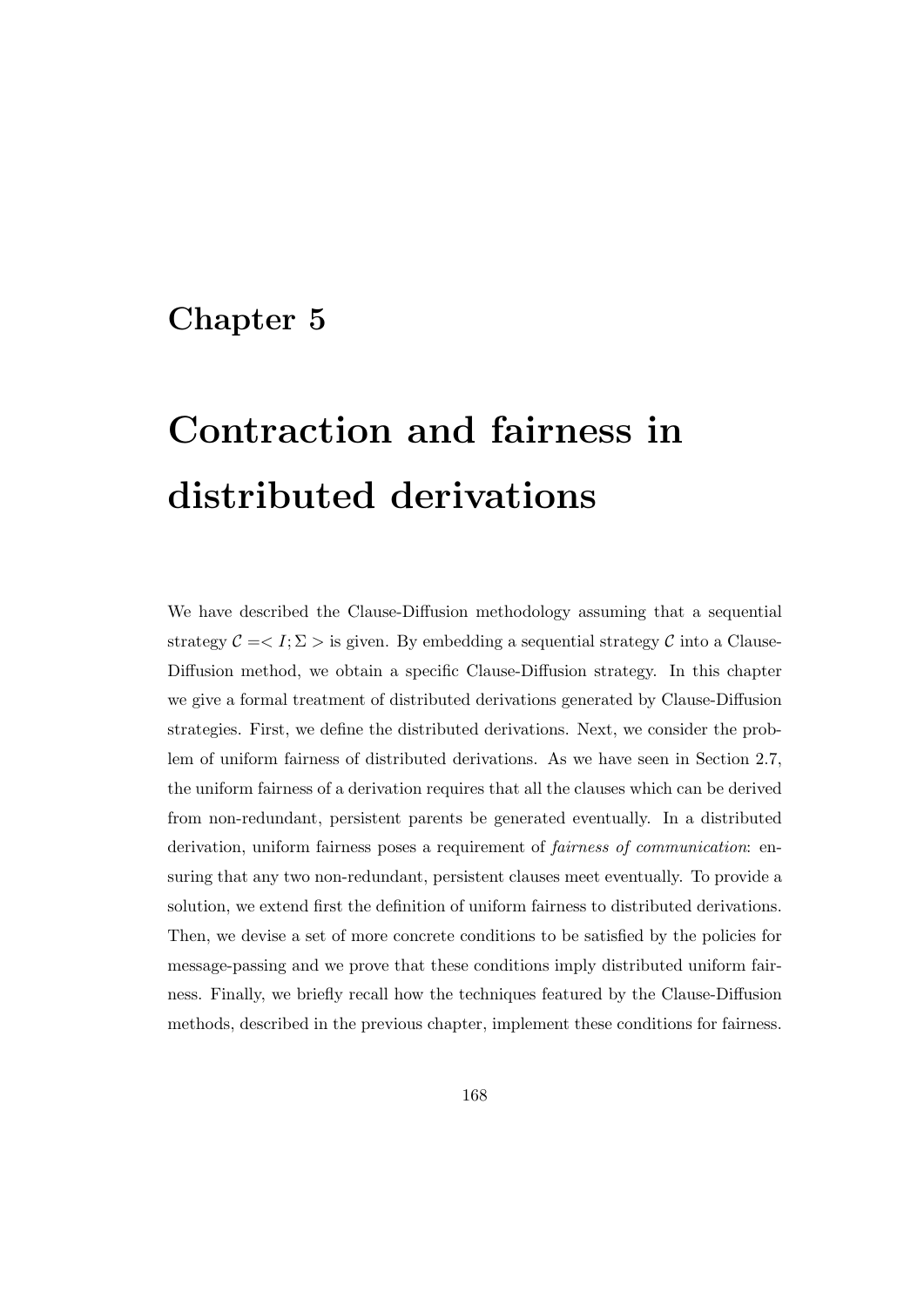# Chapter 5

# Contraction and fairness in distributed derivations

We have described the Clause-Diffusion methodology assuming that a sequential strategy $\mathcal{C} =< I; \Sigma >$ is given. By embedding a sequential strategy $\mathcal{C}$ into a Clause-Diffusion method, we obtain a specific Clause-Diffusion strategy. In this chapter we give a formal treatment of distributed derivations generated by Clause-Diffusion strategies. First, we define the distributed derivations. Next, we consider the problem of uniform fairness of distributed derivations. As we have seen in Section 2.7, the uniform fairness of a derivation requires that all the clauses which can be derived from non-redundant, persistent parents be generated eventually. In a distributed derivation, uniform fairness poses a requirement of *fairness of communication*: ensuring that any two non-redundant, persistent clauses meet eventually. To provide a solution, we extend first the definition of uniform fairness to distributed derivations. Then, we devise a set of more concrete conditions to be satisfied by the policies for message-passing and we prove that these conditions imply distributed uniform fairness. Finally, we briefly recall how the techniques featured by the Clause-Diffusion methods, described in the previous chapter, implement these conditions for fairness.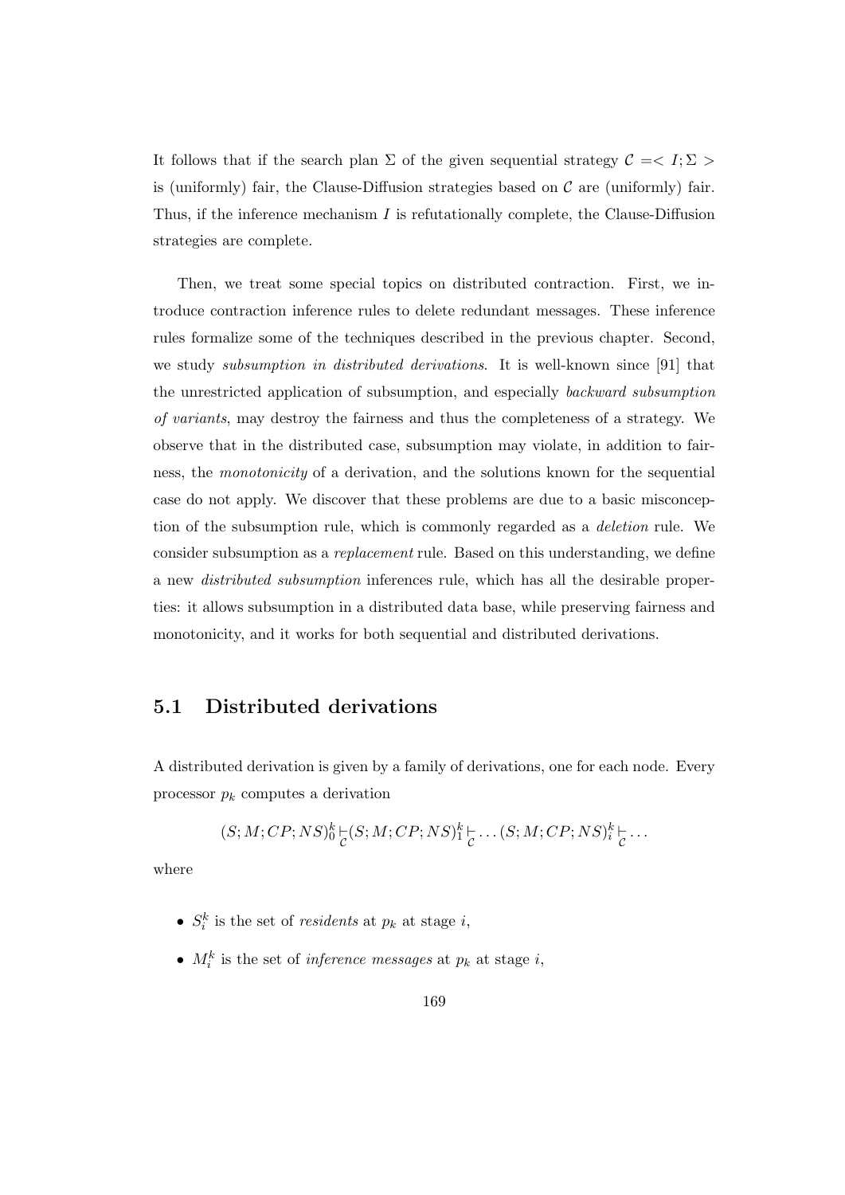It follows that if the search plan $\Sigma$ of the given sequential strategy $\mathcal{C} =< I; \Sigma >$ is (uniformly) fair, the Clause-Diffusion strategies based on $\mathcal{C}$ are (uniformly) fair. Thus, if the inference mechanism $I$ is refutationally complete, the Clause-Diffusion strategies are complete.

Then, we treat some special topics on distributed contraction. First, we introduce contraction inference rules to delete redundant messages. These inference rules formalize some of the techniques described in the previous chapter. Second, we study *subsumption in distributed derivations*. It is well-known since [91] that the unrestricted application of subsumption, and especially *backward subsumption of variants*, may destroy the fairness and thus the completeness of a strategy. We observe that in the distributed case, subsumption may violate, in addition to fairness, the *monotonicity* of a derivation, and the solutions known for the sequential case do not apply. We discover that these problems are due to a basic misconception of the subsumption rule, which is commonly regarded as a *deletion* rule. We consider subsumption as a *replacement* rule. Based on this understanding, we define a new *distributed subsumption* inferences rule, which has all the desirable properties: it allows subsumption in a distributed data base, while preserving fairness and monotonicity, and it works for both sequential and distributed derivations.

## 5.1 Distributed derivations

A distributed derivation is given by a family of derivations, one for each node. Every processor $p_k$ computes a derivation

$$(S; M; CP; NS)_0^k \underset{\mathcal{C}}{\vdash} (S; M; CP; NS)_1^k \underset{\mathcal{C}}{\vdash} \ldots (S; M; CP; NS)_i^k \underset{\mathcal{C}}{\vdash} \ldots$$

where

- $S_i^k$ is the set of *residents* at $p_k$ at stage $i$,
- $M_i^k$ is the set of *inference messages* at $p_k$ at stage $i$,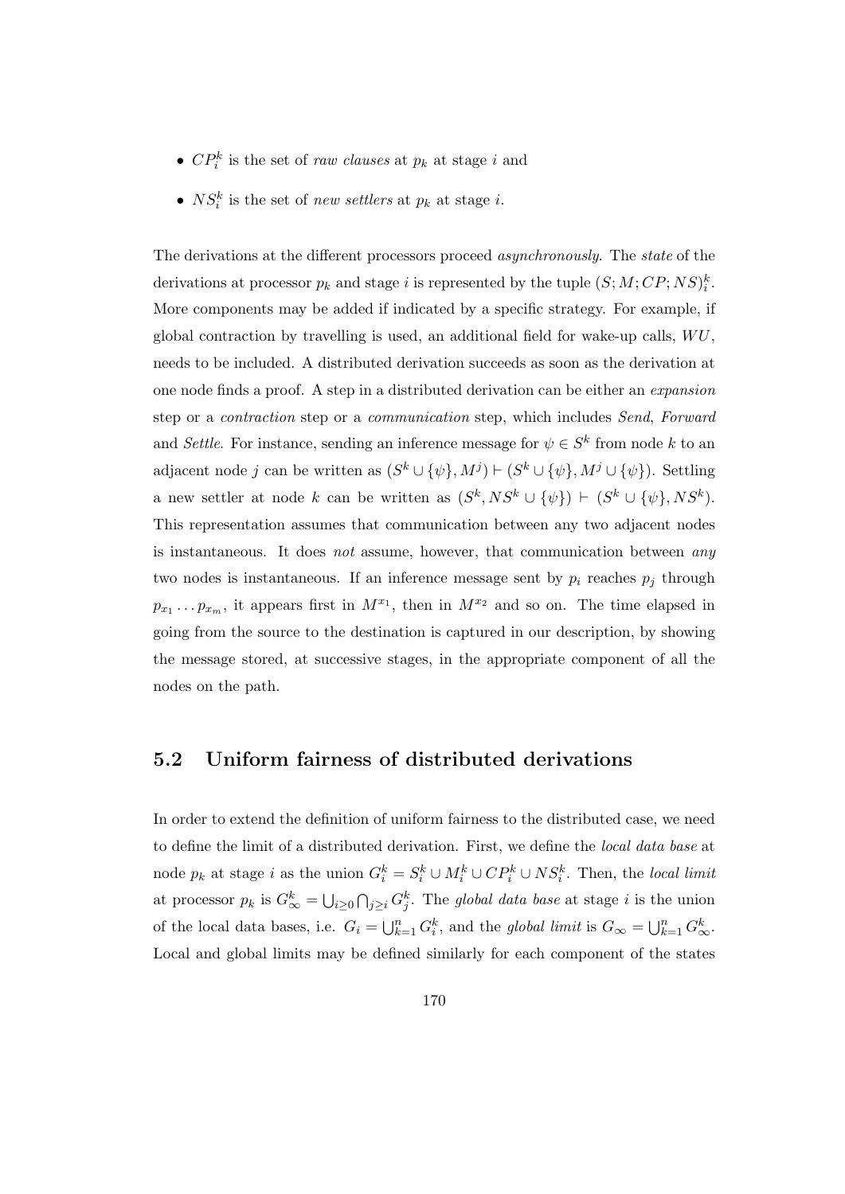- $CP_i^k$ is the set of *raw clauses* at $p_k$ at stage $i$ and
- $NS_i^k$ is the set of *new settlers* at $p_k$ at stage $i$.

The derivations at the different processors proceed *asynchronously*. The *state* of the derivations at processor $p_k$ and stage $i$ is represented by the tuple $(S; M; CP; NS)_i^k$. More components may be added if indicated by a specific strategy. For example, if global contraction by travelling is used, an additional field for wake-up calls, $WU$, needs to be included. A distributed derivation succeeds as soon as the derivation at one node finds a proof. A step in a distributed derivation can be either an *expansion* step or a *contraction* step or a *communication* step, which includes *Send*, *Forward* and *Settle*. For instance, sending an inference message for $\psi \in S^k$ from node $k$ to an adjacent node $j$ can be written as $(S^k \cup \{\psi\}, M^j) \vdash (S^k \cup \{\psi\}, M^j \cup \{\psi\})$. Settling a new settler at node $k$ can be written as $(S^k, NS^k \cup \{\psi\}) \vdash (S^k \cup \{\psi\}, NS^k)$. This representation assumes that communication between any two adjacent nodes is instantaneous. It does *not* assume, however, that communication between *any* two nodes is instantaneous. If an inference message sent by $p_i$ reaches $p_j$ through $p_{x_1} \ldots p_{x_m}$, it appears first in $M^{x_1}$, then in $M^{x_2}$ and so on. The time elapsed in going from the source to the destination is captured in our description, by showing the message stored, at successive stages, in the appropriate component of all the nodes on the path.

## 5.2 Uniform fairness of distributed derivations

In order to extend the definition of uniform fairness to the distributed case, we need to define the limit of a distributed derivation. First, we define the *local data base* at node $p_k$ at stage $i$ as the union $G_i^k = S_i^k \cup M_i^k \cup CP_i^k \cup NS_i^k$. Then, the *local limit* at processor $p_k$ is $G_\infty^k = \bigcup_{i \geq 0} \bigcap_{j \geq i} G_j^k$. The *global data base* at stage $i$ is the union of the local data bases, i.e. $G_i = \bigcup_{k=1}^n G_i^k$, and the *global limit* is $G_\infty = \bigcup_{k=1}^n G_\infty^k$. Local and global limits may be defined similarly for each component of the states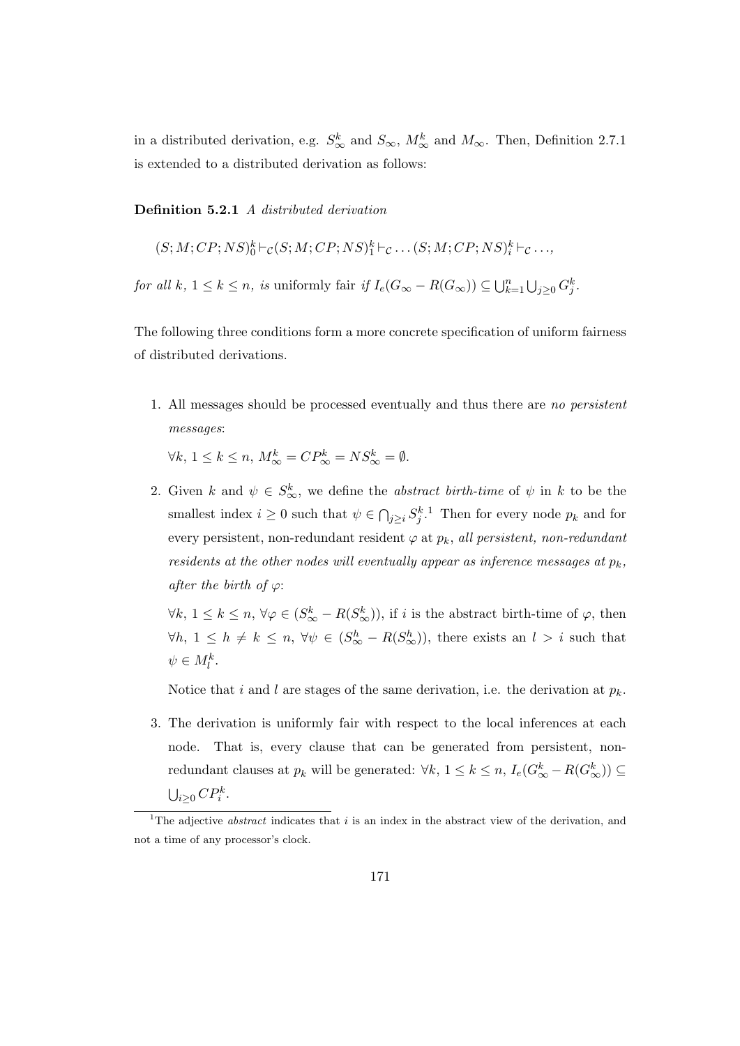in a distributed derivation, e.g. $S^k_\infty$ and $S_\infty$, $M^k_\infty$ and $M_\infty$. Then, Definition 2.7.1 is extended to a distributed derivation as follows:

**Definition 5.2.1** *A distributed derivation*

$$(S; M; CP; NS)^k_0 \vdash_{\mathcal{C}} (S; M; CP; NS)^k_1 \vdash_{\mathcal{C}} \ldots (S; M; CP; NS)^k_i \vdash_{\mathcal{C}} \ldots,$$

*for all $k$, $1 \leq k \leq n$, is* uniformly fair *if $I_e(G_\infty - R(G_\infty)) \subseteq \bigcup_{k=1}^{n} \bigcup_{j \geq 0} G^k_j$.*

The following three conditions form a more concrete specification of uniform fairness of distributed derivations.

1. All messages should be processed eventually and thus there are *no persistent messages*:

   $\forall k$, $1 \leq k \leq n$, $M^k_\infty = CP^k_\infty = NS^k_\infty = \emptyset$.

2. Given $k$ and $\psi \in S^k_\infty$, we define the *abstract birth-time* of $\psi$ in $k$ to be the smallest index $i \geq 0$ such that $\psi \in \bigcap_{j \geq i} S^k_j$.[1] Then for every node $p_k$ and for every persistent, non-redundant resident $\varphi$ at $p_k$, *all persistent, non-redundant residents at the other nodes will eventually appear as inference messages at $p_k$, after the birth of $\varphi$*:

   $\forall k$, $1 \leq k \leq n$, $\forall \varphi \in (S^k_\infty - R(S^k_\infty))$, if $i$ is the abstract birth-time of $\varphi$, then $\forall h$, $1 \leq h \neq k \leq n$, $\forall \psi \in (S^h_\infty - R(S^h_\infty))$, there exists an $l > i$ such that $\psi \in M^k_l$.

   Notice that $i$ and $l$ are stages of the same derivation, i.e. the derivation at $p_k$.

3. The derivation is uniformly fair with respect to the local inferences at each node. That is, every clause that can be generated from persistent, non-redundant clauses at $p_k$ will be generated: $\forall k$, $1 \leq k \leq n$, $I_e(G^k_\infty - R(G^k_\infty)) \subseteq \bigcup_{i \geq 0} CP^k_i$.

[1] The adjective *abstract* indicates that $i$ is an index in the abstract view of the derivation, and not a time of any processor's clock.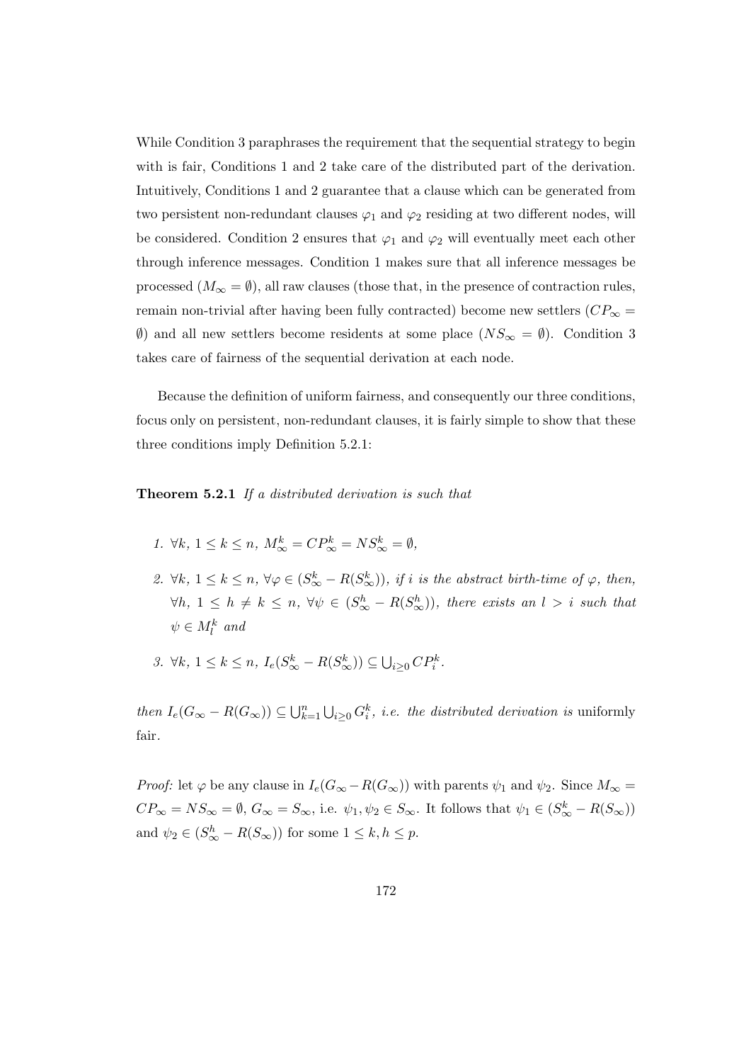While Condition 3 paraphrases the requirement that the sequential strategy to begin with is fair, Conditions 1 and 2 take care of the distributed part of the derivation. Intuitively, Conditions 1 and 2 guarantee that a clause which can be generated from two persistent non-redundant clauses $\varphi_1$ and $\varphi_2$ residing at two different nodes, will be considered. Condition 2 ensures that $\varphi_1$ and $\varphi_2$ will eventually meet each other through inference messages. Condition 1 makes sure that all inference messages be processed ($M_\infty = \emptyset$), all raw clauses (those that, in the presence of contraction rules, remain non-trivial after having been fully contracted) become new settlers ($CP_\infty = \emptyset$) and all new settlers become residents at some place ($NS_\infty = \emptyset$). Condition 3 takes care of fairness of the sequential derivation at each node.

Because the definition of uniform fairness, and consequently our three conditions, focus only on persistent, non-redundant clauses, it is fairly simple to show that these three conditions imply Definition 5.2.1:

**Theorem 5.2.1** *If a distributed derivation is such that*

1. $\forall k,\ 1 \leq k \leq n,\ M^k_\infty = CP^k_\infty = NS^k_\infty = \emptyset$,
2. $\forall k,\ 1 \leq k \leq n,\ \forall \varphi \in (S^k_\infty - R(S^k_\infty))$, *if $i$ is the abstract birth-time of $\varphi$, then,* $\forall h,\ 1 \leq h \neq k \leq n,\ \forall \psi \in (S^h_\infty - R(S^h_\infty))$, *there exists an $l > i$ such that* $\psi \in M^k_l$ *and*
3. $\forall k,\ 1 \leq k \leq n,\ I_e(S^k_\infty - R(S^k_\infty)) \subseteq \bigcup_{i \geq 0} CP^k_i$.

*then* $I_e(G_\infty - R(G_\infty)) \subseteq \bigcup_{k=1}^n \bigcup_{i \geq 0} G^k_i$, *i.e. the distributed derivation is* uniformly fair.

*Proof:* let $\varphi$ be any clause in $I_e(G_\infty - R(G_\infty))$ with parents $\psi_1$ and $\psi_2$. Since $M_\infty = CP_\infty = NS_\infty = \emptyset$, $G_\infty = S_\infty$, i.e. $\psi_1, \psi_2 \in S_\infty$. It follows that $\psi_1 \in (S^k_\infty - R(S_\infty))$ and $\psi_2 \in (S^h_\infty - R(S_\infty))$ for some $1 \leq k, h \leq p$.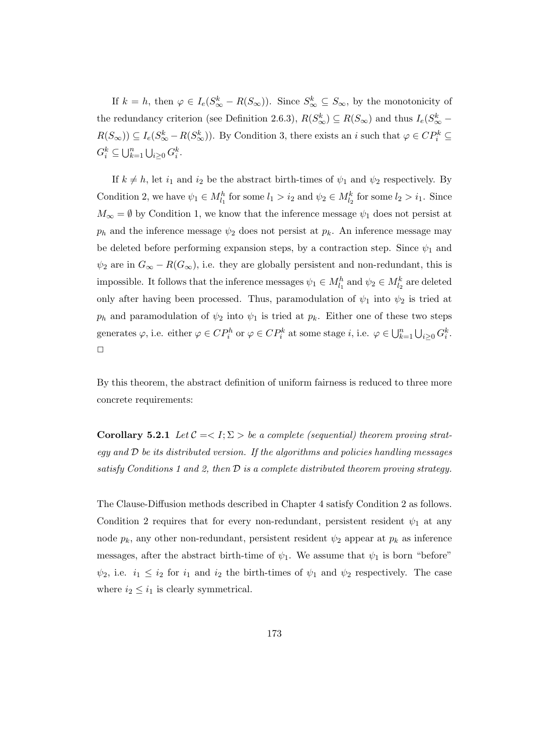If $k = h$, then $\varphi \in I_e(S^k_\infty - R(S_\infty))$. Since $S^k_\infty \subseteq S_\infty$, by the monotonicity of the redundancy criterion (see Definition 2.6.3), $R(S^k_\infty) \subseteq R(S_\infty)$ and thus $I_e(S^k_\infty - R(S_\infty)) \subseteq I_e(S^k_\infty - R(S^k_\infty))$. By Condition 3, there exists an $i$ such that $\varphi \in CP^k_i \subseteq G^k_i \subseteq \bigcup_{k=1}^n \bigcup_{i \geq 0} G^k_i$.

If $k \neq h$, let $i_1$ and $i_2$ be the abstract birth-times of $\psi_1$ and $\psi_2$ respectively. By Condition 2, we have $\psi_1 \in M^h_{l_1}$ for some $l_1 > i_2$ and $\psi_2 \in M^k_{l_2}$ for some $l_2 > i_1$. Since $M_\infty = \emptyset$ by Condition 1, we know that the inference message $\psi_1$ does not persist at $p_h$ and the inference message $\psi_2$ does not persist at $p_k$. An inference message may be deleted before performing expansion steps, by a contraction step. Since $\psi_1$ and $\psi_2$ are in $G_\infty - R(G_\infty)$, i.e. they are globally persistent and non-redundant, this is impossible. It follows that the inference messages $\psi_1 \in M^h_{l_1}$ and $\psi_2 \in M^k_{l_2}$ are deleted only after having been processed. Thus, paramodulation of $\psi_1$ into $\psi_2$ is tried at $p_h$ and paramodulation of $\psi_2$ into $\psi_1$ is tried at $p_k$. Either one of these two steps generates $\varphi$, i.e. either $\varphi \in CP^h_i$ or $\varphi \in CP^k_i$ at some stage $i$, i.e. $\varphi \in \bigcup_{k=1}^n \bigcup_{i \geq 0} G^k_i$. □

By this theorem, the abstract definition of uniform fairness is reduced to three more concrete requirements:

**Corollary 5.2.1** *Let $\mathcal{C} =< I; \Sigma >$ be a complete (sequential) theorem proving strategy and $\mathcal{D}$ be its distributed version. If the algorithms and policies handling messages satisfy Conditions 1 and 2, then $\mathcal{D}$ is a complete distributed theorem proving strategy.*

The Clause-Diffusion methods described in Chapter 4 satisfy Condition 2 as follows. Condition 2 requires that for every non-redundant, persistent resident $\psi_1$ at any node $p_k$, any other non-redundant, persistent resident $\psi_2$ appear at $p_k$ as inference messages, after the abstract birth-time of $\psi_1$. We assume that $\psi_1$ is born "before" $\psi_2$, i.e. $i_1 \leq i_2$ for $i_1$ and $i_2$ the birth-times of $\psi_1$ and $\psi_2$ respectively. The case where $i_2 \leq i_1$ is clearly symmetrical.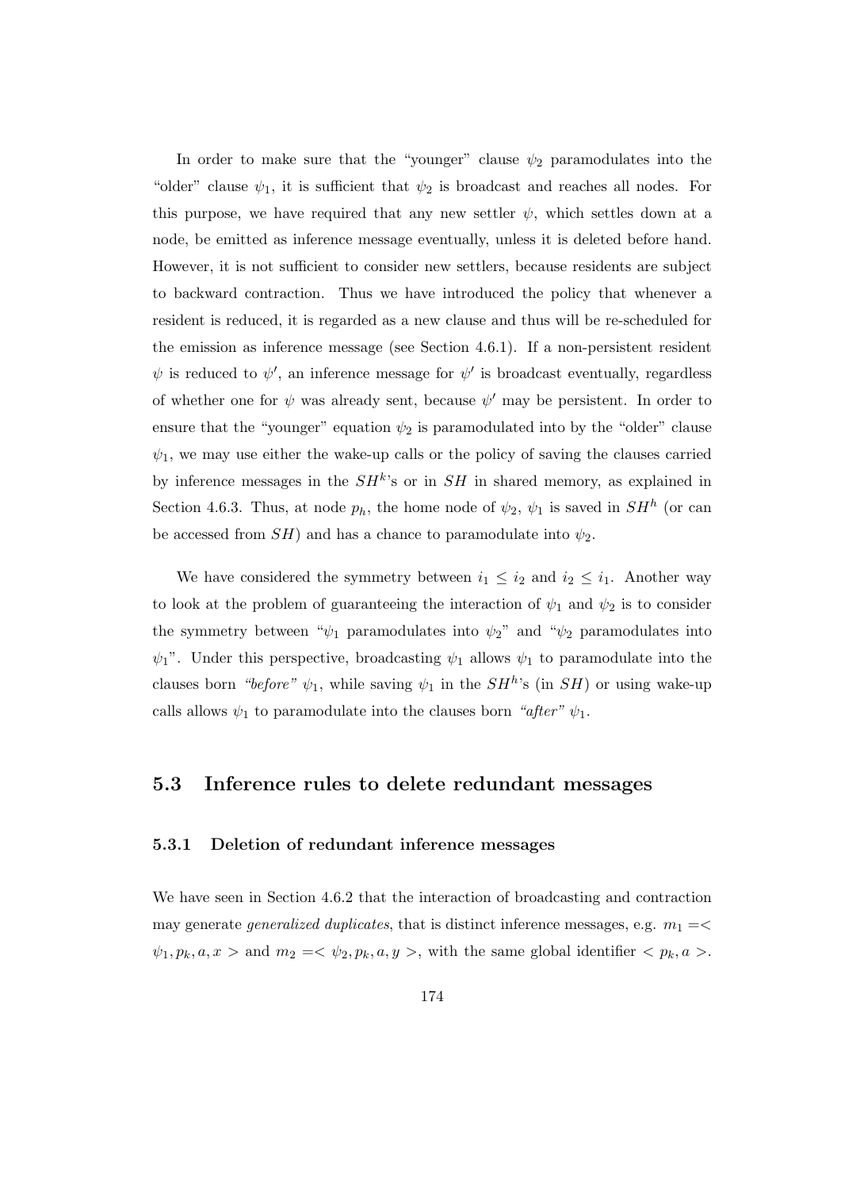In order to make sure that the "younger" clause $\psi_2$ paramodulates into the "older" clause $\psi_1$, it is sufficient that $\psi_2$ is broadcast and reaches all nodes. For this purpose, we have required that any new settler $\psi$, which settles down at a node, be emitted as inference message eventually, unless it is deleted before hand. However, it is not sufficient to consider new settlers, because residents are subject to backward contraction. Thus we have introduced the policy that whenever a resident is reduced, it is regarded as a new clause and thus will be re-scheduled for the emission as inference message (see Section 4.6.1). If a non-persistent resident $\psi$ is reduced to $\psi'$, an inference message for $\psi'$ is broadcast eventually, regardless of whether one for $\psi$ was already sent, because $\psi'$ may be persistent. In order to ensure that the "younger" equation $\psi_2$ is paramodulated into by the "older" clause $\psi_1$, we may use either the wake-up calls or the policy of saving the clauses carried by inference messages in the $SH^k$'s or in $SH$ in shared memory, as explained in Section 4.6.3. Thus, at node $p_h$, the home node of $\psi_2$, $\psi_1$ is saved in $SH^h$ (or can be accessed from $SH$) and has a chance to paramodulate into $\psi_2$.

We have considered the symmetry between $i_1 \leq i_2$ and $i_2 \leq i_1$. Another way to look at the problem of guaranteeing the interaction of $\psi_1$ and $\psi_2$ is to consider the symmetry between "$\psi_1$ paramodulates into $\psi_2$" and "$\psi_2$ paramodulates into $\psi_1$". Under this perspective, broadcasting $\psi_1$ allows $\psi_1$ to paramodulate into the clauses born *"before"* $\psi_1$, while saving $\psi_1$ in the $SH^h$'s (in $SH$) or using wake-up calls allows $\psi_1$ to paramodulate into the clauses born *"after"* $\psi_1$.

## 5.3 Inference rules to delete redundant messages

### 5.3.1 Deletion of redundant inference messages

We have seen in Section 4.6.2 that the interaction of broadcasting and contraction may generate *generalized duplicates*, that is distinct inference messages, e.g. $m_1 = <\psi_1, p_k, a, x>$ and $m_2 = <\psi_2, p_k, a, y>$, with the same global identifier $<p_k, a>$.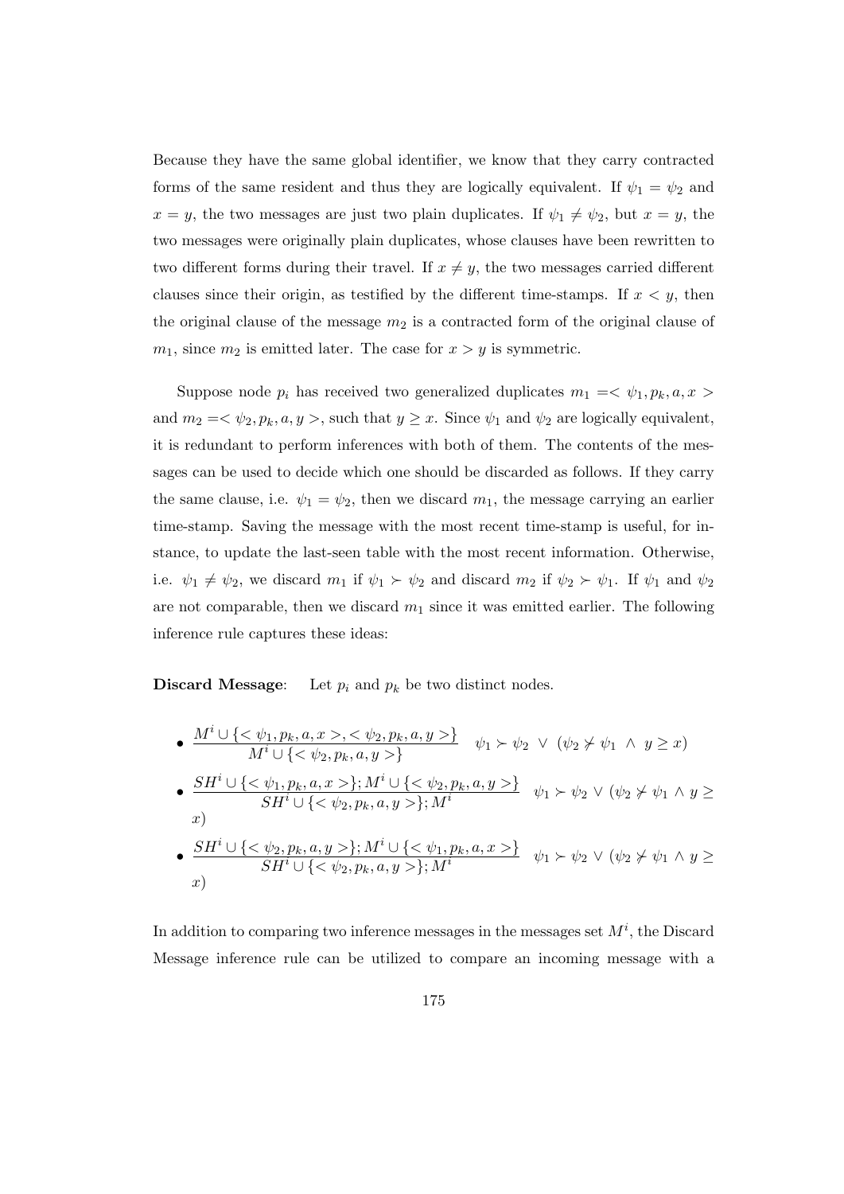Because they have the same global identifier, we know that they carry contracted forms of the same resident and thus they are logically equivalent. If $\psi_1 = \psi_2$ and $x = y$, the two messages are just two plain duplicates. If $\psi_1 \neq \psi_2$, but $x = y$, the two messages were originally plain duplicates, whose clauses have been rewritten to two different forms during their travel. If $x \neq y$, the two messages carried different clauses since their origin, as testified by the different time-stamps. If $x < y$, then the original clause of the message $m_2$ is a contracted form of the original clause of $m_1$, since $m_2$ is emitted later. The case for $x > y$ is symmetric.

Suppose node $p_i$ has received two generalized duplicates $m_1 =< \psi_1, p_k, a, x >$ and $m_2 =< \psi_2, p_k, a, y >$, such that $y \geq x$. Since $\psi_1$ and $\psi_2$ are logically equivalent, it is redundant to perform inferences with both of them. The contents of the messages can be used to decide which one should be discarded as follows. If they carry the same clause, i.e. $\psi_1 = \psi_2$, then we discard $m_1$, the message carrying an earlier time-stamp. Saving the message with the most recent time-stamp is useful, for instance, to update the last-seen table with the most recent information. Otherwise, i.e. $\psi_1 \neq \psi_2$, we discard $m_1$ if $\psi_1 \succ \psi_2$ and discard $m_2$ if $\psi_2 \succ \psi_1$. If $\psi_1$ and $\psi_2$ are not comparable, then we discard $m_1$ since it was emitted earlier. The following inference rule captures these ideas:

**Discard Message**: Let $p_i$ and $p_k$ be two distinct nodes.

- $\dfrac{M^i \cup \{< \psi_1, p_k, a, x >, < \psi_2, p_k, a, y >\}}{M^i \cup \{< \psi_2, p_k, a, y >\}} \quad \psi_1 \succ \psi_2 \ \vee \ (\psi_2 \not\succ \psi_1 \ \wedge \ y \geq x)$
- $\dfrac{SH^i \cup \{< \psi_1, p_k, a, x >\}; M^i \cup \{< \psi_2, p_k, a, y >\}}{SH^i \cup \{< \psi_2, p_k, a, y >\}; M^i} \quad \psi_1 \succ \psi_2 \vee (\psi_2 \not\succ \psi_1 \wedge y \geq x)$
- $\dfrac{SH^i \cup \{< \psi_2, p_k, a, y >\}; M^i \cup \{< \psi_1, p_k, a, x >\}}{SH^i \cup \{< \psi_2, p_k, a, y >\}; M^i} \quad \psi_1 \succ \psi_2 \vee (\psi_2 \not\succ \psi_1 \wedge y \geq x)$

In addition to comparing two inference messages in the messages set $M^i$, the Discard Message inference rule can be utilized to compare an incoming message with a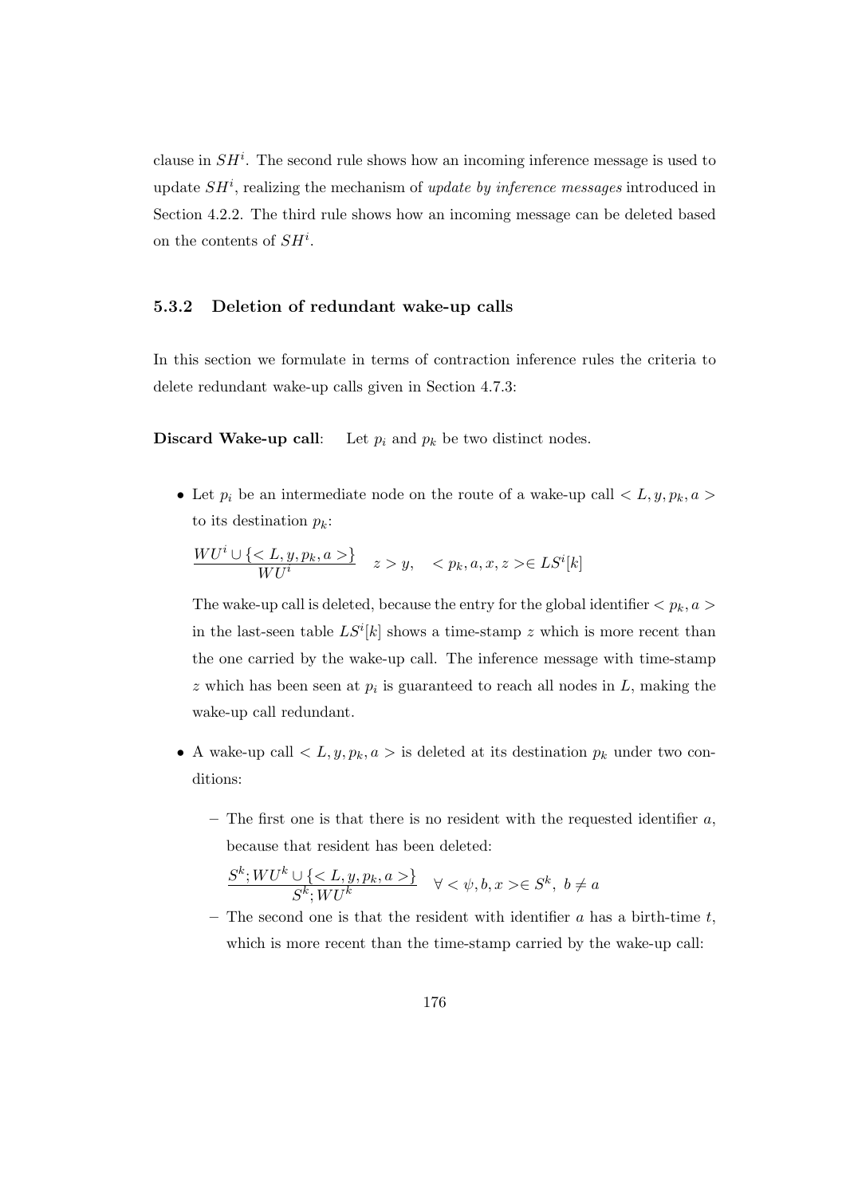clause in $SH^i$. The second rule shows how an incoming inference message is used to update $SH^i$, realizing the mechanism of *update by inference messages* introduced in Section 4.2.2. The third rule shows how an incoming message can be deleted based on the contents of $SH^i$.

### 5.3.2 Deletion of redundant wake-up calls

In this section we formulate in terms of contraction inference rules the criteria to delete redundant wake-up calls given in Section 4.7.3:

**Discard Wake-up call**: Let $p_i$ and $p_k$ be two distinct nodes.

- Let $p_i$ be an intermediate node on the route of a wake-up call $< L, y, p_k, a >$ to its destination $p_k$:

  $$\frac{WU^i \cup \{< L, y, p_k, a >\}}{WU^i} \quad z > y, \quad < p_k, a, x, z > \in LS^i[k]$$

  The wake-up call is deleted, because the entry for the global identifier $< p_k, a >$ in the last-seen table $LS^i[k]$ shows a time-stamp $z$ which is more recent than the one carried by the wake-up call. The inference message with time-stamp $z$ which has been seen at $p_i$ is guaranteed to reach all nodes in $L$, making the wake-up call redundant.

- A wake-up call $< L, y, p_k, a >$ is deleted at its destination $p_k$ under two conditions:

  - The first one is that there is no resident with the requested identifier $a$, because that resident has been deleted:

    $$\frac{S^k; WU^k \cup \{< L, y, p_k, a >\}}{S^k; WU^k} \quad \forall < \psi, b, x > \in S^k, \ b \neq a$$

  - The second one is that the resident with identifier $a$ has a birth-time $t$, which is more recent than the time-stamp carried by the wake-up call: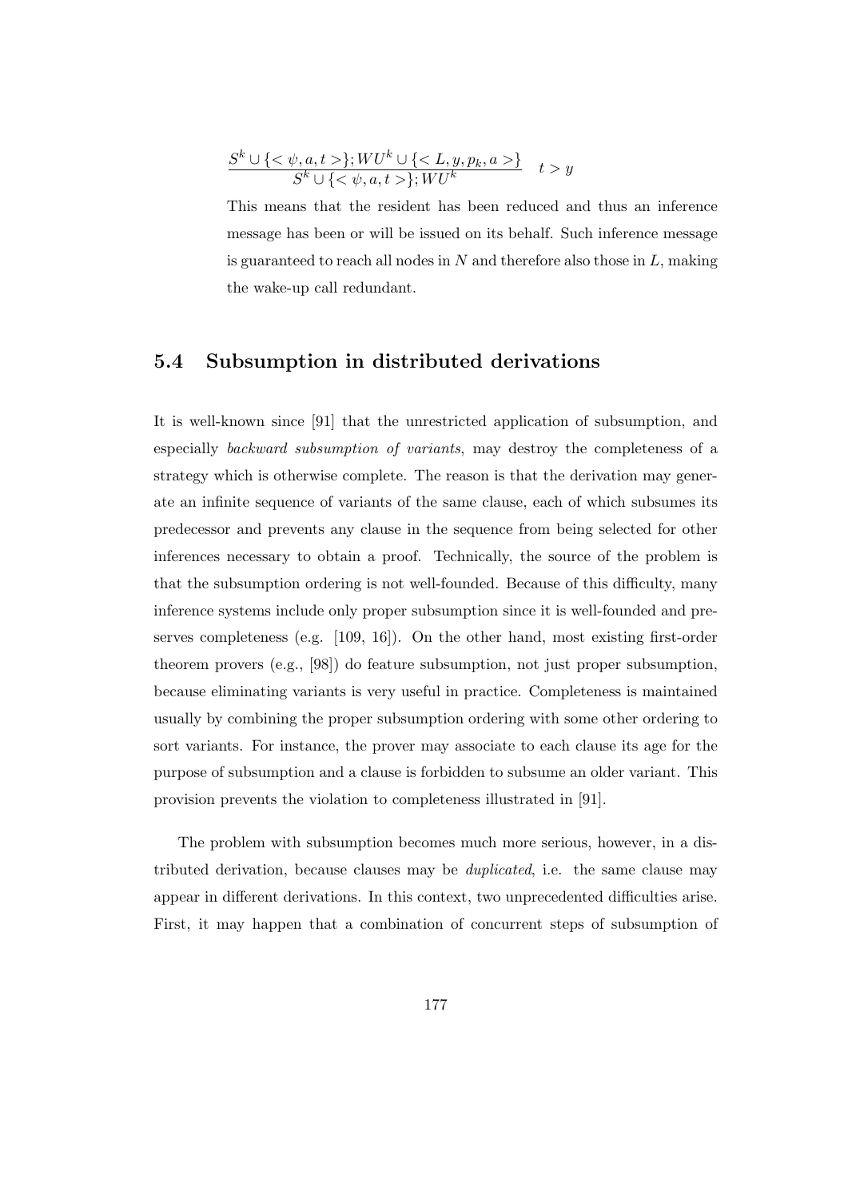$$\frac{S^k \cup \{< \psi, a, t >\}; WU^k \cup \{< L, y, p_k, a >\}}{S^k \cup \{< \psi, a, t >\}; WU^k} \quad t > y$$

This means that the resident has been reduced and thus an inference message has been or will be issued on its behalf. Such inference message is guaranteed to reach all nodes in $N$ and therefore also those in $L$, making the wake-up call redundant.

## 5.4 Subsumption in distributed derivations

It is well-known since [91] that the unrestricted application of subsumption, and especially *backward subsumption of variants*, may destroy the completeness of a strategy which is otherwise complete. The reason is that the derivation may generate an infinite sequence of variants of the same clause, each of which subsumes its predecessor and prevents any clause in the sequence from being selected for other inferences necessary to obtain a proof. Technically, the source of the problem is that the subsumption ordering is not well-founded. Because of this difficulty, many inference systems include only proper subsumption since it is well-founded and preserves completeness (e.g. [109, 16]). On the other hand, most existing first-order theorem provers (e.g., [98]) do feature subsumption, not just proper subsumption, because eliminating variants is very useful in practice. Completeness is maintained usually by combining the proper subsumption ordering with some other ordering to sort variants. For instance, the prover may associate to each clause its age for the purpose of subsumption and a clause is forbidden to subsume an older variant. This provision prevents the violation to completeness illustrated in [91].

The problem with subsumption becomes much more serious, however, in a distributed derivation, because clauses may be *duplicated*, i.e. the same clause may appear in different derivations. In this context, two unprecedented difficulties arise. First, it may happen that a combination of concurrent steps of subsumption of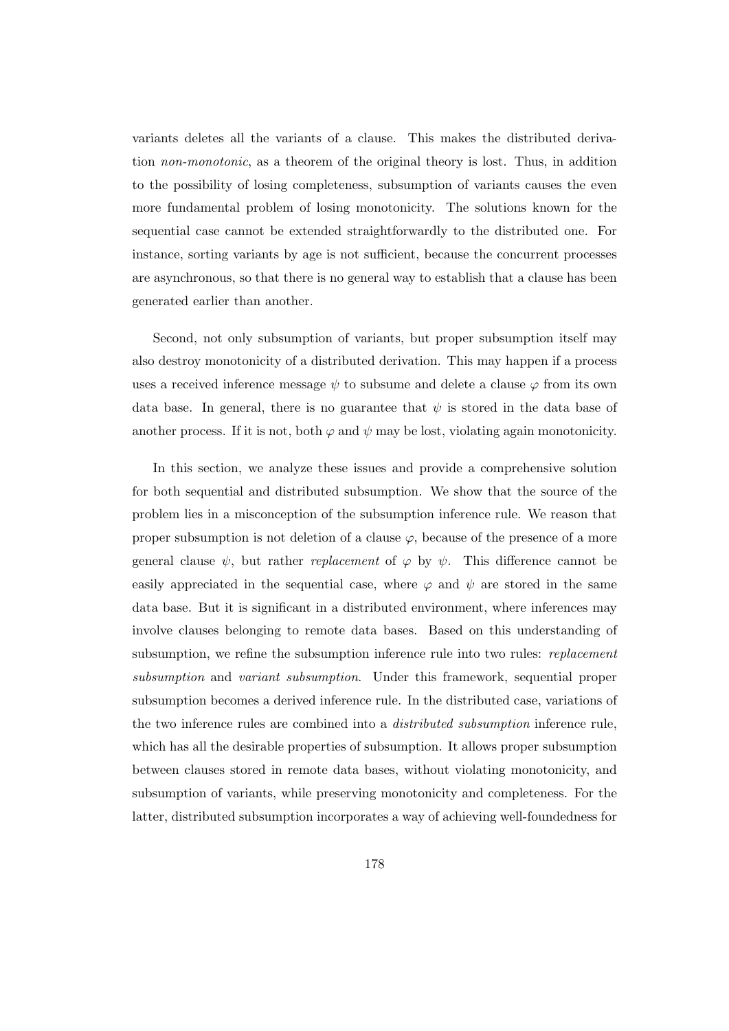variants deletes all the variants of a clause. This makes the distributed derivation *non-monotonic*, as a theorem of the original theory is lost. Thus, in addition to the possibility of losing completeness, subsumption of variants causes the even more fundamental problem of losing monotonicity. The solutions known for the sequential case cannot be extended straightforwardly to the distributed one. For instance, sorting variants by age is not sufficient, because the concurrent processes are asynchronous, so that there is no general way to establish that a clause has been generated earlier than another.

Second, not only subsumption of variants, but proper subsumption itself may also destroy monotonicity of a distributed derivation. This may happen if a process uses a received inference message $\psi$ to subsume and delete a clause $\varphi$ from its own data base. In general, there is no guarantee that $\psi$ is stored in the data base of another process. If it is not, both $\varphi$ and $\psi$ may be lost, violating again monotonicity.

In this section, we analyze these issues and provide a comprehensive solution for both sequential and distributed subsumption. We show that the source of the problem lies in a misconception of the subsumption inference rule. We reason that proper subsumption is not deletion of a clause $\varphi$, because of the presence of a more general clause $\psi$, but rather *replacement* of $\varphi$ by $\psi$. This difference cannot be easily appreciated in the sequential case, where $\varphi$ and $\psi$ are stored in the same data base. But it is significant in a distributed environment, where inferences may involve clauses belonging to remote data bases. Based on this understanding of subsumption, we refine the subsumption inference rule into two rules: *replacement subsumption* and *variant subsumption*. Under this framework, sequential proper subsumption becomes a derived inference rule. In the distributed case, variations of the two inference rules are combined into a *distributed subsumption* inference rule, which has all the desirable properties of subsumption. It allows proper subsumption between clauses stored in remote data bases, without violating monotonicity, and subsumption of variants, while preserving monotonicity and completeness. For the latter, distributed subsumption incorporates a way of achieving well-foundedness for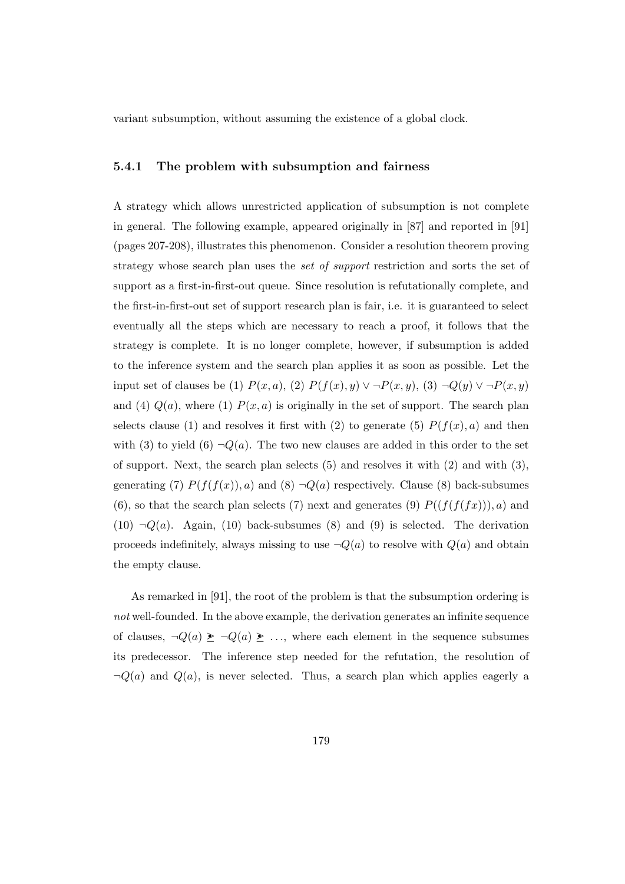variant subsumption, without assuming the existence of a global clock.

### 5.4.1 The problem with subsumption and fairness

A strategy which allows unrestricted application of subsumption is not complete in general. The following example, appeared originally in [87] and reported in [91] (pages 207-208), illustrates this phenomenon. Consider a resolution theorem proving strategy whose search plan uses the *set of support* restriction and sorts the set of support as a first-in-first-out queue. Since resolution is refutationally complete, and the first-in-first-out set of support research plan is fair, i.e. it is guaranteed to select eventually all the steps which are necessary to reach a proof, it follows that the strategy is complete. It is no longer complete, however, if subsumption is added to the inference system and the search plan applies it as soon as possible. Let the input set of clauses be (1) $P(x, a)$, (2) $P(f(x), y) \vee \neg P(x, y)$, (3) $\neg Q(y) \vee \neg P(x, y)$ and (4) $Q(a)$, where (1) $P(x, a)$ is originally in the set of support. The search plan selects clause (1) and resolves it first with (2) to generate (5) $P(f(x), a)$ and then with (3) to yield (6) $\neg Q(a)$. The two new clauses are added in this order to the set of support. Next, the search plan selects (5) and resolves it with (2) and with (3), generating (7) $P(f(f(x)), a)$ and (8) $\neg Q(a)$ respectively. Clause (8) back-subsumes (6), so that the search plan selects (7) next and generates (9) $P((f(f(fx))), a)$ and (10) $\neg Q(a)$. Again, (10) back-subsumes (8) and (9) is selected. The derivation proceeds indefinitely, always missing to use $\neg Q(a)$ to resolve with $Q(a)$ and obtain the empty clause.

As remarked in [91], the root of the problem is that the subsumption ordering is *not* well-founded. In the above example, the derivation generates an infinite sequence of clauses, $\neg Q(a) \trianglerighteq \neg Q(a) \trianglerighteq \ldots$, where each element in the sequence subsumes its predecessor. The inference step needed for the refutation, the resolution of $\neg Q(a)$ and $Q(a)$, is never selected. Thus, a search plan which applies eagerly a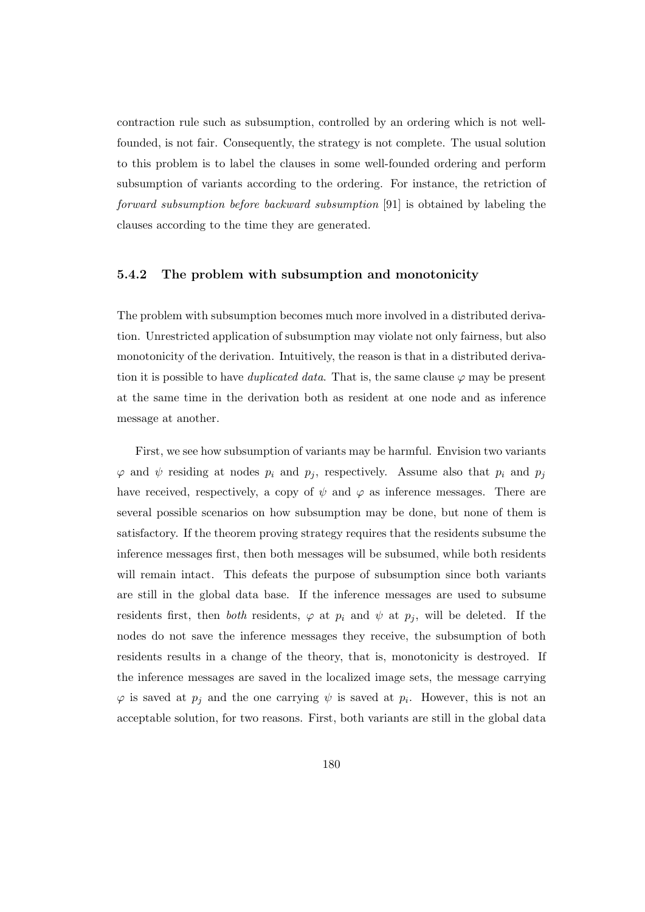contraction rule such as subsumption, controlled by an ordering which is not well-founded, is not fair. Consequently, the strategy is not complete. The usual solution to this problem is to label the clauses in some well-founded ordering and perform subsumption of variants according to the ordering. For instance, the retriction of *forward subsumption before backward subsumption* [91] is obtained by labeling the clauses according to the time they are generated.

### 5.4.2 The problem with subsumption and monotonicity

The problem with subsumption becomes much more involved in a distributed derivation. Unrestricted application of subsumption may violate not only fairness, but also monotonicity of the derivation. Intuitively, the reason is that in a distributed derivation it is possible to have *duplicated data*. That is, the same clause $\varphi$ may be present at the same time in the derivation both as resident at one node and as inference message at another.

First, we see how subsumption of variants may be harmful. Envision two variants $\varphi$ and $\psi$ residing at nodes $p_i$ and $p_j$, respectively. Assume also that $p_i$ and $p_j$ have received, respectively, a copy of $\psi$ and $\varphi$ as inference messages. There are several possible scenarios on how subsumption may be done, but none of them is satisfactory. If the theorem proving strategy requires that the residents subsume the inference messages first, then both messages will be subsumed, while both residents will remain intact. This defeats the purpose of subsumption since both variants are still in the global data base. If the inference messages are used to subsume residents first, then *both* residents, $\varphi$ at $p_i$ and $\psi$ at $p_j$, will be deleted. If the nodes do not save the inference messages they receive, the subsumption of both residents results in a change of the theory, that is, monotonicity is destroyed. If the inference messages are saved in the localized image sets, the message carrying $\varphi$ is saved at $p_j$ and the one carrying $\psi$ is saved at $p_i$. However, this is not an acceptable solution, for two reasons. First, both variants are still in the global data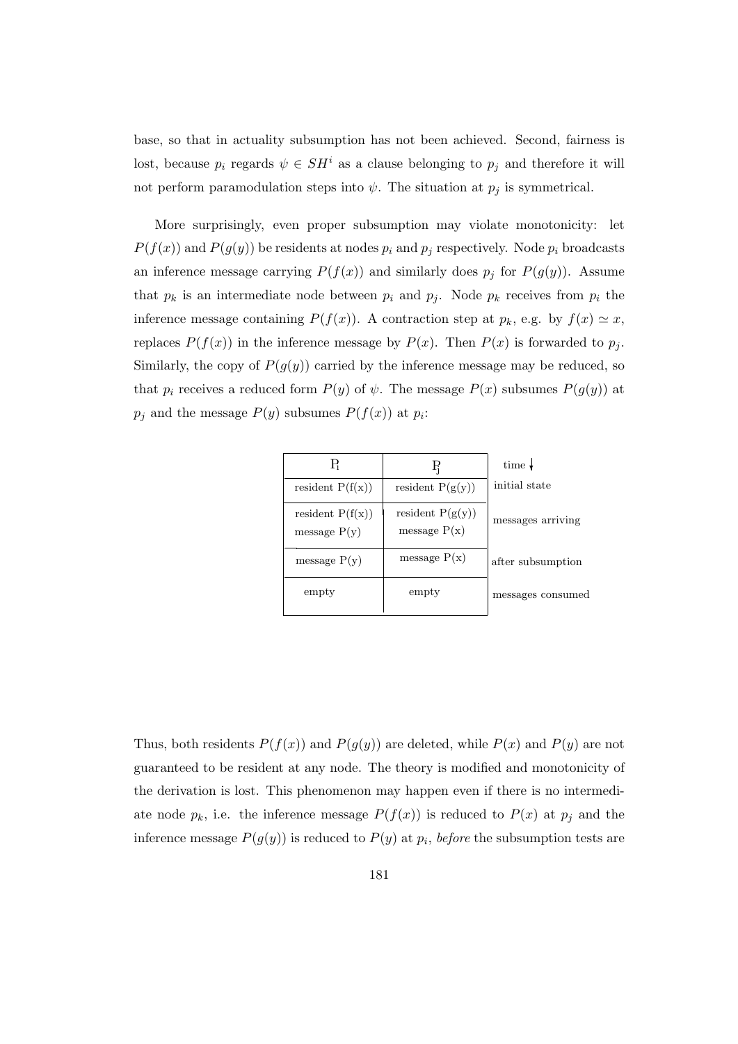base, so that in actuality subsumption has not been achieved. Second, fairness is lost, because $p_i$ regards $\psi \in SH^i$ as a clause belonging to $p_j$ and therefore it will not perform paramodulation steps into $\psi$. The situation at $p_j$ is symmetrical.

More surprisingly, even proper subsumption may violate monotonicity: let $P(f(x))$ and $P(g(y))$ be residents at nodes $p_i$ and $p_j$ respectively. Node $p_i$ broadcasts an inference message carrying $P(f(x))$ and similarly does $p_j$ for $P(g(y))$. Assume that $p_k$ is an intermediate node between $p_i$ and $p_j$. Node $p_k$ receives from $p_i$ the inference message containing $P(f(x))$. A contraction step at $p_k$, e.g. by $f(x) \simeq x$, replaces $P(f(x))$ in the inference message by $P(x)$. Then $P(x)$ is forwarded to $p_j$. Similarly, the copy of $P(g(y))$ carried by the inference message may be reduced, so that $p_i$ receives a reduced form $P(y)$ of $\psi$. The message $P(x)$ subsumes $P(g(y))$ at $p_j$ and the message $P(y)$ subsumes $P(f(x))$ at $p_i$:

| $P_i$ | $P_j$ | time ↓ |
|---|---|---|
| resident P(f(x)) | resident P(g(y)) | initial state |
| resident P(f(x)) message P(y) | resident P(g(y)) message P(x) | messages arriving |
| message P(y) | message P(x) | after subsumption |
| empty | empty | messages consumed |

Thus, both residents $P(f(x))$ and $P(g(y))$ are deleted, while $P(x)$ and $P(y)$ are not guaranteed to be resident at any node. The theory is modified and monotonicity of the derivation is lost. This phenomenon may happen even if there is no intermediate node $p_k$, i.e. the inference message $P(f(x))$ is reduced to $P(x)$ at $p_j$ and the inference message $P(g(y))$ is reduced to $P(y)$ at $p_i$, *before* the subsumption tests are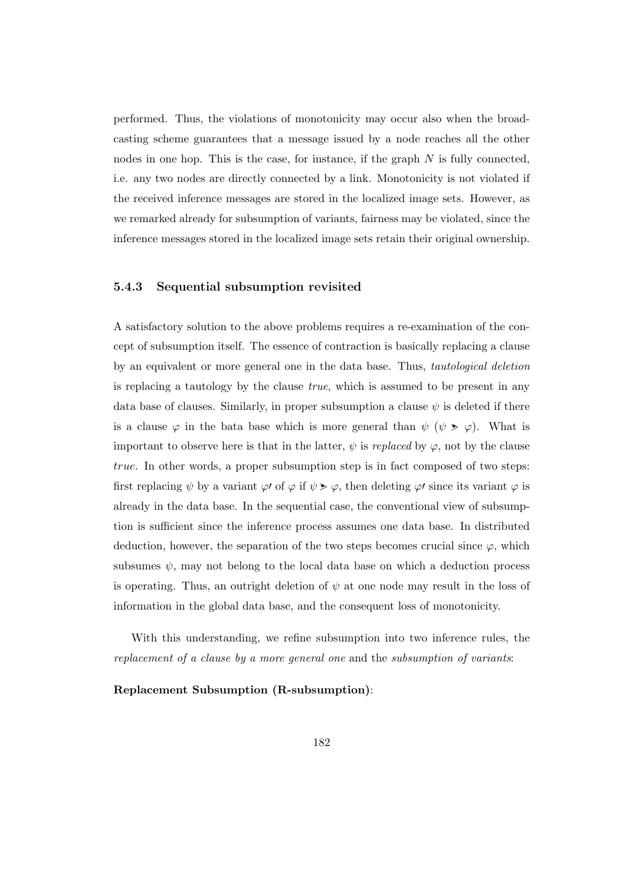performed. Thus, the violations of monotonicity may occur also when the broadcasting scheme guarantees that a message issued by a node reaches all the other nodes in one hop. This is the case, for instance, if the graph $N$ is fully connected, i.e. any two nodes are directly connected by a link. Monotonicity is not violated if the received inference messages are stored in the localized image sets. However, as we remarked already for subsumption of variants, fairness may be violated, since the inference messages stored in the localized image sets retain their original ownership.

### 5.4.3 Sequential subsumption revisited

A satisfactory solution to the above problems requires a re-examination of the concept of subsumption itself. The essence of contraction is basically replacing a clause by an equivalent or more general one in the data base. Thus, *tautological deletion* is replacing a tautology by the clause *true*, which is assumed to be present in any data base of clauses. Similarly, in proper subsumption a clause $\psi$ is deleted if there is a clause $\varphi$ in the bata base which is more general than $\psi$ ($\psi \blacktriangleright \varphi$). What is important to observe here is that in the latter, $\psi$ is *replaced* by $\varphi$, not by the clause *true*. In other words, a proper subsumption step is in fact composed of two steps: first replacing $\psi$ by a variant $\varphi\prime$ of $\varphi$ if $\psi \blacktriangleright \varphi$, then deleting $\varphi\prime$ since its variant $\varphi$ is already in the data base. In the sequential case, the conventional view of subsumption is sufficient since the inference process assumes one data base. In distributed deduction, however, the separation of the two steps becomes crucial since $\varphi$, which subsumes $\psi$, may not belong to the local data base on which a deduction process is operating. Thus, an outright deletion of $\psi$ at one node may result in the loss of information in the global data base, and the consequent loss of monotonicity.

With this understanding, we refine subsumption into two inference rules, the *replacement of a clause by a more general one* and the *subsumption of variants*:

**Replacement Subsumption (R-subsumption)**: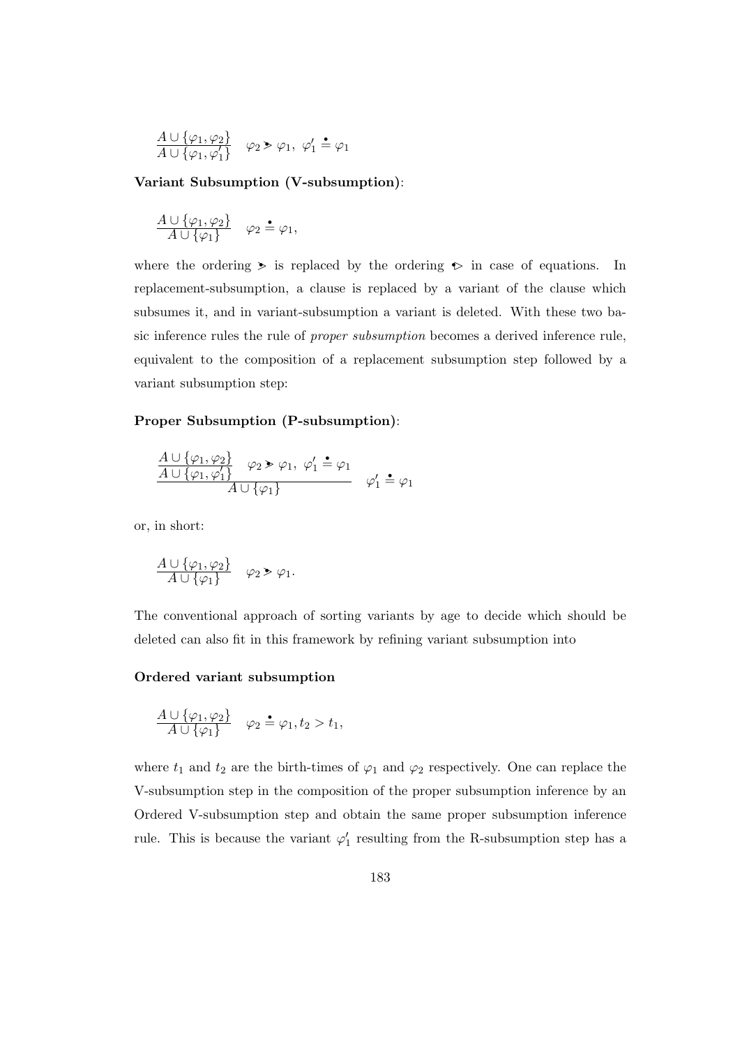$$\frac{A \cup \{\varphi_1, \varphi_2\}}{A \cup \{\varphi_1, \varphi_1'\}} \quad \varphi_2 \gtrdot \varphi_1,\ \varphi_1' \doteq \varphi_1$$

**Variant Subsumption (V-subsumption)**:

$$\frac{A \cup \{\varphi_1, \varphi_2\}}{A \cup \{\varphi_1\}} \quad \varphi_2 \doteq \varphi_1,$$

where the ordering $\gtrdot$ is replaced by the ordering $\trianglerighteq$ in case of equations. In replacement-subsumption, a clause is replaced by a variant of the clause which subsumes it, and in variant-subsumption a variant is deleted. With these two basic inference rules the rule of *proper subsumption* becomes a derived inference rule, equivalent to the composition of a replacement subsumption step followed by a variant subsumption step:

**Proper Subsumption (P-subsumption)**:

$$\cfrac{\cfrac{A \cup \{\varphi_1, \varphi_2\}}{A \cup \{\varphi_1, \varphi_1'\}} \quad \varphi_2 \gtrdot \varphi_1,\ \varphi_1' \doteq \varphi_1}{A \cup \{\varphi_1\}} \quad \varphi_1' \doteq \varphi_1$$

or, in short:

$$\frac{A \cup \{\varphi_1, \varphi_2\}}{A \cup \{\varphi_1\}} \quad \varphi_2 \gtrdot \varphi_1.$$

The conventional approach of sorting variants by age to decide which should be deleted can also fit in this framework by refining variant subsumption into

**Ordered variant subsumption**

$$\frac{A \cup \{\varphi_1, \varphi_2\}}{A \cup \{\varphi_1\}} \quad \varphi_2 \doteq \varphi_1, t_2 > t_1,$$

where $t_1$ and $t_2$ are the birth-times of $\varphi_1$ and $\varphi_2$ respectively. One can replace the V-subsumption step in the composition of the proper subsumption inference by an Ordered V-subsumption step and obtain the same proper subsumption inference rule. This is because the variant $\varphi_1'$ resulting from the R-subsumption step has a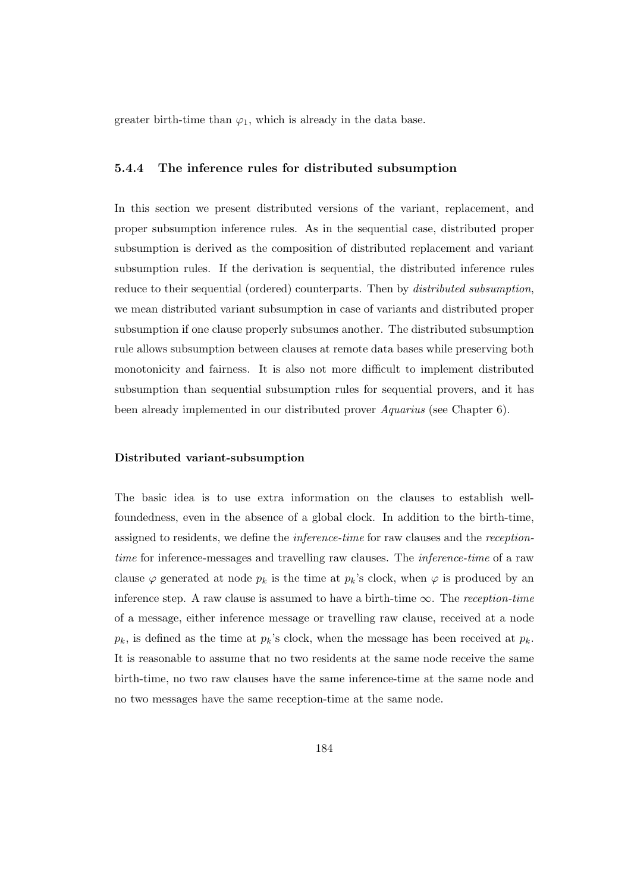greater birth-time than $\varphi_1$, which is already in the data base.

### 5.4.4 The inference rules for distributed subsumption

In this section we present distributed versions of the variant, replacement, and proper subsumption inference rules. As in the sequential case, distributed proper subsumption is derived as the composition of distributed replacement and variant subsumption rules. If the derivation is sequential, the distributed inference rules reduce to their sequential (ordered) counterparts. Then by *distributed subsumption*, we mean distributed variant subsumption in case of variants and distributed proper subsumption if one clause properly subsumes another. The distributed subsumption rule allows subsumption between clauses at remote data bases while preserving both monotonicity and fairness. It is also not more difficult to implement distributed subsumption than sequential subsumption rules for sequential provers, and it has been already implemented in our distributed prover *Aquarius* (see Chapter 6).

#### Distributed variant-subsumption

The basic idea is to use extra information on the clauses to establish well-foundedness, even in the absence of a global clock. In addition to the birth-time, assigned to residents, we define the *inference-time* for raw clauses and the *reception-time* for inference-messages and travelling raw clauses. The *inference-time* of a raw clause $\varphi$ generated at node $p_k$ is the time at $p_k$'s clock, when $\varphi$ is produced by an inference step. A raw clause is assumed to have a birth-time $\infty$. The *reception-time* of a message, either inference message or travelling raw clause, received at a node $p_k$, is defined as the time at $p_k$'s clock, when the message has been received at $p_k$. It is reasonable to assume that no two residents at the same node receive the same birth-time, no two raw clauses have the same inference-time at the same node and no two messages have the same reception-time at the same node.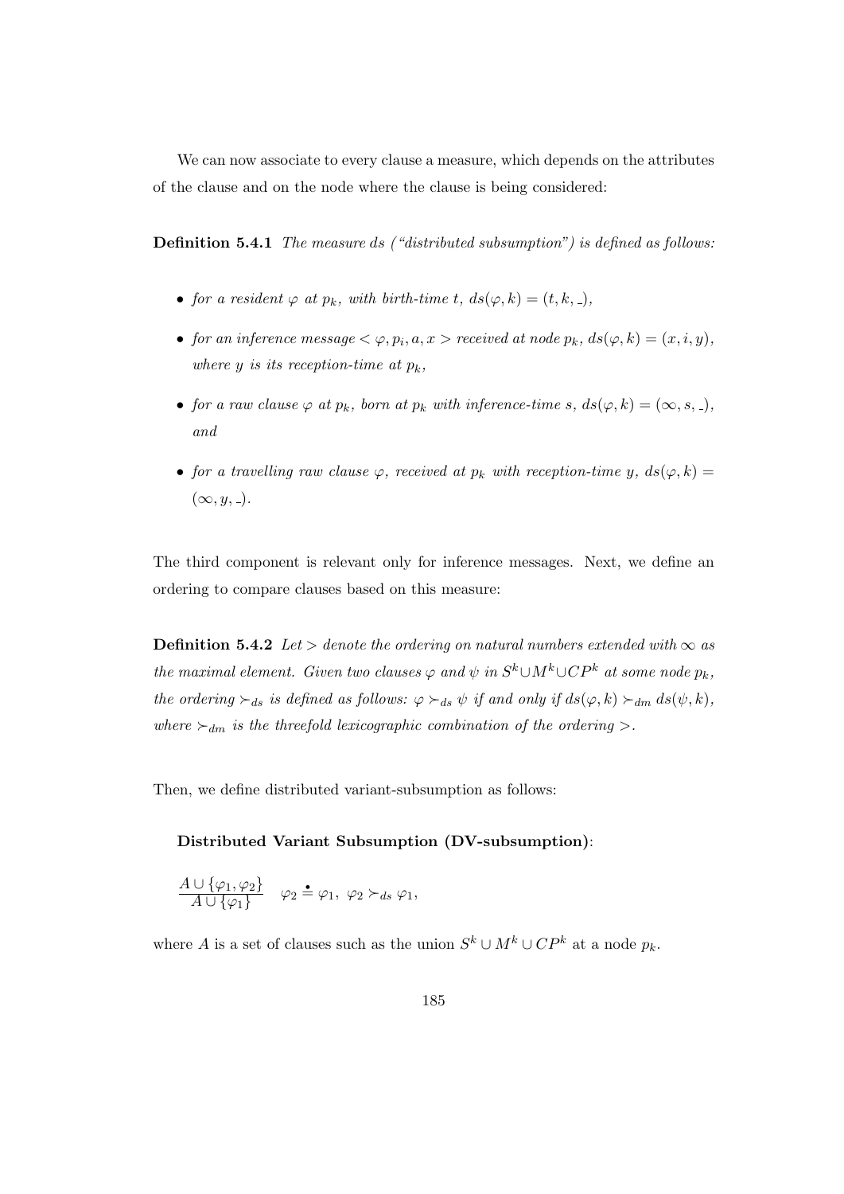We can now associate to every clause a measure, which depends on the attributes of the clause and on the node where the clause is being considered:

**Definition 5.4.1** *The measure ds ("distributed subsumption") is defined as follows:*

- *for a resident $\varphi$ at $p_k$, with birth-time $t$, $ds(\varphi, k) = (t, k, \_)$,*
- *for an inference message $< \varphi, p_i, a, x >$ received at node $p_k$, $ds(\varphi, k) = (x, i, y)$, where $y$ is its reception-time at $p_k$,*
- *for a raw clause $\varphi$ at $p_k$, born at $p_k$ with inference-time $s$, $ds(\varphi, k) = (\infty, s, \_)$, and*
- *for a travelling raw clause $\varphi$, received at $p_k$ with reception-time $y$, $ds(\varphi, k) = (\infty, y, \_)$.*

The third component is relevant only for inference messages. Next, we define an ordering to compare clauses based on this measure:

**Definition 5.4.2** *Let $>$ denote the ordering on natural numbers extended with $\infty$ as the maximal element. Given two clauses $\varphi$ and $\psi$ in $S^k \cup M^k \cup CP^k$ at some node $p_k$, the ordering $\succ_{ds}$ is defined as follows: $\varphi \succ_{ds} \psi$ if and only if $ds(\varphi, k) \succ_{dm} ds(\psi, k)$, where $\succ_{dm}$ is the threefold lexicographic combination of the ordering $>$.*

Then, we define distributed variant-subsumption as follows:

**Distributed Variant Subsumption (DV-subsumption)**:

$$\frac{A \cup \{\varphi_1, \varphi_2\}}{A \cup \{\varphi_1\}} \quad \varphi_2 \doteq \varphi_1,\ \varphi_2 \succ_{ds} \varphi_1,$$

where $A$ is a set of clauses such as the union $S^k \cup M^k \cup CP^k$ at a node $p_k$.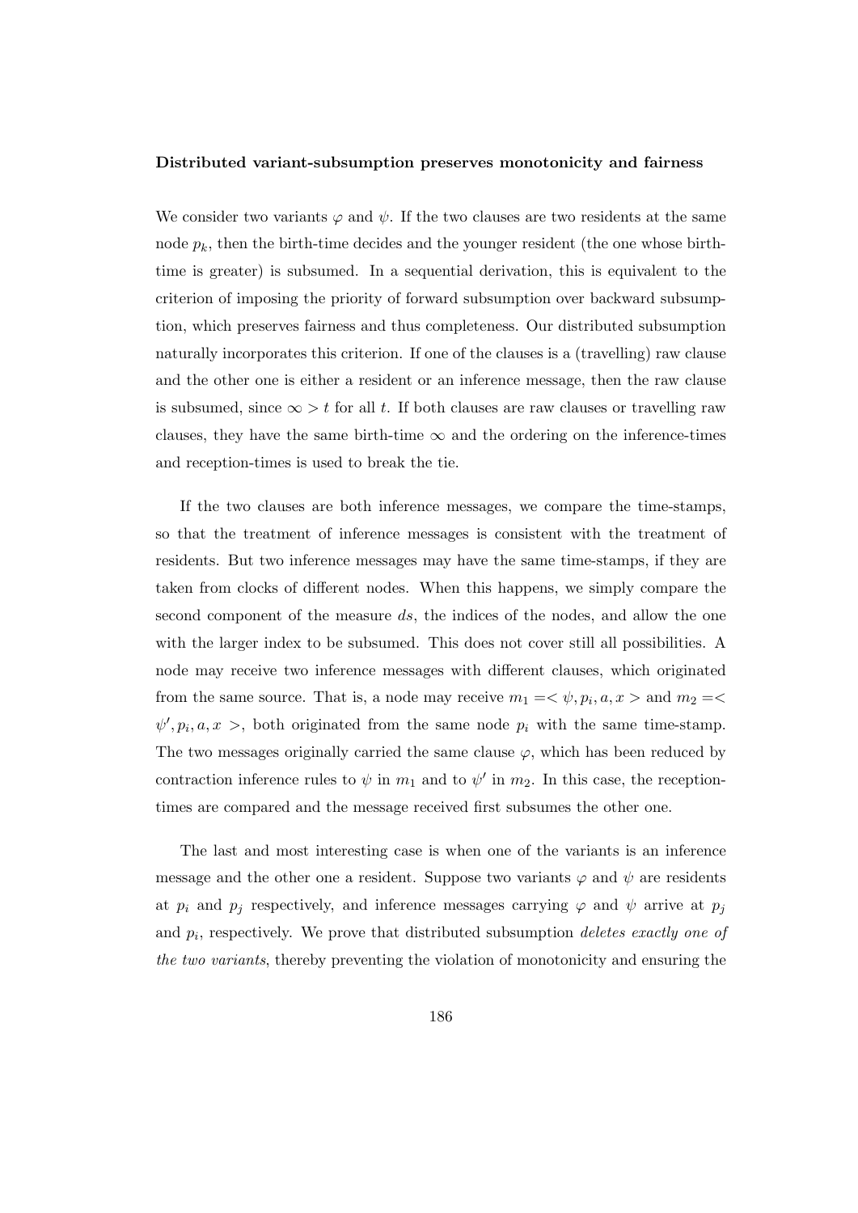**Distributed variant-subsumption preserves monotonicity and fairness**

We consider two variants $\varphi$ and $\psi$. If the two clauses are two residents at the same node $p_k$, then the birth-time decides and the younger resident (the one whose birth-time is greater) is subsumed. In a sequential derivation, this is equivalent to the criterion of imposing the priority of forward subsumption over backward subsumption, which preserves fairness and thus completeness. Our distributed subsumption naturally incorporates this criterion. If one of the clauses is a (travelling) raw clause and the other one is either a resident or an inference message, then the raw clause is subsumed, since $\infty > t$ for all $t$. If both clauses are raw clauses or travelling raw clauses, they have the same birth-time $\infty$ and the ordering on the inference-times and reception-times is used to break the tie.

If the two clauses are both inference messages, we compare the time-stamps, so that the treatment of inference messages is consistent with the treatment of residents. But two inference messages may have the same time-stamps, if they are taken from clocks of different nodes. When this happens, we simply compare the second component of the measure $ds$, the indices of the nodes, and allow the one with the larger index to be subsumed. This does not cover still all possibilities. A node may receive two inference messages with different clauses, which originated from the same source. That is, a node may receive $m_1 =< \psi, p_i, a, x >$ and $m_2 =< \psi', p_i, a, x >$, both originated from the same node $p_i$ with the same time-stamp. The two messages originally carried the same clause $\varphi$, which has been reduced by contraction inference rules to $\psi$ in $m_1$ and to $\psi'$ in $m_2$. In this case, the reception-times are compared and the message received first subsumes the other one.

The last and most interesting case is when one of the variants is an inference message and the other one a resident. Suppose two variants $\varphi$ and $\psi$ are residents at $p_i$ and $p_j$ respectively, and inference messages carrying $\varphi$ and $\psi$ arrive at $p_j$ and $p_i$, respectively. We prove that distributed subsumption *deletes exactly one of the two variants*, thereby preventing the violation of monotonicity and ensuring the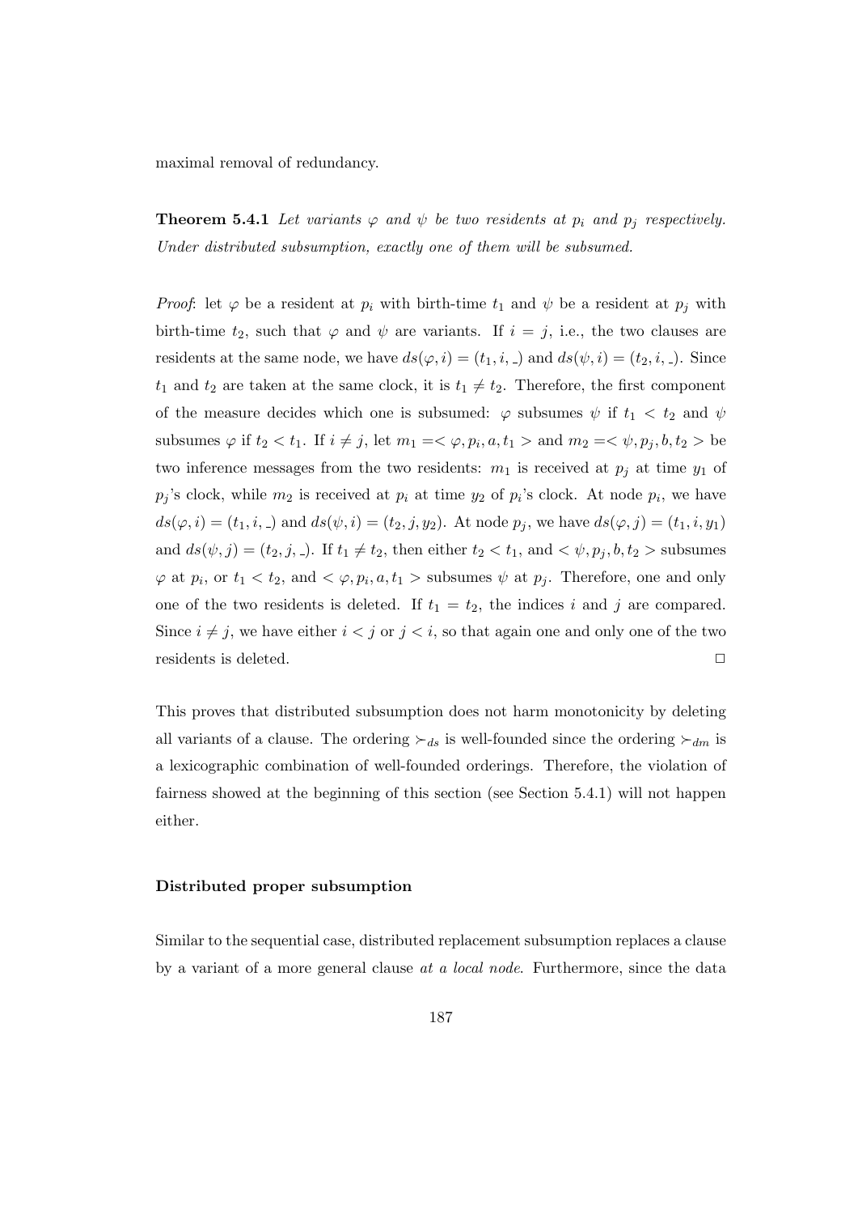maximal removal of redundancy.

**Theorem 5.4.1** *Let variants $\varphi$ and $\psi$ be two residents at $p_i$ and $p_j$ respectively. Under distributed subsumption, exactly one of them will be subsumed.*

*Proof*: let $\varphi$ be a resident at $p_i$ with birth-time $t_1$ and $\psi$ be a resident at $p_j$ with birth-time $t_2$, such that $\varphi$ and $\psi$ are variants. If $i = j$, i.e., the two clauses are residents at the same node, we have $ds(\varphi, i) = (t_1, i, \_)$ and $ds(\psi, i) = (t_2, i, \_)$. Since $t_1$ and $t_2$ are taken at the same clock, it is $t_1 \neq t_2$. Therefore, the first component of the measure decides which one is subsumed: $\varphi$ subsumes $\psi$ if $t_1 < t_2$ and $\psi$ subsumes $\varphi$ if $t_2 < t_1$. If $i \neq j$, let $m_1 =< \varphi, p_i, a, t_1 >$ and $m_2 =< \psi, p_j, b, t_2 >$ be two inference messages from the two residents: $m_1$ is received at $p_j$ at time $y_1$ of $p_j$'s clock, while $m_2$ is received at $p_i$ at time $y_2$ of $p_i$'s clock. At node $p_i$, we have $ds(\varphi, i) = (t_1, i, \_)$ and $ds(\psi, i) = (t_2, j, y_2)$. At node $p_j$, we have $ds(\varphi, j) = (t_1, i, y_1)$ and $ds(\psi, j) = (t_2, j, \_)$. If $t_1 \neq t_2$, then either $t_2 < t_1$, and $< \psi, p_j, b, t_2 >$ subsumes $\varphi$ at $p_i$, or $t_1 < t_2$, and $< \varphi, p_i, a, t_1 >$ subsumes $\psi$ at $p_j$. Therefore, one and only one of the two residents is deleted. If $t_1 = t_2$, the indices $i$ and $j$ are compared. Since $i \neq j$, we have either $i < j$ or $j < i$, so that again one and only one of the two residents is deleted. □

This proves that distributed subsumption does not harm monotonicity by deleting all variants of a clause. The ordering $\succ_{ds}$ is well-founded since the ordering $\succ_{dm}$ is a lexicographic combination of well-founded orderings. Therefore, the violation of fairness showed at the beginning of this section (see Section 5.4.1) will not happen either.

**Distributed proper subsumption**

Similar to the sequential case, distributed replacement subsumption replaces a clause by a variant of a more general clause *at a local node*. Furthermore, since the data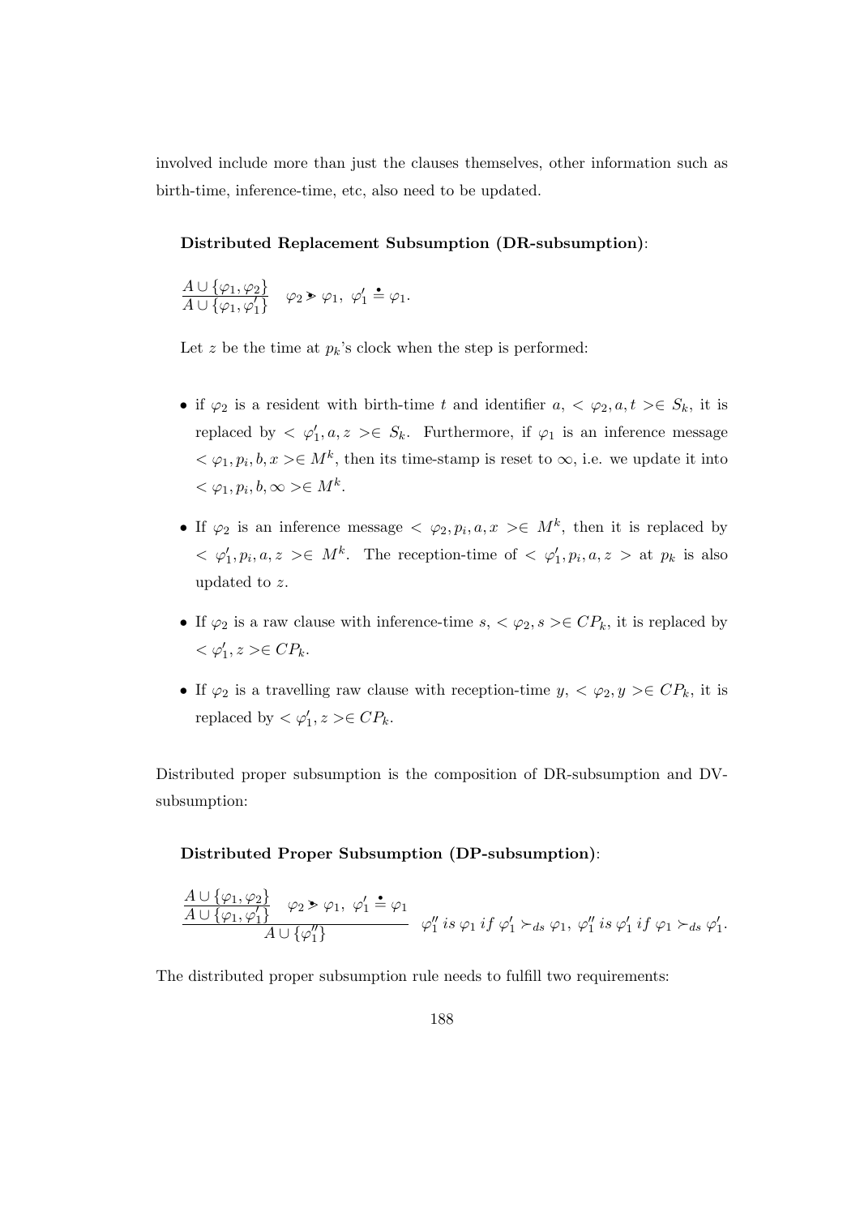involved include more than just the clauses themselves, other information such as birth-time, inference-time, etc, also need to be updated.

**Distributed Replacement Subsumption (DR-subsumption)**:

$$\frac{A \cup \{\varphi_1, \varphi_2\}}{A \cup \{\varphi_1, \varphi_1'\}} \quad \varphi_2 \succcurlyeq \varphi_1,\ \varphi_1' \doteq \varphi_1.$$

Let $z$ be the time at $p_k$'s clock when the step is performed:

- if $\varphi_2$ is a resident with birth-time $t$ and identifier $a$, $<\varphi_2, a, t> \in S_k$, it is replaced by $<\varphi_1', a, z> \in S_k$. Furthermore, if $\varphi_1$ is an inference message $<\varphi_1, p_i, b, x> \in M^k$, then its time-stamp is reset to $\infty$, i.e. we update it into $<\varphi_1, p_i, b, \infty> \in M^k$.
- If $\varphi_2$ is an inference message $<\varphi_2, p_i, a, x> \in M^k$, then it is replaced by $<\varphi_1', p_i, a, z> \in M^k$. The reception-time of $<\varphi_1', p_i, a, z>$ at $p_k$ is also updated to $z$.
- If $\varphi_2$ is a raw clause with inference-time $s$, $<\varphi_2, s> \in CP_k$, it is replaced by $<\varphi_1', z> \in CP_k$.
- If $\varphi_2$ is a travelling raw clause with reception-time $y$, $<\varphi_2, y> \in CP_k$, it is replaced by $<\varphi_1', z> \in CP_k$.

Distributed proper subsumption is the composition of DR-subsumption and DV-subsumption:

**Distributed Proper Subsumption (DP-subsumption)**:

$$\frac{\dfrac{A \cup \{\varphi_1, \varphi_2\}}{A \cup \{\varphi_1, \varphi_1'\}} \quad \varphi_2 \succcurlyeq \varphi_1,\ \varphi_1' \doteq \varphi_1}{A \cup \{\varphi_1''\}} \quad \varphi_1''\ is\ \varphi_1\ if\ \varphi_1' \succ_{ds} \varphi_1,\ \varphi_1''\ is\ \varphi_1'\ if\ \varphi_1 \succ_{ds} \varphi_1'.$$

The distributed proper subsumption rule needs to fulfill two requirements: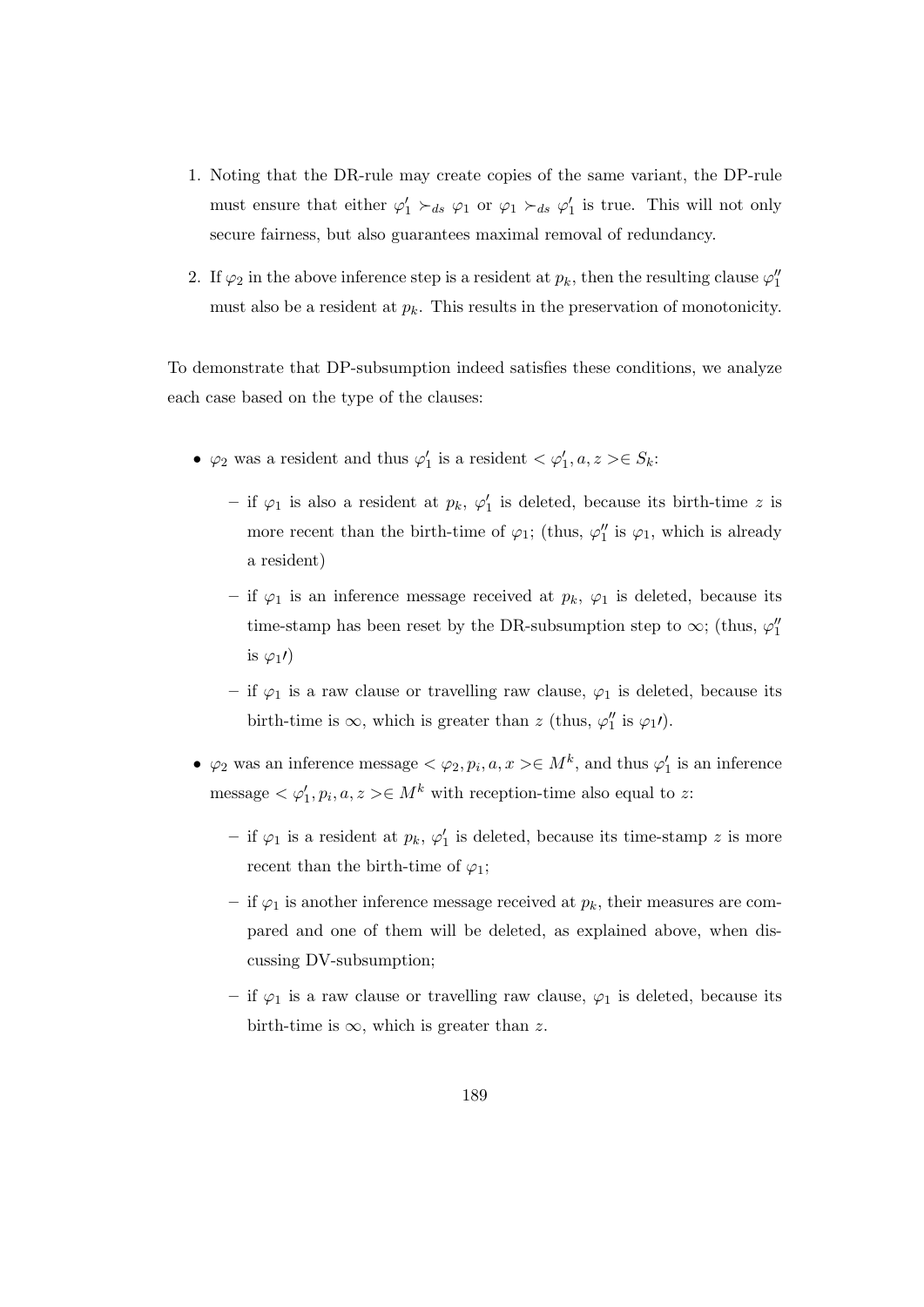1. Noting that the DR-rule may create copies of the same variant, the DP-rule must ensure that either $\varphi_1' \succ_{ds} \varphi_1$ or $\varphi_1 \succ_{ds} \varphi_1'$ is true. This will not only secure fairness, but also guarantees maximal removal of redundancy.

2. If $\varphi_2$ in the above inference step is a resident at $p_k$, then the resulting clause $\varphi_1''$ must also be a resident at $p_k$. This results in the preservation of monotonicity.

To demonstrate that DP-subsumption indeed satisfies these conditions, we analyze each case based on the type of the clauses:

- $\varphi_2$ was a resident and thus $\varphi_1'$ is a resident $<\varphi_1', a, z> \in S_k$:
  - if $\varphi_1$ is also a resident at $p_k$, $\varphi_1'$ is deleted, because its birth-time $z$ is more recent than the birth-time of $\varphi_1$; (thus, $\varphi_1''$ is $\varphi_1$, which is already a resident)
  - if $\varphi_1$ is an inference message received at $p_k$, $\varphi_1$ is deleted, because its time-stamp has been reset by the DR-subsumption step to $\infty$; (thus, $\varphi_1''$ is $\varphi_1\prime$)
  - if $\varphi_1$ is a raw clause or travelling raw clause, $\varphi_1$ is deleted, because its birth-time is $\infty$, which is greater than $z$ (thus, $\varphi_1''$ is $\varphi_1\prime$).

- $\varphi_2$ was an inference message $<\varphi_2, p_i, a, x> \in M^k$, and thus $\varphi_1'$ is an inference message $<\varphi_1', p_i, a, z> \in M^k$ with reception-time also equal to $z$:
  - if $\varphi_1$ is a resident at $p_k$, $\varphi_1'$ is deleted, because its time-stamp $z$ is more recent than the birth-time of $\varphi_1$;
  - if $\varphi_1$ is another inference message received at $p_k$, their measures are compared and one of them will be deleted, as explained above, when discussing DV-subsumption;
  - if $\varphi_1$ is a raw clause or travelling raw clause, $\varphi_1$ is deleted, because its birth-time is $\infty$, which is greater than $z$.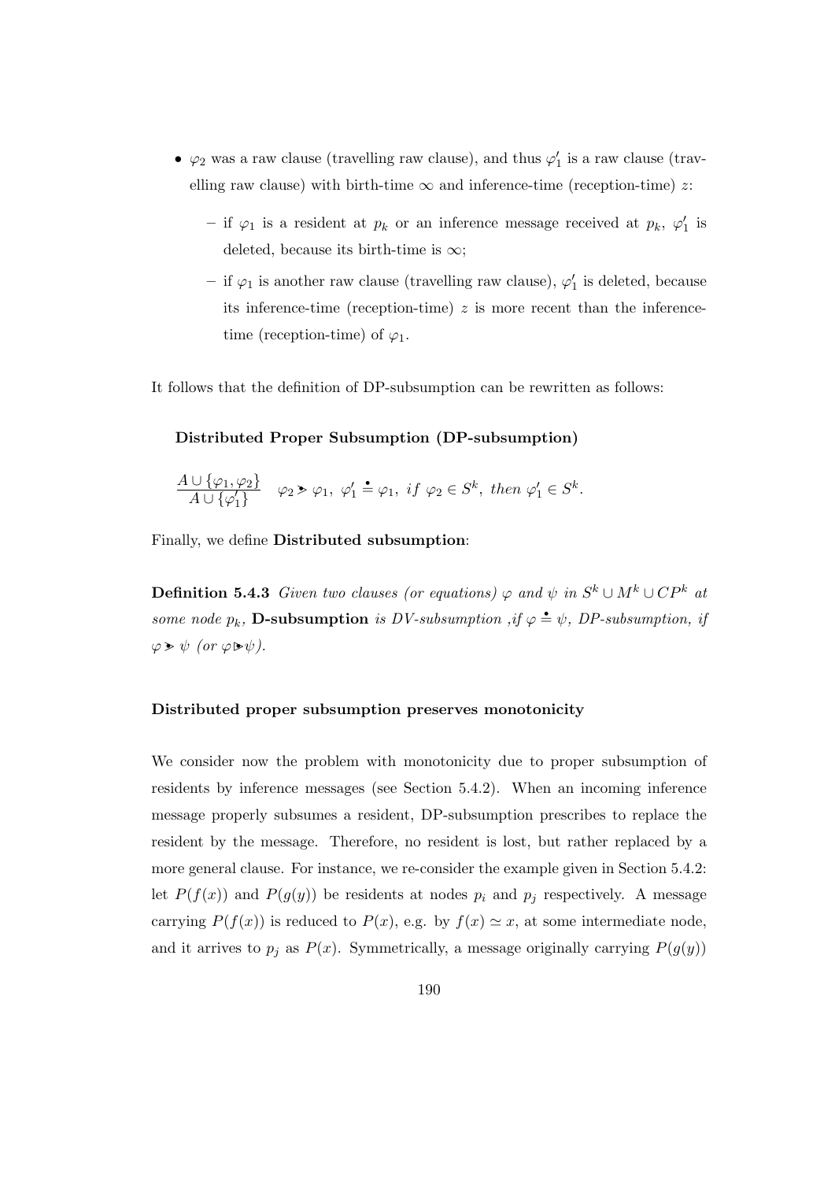- $\varphi_2$ was a raw clause (travelling raw clause), and thus $\varphi_1'$ is a raw clause (travelling raw clause) with birth-time $\infty$ and inference-time (reception-time) $z$:
  - if $\varphi_1$ is a resident at $p_k$ or an inference message received at $p_k$, $\varphi_1'$ is deleted, because its birth-time is $\infty$;
  - if $\varphi_1$ is another raw clause (travelling raw clause), $\varphi_1'$ is deleted, because its inference-time (reception-time) $z$ is more recent than the inference-time (reception-time) of $\varphi_1$.

It follows that the definition of DP-subsumption can be rewritten as follows:

**Distributed Proper Subsumption (DP-subsumption)**

$$\frac{A \cup \{\varphi_1, \varphi_2\}}{A \cup \{\varphi_1'\}} \quad \varphi_2 \blacktriangleright \varphi_1,\ \varphi_1' \doteq \varphi_1,\ if\ \varphi_2 \in S^k,\ then\ \varphi_1' \in S^k.$$

Finally, we define **Distributed subsumption**:

**Definition 5.4.3** *Given two clauses (or equations) $\varphi$ and $\psi$ in $S^k \cup M^k \cup CP^k$ at some node $p_k$,* **D-subsumption** *is DV-subsumption ,if $\varphi \doteq \psi$, DP-subsumption, if $\varphi \blacktriangleright \psi$ (or $\varphi \triangleright \psi$).*

**Distributed proper subsumption preserves monotonicity**

We consider now the problem with monotonicity due to proper subsumption of residents by inference messages (see Section 5.4.2). When an incoming inference message properly subsumes a resident, DP-subsumption prescribes to replace the resident by the message. Therefore, no resident is lost, but rather replaced by a more general clause. For instance, we re-consider the example given in Section 5.4.2: let $P(f(x))$ and $P(g(y))$ be residents at nodes $p_i$ and $p_j$ respectively. A message carrying $P(f(x))$ is reduced to $P(x)$, e.g. by $f(x) \simeq x$, at some intermediate node, and it arrives to $p_j$ as $P(x)$. Symmetrically, a message originally carrying $P(g(y))$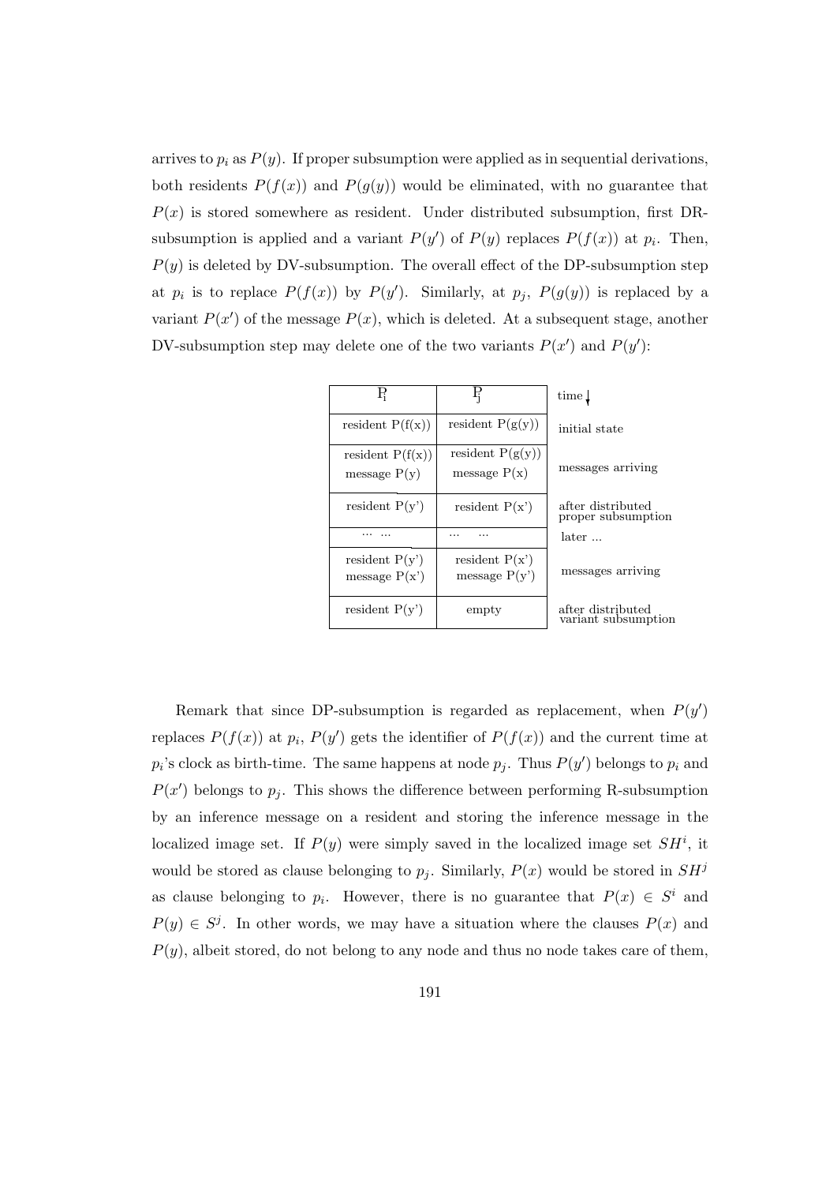arrives to $p_i$ as $P(y)$. If proper subsumption were applied as in sequential derivations, both residents $P(f(x))$ and $P(g(y))$ would be eliminated, with no guarantee that $P(x)$ is stored somewhere as resident. Under distributed subsumption, first DR-subsumption is applied and a variant $P(y')$ of $P(y)$ replaces $P(f(x))$ at $p_i$. Then, $P(y)$ is deleted by DV-subsumption. The overall effect of the DP-subsumption step at $p_i$ is to replace $P(f(x))$ by $P(y')$. Similarly, at $p_j$, $P(g(y))$ is replaced by a variant $P(x')$ of the message $P(x)$, which is deleted. At a subsequent stage, another DV-subsumption step may delete one of the two variants $P(x')$ and $P(y')$:

| $P_i$ | $P_j$ | time ↓ |
|---|---|---|
| resident P(f(x)) | resident P(g(y)) | initial state |
| resident P(f(x)) message P(y) | resident P(g(y)) message P(x) | messages arriving |
| resident P(y') | resident P(x') | after distributed proper subsumption |
| ... ... | ... ... | later ... |
| resident P(y') message P(x') | resident P(x') message P(y') | messages arriving |
| resident P(y') | empty | after distributed variant subsumption |

Remark that since DP-subsumption is regarded as replacement, when $P(y')$ replaces $P(f(x))$ at $p_i$, $P(y')$ gets the identifier of $P(f(x))$ and the current time at $p_i$'s clock as birth-time. The same happens at node $p_j$. Thus $P(y')$ belongs to $p_i$ and $P(x')$ belongs to $p_j$. This shows the difference between performing R-subsumption by an inference message on a resident and storing the inference message in the localized image set. If $P(y)$ were simply saved in the localized image set $SH^i$, it would be stored as clause belonging to $p_j$. Similarly, $P(x)$ would be stored in $SH^j$ as clause belonging to $p_i$. However, there is no guarantee that $P(x) \in S^i$ and $P(y) \in S^j$. In other words, we may have a situation where the clauses $P(x)$ and $P(y)$, albeit stored, do not belong to any node and thus no node takes care of them,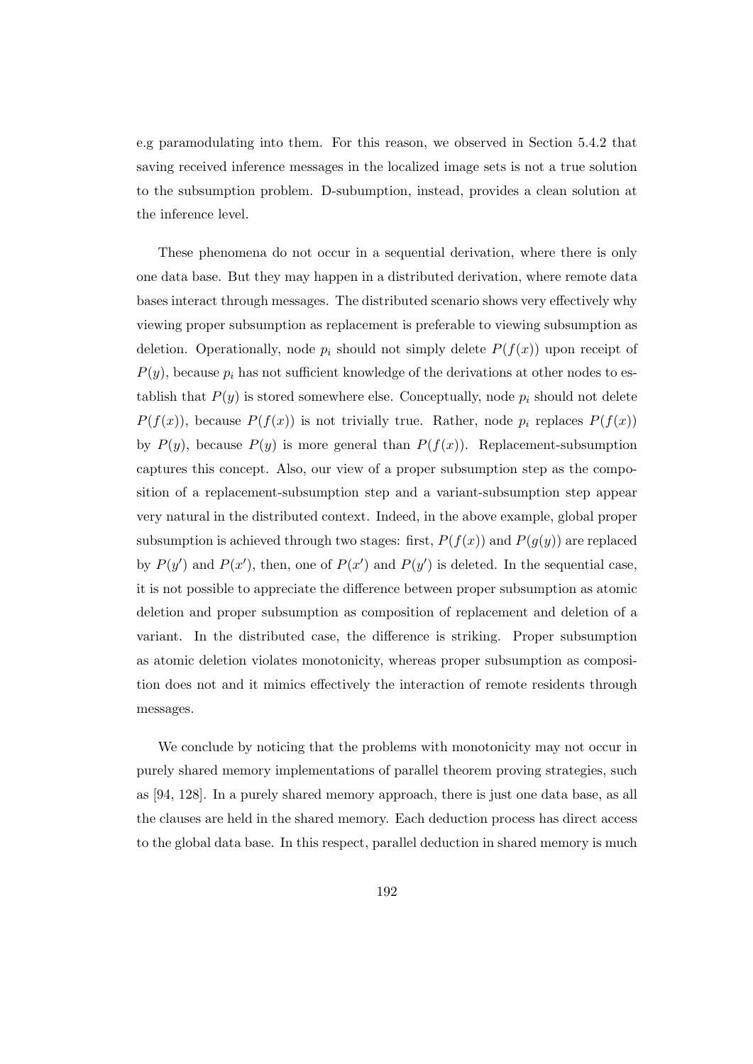e.g paramodulating into them. For this reason, we observed in Section 5.4.2 that saving received inference messages in the localized image sets is not a true solution to the subsumption problem. D-subumption, instead, provides a clean solution at the inference level.

These phenomena do not occur in a sequential derivation, where there is only one data base. But they may happen in a distributed derivation, where remote data bases interact through messages. The distributed scenario shows very effectively why viewing proper subsumption as replacement is preferable to viewing subsumption as deletion. Operationally, node $p_i$ should not simply delete $P(f(x))$ upon receipt of $P(y)$, because $p_i$ has not sufficient knowledge of the derivations at other nodes to establish that $P(y)$ is stored somewhere else. Conceptually, node $p_i$ should not delete $P(f(x))$, because $P(f(x))$ is not trivially true. Rather, node $p_i$ replaces $P(f(x))$ by $P(y)$, because $P(y)$ is more general than $P(f(x))$. Replacement-subsumption captures this concept. Also, our view of a proper subsumption step as the composition of a replacement-subsumption step and a variant-subsumption step appear very natural in the distributed context. Indeed, in the above example, global proper subsumption is achieved through two stages: first, $P(f(x))$ and $P(g(y))$ are replaced by $P(y')$ and $P(x')$, then, one of $P(x')$ and $P(y')$ is deleted. In the sequential case, it is not possible to appreciate the difference between proper subsumption as atomic deletion and proper subsumption as composition of replacement and deletion of a variant. In the distributed case, the difference is striking. Proper subsumption as atomic deletion violates monotonicity, whereas proper subsumption as composition does not and it mimics effectively the interaction of remote residents through messages.

We conclude by noticing that the problems with monotonicity may not occur in purely shared memory implementations of parallel theorem proving strategies, such as [94, 128]. In a purely shared memory approach, there is just one data base, as all the clauses are held in the shared memory. Each deduction process has direct access to the global data base. In this respect, parallel deduction in shared memory is much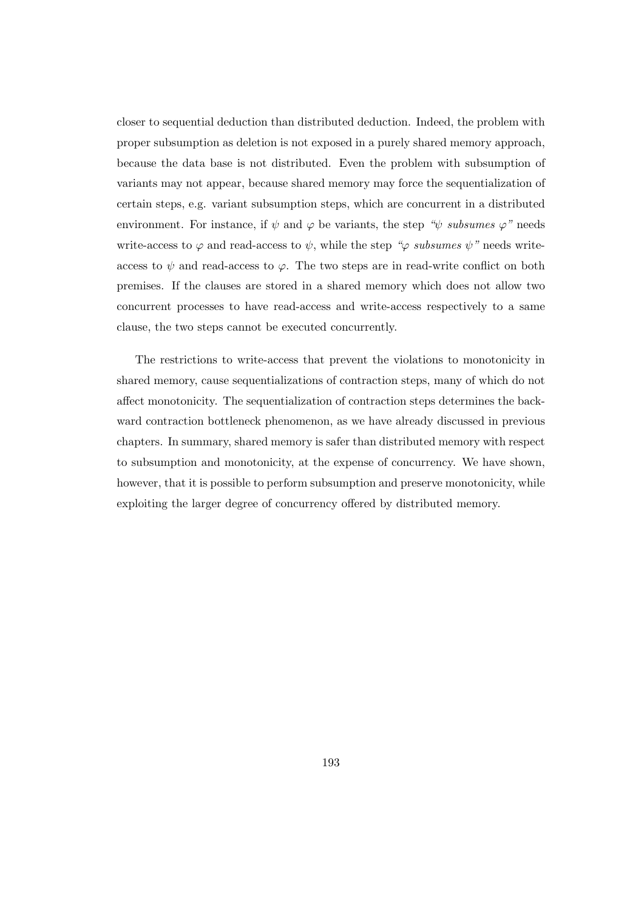closer to sequential deduction than distributed deduction. Indeed, the problem with proper subsumption as deletion is not exposed in a purely shared memory approach, because the data base is not distributed. Even the problem with subsumption of variants may not appear, because shared memory may force the sequentialization of certain steps, e.g. variant subsumption steps, which are concurrent in a distributed environment. For instance, if $\psi$ and $\varphi$ be variants, the step *"$\psi$ subsumes $\varphi$"* needs write-access to $\varphi$ and read-access to $\psi$, while the step *"$\varphi$ subsumes $\psi$"* needs write-access to $\psi$ and read-access to $\varphi$. The two steps are in read-write conflict on both premises. If the clauses are stored in a shared memory which does not allow two concurrent processes to have read-access and write-access respectively to a same clause, the two steps cannot be executed concurrently.

The restrictions to write-access that prevent the violations to monotonicity in shared memory, cause sequentializations of contraction steps, many of which do not affect monotonicity. The sequentialization of contraction steps determines the backward contraction bottleneck phenomenon, as we have already discussed in previous chapters. In summary, shared memory is safer than distributed memory with respect to subsumption and monotonicity, at the expense of concurrency. We have shown, however, that it is possible to perform subsumption and preserve monotonicity, while exploiting the larger degree of concurrency offered by distributed memory.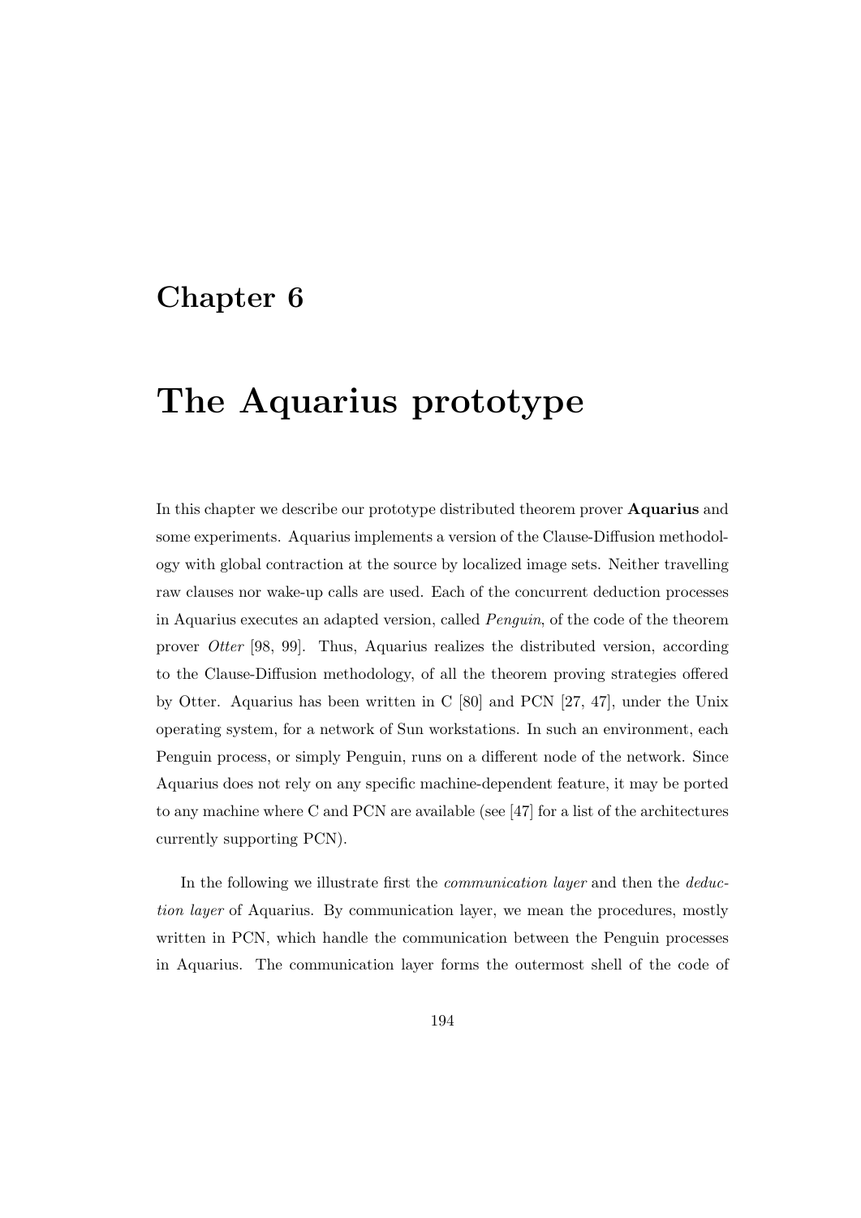# Chapter 6

# The Aquarius prototype

In this chapter we describe our prototype distributed theorem prover **Aquarius** and some experiments. Aquarius implements a version of the Clause-Diffusion methodology with global contraction at the source by localized image sets. Neither travelling raw clauses nor wake-up calls are used. Each of the concurrent deduction processes in Aquarius executes an adapted version, called *Penguin*, of the code of the theorem prover *Otter* [98, 99]. Thus, Aquarius realizes the distributed version, according to the Clause-Diffusion methodology, of all the theorem proving strategies offered by Otter. Aquarius has been written in C [80] and PCN [27, 47], under the Unix operating system, for a network of Sun workstations. In such an environment, each Penguin process, or simply Penguin, runs on a different node of the network. Since Aquarius does not rely on any specific machine-dependent feature, it may be ported to any machine where C and PCN are available (see [47] for a list of the architectures currently supporting PCN).

In the following we illustrate first the *communication layer* and then the *deduction layer* of Aquarius. By communication layer, we mean the procedures, mostly written in PCN, which handle the communication between the Penguin processes in Aquarius. The communication layer forms the outermost shell of the code of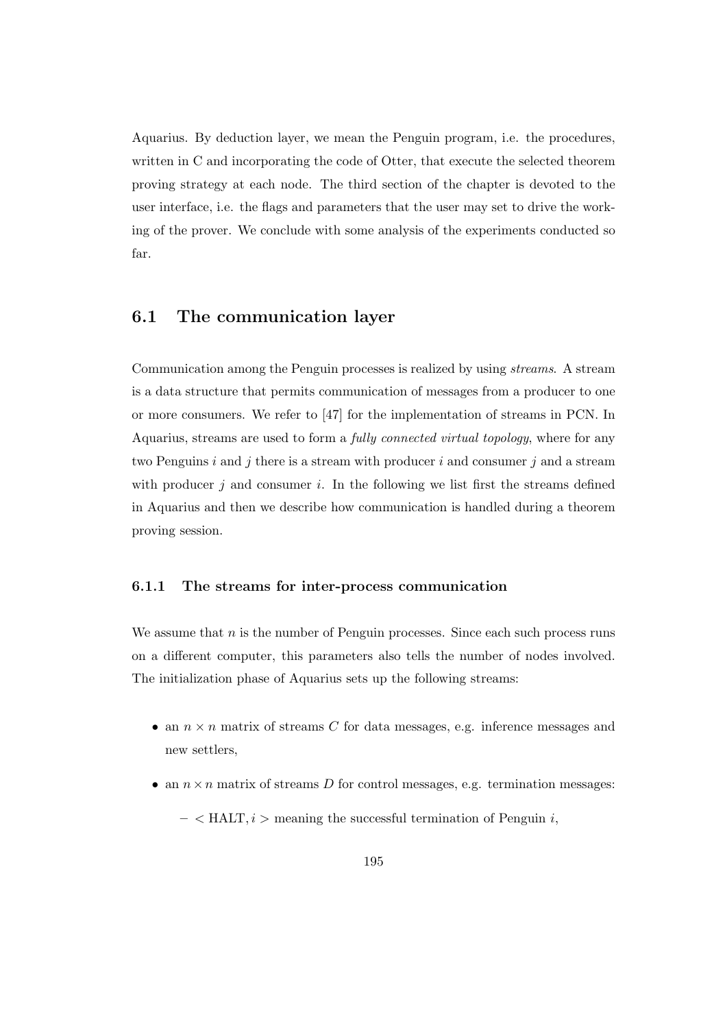Aquarius. By deduction layer, we mean the Penguin program, i.e. the procedures, written in C and incorporating the code of Otter, that execute the selected theorem proving strategy at each node. The third section of the chapter is devoted to the user interface, i.e. the flags and parameters that the user may set to drive the working of the prover. We conclude with some analysis of the experiments conducted so far.

## 6.1 The communication layer

Communication among the Penguin processes is realized by using *streams*. A stream is a data structure that permits communication of messages from a producer to one or more consumers. We refer to [47] for the implementation of streams in PCN. In Aquarius, streams are used to form a *fully connected virtual topology*, where for any two Penguins $i$ and $j$ there is a stream with producer $i$ and consumer $j$ and a stream with producer $j$ and consumer $i$. In the following we list first the streams defined in Aquarius and then we describe how communication is handled during a theorem proving session.

### 6.1.1 The streams for inter-process communication

We assume that $n$ is the number of Penguin processes. Since each such process runs on a different computer, this parameters also tells the number of nodes involved. The initialization phase of Aquarius sets up the following streams:

- an $n \times n$ matrix of streams $C$ for data messages, e.g. inference messages and new settlers,
- an $n \times n$ matrix of streams $D$ for control messages, e.g. termination messages:
  - $< \text{HALT}, i >$ meaning the successful termination of Penguin $i$,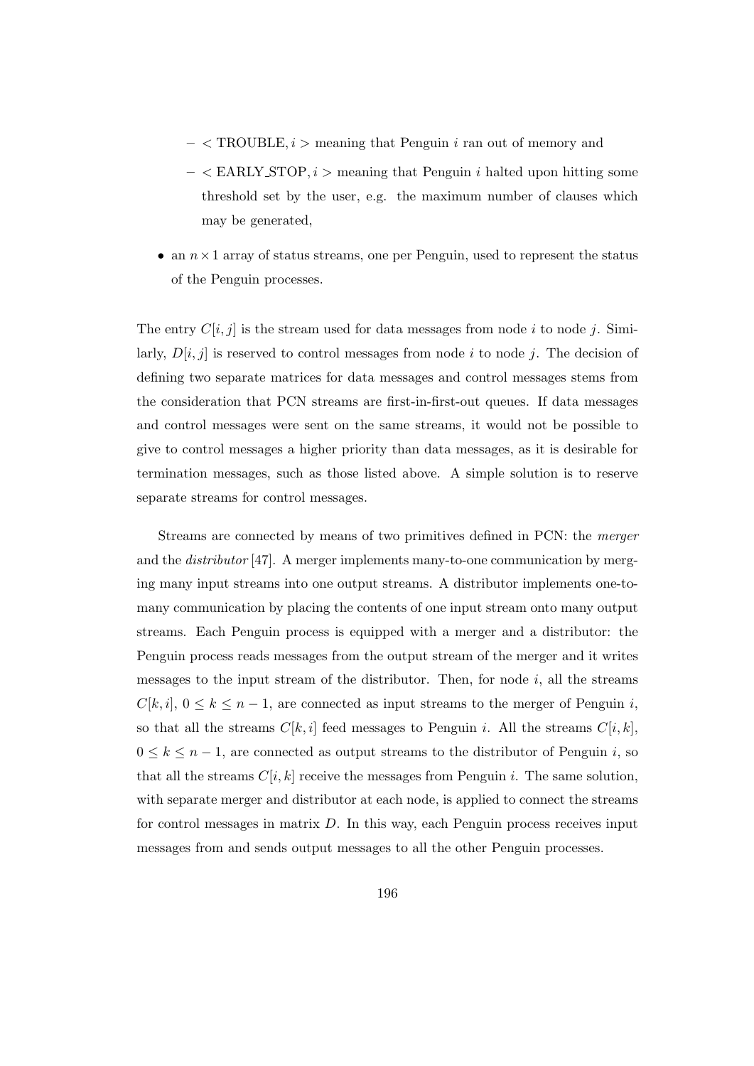- $<$ TROUBLE, $i >$ meaning that Penguin $i$ ran out of memory and
  - $<$ EARLY_STOP, $i >$ meaning that Penguin $i$ halted upon hitting some threshold set by the user, e.g. the maximum number of clauses which may be generated,
- an $n \times 1$ array of status streams, one per Penguin, used to represent the status of the Penguin processes.

The entry $C[i, j]$ is the stream used for data messages from node $i$ to node $j$. Similarly, $D[i, j]$ is reserved to control messages from node $i$ to node $j$. The decision of defining two separate matrices for data messages and control messages stems from the consideration that PCN streams are first-in-first-out queues. If data messages and control messages were sent on the same streams, it would not be possible to give to control messages a higher priority than data messages, as it is desirable for termination messages, such as those listed above. A simple solution is to reserve separate streams for control messages.

Streams are connected by means of two primitives defined in PCN: the *merger* and the *distributor* [47]. A merger implements many-to-one communication by merging many input streams into one output streams. A distributor implements one-to-many communication by placing the contents of one input stream onto many output streams. Each Penguin process is equipped with a merger and a distributor: the Penguin process reads messages from the output stream of the merger and it writes messages to the input stream of the distributor. Then, for node $i$, all the streams $C[k, i]$, $0 \leq k \leq n-1$, are connected as input streams to the merger of Penguin $i$, so that all the streams $C[k, i]$ feed messages to Penguin $i$. All the streams $C[i, k]$, $0 \leq k \leq n-1$, are connected as output streams to the distributor of Penguin $i$, so that all the streams $C[i, k]$ receive the messages from Penguin $i$. The same solution, with separate merger and distributor at each node, is applied to connect the streams for control messages in matrix $D$. In this way, each Penguin process receives input messages from and sends output messages to all the other Penguin processes.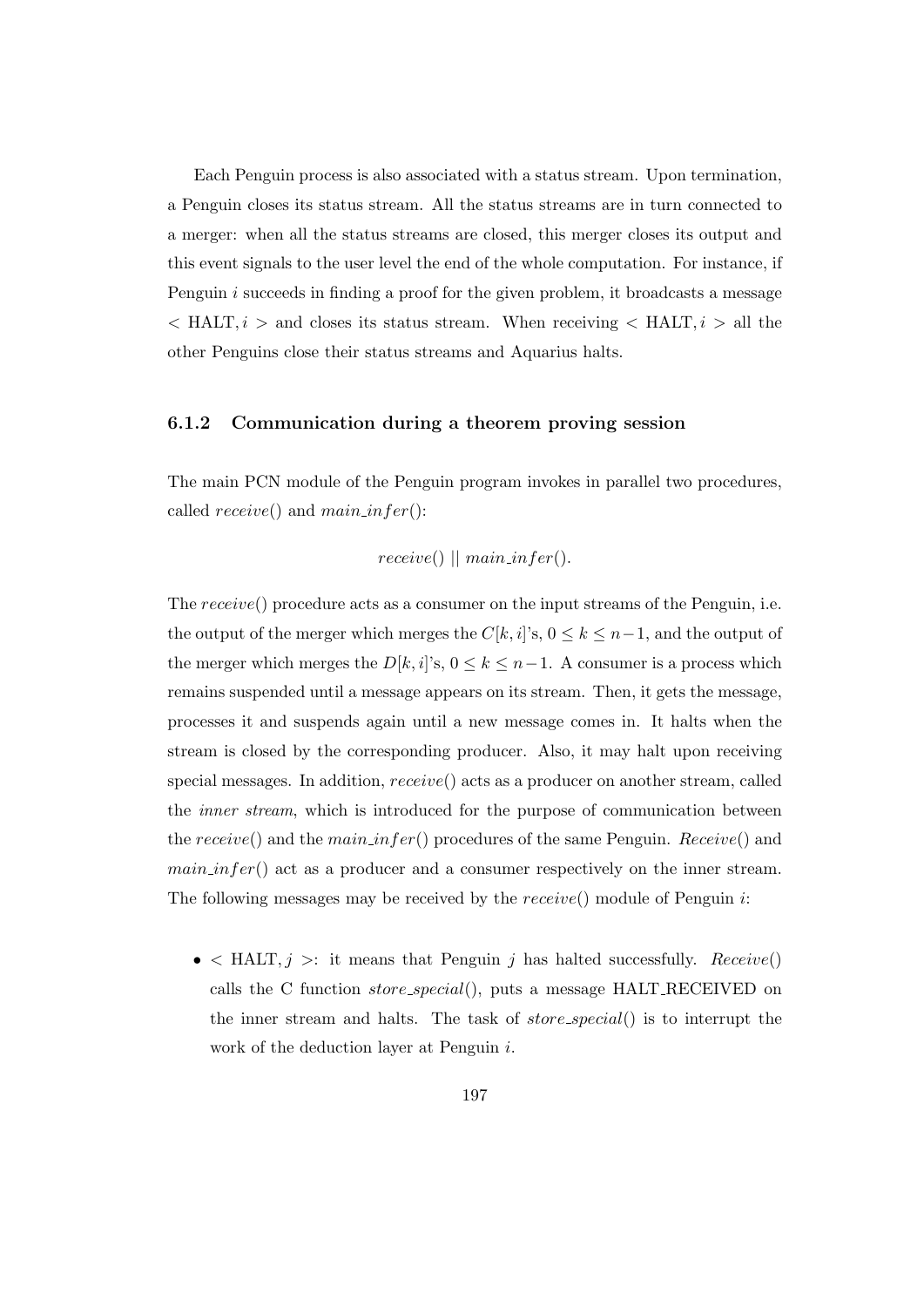Each Penguin process is also associated with a status stream. Upon termination, a Penguin closes its status stream. All the status streams are in turn connected to a merger: when all the status streams are closed, this merger closes its output and this event signals to the user level the end of the whole computation. For instance, if Penguin $i$ succeeds in finding a proof for the given problem, it broadcasts a message $<$ HALT$, i >$ and closes its status stream. When receiving $<$ HALT$, i >$ all the other Penguins close their status streams and Aquarius halts.

### 6.1.2 Communication during a theorem proving session

The main PCN module of the Penguin program invokes in parallel two procedures, called $receive()$ and $main\_infer()$:

$$receive() \mid\mid main\_infer().$$

The $receive()$ procedure acts as a consumer on the input streams of the Penguin, i.e. the output of the merger which merges the $C[k, i]$'s, $0 \leq k \leq n-1$, and the output of the merger which merges the $D[k, i]$'s, $0 \leq k \leq n-1$. A consumer is a process which remains suspended until a message appears on its stream. Then, it gets the message, processes it and suspends again until a new message comes in. It halts when the stream is closed by the corresponding producer. Also, it may halt upon receiving special messages. In addition, $receive()$ acts as a producer on another stream, called the *inner stream*, which is introduced for the purpose of communication between the $receive()$ and the $main\_infer()$ procedures of the same Penguin. $Receive()$ and $main\_infer()$ act as a producer and a consumer respectively on the inner stream. The following messages may be received by the $receive()$ module of Penguin $i$:

- $<$ HALT$, j >$: it means that Penguin $j$ has halted successfully. $Receive()$ calls the C function $store\_special()$, puts a message HALT_RECEIVED on the inner stream and halts. The task of $store\_special()$ is to interrupt the work of the deduction layer at Penguin $i$.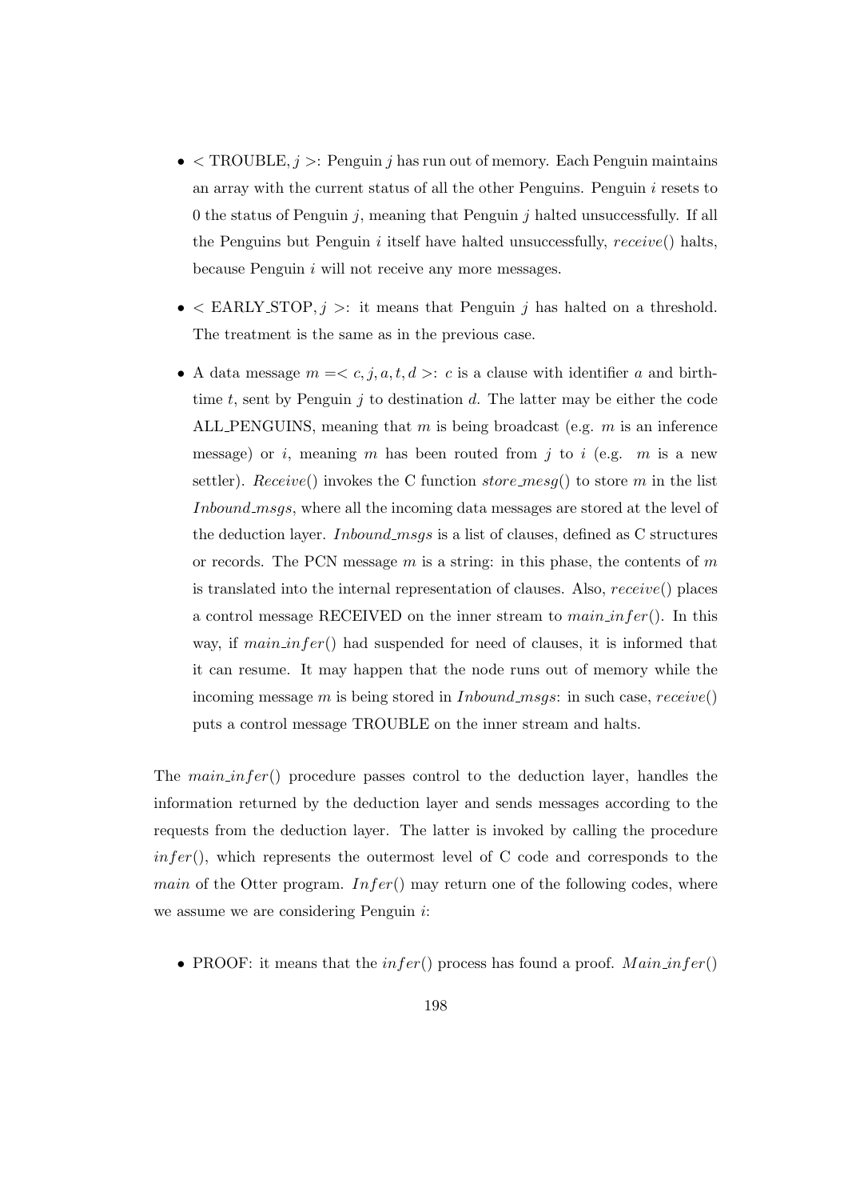- $<$ TROUBLE, $j>$: Penguin $j$ has run out of memory. Each Penguin maintains an array with the current status of all the other Penguins. Penguin $i$ resets to 0 the status of Penguin $j$, meaning that Penguin $j$ halted unsuccessfully. If all the Penguins but Penguin $i$ itself have halted unsuccessfully, *receive*() halts, because Penguin $i$ will not receive any more messages.

- $<$ EARLY_STOP, $j>$: it means that Penguin $j$ has halted on a threshold. The treatment is the same as in the previous case.

- A data message $m = < c, j, a, t, d >$: $c$ is a clause with identifier $a$ and birth-time $t$, sent by Penguin $j$ to destination $d$. The latter may be either the code ALL_PENGUINS, meaning that $m$ is being broadcast (e.g. $m$ is an inference message) or $i$, meaning $m$ has been routed from $j$ to $i$ (e.g. $m$ is a new settler). *Receive*() invokes the C function *store_mesg*() to store $m$ in the list *Inbound_msgs*, where all the incoming data messages are stored at the level of the deduction layer. *Inbound_msgs* is a list of clauses, defined as C structures or records. The PCN message $m$ is a string: in this phase, the contents of $m$ is translated into the internal representation of clauses. Also, *receive*() places a control message RECEIVED on the inner stream to *main_infer*(). In this way, if *main_infer*() had suspended for need of clauses, it is informed that it can resume. It may happen that the node runs out of memory while the incoming message $m$ is being stored in *Inbound_msgs*: in such case, *receive*() puts a control message TROUBLE on the inner stream and halts.

The *main_infer*() procedure passes control to the deduction layer, handles the information returned by the deduction layer and sends messages according to the requests from the deduction layer. The latter is invoked by calling the procedure *infer*(), which represents the outermost level of C code and corresponds to the *main* of the Otter program. *Infer*() may return one of the following codes, where we assume we are considering Penguin $i$:

- PROOF: it means that the *infer*() process has found a proof. *Main_infer*()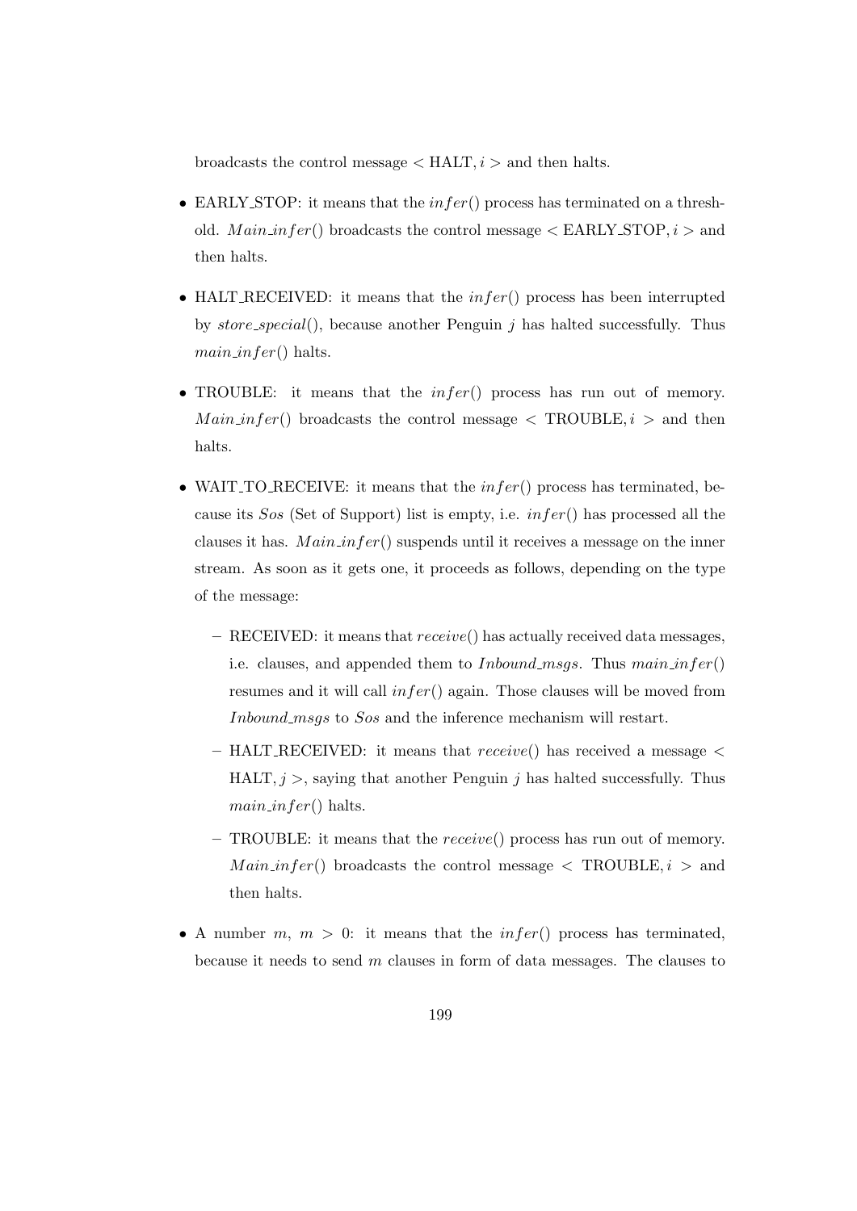broadcasts the control message $< \text{HALT}, i >$ and then halts.

- EARLY_STOP: it means that the $infer()$ process has terminated on a threshold. $Main\_infer()$ broadcasts the control message $< \text{EARLY\_STOP}, i >$ and then halts.

- HALT_RECEIVED: it means that the $infer()$ process has been interrupted by $store\_special()$, because another Penguin $j$ has halted successfully. Thus $main\_infer()$ halts.

- TROUBLE: it means that the $infer()$ process has run out of memory. $Main\_infer()$ broadcasts the control message $< \text{TROUBLE}, i >$ and then halts.

- WAIT_TO_RECEIVE: it means that the $infer()$ process has terminated, because its $Sos$ (Set of Support) list is empty, i.e. $infer()$ has processed all the clauses it has. $Main\_infer()$ suspends until it receives a message on the inner stream. As soon as it gets one, it proceeds as follows, depending on the type of the message:

  - RECEIVED: it means that $receive()$ has actually received data messages, i.e. clauses, and appended them to $Inbound\_msgs$. Thus $main\_infer()$ resumes and it will call $infer()$ again. Those clauses will be moved from $Inbound\_msgs$ to $Sos$ and the inference mechanism will restart.

  - HALT_RECEIVED: it means that $receive()$ has received a message $< \text{HALT}, j >$, saying that another Penguin $j$ has halted successfully. Thus $main\_infer()$ halts.

  - TROUBLE: it means that the $receive()$ process has run out of memory. $Main\_infer()$ broadcasts the control message $< \text{TROUBLE}, i >$ and then halts.

- A number $m$, $m > 0$: it means that the $infer()$ process has terminated, because it needs to send $m$ clauses in form of data messages. The clauses to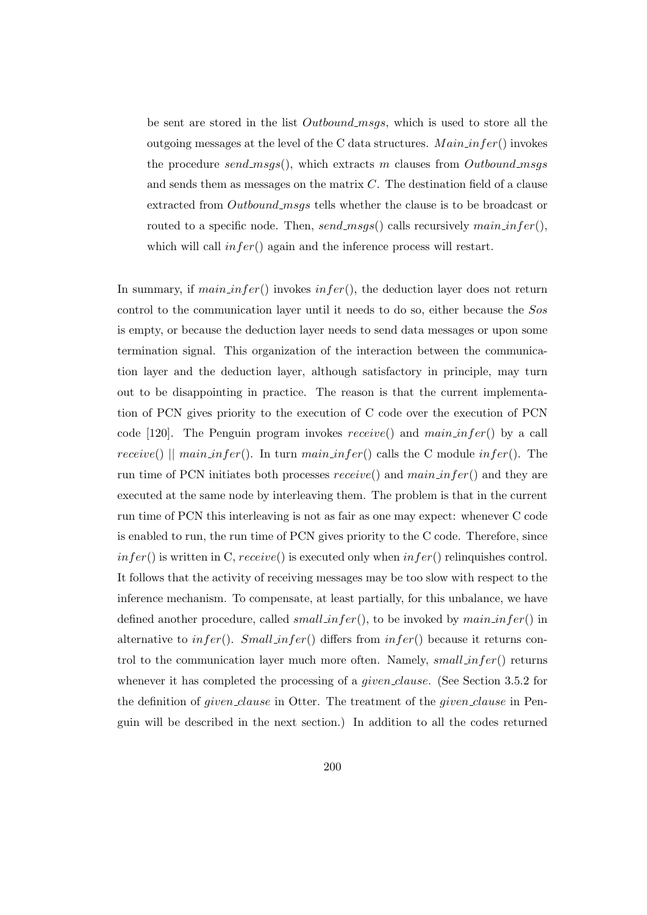be sent are stored in the list *Outbound_msgs*, which is used to store all the outgoing messages at the level of the C data structures. $Main\_infer()$ invokes the procedure $send\_msgs()$, which extracts $m$ clauses from *Outbound_msgs* and sends them as messages on the matrix $C$. The destination field of a clause extracted from *Outbound_msgs* tells whether the clause is to be broadcast or routed to a specific node. Then, $send\_msgs()$ calls recursively $main\_infer()$, which will call $infer()$ again and the inference process will restart.

In summary, if $main\_infer()$ invokes $infer()$, the deduction layer does not return control to the communication layer until it needs to do so, either because the *Sos* is empty, or because the deduction layer needs to send data messages or upon some termination signal. This organization of the interaction between the communication layer and the deduction layer, although satisfactory in principle, may turn out to be disappointing in practice. The reason is that the current implementation of PCN gives priority to the execution of C code over the execution of PCN code [120]. The Penguin program invokes $receive()$ and $main\_infer()$ by a call $receive() \mid\mid main\_infer()$. In turn $main\_infer()$ calls the C module $infer()$. The run time of PCN initiates both processes $receive()$ and $main\_infer()$ and they are executed at the same node by interleaving them. The problem is that in the current run time of PCN this interleaving is not as fair as one may expect: whenever C code is enabled to run, the run time of PCN gives priority to the C code. Therefore, since $infer()$ is written in C, $receive()$ is executed only when $infer()$ relinquishes control. It follows that the activity of receiving messages may be too slow with respect to the inference mechanism. To compensate, at least partially, for this unbalance, we have defined another procedure, called $small\_infer()$, to be invoked by $main\_infer()$ in alternative to $infer()$. $Small\_infer()$ differs from $infer()$ because it returns control to the communication layer much more often. Namely, $small\_infer()$ returns whenever it has completed the processing of a *given_clause*. (See Section 3.5.2 for the definition of *given_clause* in Otter. The treatment of the *given_clause* in Penguin will be described in the next section.) In addition to all the codes returned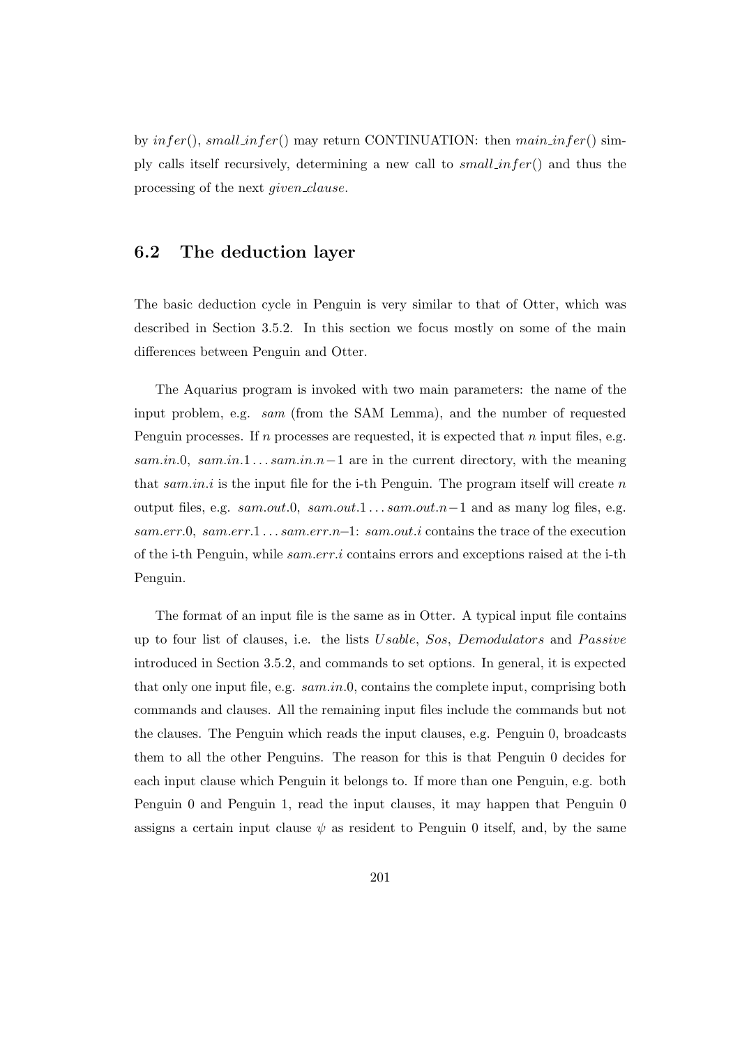by $infer()$, $small\_infer()$ may return CONTINUATION: then $main\_infer()$ simply calls itself recursively, determining a new call to $small\_infer()$ and thus the processing of the next *given_clause*.

## 6.2 The deduction layer

The basic deduction cycle in Penguin is very similar to that of Otter, which was described in Section 3.5.2. In this section we focus mostly on some of the main differences between Penguin and Otter.

The Aquarius program is invoked with two main parameters: the name of the input problem, e.g. *sam* (from the SAM Lemma), and the number of requested Penguin processes. If $n$ processes are requested, it is expected that $n$ input files, e.g. $sam.in.0$, $sam.in.1 \ldots sam.in.n-1$ are in the current directory, with the meaning that $sam.in.i$ is the input file for the i-th Penguin. The program itself will create $n$ output files, e.g. $sam.out.0$, $sam.out.1 \ldots sam.out.n-1$ and as many log files, e.g. $sam.err.0$, $sam.err.1 \ldots sam.err.n$–1: $sam.out.i$ contains the trace of the execution of the i-th Penguin, while $sam.err.i$ contains errors and exceptions raised at the i-th Penguin.

The format of an input file is the same as in Otter. A typical input file contains up to four list of clauses, i.e. the lists *Usable*, *Sos*, *Demodulators* and *Passive* introduced in Section 3.5.2, and commands to set options. In general, it is expected that only one input file, e.g. $sam.in.0$, contains the complete input, comprising both commands and clauses. All the remaining input files include the commands but not the clauses. The Penguin which reads the input clauses, e.g. Penguin 0, broadcasts them to all the other Penguins. The reason for this is that Penguin 0 decides for each input clause which Penguin it belongs to. If more than one Penguin, e.g. both Penguin 0 and Penguin 1, read the input clauses, it may happen that Penguin 0 assigns a certain input clause $\psi$ as resident to Penguin 0 itself, and, by the same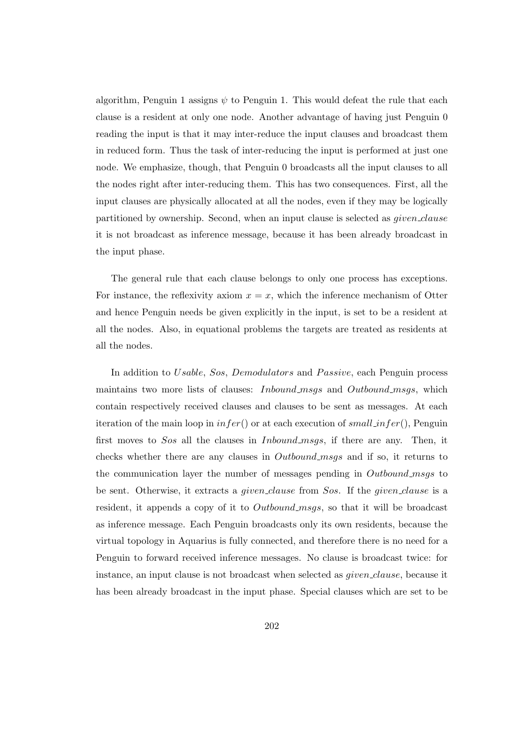algorithm, Penguin 1 assigns $\psi$ to Penguin 1. This would defeat the rule that each clause is a resident at only one node. Another advantage of having just Penguin 0 reading the input is that it may inter-reduce the input clauses and broadcast them in reduced form. Thus the task of inter-reducing the input is performed at just one node. We emphasize, though, that Penguin 0 broadcasts all the input clauses to all the nodes right after inter-reducing them. This has two consequences. First, all the input clauses are physically allocated at all the nodes, even if they may be logically partitioned by ownership. Second, when an input clause is selected as *given_clause* it is not broadcast as inference message, because it has been already broadcast in the input phase.

The general rule that each clause belongs to only one process has exceptions. For instance, the reflexivity axiom $x = x$, which the inference mechanism of Otter and hence Penguin needs be given explicitly in the input, is set to be a resident at all the nodes. Also, in equational problems the targets are treated as residents at all the nodes.

In addition to *Usable*, *Sos*, *Demodulators* and *Passive*, each Penguin process maintains two more lists of clauses: *Inbound_msgs* and *Outbound_msgs*, which contain respectively received clauses and clauses to be sent as messages. At each iteration of the main loop in $infer()$ or at each execution of $small\_infer()$, Penguin first moves to *Sos* all the clauses in *Inbound_msgs*, if there are any. Then, it checks whether there are any clauses in *Outbound_msgs* and if so, it returns to the communication layer the number of messages pending in *Outbound_msgs* to be sent. Otherwise, it extracts a *given_clause* from *Sos*. If the *given_clause* is a resident, it appends a copy of it to *Outbound_msgs*, so that it will be broadcast as inference message. Each Penguin broadcasts only its own residents, because the virtual topology in Aquarius is fully connected, and therefore there is no need for a Penguin to forward received inference messages. No clause is broadcast twice: for instance, an input clause is not broadcast when selected as *given_clause*, because it has been already broadcast in the input phase. Special clauses which are set to be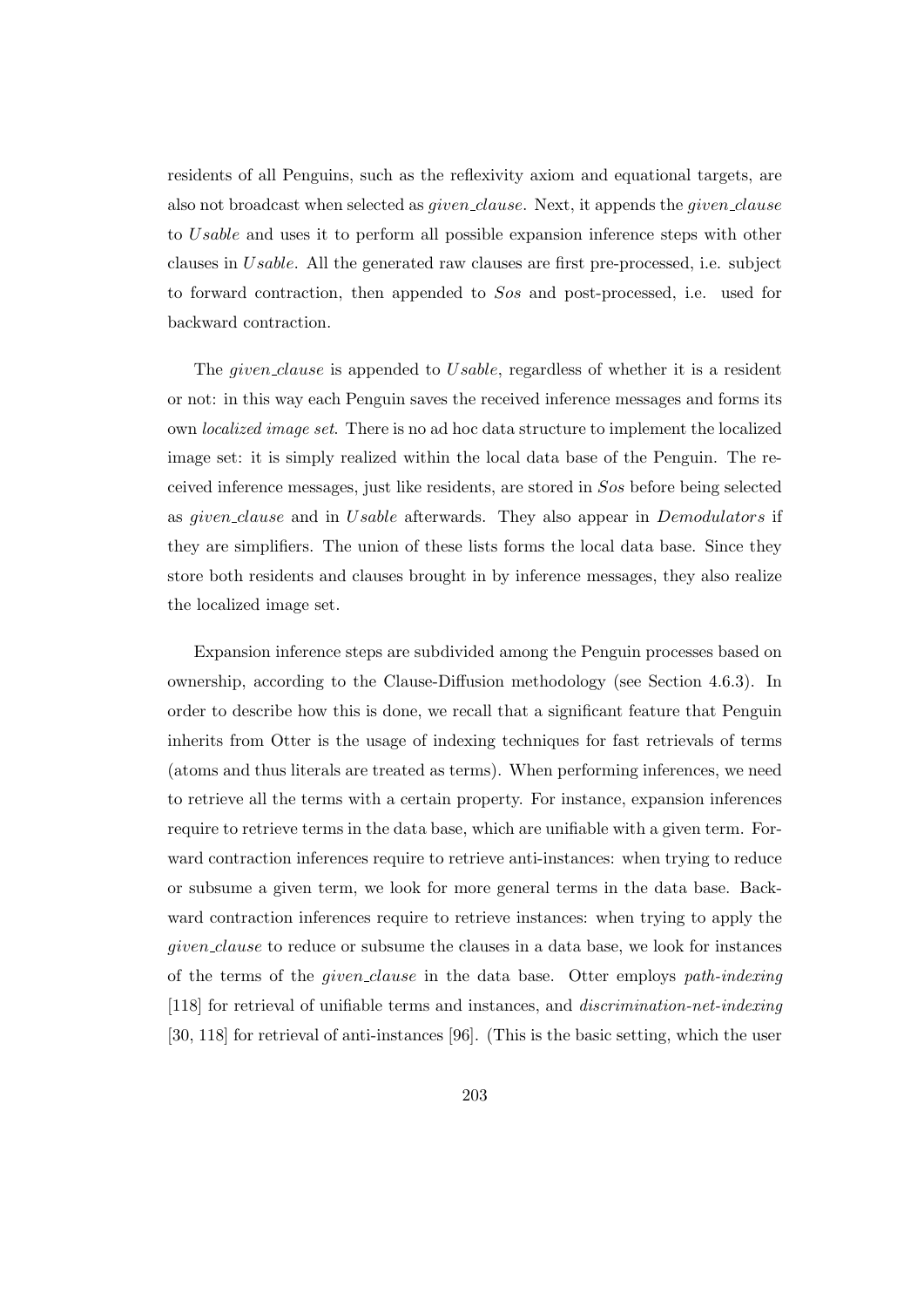residents of all Penguins, such as the reflexivity axiom and equational targets, are also not broadcast when selected as *given_clause*. Next, it appends the *given_clause* to *Usable* and uses it to perform all possible expansion inference steps with other clauses in *Usable*. All the generated raw clauses are first pre-processed, i.e. subject to forward contraction, then appended to *Sos* and post-processed, i.e. used for backward contraction.

The *given_clause* is appended to *Usable*, regardless of whether it is a resident or not: in this way each Penguin saves the received inference messages and forms its own *localized image set*. There is no ad hoc data structure to implement the localized image set: it is simply realized within the local data base of the Penguin. The received inference messages, just like residents, are stored in *Sos* before being selected as *given_clause* and in *Usable* afterwards. They also appear in *Demodulators* if they are simplifiers. The union of these lists forms the local data base. Since they store both residents and clauses brought in by inference messages, they also realize the localized image set.

Expansion inference steps are subdivided among the Penguin processes based on ownership, according to the Clause-Diffusion methodology (see Section 4.6.3). In order to describe how this is done, we recall that a significant feature that Penguin inherits from Otter is the usage of indexing techniques for fast retrievals of terms (atoms and thus literals are treated as terms). When performing inferences, we need to retrieve all the terms with a certain property. For instance, expansion inferences require to retrieve terms in the data base, which are unifiable with a given term. Forward contraction inferences require to retrieve anti-instances: when trying to reduce or subsume a given term, we look for more general terms in the data base. Backward contraction inferences require to retrieve instances: when trying to apply the *given_clause* to reduce or subsume the clauses in a data base, we look for instances of the terms of the *given_clause* in the data base. Otter employs *path-indexing* [118] for retrieval of unifiable terms and instances, and *discrimination-net-indexing* [30, 118] for retrieval of anti-instances [96]. (This is the basic setting, which the user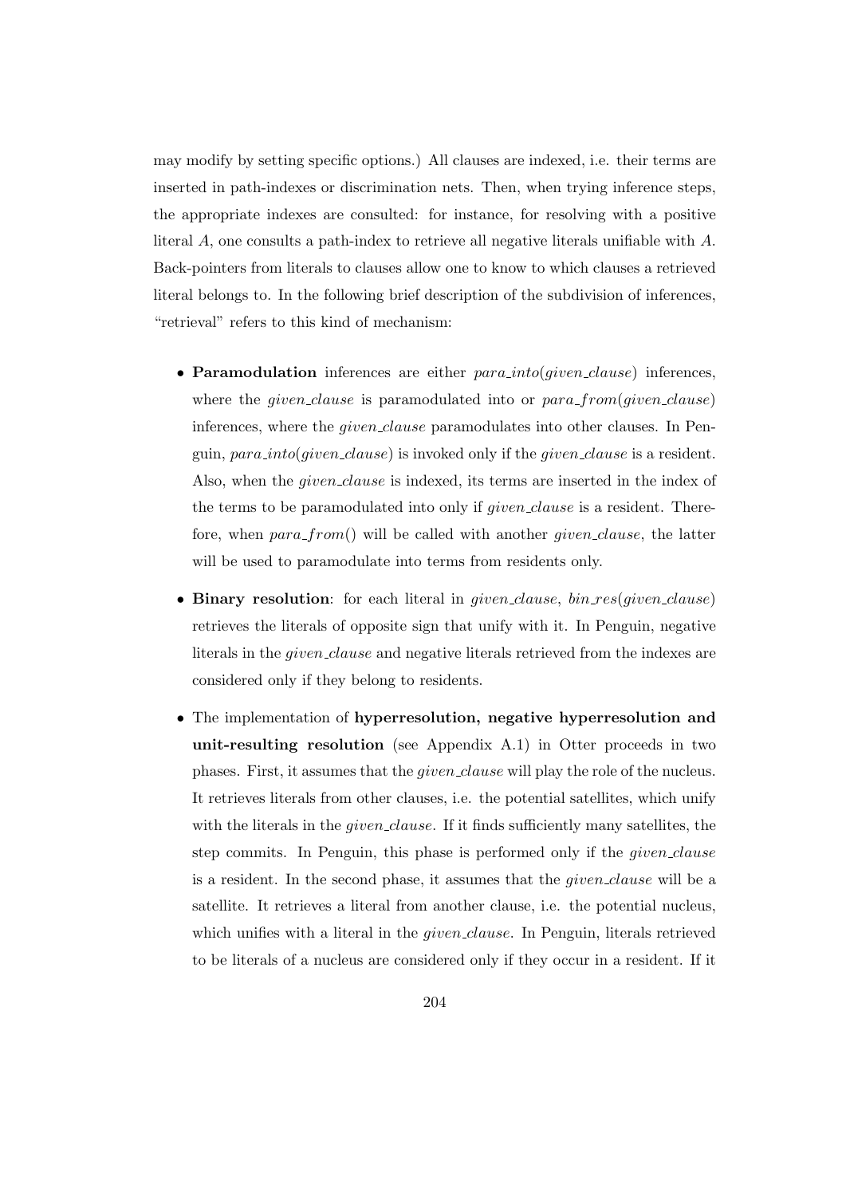may modify by setting specific options.) All clauses are indexed, i.e. their terms are inserted in path-indexes or discrimination nets. Then, when trying inference steps, the appropriate indexes are consulted: for instance, for resolving with a positive literal $A$, one consults a path-index to retrieve all negative literals unifiable with $A$. Back-pointers from literals to clauses allow one to know to which clauses a retrieved literal belongs to. In the following brief description of the subdivision of inferences, "retrieval" refers to this kind of mechanism:

- **Paramodulation** inferences are either *para_into*(*given_clause*) inferences, where the *given_clause* is paramodulated into or *para_from*(*given_clause*) inferences, where the *given_clause* paramodulates into other clauses. In Penguin, *para_into*(*given_clause*) is invoked only if the *given_clause* is a resident. Also, when the *given_clause* is indexed, its terms are inserted in the index of the terms to be paramodulated into only if *given_clause* is a resident. Therefore, when *para_from*() will be called with another *given_clause*, the latter will be used to paramodulate into terms from residents only.

- **Binary resolution**: for each literal in *given_clause*, *bin_res*(*given_clause*) retrieves the literals of opposite sign that unify with it. In Penguin, negative literals in the *given_clause* and negative literals retrieved from the indexes are considered only if they belong to residents.

- The implementation of **hyperresolution, negative hyperresolution and unit-resulting resolution** (see Appendix A.1) in Otter proceeds in two phases. First, it assumes that the *given_clause* will play the role of the nucleus. It retrieves literals from other clauses, i.e. the potential satellites, which unify with the literals in the *given_clause*. If it finds sufficiently many satellites, the step commits. In Penguin, this phase is performed only if the *given_clause* is a resident. In the second phase, it assumes that the *given_clause* will be a satellite. It retrieves a literal from another clause, i.e. the potential nucleus, which unifies with a literal in the *given_clause*. In Penguin, literals retrieved to be literals of a nucleus are considered only if they occur in a resident. If it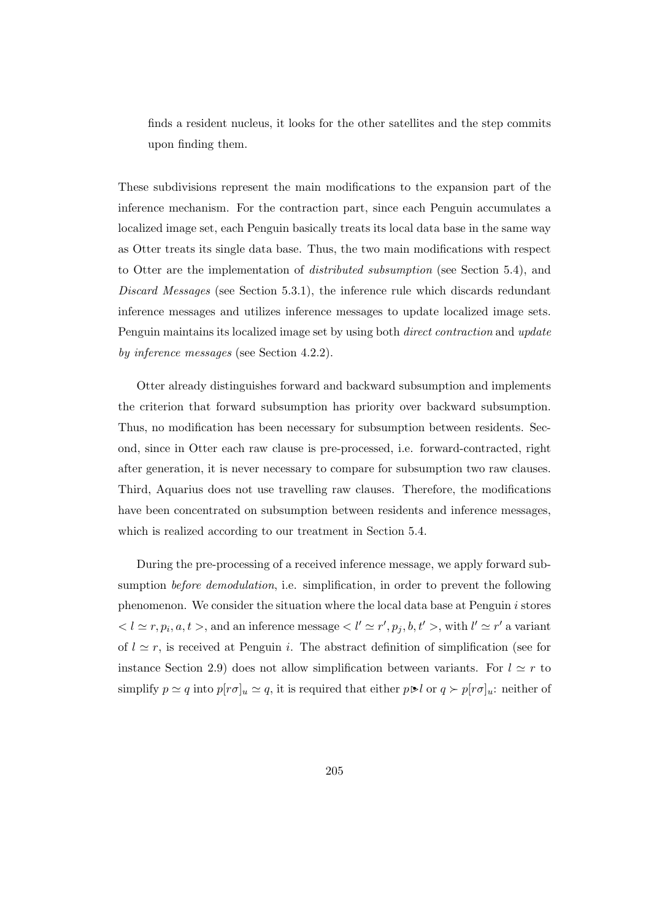finds a resident nucleus, it looks for the other satellites and the step commits upon finding them.

These subdivisions represent the main modifications to the expansion part of the inference mechanism. For the contraction part, since each Penguin accumulates a localized image set, each Penguin basically treats its local data base in the same way as Otter treats its single data base. Thus, the two main modifications with respect to Otter are the implementation of *distributed subsumption* (see Section 5.4), and *Discard Messages* (see Section 5.3.1), the inference rule which discards redundant inference messages and utilizes inference messages to update localized image sets. Penguin maintains its localized image set by using both *direct contraction* and *update by inference messages* (see Section 4.2.2).

Otter already distinguishes forward and backward subsumption and implements the criterion that forward subsumption has priority over backward subsumption. Thus, no modification has been necessary for subsumption between residents. Second, since in Otter each raw clause is pre-processed, i.e. forward-contracted, right after generation, it is never necessary to compare for subsumption two raw clauses. Third, Aquarius does not use travelling raw clauses. Therefore, the modifications have been concentrated on subsumption between residents and inference messages, which is realized according to our treatment in Section 5.4.

During the pre-processing of a received inference message, we apply forward subsumption *before demodulation*, i.e. simplification, in order to prevent the following phenomenon. We consider the situation where the local data base at Penguin $i$ stores $< l \simeq r, p_i, a, t >$, and an inference message $< l' \simeq r', p_j, b, t' >$, with $l' \simeq r'$ a variant of $l \simeq r$, is received at Penguin $i$. The abstract definition of simplification (see for instance Section 2.9) does not allow simplification between variants. For $l \simeq r$ to simplify $p \simeq q$ into $p[r\sigma]_u \simeq q$, it is required that either $p \blacktriangleright l$ or $q \succ p[r\sigma]_u$: neither of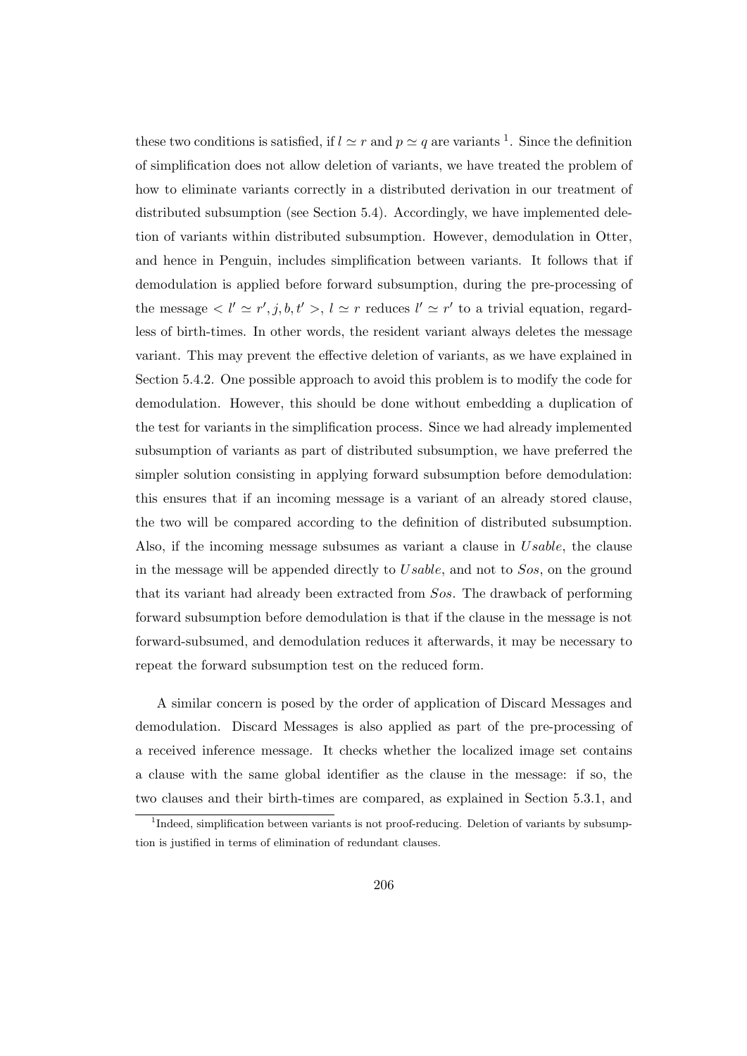these two conditions is satisfied, if $l \simeq r$ and $p \simeq q$ are variants [1]. Since the definition of simplification does not allow deletion of variants, we have treated the problem of how to eliminate variants correctly in a distributed derivation in our treatment of distributed subsumption (see Section 5.4). Accordingly, we have implemented deletion of variants within distributed subsumption. However, demodulation in Otter, and hence in Penguin, includes simplification between variants. It follows that if demodulation is applied before forward subsumption, during the pre-processing of the message $< l' \simeq r', j, b, t' >$, $l \simeq r$ reduces $l' \simeq r'$ to a trivial equation, regardless of birth-times. In other words, the resident variant always deletes the message variant. This may prevent the effective deletion of variants, as we have explained in Section 5.4.2. One possible approach to avoid this problem is to modify the code for demodulation. However, this should be done without embedding a duplication of the test for variants in the simplification process. Since we had already implemented subsumption of variants as part of distributed subsumption, we have preferred the simpler solution consisting in applying forward subsumption before demodulation: this ensures that if an incoming message is a variant of an already stored clause, the two will be compared according to the definition of distributed subsumption. Also, if the incoming message subsumes as variant a clause in $Usable$, the clause in the message will be appended directly to $Usable$, and not to $Sos$, on the ground that its variant had already been extracted from $Sos$. The drawback of performing forward subsumption before demodulation is that if the clause in the message is not forward-subsumed, and demodulation reduces it afterwards, it may be necessary to repeat the forward subsumption test on the reduced form.

A similar concern is posed by the order of application of Discard Messages and demodulation. Discard Messages is also applied as part of the pre-processing of a received inference message. It checks whether the localized image set contains a clause with the same global identifier as the clause in the message: if so, the two clauses and their birth-times are compared, as explained in Section 5.3.1, and

[1] Indeed, simplification between variants is not proof-reducing. Deletion of variants by subsumption is justified in terms of elimination of redundant clauses.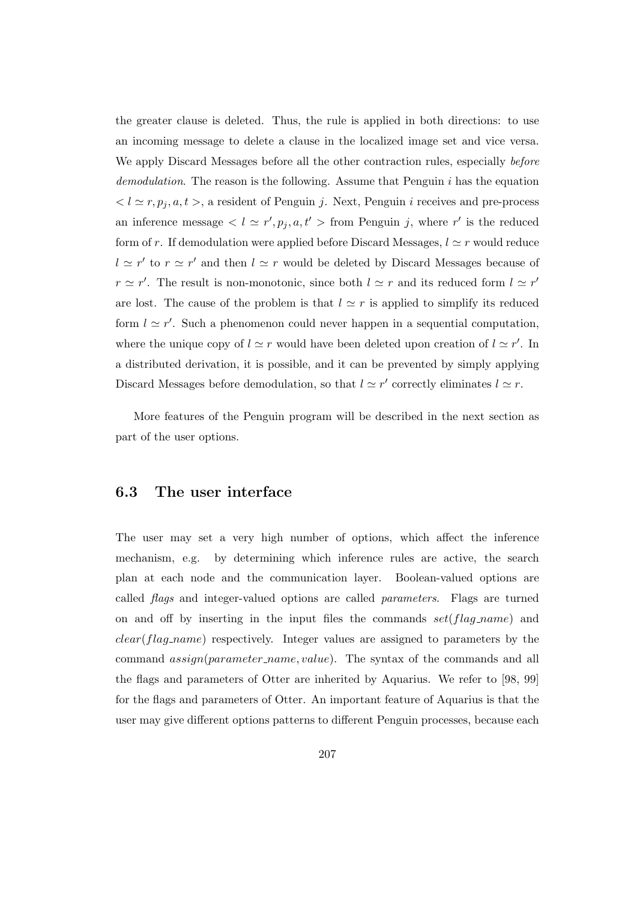the greater clause is deleted. Thus, the rule is applied in both directions: to use an incoming message to delete a clause in the localized image set and vice versa. We apply Discard Messages before all the other contraction rules, especially *before demodulation*. The reason is the following. Assume that Penguin $i$ has the equation $< l \simeq r, p_j, a, t >$, a resident of Penguin $j$. Next, Penguin $i$ receives and pre-process an inference message $< l \simeq r', p_j, a, t' >$ from Penguin $j$, where $r'$ is the reduced form of $r$. If demodulation were applied before Discard Messages, $l \simeq r$ would reduce $l \simeq r'$ to $r \simeq r'$ and then $l \simeq r$ would be deleted by Discard Messages because of $r \simeq r'$. The result is non-monotonic, since both $l \simeq r$ and its reduced form $l \simeq r'$ are lost. The cause of the problem is that $l \simeq r$ is applied to simplify its reduced form $l \simeq r'$. Such a phenomenon could never happen in a sequential computation, where the unique copy of $l \simeq r$ would have been deleted upon creation of $l \simeq r'$. In a distributed derivation, it is possible, and it can be prevented by simply applying Discard Messages before demodulation, so that $l \simeq r'$ correctly eliminates $l \simeq r$.

More features of the Penguin program will be described in the next section as part of the user options.

## 6.3 The user interface

The user may set a very high number of options, which affect the inference mechanism, e.g. by determining which inference rules are active, the search plan at each node and the communication layer. Boolean-valued options are called *flags* and integer-valued options are called *parameters*. Flags are turned on and off by inserting in the input files the commands *set*(*flag_name*) and *clear*(*flag_name*) respectively. Integer values are assigned to parameters by the command *assign*(*parameter_name*, *value*). The syntax of the commands and all the flags and parameters of Otter are inherited by Aquarius. We refer to [98, 99] for the flags and parameters of Otter. An important feature of Aquarius is that the user may give different options patterns to different Penguin processes, because each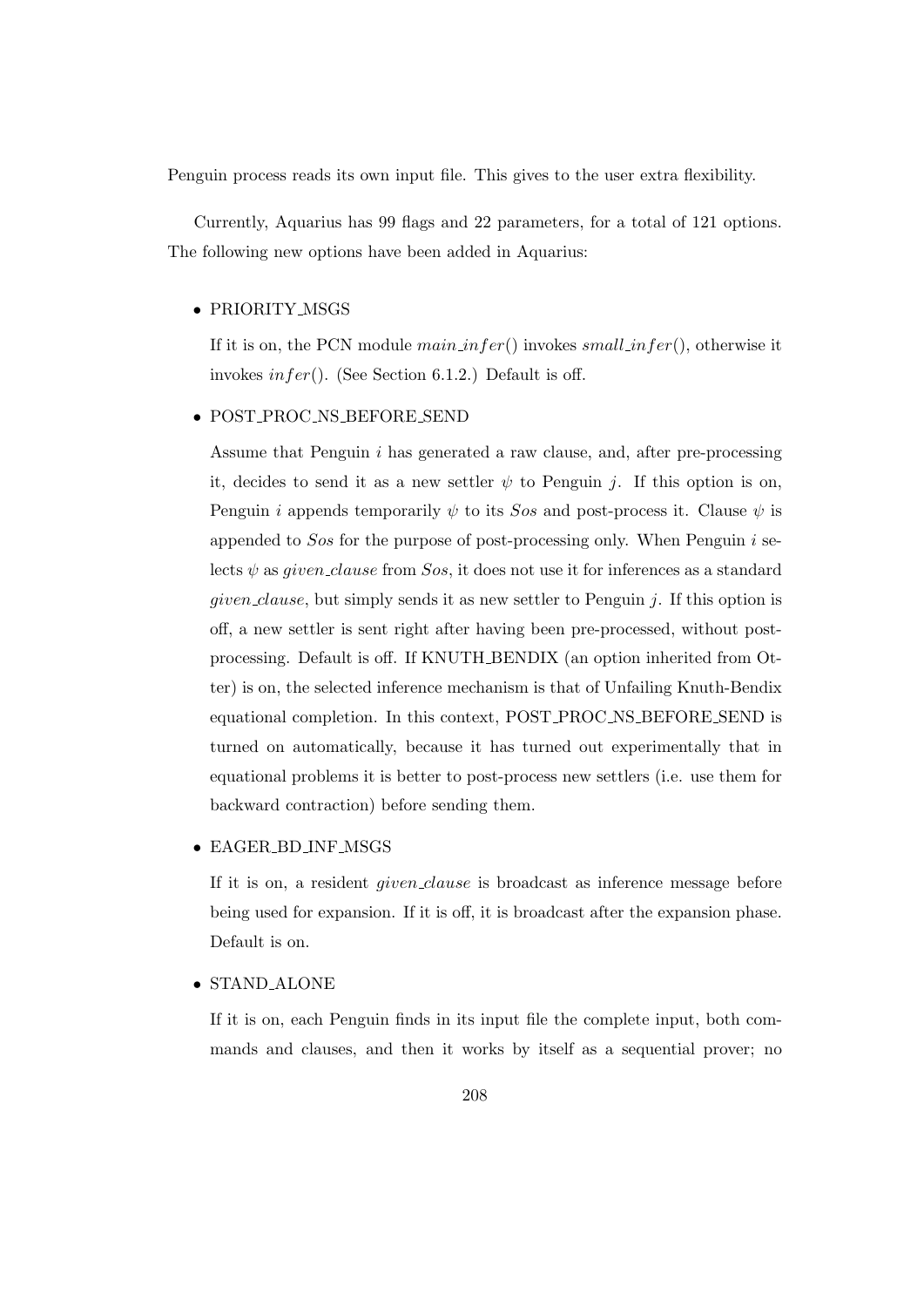Penguin process reads its own input file. This gives to the user extra flexibility.

Currently, Aquarius has 99 flags and 22 parameters, for a total of 121 options. The following new options have been added in Aquarius:

- PRIORITY_MSGS

  If it is on, the PCN module *main_infer*() invokes *small_infer*(), otherwise it invokes *infer*(). (See Section 6.1.2.) Default is off.

- POST_PROC_NS_BEFORE_SEND

  Assume that Penguin $i$ has generated a raw clause, and, after pre-processing it, decides to send it as a new settler $\psi$ to Penguin $j$. If this option is on, Penguin $i$ appends temporarily $\psi$ to its *Sos* and post-process it. Clause $\psi$ is appended to *Sos* for the purpose of post-processing only. When Penguin $i$ selects $\psi$ as *given_clause* from *Sos*, it does not use it for inferences as a standard *given_clause*, but simply sends it as new settler to Penguin $j$. If this option is off, a new settler is sent right after having been pre-processed, without post-processing. Default is off. If KNUTH_BENDIX (an option inherited from Otter) is on, the selected inference mechanism is that of Unfailing Knuth-Bendix equational completion. In this context, POST_PROC_NS_BEFORE_SEND is turned on automatically, because it has turned out experimentally that in equational problems it is better to post-process new settlers (i.e. use them for backward contraction) before sending them.

- EAGER_BD_INF_MSGS

  If it is on, a resident *given_clause* is broadcast as inference message before being used for expansion. If it is off, it is broadcast after the expansion phase. Default is on.

- STAND_ALONE

  If it is on, each Penguin finds in its input file the complete input, both commands and clauses, and then it works by itself as a sequential prover; no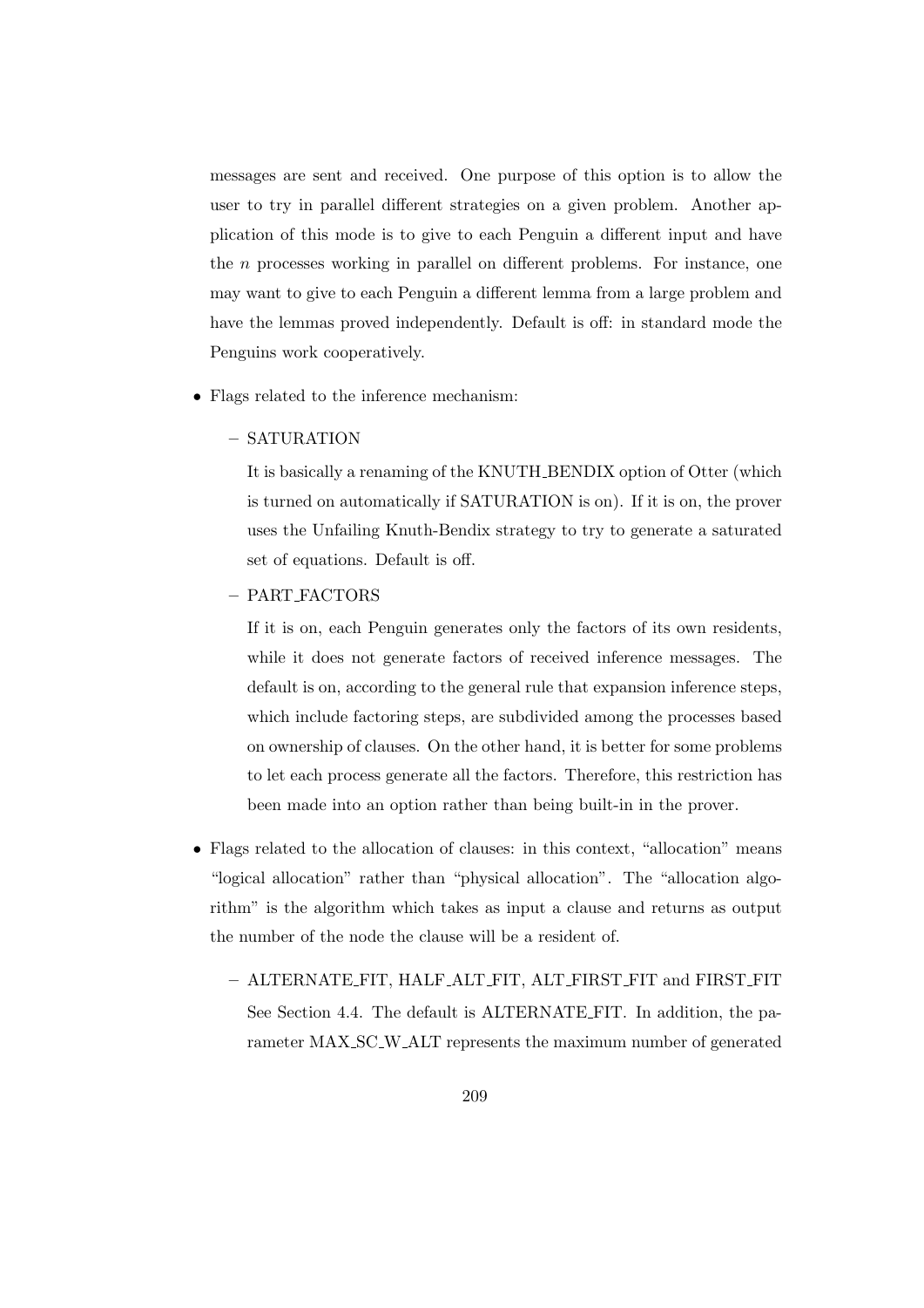messages are sent and received. One purpose of this option is to allow the user to try in parallel different strategies on a given problem. Another application of this mode is to give to each Penguin a different input and have the $n$ processes working in parallel on different problems. For instance, one may want to give to each Penguin a different lemma from a large problem and have the lemmas proved independently. Default is off: in standard mode the Penguins work cooperatively.

- Flags related to the inference mechanism:
  - SATURATION

    It is basically a renaming of the KNUTH_BENDIX option of Otter (which is turned on automatically if SATURATION is on). If it is on, the prover uses the Unfailing Knuth-Bendix strategy to try to generate a saturated set of equations. Default is off.
  - PART_FACTORS

    If it is on, each Penguin generates only the factors of its own residents, while it does not generate factors of received inference messages. The default is on, according to the general rule that expansion inference steps, which include factoring steps, are subdivided among the processes based on ownership of clauses. On the other hand, it is better for some problems to let each process generate all the factors. Therefore, this restriction has been made into an option rather than being built-in in the prover.
- Flags related to the allocation of clauses: in this context, "allocation" means "logical allocation" rather than "physical allocation". The "allocation algorithm" is the algorithm which takes as input a clause and returns as output the number of the node the clause will be a resident of.
  - ALTERNATE_FIT, HALF_ALT_FIT, ALT_FIRST_FIT and FIRST_FIT

    See Section 4.4. The default is ALTERNATE_FIT. In addition, the parameter MAX_SC_W_ALT represents the maximum number of generated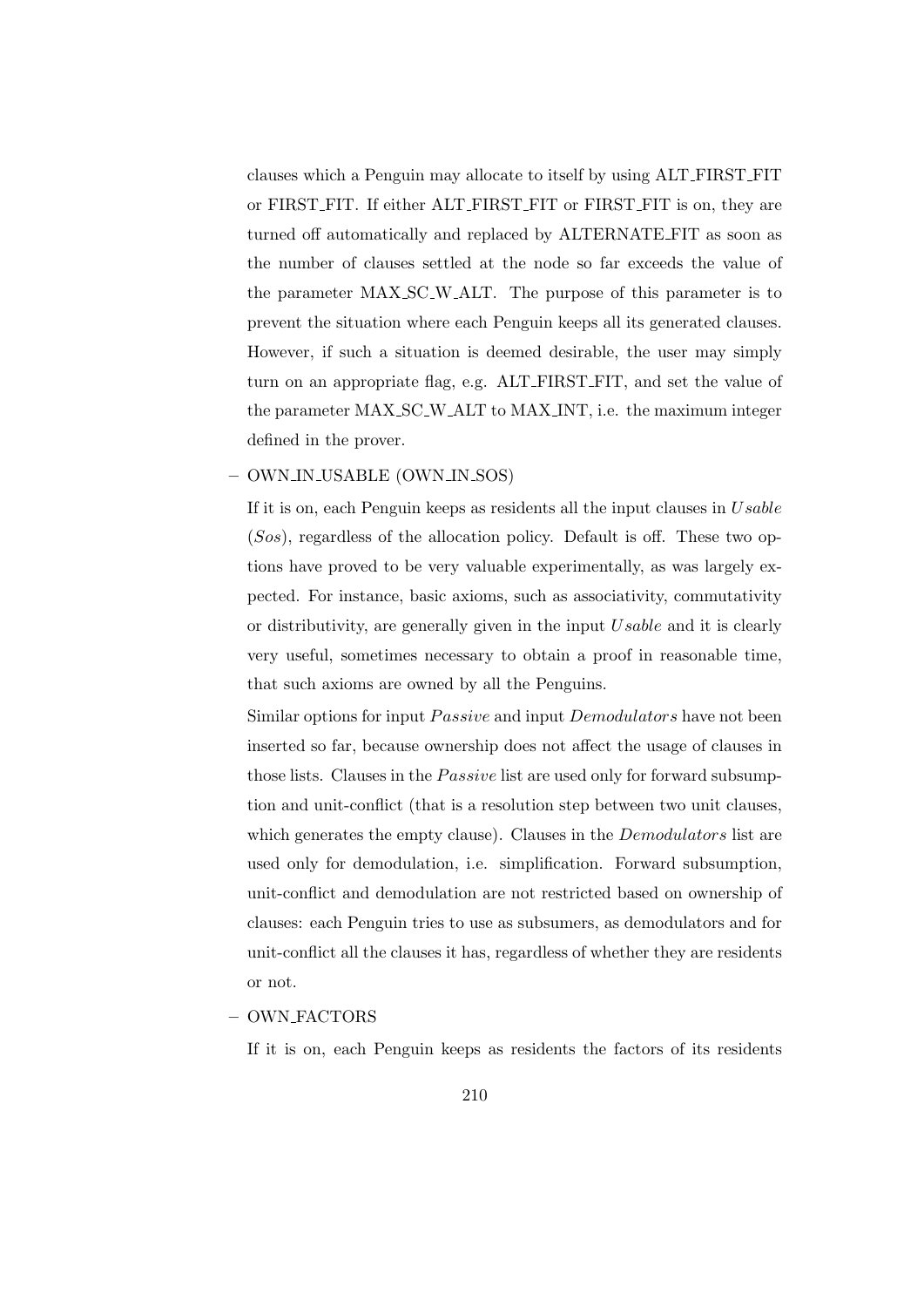clauses which a Penguin may allocate to itself by using ALT_FIRST_FIT or FIRST_FIT. If either ALT_FIRST_FIT or FIRST_FIT is on, they are turned off automatically and replaced by ALTERNATE_FIT as soon as the number of clauses settled at the node so far exceeds the value of the parameter MAX_SC_W_ALT. The purpose of this parameter is to prevent the situation where each Penguin keeps all its generated clauses. However, if such a situation is deemed desirable, the user may simply turn on an appropriate flag, e.g. ALT_FIRST_FIT, and set the value of the parameter MAX_SC_W_ALT to MAX_INT, i.e. the maximum integer defined in the prover.

– OWN_IN_USABLE (OWN_IN_SOS)

  If it is on, each Penguin keeps as residents all the input clauses in *Usable* (*Sos*), regardless of the allocation policy. Default is off. These two options have proved to be very valuable experimentally, as was largely expected. For instance, basic axioms, such as associativity, commutativity or distributivity, are generally given in the input *Usable* and it is clearly very useful, sometimes necessary to obtain a proof in reasonable time, that such axioms are owned by all the Penguins.

  Similar options for input *Passive* and input *Demodulators* have not been inserted so far, because ownership does not affect the usage of clauses in those lists. Clauses in the *Passive* list are used only for forward subsumption and unit-conflict (that is a resolution step between two unit clauses, which generates the empty clause). Clauses in the *Demodulators* list are used only for demodulation, i.e. simplification. Forward subsumption, unit-conflict and demodulation are not restricted based on ownership of clauses: each Penguin tries to use as subsumers, as demodulators and for unit-conflict all the clauses it has, regardless of whether they are residents or not.

– OWN_FACTORS

  If it is on, each Penguin keeps as residents the factors of its residents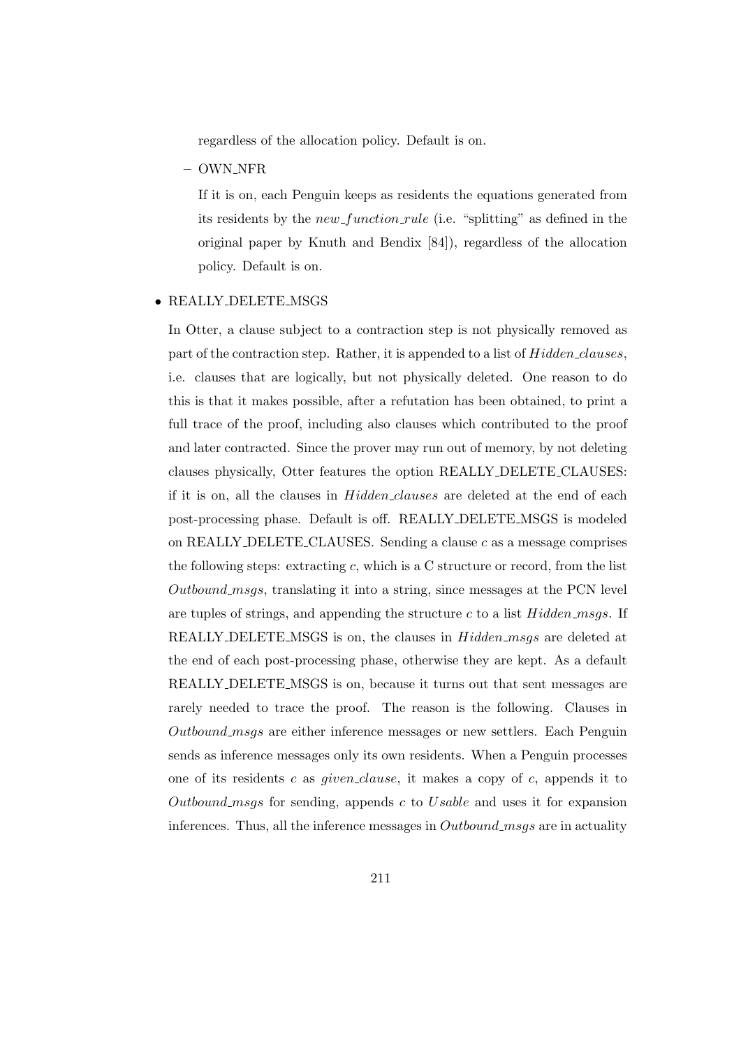regardless of the allocation policy. Default is on.

  - OWN_NFR

    If it is on, each Penguin keeps as residents the equations generated from its residents by the *new_function_rule* (i.e. "splitting" as defined in the original paper by Knuth and Bendix [84]), regardless of the allocation policy. Default is on.

- REALLY_DELETE_MSGS

  In Otter, a clause subject to a contraction step is not physically removed as part of the contraction step. Rather, it is appended to a list of *Hidden_clauses*, i.e. clauses that are logically, but not physically deleted. One reason to do this is that it makes possible, after a refutation has been obtained, to print a full trace of the proof, including also clauses which contributed to the proof and later contracted. Since the prover may run out of memory, by not deleting clauses physically, Otter features the option REALLY_DELETE_CLAUSES: if it is on, all the clauses in *Hidden_clauses* are deleted at the end of each post-processing phase. Default is off. REALLY_DELETE_MSGS is modeled on REALLY_DELETE_CLAUSES. Sending a clause $c$ as a message comprises the following steps: extracting $c$, which is a C structure or record, from the list *Outbound_msgs*, translating it into a string, since messages at the PCN level are tuples of strings, and appending the structure $c$ to a list *Hidden_msgs*. If REALLY_DELETE_MSGS is on, the clauses in *Hidden_msgs* are deleted at the end of each post-processing phase, otherwise they are kept. As a default REALLY_DELETE_MSGS is on, because it turns out that sent messages are rarely needed to trace the proof. The reason is the following. Clauses in *Outbound_msgs* are either inference messages or new settlers. Each Penguin sends as inference messages only its own residents. When a Penguin processes one of its residents $c$ as *given_clause*, it makes a copy of $c$, appends it to *Outbound_msgs* for sending, appends $c$ to *Usable* and uses it for expansion inferences. Thus, all the inference messages in *Outbound_msgs* are in actuality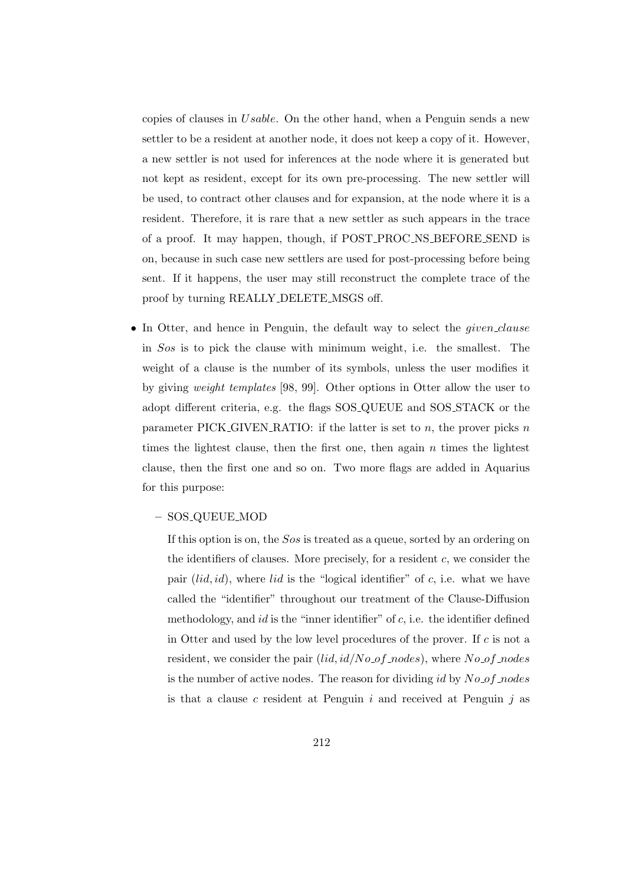copies of clauses in $Usable$. On the other hand, when a Penguin sends a new settler to be a resident at another node, it does not keep a copy of it. However, a new settler is not used for inferences at the node where it is generated but not kept as resident, except for its own pre-processing. The new settler will be used, to contract other clauses and for expansion, at the node where it is a resident. Therefore, it is rare that a new settler as such appears in the trace of a proof. It may happen, though, if POST_PROC_NS_BEFORE_SEND is on, because in such case new settlers are used for post-processing before being sent. If it happens, the user may still reconstruct the complete trace of the proof by turning REALLY_DELETE_MSGS off.

- In Otter, and hence in Penguin, the default way to select the *given_clause* in *Sos* is to pick the clause with minimum weight, i.e. the smallest. The weight of a clause is the number of its symbols, unless the user modifies it by giving *weight templates* [98, 99]. Other options in Otter allow the user to adopt different criteria, e.g. the flags SOS_QUEUE and SOS_STACK or the parameter PICK_GIVEN_RATIO: if the latter is set to $n$, the prover picks $n$ times the lightest clause, then the first one, then again $n$ times the lightest clause, then the first one and so on. Two more flags are added in Aquarius for this purpose:

  - SOS_QUEUE_MOD

    If this option is on, the *Sos* is treated as a queue, sorted by an ordering on the identifiers of clauses. More precisely, for a resident $c$, we consider the pair $(lid, id)$, where $lid$ is the "logical identifier" of $c$, i.e. what we have called the "identifier" throughout our treatment of the Clause-Diffusion methodology, and $id$ is the "inner identifier" of $c$, i.e. the identifier defined in Otter and used by the low level procedures of the prover. If $c$ is not a resident, we consider the pair $(lid, id/No\_of\_nodes)$, where $No\_of\_nodes$ is the number of active nodes. The reason for dividing $id$ by $No\_of\_nodes$ is that a clause $c$ resident at Penguin $i$ and received at Penguin $j$ as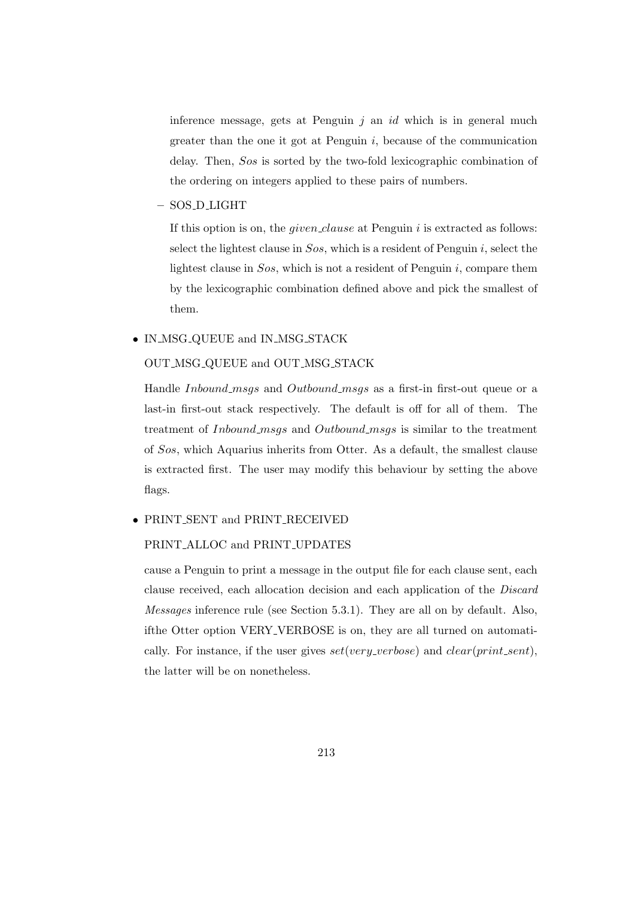inference message, gets at Penguin $j$ an *id* which is in general much greater than the one it got at Penguin $i$, because of the communication delay. Then, *Sos* is sorted by the two-fold lexicographic combination of the ordering on integers applied to these pairs of numbers.

  – SOS_D_LIGHT

    If this option is on, the *given_clause* at Penguin $i$ is extracted as follows: select the lightest clause in *Sos*, which is a resident of Penguin $i$, select the lightest clause in *Sos*, which is not a resident of Penguin $i$, compare them by the lexicographic combination defined above and pick the smallest of them.

- IN_MSG_QUEUE and IN_MSG_STACK

  OUT_MSG_QUEUE and OUT_MSG_STACK

  Handle *Inbound_msgs* and *Outbound_msgs* as a first-in first-out queue or a last-in first-out stack respectively. The default is off for all of them. The treatment of *Inbound_msgs* and *Outbound_msgs* is similar to the treatment of *Sos*, which Aquarius inherits from Otter. As a default, the smallest clause is extracted first. The user may modify this behaviour by setting the above flags.

- PRINT_SENT and PRINT_RECEIVED

  PRINT_ALLOC and PRINT_UPDATES

  cause a Penguin to print a message in the output file for each clause sent, each clause received, each allocation decision and each application of the *Discard Messages* inference rule (see Section 5.3.1). They are all on by default. Also, ifthe Otter option VERY_VERBOSE is on, they are all turned on automatically. For instance, if the user gives *set*(*very_verbose*) and *clear*(*print_sent*), the latter will be on nonetheless.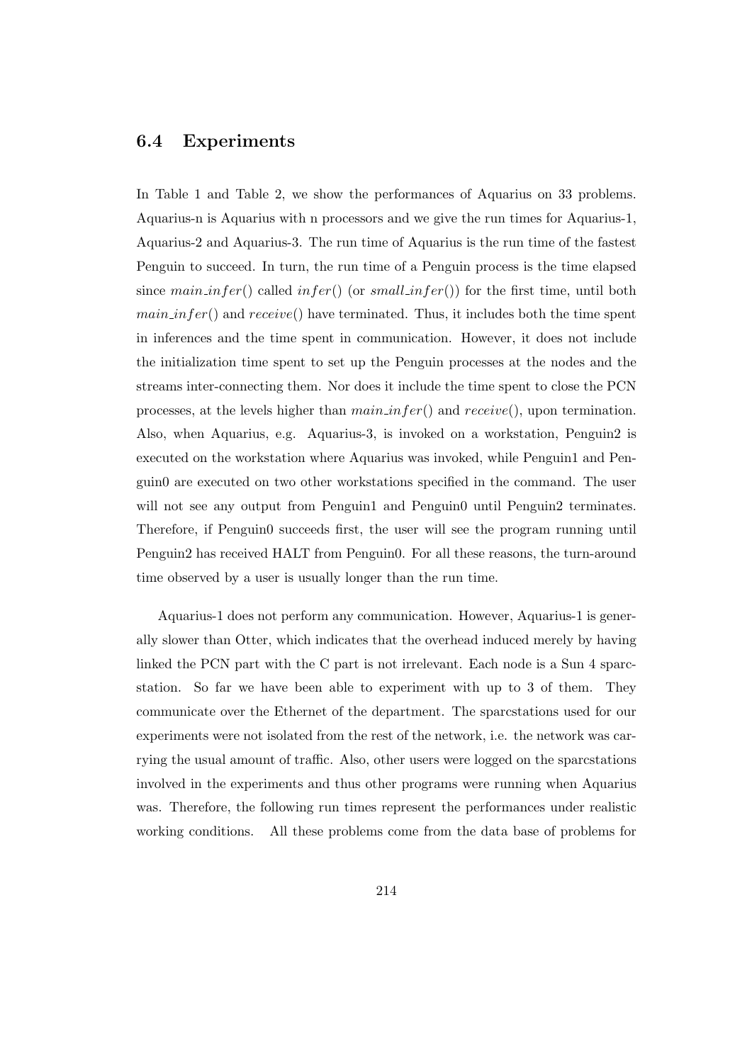## 6.4 Experiments

In Table 1 and Table 2, we show the performances of Aquarius on 33 problems. Aquarius-n is Aquarius with n processors and we give the run times for Aquarius-1, Aquarius-2 and Aquarius-3. The run time of Aquarius is the run time of the fastest Penguin to succeed. In turn, the run time of a Penguin process is the time elapsed since *main_infer*() called *infer*() (or *small_infer*()) for the first time, until both *main_infer*() and *receive*() have terminated. Thus, it includes both the time spent in inferences and the time spent in communication. However, it does not include the initialization time spent to set up the Penguin processes at the nodes and the streams inter-connecting them. Nor does it include the time spent to close the PCN processes, at the levels higher than *main_infer*() and *receive*(), upon termination. Also, when Aquarius, e.g. Aquarius-3, is invoked on a workstation, Penguin2 is executed on the workstation where Aquarius was invoked, while Penguin1 and Penguin0 are executed on two other workstations specified in the command. The user will not see any output from Penguin1 and Penguin0 until Penguin2 terminates. Therefore, if Penguin0 succeeds first, the user will see the program running until Penguin2 has received HALT from Penguin0. For all these reasons, the turn-around time observed by a user is usually longer than the run time.

Aquarius-1 does not perform any communication. However, Aquarius-1 is generally slower than Otter, which indicates that the overhead induced merely by having linked the PCN part with the C part is not irrelevant. Each node is a Sun 4 sparcstation. So far we have been able to experiment with up to 3 of them. They communicate over the Ethernet of the department. The sparcstations used for our experiments were not isolated from the rest of the network, i.e. the network was carrying the usual amount of traffic. Also, other users were logged on the sparcstations involved in the experiments and thus other programs were running when Aquarius was. Therefore, the following run times represent the performances under realistic working conditions. All these problems come from the data base of problems for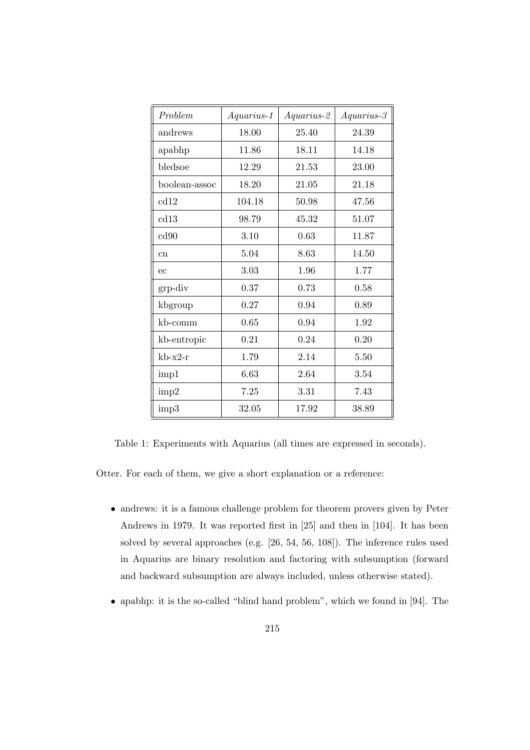| *Problem* | *Aquarius-1* | *Aquarius-2* | *Aquarius-3* |
|---|---|---|---|
| andrews | 18.00 | 25.40 | 24.39 |
| apabhp | 11.86 | 18.11 | 14.18 |
| bledsoe | 12.29 | 21.53 | 23.00 |
| boolean-assoc | 18.20 | 21.05 | 21.18 |
| cd12 | 104.18 | 50.98 | 47.56 |
| cd13 | 98.79 | 45.32 | 51.07 |
| cd90 | 3.10 | 0.63 | 11.87 |
| cn | 5.04 | 8.63 | 14.50 |
| ec | 3.03 | 1.96 | 1.77 |
| grp-div | 0.37 | 0.73 | 0.58 |
| kbgroup | 0.27 | 0.94 | 0.89 |
| kb-comm | 0.65 | 0.94 | 1.92 |
| kb-entropic | 0.21 | 0.24 | 0.20 |
| kb-x2-r | 1.79 | 2.14 | 5.50 |
| imp1 | 6.63 | 2.64 | 3.54 |
| imp2 | 7.25 | 3.31 | 7.43 |
| imp3 | 32.05 | 17.92 | 38.89 |

Table 1: Experiments with Aquarius (all times are expressed in seconds).

Otter. For each of them, we give a short explanation or a reference:

- andrews: it is a famous challenge problem for theorem provers given by Peter Andrews in 1979. It was reported first in [25] and then in [104]. It has been solved by several approaches (e.g. [26, 54, 56, 108]). The inference rules used in Aquarius are binary resolution and factoring with subsumption (forward and backward subsumption are always included, unless otherwise stated).
- apabhp: it is the so-called "blind hand problem", which we found in [94]. The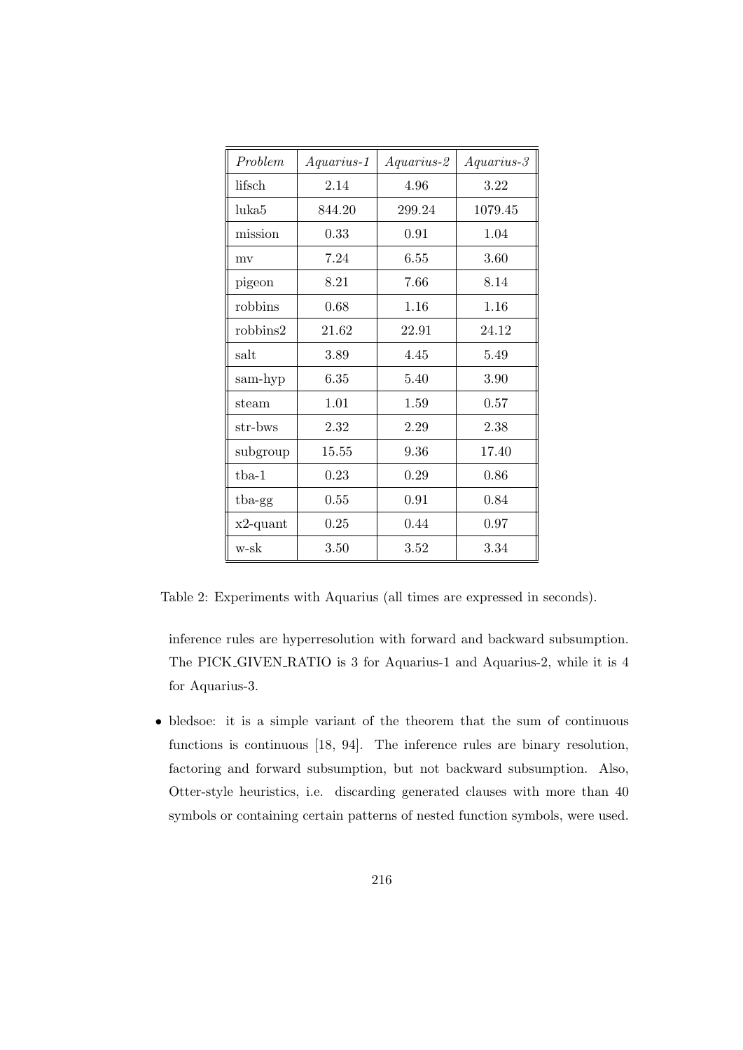| *Problem* | *Aquarius-1* | *Aquarius-2* | *Aquarius-3* |
|---|---|---|---|
| lifsch | 2.14 | 4.96 | 3.22 |
| luka5 | 844.20 | 299.24 | 1079.45 |
| mission | 0.33 | 0.91 | 1.04 |
| mv | 7.24 | 6.55 | 3.60 |
| pigeon | 8.21 | 7.66 | 8.14 |
| robbins | 0.68 | 1.16 | 1.16 |
| robbins2 | 21.62 | 22.91 | 24.12 |
| salt | 3.89 | 4.45 | 5.49 |
| sam-hyp | 6.35 | 5.40 | 3.90 |
| steam | 1.01 | 1.59 | 0.57 |
| str-bws | 2.32 | 2.29 | 2.38 |
| subgroup | 15.55 | 9.36 | 17.40 |
| tba-1 | 0.23 | 0.29 | 0.86 |
| tba-gg | 0.55 | 0.91 | 0.84 |
| x2-quant | 0.25 | 0.44 | 0.97 |
| w-sk | 3.50 | 3.52 | 3.34 |

Table 2: Experiments with Aquarius (all times are expressed in seconds).

inference rules are hyperresolution with forward and backward subsumption. The PICK_GIVEN_RATIO is 3 for Aquarius-1 and Aquarius-2, while it is 4 for Aquarius-3.

- bledsoe: it is a simple variant of the theorem that the sum of continuous functions is continuous [18, 94]. The inference rules are binary resolution, factoring and forward subsumption, but not backward subsumption. Also, Otter-style heuristics, i.e. discarding generated clauses with more than 40 symbols or containing certain patterns of nested function symbols, were used.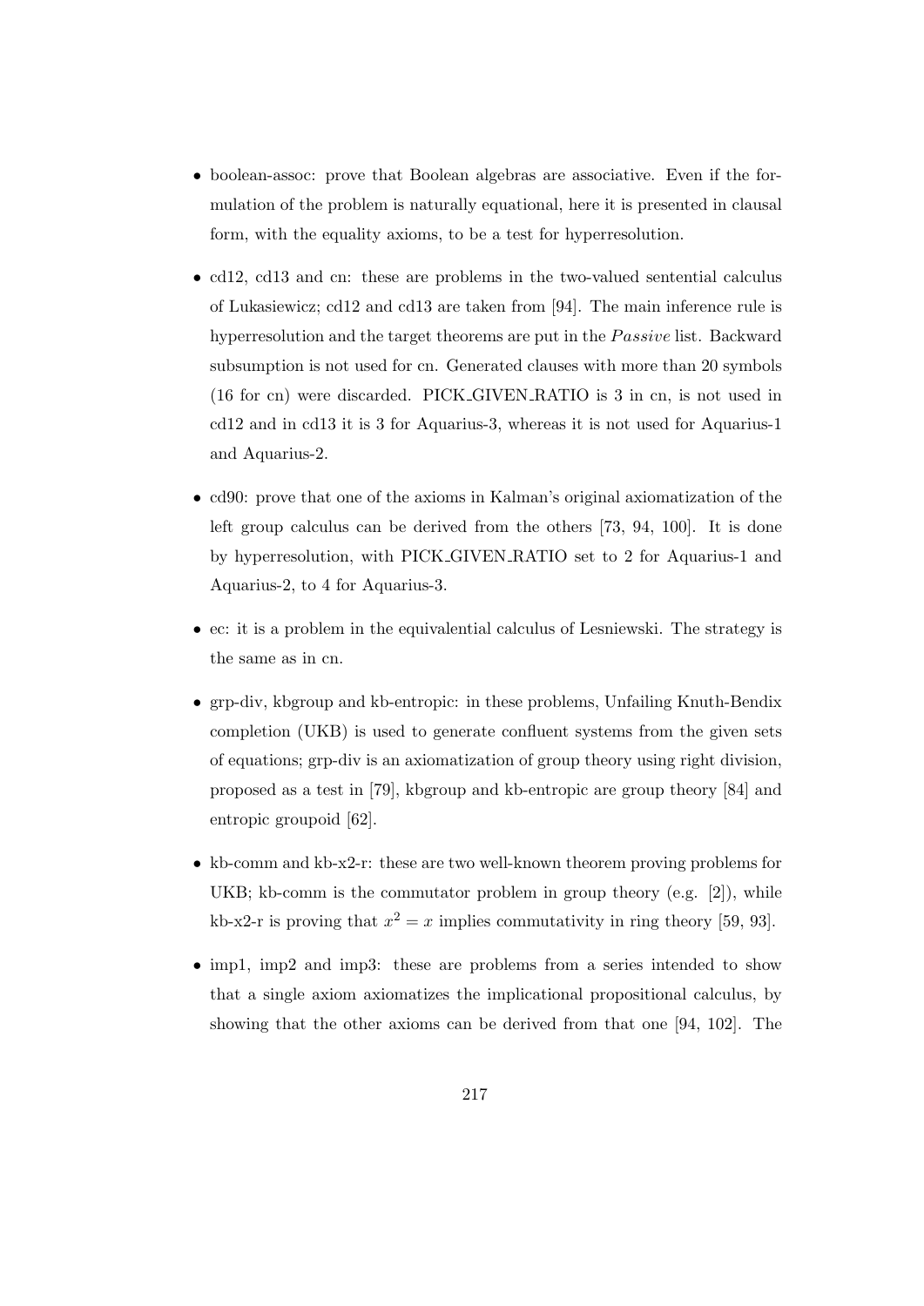- boolean-assoc: prove that Boolean algebras are associative. Even if the formulation of the problem is naturally equational, here it is presented in clausal form, with the equality axioms, to be a test for hyperresolution.

- cd12, cd13 and cn: these are problems in the two-valued sentential calculus of Lukasiewicz; cd12 and cd13 are taken from [94]. The main inference rule is hyperresolution and the target theorems are put in the *Passive* list. Backward subsumption is not used for cn. Generated clauses with more than 20 symbols (16 for cn) were discarded. PICK_GIVEN_RATIO is 3 in cn, is not used in cd12 and in cd13 it is 3 for Aquarius-3, whereas it is not used for Aquarius-1 and Aquarius-2.

- cd90: prove that one of the axioms in Kalman's original axiomatization of the left group calculus can be derived from the others [73, 94, 100]. It is done by hyperresolution, with PICK_GIVEN_RATIO set to 2 for Aquarius-1 and Aquarius-2, to 4 for Aquarius-3.

- ec: it is a problem in the equivalential calculus of Lesniewski. The strategy is the same as in cn.

- grp-div, kbgroup and kb-entropic: in these problems, Unfailing Knuth-Bendix completion (UKB) is used to generate confluent systems from the given sets of equations; grp-div is an axiomatization of group theory using right division, proposed as a test in [79], kbgroup and kb-entropic are group theory [84] and entropic groupoid [62].

- kb-comm and kb-x2-r: these are two well-known theorem proving problems for UKB; kb-comm is the commutator problem in group theory (e.g. [2]), while kb-x2-r is proving that $x^2 = x$ implies commutativity in ring theory [59, 93].

- imp1, imp2 and imp3: these are problems from a series intended to show that a single axiom axiomatizes the implicational propositional calculus, by showing that the other axioms can be derived from that one [94, 102]. The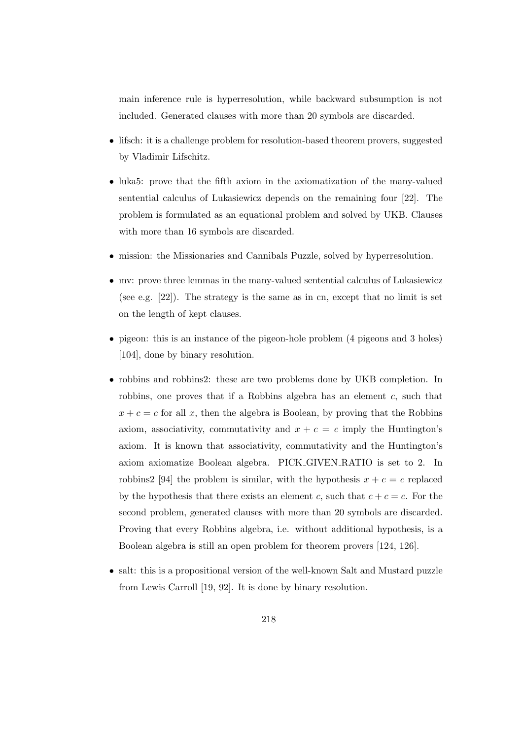main inference rule is hyperresolution, while backward subsumption is not included. Generated clauses with more than 20 symbols are discarded.

- lifsch: it is a challenge problem for resolution-based theorem provers, suggested by Vladimir Lifschitz.
- luka5: prove that the fifth axiom in the axiomatization of the many-valued sentential calculus of Lukasiewicz depends on the remaining four [22]. The problem is formulated as an equational problem and solved by UKB. Clauses with more than 16 symbols are discarded.
- mission: the Missionaries and Cannibals Puzzle, solved by hyperresolution.
- mv: prove three lemmas in the many-valued sentential calculus of Lukasiewicz (see e.g. [22]). The strategy is the same as in cn, except that no limit is set on the length of kept clauses.
- pigeon: this is an instance of the pigeon-hole problem (4 pigeons and 3 holes) [104], done by binary resolution.
- robbins and robbins2: these are two problems done by UKB completion. In robbins, one proves that if a Robbins algebra has an element $c$, such that $x + c = c$ for all $x$, then the algebra is Boolean, by proving that the Robbins axiom, associativity, commutativity and $x + c = c$ imply the Huntington's axiom. It is known that associativity, commutativity and the Huntington's axiom axiomatize Boolean algebra. PICK_GIVEN_RATIO is set to 2. In robbins2 [94] the problem is similar, with the hypothesis $x + c = c$ replaced by the hypothesis that there exists an element $c$, such that $c + c = c$. For the second problem, generated clauses with more than 20 symbols are discarded. Proving that every Robbins algebra, i.e. without additional hypothesis, is a Boolean algebra is still an open problem for theorem provers [124, 126].
- salt: this is a propositional version of the well-known Salt and Mustard puzzle from Lewis Carroll [19, 92]. It is done by binary resolution.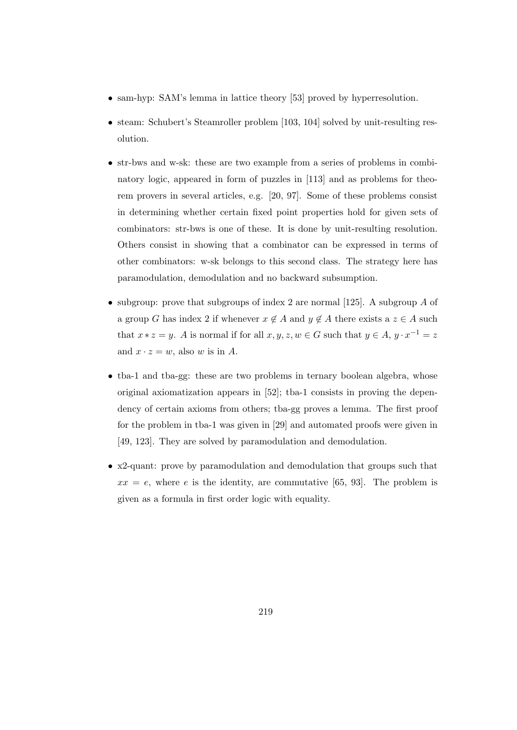- sam-hyp: SAM's lemma in lattice theory [53] proved by hyperresolution.

- steam: Schubert's Steamroller problem [103, 104] solved by unit-resulting resolution.

- str-bws and w-sk: these are two example from a series of problems in combinatory logic, appeared in form of puzzles in [113] and as problems for theorem provers in several articles, e.g. [20, 97]. Some of these problems consist in determining whether certain fixed point properties hold for given sets of combinators: str-bws is one of these. It is done by unit-resulting resolution. Others consist in showing that a combinator can be expressed in terms of other combinators: w-sk belongs to this second class. The strategy here has paramodulation, demodulation and no backward subsumption.

- subgroup: prove that subgroups of index 2 are normal [125]. A subgroup $A$ of a group $G$ has index 2 if whenever $x \notin A$ and $y \notin A$ there exists a $z \in A$ such that $x * z = y$. $A$ is normal if for all $x, y, z, w \in G$ such that $y \in A$, $y \cdot x^{-1} = z$ and $x \cdot z = w$, also $w$ is in $A$.

- tba-1 and tba-gg: these are two problems in ternary boolean algebra, whose original axiomatization appears in [52]; tba-1 consists in proving the dependency of certain axioms from others; tba-gg proves a lemma. The first proof for the problem in tba-1 was given in [29] and automated proofs were given in [49, 123]. They are solved by paramodulation and demodulation.

- x2-quant: prove by paramodulation and demodulation that groups such that $xx = e$, where $e$ is the identity, are commutative [65, 93]. The problem is given as a formula in first order logic with equality.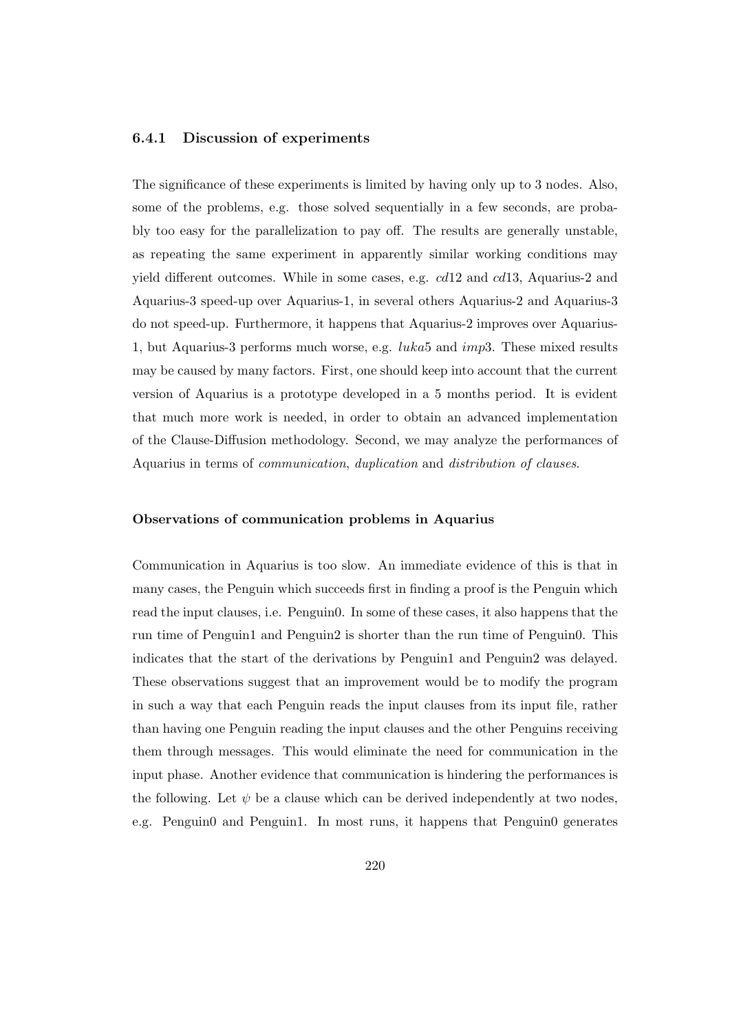### 6.4.1 Discussion of experiments

The significance of these experiments is limited by having only up to 3 nodes. Also, some of the problems, e.g. those solved sequentially in a few seconds, are probably too easy for the parallelization to pay off. The results are generally unstable, as repeating the same experiment in apparently similar working conditions may yield different outcomes. While in some cases, e.g. *cd*12 and *cd*13, Aquarius-2 and Aquarius-3 speed-up over Aquarius-1, in several others Aquarius-2 and Aquarius-3 do not speed-up. Furthermore, it happens that Aquarius-2 improves over Aquarius-1, but Aquarius-3 performs much worse, e.g. *luka*5 and *imp*3. These mixed results may be caused by many factors. First, one should keep into account that the current version of Aquarius is a prototype developed in a 5 months period. It is evident that much more work is needed, in order to obtain an advanced implementation of the Clause-Diffusion methodology. Second, we may analyze the performances of Aquarius in terms of *communication*, *duplication* and *distribution of clauses*.

#### Observations of communication problems in Aquarius

Communication in Aquarius is too slow. An immediate evidence of this is that in many cases, the Penguin which succeeds first in finding a proof is the Penguin which read the input clauses, i.e. Penguin0. In some of these cases, it also happens that the run time of Penguin1 and Penguin2 is shorter than the run time of Penguin0. This indicates that the start of the derivations by Penguin1 and Penguin2 was delayed. These observations suggest that an improvement would be to modify the program in such a way that each Penguin reads the input clauses from its input file, rather than having one Penguin reading the input clauses and the other Penguins receiving them through messages. This would eliminate the need for communication in the input phase. Another evidence that communication is hindering the performances is the following. Let $\psi$ be a clause which can be derived independently at two nodes, e.g. Penguin0 and Penguin1. In most runs, it happens that Penguin0 generates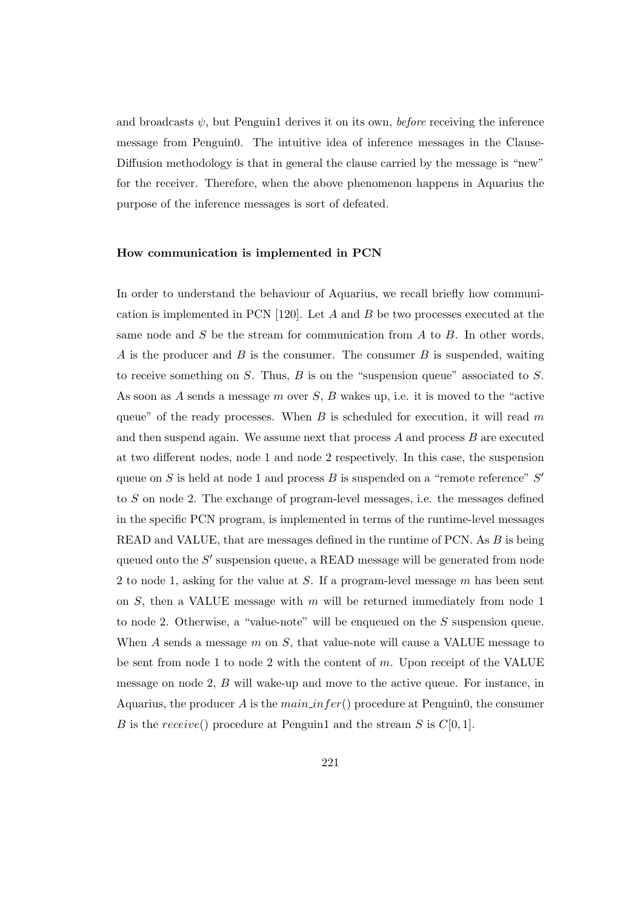and broadcasts $\psi$, but Penguin1 derives it on its own, *before* receiving the inference message from Penguin0. The intuitive idea of inference messages in the Clause-Diffusion methodology is that in general the clause carried by the message is "new" for the receiver. Therefore, when the above phenomenon happens in Aquarius the purpose of the inference messages is sort of defeated.

**How communication is implemented in PCN**

In order to understand the behaviour of Aquarius, we recall briefly how communication is implemented in PCN [120]. Let $A$ and $B$ be two processes executed at the same node and $S$ be the stream for communication from $A$ to $B$. In other words, $A$ is the producer and $B$ is the consumer. The consumer $B$ is suspended, waiting to receive something on $S$. Thus, $B$ is on the "suspension queue" associated to $S$. As soon as $A$ sends a message $m$ over $S$, $B$ wakes up, i.e. it is moved to the "active queue" of the ready processes. When $B$ is scheduled for execution, it will read $m$ and then suspend again. We assume next that process $A$ and process $B$ are executed at two different nodes, node 1 and node 2 respectively. In this case, the suspension queue on $S$ is held at node 1 and process $B$ is suspended on a "remote reference" $S'$ to $S$ on node 2. The exchange of program-level messages, i.e. the messages defined in the specific PCN program, is implemented in terms of the runtime-level messages READ and VALUE, that are messages defined in the runtime of PCN. As $B$ is being queued onto the $S'$ suspension queue, a READ message will be generated from node 2 to node 1, asking for the value at $S$. If a program-level message $m$ has been sent on $S$, then a VALUE message with $m$ will be returned immediately from node 1 to node 2. Otherwise, a "value-note" will be enqueued on the $S$ suspension queue. When $A$ sends a message $m$ on $S$, that value-note will cause a VALUE message to be sent from node 1 to node 2 with the content of $m$. Upon receipt of the VALUE message on node 2, $B$ will wake-up and move to the active queue. For instance, in Aquarius, the producer $A$ is the $main\_infer()$ procedure at Penguin0, the consumer $B$ is the $receive()$ procedure at Penguin1 and the stream $S$ is $C[0, 1]$.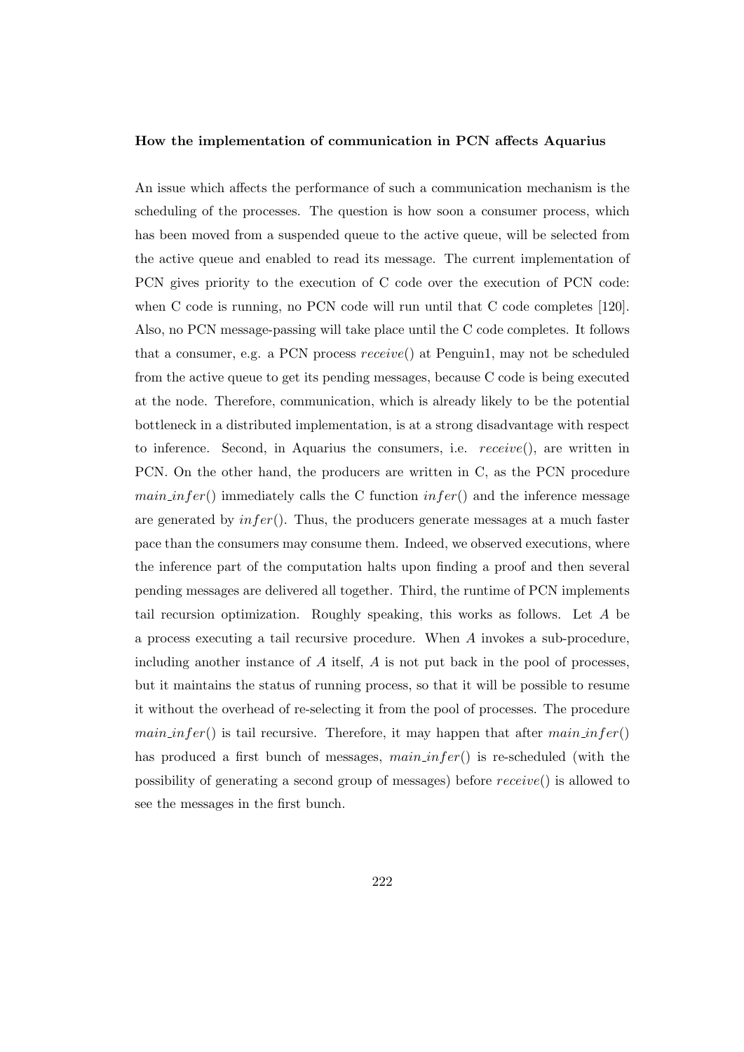**How the implementation of communication in PCN affects Aquarius**

An issue which affects the performance of such a communication mechanism is the scheduling of the processes. The question is how soon a consumer process, which has been moved from a suspended queue to the active queue, will be selected from the active queue and enabled to read its message. The current implementation of PCN gives priority to the execution of C code over the execution of PCN code: when C code is running, no PCN code will run until that C code completes [120]. Also, no PCN message-passing will take place until the C code completes. It follows that a consumer, e.g. a PCN process $receive()$ at Penguin1, may not be scheduled from the active queue to get its pending messages, because C code is being executed at the node. Therefore, communication, which is already likely to be the potential bottleneck in a distributed implementation, is at a strong disadvantage with respect to inference. Second, in Aquarius the consumers, i.e. $receive()$, are written in PCN. On the other hand, the producers are written in C, as the PCN procedure $main\_infer()$ immediately calls the C function $infer()$ and the inference message are generated by $infer()$. Thus, the producers generate messages at a much faster pace than the consumers may consume them. Indeed, we observed executions, where the inference part of the computation halts upon finding a proof and then several pending messages are delivered all together. Third, the runtime of PCN implements tail recursion optimization. Roughly speaking, this works as follows. Let $A$ be a process executing a tail recursive procedure. When $A$ invokes a sub-procedure, including another instance of $A$ itself, $A$ is not put back in the pool of processes, but it maintains the status of running process, so that it will be possible to resume it without the overhead of re-selecting it from the pool of processes. The procedure $main\_infer()$ is tail recursive. Therefore, it may happen that after $main\_infer()$ has produced a first bunch of messages, $main\_infer()$ is re-scheduled (with the possibility of generating a second group of messages) before $receive()$ is allowed to see the messages in the first bunch.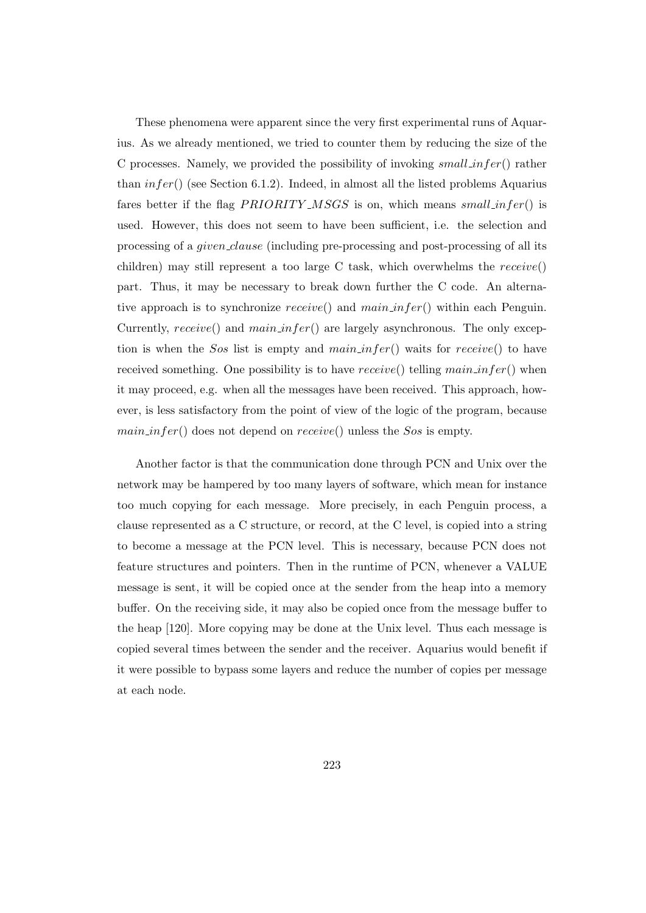These phenomena were apparent since the very first experimental runs of Aquarius. As we already mentioned, we tried to counter them by reducing the size of the C processes. Namely, we provided the possibility of invoking *small_infer*() rather than *infer*() (see Section 6.1.2). Indeed, in almost all the listed problems Aquarius fares better if the flag *PRIORITY_MSGS* is on, which means *small_infer*() is used. However, this does not seem to have been sufficient, i.e. the selection and processing of a *given_clause* (including pre-processing and post-processing of all its children) may still represent a too large C task, which overwhelms the *receive*() part. Thus, it may be necessary to break down further the C code. An alternative approach is to synchronize *receive*() and *main_infer*() within each Penguin. Currently, *receive*() and *main_infer*() are largely asynchronous. The only exception is when the *Sos* list is empty and *main_infer*() waits for *receive*() to have received something. One possibility is to have *receive*() telling *main_infer*() when it may proceed, e.g. when all the messages have been received. This approach, however, is less satisfactory from the point of view of the logic of the program, because *main_infer*() does not depend on *receive*() unless the *Sos* is empty.

Another factor is that the communication done through PCN and Unix over the network may be hampered by too many layers of software, which mean for instance too much copying for each message. More precisely, in each Penguin process, a clause represented as a C structure, or record, at the C level, is copied into a string to become a message at the PCN level. This is necessary, because PCN does not feature structures and pointers. Then in the runtime of PCN, whenever a VALUE message is sent, it will be copied once at the sender from the heap into a memory buffer. On the receiving side, it may also be copied once from the message buffer to the heap [120]. More copying may be done at the Unix level. Thus each message is copied several times between the sender and the receiver. Aquarius would benefit if it were possible to bypass some layers and reduce the number of copies per message at each node.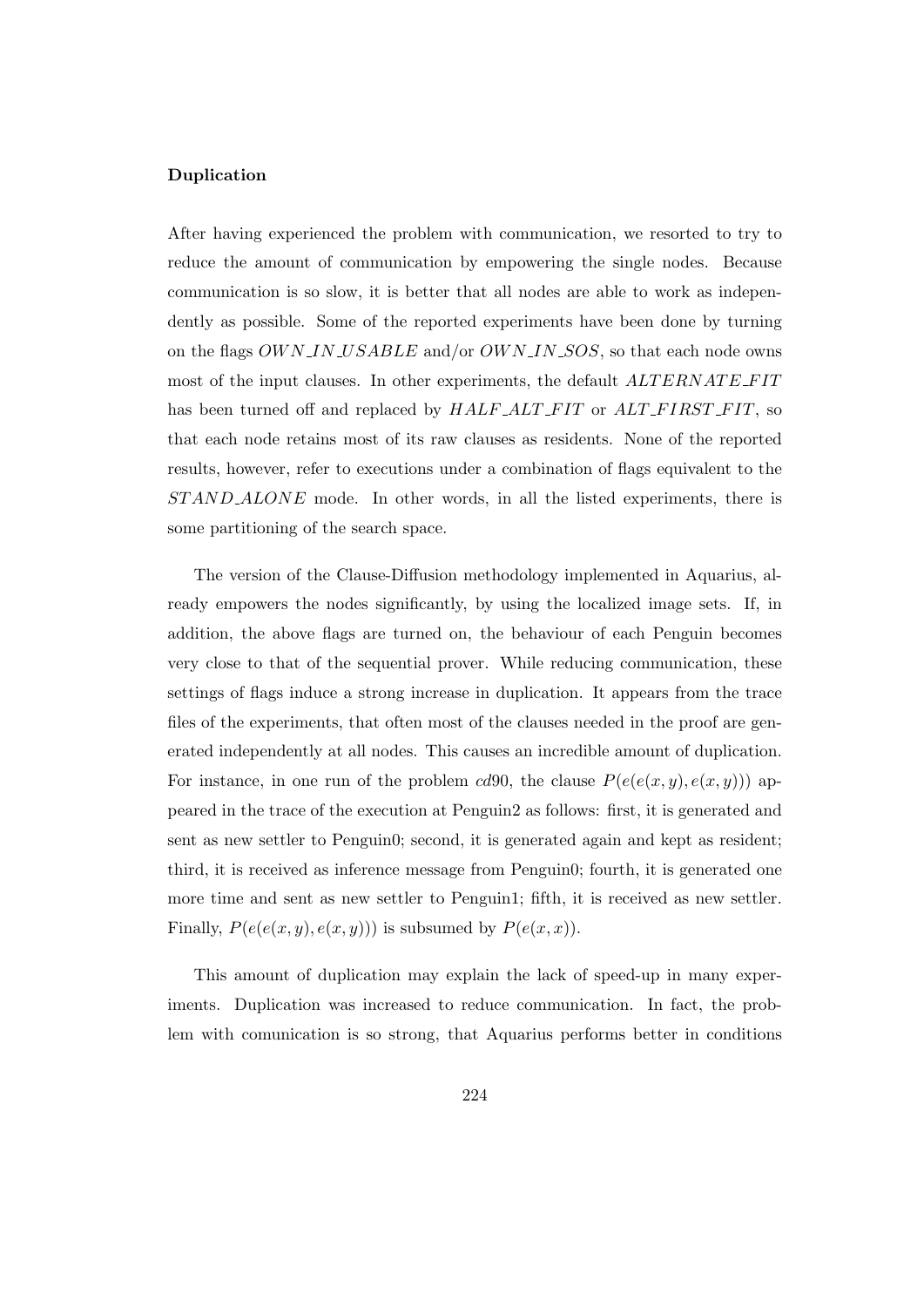**Duplication**

After having experienced the problem with communication, we resorted to try to reduce the amount of communication by empowering the single nodes. Because communication is so slow, it is better that all nodes are able to work as independently as possible. Some of the reported experiments have been done by turning on the flags $OWN\_IN\_USABLE$ and/or $OWN\_IN\_SOS$, so that each node owns most of the input clauses. In other experiments, the default $ALTERNATE\_FIT$ has been turned off and replaced by $HALF\_ALT\_FIT$ or $ALT\_FIRST\_FIT$, so that each node retains most of its raw clauses as residents. None of the reported results, however, refer to executions under a combination of flags equivalent to the $STAND\_ALONE$ mode. In other words, in all the listed experiments, there is some partitioning of the search space.

The version of the Clause-Diffusion methodology implemented in Aquarius, already empowers the nodes significantly, by using the localized image sets. If, in addition, the above flags are turned on, the behaviour of each Penguin becomes very close to that of the sequential prover. While reducing communication, these settings of flags induce a strong increase in duplication. It appears from the trace files of the experiments, that often most of the clauses needed in the proof are generated independently at all nodes. This causes an incredible amount of duplication. For instance, in one run of the problem $cd90$, the clause $P(e(e(x, y), e(x, y)))$ appeared in the trace of the execution at Penguin2 as follows: first, it is generated and sent as new settler to Penguin0; second, it is generated again and kept as resident; third, it is received as inference message from Penguin0; fourth, it is generated one more time and sent as new settler to Penguin1; fifth, it is received as new settler. Finally, $P(e(e(x, y), e(x, y)))$ is subsumed by $P(e(x, x))$.

This amount of duplication may explain the lack of speed-up in many experiments. Duplication was increased to reduce communication. In fact, the problem with comunication is so strong, that Aquarius performs better in conditions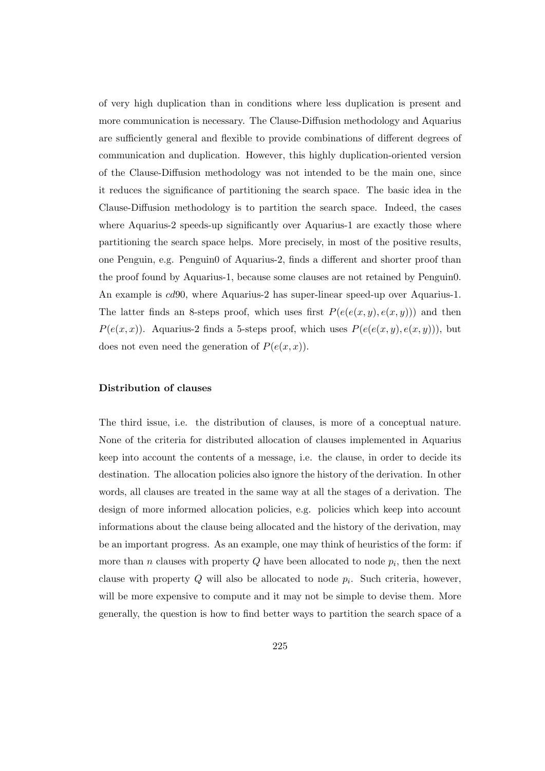of very high duplication than in conditions where less duplication is present and more communication is necessary. The Clause-Diffusion methodology and Aquarius are sufficiently general and flexible to provide combinations of different degrees of communication and duplication. However, this highly duplication-oriented version of the Clause-Diffusion methodology was not intended to be the main one, since it reduces the significance of partitioning the search space. The basic idea in the Clause-Diffusion methodology is to partition the search space. Indeed, the cases where Aquarius-2 speeds-up significantly over Aquarius-1 are exactly those where partitioning the search space helps. More precisely, in most of the positive results, one Penguin, e.g. Penguin0 of Aquarius-2, finds a different and shorter proof than the proof found by Aquarius-1, because some clauses are not retained by Penguin0. An example is *cd*90, where Aquarius-2 has super-linear speed-up over Aquarius-1. The latter finds an 8-steps proof, which uses first $P(e(e(x,y),e(x,y)))$ and then $P(e(x,x))$. Aquarius-2 finds a 5-steps proof, which uses $P(e(e(x,y),e(x,y)))$, but does not even need the generation of $P(e(x,x))$.

### Distribution of clauses

The third issue, i.e. the distribution of clauses, is more of a conceptual nature. None of the criteria for distributed allocation of clauses implemented in Aquarius keep into account the contents of a message, i.e. the clause, in order to decide its destination. The allocation policies also ignore the history of the derivation. In other words, all clauses are treated in the same way at all the stages of a derivation. The design of more informed allocation policies, e.g. policies which keep into account informations about the clause being allocated and the history of the derivation, may be an important progress. As an example, one may think of heuristics of the form: if more than $n$ clauses with property $Q$ have been allocated to node $p_i$, then the next clause with property $Q$ will also be allocated to node $p_i$. Such criteria, however, will be more expensive to compute and it may not be simple to devise them. More generally, the question is how to find better ways to partition the search space of a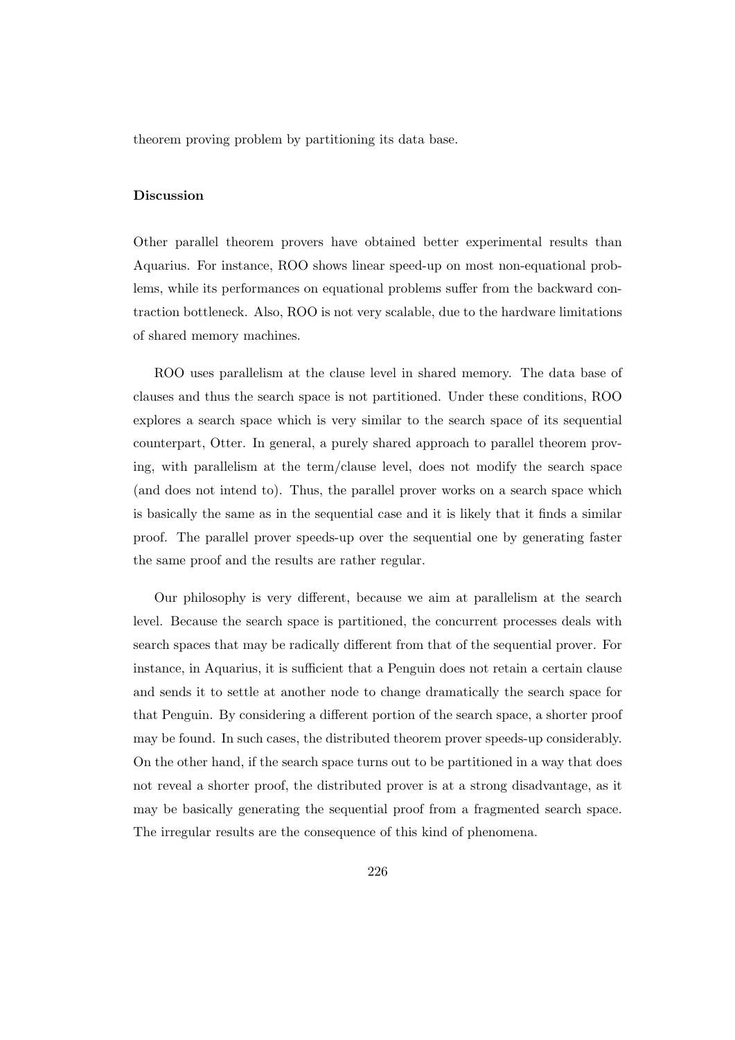theorem proving problem by partitioning its data base.

#### Discussion

Other parallel theorem provers have obtained better experimental results than Aquarius. For instance, ROO shows linear speed-up on most non-equational problems, while its performances on equational problems suffer from the backward contraction bottleneck. Also, ROO is not very scalable, due to the hardware limitations of shared memory machines.

ROO uses parallelism at the clause level in shared memory. The data base of clauses and thus the search space is not partitioned. Under these conditions, ROO explores a search space which is very similar to the search space of its sequential counterpart, Otter. In general, a purely shared approach to parallel theorem proving, with parallelism at the term/clause level, does not modify the search space (and does not intend to). Thus, the parallel prover works on a search space which is basically the same as in the sequential case and it is likely that it finds a similar proof. The parallel prover speeds-up over the sequential one by generating faster the same proof and the results are rather regular.

Our philosophy is very different, because we aim at parallelism at the search level. Because the search space is partitioned, the concurrent processes deals with search spaces that may be radically different from that of the sequential prover. For instance, in Aquarius, it is sufficient that a Penguin does not retain a certain clause and sends it to settle at another node to change dramatically the search space for that Penguin. By considering a different portion of the search space, a shorter proof may be found. In such cases, the distributed theorem prover speeds-up considerably. On the other hand, if the search space turns out to be partitioned in a way that does not reveal a shorter proof, the distributed prover is at a strong disadvantage, as it may be basically generating the sequential proof from a fragmented search space. The irregular results are the consequence of this kind of phenomena.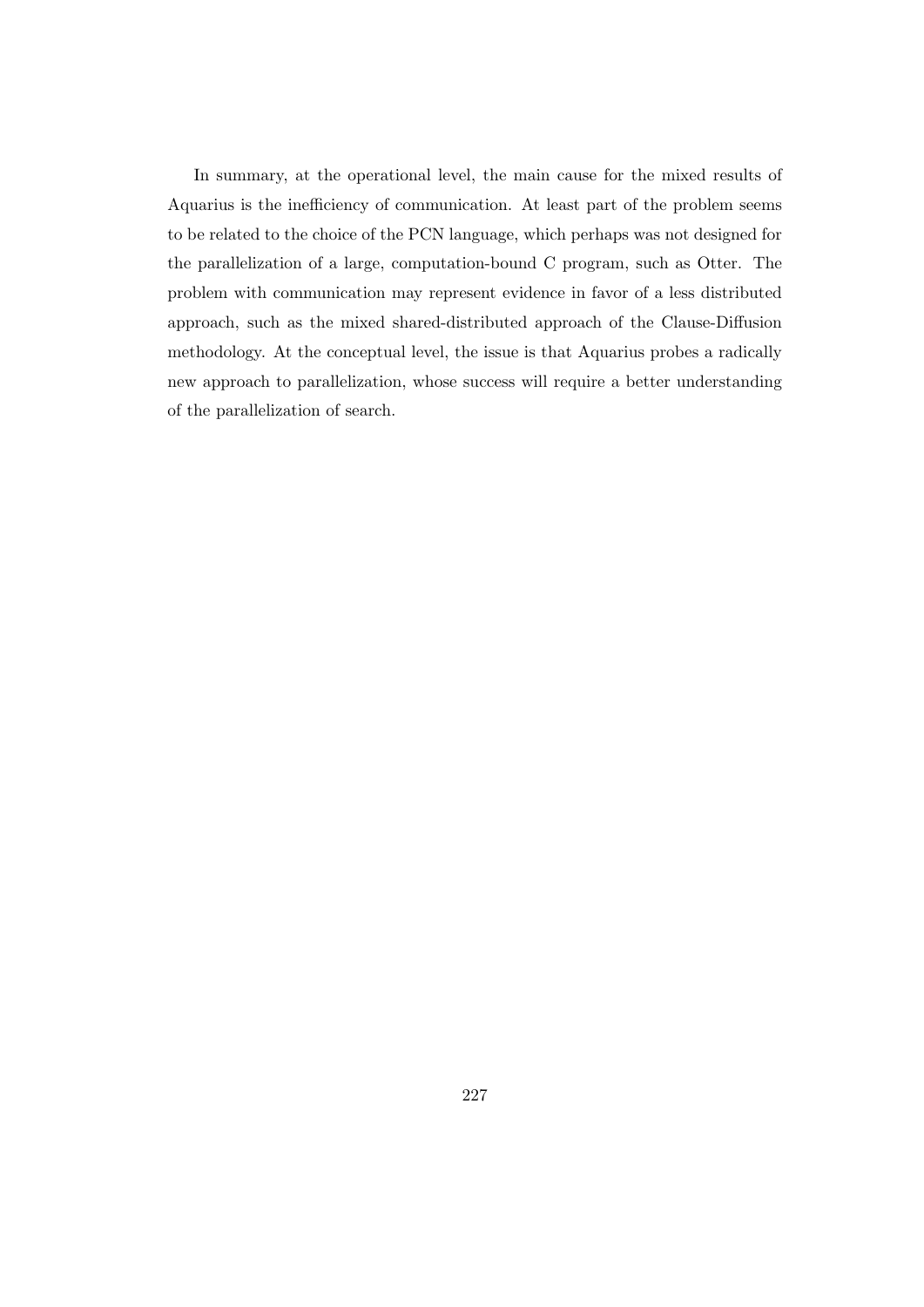In summary, at the operational level, the main cause for the mixed results of Aquarius is the inefficiency of communication. At least part of the problem seems to be related to the choice of the PCN language, which perhaps was not designed for the parallelization of a large, computation-bound C program, such as Otter. The problem with communication may represent evidence in favor of a less distributed approach, such as the mixed shared-distributed approach of the Clause-Diffusion methodology. At the conceptual level, the issue is that Aquarius probes a radically new approach to parallelization, whose success will require a better understanding of the parallelization of search.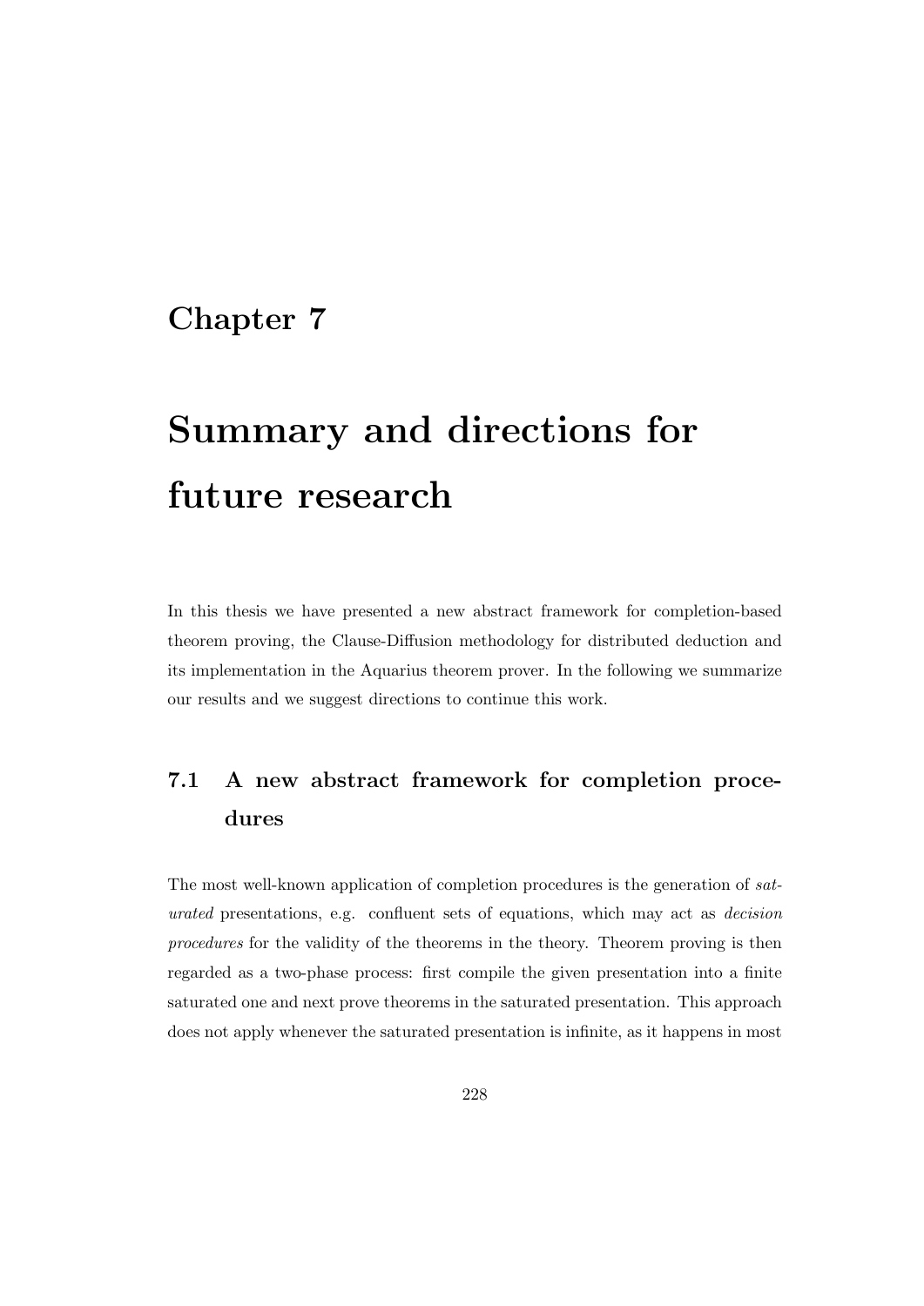# Chapter 7

# Summary and directions for future research

In this thesis we have presented a new abstract framework for completion-based theorem proving, the Clause-Diffusion methodology for distributed deduction and its implementation in the Aquarius theorem prover. In the following we summarize our results and we suggest directions to continue this work.

## 7.1 A new abstract framework for completion procedures

The most well-known application of completion procedures is the generation of *saturated* presentations, e.g. confluent sets of equations, which may act as *decision procedures* for the validity of the theorems in the theory. Theorem proving is then regarded as a two-phase process: first compile the given presentation into a finite saturated one and next prove theorems in the saturated presentation. This approach does not apply whenever the saturated presentation is infinite, as it happens in most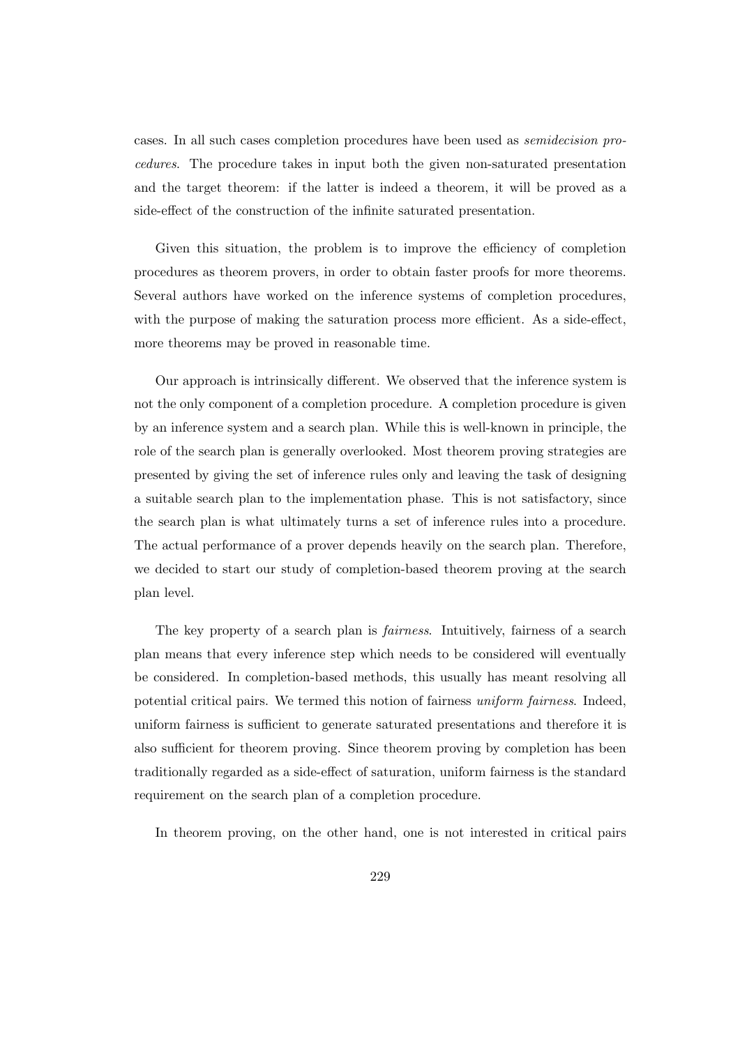cases. In all such cases completion procedures have been used as *semidecision procedures*. The procedure takes in input both the given non-saturated presentation and the target theorem: if the latter is indeed a theorem, it will be proved as a side-effect of the construction of the infinite saturated presentation.

Given this situation, the problem is to improve the efficiency of completion procedures as theorem provers, in order to obtain faster proofs for more theorems. Several authors have worked on the inference systems of completion procedures, with the purpose of making the saturation process more efficient. As a side-effect, more theorems may be proved in reasonable time.

Our approach is intrinsically different. We observed that the inference system is not the only component of a completion procedure. A completion procedure is given by an inference system and a search plan. While this is well-known in principle, the role of the search plan is generally overlooked. Most theorem proving strategies are presented by giving the set of inference rules only and leaving the task of designing a suitable search plan to the implementation phase. This is not satisfactory, since the search plan is what ultimately turns a set of inference rules into a procedure. The actual performance of a prover depends heavily on the search plan. Therefore, we decided to start our study of completion-based theorem proving at the search plan level.

The key property of a search plan is *fairness*. Intuitively, fairness of a search plan means that every inference step which needs to be considered will eventually be considered. In completion-based methods, this usually has meant resolving all potential critical pairs. We termed this notion of fairness *uniform fairness*. Indeed, uniform fairness is sufficient to generate saturated presentations and therefore it is also sufficient for theorem proving. Since theorem proving by completion has been traditionally regarded as a side-effect of saturation, uniform fairness is the standard requirement on the search plan of a completion procedure.

In theorem proving, on the other hand, one is not interested in critical pairs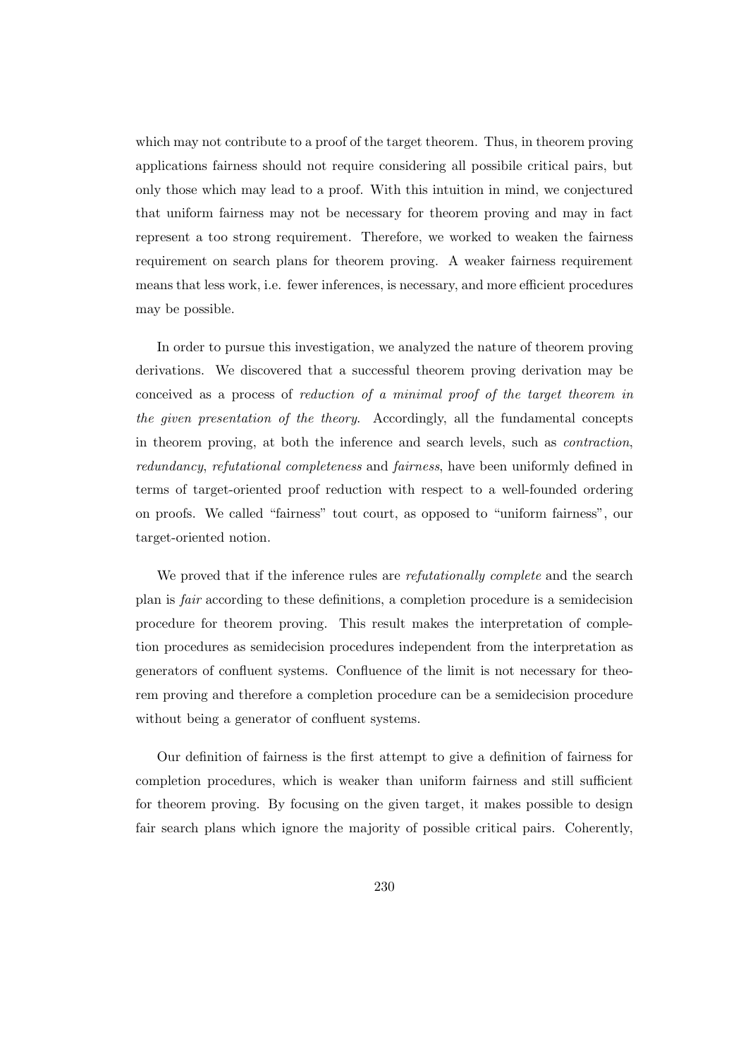which may not contribute to a proof of the target theorem. Thus, in theorem proving applications fairness should not require considering all possibile critical pairs, but only those which may lead to a proof. With this intuition in mind, we conjectured that uniform fairness may not be necessary for theorem proving and may in fact represent a too strong requirement. Therefore, we worked to weaken the fairness requirement on search plans for theorem proving. A weaker fairness requirement means that less work, i.e. fewer inferences, is necessary, and more efficient procedures may be possible.

In order to pursue this investigation, we analyzed the nature of theorem proving derivations. We discovered that a successful theorem proving derivation may be conceived as a process of *reduction of a minimal proof of the target theorem in the given presentation of the theory*. Accordingly, all the fundamental concepts in theorem proving, at both the inference and search levels, such as *contraction*, *redundancy*, *refutational completeness* and *fairness*, have been uniformly defined in terms of target-oriented proof reduction with respect to a well-founded ordering on proofs. We called "fairness" tout court, as opposed to "uniform fairness", our target-oriented notion.

We proved that if the inference rules are *refutationally complete* and the search plan is *fair* according to these definitions, a completion procedure is a semidecision procedure for theorem proving. This result makes the interpretation of completion procedures as semidecision procedures independent from the interpretation as generators of confluent systems. Confluence of the limit is not necessary for theorem proving and therefore a completion procedure can be a semidecision procedure without being a generator of confluent systems.

Our definition of fairness is the first attempt to give a definition of fairness for completion procedures, which is weaker than uniform fairness and still sufficient for theorem proving. By focusing on the given target, it makes possible to design fair search plans which ignore the majority of possible critical pairs. Coherently,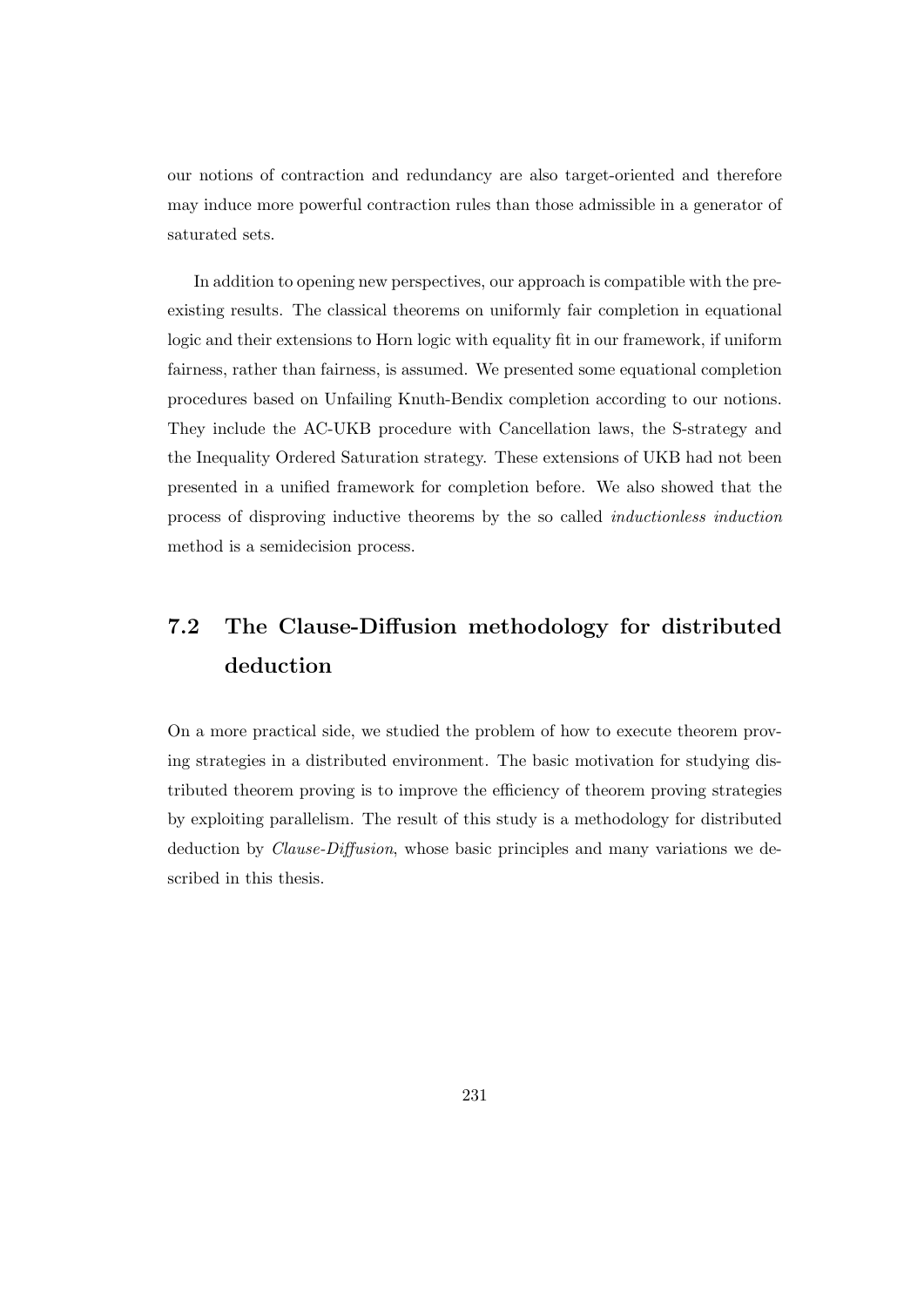our notions of contraction and redundancy are also target-oriented and therefore may induce more powerful contraction rules than those admissible in a generator of saturated sets.

In addition to opening new perspectives, our approach is compatible with the preexisting results. The classical theorems on uniformly fair completion in equational logic and their extensions to Horn logic with equality fit in our framework, if uniform fairness, rather than fairness, is assumed. We presented some equational completion procedures based on Unfailing Knuth-Bendix completion according to our notions. They include the AC-UKB procedure with Cancellation laws, the S-strategy and the Inequality Ordered Saturation strategy. These extensions of UKB had not been presented in a unified framework for completion before. We also showed that the process of disproving inductive theorems by the so called *inductionless induction* method is a semidecision process.

## 7.2 The Clause-Diffusion methodology for distributed deduction

On a more practical side, we studied the problem of how to execute theorem proving strategies in a distributed environment. The basic motivation for studying distributed theorem proving is to improve the efficiency of theorem proving strategies by exploiting parallelism. The result of this study is a methodology for distributed deduction by *Clause-Diffusion*, whose basic principles and many variations we described in this thesis.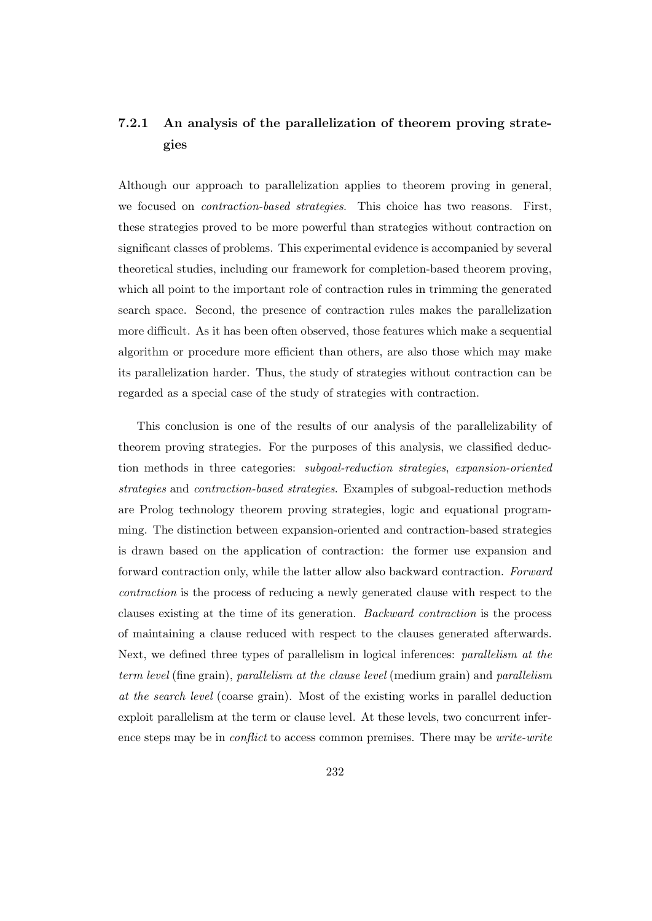### 7.2.1 An analysis of the parallelization of theorem proving strategies

Although our approach to parallelization applies to theorem proving in general, we focused on *contraction-based strategies*. This choice has two reasons. First, these strategies proved to be more powerful than strategies without contraction on significant classes of problems. This experimental evidence is accompanied by several theoretical studies, including our framework for completion-based theorem proving, which all point to the important role of contraction rules in trimming the generated search space. Second, the presence of contraction rules makes the parallelization more difficult. As it has been often observed, those features which make a sequential algorithm or procedure more efficient than others, are also those which may make its parallelization harder. Thus, the study of strategies without contraction can be regarded as a special case of the study of strategies with contraction.

This conclusion is one of the results of our analysis of the parallelizability of theorem proving strategies. For the purposes of this analysis, we classified deduction methods in three categories: *subgoal-reduction strategies*, *expansion-oriented strategies* and *contraction-based strategies*. Examples of subgoal-reduction methods are Prolog technology theorem proving strategies, logic and equational programming. The distinction between expansion-oriented and contraction-based strategies is drawn based on the application of contraction: the former use expansion and forward contraction only, while the latter allow also backward contraction. *Forward contraction* is the process of reducing a newly generated clause with respect to the clauses existing at the time of its generation. *Backward contraction* is the process of maintaining a clause reduced with respect to the clauses generated afterwards. Next, we defined three types of parallelism in logical inferences: *parallelism at the term level* (fine grain), *parallelism at the clause level* (medium grain) and *parallelism at the search level* (coarse grain). Most of the existing works in parallel deduction exploit parallelism at the term or clause level. At these levels, two concurrent inference steps may be in *conflict* to access common premises. There may be *write-write*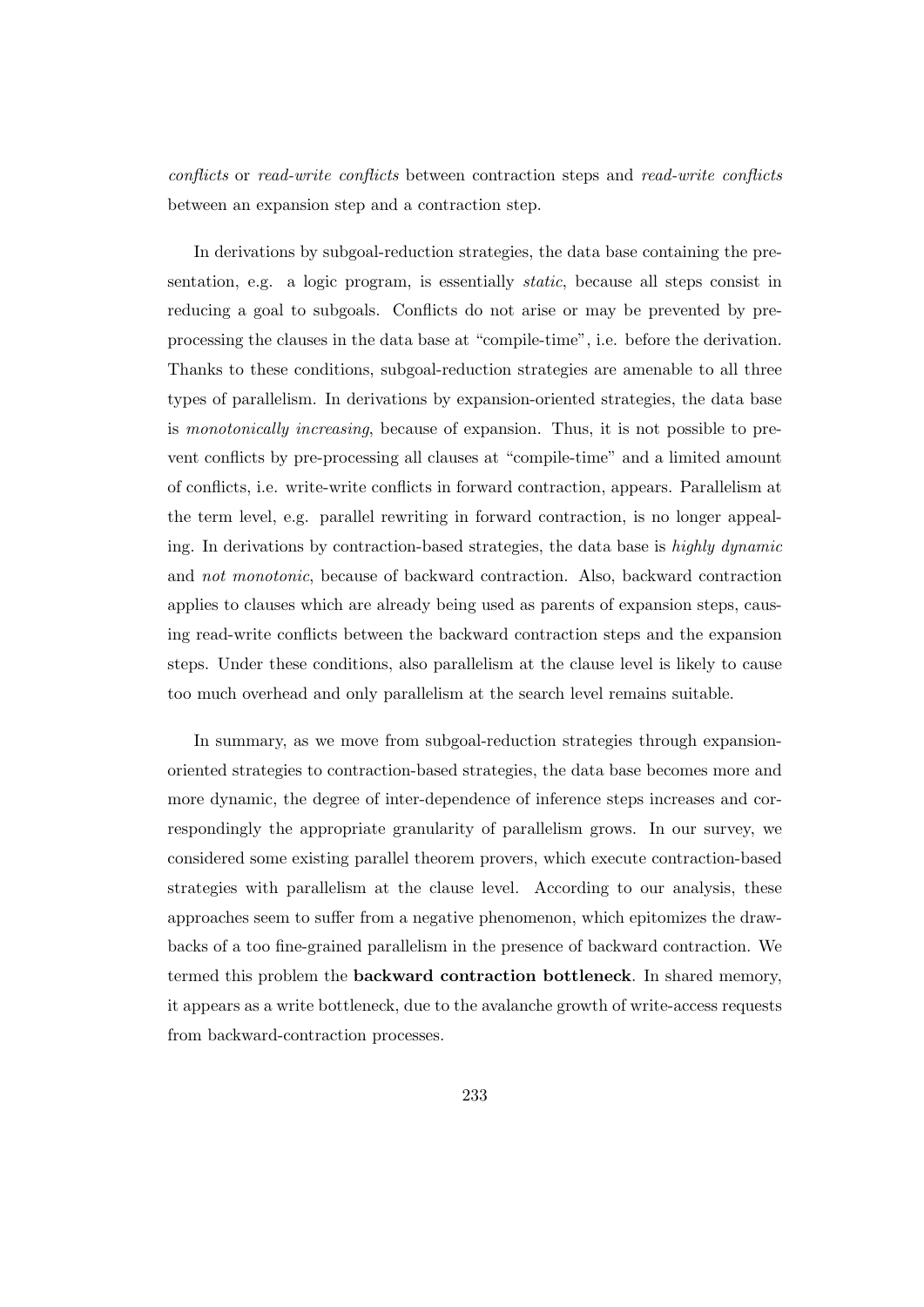*conflicts* or *read-write conflicts* between contraction steps and *read-write conflicts* between an expansion step and a contraction step.

In derivations by subgoal-reduction strategies, the data base containing the presentation, e.g. a logic program, is essentially *static*, because all steps consist in reducing a goal to subgoals. Conflicts do not arise or may be prevented by preprocessing the clauses in the data base at "compile-time", i.e. before the derivation. Thanks to these conditions, subgoal-reduction strategies are amenable to all three types of parallelism. In derivations by expansion-oriented strategies, the data base is *monotonically increasing*, because of expansion. Thus, it is not possible to prevent conflicts by pre-processing all clauses at "compile-time" and a limited amount of conflicts, i.e. write-write conflicts in forward contraction, appears. Parallelism at the term level, e.g. parallel rewriting in forward contraction, is no longer appealing. In derivations by contraction-based strategies, the data base is *highly dynamic* and *not monotonic*, because of backward contraction. Also, backward contraction applies to clauses which are already being used as parents of expansion steps, causing read-write conflicts between the backward contraction steps and the expansion steps. Under these conditions, also parallelism at the clause level is likely to cause too much overhead and only parallelism at the search level remains suitable.

In summary, as we move from subgoal-reduction strategies through expansion-oriented strategies to contraction-based strategies, the data base becomes more and more dynamic, the degree of inter-dependence of inference steps increases and correspondingly the appropriate granularity of parallelism grows. In our survey, we considered some existing parallel theorem provers, which execute contraction-based strategies with parallelism at the clause level. According to our analysis, these approaches seem to suffer from a negative phenomenon, which epitomizes the drawbacks of a too fine-grained parallelism in the presence of backward contraction. We termed this problem the **backward contraction bottleneck**. In shared memory, it appears as a write bottleneck, due to the avalanche growth of write-access requests from backward-contraction processes.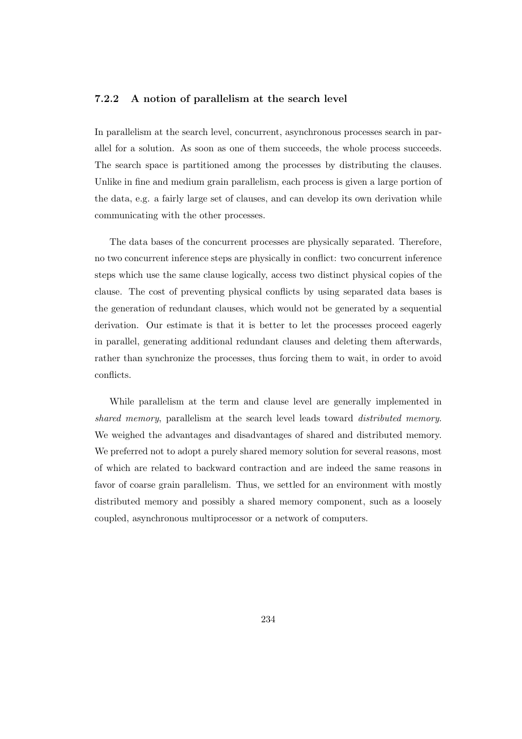### 7.2.2 A notion of parallelism at the search level

In parallelism at the search level, concurrent, asynchronous processes search in parallel for a solution. As soon as one of them succeeds, the whole process succeeds. The search space is partitioned among the processes by distributing the clauses. Unlike in fine and medium grain parallelism, each process is given a large portion of the data, e.g. a fairly large set of clauses, and can develop its own derivation while communicating with the other processes.

The data bases of the concurrent processes are physically separated. Therefore, no two concurrent inference steps are physically in conflict: two concurrent inference steps which use the same clause logically, access two distinct physical copies of the clause. The cost of preventing physical conflicts by using separated data bases is the generation of redundant clauses, which would not be generated by a sequential derivation. Our estimate is that it is better to let the processes proceed eagerly in parallel, generating additional redundant clauses and deleting them afterwards, rather than synchronize the processes, thus forcing them to wait, in order to avoid conflicts.

While parallelism at the term and clause level are generally implemented in *shared memory*, parallelism at the search level leads toward *distributed memory*. We weighed the advantages and disadvantages of shared and distributed memory. We preferred not to adopt a purely shared memory solution for several reasons, most of which are related to backward contraction and are indeed the same reasons in favor of coarse grain parallelism. Thus, we settled for an environment with mostly distributed memory and possibly a shared memory component, such as a loosely coupled, asynchronous multiprocessor or a network of computers.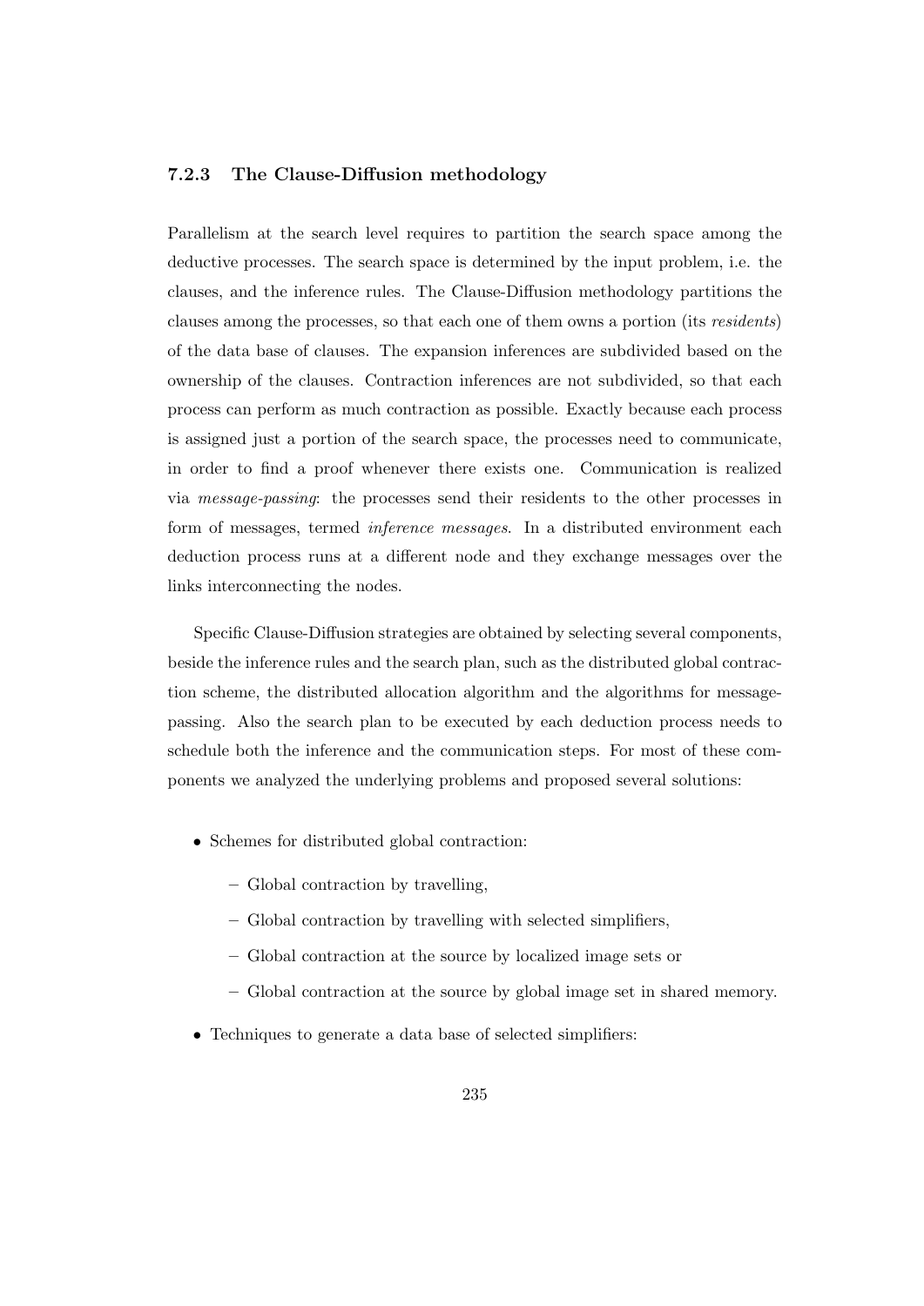### 7.2.3 The Clause-Diffusion methodology

Parallelism at the search level requires to partition the search space among the deductive processes. The search space is determined by the input problem, i.e. the clauses, and the inference rules. The Clause-Diffusion methodology partitions the clauses among the processes, so that each one of them owns a portion (its *residents*) of the data base of clauses. The expansion inferences are subdivided based on the ownership of the clauses. Contraction inferences are not subdivided, so that each process can perform as much contraction as possible. Exactly because each process is assigned just a portion of the search space, the processes need to communicate, in order to find a proof whenever there exists one. Communication is realized via *message-passing*: the processes send their residents to the other processes in form of messages, termed *inference messages*. In a distributed environment each deduction process runs at a different node and they exchange messages over the links interconnecting the nodes.

Specific Clause-Diffusion strategies are obtained by selecting several components, beside the inference rules and the search plan, such as the distributed global contraction scheme, the distributed allocation algorithm and the algorithms for message-passing. Also the search plan to be executed by each deduction process needs to schedule both the inference and the communication steps. For most of these components we analyzed the underlying problems and proposed several solutions:

- Schemes for distributed global contraction:
  - Global contraction by travelling,
  - Global contraction by travelling with selected simplifiers,
  - Global contraction at the source by localized image sets or
  - Global contraction at the source by global image set in shared memory.
- Techniques to generate a data base of selected simplifiers: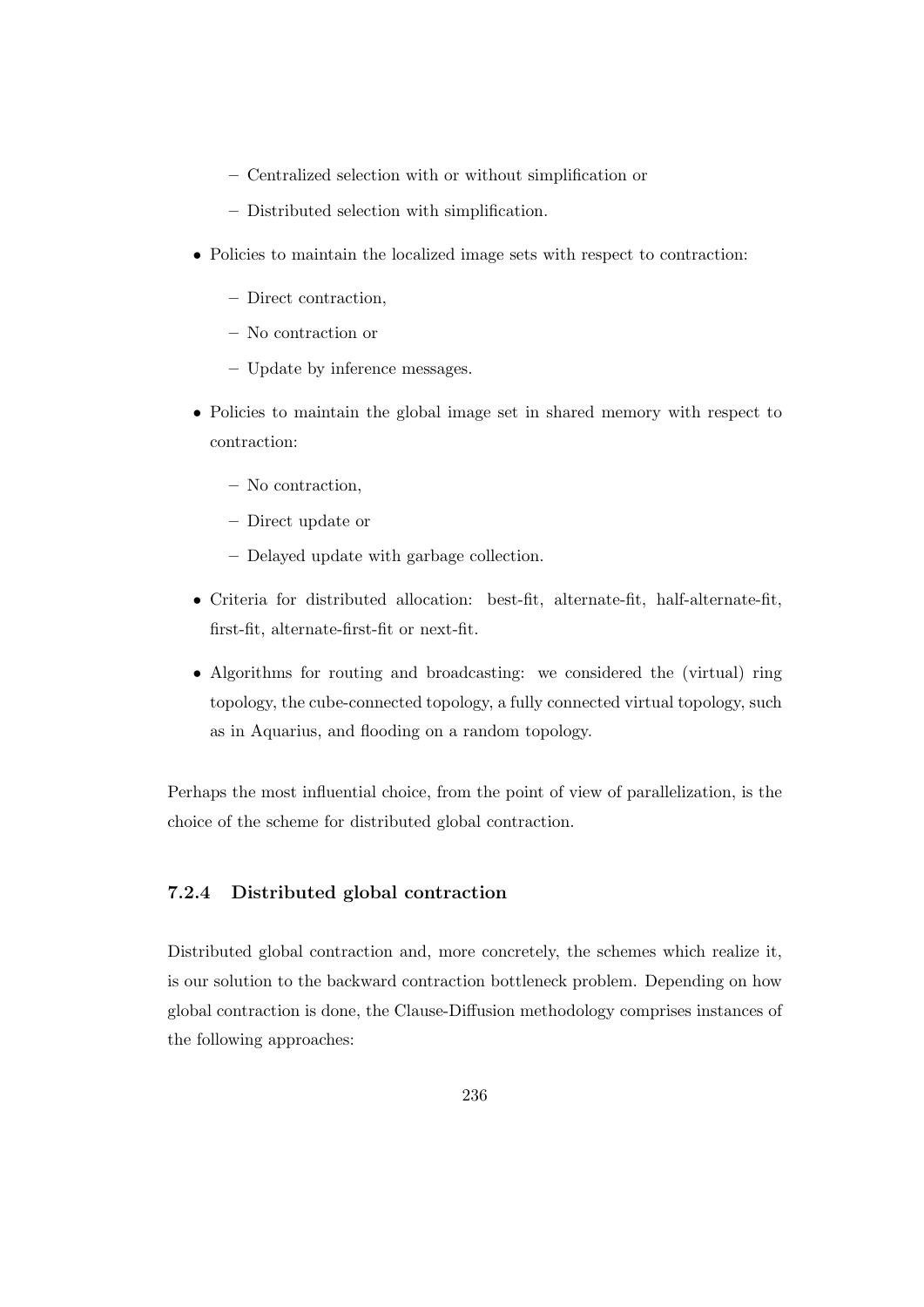- Centralized selection with or without simplification or
  - Distributed selection with simplification.

- Policies to maintain the localized image sets with respect to contraction:
  - Direct contraction,
  - No contraction or
  - Update by inference messages.

- Policies to maintain the global image set in shared memory with respect to contraction:
  - No contraction,
  - Direct update or
  - Delayed update with garbage collection.

- Criteria for distributed allocation: best-fit, alternate-fit, half-alternate-fit, first-fit, alternate-first-fit or next-fit.

- Algorithms for routing and broadcasting: we considered the (virtual) ring topology, the cube-connected topology, a fully connected virtual topology, such as in Aquarius, and flooding on a random topology.

Perhaps the most influential choice, from the point of view of parallelization, is the choice of the scheme for distributed global contraction.

### 7.2.4 Distributed global contraction

Distributed global contraction and, more concretely, the schemes which realize it, is our solution to the backward contraction bottleneck problem. Depending on how global contraction is done, the Clause-Diffusion methodology comprises instances of the following approaches: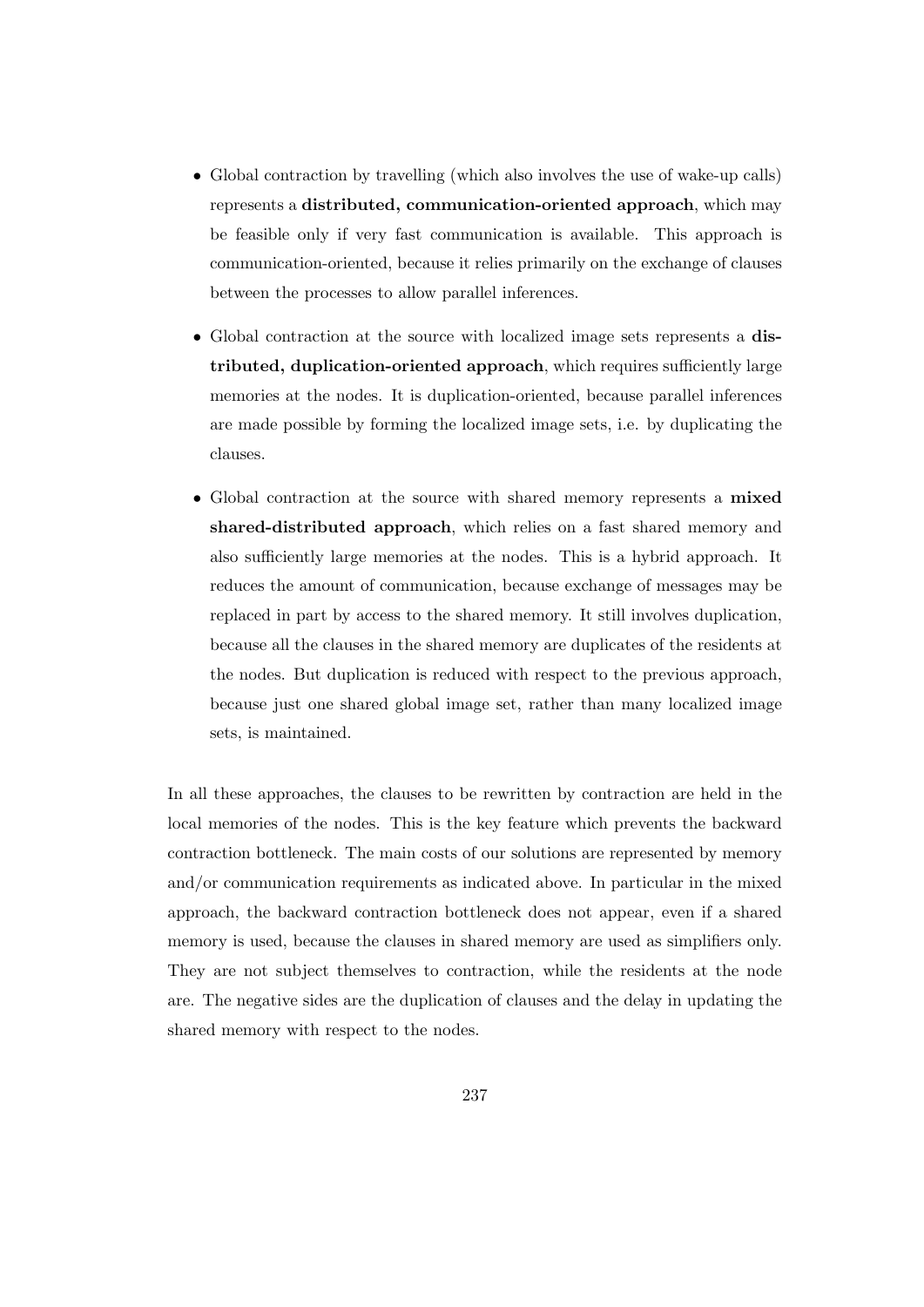- Global contraction by travelling (which also involves the use of wake-up calls) represents a **distributed, communication-oriented approach**, which may be feasible only if very fast communication is available. This approach is communication-oriented, because it relies primarily on the exchange of clauses between the processes to allow parallel inferences.

- Global contraction at the source with localized image sets represents a **distributed, duplication-oriented approach**, which requires sufficiently large memories at the nodes. It is duplication-oriented, because parallel inferences are made possible by forming the localized image sets, i.e. by duplicating the clauses.

- Global contraction at the source with shared memory represents a **mixed shared-distributed approach**, which relies on a fast shared memory and also sufficiently large memories at the nodes. This is a hybrid approach. It reduces the amount of communication, because exchange of messages may be replaced in part by access to the shared memory. It still involves duplication, because all the clauses in the shared memory are duplicates of the residents at the nodes. But duplication is reduced with respect to the previous approach, because just one shared global image set, rather than many localized image sets, is maintained.

In all these approaches, the clauses to be rewritten by contraction are held in the local memories of the nodes. This is the key feature which prevents the backward contraction bottleneck. The main costs of our solutions are represented by memory and/or communication requirements as indicated above. In particular in the mixed approach, the backward contraction bottleneck does not appear, even if a shared memory is used, because the clauses in shared memory are used as simplifiers only. They are not subject themselves to contraction, while the residents at the node are. The negative sides are the duplication of clauses and the delay in updating the shared memory with respect to the nodes.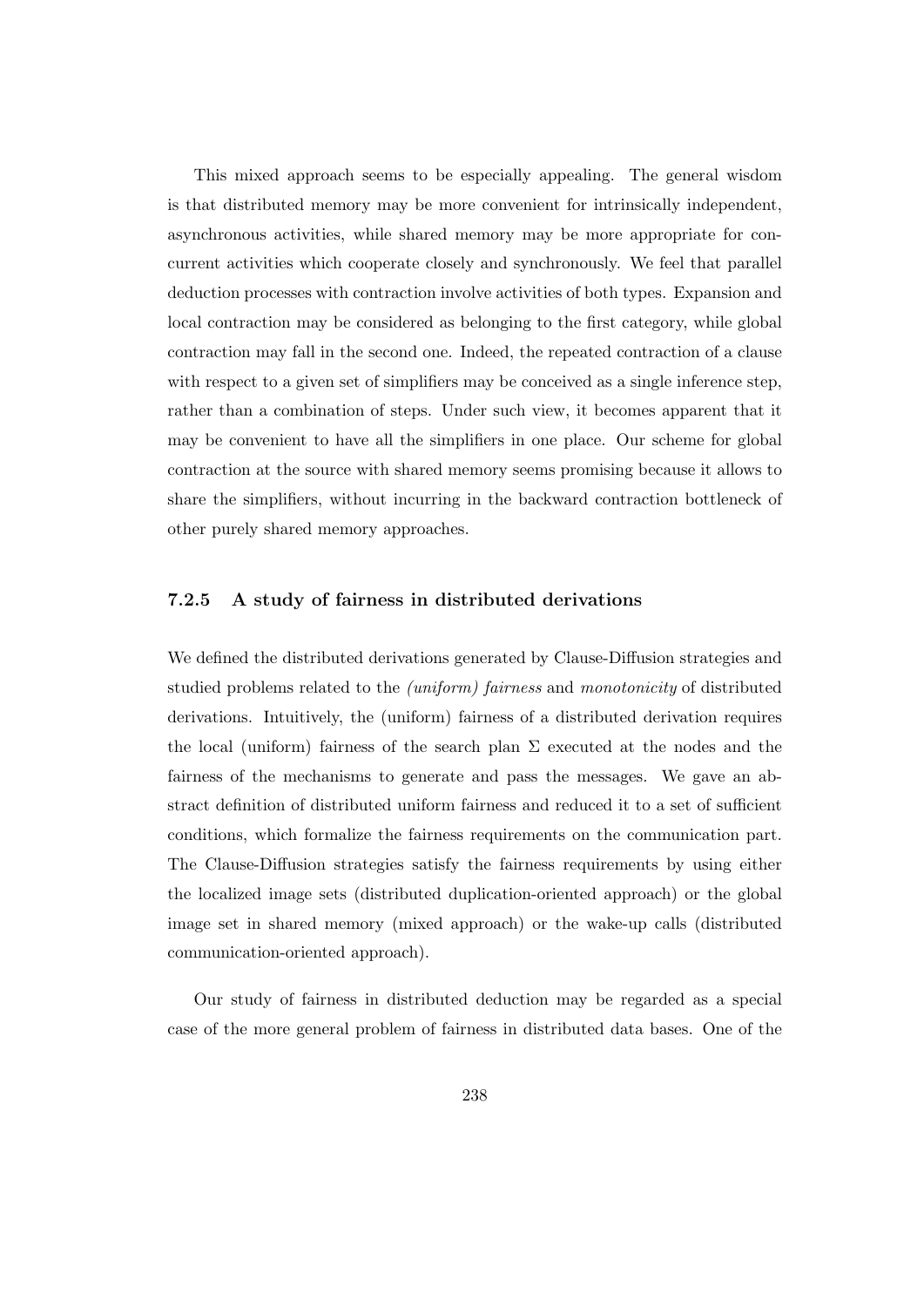This mixed approach seems to be especially appealing. The general wisdom is that distributed memory may be more convenient for intrinsically independent, asynchronous activities, while shared memory may be more appropriate for concurrent activities which cooperate closely and synchronously. We feel that parallel deduction processes with contraction involve activities of both types. Expansion and local contraction may be considered as belonging to the first category, while global contraction may fall in the second one. Indeed, the repeated contraction of a clause with respect to a given set of simplifiers may be conceived as a single inference step, rather than a combination of steps. Under such view, it becomes apparent that it may be convenient to have all the simplifiers in one place. Our scheme for global contraction at the source with shared memory seems promising because it allows to share the simplifiers, without incurring in the backward contraction bottleneck of other purely shared memory approaches.

### 7.2.5 A study of fairness in distributed derivations

We defined the distributed derivations generated by Clause-Diffusion strategies and studied problems related to the *(uniform) fairness* and *monotonicity* of distributed derivations. Intuitively, the (uniform) fairness of a distributed derivation requires the local (uniform) fairness of the search plan $\Sigma$ executed at the nodes and the fairness of the mechanisms to generate and pass the messages. We gave an abstract definition of distributed uniform fairness and reduced it to a set of sufficient conditions, which formalize the fairness requirements on the communication part. The Clause-Diffusion strategies satisfy the fairness requirements by using either the localized image sets (distributed duplication-oriented approach) or the global image set in shared memory (mixed approach) or the wake-up calls (distributed communication-oriented approach).

Our study of fairness in distributed deduction may be regarded as a special case of the more general problem of fairness in distributed data bases. One of the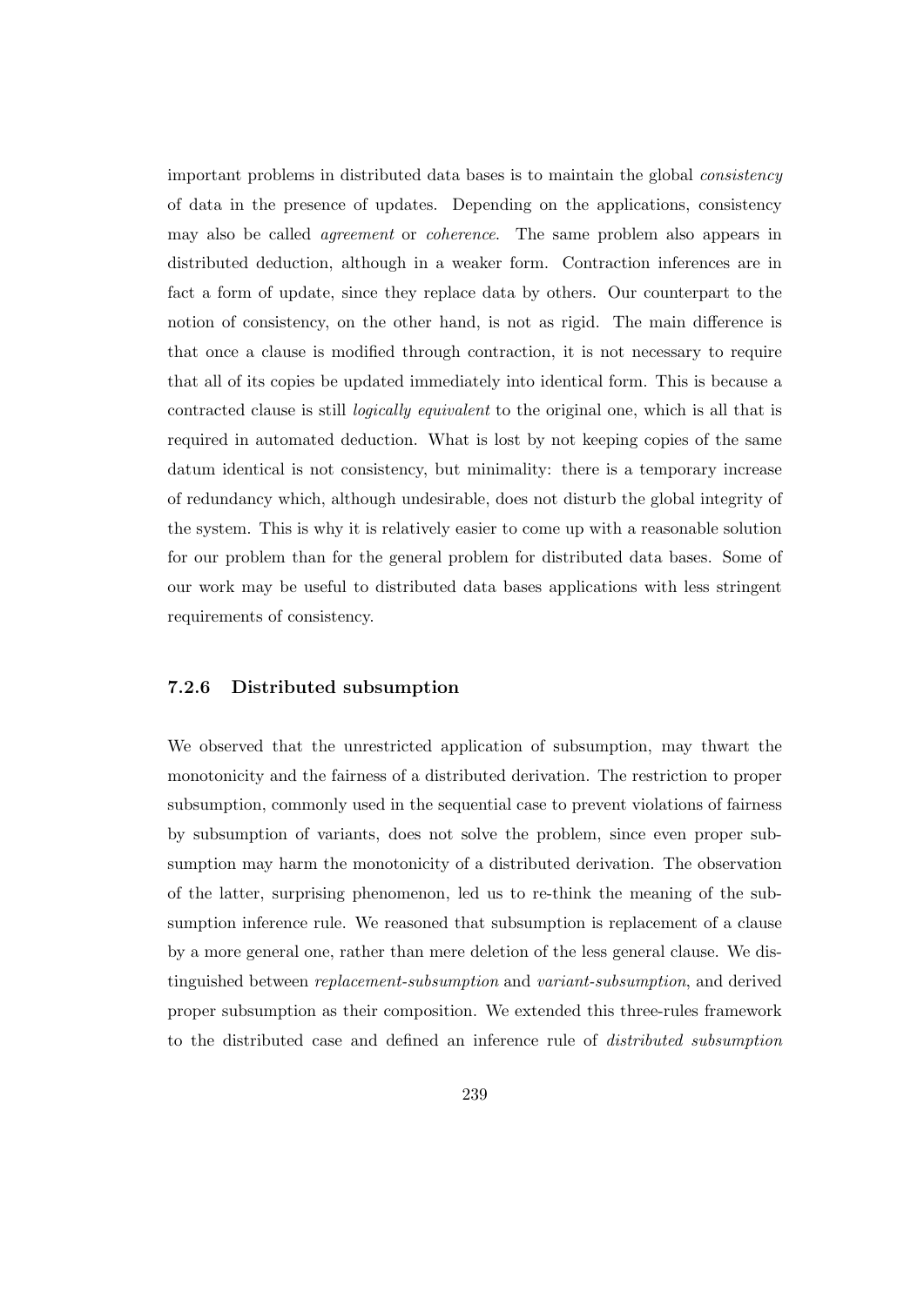important problems in distributed data bases is to maintain the global *consistency* of data in the presence of updates. Depending on the applications, consistency may also be called *agreement* or *coherence*. The same problem also appears in distributed deduction, although in a weaker form. Contraction inferences are in fact a form of update, since they replace data by others. Our counterpart to the notion of consistency, on the other hand, is not as rigid. The main difference is that once a clause is modified through contraction, it is not necessary to require that all of its copies be updated immediately into identical form. This is because a contracted clause is still *logically equivalent* to the original one, which is all that is required in automated deduction. What is lost by not keeping copies of the same datum identical is not consistency, but minimality: there is a temporary increase of redundancy which, although undesirable, does not disturb the global integrity of the system. This is why it is relatively easier to come up with a reasonable solution for our problem than for the general problem for distributed data bases. Some of our work may be useful to distributed data bases applications with less stringent requirements of consistency.

### 7.2.6 Distributed subsumption

We observed that the unrestricted application of subsumption, may thwart the monotonicity and the fairness of a distributed derivation. The restriction to proper subsumption, commonly used in the sequential case to prevent violations of fairness by subsumption of variants, does not solve the problem, since even proper subsumption may harm the monotonicity of a distributed derivation. The observation of the latter, surprising phenomenon, led us to re-think the meaning of the subsumption inference rule. We reasoned that subsumption is replacement of a clause by a more general one, rather than mere deletion of the less general clause. We distinguished between *replacement-subsumption* and *variant-subsumption*, and derived proper subsumption as their composition. We extended this three-rules framework to the distributed case and defined an inference rule of *distributed subsumption*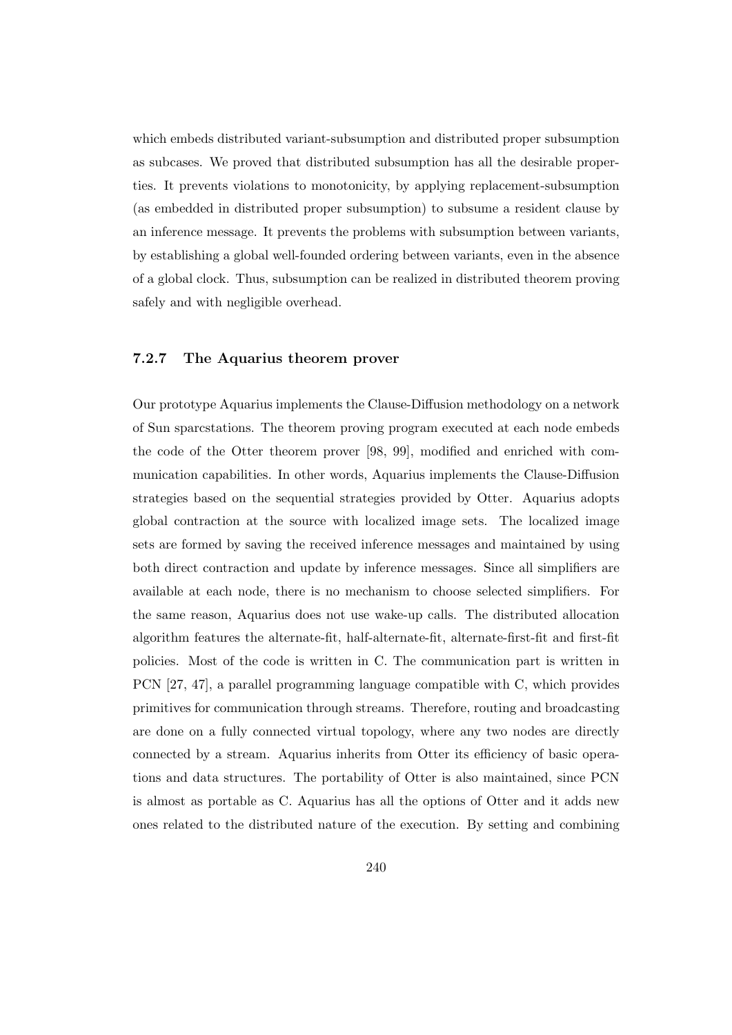which embeds distributed variant-subsumption and distributed proper subsumption as subcases. We proved that distributed subsumption has all the desirable properties. It prevents violations to monotonicity, by applying replacement-subsumption (as embedded in distributed proper subsumption) to subsume a resident clause by an inference message. It prevents the problems with subsumption between variants, by establishing a global well-founded ordering between variants, even in the absence of a global clock. Thus, subsumption can be realized in distributed theorem proving safely and with negligible overhead.

### 7.2.7 The Aquarius theorem prover

Our prototype Aquarius implements the Clause-Diffusion methodology on a network of Sun sparcstations. The theorem proving program executed at each node embeds the code of the Otter theorem prover [98, 99], modified and enriched with communication capabilities. In other words, Aquarius implements the Clause-Diffusion strategies based on the sequential strategies provided by Otter. Aquarius adopts global contraction at the source with localized image sets. The localized image sets are formed by saving the received inference messages and maintained by using both direct contraction and update by inference messages. Since all simplifiers are available at each node, there is no mechanism to choose selected simplifiers. For the same reason, Aquarius does not use wake-up calls. The distributed allocation algorithm features the alternate-fit, half-alternate-fit, alternate-first-fit and first-fit policies. Most of the code is written in C. The communication part is written in PCN [27, 47], a parallel programming language compatible with C, which provides primitives for communication through streams. Therefore, routing and broadcasting are done on a fully connected virtual topology, where any two nodes are directly connected by a stream. Aquarius inherits from Otter its efficiency of basic operations and data structures. The portability of Otter is also maintained, since PCN is almost as portable as C. Aquarius has all the options of Otter and it adds new ones related to the distributed nature of the execution. By setting and combining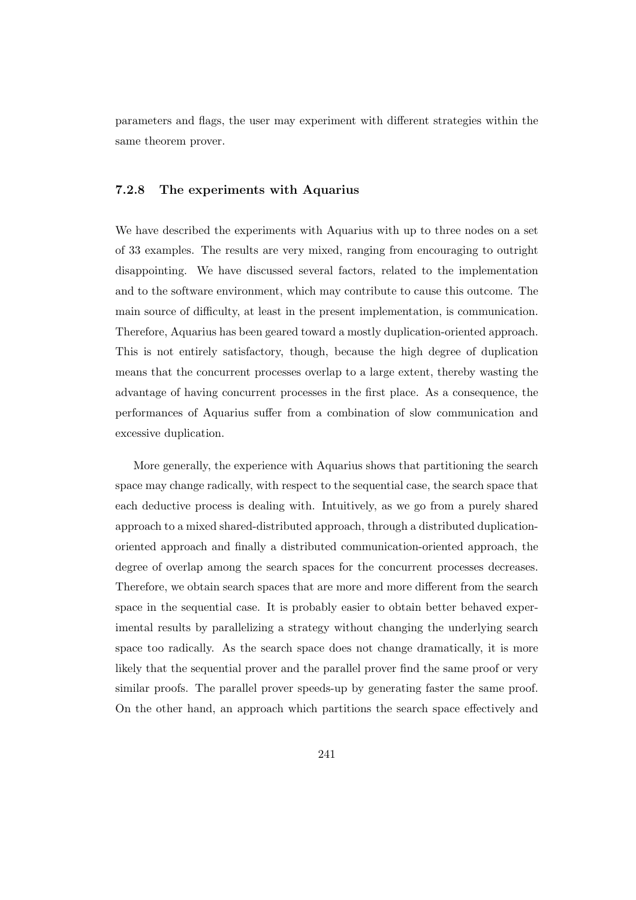parameters and flags, the user may experiment with different strategies within the same theorem prover.

### 7.2.8 The experiments with Aquarius

We have described the experiments with Aquarius with up to three nodes on a set of 33 examples. The results are very mixed, ranging from encouraging to outright disappointing. We have discussed several factors, related to the implementation and to the software environment, which may contribute to cause this outcome. The main source of difficulty, at least in the present implementation, is communication. Therefore, Aquarius has been geared toward a mostly duplication-oriented approach. This is not entirely satisfactory, though, because the high degree of duplication means that the concurrent processes overlap to a large extent, thereby wasting the advantage of having concurrent processes in the first place. As a consequence, the performances of Aquarius suffer from a combination of slow communication and excessive duplication.

More generally, the experience with Aquarius shows that partitioning the search space may change radically, with respect to the sequential case, the search space that each deductive process is dealing with. Intuitively, as we go from a purely shared approach to a mixed shared-distributed approach, through a distributed duplication-oriented approach and finally a distributed communication-oriented approach, the degree of overlap among the search spaces for the concurrent processes decreases. Therefore, we obtain search spaces that are more and more different from the search space in the sequential case. It is probably easier to obtain better behaved experimental results by parallelizing a strategy without changing the underlying search space too radically. As the search space does not change dramatically, it is more likely that the sequential prover and the parallel prover find the same proof or very similar proofs. The parallel prover speeds-up by generating faster the same proof. On the other hand, an approach which partitions the search space effectively and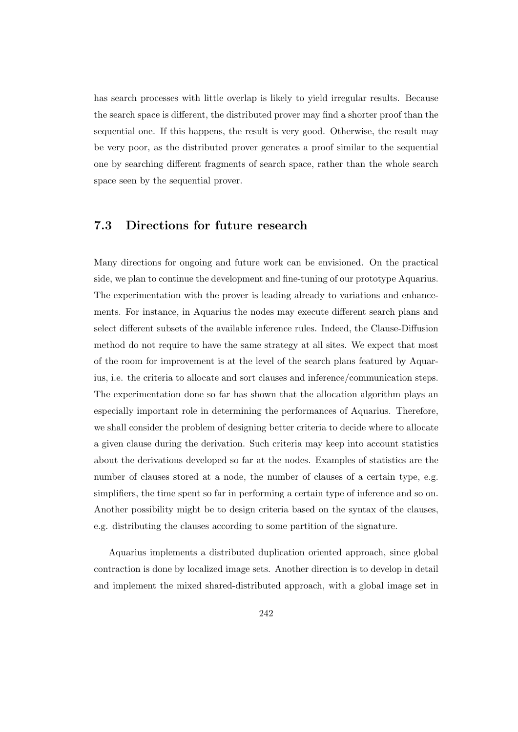has search processes with little overlap is likely to yield irregular results. Because the search space is different, the distributed prover may find a shorter proof than the sequential one. If this happens, the result is very good. Otherwise, the result may be very poor, as the distributed prover generates a proof similar to the sequential one by searching different fragments of search space, rather than the whole search space seen by the sequential prover.

## 7.3 Directions for future research

Many directions for ongoing and future work can be envisioned. On the practical side, we plan to continue the development and fine-tuning of our prototype Aquarius. The experimentation with the prover is leading already to variations and enhancements. For instance, in Aquarius the nodes may execute different search plans and select different subsets of the available inference rules. Indeed, the Clause-Diffusion method do not require to have the same strategy at all sites. We expect that most of the room for improvement is at the level of the search plans featured by Aquarius, i.e. the criteria to allocate and sort clauses and inference/communication steps. The experimentation done so far has shown that the allocation algorithm plays an especially important role in determining the performances of Aquarius. Therefore, we shall consider the problem of designing better criteria to decide where to allocate a given clause during the derivation. Such criteria may keep into account statistics about the derivations developed so far at the nodes. Examples of statistics are the number of clauses stored at a node, the number of clauses of a certain type, e.g. simplifiers, the time spent so far in performing a certain type of inference and so on. Another possibility might be to design criteria based on the syntax of the clauses, e.g. distributing the clauses according to some partition of the signature.

Aquarius implements a distributed duplication oriented approach, since global contraction is done by localized image sets. Another direction is to develop in detail and implement the mixed shared-distributed approach, with a global image set in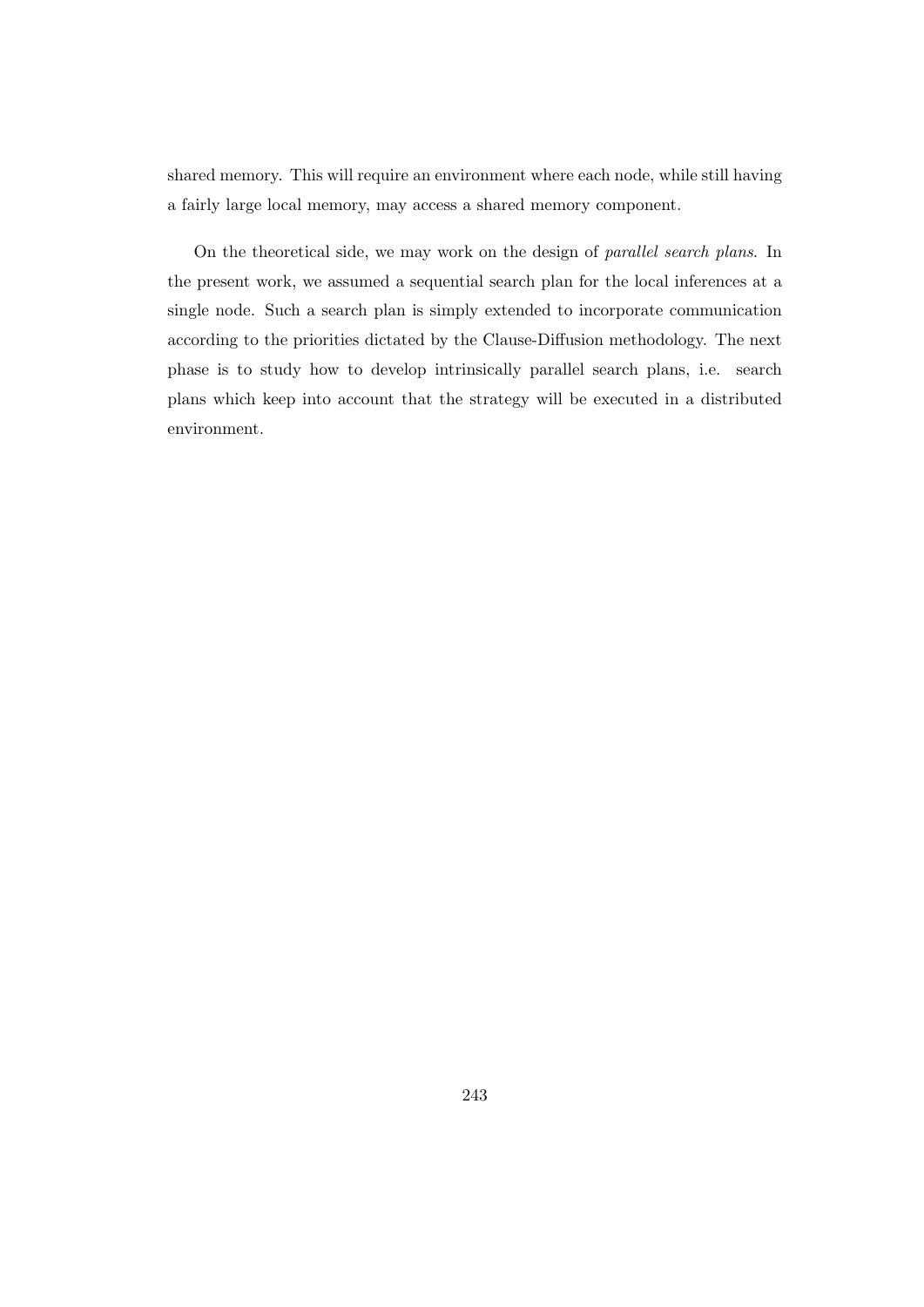shared memory. This will require an environment where each node, while still having a fairly large local memory, may access a shared memory component.

On the theoretical side, we may work on the design of *parallel search plans*. In the present work, we assumed a sequential search plan for the local inferences at a single node. Such a search plan is simply extended to incorporate communication according to the priorities dictated by the Clause-Diffusion methodology. The next phase is to study how to develop intrinsically parallel search plans, i.e. search plans which keep into account that the strategy will be executed in a distributed environment.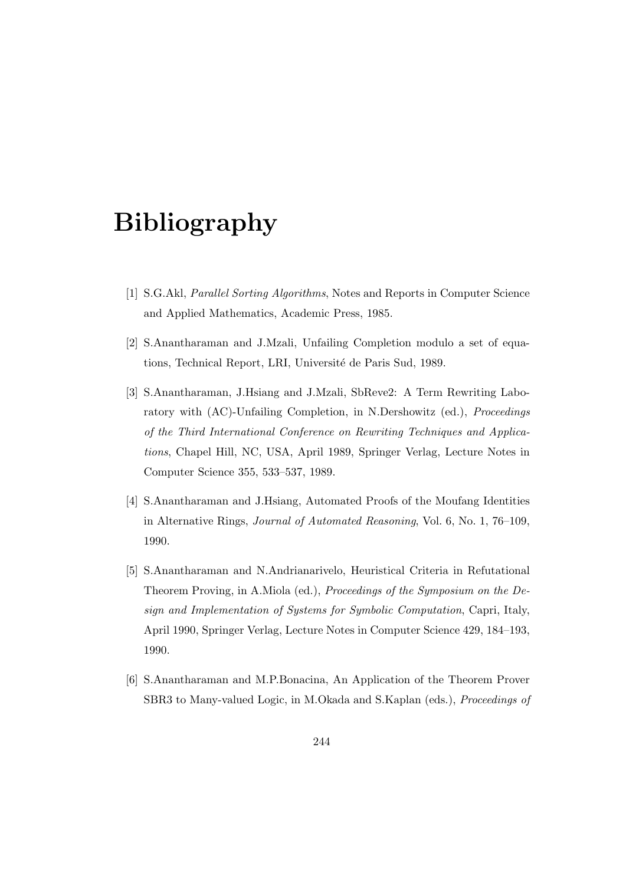# Bibliography

[1] S.G.Akl, *Parallel Sorting Algorithms*, Notes and Reports in Computer Science and Applied Mathematics, Academic Press, 1985.

[2] S.Anantharaman and J.Mzali, Unfailing Completion modulo a set of equations, Technical Report, LRI, Université de Paris Sud, 1989.

[3] S.Anantharaman, J.Hsiang and J.Mzali, SbReve2: A Term Rewriting Laboratory with (AC)-Unfailing Completion, in N.Dershowitz (ed.), *Proceedings of the Third International Conference on Rewriting Techniques and Applications*, Chapel Hill, NC, USA, April 1989, Springer Verlag, Lecture Notes in Computer Science 355, 533–537, 1989.

[4] S.Anantharaman and J.Hsiang, Automated Proofs of the Moufang Identities in Alternative Rings, *Journal of Automated Reasoning*, Vol. 6, No. 1, 76–109, 1990.

[5] S.Anantharaman and N.Andrianarivelo, Heuristical Criteria in Refutational Theorem Proving, in A.Miola (ed.), *Proceedings of the Symposium on the Design and Implementation of Systems for Symbolic Computation*, Capri, Italy, April 1990, Springer Verlag, Lecture Notes in Computer Science 429, 184–193, 1990.

[6] S.Anantharaman and M.P.Bonacina, An Application of the Theorem Prover SBR3 to Many-valued Logic, in M.Okada and S.Kaplan (eds.), *Proceedings of*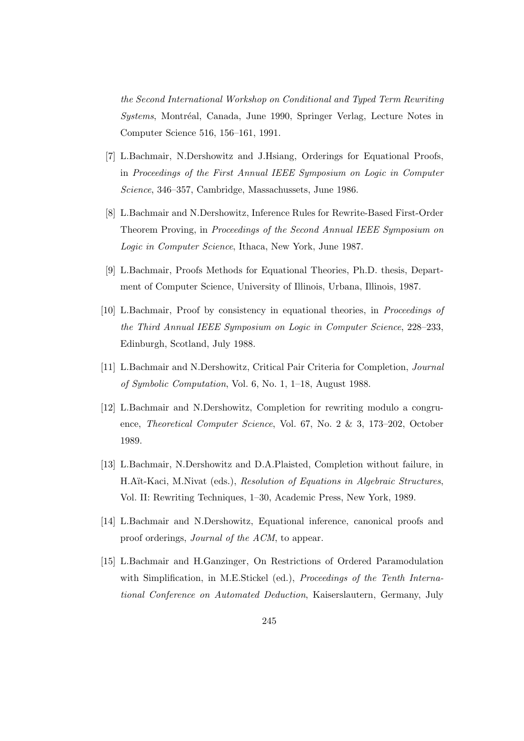*the Second International Workshop on Conditional and Typed Term Rewriting Systems*, Montréal, Canada, June 1990, Springer Verlag, Lecture Notes in Computer Science 516, 156–161, 1991.

[7] L.Bachmair, N.Dershowitz and J.Hsiang, Orderings for Equational Proofs, in *Proceedings of the First Annual IEEE Symposium on Logic in Computer Science*, 346–357, Cambridge, Massachussets, June 1986.

[8] L.Bachmair and N.Dershowitz, Inference Rules for Rewrite-Based First-Order Theorem Proving, in *Proceedings of the Second Annual IEEE Symposium on Logic in Computer Science*, Ithaca, New York, June 1987.

[9] L.Bachmair, Proofs Methods for Equational Theories, Ph.D. thesis, Department of Computer Science, University of Illinois, Urbana, Illinois, 1987.

[10] L.Bachmair, Proof by consistency in equational theories, in *Proceedings of the Third Annual IEEE Symposium on Logic in Computer Science*, 228–233, Edinburgh, Scotland, July 1988.

[11] L.Bachmair and N.Dershowitz, Critical Pair Criteria for Completion, *Journal of Symbolic Computation*, Vol. 6, No. 1, 1–18, August 1988.

[12] L.Bachmair and N.Dershowitz, Completion for rewriting modulo a congruence, *Theoretical Computer Science*, Vol. 67, No. 2 & 3, 173–202, October 1989.

[13] L.Bachmair, N.Dershowitz and D.A.Plaisted, Completion without failure, in H.Aït-Kaci, M.Nivat (eds.), *Resolution of Equations in Algebraic Structures*, Vol. II: Rewriting Techniques, 1–30, Academic Press, New York, 1989.

[14] L.Bachmair and N.Dershowitz, Equational inference, canonical proofs and proof orderings, *Journal of the ACM*, to appear.

[15] L.Bachmair and H.Ganzinger, On Restrictions of Ordered Paramodulation with Simplification, in M.E.Stickel (ed.), *Proceedings of the Tenth International Conference on Automated Deduction*, Kaiserslautern, Germany, July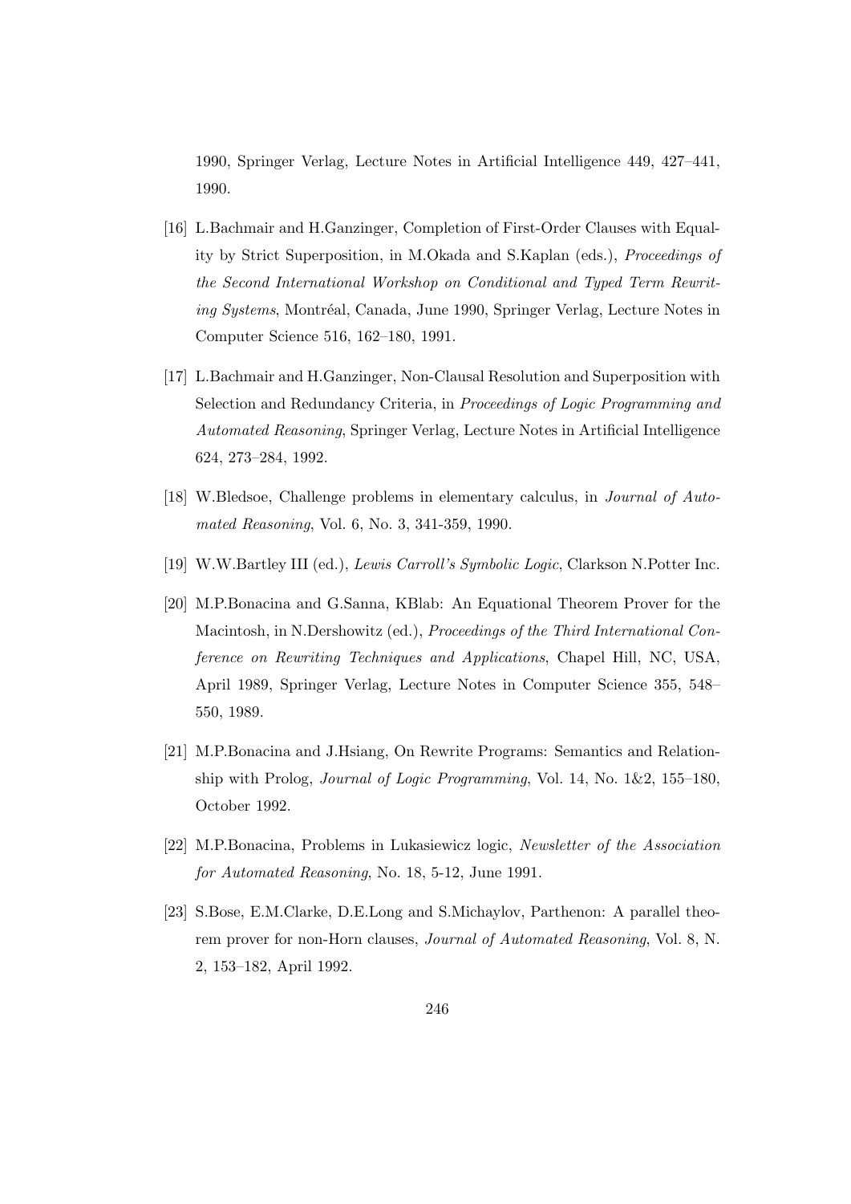1990, Springer Verlag, Lecture Notes in Artificial Intelligence 449, 427–441, 1990.

[16] L.Bachmair and H.Ganzinger, Completion of First-Order Clauses with Equality by Strict Superposition, in M.Okada and S.Kaplan (eds.), *Proceedings of the Second International Workshop on Conditional and Typed Term Rewriting Systems*, Montréal, Canada, June 1990, Springer Verlag, Lecture Notes in Computer Science 516, 162–180, 1991.

[17] L.Bachmair and H.Ganzinger, Non-Clausal Resolution and Superposition with Selection and Redundancy Criteria, in *Proceedings of Logic Programming and Automated Reasoning*, Springer Verlag, Lecture Notes in Artificial Intelligence 624, 273–284, 1992.

[18] W.Bledsoe, Challenge problems in elementary calculus, in *Journal of Automated Reasoning*, Vol. 6, No. 3, 341-359, 1990.

[19] W.W.Bartley III (ed.), *Lewis Carroll's Symbolic Logic*, Clarkson N.Potter Inc.

[20] M.P.Bonacina and G.Sanna, KBlab: An Equational Theorem Prover for the Macintosh, in N.Dershowitz (ed.), *Proceedings of the Third International Conference on Rewriting Techniques and Applications*, Chapel Hill, NC, USA, April 1989, Springer Verlag, Lecture Notes in Computer Science 355, 548–550, 1989.

[21] M.P.Bonacina and J.Hsiang, On Rewrite Programs: Semantics and Relationship with Prolog, *Journal of Logic Programming*, Vol. 14, No. 1&2, 155–180, October 1992.

[22] M.P.Bonacina, Problems in Lukasiewicz logic, *Newsletter of the Association for Automated Reasoning*, No. 18, 5-12, June 1991.

[23] S.Bose, E.M.Clarke, D.E.Long and S.Michaylov, Parthenon: A parallel theorem prover for non-Horn clauses, *Journal of Automated Reasoning*, Vol. 8, N. 2, 153–182, April 1992.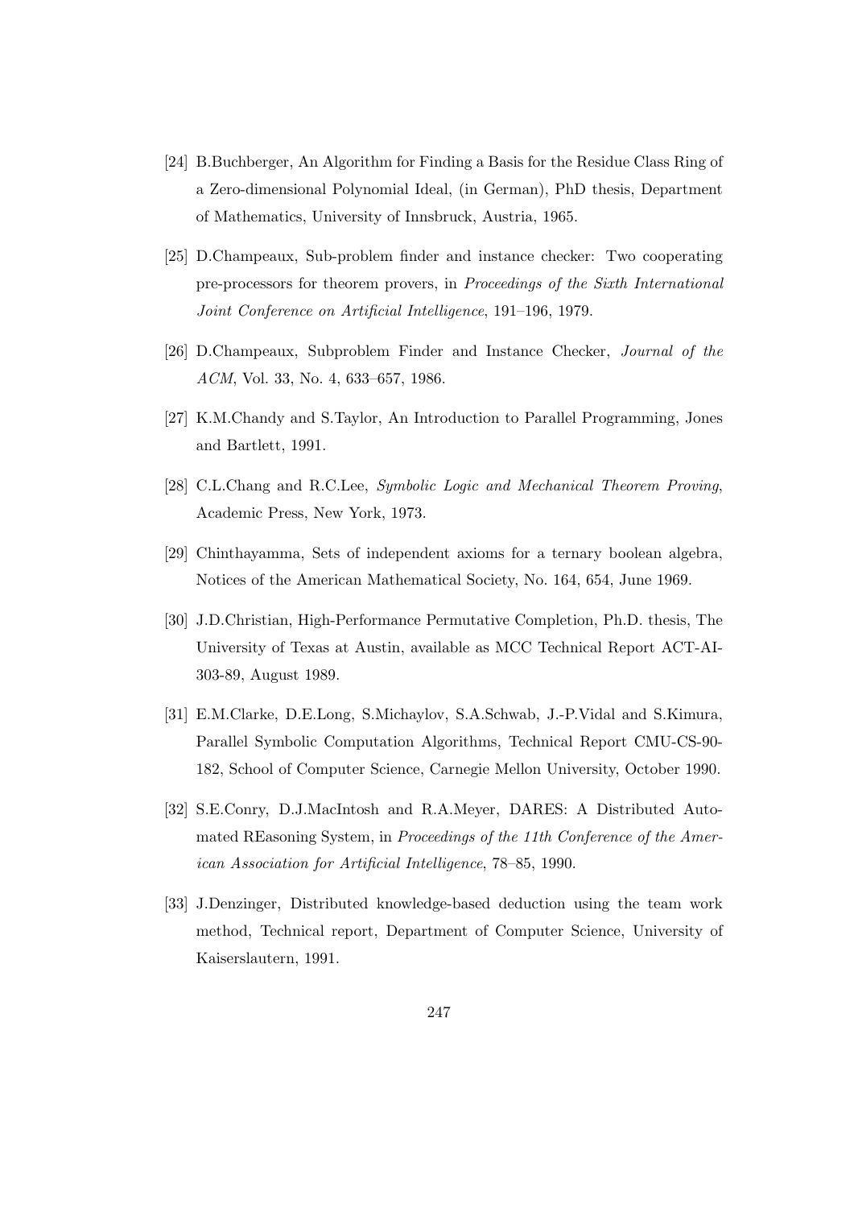[24] B.Buchberger, An Algorithm for Finding a Basis for the Residue Class Ring of a Zero-dimensional Polynomial Ideal, (in German), PhD thesis, Department of Mathematics, University of Innsbruck, Austria, 1965.

[25] D.Champeaux, Sub-problem finder and instance checker: Two cooperating pre-processors for theorem provers, in *Proceedings of the Sixth International Joint Conference on Artificial Intelligence*, 191–196, 1979.

[26] D.Champeaux, Subproblem Finder and Instance Checker, *Journal of the ACM*, Vol. 33, No. 4, 633–657, 1986.

[27] K.M.Chandy and S.Taylor, An Introduction to Parallel Programming, Jones and Bartlett, 1991.

[28] C.L.Chang and R.C.Lee, *Symbolic Logic and Mechanical Theorem Proving*, Academic Press, New York, 1973.

[29] Chinthayamma, Sets of independent axioms for a ternary boolean algebra, Notices of the American Mathematical Society, No. 164, 654, June 1969.

[30] J.D.Christian, High-Performance Permutative Completion, Ph.D. thesis, The University of Texas at Austin, available as MCC Technical Report ACT-AI-303-89, August 1989.

[31] E.M.Clarke, D.E.Long, S.Michaylov, S.A.Schwab, J.-P.Vidal and S.Kimura, Parallel Symbolic Computation Algorithms, Technical Report CMU-CS-90-182, School of Computer Science, Carnegie Mellon University, October 1990.

[32] S.E.Conry, D.J.MacIntosh and R.A.Meyer, DARES: A Distributed Automated REasoning System, in *Proceedings of the 11th Conference of the American Association for Artificial Intelligence*, 78–85, 1990.

[33] J.Denzinger, Distributed knowledge-based deduction using the team work method, Technical report, Department of Computer Science, University of Kaiserslautern, 1991.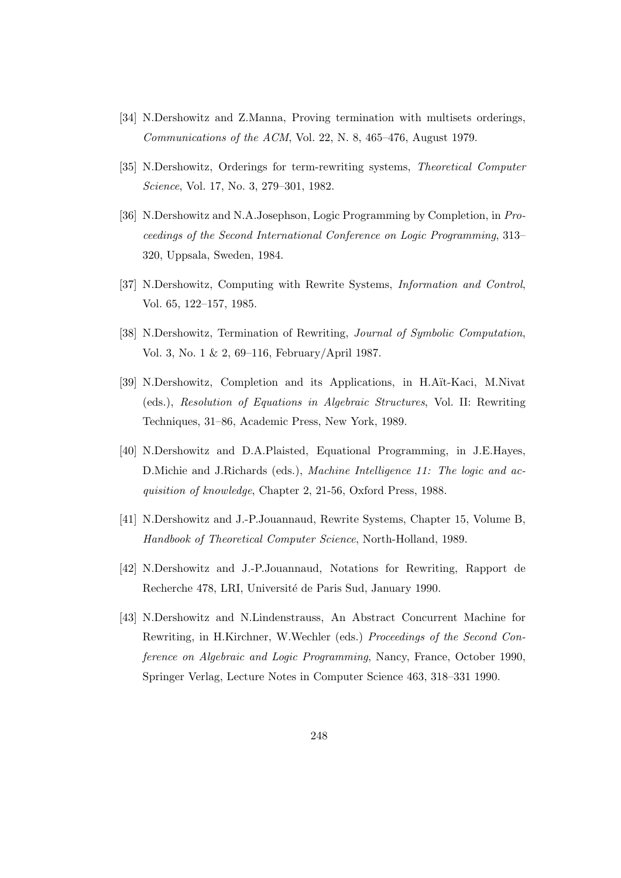[34] N.Dershowitz and Z.Manna, Proving termination with multisets orderings, *Communications of the ACM*, Vol. 22, N. 8, 465–476, August 1979.

[35] N.Dershowitz, Orderings for term-rewriting systems, *Theoretical Computer Science*, Vol. 17, No. 3, 279–301, 1982.

[36] N.Dershowitz and N.A.Josephson, Logic Programming by Completion, in *Proceedings of the Second International Conference on Logic Programming*, 313–320, Uppsala, Sweden, 1984.

[37] N.Dershowitz, Computing with Rewrite Systems, *Information and Control*, Vol. 65, 122–157, 1985.

[38] N.Dershowitz, Termination of Rewriting, *Journal of Symbolic Computation*, Vol. 3, No. 1 & 2, 69–116, February/April 1987.

[39] N.Dershowitz, Completion and its Applications, in H.Aït-Kaci, M.Nivat (eds.), *Resolution of Equations in Algebraic Structures*, Vol. II: Rewriting Techniques, 31–86, Academic Press, New York, 1989.

[40] N.Dershowitz and D.A.Plaisted, Equational Programming, in J.E.Hayes, D.Michie and J.Richards (eds.), *Machine Intelligence 11: The logic and acquisition of knowledge*, Chapter 2, 21-56, Oxford Press, 1988.

[41] N.Dershowitz and J.-P.Jouannaud, Rewrite Systems, Chapter 15, Volume B, *Handbook of Theoretical Computer Science*, North-Holland, 1989.

[42] N.Dershowitz and J.-P.Jouannaud, Notations for Rewriting, Rapport de Recherche 478, LRI, Université de Paris Sud, January 1990.

[43] N.Dershowitz and N.Lindenstrauss, An Abstract Concurrent Machine for Rewriting, in H.Kirchner, W.Wechler (eds.) *Proceedings of the Second Conference on Algebraic and Logic Programming*, Nancy, France, October 1990, Springer Verlag, Lecture Notes in Computer Science 463, 318–331 1990.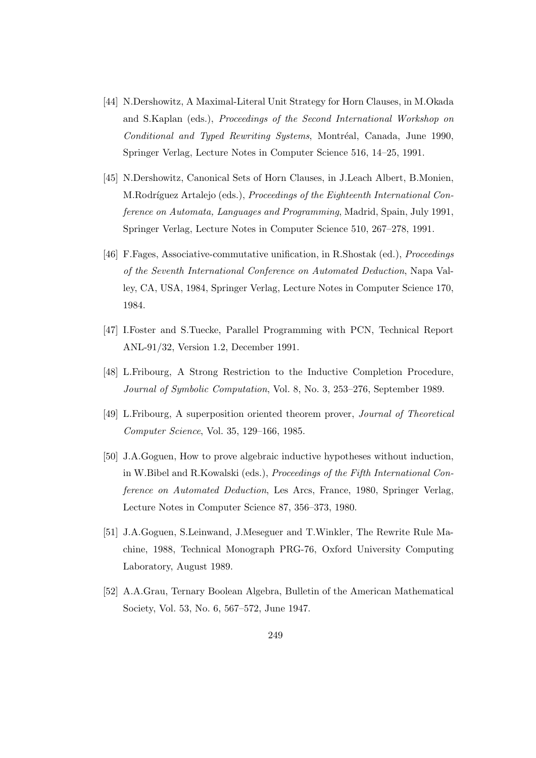[44] N.Dershowitz, A Maximal-Literal Unit Strategy for Horn Clauses, in M.Okada and S.Kaplan (eds.), *Proceedings of the Second International Workshop on Conditional and Typed Rewriting Systems*, Montréal, Canada, June 1990, Springer Verlag, Lecture Notes in Computer Science 516, 14–25, 1991.

[45] N.Dershowitz, Canonical Sets of Horn Clauses, in J.Leach Albert, B.Monien, M.Rodríguez Artalejo (eds.), *Proceedings of the Eighteenth International Conference on Automata, Languages and Programming*, Madrid, Spain, July 1991, Springer Verlag, Lecture Notes in Computer Science 510, 267–278, 1991.

[46] F.Fages, Associative-commutative unification, in R.Shostak (ed.), *Proceedings of the Seventh International Conference on Automated Deduction*, Napa Valley, CA, USA, 1984, Springer Verlag, Lecture Notes in Computer Science 170, 1984.

[47] I.Foster and S.Tuecke, Parallel Programming with PCN, Technical Report ANL-91/32, Version 1.2, December 1991.

[48] L.Fribourg, A Strong Restriction to the Inductive Completion Procedure, *Journal of Symbolic Computation*, Vol. 8, No. 3, 253–276, September 1989.

[49] L.Fribourg, A superposition oriented theorem prover, *Journal of Theoretical Computer Science*, Vol. 35, 129–166, 1985.

[50] J.A.Goguen, How to prove algebraic inductive hypotheses without induction, in W.Bibel and R.Kowalski (eds.), *Proceedings of the Fifth International Conference on Automated Deduction*, Les Arcs, France, 1980, Springer Verlag, Lecture Notes in Computer Science 87, 356–373, 1980.

[51] J.A.Goguen, S.Leinwand, J.Meseguer and T.Winkler, The Rewrite Rule Machine, 1988, Technical Monograph PRG-76, Oxford University Computing Laboratory, August 1989.

[52] A.A.Grau, Ternary Boolean Algebra, Bulletin of the American Mathematical Society, Vol. 53, No. 6, 567–572, June 1947.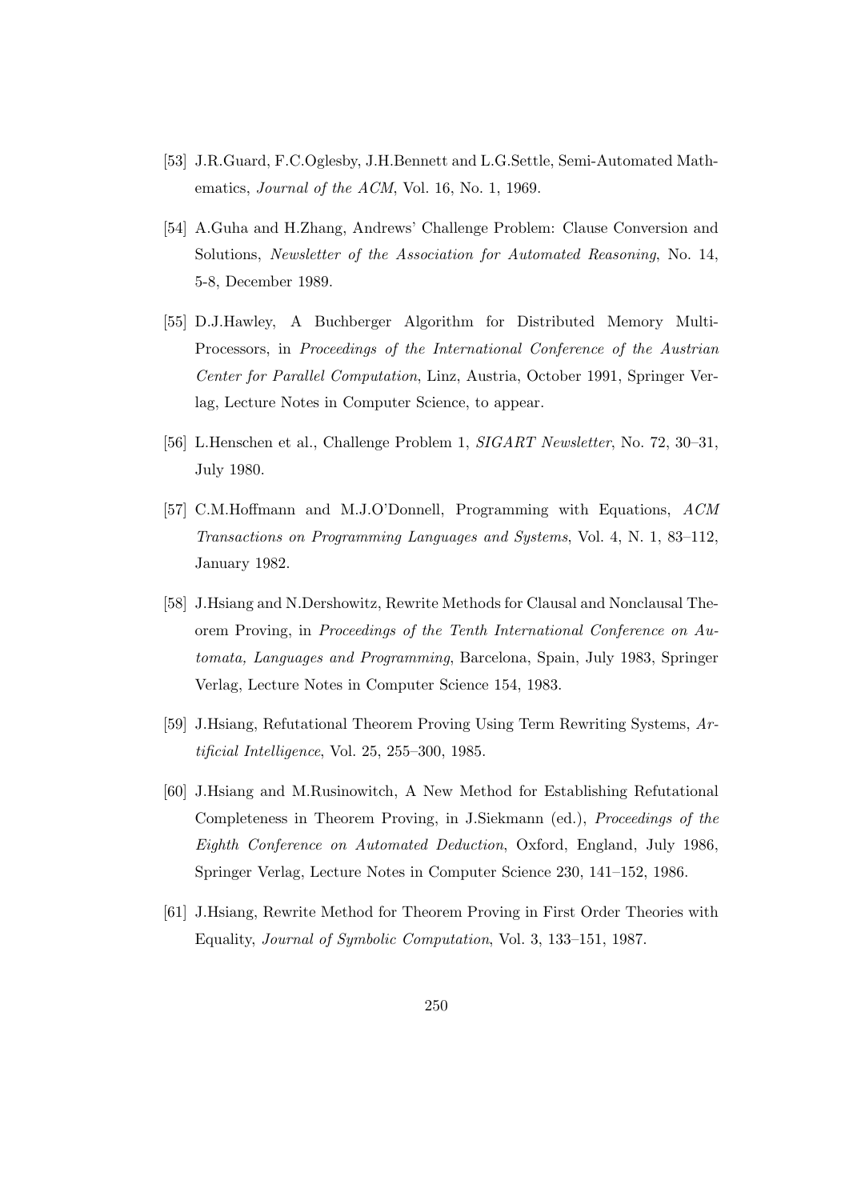[53] J.R.Guard, F.C.Oglesby, J.H.Bennett and L.G.Settle, Semi-Automated Mathematics, *Journal of the ACM*, Vol. 16, No. 1, 1969.

[54] A.Guha and H.Zhang, Andrews' Challenge Problem: Clause Conversion and Solutions, *Newsletter of the Association for Automated Reasoning*, No. 14, 5-8, December 1989.

[55] D.J.Hawley, A Buchberger Algorithm for Distributed Memory Multi-Processors, in *Proceedings of the International Conference of the Austrian Center for Parallel Computation*, Linz, Austria, October 1991, Springer Verlag, Lecture Notes in Computer Science, to appear.

[56] L.Henschen et al., Challenge Problem 1, *SIGART Newsletter*, No. 72, 30–31, July 1980.

[57] C.M.Hoffmann and M.J.O'Donnell, Programming with Equations, *ACM Transactions on Programming Languages and Systems*, Vol. 4, N. 1, 83–112, January 1982.

[58] J.Hsiang and N.Dershowitz, Rewrite Methods for Clausal and Nonclausal Theorem Proving, in *Proceedings of the Tenth International Conference on Automata, Languages and Programming*, Barcelona, Spain, July 1983, Springer Verlag, Lecture Notes in Computer Science 154, 1983.

[59] J.Hsiang, Refutational Theorem Proving Using Term Rewriting Systems, *Artificial Intelligence*, Vol. 25, 255–300, 1985.

[60] J.Hsiang and M.Rusinowitch, A New Method for Establishing Refutational Completeness in Theorem Proving, in J.Siekmann (ed.), *Proceedings of the Eighth Conference on Automated Deduction*, Oxford, England, July 1986, Springer Verlag, Lecture Notes in Computer Science 230, 141–152, 1986.

[61] J.Hsiang, Rewrite Method for Theorem Proving in First Order Theories with Equality, *Journal of Symbolic Computation*, Vol. 3, 133–151, 1987.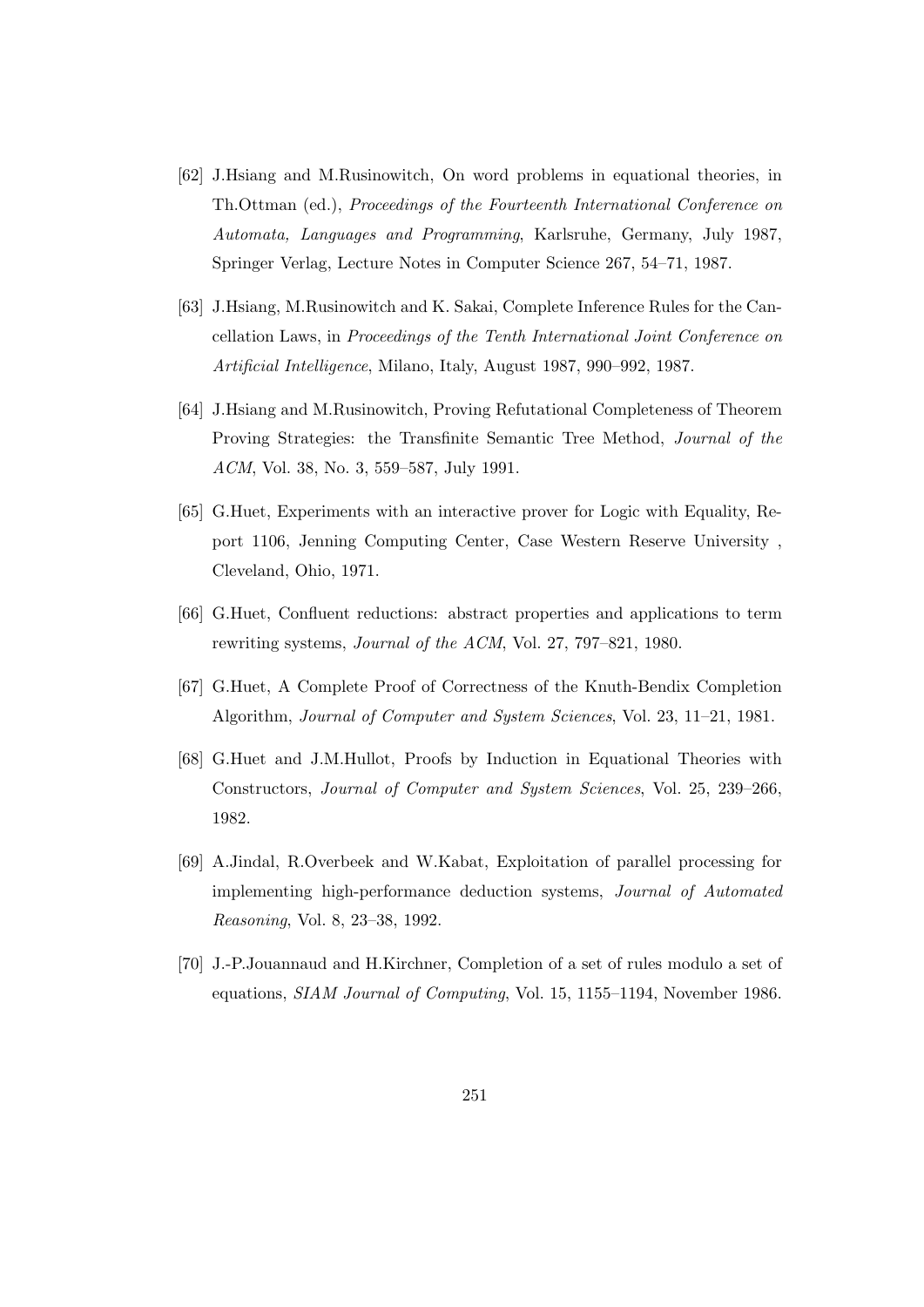[62] J.Hsiang and M.Rusinowitch, On word problems in equational theories, in Th.Ottman (ed.), *Proceedings of the Fourteenth International Conference on Automata, Languages and Programming*, Karlsruhe, Germany, July 1987, Springer Verlag, Lecture Notes in Computer Science 267, 54–71, 1987.

[63] J.Hsiang, M.Rusinowitch and K. Sakai, Complete Inference Rules for the Cancellation Laws, in *Proceedings of the Tenth International Joint Conference on Artificial Intelligence*, Milano, Italy, August 1987, 990–992, 1987.

[64] J.Hsiang and M.Rusinowitch, Proving Refutational Completeness of Theorem Proving Strategies: the Transfinite Semantic Tree Method, *Journal of the ACM*, Vol. 38, No. 3, 559–587, July 1991.

[65] G.Huet, Experiments with an interactive prover for Logic with Equality, Report 1106, Jenning Computing Center, Case Western Reserve University , Cleveland, Ohio, 1971.

[66] G.Huet, Confluent reductions: abstract properties and applications to term rewriting systems, *Journal of the ACM*, Vol. 27, 797–821, 1980.

[67] G.Huet, A Complete Proof of Correctness of the Knuth-Bendix Completion Algorithm, *Journal of Computer and System Sciences*, Vol. 23, 11–21, 1981.

[68] G.Huet and J.M.Hullot, Proofs by Induction in Equational Theories with Constructors, *Journal of Computer and System Sciences*, Vol. 25, 239–266, 1982.

[69] A.Jindal, R.Overbeek and W.Kabat, Exploitation of parallel processing for implementing high-performance deduction systems, *Journal of Automated Reasoning*, Vol. 8, 23–38, 1992.

[70] J.-P.Jouannaud and H.Kirchner, Completion of a set of rules modulo a set of equations, *SIAM Journal of Computing*, Vol. 15, 1155–1194, November 1986.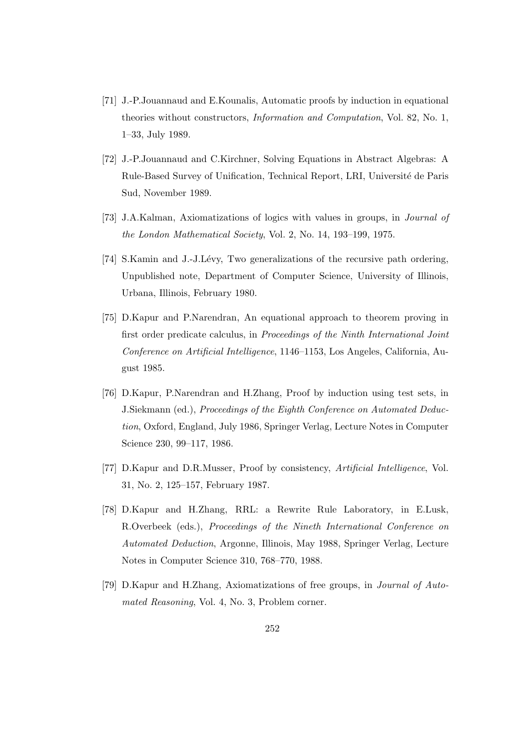[71] J.-P.Jouannaud and E.Kounalis, Automatic proofs by induction in equational theories without constructors, *Information and Computation*, Vol. 82, No. 1, 1–33, July 1989.

[72] J.-P.Jouannaud and C.Kirchner, Solving Equations in Abstract Algebras: A Rule-Based Survey of Unification, Technical Report, LRI, Université de Paris Sud, November 1989.

[73] J.A.Kalman, Axiomatizations of logics with values in groups, in *Journal of the London Mathematical Society*, Vol. 2, No. 14, 193–199, 1975.

[74] S.Kamin and J.-J.Lévy, Two generalizations of the recursive path ordering, Unpublished note, Department of Computer Science, University of Illinois, Urbana, Illinois, February 1980.

[75] D.Kapur and P.Narendran, An equational approach to theorem proving in first order predicate calculus, in *Proceedings of the Ninth International Joint Conference on Artificial Intelligence*, 1146–1153, Los Angeles, California, August 1985.

[76] D.Kapur, P.Narendran and H.Zhang, Proof by induction using test sets, in J.Siekmann (ed.), *Proceedings of the Eighth Conference on Automated Deduction*, Oxford, England, July 1986, Springer Verlag, Lecture Notes in Computer Science 230, 99–117, 1986.

[77] D.Kapur and D.R.Musser, Proof by consistency, *Artificial Intelligence*, Vol. 31, No. 2, 125–157, February 1987.

[78] D.Kapur and H.Zhang, RRL: a Rewrite Rule Laboratory, in E.Lusk, R.Overbeek (eds.), *Proceedings of the Nineth International Conference on Automated Deduction*, Argonne, Illinois, May 1988, Springer Verlag, Lecture Notes in Computer Science 310, 768–770, 1988.

[79] D.Kapur and H.Zhang, Axiomatizations of free groups, in *Journal of Automated Reasoning*, Vol. 4, No. 3, Problem corner.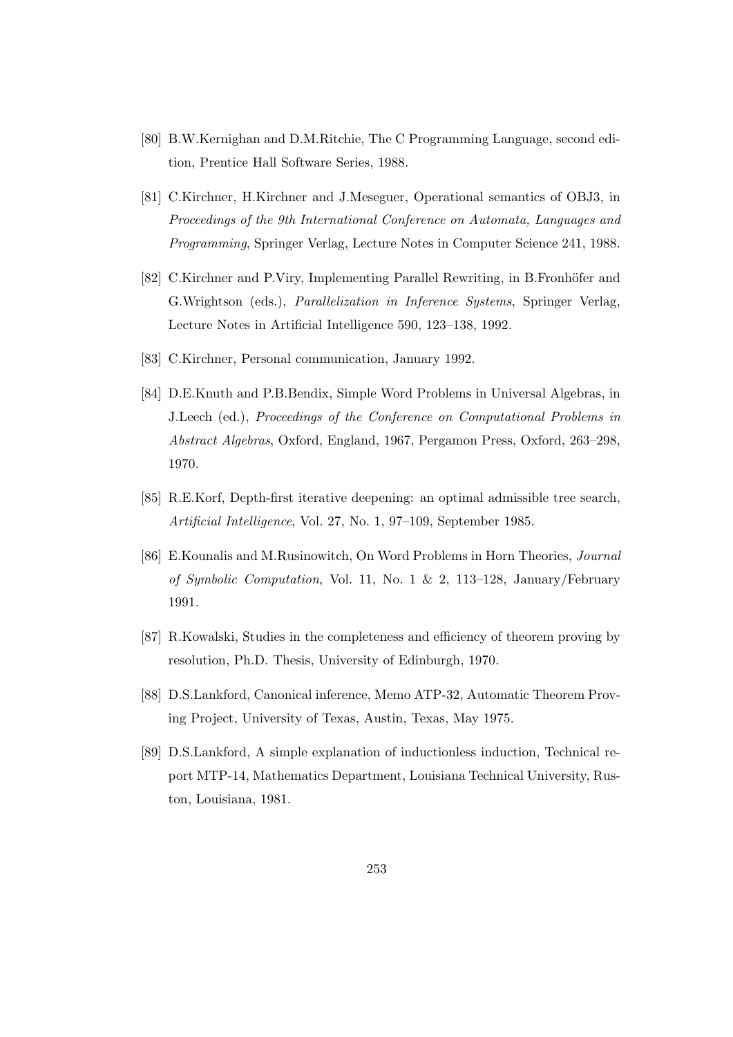[80] B.W.Kernighan and D.M.Ritchie, The C Programming Language, second edition, Prentice Hall Software Series, 1988.

[81] C.Kirchner, H.Kirchner and J.Meseguer, Operational semantics of OBJ3, in *Proceedings of the 9th International Conference on Automata, Languages and Programming*, Springer Verlag, Lecture Notes in Computer Science 241, 1988.

[82] C.Kirchner and P.Viry, Implementing Parallel Rewriting, in B.Fronhöfer and G.Wrightson (eds.), *Parallelization in Inference Systems*, Springer Verlag, Lecture Notes in Artificial Intelligence 590, 123–138, 1992.

[83] C.Kirchner, Personal communication, January 1992.

[84] D.E.Knuth and P.B.Bendix, Simple Word Problems in Universal Algebras, in J.Leech (ed.), *Proceedings of the Conference on Computational Problems in Abstract Algebras*, Oxford, England, 1967, Pergamon Press, Oxford, 263–298, 1970.

[85] R.E.Korf, Depth-first iterative deepening: an optimal admissible tree search, *Artificial Intelligence*, Vol. 27, No. 1, 97–109, September 1985.

[86] E.Kounalis and M.Rusinowitch, On Word Problems in Horn Theories, *Journal of Symbolic Computation*, Vol. 11, No. 1 & 2, 113–128, January/February 1991.

[87] R.Kowalski, Studies in the completeness and efficiency of theorem proving by resolution, Ph.D. Thesis, University of Edinburgh, 1970.

[88] D.S.Lankford, Canonical inference, Memo ATP-32, Automatic Theorem Proving Project, University of Texas, Austin, Texas, May 1975.

[89] D.S.Lankford, A simple explanation of inductionless induction, Technical report MTP-14, Mathematics Department, Louisiana Technical University, Ruston, Louisiana, 1981.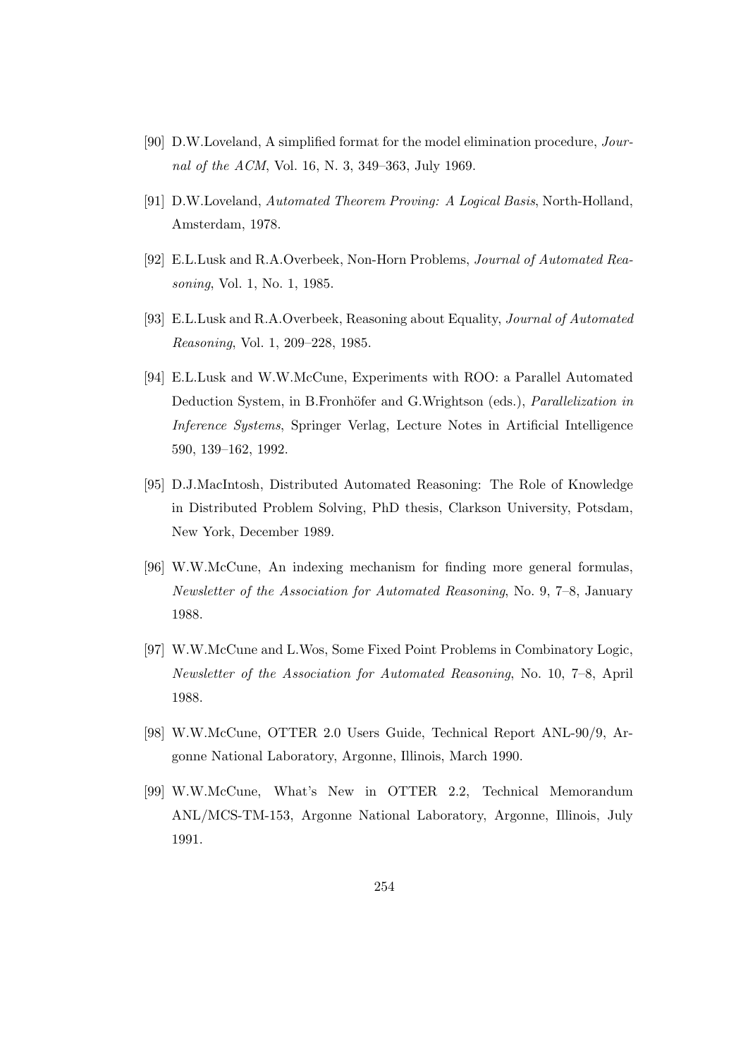[90] D.W.Loveland, A simplified format for the model elimination procedure, *Journal of the ACM*, Vol. 16, N. 3, 349–363, July 1969.

[91] D.W.Loveland, *Automated Theorem Proving: A Logical Basis*, North-Holland, Amsterdam, 1978.

[92] E.L.Lusk and R.A.Overbeek, Non-Horn Problems, *Journal of Automated Reasoning*, Vol. 1, No. 1, 1985.

[93] E.L.Lusk and R.A.Overbeek, Reasoning about Equality, *Journal of Automated Reasoning*, Vol. 1, 209–228, 1985.

[94] E.L.Lusk and W.W.McCune, Experiments with ROO: a Parallel Automated Deduction System, in B.Fronhöfer and G.Wrightson (eds.), *Parallelization in Inference Systems*, Springer Verlag, Lecture Notes in Artificial Intelligence 590, 139–162, 1992.

[95] D.J.MacIntosh, Distributed Automated Reasoning: The Role of Knowledge in Distributed Problem Solving, PhD thesis, Clarkson University, Potsdam, New York, December 1989.

[96] W.W.McCune, An indexing mechanism for finding more general formulas, *Newsletter of the Association for Automated Reasoning*, No. 9, 7–8, January 1988.

[97] W.W.McCune and L.Wos, Some Fixed Point Problems in Combinatory Logic, *Newsletter of the Association for Automated Reasoning*, No. 10, 7–8, April 1988.

[98] W.W.McCune, OTTER 2.0 Users Guide, Technical Report ANL-90/9, Argonne National Laboratory, Argonne, Illinois, March 1990.

[99] W.W.McCune, What's New in OTTER 2.2, Technical Memorandum ANL/MCS-TM-153, Argonne National Laboratory, Argonne, Illinois, July 1991.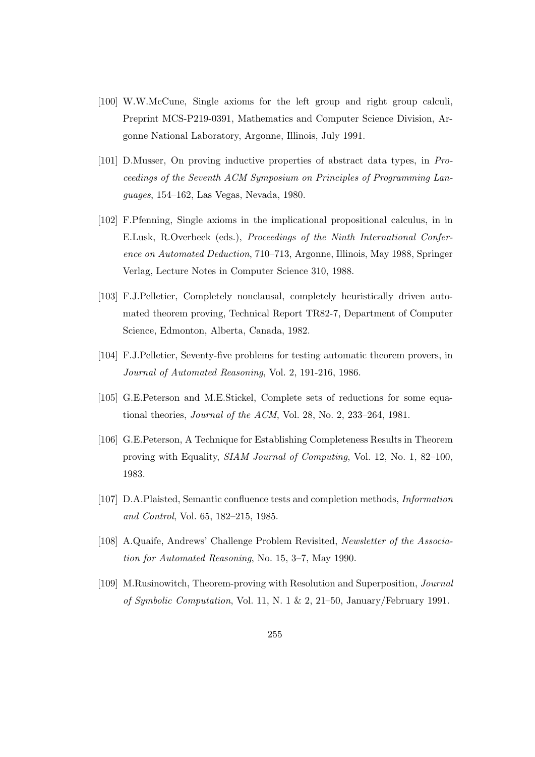[100] W.W.McCune, Single axioms for the left group and right group calculi, Preprint MCS-P219-0391, Mathematics and Computer Science Division, Argonne National Laboratory, Argonne, Illinois, July 1991.

[101] D.Musser, On proving inductive properties of abstract data types, in *Proceedings of the Seventh ACM Symposium on Principles of Programming Languages*, 154–162, Las Vegas, Nevada, 1980.

[102] F.Pfenning, Single axioms in the implicational propositional calculus, in in E.Lusk, R.Overbeek (eds.), *Proceedings of the Ninth International Conference on Automated Deduction*, 710–713, Argonne, Illinois, May 1988, Springer Verlag, Lecture Notes in Computer Science 310, 1988.

[103] F.J.Pelletier, Completely nonclausal, completely heuristically driven automated theorem proving, Technical Report TR82-7, Department of Computer Science, Edmonton, Alberta, Canada, 1982.

[104] F.J.Pelletier, Seventy-five problems for testing automatic theorem provers, in *Journal of Automated Reasoning*, Vol. 2, 191-216, 1986.

[105] G.E.Peterson and M.E.Stickel, Complete sets of reductions for some equational theories, *Journal of the ACM*, Vol. 28, No. 2, 233–264, 1981.

[106] G.E.Peterson, A Technique for Establishing Completeness Results in Theorem proving with Equality, *SIAM Journal of Computing*, Vol. 12, No. 1, 82–100, 1983.

[107] D.A.Plaisted, Semantic confluence tests and completion methods, *Information and Control*, Vol. 65, 182–215, 1985.

[108] A.Quaife, Andrews' Challenge Problem Revisited, *Newsletter of the Association for Automated Reasoning*, No. 15, 3–7, May 1990.

[109] M.Rusinowitch, Theorem-proving with Resolution and Superposition, *Journal of Symbolic Computation*, Vol. 11, N. 1 & 2, 21–50, January/February 1991.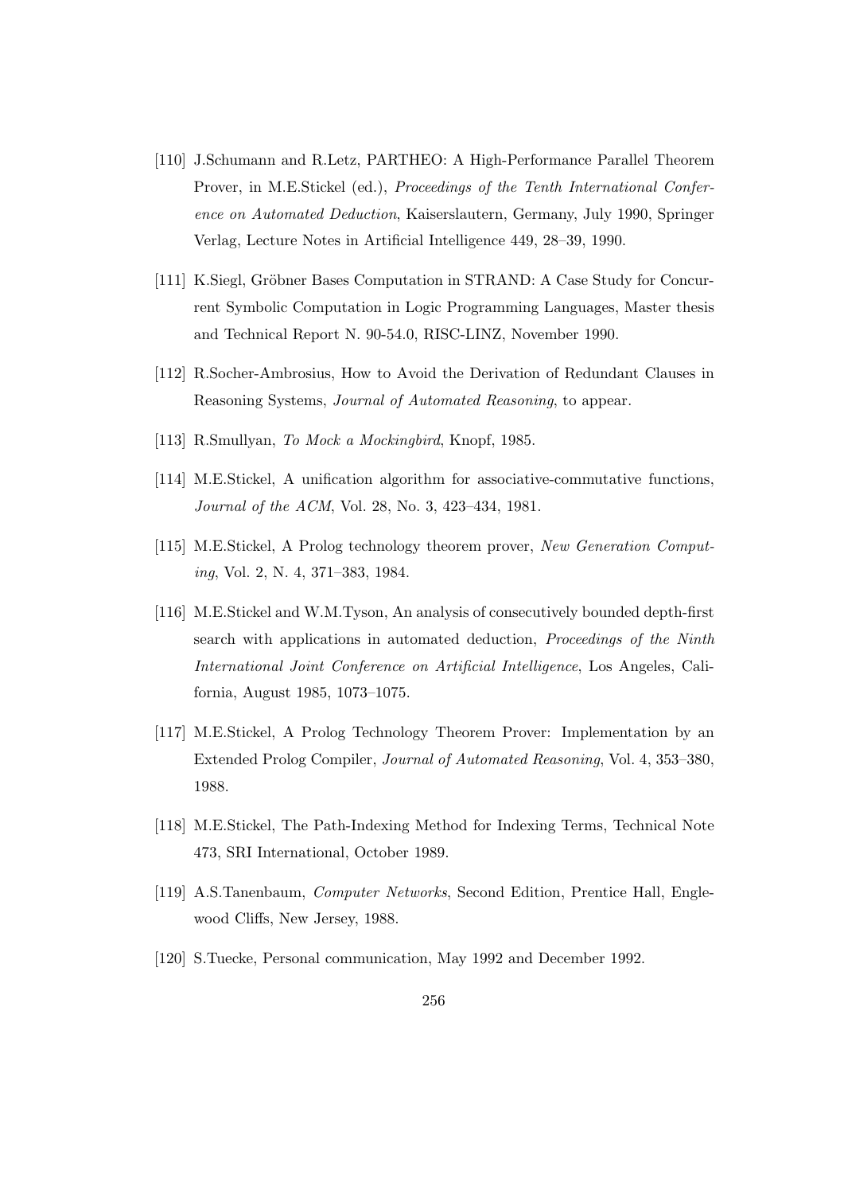[110] J.Schumann and R.Letz, PARTHEO: A High-Performance Parallel Theorem Prover, in M.E.Stickel (ed.), *Proceedings of the Tenth International Conference on Automated Deduction*, Kaiserslautern, Germany, July 1990, Springer Verlag, Lecture Notes in Artificial Intelligence 449, 28–39, 1990.

[111] K.Siegl, Gröbner Bases Computation in STRAND: A Case Study for Concurrent Symbolic Computation in Logic Programming Languages, Master thesis and Technical Report N. 90-54.0, RISC-LINZ, November 1990.

[112] R.Socher-Ambrosius, How to Avoid the Derivation of Redundant Clauses in Reasoning Systems, *Journal of Automated Reasoning*, to appear.

[113] R.Smullyan, *To Mock a Mockingbird*, Knopf, 1985.

[114] M.E.Stickel, A unification algorithm for associative-commutative functions, *Journal of the ACM*, Vol. 28, No. 3, 423–434, 1981.

[115] M.E.Stickel, A Prolog technology theorem prover, *New Generation Computing*, Vol. 2, N. 4, 371–383, 1984.

[116] M.E.Stickel and W.M.Tyson, An analysis of consecutively bounded depth-first search with applications in automated deduction, *Proceedings of the Ninth International Joint Conference on Artificial Intelligence*, Los Angeles, California, August 1985, 1073–1075.

[117] M.E.Stickel, A Prolog Technology Theorem Prover: Implementation by an Extended Prolog Compiler, *Journal of Automated Reasoning*, Vol. 4, 353–380, 1988.

[118] M.E.Stickel, The Path-Indexing Method for Indexing Terms, Technical Note 473, SRI International, October 1989.

[119] A.S.Tanenbaum, *Computer Networks*, Second Edition, Prentice Hall, Englewood Cliffs, New Jersey, 1988.

[120] S.Tuecke, Personal communication, May 1992 and December 1992.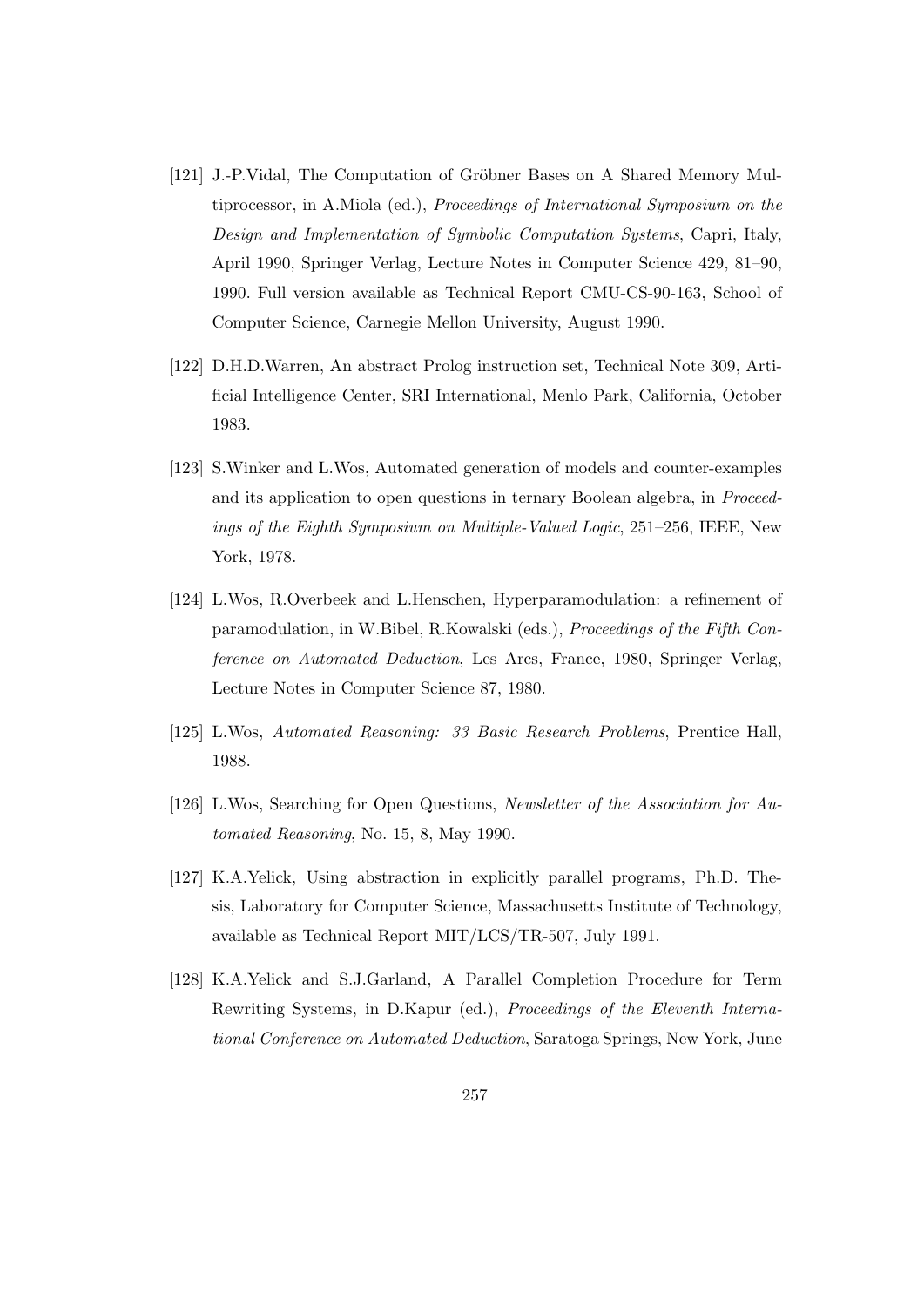[121] J.-P.Vidal, The Computation of Gröbner Bases on A Shared Memory Multiprocessor, in A.Miola (ed.), *Proceedings of International Symposium on the Design and Implementation of Symbolic Computation Systems*, Capri, Italy, April 1990, Springer Verlag, Lecture Notes in Computer Science 429, 81–90, 1990. Full version available as Technical Report CMU-CS-90-163, School of Computer Science, Carnegie Mellon University, August 1990.

[122] D.H.D.Warren, An abstract Prolog instruction set, Technical Note 309, Artificial Intelligence Center, SRI International, Menlo Park, California, October 1983.

[123] S.Winker and L.Wos, Automated generation of models and counter-examples and its application to open questions in ternary Boolean algebra, in *Proceedings of the Eighth Symposium on Multiple-Valued Logic*, 251–256, IEEE, New York, 1978.

[124] L.Wos, R.Overbeek and L.Henschen, Hyperparamodulation: a refinement of paramodulation, in W.Bibel, R.Kowalski (eds.), *Proceedings of the Fifth Conference on Automated Deduction*, Les Arcs, France, 1980, Springer Verlag, Lecture Notes in Computer Science 87, 1980.

[125] L.Wos, *Automated Reasoning: 33 Basic Research Problems*, Prentice Hall, 1988.

[126] L.Wos, Searching for Open Questions, *Newsletter of the Association for Automated Reasoning*, No. 15, 8, May 1990.

[127] K.A.Yelick, Using abstraction in explicitly parallel programs, Ph.D. Thesis, Laboratory for Computer Science, Massachusetts Institute of Technology, available as Technical Report MIT/LCS/TR-507, July 1991.

[128] K.A.Yelick and S.J.Garland, A Parallel Completion Procedure for Term Rewriting Systems, in D.Kapur (ed.), *Proceedings of the Eleventh International Conference on Automated Deduction*, Saratoga Springs, New York, June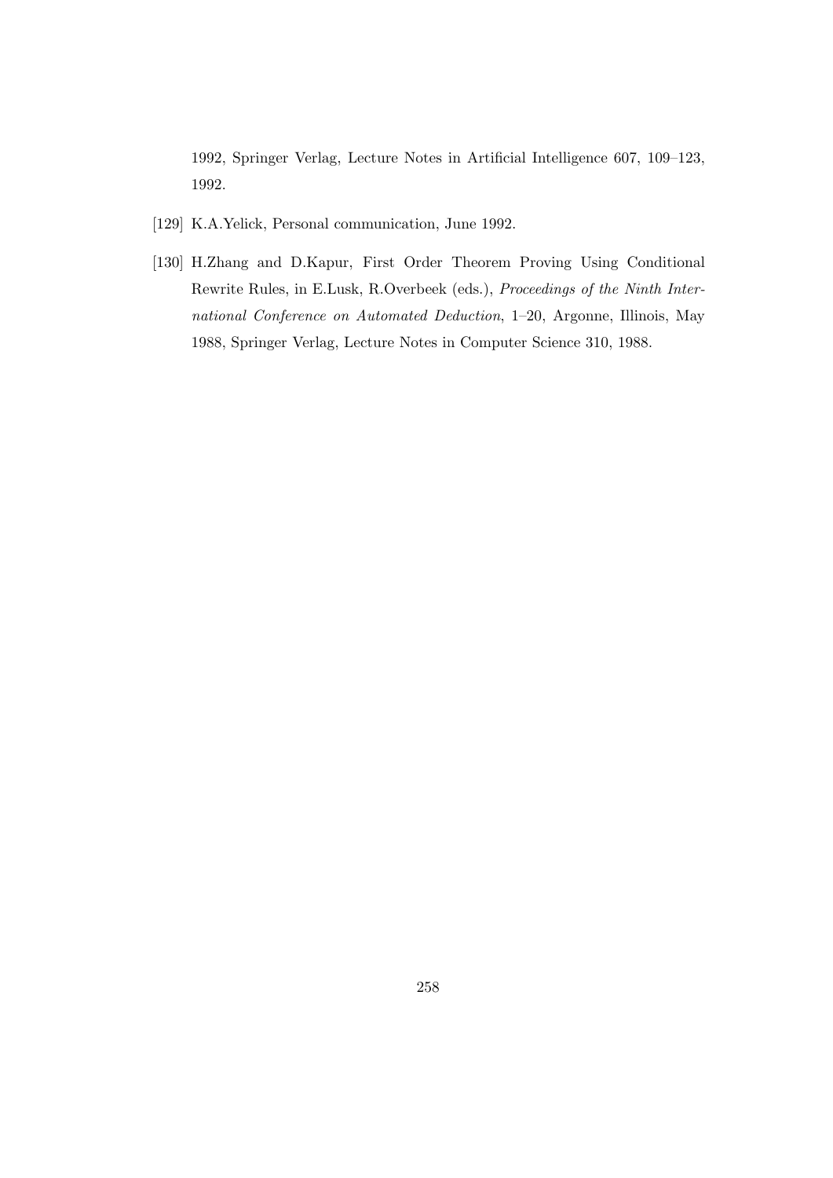1992, Springer Verlag, Lecture Notes in Artificial Intelligence 607, 109–123, 1992.

[129] K.A.Yelick, Personal communication, June 1992.

[130] H.Zhang and D.Kapur, First Order Theorem Proving Using Conditional Rewrite Rules, in E.Lusk, R.Overbeek (eds.), *Proceedings of the Ninth International Conference on Automated Deduction*, 1–20, Argonne, Illinois, May 1988, Springer Verlag, Lecture Notes in Computer Science 310, 1988.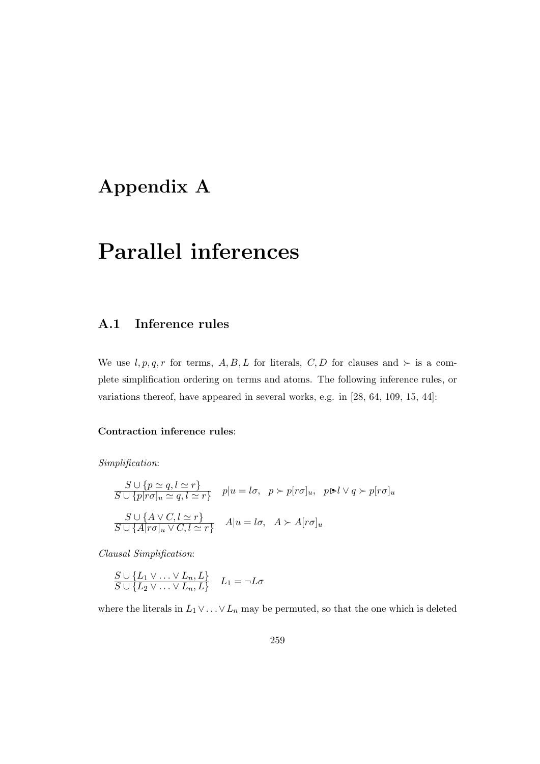# Appendix A

# Parallel inferences

## A.1 Inference rules

We use $l, p, q, r$ for terms, $A, B, L$ for literals, $C, D$ for clauses and $\succ$ is a complete simplification ordering on terms and atoms. The following inference rules, or variations thereof, have appeared in several works, e.g. in [28, 64, 109, 15, 44]:

**Contraction inference rules**:

*Simplification*:

$$\frac{S \cup \{p \simeq q, l \simeq r\}}{S \cup \{p[r\sigma]_u \simeq q, l \simeq r\}} \quad p|u = l\sigma, \quad p \succ p[r\sigma]_u, \quad p \triangleright l \vee q \succ p[r\sigma]_u$$

$$\frac{S \cup \{A \vee C, l \simeq r\}}{S \cup \{A[r\sigma]_u \vee C, l \simeq r\}} \quad A|u = l\sigma, \quad A \succ A[r\sigma]_u$$

*Clausal Simplification*:

$$\frac{S \cup \{L_1 \vee \ldots \vee L_n, L\}}{S \cup \{L_2 \vee \ldots \vee L_n, L\}} \quad L_1 = \neg L\sigma$$

where the literals in $L_1 \vee \ldots \vee L_n$ may be permuted, so that the one which is deleted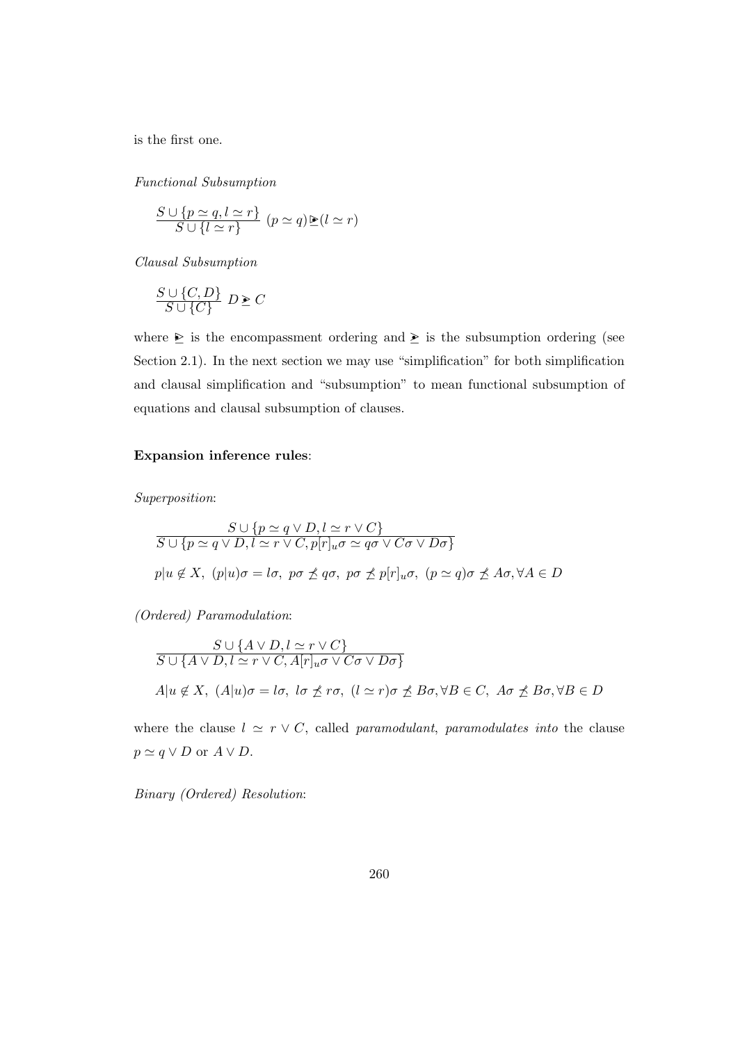is the first one.

*Functional Subsumption*

$$\frac{S \cup \{p \simeq q, l \simeq r\}}{S \cup \{l \simeq r\}} \; (p \simeq q) \trianglerighteq (l \simeq r)$$

*Clausal Subsumption*

$$\frac{S \cup \{C, D\}}{S \cup \{C\}} \; D \succeq C$$

where $\trianglerighteq$ is the encompassment ordering and $\succeq$ is the subsumption ordering (see Section 2.1). In the next section we may use "simplification" for both simplification and clausal simplification and "subsumption" to mean functional subsumption of equations and clausal subsumption of clauses.

**Expansion inference rules**:

*Superposition*:

$$\frac{S \cup \{p \simeq q \vee D, l \simeq r \vee C\}}{S \cup \{p \simeq q \vee D, l \simeq r \vee C, p[r]_u\sigma \simeq q\sigma \vee C\sigma \vee D\sigma\}}$$

$p|u \notin X,\ (p|u)\sigma = l\sigma,\ p\sigma \not\preceq q\sigma,\ p\sigma \not\preceq p[r]_u\sigma,\ (p \simeq q)\sigma \not\preceq A\sigma, \forall A \in D$

*(Ordered) Paramodulation*:

$$\frac{S \cup \{A \vee D, l \simeq r \vee C\}}{S \cup \{A \vee D, l \simeq r \vee C, A[r]_u\sigma \vee C\sigma \vee D\sigma\}}$$

$A|u \notin X,\ (A|u)\sigma = l\sigma,\ l\sigma \not\preceq r\sigma,\ (l \simeq r)\sigma \not\preceq B\sigma, \forall B \in C,\ A\sigma \not\preceq B\sigma, \forall B \in D$

where the clause $l \simeq r \vee C$, called *paramodulant*, *paramodulates into* the clause $p \simeq q \vee D$ or $A \vee D$.

*Binary (Ordered) Resolution*: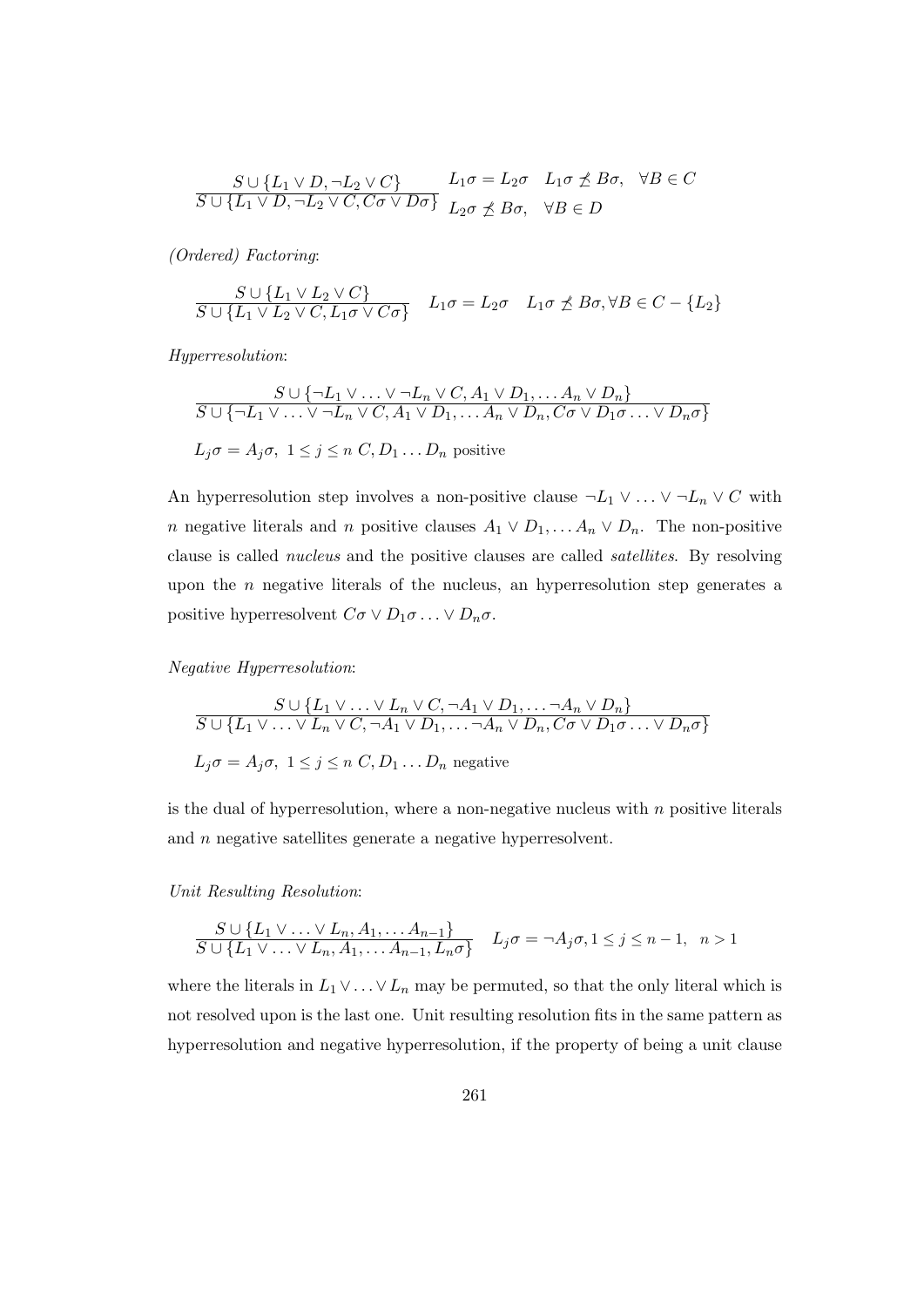$$\frac{S \cup \{L_1 \vee D, \neg L_2 \vee C\}}{S \cup \{L_1 \vee D, \neg L_2 \vee C, C\sigma \vee D\sigma\}} \quad \begin{array}{l} L_1\sigma = L_2\sigma \quad L_1\sigma \not\preceq B\sigma, \quad \forall B \in C \\ L_2\sigma \not\preceq B\sigma, \quad \forall B \in D \end{array}$$

*(Ordered) Factoring*:

$$\frac{S \cup \{L_1 \vee L_2 \vee C\}}{S \cup \{L_1 \vee L_2 \vee C, L_1\sigma \vee C\sigma\}} \quad L_1\sigma = L_2\sigma \quad L_1\sigma \not\preceq B\sigma, \forall B \in C - \{L_2\}$$

*Hyperresolution*:

$$\frac{S \cup \{\neg L_1 \vee \ldots \vee \neg L_n \vee C, A_1 \vee D_1, \ldots A_n \vee D_n\}}{S \cup \{\neg L_1 \vee \ldots \vee \neg L_n \vee C, A_1 \vee D_1, \ldots A_n \vee D_n, C\sigma \vee D_1\sigma \ldots \vee D_n\sigma\}}$$

$L_j\sigma = A_j\sigma, \ 1 \leq j \leq n \ C, D_1 \ldots D_n$ positive

An hyperresolution step involves a non-positive clause $\neg L_1 \vee \ldots \vee \neg L_n \vee C$ with $n$ negative literals and $n$ positive clauses $A_1 \vee D_1, \ldots A_n \vee D_n$. The non-positive clause is called *nucleus* and the positive clauses are called *satellites*. By resolving upon the $n$ negative literals of the nucleus, an hyperresolution step generates a positive hyperresolvent $C\sigma \vee D_1\sigma \ldots \vee D_n\sigma$.

*Negative Hyperresolution*:

$$\frac{S \cup \{L_1 \vee \ldots \vee L_n \vee C, \neg A_1 \vee D_1, \ldots \neg A_n \vee D_n\}}{S \cup \{L_1 \vee \ldots \vee L_n \vee C, \neg A_1 \vee D_1, \ldots \neg A_n \vee D_n, C\sigma \vee D_1\sigma \ldots \vee D_n\sigma\}}$$

$L_j\sigma = A_j\sigma, \ 1 \leq j \leq n \ C, D_1 \ldots D_n$ negative

is the dual of hyperresolution, where a non-negative nucleus with $n$ positive literals and $n$ negative satellites generate a negative hyperresolvent.

*Unit Resulting Resolution*:

$$\frac{S \cup \{L_1 \vee \ldots \vee L_n, A_1, \ldots A_{n-1}\}}{S \cup \{L_1 \vee \ldots \vee L_n, A_1, \ldots A_{n-1}, L_n\sigma\}} \quad L_j\sigma = \neg A_j\sigma, 1 \leq j \leq n-1, \ \ n > 1$$

where the literals in $L_1 \vee \ldots \vee L_n$ may be permuted, so that the only literal which is not resolved upon is the last one. Unit resulting resolution fits in the same pattern as hyperresolution and negative hyperresolution, if the property of being a unit clause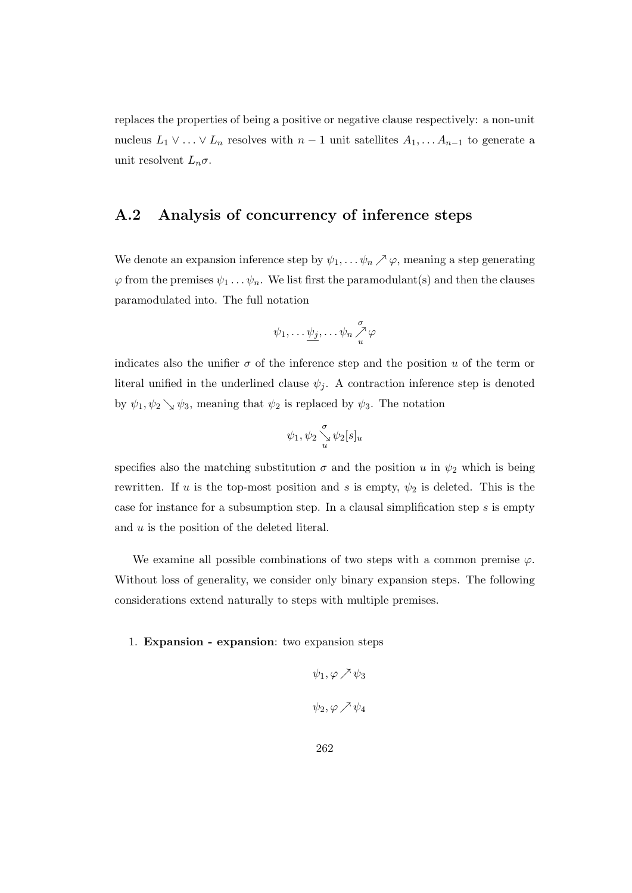replaces the properties of being a positive or negative clause respectively: a non-unit nucleus $L_1 \vee \ldots \vee L_n$ resolves with $n-1$ unit satellites $A_1, \ldots A_{n-1}$ to generate a unit resolvent $L_n\sigma$.

## A.2 Analysis of concurrency of inference steps

We denote an expansion inference step by $\psi_1, \ldots \psi_n \nearrow \varphi$, meaning a step generating $\varphi$ from the premises $\psi_1 \ldots \psi_n$. We list first the paramodulant(s) and then the clauses paramodulated into. The full notation

$$\psi_1, \ldots \underline{\psi_j}, \ldots \psi_n \overset{\sigma}{\underset{u}{\nearrow}} \varphi$$

indicates also the unifier $\sigma$ of the inference step and the position $u$ of the term or literal unified in the underlined clause $\psi_j$. A contraction inference step is denoted by $\psi_1, \psi_2 \searrow \psi_3$, meaning that $\psi_2$ is replaced by $\psi_3$. The notation

$$\psi_1, \psi_2 \overset{\sigma}{\underset{u}{\searrow}} \psi_2[s]_u$$

specifies also the matching substitution $\sigma$ and the position $u$ in $\psi_2$ which is being rewritten. If $u$ is the top-most position and $s$ is empty, $\psi_2$ is deleted. This is the case for instance for a subsumption step. In a clausal simplification step $s$ is empty and $u$ is the position of the deleted literal.

We examine all possible combinations of two steps with a common premise $\varphi$. Without loss of generality, we consider only binary expansion steps. The following considerations extend naturally to steps with multiple premises.

1. **Expansion - expansion**: two expansion steps

$$\psi_1, \varphi \nearrow \psi_3$$

$$\psi_2, \varphi \nearrow \psi_4$$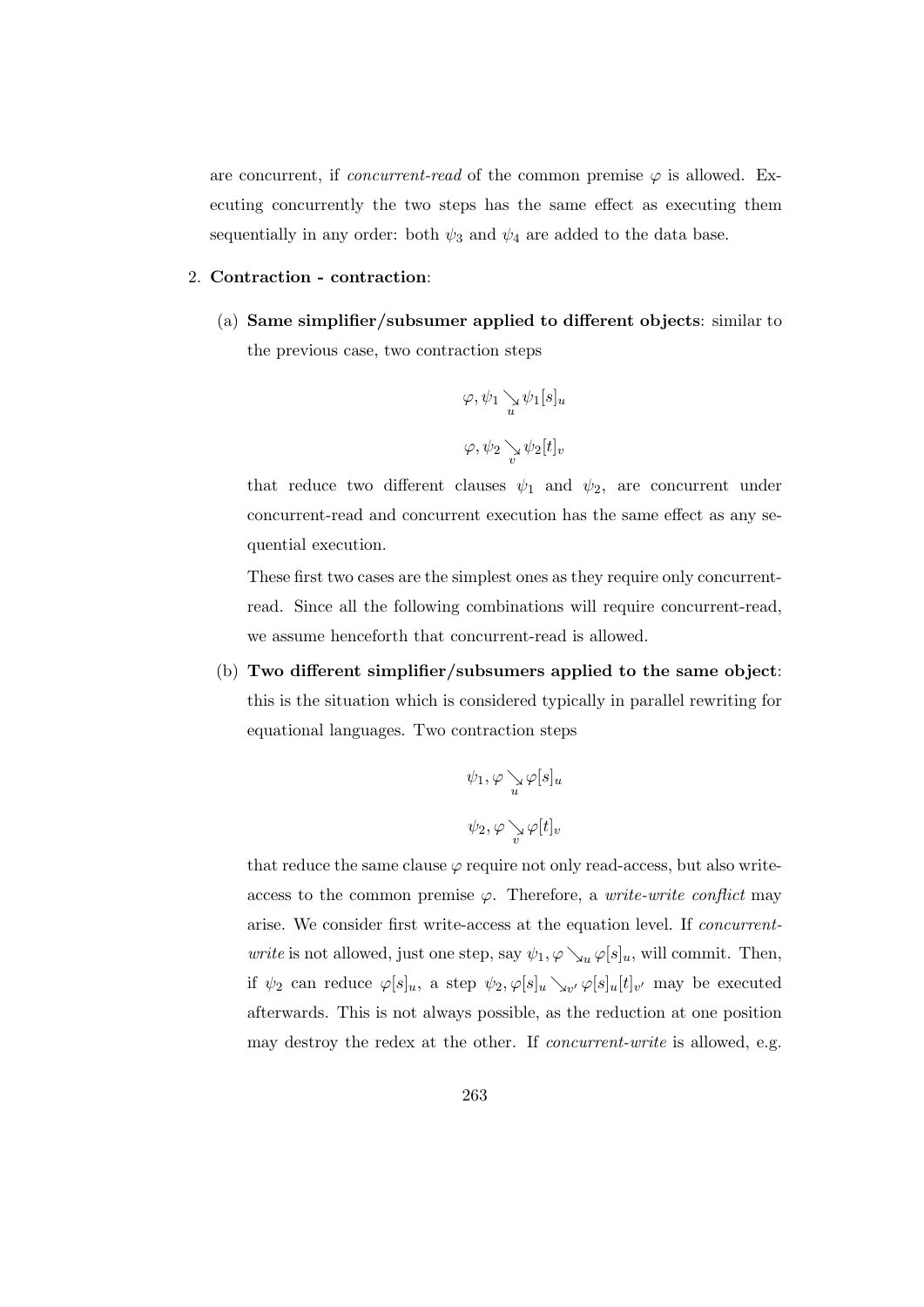are concurrent, if *concurrent-read* of the common premise $\varphi$ is allowed. Executing concurrently the two steps has the same effect as executing them sequentially in any order: both $\psi_3$ and $\psi_4$ are added to the data base.

2. **Contraction - contraction**:

   (a) **Same simplifier/subsumer applied to different objects**: similar to the previous case, two contraction steps

   $$\varphi, \psi_1 \searrow_u \psi_1[s]_u$$

   $$\varphi, \psi_2 \searrow_v \psi_2[t]_v$$

   that reduce two different clauses $\psi_1$ and $\psi_2$, are concurrent under concurrent-read and concurrent execution has the same effect as any sequential execution.

   These first two cases are the simplest ones as they require only concurrent-read. Since all the following combinations will require concurrent-read, we assume henceforth that concurrent-read is allowed.

   (b) **Two different simplifier/subsumers applied to the same object**: this is the situation which is considered typically in parallel rewriting for equational languages. Two contraction steps

   $$\psi_1, \varphi \searrow_u \varphi[s]_u$$

   $$\psi_2, \varphi \searrow_v \varphi[t]_v$$

   that reduce the same clause $\varphi$ require not only read-access, but also write-access to the common premise $\varphi$. Therefore, a *write-write conflict* may arise. We consider first write-access at the equation level. If *concurrent-write* is not allowed, just one step, say $\psi_1, \varphi \searrow_u \varphi[s]_u$, will commit. Then, if $\psi_2$ can reduce $\varphi[s]_u$, a step $\psi_2, \varphi[s]_u \searrow_{v'} \varphi[s]_u[t]_{v'}$ may be executed afterwards. This is not always possible, as the reduction at one position may destroy the redex at the other. If *concurrent-write* is allowed, e.g.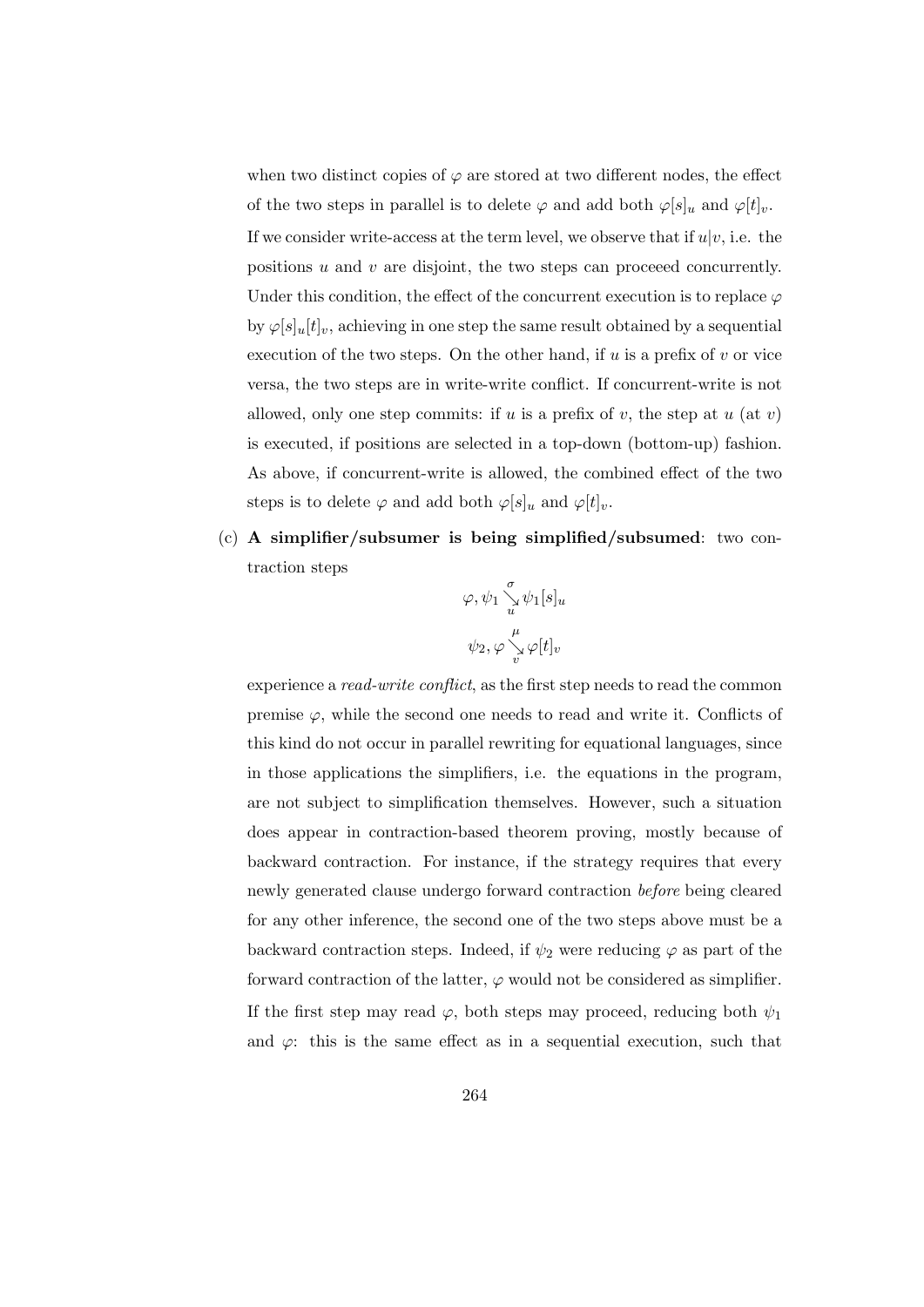when two distinct copies of $\varphi$ are stored at two different nodes, the effect of the two steps in parallel is to delete $\varphi$ and add both $\varphi[s]_u$ and $\varphi[t]_v$. If we consider write-access at the term level, we observe that if $u|v$, i.e. the positions $u$ and $v$ are disjoint, the two steps can proceeed concurrently. Under this condition, the effect of the concurrent execution is to replace $\varphi$ by $\varphi[s]_u[t]_v$, achieving in one step the same result obtained by a sequential execution of the two steps. On the other hand, if $u$ is a prefix of $v$ or vice versa, the two steps are in write-write conflict. If concurrent-write is not allowed, only one step commits: if $u$ is a prefix of $v$, the step at $u$ (at $v$) is executed, if positions are selected in a top-down (bottom-up) fashion. As above, if concurrent-write is allowed, the combined effect of the two steps is to delete $\varphi$ and add both $\varphi[s]_u$ and $\varphi[t]_v$.

(c) **A simplifier/subsumer is being simplified/subsumed**: two contraction steps

$$\varphi, \psi_1 \overset{\sigma}{\underset{u}{\searrow}} \psi_1[s]_u$$

$$\psi_2, \varphi \overset{\mu}{\underset{v}{\searrow}} \varphi[t]_v$$

experience a *read-write conflict*, as the first step needs to read the common premise $\varphi$, while the second one needs to read and write it. Conflicts of this kind do not occur in parallel rewriting for equational languages, since in those applications the simplifiers, i.e. the equations in the program, are not subject to simplification themselves. However, such a situation does appear in contraction-based theorem proving, mostly because of backward contraction. For instance, if the strategy requires that every newly generated clause undergo forward contraction *before* being cleared for any other inference, the second one of the two steps above must be a backward contraction steps. Indeed, if $\psi_2$ were reducing $\varphi$ as part of the forward contraction of the latter, $\varphi$ would not be considered as simplifier. If the first step may read $\varphi$, both steps may proceed, reducing both $\psi_1$ and $\varphi$: this is the same effect as in a sequential execution, such that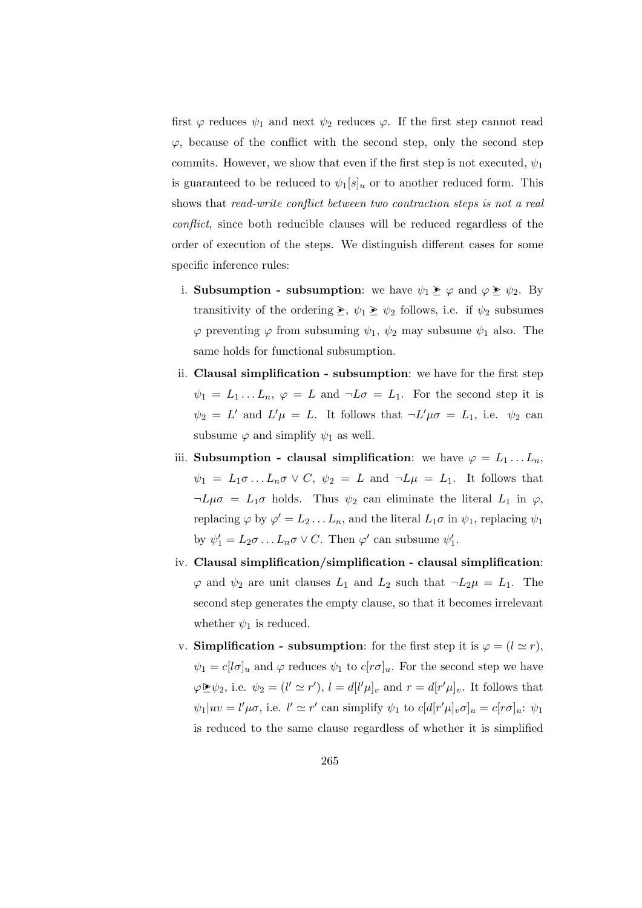first $\varphi$ reduces $\psi_1$ and next $\psi_2$ reduces $\varphi$. If the first step cannot read $\varphi$, because of the conflict with the second step, only the second step commits. However, we show that even if the first step is not executed, $\psi_1$ is guaranteed to be reduced to $\psi_1[s]_u$ or to another reduced form. This shows that *read-write conflict between two contraction steps is not a real conflict*, since both reducible clauses will be reduced regardless of the order of execution of the steps. We distinguish different cases for some specific inference rules:

i. **Subsumption - subsumption**: we have $\psi_1 \trianglerighteq \varphi$ and $\varphi \trianglerighteq \psi_2$. By transitivity of the ordering $\trianglerighteq$, $\psi_1 \trianglerighteq \psi_2$ follows, i.e. if $\psi_2$ subsumes $\varphi$ preventing $\varphi$ from subsuming $\psi_1$, $\psi_2$ may subsume $\psi_1$ also. The same holds for functional subsumption.

ii. **Clausal simplification - subsumption**: we have for the first step $\psi_1 = L_1 \ldots L_n$, $\varphi = L$ and $\neg L\sigma = L_1$. For the second step it is $\psi_2 = L'$ and $L'\mu = L$. It follows that $\neg L'\mu\sigma = L_1$, i.e. $\psi_2$ can subsume $\varphi$ and simplify $\psi_1$ as well.

iii. **Subsumption - clausal simplification**: we have $\varphi = L_1 \ldots L_n$, $\psi_1 = L_1\sigma \ldots L_n\sigma \vee C$, $\psi_2 = L$ and $\neg L\mu = L_1$. It follows that $\neg L\mu\sigma = L_1\sigma$ holds. Thus $\psi_2$ can eliminate the literal $L_1$ in $\varphi$, replacing $\varphi$ by $\varphi' = L_2 \ldots L_n$, and the literal $L_1\sigma$ in $\psi_1$, replacing $\psi_1$ by $\psi_1' = L_2\sigma \ldots L_n\sigma \vee C$. Then $\varphi'$ can subsume $\psi_1'$.

iv. **Clausal simplification/simplification - clausal simplification**: $\varphi$ and $\psi_2$ are unit clauses $L_1$ and $L_2$ such that $\neg L_2\mu = L_1$. The second step generates the empty clause, so that it becomes irrelevant whether $\psi_1$ is reduced.

v. **Simplification - subsumption**: for the first step it is $\varphi = (l \simeq r)$, $\psi_1 = c[l\sigma]_u$ and $\varphi$ reduces $\psi_1$ to $c[r\sigma]_u$. For the second step we have $\varphi \trianglerighteq \psi_2$, i.e. $\psi_2 = (l' \simeq r')$, $l = d[l'\mu]_v$ and $r = d[r'\mu]_v$. It follows that $\psi_1|uv = l'\mu\sigma$, i.e. $l' \simeq r'$ can simplify $\psi_1$ to $c[d[r'\mu]_v\sigma]_u = c[r\sigma]_u$: $\psi_1$ is reduced to the same clause regardless of whether it is simplified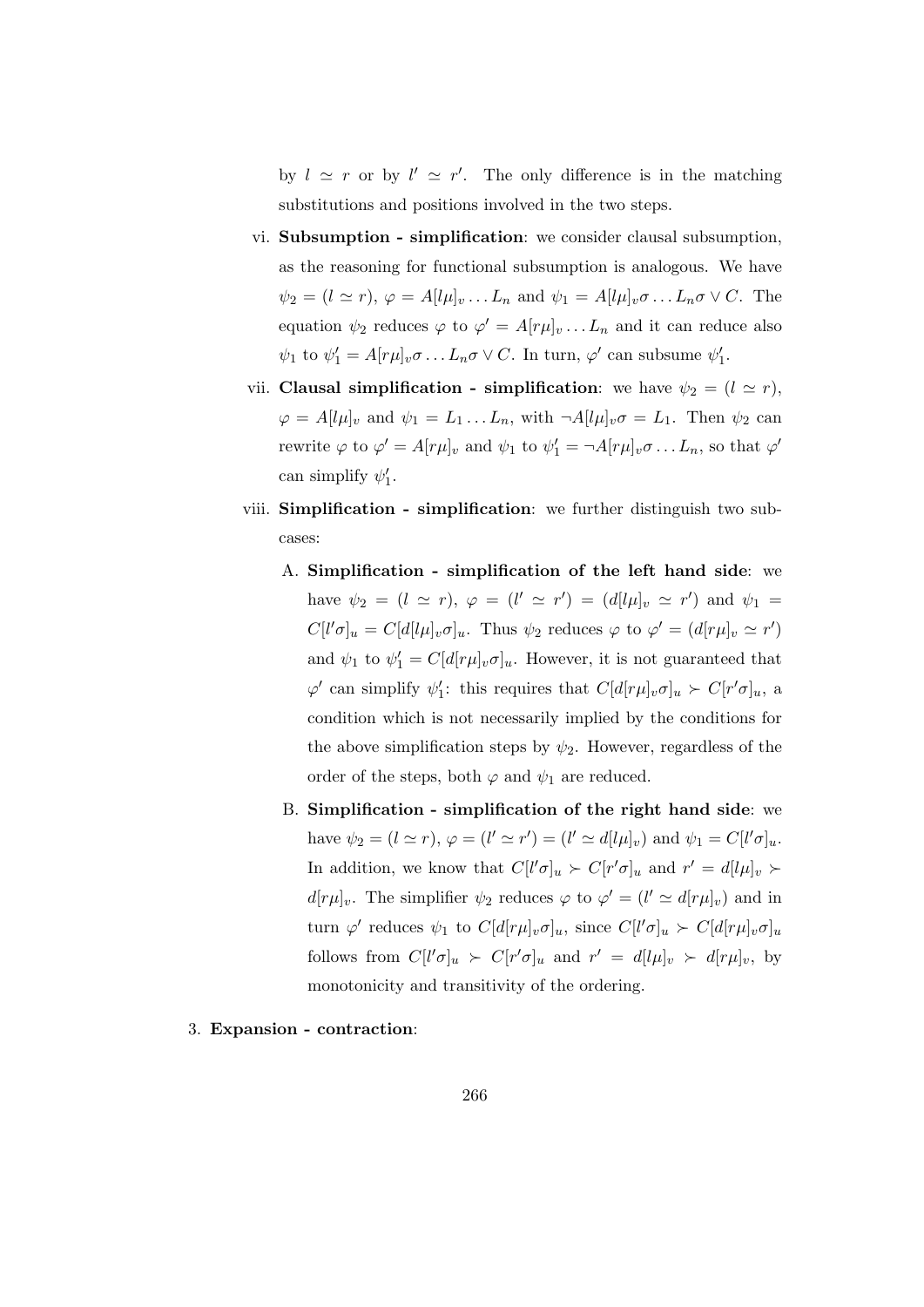by $l \simeq r$ or by $l' \simeq r'$. The only difference is in the matching substitutions and positions involved in the two steps.

vi. **Subsumption - simplification**: we consider clausal subsumption, as the reasoning for functional subsumption is analogous. We have $\psi_2 = (l \simeq r)$, $\varphi = A[l\mu]_v \dots L_n$ and $\psi_1 = A[l\mu]_v\sigma \dots L_n\sigma \vee C$. The equation $\psi_2$ reduces $\varphi$ to $\varphi' = A[r\mu]_v \dots L_n$ and it can reduce also $\psi_1$ to $\psi_1' = A[r\mu]_v\sigma \dots L_n\sigma \vee C$. In turn, $\varphi'$ can subsume $\psi_1'$.

vii. **Clausal simplification - simplification**: we have $\psi_2 = (l \simeq r)$, $\varphi = A[l\mu]_v$ and $\psi_1 = L_1 \dots L_n$, with $\neg A[l\mu]_v\sigma = L_1$. Then $\psi_2$ can rewrite $\varphi$ to $\varphi' = A[r\mu]_v$ and $\psi_1$ to $\psi_1' = \neg A[r\mu]_v\sigma \dots L_n$, so that $\varphi'$ can simplify $\psi_1'$.

viii. **Simplification - simplification**: we further distinguish two subcases:

   A. **Simplification - simplification of the left hand side**: we have $\psi_2 = (l \simeq r)$, $\varphi = (l' \simeq r') = (d[l\mu]_v \simeq r')$ and $\psi_1 = C[l'\sigma]_u = C[d[l\mu]_v\sigma]_u$. Thus $\psi_2$ reduces $\varphi$ to $\varphi' = (d[r\mu]_v \simeq r')$ and $\psi_1$ to $\psi_1' = C[d[r\mu]_v\sigma]_u$. However, it is not guaranteed that $\varphi'$ can simplify $\psi_1'$: this requires that $C[d[r\mu]_v\sigma]_u \succ C[r'\sigma]_u$, a condition which is not necessarily implied by the conditions for the above simplification steps by $\psi_2$. However, regardless of the order of the steps, both $\varphi$ and $\psi_1$ are reduced.

   B. **Simplification - simplification of the right hand side**: we have $\psi_2 = (l \simeq r)$, $\varphi = (l' \simeq r') = (l' \simeq d[l\mu]_v)$ and $\psi_1 = C[l'\sigma]_u$. In addition, we know that $C[l'\sigma]_u \succ C[r'\sigma]_u$ and $r' = d[l\mu]_v \succ d[r\mu]_v$. The simplifier $\psi_2$ reduces $\varphi$ to $\varphi' = (l' \simeq d[r\mu]_v)$ and in turn $\varphi'$ reduces $\psi_1$ to $C[d[r\mu]_v\sigma]_u$, since $C[l'\sigma]_u \succ C[d[r\mu]_v\sigma]_u$ follows from $C[l'\sigma]_u \succ C[r'\sigma]_u$ and $r' = d[l\mu]_v \succ d[r\mu]_v$, by monotonicity and transitivity of the ordering.

3. **Expansion - contraction**: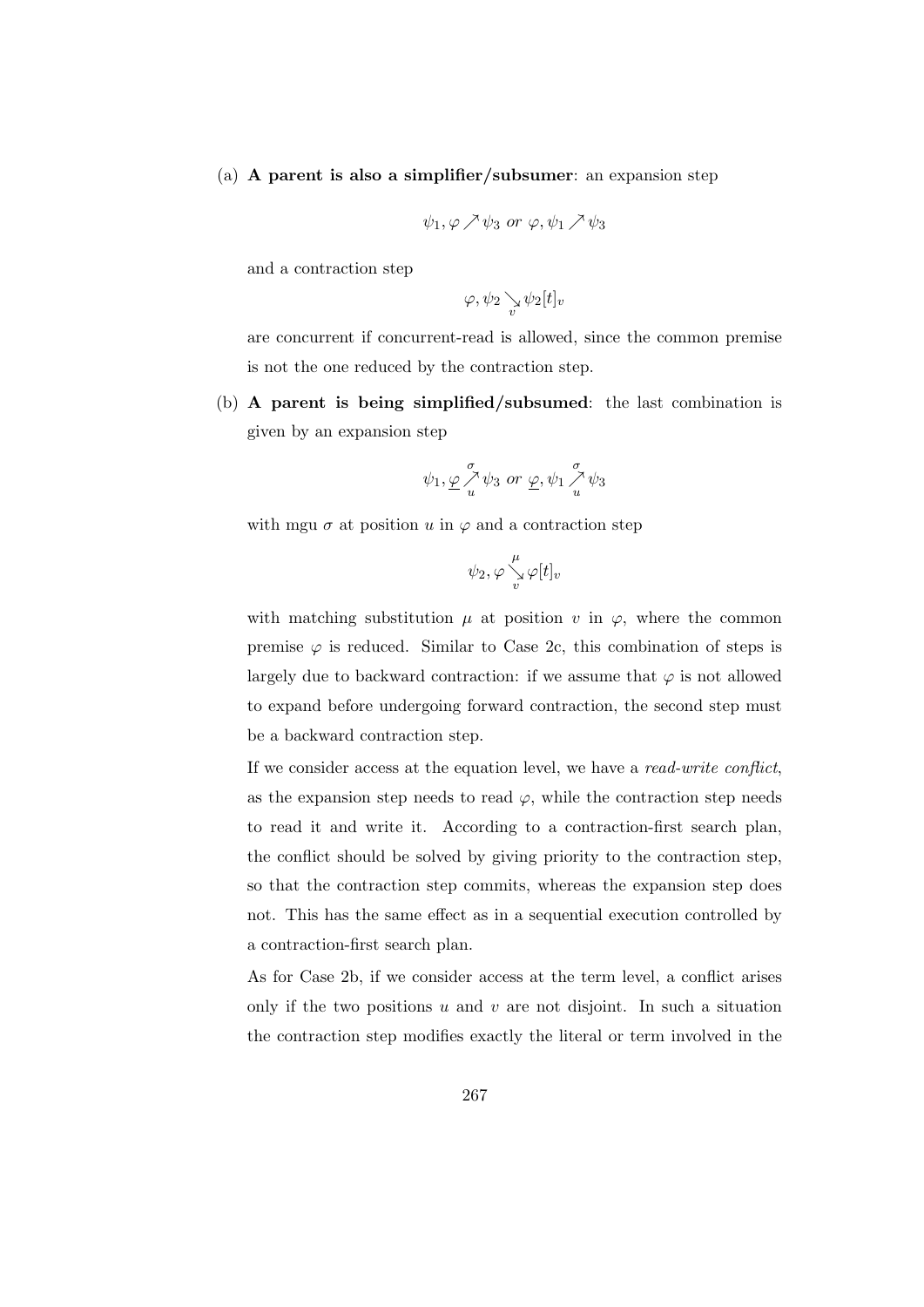(a) **A parent is also a simplifier/subsumer**: an expansion step

$$\psi_1, \varphi \nearrow \psi_3 \text{ or } \varphi, \psi_1 \nearrow \psi_3$$

and a contraction step

$$\varphi, \psi_2 \underset{v}{\searrow} \psi_2[t]_v$$

are concurrent if concurrent-read is allowed, since the common premise is not the one reduced by the contraction step.

(b) **A parent is being simplified/subsumed**: the last combination is given by an expansion step

$$\psi_1, \underline{\varphi} \overset{\sigma}{\underset{u}{\nearrow}} \psi_3 \text{ or } \underline{\varphi}, \psi_1 \overset{\sigma}{\underset{u}{\nearrow}} \psi_3$$

with mgu $\sigma$ at position $u$ in $\varphi$ and a contraction step

$$\psi_2, \varphi \overset{\mu}{\underset{v}{\searrow}} \varphi[t]_v$$

with matching substitution $\mu$ at position $v$ in $\varphi$, where the common premise $\varphi$ is reduced. Similar to Case 2c, this combination of steps is largely due to backward contraction: if we assume that $\varphi$ is not allowed to expand before undergoing forward contraction, the second step must be a backward contraction step.

If we consider access at the equation level, we have a *read-write conflict*, as the expansion step needs to read $\varphi$, while the contraction step needs to read it and write it. According to a contraction-first search plan, the conflict should be solved by giving priority to the contraction step, so that the contraction step commits, whereas the expansion step does not. This has the same effect as in a sequential execution controlled by a contraction-first search plan.

As for Case 2b, if we consider access at the term level, a conflict arises only if the two positions $u$ and $v$ are not disjoint. In such a situation the contraction step modifies exactly the literal or term involved in the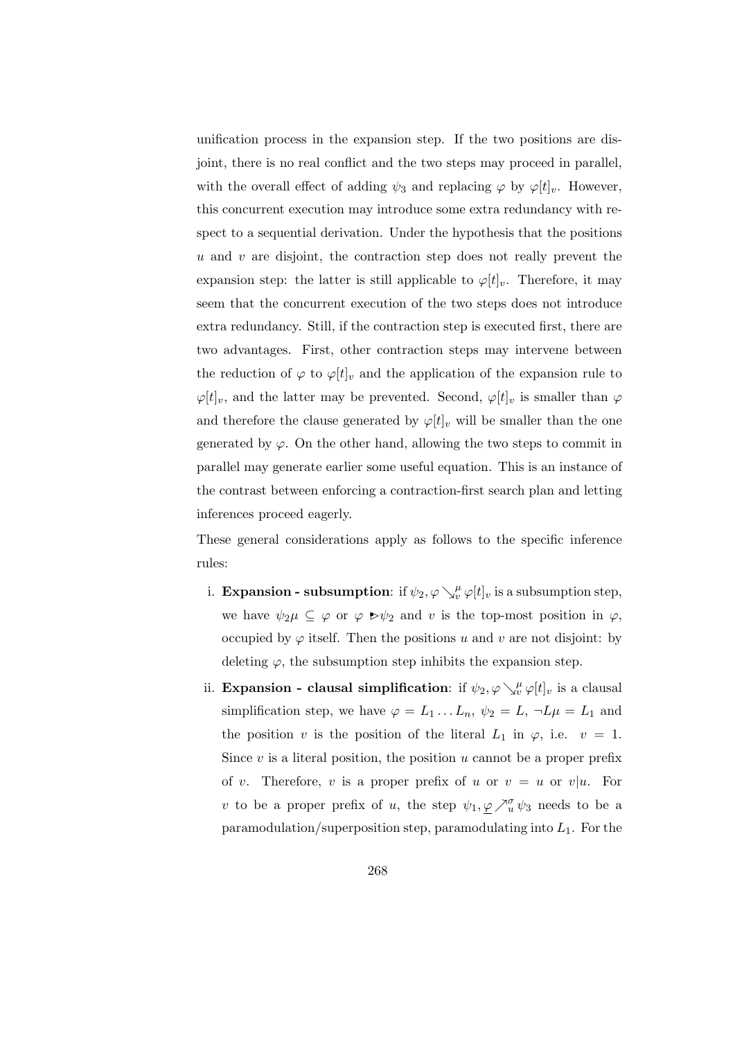unification process in the expansion step. If the two positions are disjoint, there is no real conflict and the two steps may proceed in parallel, with the overall effect of adding $\psi_3$ and replacing $\varphi$ by $\varphi[t]_v$. However, this concurrent execution may introduce some extra redundancy with respect to a sequential derivation. Under the hypothesis that the positions $u$ and $v$ are disjoint, the contraction step does not really prevent the expansion step: the latter is still applicable to $\varphi[t]_v$. Therefore, it may seem that the concurrent execution of the two steps does not introduce extra redundancy. Still, if the contraction step is executed first, there are two advantages. First, other contraction steps may intervene between the reduction of $\varphi$ to $\varphi[t]_v$ and the application of the expansion rule to $\varphi[t]_v$, and the latter may be prevented. Second, $\varphi[t]_v$ is smaller than $\varphi$ and therefore the clause generated by $\varphi[t]_v$ will be smaller than the one generated by $\varphi$. On the other hand, allowing the two steps to commit in parallel may generate earlier some useful equation. This is an instance of the contrast between enforcing a contraction-first search plan and letting inferences proceed eagerly.

These general considerations apply as follows to the specific inference rules:

i. **Expansion - subsumption**: if $\psi_2, \varphi \searrow_v^\mu \varphi[t]_v$ is a subsumption step, we have $\psi_2\mu \subseteq \varphi$ or $\varphi \blacktriangleright \psi_2$ and $v$ is the top-most position in $\varphi$, occupied by $\varphi$ itself. Then the positions $u$ and $v$ are not disjoint: by deleting $\varphi$, the subsumption step inhibits the expansion step.

ii. **Expansion - clausal simplification**: if $\psi_2, \varphi \searrow_v^\mu \varphi[t]_v$ is a clausal simplification step, we have $\varphi = L_1 \dots L_n$, $\psi_2 = L$, $\neg L\mu = L_1$ and the position $v$ is the position of the literal $L_1$ in $\varphi$, i.e. $v = 1$. Since $v$ is a literal position, the position $u$ cannot be a proper prefix of $v$. Therefore, $v$ is a proper prefix of $u$ or $v = u$ or $v|u$. For $v$ to be a proper prefix of $u$, the step $\psi_1, \underline{\varphi} \nearrow_u^\sigma \psi_3$ needs to be a paramodulation/superposition step, paramodulating into $L_1$. For the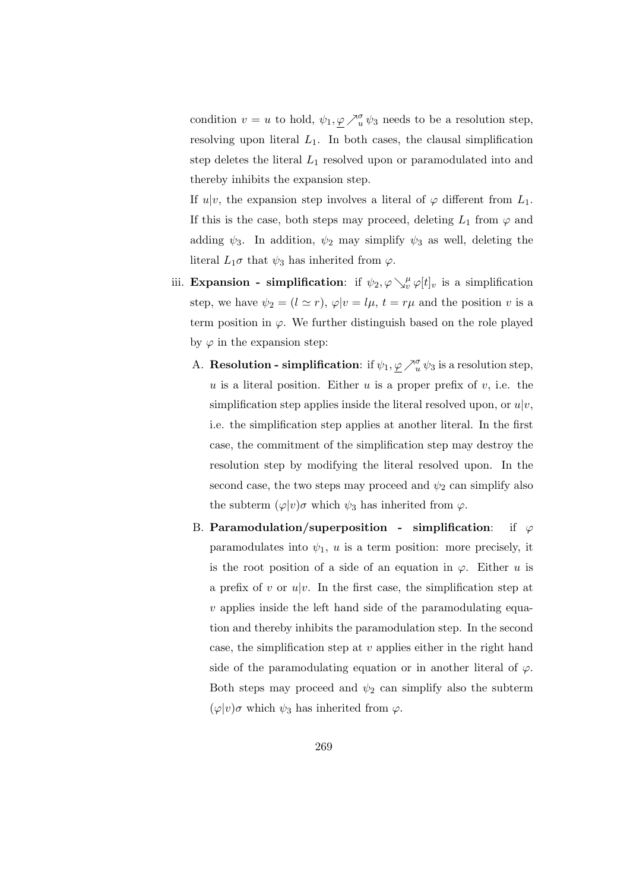condition $v = u$ to hold, $\psi_1, \underline{\varphi} \nearrow_u^\sigma \psi_3$ needs to be a resolution step, resolving upon literal $L_1$. In both cases, the clausal simplification step deletes the literal $L_1$ resolved upon or paramodulated into and thereby inhibits the expansion step.

If $u|v$, the expansion step involves a literal of $\varphi$ different from $L_1$. If this is the case, both steps may proceed, deleting $L_1$ from $\varphi$ and adding $\psi_3$. In addition, $\psi_2$ may simplify $\psi_3$ as well, deleting the literal $L_1\sigma$ that $\psi_3$ has inherited from $\varphi$.

iii. **Expansion - simplification**: if $\psi_2, \varphi \searrow_v^\mu \varphi[t]_v$ is a simplification step, we have $\psi_2 = (l \simeq r)$, $\varphi|v = l\mu$, $t = r\mu$ and the position $v$ is a term position in $\varphi$. We further distinguish based on the role played by $\varphi$ in the expansion step:

   A. **Resolution - simplification**: if $\psi_1, \underline{\varphi} \nearrow_u^\sigma \psi_3$ is a resolution step, $u$ is a literal position. Either $u$ is a proper prefix of $v$, i.e. the simplification step applies inside the literal resolved upon, or $u|v$, i.e. the simplification step applies at another literal. In the first case, the commitment of the simplification step may destroy the resolution step by modifying the literal resolved upon. In the second case, the two steps may proceed and $\psi_2$ can simplify also the subterm $(\varphi|v)\sigma$ which $\psi_3$ has inherited from $\varphi$.

   B. **Paramodulation/superposition - simplification**: if $\varphi$ paramodulates into $\psi_1$, $u$ is a term position: more precisely, it is the root position of a side of an equation in $\varphi$. Either $u$ is a prefix of $v$ or $u|v$. In the first case, the simplification step at $v$ applies inside the left hand side of the paramodulating equation and thereby inhibits the paramodulation step. In the second case, the simplification step at $v$ applies either in the right hand side of the paramodulating equation or in another literal of $\varphi$. Both steps may proceed and $\psi_2$ can simplify also the subterm $(\varphi|v)\sigma$ which $\psi_3$ has inherited from $\varphi$.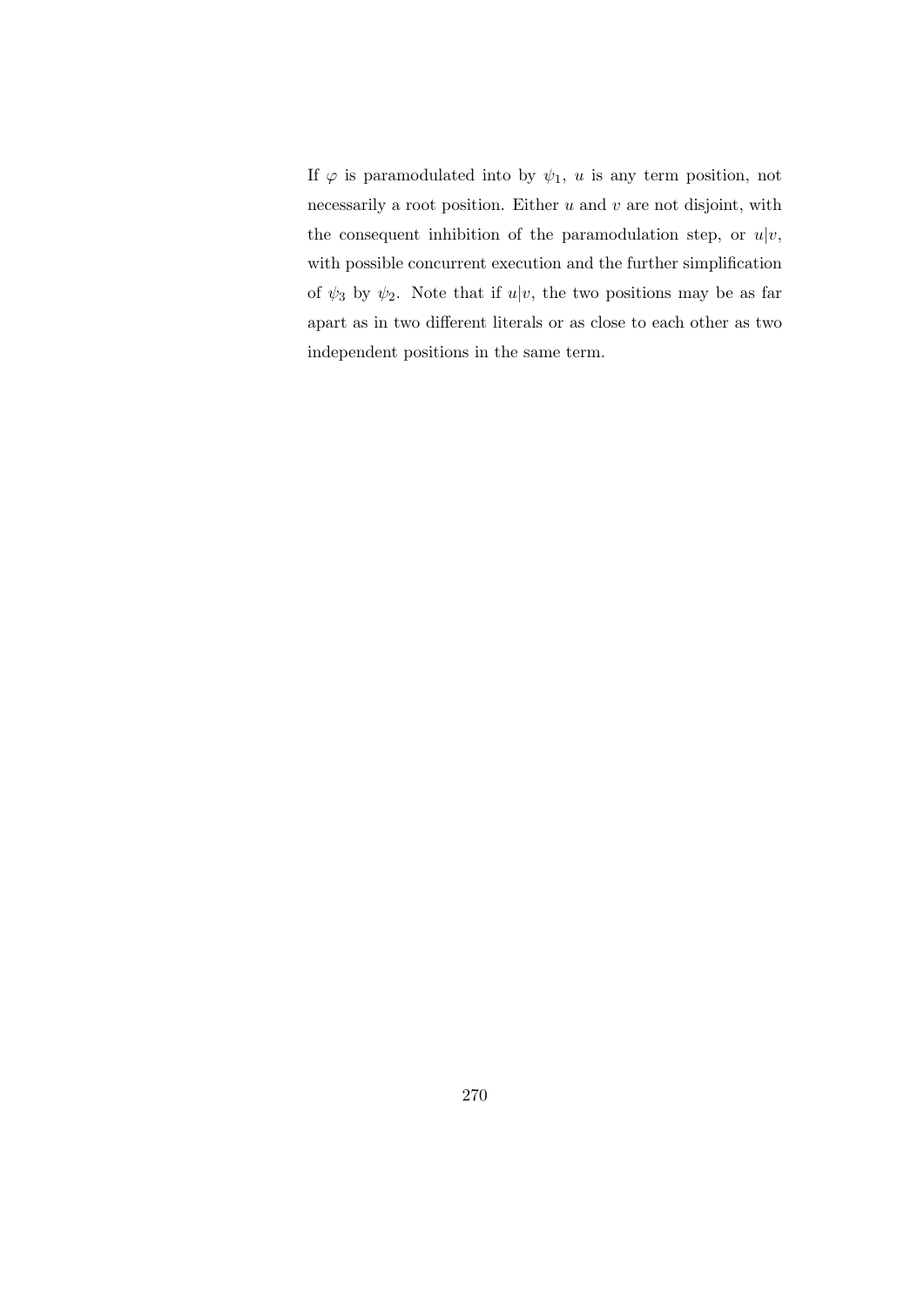If $\varphi$ is paramodulated into by $\psi_1$, $u$ is any term position, not necessarily a root position. Either $u$ and $v$ are not disjoint, with the consequent inhibition of the paramodulation step, or $u|v$, with possible concurrent execution and the further simplification of $\psi_3$ by $\psi_2$. Note that if $u|v$, the two positions may be as far apart as in two different literals or as close to each other as two independent positions in the same term.